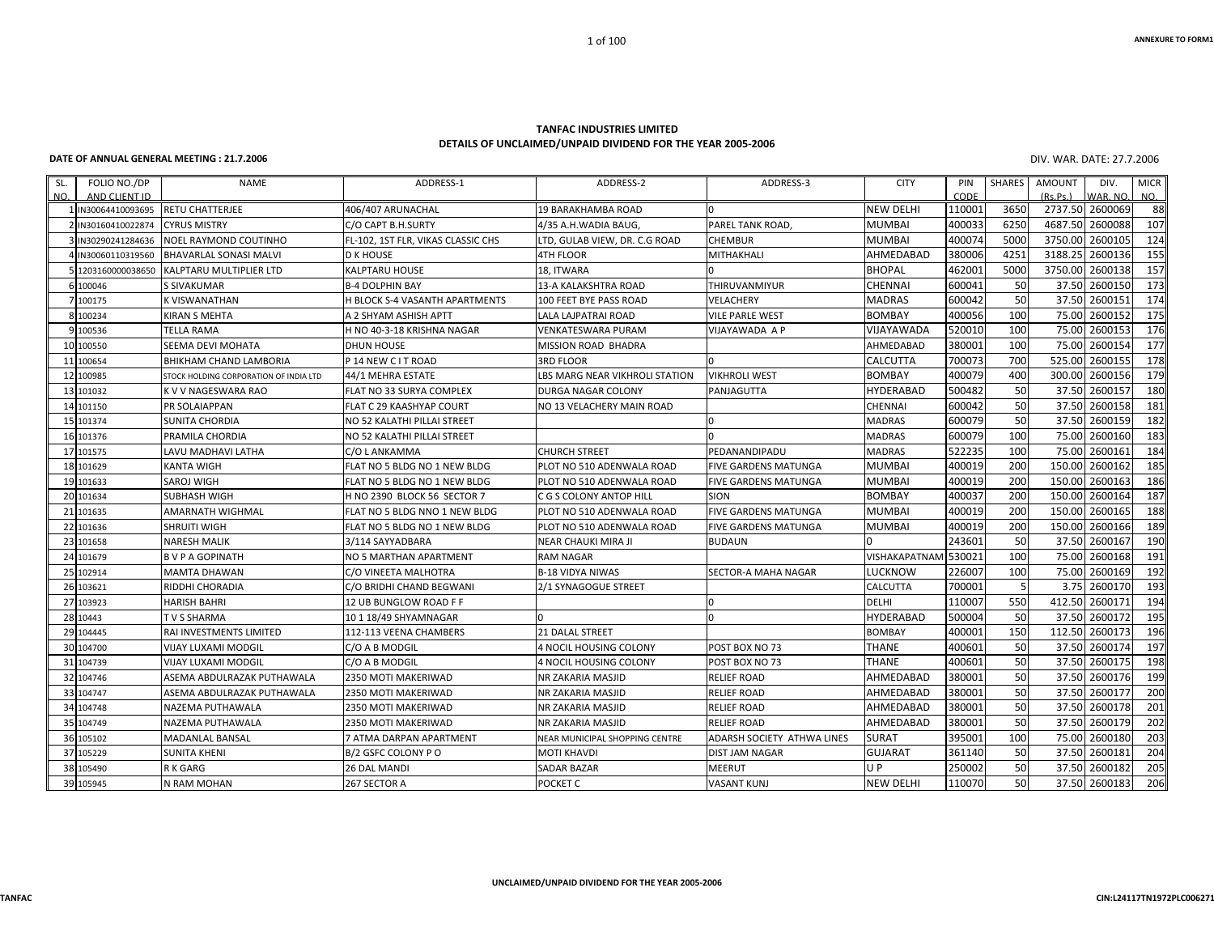ANNEXURE TO FORM1

# TANFAC INDUSTRIES LIMITED

## DETAILS OF UNCLAIMED/UNPAID DIVIDEND FOR THE YEAR 2005-2006

**DATE OF ANNUAL GENERAL MEETING : 21.7.2006**

DIV. WAR. DATE: 27.7.2006

| SL. NO. | FOLIO NO./DP AND CLIENT ID | NAME | ADDRESS-1 | ADDRESS-2 | ADDRESS-3 | CITY | PIN CODE | SHARES | AMOUNT (Rs.Ps.) | DIV. WAR. NO. | MICR NO. |
|---|---|---|---|---|---|---|---|---|---|---|---|
| 1 | IN30064410093695 | RETU CHATTERJEE | 406/407 ARUNACHAL | 19 BARAKHAMBA ROAD | 0 | NEW DELHI | 110001 | 3650 | 2737.50 | 2600069 | 88 |
| 2 | IN30160410022874 | CYRUS MISTRY | C/O CAPT B.H.SURTY | 4/35 A.H.WADIA BAUG, | PAREL TANK ROAD, | MUMBAI | 400033 | 6250 | 4687.50 | 2600088 | 107 |
| 3 | IN30290241284636 | NOEL RAYMOND COUTINHO | FL-102, 1ST FLR, VIKAS CLASSIC CHS | LTD, GULAB VIEW, DR. C.G ROAD | CHEMBUR | MUMBAI | 400074 | 5000 | 3750.00 | 2600105 | 124 |
| 4 | IN30060110319560 | BHAVARLAL SONASI MALVI | D K HOUSE | 4TH FLOOR | MITHAKHALI | AHMEDABAD | 380006 | 4251 | 3188.25 | 2600136 | 155 |
| 5 | 1203160000038650 | KALPTARU MULTIPLIER LTD | KALPTARU HOUSE | 18, ITWARA | 0 | BHOPAL | 462001 | 5000 | 3750.00 | 2600138 | 157 |
| 6 | 100046 | S SIVAKUMAR | B-4 DOLPHIN BAY | 13-A KALAKSHTRA ROAD | THIRUVANMIYUR | CHENNAI | 600041 | 50 | 37.50 | 2600150 | 173 |
| 7 | 100175 | K VISWANATHAN | H BLOCK S-4 VASANTH APARTMENTS | 100 FEET BYE PASS ROAD | VELACHERY | MADRAS | 600042 | 50 | 37.50 | 2600151 | 174 |
| 8 | 100234 | KIRAN S MEHTA | A 2 SHYAM ASHISH APTT | LALA LAJPATRAI ROAD | VILE PARLE WEST | BOMBAY | 400056 | 100 | 75.00 | 2600152 | 175 |
| 9 | 100536 | TELLA RAMA | H NO 40-3-18 KRISHNA NAGAR | VENKATESWARA PURAM | VIJAYAWADA A P | VIJAYAWADA | 520010 | 100 | 75.00 | 2600153 | 176 |
| 10 | 100550 | SEEMA DEVI MOHATA | DHUN HOUSE | MISSION ROAD BHADRA | | AHMEDABAD | 380001 | 100 | 75.00 | 2600154 | 177 |
| 11 | 100654 | BHIKHAM CHAND LAMBORIA | P 14 NEW C I T ROAD | 3RD FLOOR | 0 | CALCUTTA | 700073 | 700 | 525.00 | 2600155 | 178 |
| 12 | 100985 | STOCK HOLDING CORPORATION OF INDIA LTD | 44/1 MEHRA ESTATE | LBS MARG NEAR VIKHROLI STATION | VIKHROLI WEST | BOMBAY | 400079 | 400 | 300.00 | 2600156 | 179 |
| 13 | 101032 | K V V NAGESWARA RAO | FLAT NO 33 SURYA COMPLEX | DURGA NAGAR COLONY | PANJAGUTTA | HYDERABAD | 500482 | 50 | 37.50 | 2600157 | 180 |
| 14 | 101150 | PR SOLAIAPPAN | FLAT C 29 KAASHYAP COURT | NO 13 VELACHERY MAIN ROAD | | CHENNAI | 600042 | 50 | 37.50 | 2600158 | 181 |
| 15 | 101374 | SUNITA CHORDIA | NO 52 KALATHI PILLAI STREET | | 0 | MADRAS | 600079 | 50 | 37.50 | 2600159 | 182 |
| 16 | 101376 | PRAMILA CHORDIA | NO 52 KALATHI PILLAI STREET | | 0 | MADRAS | 600079 | 100 | 75.00 | 2600160 | 183 |
| 17 | 101575 | LAVU MADHAVI LATHA | C/O L ANKAMMA | CHURCH STREET | PEDANANDIPADU | MADRAS | 522235 | 100 | 75.00 | 2600161 | 184 |
| 18 | 101629 | KANTA WIGH | FLAT NO 5 BLDG NO 1 NEW BLDG | PLOT NO 510 ADENWALA ROAD | FIVE GARDENS MATUNGA | MUMBAI | 400019 | 200 | 150.00 | 2600162 | 185 |
| 19 | 101633 | SAROJ WIGH | FLAT NO 5 BLDG NO 1 NEW BLDG | PLOT NO 510 ADENWALA ROAD | FIVE GARDENS MATUNGA | MUMBAI | 400019 | 200 | 150.00 | 2600163 | 186 |
| 20 | 101634 | SUBHASH WIGH | H NO 2390 BLOCK 56 SECTOR 7 | C G S COLONY ANTOP HILL | SION | BOMBAY | 400037 | 200 | 150.00 | 2600164 | 187 |
| 21 | 101635 | AMARNATH WIGHMAL | FLAT NO 5 BLDG NNO 1 NEW BLDG | PLOT NO 510 ADENWALA ROAD | FIVE GARDENS MATUNGA | MUMBAI | 400019 | 200 | 150.00 | 2600165 | 188 |
| 22 | 101636 | SHRUITI WIGH | FLAT NO 5 BLDG NO 1 NEW BLDG | PLOT NO 510 ADENWALA ROAD | FIVE GARDENS MATUNGA | MUMBAI | 400019 | 200 | 150.00 | 2600166 | 189 |
| 23 | 101658 | NARESH MALIK | 3/114 SAYYADBARA | NEAR CHAUKI MIRA JI | BUDAUN | 0 | 243601 | 50 | 37.50 | 2600167 | 190 |
| 24 | 101679 | B V P A GOPINATH | NO 5 MARTHAN APARTMENT | RAM NAGAR | | VISHAKAPATNAM | 530021 | 100 | 75.00 | 2600168 | 191 |
| 25 | 102914 | MAMTA DHAWAN | C/O VINEETA MALHOTRA | B-18 VIDYA NIWAS | SECTOR-A MAHA NAGAR | LUCKNOW | 226007 | 100 | 75.00 | 2600169 | 192 |
| 26 | 103621 | RIDDHI CHORADIA | C/O BRIDHI CHAND BEGWANI | 2/1 SYNAGOGUE STREET | | CALCUTTA | 700001 | 5 | 3.75 | 2600170 | 193 |
| 27 | 103923 | HARISH BAHRI | 12 UB BUNGLOW ROAD F F | | 0 | DELHI | 110007 | 550 | 412.50 | 2600171 | 194 |
| 28 | 10443 | T V S SHARMA | 10 1 18/49 SHYAMNAGAR | 0 | 0 | HYDERABAD | 500004 | 50 | 37.50 | 2600172 | 195 |
| 29 | 104445 | RAI INVESTMENTS LIMITED | 112-113 VEENA CHAMBERS | 21 DALAL STREET | | BOMBAY | 400001 | 150 | 112.50 | 2600173 | 196 |
| 30 | 104700 | VIJAY LUXAMI MODGIL | C/O A B MODGIL | 4 NOCIL HOUSING COLONY | POST BOX NO 73 | THANE | 400601 | 50 | 37.50 | 2600174 | 197 |
| 31 | 104739 | VIJAY LUXAMI MODGIL | C/O A B MODGIL | 4 NOCIL HOUSING COLONY | POST BOX NO 73 | THANE | 400601 | 50 | 37.50 | 2600175 | 198 |
| 32 | 104746 | ASEMA ABDULRAZAK PUTHAWALA | 2350 MOTI MAKERIWAD | NR ZAKARIA MASJID | RELIEF ROAD | AHMEDABAD | 380001 | 50 | 37.50 | 2600176 | 199 |
| 33 | 104747 | ASEMA ABDULRAZAK PUTHAWALA | 2350 MOTI MAKERIWAD | NR ZAKARIA MASJID | RELIEF ROAD | AHMEDABAD | 380001 | 50 | 37.50 | 2600177 | 200 |
| 34 | 104748 | NAZEMA PUTHAWALA | 2350 MOTI MAKERIWAD | NR ZAKARIA MASJID | RELIEF ROAD | AHMEDABAD | 380001 | 50 | 37.50 | 2600178 | 201 |
| 35 | 104749 | NAZEMA PUTHAWALA | 2350 MOTI MAKERIWAD | NR ZAKARIA MASJID | RELIEF ROAD | AHMEDABAD | 380001 | 50 | 37.50 | 2600179 | 202 |
| 36 | 105102 | MADANLAL BANSAL | 7 ATMA DARPAN APARTMENT | NEAR MUNICIPAL SHOPPING CENTRE | ADARSH SOCIETY ATHWA LINES | SURAT | 395001 | 100 | 75.00 | 2600180 | 203 |
| 37 | 105229 | SUNITA KHENI | B/2 GSFC COLONY P O | MOTI KHAVDI | DIST JAM NAGAR | GUJARAT | 361140 | 50 | 37.50 | 2600181 | 204 |
| 38 | 105490 | R K GARG | 26 DAL MANDI | SADAR BAZAR | MEERUT | U P | 250002 | 50 | 37.50 | 2600182 | 205 |
| 39 | 105945 | N RAM MOHAN | 267 SECTOR A | POCKET C | VASANT KUNJ | NEW DELHI | 110070 | 50 | 37.50 | 2600183 | 206 |

UNCLAIMED/UNPAID DIVIDEND FOR THE YEAR 2005-2006

TANFAC

CIN:L24117TN1972PLC006271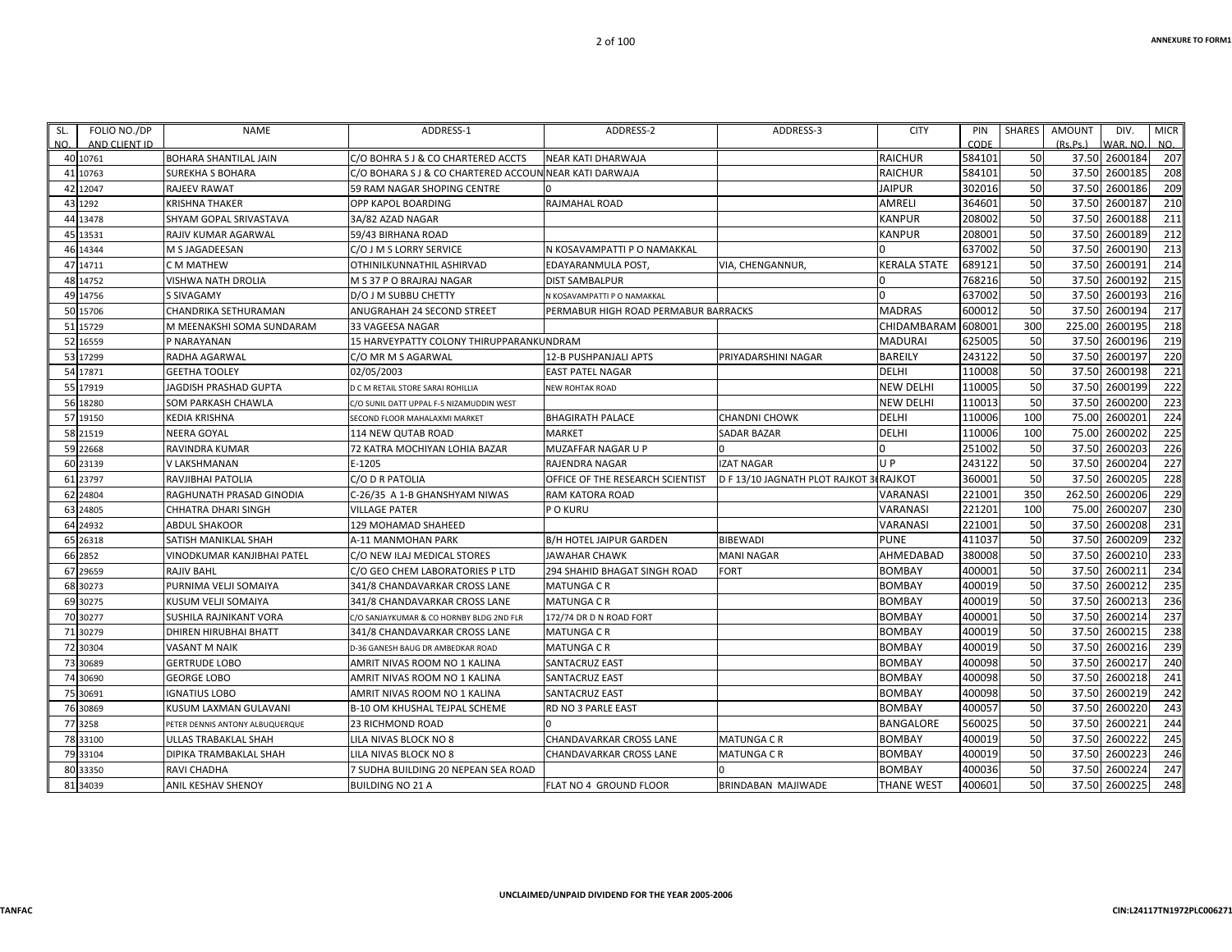| SL. NO. | FOLIO NO./DP AND CLIENT ID | NAME | ADDRESS-1 | ADDRESS-2 | ADDRESS-3 | CITY | PIN CODE | SHARES | AMOUNT (Rs.Ps.) | DIV. WAR. NO. | MICR NO. |
|---|---|---|---|---|---|---|---|---|---|---|---|
| 40 | 10761 | BOHARA SHANTILAL JAIN | C/O BOHRA S J & CO CHARTERED ACCTS | NEAR KATI DHARWAJA | | RAICHUR | 584101 | 50 | 37.50 | 2600184 | 207 |
| 41 | 10763 | SUREKHA S BOHARA | C/O BOHARA S J & CO CHARTERED ACCOUN | NEAR KATI DARWAJA | | RAICHUR | 584101 | 50 | 37.50 | 2600185 | 208 |
| 42 | 12047 | RAJEEV RAWAT | 59 RAM NAGAR SHOPING CENTRE | 0 | | JAIPUR | 302016 | 50 | 37.50 | 2600186 | 209 |
| 43 | 1292 | KRISHNA THAKER | OPP KAPOL BOARDING | RAJMAHAL ROAD | | AMRELI | 364601 | 50 | 37.50 | 2600187 | 210 |
| 44 | 13478 | SHYAM GOPAL SRIVASTAVA | 3A/82 AZAD NAGAR | | | KANPUR | 208002 | 50 | 37.50 | 2600188 | 211 |
| 45 | 13531 | RAJIV KUMAR AGARWAL | 59/43 BIRHANA ROAD | | | KANPUR | 208001 | 50 | 37.50 | 2600189 | 212 |
| 46 | 14344 | M S JAGADEESAN | C/O J M S LORRY SERVICE | N KOSAVAMPATTI P O NAMAKKAL | | 0 | 637002 | 50 | 37.50 | 2600190 | 213 |
| 47 | 14711 | C M MATHEW | OTHINILKUNNATHIL ASHIRVAD | EDAYARANMULA POST, | VIA, CHENGANNUR, | KERALA STATE | 689121 | 50 | 37.50 | 2600191 | 214 |
| 48 | 14752 | VISHWA NATH DROLIA | M S 37 P O BRAJRAJ NAGAR | DIST SAMBALPUR | | 0 | 768216 | 50 | 37.50 | 2600192 | 215 |
| 49 | 14756 | S SIVAGAMY | D/O J M SUBBU CHETTY | N KOSAVAMPATTI P O NAMAKKAL | | 0 | 637002 | 50 | 37.50 | 2600193 | 216 |
| 50 | 15706 | CHANDRIKA SETHURAMAN | ANUGRAHAH 24 SECOND STREET | PERMABUR HIGH ROAD PERMABUR BARRACKS | | MADRAS | 600012 | 50 | 37.50 | 2600194 | 217 |
| 51 | 15729 | M MEENAKSHI SOMA SUNDARAM | 33 VAGEESA NAGAR | | | CHIDAMBARAM | 608001 | 300 | 225.00 | 2600195 | 218 |
| 52 | 16559 | P NARAYANAN | 15 HARVEYPATTY COLONY THIRUPPARANKUNDRAM | | | MADURAI | 625005 | 50 | 37.50 | 2600196 | 219 |
| 53 | 17299 | RADHA AGARWAL | C/O MR M S AGARWAL | 12-B PUSHPANJALI APTS | PRIYADARSHINI NAGAR | BAREILY | 243122 | 50 | 37.50 | 2600197 | 220 |
| 54 | 17871 | GEETHA TOOLEY | 02/05/2003 | EAST PATEL NAGAR | | DELHI | 110008 | 50 | 37.50 | 2600198 | 221 |
| 55 | 17919 | JAGDISH PRASHAD GUPTA | D C M RETAIL STORE SARAI ROHILLIA | NEW ROHTAK ROAD | | NEW DELHI | 110005 | 50 | 37.50 | 2600199 | 222 |
| 56 | 18280 | SOM PARKASH CHAWLA | C/O SUNIL DATT UPPAL F-5 NIZAMUDDIN WEST | | | NEW DELHI | 110013 | 50 | 37.50 | 2600200 | 223 |
| 57 | 19150 | KEDIA KRISHNA | SECOND FLOOR MAHALAXMI MARKET | BHAGIRATH PALACE | CHANDNI CHOWK | DELHI | 110006 | 100 | 75.00 | 2600201 | 224 |
| 58 | 21519 | NEERA GOYAL | 114 NEW QUTAB ROAD | MARKET | SADAR BAZAR | DELHI | 110006 | 100 | 75.00 | 2600202 | 225 |
| 59 | 22668 | RAVINDRA KUMAR | 72 KATRA MOCHIYAN LOHIA BAZAR | MUZAFFAR NAGAR U P | 0 | 0 | 251002 | 50 | 37.50 | 2600203 | 226 |
| 60 | 23139 | V LAKSHMANAN | E-1205 | RAJENDRA NAGAR | IZAT NAGAR | U P | 243122 | 50 | 37.50 | 2600204 | 227 |
| 61 | 23797 | RAVJIBHAI PATOLIA | C/O D R PATOLIA | OFFICE OF THE RESEARCH SCIENTIST | D F 13/10 JAGNATH PLOT RAJKOT 36 | RAJKOT | 360001 | 50 | 37.50 | 2600205 | 228 |
| 62 | 24804 | RAGHUNATH PRASAD GINODIA | C-26/35 A 1-B GHANSHYAM NIWAS | RAM KATORA ROAD | | VARANASI | 221001 | 350 | 262.50 | 2600206 | 229 |
| 63 | 24805 | CHHATRA DHARI SINGH | VILLAGE PATER | P O KURU | | VARANASI | 221201 | 100 | 75.00 | 2600207 | 230 |
| 64 | 24932 | ABDUL SHAKOOR | 129 MOHAMAD SHAHEED | | | VARANASI | 221001 | 50 | 37.50 | 2600208 | 231 |
| 65 | 26318 | SATISH MANIKLAL SHAH | A-11 MANMOHAN PARK | B/H HOTEL JAIPUR GARDEN | BIBEWADI | PUNE | 411037 | 50 | 37.50 | 2600209 | 232 |
| 66 | 2852 | VINODKUMAR KANJIBHAI PATEL | C/O NEW ILAJ MEDICAL STORES | JAWAHAR CHAWK | MANI NAGAR | AHMEDABAD | 380008 | 50 | 37.50 | 2600210 | 233 |
| 67 | 29659 | RAJIV BAHL | C/O GEO CHEM LABORATORIES P LTD | 294 SHAHID BHAGAT SINGH ROAD | FORT | BOMBAY | 400001 | 50 | 37.50 | 2600211 | 234 |
| 68 | 30273 | PURNIMA VELJI SOMAIYA | 341/8 CHANDAVARKAR CROSS LANE | MATUNGA C R | | BOMBAY | 400019 | 50 | 37.50 | 2600212 | 235 |
| 69 | 30275 | KUSUM VELJI SOMAIYA | 341/8 CHANDAVARKAR CROSS LANE | MATUNGA C R | | BOMBAY | 400019 | 50 | 37.50 | 2600213 | 236 |
| 70 | 30277 | SUSHILA RAJNIKANT VORA | C/O SANJAYKUMAR & CO HORNBY BLDG 2ND FLR | 172/74 DR D N ROAD FORT | | BOMBAY | 400001 | 50 | 37.50 | 2600214 | 237 |
| 71 | 30279 | DHIREN HIRUBHAI BHATT | 341/8 CHANDAVARKAR CROSS LANE | MATUNGA C R | | BOMBAY | 400019 | 50 | 37.50 | 2600215 | 238 |
| 72 | 30304 | VASANT M NAIK | D-36 GANESH BAUG DR AMBEDKAR ROAD | MATUNGA C R | | BOMBAY | 400019 | 50 | 37.50 | 2600216 | 239 |
| 73 | 30689 | GERTRUDE LOBO | AMRIT NIVAS ROOM NO 1 KALINA | SANTACRUZ EAST | | BOMBAY | 400098 | 50 | 37.50 | 2600217 | 240 |
| 74 | 30690 | GEORGE LOBO | AMRIT NIVAS ROOM NO 1 KALINA | SANTACRUZ EAST | | BOMBAY | 400098 | 50 | 37.50 | 2600218 | 241 |
| 75 | 30691 | IGNATIUS LOBO | AMRIT NIVAS ROOM NO 1 KALINA | SANTACRUZ EAST | | BOMBAY | 400098 | 50 | 37.50 | 2600219 | 242 |
| 76 | 30869 | KUSUM LAXMAN GULAVANI | B-10 OM KHUSHAL TEJPAL SCHEME | RD NO 3 PARLE EAST | | BOMBAY | 400057 | 50 | 37.50 | 2600220 | 243 |
| 77 | 3258 | PETER DENNIS ANTONY ALBUQUERQUE | 23 RICHMOND ROAD | 0 | | BANGALORE | 560025 | 50 | 37.50 | 2600221 | 244 |
| 78 | 33100 | ULLAS TRABAKLAL SHAH | LILA NIVAS BLOCK NO 8 | CHANDAVARKAR CROSS LANE | MATUNGA C R | BOMBAY | 400019 | 50 | 37.50 | 2600222 | 245 |
| 79 | 33104 | DIPIKA TRAMBAKLAL SHAH | LILA NIVAS BLOCK NO 8 | CHANDAVARKAR CROSS LANE | MATUNGA C R | BOMBAY | 400019 | 50 | 37.50 | 2600223 | 246 |
| 80 | 33350 | RAVI CHADHA | 7 SUDHA BUILDING 20 NEPEAN SEA ROAD | | 0 | BOMBAY | 400036 | 50 | 37.50 | 2600224 | 247 |
| 81 | 34039 | ANIL KESHAV SHENOY | BUILDING NO 21 A | FLAT NO 4 GROUND FLOOR | BRINDABAN MAJIWADE | THANE WEST | 400601 | 50 | 37.50 | 2600225 | 248 |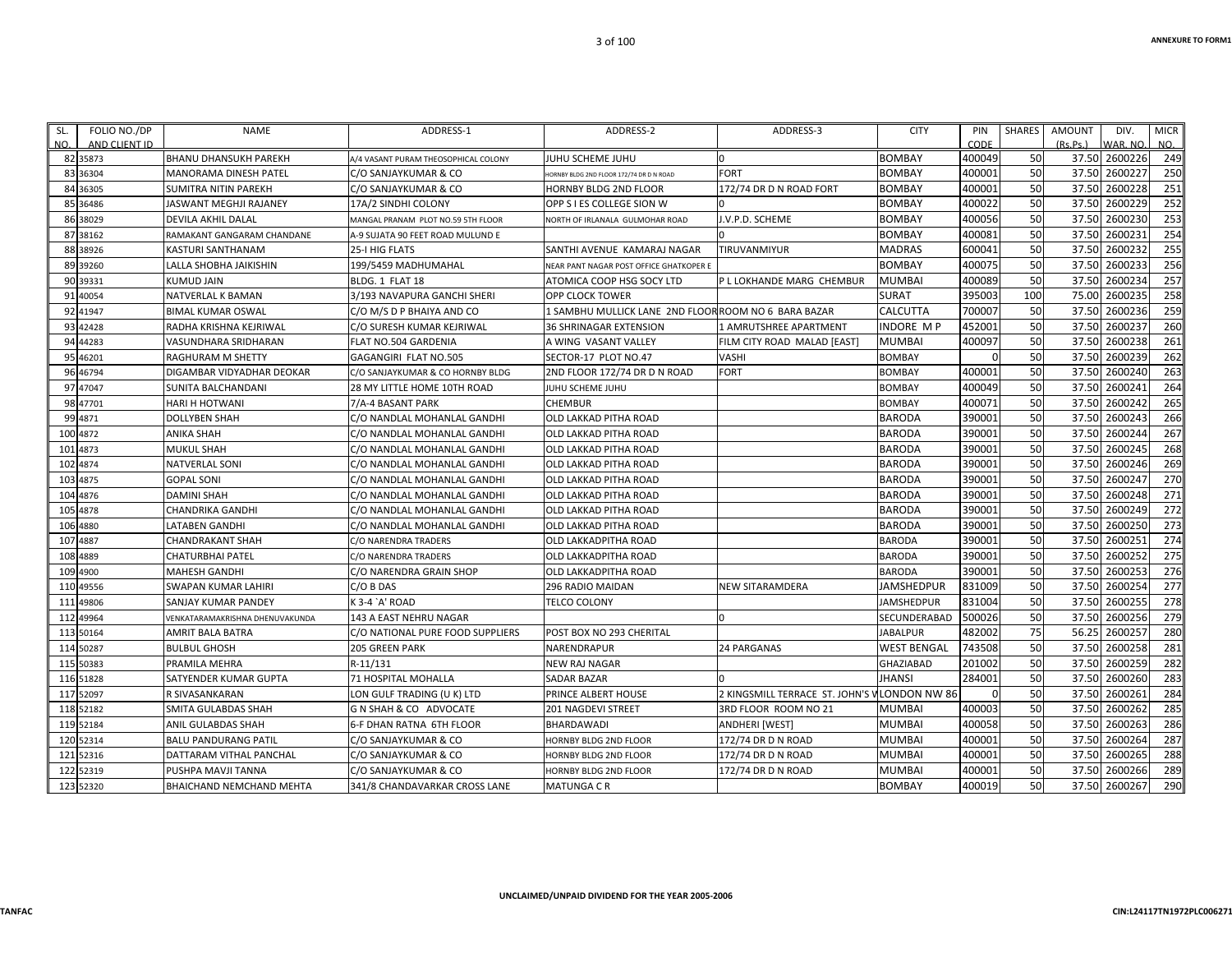| SL. NO. | FOLIO NO./DP AND CLIENT ID | NAME | ADDRESS-1 | ADDRESS-2 | ADDRESS-3 | CITY | PIN CODE | SHARES | AMOUNT (Rs.Ps.) | DIV. WAR. NO. | MICR NO. |
|---|---|---|---|---|---|---|---|---|---|---|---|
| 82 | 35873 | BHANU DHANSUKH PAREKH | A/4 VASANT PURAM THEOSOPHICAL COLONY | JUHU SCHEME JUHU | 0 | BOMBAY | 400049 | 50 | 37.50 | 2600226 | 249 |
| 83 | 36304 | MANORAMA DINESH PATEL | C/O SANJAYKUMAR & CO | HORNBY BLDG 2ND FLOOR 172/74 DR D N ROAD | FORT | BOMBAY | 400001 | 50 | 37.50 | 2600227 | 250 |
| 84 | 36305 | SUMITRA NITIN PAREKH | C/O SANJAYKUMAR & CO | HORNBY BLDG 2ND FLOOR | 172/74 DR D N ROAD FORT | BOMBAY | 400001 | 50 | 37.50 | 2600228 | 251 |
| 85 | 36486 | JASWANT MEGHJI RAJANEY | 17A/2 SINDHI COLONY | OPP S I ES COLLEGE SION W | 0 | BOMBAY | 400022 | 50 | 37.50 | 2600229 | 252 |
| 86 | 38029 | DEVILA AKHIL DALAL | MANGAL PRANAM PLOT NO.59 5TH FLOOR | NORTH OF IRLANALA GULMOHAR ROAD | J.V.P.D. SCHEME | BOMBAY | 400056 | 50 | 37.50 | 2600230 | 253 |
| 87 | 38162 | RAMAKANT GANGARAM CHANDANE | A-9 SUJATA 90 FEET ROAD MULUND E | | 0 | BOMBAY | 400081 | 50 | 37.50 | 2600231 | 254 |
| 88 | 38926 | KASTURI SANTHANAM | 25-I HIG FLATS | SANTHI AVENUE KAMARAJ NAGAR | TIRUVANMIYUR | MADRAS | 600041 | 50 | 37.50 | 2600232 | 255 |
| 89 | 39260 | LALLA SHOBHA JAIKISHIN | 199/5459 MADHUMAHAL | NEAR PANT NAGAR POST OFFICE GHATKOPER E | | BOMBAY | 400075 | 50 | 37.50 | 2600233 | 256 |
| 90 | 39331 | KUMUD JAIN | BLDG. 1 FLAT 18 | ATOMICA COOP HSG SOCY LTD | P L LOKHANDE MARG CHEMBUR | MUMBAI | 400089 | 50 | 37.50 | 2600234 | 257 |
| 91 | 40054 | NATVERLAL K BAMAN | 3/193 NAVAPURA GANCHI SHERI | OPP CLOCK TOWER | | SURAT | 395003 | 100 | 75.00 | 2600235 | 258 |
| 92 | 41947 | BIMAL KUMAR OSWAL | C/O M/S D P BHAIYA AND CO | 1 SAMBHU MULLICK LANE 2ND FLOOR | ROOM NO 6 BARA BAZAR | CALCUTTA | 700007 | 50 | 37.50 | 2600236 | 259 |
| 93 | 42428 | RADHA KRISHNA KEJRIWAL | C/O SURESH KUMAR KEJRIWAL | 36 SHRINAGAR EXTENSION | 1 AMRUTSHREE APARTMENT | INDORE M P | 452001 | 50 | 37.50 | 2600237 | 260 |
| 94 | 44283 | VASUNDHARA SRIDHARAN | FLAT NO.504 GARDENIA | A WING VASANT VALLEY | FILM CITY ROAD MALAD [EAST] | MUMBAI | 400097 | 50 | 37.50 | 2600238 | 261 |
| 95 | 46201 | RAGHURAM M SHETTY | GAGANGIRI FLAT NO.505 | SECTOR-17 PLOT NO.47 | VASHI | BOMBAY | 0 | 50 | 37.50 | 2600239 | 262 |
| 96 | 46794 | DIGAMBAR VIDYADHAR DEOKAR | C/O SANJAYKUMAR & CO HORNBY BLDG | 2ND FLOOR 172/74 DR D N ROAD | FORT | BOMBAY | 400001 | 50 | 37.50 | 2600240 | 263 |
| 97 | 47047 | SUNITA BALCHANDANI | 28 MY LITTLE HOME 10TH ROAD | JUHU SCHEME JUHU | | BOMBAY | 400049 | 50 | 37.50 | 2600241 | 264 |
| 98 | 47701 | HARI H HOTWANI | 7/A-4 BASANT PARK | CHEMBUR | | BOMBAY | 400071 | 50 | 37.50 | 2600242 | 265 |
| 99 | 4871 | DOLLYBEN SHAH | C/O NANDLAL MOHANLAL GANDHI | OLD LAKKAD PITHA ROAD | | BARODA | 390001 | 50 | 37.50 | 2600243 | 266 |
| 100 | 4872 | ANIKA SHAH | C/O NANDLAL MOHANLAL GANDHI | OLD LAKKAD PITHA ROAD | | BARODA | 390001 | 50 | 37.50 | 2600244 | 267 |
| 101 | 4873 | MUKUL SHAH | C/O NANDLAL MOHANLAL GANDHI | OLD LAKKAD PITHA ROAD | | BARODA | 390001 | 50 | 37.50 | 2600245 | 268 |
| 102 | 4874 | NATVERLAL SONI | C/O NANDLAL MOHANLAL GANDHI | OLD LAKKAD PITHA ROAD | | BARODA | 390001 | 50 | 37.50 | 2600246 | 269 |
| 103 | 4875 | GOPAL SONI | C/O NANDLAL MOHANLAL GANDHI | OLD LAKKAD PITHA ROAD | | BARODA | 390001 | 50 | 37.50 | 2600247 | 270 |
| 104 | 4876 | DAMINI SHAH | C/O NANDLAL MOHANLAL GANDHI | OLD LAKKAD PITHA ROAD | | BARODA | 390001 | 50 | 37.50 | 2600248 | 271 |
| 105 | 4878 | CHANDRIKA GANDHI | C/O NANDLAL MOHANLAL GANDHI | OLD LAKKAD PITHA ROAD | | BARODA | 390001 | 50 | 37.50 | 2600249 | 272 |
| 106 | 4880 | LATABEN GANDHI | C/O NANDLAL MOHANLAL GANDHI | OLD LAKKAD PITHA ROAD | | BARODA | 390001 | 50 | 37.50 | 2600250 | 273 |
| 107 | 4887 | CHANDRAKANT SHAH | C/O NARENDRA TRADERS | OLD LAKKADPITHA ROAD | | BARODA | 390001 | 50 | 37.50 | 2600251 | 274 |
| 108 | 4889 | CHATURBHAI PATEL | C/O NARENDRA TRADERS | OLD LAKKADPITHA ROAD | | BARODA | 390001 | 50 | 37.50 | 2600252 | 275 |
| 109 | 4900 | MAHESH GANDHI | C/O NARENDRA GRAIN SHOP | OLD LAKKADPITHA ROAD | | BARODA | 390001 | 50 | 37.50 | 2600253 | 276 |
| 110 | 49556 | SWAPAN KUMAR LAHIRI | C/O B DAS | 296 RADIO MAIDAN | NEW SITARAMDERA | JAMSHEDPUR | 831009 | 50 | 37.50 | 2600254 | 277 |
| 111 | 49806 | SANJAY KUMAR PANDEY | K 3-4 `A' ROAD | TELCO COLONY | | JAMSHEDPUR | 831004 | 50 | 37.50 | 2600255 | 278 |
| 112 | 49964 | VENKATARAMAKRISHNA DHENUVAKUNDA | 143 A EAST NEHRU NAGAR | | 0 | SECUNDERABAD | 500026 | 50 | 37.50 | 2600256 | 279 |
| 113 | 50164 | AMRIT BALA BATRA | C/O NATIONAL PURE FOOD SUPPLIERS | POST BOX NO 293 CHERITAL | | JABALPUR | 482002 | 75 | 56.25 | 2600257 | 280 |
| 114 | 50287 | BULBUL GHOSH | 205 GREEN PARK | NARENDRAPUR | 24 PARGANAS | WEST BENGAL | 743508 | 50 | 37.50 | 2600258 | 281 |
| 115 | 50383 | PRAMILA MEHRA | R-11/131 | NEW RAJ NAGAR | | GHAZIABAD | 201002 | 50 | 37.50 | 2600259 | 282 |
| 116 | 51828 | SATYENDER KUMAR GUPTA | 71 HOSPITAL MOHALLA | SADAR BAZAR | 0 | JHANSI | 284001 | 50 | 37.50 | 2600260 | 283 |
| 117 | 52097 | R SIVASANKARAN | LON GULF TRADING (U K) LTD | PRINCE ALBERT HOUSE | 2 KINGSMILL TERRACE ST. JOHN'S W | LONDON NW 86 | 0 | 50 | 37.50 | 2600261 | 284 |
| 118 | 52182 | SMITA GULABDAS SHAH | G N SHAH & CO ADVOCATE | 201 NAGDEVI STREET | 3RD FLOOR ROOM NO 21 | MUMBAI | 400003 | 50 | 37.50 | 2600262 | 285 |
| 119 | 52184 | ANIL GULABDAS SHAH | 6-F DHAN RATNA 6TH FLOOR | BHARDAWADI | ANDHERI [WEST] | MUMBAI | 400058 | 50 | 37.50 | 2600263 | 286 |
| 120 | 52314 | BALU PANDURANG PATIL | C/O SANJAYKUMAR & CO | HORNBY BLDG 2ND FLOOR | 172/74 DR D N ROAD | MUMBAI | 400001 | 50 | 37.50 | 2600264 | 287 |
| 121 | 52316 | DATTARAM VITHAL PANCHAL | C/O SANJAYKUMAR & CO | HORNBY BLDG 2ND FLOOR | 172/74 DR D N ROAD | MUMBAI | 400001 | 50 | 37.50 | 2600265 | 288 |
| 122 | 52319 | PUSHPA MAVJI TANNA | C/O SANJAYKUMAR & CO | HORNBY BLDG 2ND FLOOR | 172/74 DR D N ROAD | MUMBAI | 400001 | 50 | 37.50 | 2600266 | 289 |
| 123 | 52320 | BHAICHAND NEMCHAND MEHTA | 341/8 CHANDAVARKAR CROSS LANE | MATUNGA C R | | BOMBAY | 400019 | 50 | 37.50 | 2600267 | 290 |

UNCLAIMED/UNPAID DIVIDEND FOR THE YEAR 2005-2006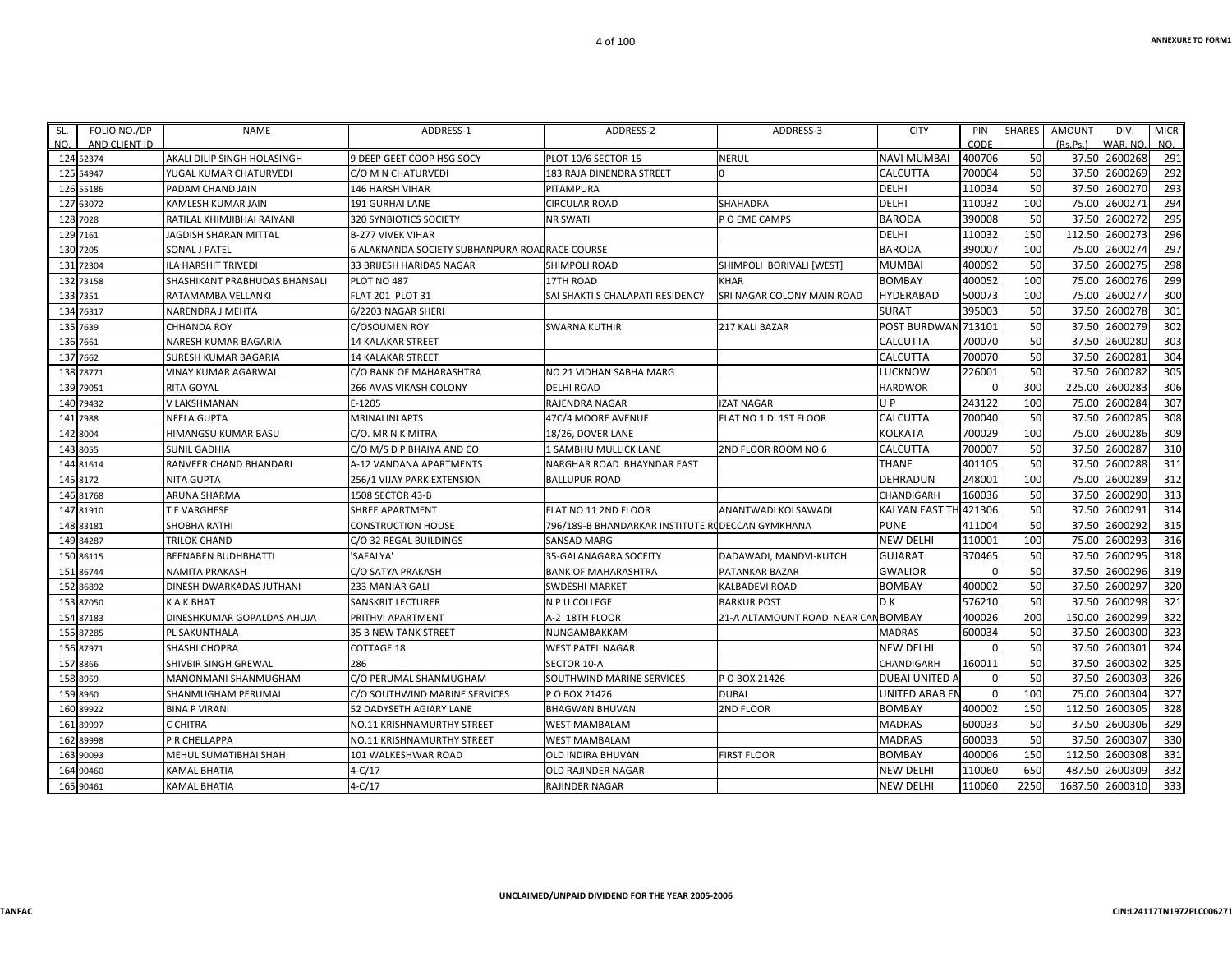| SL. NO. | FOLIO NO./DP AND CLIENT ID | NAME | ADDRESS-1 | ADDRESS-2 | ADDRESS-3 | CITY | PIN CODE | SHARES | AMOUNT (Rs.Ps.) | DIV. WAR. NO. | MICR NO. |
|---|---|---|---|---|---|---|---|---|---|---|---|
| 124 | 52374 | AKALI DILIP SINGH HOLASINGH | 9 DEEP GEET COOP HSG SOCY | PLOT 10/6 SECTOR 15 | NERUL | NAVI MUMBAI | 400706 | 50 | 37.50 | 2600268 | 291 |
| 125 | 54947 | YUGAL KUMAR CHATURVEDI | C/O M N CHATURVEDI | 183 RAJA DINENDRA STREET | 0 | CALCUTTA | 700004 | 50 | 37.50 | 2600269 | 292 |
| 126 | 55186 | PADAM CHAND JAIN | 146 HARSH VIHAR | PITAMPURA | | DELHI | 110034 | 50 | 37.50 | 2600270 | 293 |
| 127 | 63072 | KAMLESH KUMAR JAIN | 191 GURHAI LANE | CIRCULAR ROAD | SHAHADRA | DELHI | 110032 | 100 | 75.00 | 2600271 | 294 |
| 128 | 7028 | RATILAL KHIMJIBHAI RAIYANI | 320 SYNBIOTICS SOCIETY | NR SWATI | P O EME CAMPS | BARODA | 390008 | 50 | 37.50 | 2600272 | 295 |
| 129 | 7161 | JAGDISH SHARAN MITTAL | B-277 VIVEK VIHAR | | | DELHI | 110032 | 150 | 112.50 | 2600273 | 296 |
| 130 | 7205 | SONAL J PATEL | 6 ALAKNANDA SOCIETY SUBHANPURA ROAD | RACE COURSE | | BARODA | 390007 | 100 | 75.00 | 2600274 | 297 |
| 131 | 72304 | ILA HARSHIT TRIVEDI | 33 BRIJESH HARIDAS NAGAR | SHIMPOLI ROAD | SHIMPOLI BORIVALI [WEST] | MUMBAI | 400092 | 50 | 37.50 | 2600275 | 298 |
| 132 | 73158 | SHASHIKANT PRABHUDAS BHANSALI | PLOT NO 487 | 17TH ROAD | KHAR | BOMBAY | 400052 | 100 | 75.00 | 2600276 | 299 |
| 133 | 7351 | RATAMAMBA VELLANKI | FLAT 201 PLOT 31 | SAI SHAKTI'S CHALAPATI RESIDENCY | SRI NAGAR COLONY MAIN ROAD | HYDERABAD | 500073 | 100 | 75.00 | 2600277 | 300 |
| 134 | 76317 | NARENDRA J MEHTA | 6/2203 NAGAR SHERI | | | SURAT | 395003 | 50 | 37.50 | 2600278 | 301 |
| 135 | 7639 | CHHANDA ROY | C/OSOUMEN ROY | SWARNA KUTHIR | 217 KALI BAZAR | POST BURDWAN | 713101 | 50 | 37.50 | 2600279 | 302 |
| 136 | 7661 | NARESH KUMAR BAGARIA | 14 KALAKAR STREET | | | CALCUTTA | 700070 | 50 | 37.50 | 2600280 | 303 |
| 137 | 7662 | SURESH KUMAR BAGARIA | 14 KALAKAR STREET | | | CALCUTTA | 700070 | 50 | 37.50 | 2600281 | 304 |
| 138 | 78771 | VINAY KUMAR AGARWAL | C/O BANK OF MAHARASHTRA | NO 21 VIDHAN SABHA MARG | | LUCKNOW | 226001 | 50 | 37.50 | 2600282 | 305 |
| 139 | 79051 | RITA GOYAL | 266 AVAS VIKASH COLONY | DELHI ROAD | | HARDWOR | 0 | 300 | 225.00 | 2600283 | 306 |
| 140 | 79432 | V LAKSHMANAN | E-1205 | RAJENDRA NAGAR | IZAT NAGAR | U P | 243122 | 100 | 75.00 | 2600284 | 307 |
| 141 | 7988 | NEELA GUPTA | MRINALINI APTS | 47C/4 MOORE AVENUE | FLAT NO 1 D 1ST FLOOR | CALCUTTA | 700040 | 50 | 37.50 | 2600285 | 308 |
| 142 | 8004 | HIMANGSU KUMAR BASU | C/O. MR N K MITRA | 18/26, DOVER LANE | | KOLKATA | 700029 | 100 | 75.00 | 2600286 | 309 |
| 143 | 8055 | SUNIL GADHIA | C/O M/S D P BHAIYA AND CO | 1 SAMBHU MULLICK LANE | 2ND FLOOR ROOM NO 6 | CALCUTTA | 700007 | 50 | 37.50 | 2600287 | 310 |
| 144 | 81614 | RANVEER CHAND BHANDARI | A-12 VANDANA APARTMENTS | NARGHAR ROAD BHAYNDAR EAST | | THANE | 401105 | 50 | 37.50 | 2600288 | 311 |
| 145 | 8172 | NITA GUPTA | 256/1 VIJAY PARK EXTENSION | BALLUPUR ROAD | | DEHRADUN | 248001 | 100 | 75.00 | 2600289 | 312 |
| 146 | 81768 | ARUNA SHARMA | 1508 SECTOR 43-B | | | CHANDIGARH | 160036 | 50 | 37.50 | 2600290 | 313 |
| 147 | 81910 | T E VARGHESE | SHREE APARTMENT | FLAT NO 11 2ND FLOOR | ANANTWADI KOLSAWADI | KALYAN EAST TH | 421306 | 50 | 37.50 | 2600291 | 314 |
| 148 | 83181 | SHOBHA RATHI | CONSTRUCTION HOUSE | 796/189-B BHANDARKAR INSTITUTE RO | DECCAN GYMKHANA | PUNE | 411004 | 50 | 37.50 | 2600292 | 315 |
| 149 | 84287 | TRILOK CHAND | C/O 32 REGAL BUILDINGS | SANSAD MARG | | NEW DELHI | 110001 | 100 | 75.00 | 2600293 | 316 |
| 150 | 86115 | BEENABEN BUDHBHATTI | 'SAFALYA' | 35-GALANAGARA SOCEITY | DADAWADI, MANDVI-KUTCH | GUJARAT | 370465 | 50 | 37.50 | 2600295 | 318 |
| 151 | 86744 | NAMITA PRAKASH | C/O SATYA PRAKASH | BANK OF MAHARASHTRA | PATANKAR BAZAR | GWALIOR | 0 | 50 | 37.50 | 2600296 | 319 |
| 152 | 86892 | DINESH DWARKADAS JUTHANI | 233 MANIAR GALI | SWDESHI MARKET | KALBADEVI ROAD | BOMBAY | 400002 | 50 | 37.50 | 2600297 | 320 |
| 153 | 87050 | K A K BHAT | SANSKRIT LECTURER | N P U COLLEGE | BARKUR POST | D K | 576210 | 50 | 37.50 | 2600298 | 321 |
| 154 | 87183 | DINESHKUMAR GOPALDAS AHUJA | PRITHVI APARTMENT | A-2 18TH FLOOR | 21-A ALTAMOUNT ROAD NEAR CAN | BOMBAY | 400026 | 200 | 150.00 | 2600299 | 322 |
| 155 | 87285 | PL SAKUNTHALA | 35 B NEW TANK STREET | NUNGAMBAKKAM | | MADRAS | 600034 | 50 | 37.50 | 2600300 | 323 |
| 156 | 87971 | SHASHI CHOPRA | COTTAGE 18 | WEST PATEL NAGAR | | NEW DELHI | 0 | 50 | 37.50 | 2600301 | 324 |
| 157 | 8866 | SHIVBIR SINGH GREWAL | 286 | SECTOR 10-A | | CHANDIGARH | 160011 | 50 | 37.50 | 2600302 | 325 |
| 158 | 8959 | MANONMANI SHANMUGHAM | C/O PERUMAL SHANMUGHAM | SOUTHWIND MARINE SERVICES | P O BOX 21426 | DUBAI UNITED A | 0 | 50 | 37.50 | 2600303 | 326 |
| 159 | 8960 | SHANMUGHAM PERUMAL | C/O SOUTHWIND MARINE SERVICES | P O BOX 21426 | DUBAI | UNITED ARAB EN | 0 | 100 | 75.00 | 2600304 | 327 |
| 160 | 89922 | BINA P VIRANI | 52 DADYSETH AGIARY LANE | BHAGWAN BHUVAN | 2ND FLOOR | BOMBAY | 400002 | 150 | 112.50 | 2600305 | 328 |
| 161 | 89997 | C CHITRA | NO.11 KRISHNAMURTHY STREET | WEST MAMBALAM | | MADRAS | 600033 | 50 | 37.50 | 2600306 | 329 |
| 162 | 89998 | P R CHELLAPPA | NO.11 KRISHNAMURTHY STREET | WEST MAMBALAM | | MADRAS | 600033 | 50 | 37.50 | 2600307 | 330 |
| 163 | 90093 | MEHUL SUMATIBHAI SHAH | 101 WALKESHWAR ROAD | OLD INDIRA BHUVAN | FIRST FLOOR | BOMBAY | 400006 | 150 | 112.50 | 2600308 | 331 |
| 164 | 90460 | KAMAL BHATIA | 4-C/17 | OLD RAJINDER NAGAR | | NEW DELHI | 110060 | 650 | 487.50 | 2600309 | 332 |
| 165 | 90461 | KAMAL BHATIA | 4-C/17 | RAJINDER NAGAR | | NEW DELHI | 110060 | 2250 | 1687.50 | 2600310 | 333 |

UNCLAIMED/UNPAID DIVIDEND FOR THE YEAR 2005-2006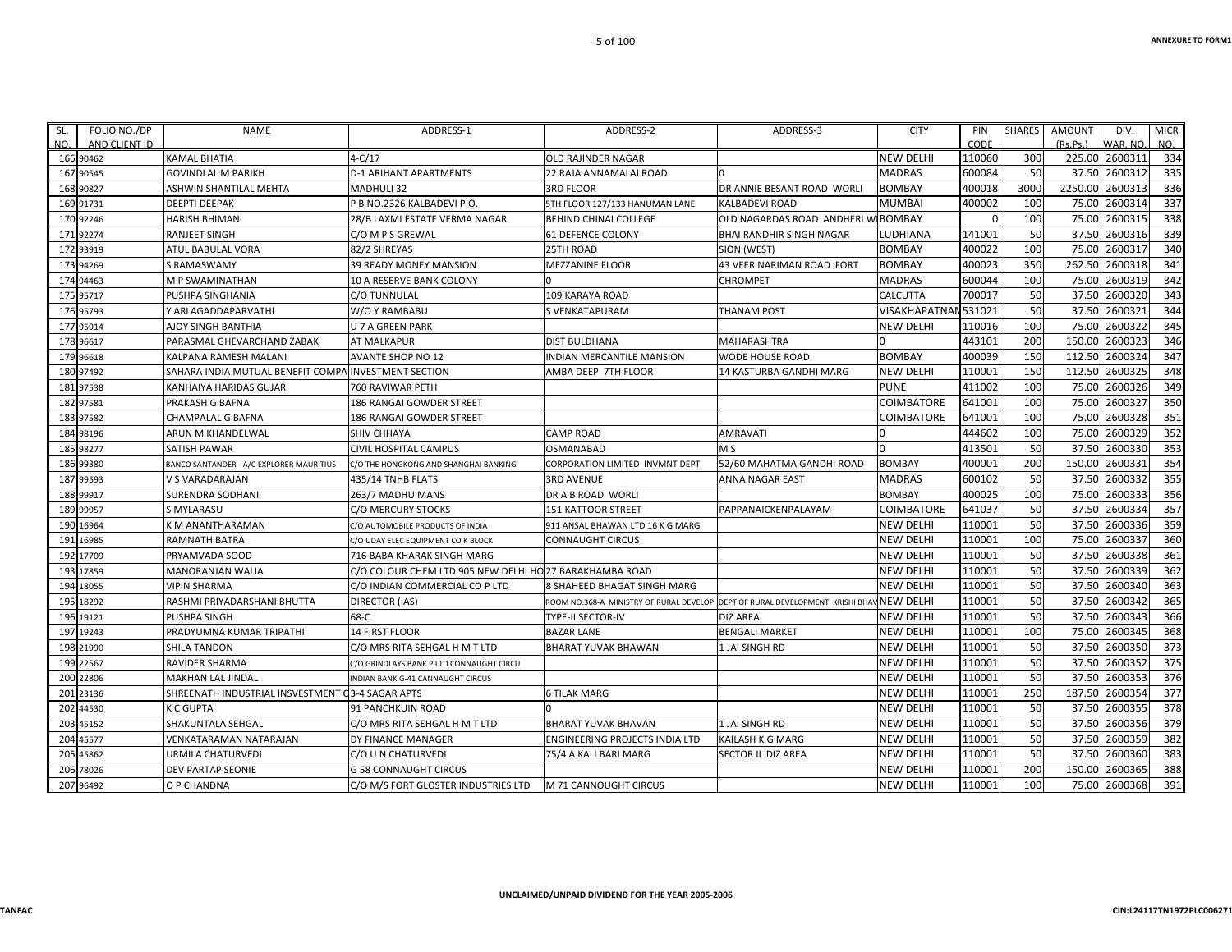| SL. NO. | FOLIO NO./DP AND CLIENT ID | NAME | ADDRESS-1 | ADDRESS-2 | ADDRESS-3 | CITY | PIN CODE | SHARES | AMOUNT (Rs.Ps.) | DIV. WAR. NO. | MICR NO. |
|---|---|---|---|---|---|---|---|---|---|---|---|
| 166 | 90462 | KAMAL BHATIA | 4-C/17 | OLD RAJINDER NAGAR | | NEW DELHI | 110060 | 300 | 225.00 | 2600311 | 334 |
| 167 | 90545 | GOVINDLAL M PARIKH | D-1 ARIHANT APARTMENTS | 22 RAJA ANNAMALAI ROAD | 0 | MADRAS | 600084 | 50 | 37.50 | 2600312 | 335 |
| 168 | 90827 | ASHWIN SHANTILAL MEHTA | MADHULI 32 | 3RD FLOOR | DR ANNIE BESANT ROAD WORLI | BOMBAY | 400018 | 3000 | 2250.00 | 2600313 | 336 |
| 169 | 91731 | DEEPTI DEEPAK | P B NO.2326 KALBADEVI P.O. | 5TH FLOOR 127/133 HANUMAN LANE | KALBADEVI ROAD | MUMBAI | 400002 | 100 | 75.00 | 2600314 | 337 |
| 170 | 92246 | HARISH BHIMANI | 28/B LAXMI ESTATE VERMA NAGAR | BEHIND CHINAI COLLEGE | OLD NAGARDAS ROAD ANDHERI W | BOMBAY | 0 | 100 | 75.00 | 2600315 | 338 |
| 171 | 92274 | RANJEET SINGH | C/O M P S GREWAL | 61 DEFENCE COLONY | BHAI RANDHIR SINGH NAGAR | LUDHIANA | 141001 | 50 | 37.50 | 2600316 | 339 |
| 172 | 93919 | ATUL BABULAL VORA | 82/2 SHREYAS | 25TH ROAD | SION (WEST) | BOMBAY | 400022 | 100 | 75.00 | 2600317 | 340 |
| 173 | 94269 | S RAMASWAMY | 39 READY MONEY MANSION | MEZZANINE FLOOR | 43 VEER NARIMAN ROAD FORT | BOMBAY | 400023 | 350 | 262.50 | 2600318 | 341 |
| 174 | 94463 | M P SWAMINATHAN | 10 A RESERVE BANK COLONY | 0 | CHROMPET | MADRAS | 600044 | 100 | 75.00 | 2600319 | 342 |
| 175 | 95717 | PUSHPA SINGHANIA | C/O TUNNULAL | 109 KARAYA ROAD | | CALCUTTA | 700017 | 50 | 37.50 | 2600320 | 343 |
| 176 | 95793 | Y ARLAGADDAPARVATHI | W/O Y RAMBABU | S VENKATAPURAM | THANAM POST | VISAKHAPATNAM | 531021 | 50 | 37.50 | 2600321 | 344 |
| 177 | 95914 | AJOY SINGH BANTHIA | U 7 A GREEN PARK | | | NEW DELHI | 110016 | 100 | 75.00 | 2600322 | 345 |
| 178 | 96617 | PARASMAL GHEVARCHAND ZABAK | AT MALKAPUR | DIST BULDHANA | MAHARASHTRA | 0 | 443101 | 200 | 150.00 | 2600323 | 346 |
| 179 | 96618 | KALPANA RAMESH MALANI | AVANTE SHOP NO 12 | INDIAN MERCANTILE MANSION | WODE HOUSE ROAD | BOMBAY | 400039 | 150 | 112.50 | 2600324 | 347 |
| 180 | 97492 | SAHARA INDIA MUTUAL BENEFIT COMPA | INVESTMENT SECTION | AMBA DEEP 7TH FLOOR | 14 KASTURBA GANDHI MARG | NEW DELHI | 110001 | 150 | 112.50 | 2600325 | 348 |
| 181 | 97538 | KANHAIYA HARIDAS GUJAR | 760 RAVIWAR PETH | | | PUNE | 411002 | 100 | 75.00 | 2600326 | 349 |
| 182 | 97581 | PRAKASH G BAFNA | 186 RANGAI GOWDER STREET | | | COIMBATORE | 641001 | 100 | 75.00 | 2600327 | 350 |
| 183 | 97582 | CHAMPALAL G BAFNA | 186 RANGAI GOWDER STREET | | | COIMBATORE | 641001 | 100 | 75.00 | 2600328 | 351 |
| 184 | 98196 | ARUN M KHANDELWAL | SHIV CHHAYA | CAMP ROAD | AMRAVATI | 0 | 444602 | 100 | 75.00 | 2600329 | 352 |
| 185 | 98277 | SATISH PAWAR | CIVIL HOSPITAL CAMPUS | OSMANABAD | M S | 0 | 413501 | 50 | 37.50 | 2600330 | 353 |
| 186 | 99380 | BANCO SANTANDER - A/C EXPLORER MAURITIUS | C/O THE HONGKONG AND SHANGHAI BANKING | CORPORATION LIMITED INVMNT DEPT | 52/60 MAHATMA GANDHI ROAD | BOMBAY | 400001 | 200 | 150.00 | 2600331 | 354 |
| 187 | 99593 | V S VARADARAJAN | 435/14 TNHB FLATS | 3RD AVENUE | ANNA NAGAR EAST | MADRAS | 600102 | 50 | 37.50 | 2600332 | 355 |
| 188 | 99917 | SURENDRA SODHANI | 263/7 MADHU MANS | DR A B ROAD WORLI | | BOMBAY | 400025 | 100 | 75.00 | 2600333 | 356 |
| 189 | 99957 | S MYLARASU | C/O MERCURY STOCKS | 151 KATTOOR STREET | PAPPANAICKENPALAYAM | COIMBATORE | 641037 | 50 | 37.50 | 2600334 | 357 |
| 190 | 16964 | K M ANANTHARAMAN | C/O AUTOMOBILE PRODUCTS OF INDIA | 911 ANSAL BHAWAN LTD 16 K G MARG | | NEW DELHI | 110001 | 50 | 37.50 | 2600336 | 359 |
| 191 | 16985 | RAMNATH BATRA | C/O UDAY ELEC EQUIPMENT CO K BLOCK | CONNAUGHT CIRCUS | | NEW DELHI | 110001 | 100 | 75.00 | 2600337 | 360 |
| 192 | 17709 | PRYAMVADA SOOD | 716 BABA KHARAK SINGH MARG | | | NEW DELHI | 110001 | 50 | 37.50 | 2600338 | 361 |
| 193 | 17859 | MANORANJAN WALIA | C/O COLOUR CHEM LTD 905 NEW DELHI HO | 27 BARAKHAMBA ROAD | | NEW DELHI | 110001 | 50 | 37.50 | 2600339 | 362 |
| 194 | 18055 | VIPIN SHARMA | C/O INDIAN COMMERCIAL CO P LTD | 8 SHAHEED BHAGAT SINGH MARG | | NEW DELHI | 110001 | 50 | 37.50 | 2600340 | 363 |
| 195 | 18292 | RASHMI PRIYADARSHANI BHUTTA | DIRECTOR (IAS) | ROOM NO.368-A MINISTRY OF RURAL DEVELOP | DEPT OF RURAL DEVELOPMENT KRISHI BHAV | NEW DELHI | 110001 | 50 | 37.50 | 2600342 | 365 |
| 196 | 19121 | PUSHPA SINGH | 68-C | TYPE-II SECTOR-IV | DIZ AREA | NEW DELHI | 110001 | 50 | 37.50 | 2600343 | 366 |
| 197 | 19243 | PRADYUMNA KUMAR TRIPATHI | 14 FIRST FLOOR | BAZAR LANE | BENGALI MARKET | NEW DELHI | 110001 | 100 | 75.00 | 2600345 | 368 |
| 198 | 21990 | SHILA TANDON | C/O MRS RITA SEHGAL H M T LTD | BHARAT YUVAK BHAWAN | 1 JAI SINGH RD | NEW DELHI | 110001 | 50 | 37.50 | 2600350 | 373 |
| 199 | 22567 | RAVIDER SHARMA | C/O GRINDLAYS BANK P LTD CONNAUGHT CIRCU | | | NEW DELHI | 110001 | 50 | 37.50 | 2600352 | 375 |
| 200 | 22806 | MAKHAN LAL JINDAL | INDIAN BANK G-41 CANNAUGHT CIRCUS | | | NEW DELHI | 110001 | 50 | 37.50 | 2600353 | 376 |
| 201 | 23136 | SHREENATH INDUSTRIAL INSVESTMENT C | 3-4 SAGAR APTS | 6 TILAK MARG | | NEW DELHI | 110001 | 250 | 187.50 | 2600354 | 377 |
| 202 | 44530 | K C GUPTA | 91 PANCHKUIN ROAD | 0 | | NEW DELHI | 110001 | 50 | 37.50 | 2600355 | 378 |
| 203 | 45152 | SHAKUNTALA SEHGAL | C/O MRS RITA SEHGAL H M T LTD | BHARAT YUVAK BHAVAN | 1 JAI SINGH RD | NEW DELHI | 110001 | 50 | 37.50 | 2600356 | 379 |
| 204 | 45577 | VENKATARAMAN NATARAJAN | DY FINANCE MANAGER | ENGINEERING PROJECTS INDIA LTD | KAILASH K G MARG | NEW DELHI | 110001 | 50 | 37.50 | 2600359 | 382 |
| 205 | 45862 | URMILA CHATURVEDI | C/O U N CHATURVEDI | 75/4 A KALI BARI MARG | SECTOR II DIZ AREA | NEW DELHI | 110001 | 50 | 37.50 | 2600360 | 383 |
| 206 | 78026 | DEV PARTAP SEONIE | G 58 CONNAUGHT CIRCUS | | | NEW DELHI | 110001 | 200 | 150.00 | 2600365 | 388 |
| 207 | 96492 | O P CHANDNA | C/O M/S FORT GLOSTER INDUSTRIES LTD | M 71 CANNOUGHT CIRCUS | | NEW DELHI | 110001 | 100 | 75.00 | 2600368 | 391 |

UNCLAIMED/UNPAID DIVIDEND FOR THE YEAR 2005-2006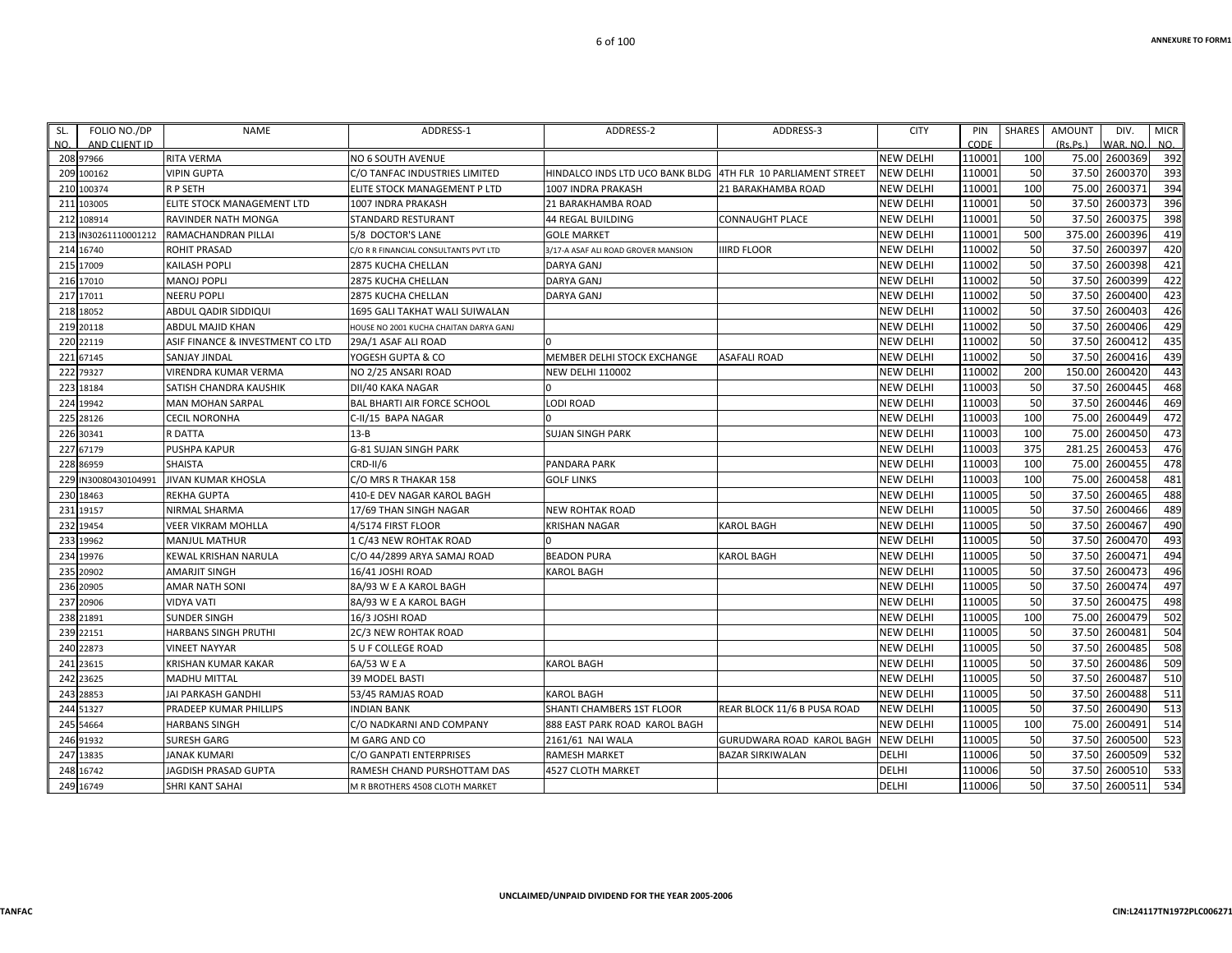| SL. NO. | FOLIO NO./DP AND CLIENT ID | NAME | ADDRESS-1 | ADDRESS-2 | ADDRESS-3 | CITY | PIN CODE | SHARES | AMOUNT (Rs.Ps.) | DIV. WAR. NO. | MICR NO. |
|---|---|---|---|---|---|---|---|---|---|---|---|
| 208 | 97966 | RITA VERMA | NO 6 SOUTH AVENUE | | | NEW DELHI | 110001 | 100 | 75.00 | 2600369 | 392 |
| 209 | 100162 | VIPIN GUPTA | C/O TANFAC INDUSTRIES LIMITED | HINDALCO INDS LTD UCO BANK BLDG | 4TH FLR 10 PARLIAMENT STREET | NEW DELHI | 110001 | 50 | 37.50 | 2600370 | 393 |
| 210 | 100374 | R P SETH | ELITE STOCK MANAGEMENT P LTD | 1007 INDRA PRAKASH | 21 BARAKHAMBA ROAD | NEW DELHI | 110001 | 100 | 75.00 | 2600371 | 394 |
| 211 | 103005 | ELITE STOCK MANAGEMENT LTD | 1007 INDRA PRAKASH | 21 BARAKHAMBA ROAD | | NEW DELHI | 110001 | 50 | 37.50 | 2600373 | 396 |
| 212 | 108914 | RAVINDER NATH MONGA | STANDARD RESTURANT | 44 REGAL BUILDING | CONNAUGHT PLACE | NEW DELHI | 110001 | 50 | 37.50 | 2600375 | 398 |
| 213 | IN30261110001212 | RAMACHANDRAN PILLAI | 5/8 DOCTOR'S LANE | GOLE MARKET | | NEW DELHI | 110001 | 500 | 375.00 | 2600396 | 419 |
| 214 | 16740 | ROHIT PRASAD | C/O R R FINANCIAL CONSULTANTS PVT LTD | 3/17-A ASAF ALI ROAD GROVER MANSION | IIIRD FLOOR | NEW DELHI | 110002 | 50 | 37.50 | 2600397 | 420 |
| 215 | 17009 | KAILASH POPLI | 2875 KUCHA CHELLAN | DARYA GANJ | | NEW DELHI | 110002 | 50 | 37.50 | 2600398 | 421 |
| 216 | 17010 | MANOJ POPLI | 2875 KUCHA CHELLAN | DARYA GANJ | | NEW DELHI | 110002 | 50 | 37.50 | 2600399 | 422 |
| 217 | 17011 | NEERU POPLI | 2875 KUCHA CHELLAN | DARYA GANJ | | NEW DELHI | 110002 | 50 | 37.50 | 2600400 | 423 |
| 218 | 18052 | ABDUL QADIR SIDDIQUI | 1695 GALI TAKHAT WALI SUIWALAN | | | NEW DELHI | 110002 | 50 | 37.50 | 2600403 | 426 |
| 219 | 20118 | ABDUL MAJID KHAN | HOUSE NO 2001 KUCHA CHAITAN DARYA GANJ | | | NEW DELHI | 110002 | 50 | 37.50 | 2600406 | 429 |
| 220 | 22119 | ASIF FINANCE & INVESTMENT CO LTD | 29A/1 ASAF ALI ROAD | 0 | | NEW DELHI | 110002 | 50 | 37.50 | 2600412 | 435 |
| 221 | 67145 | SANJAY JINDAL | YOGESH GUPTA & CO | MEMBER DELHI STOCK EXCHANGE | ASAFALI ROAD | NEW DELHI | 110002 | 50 | 37.50 | 2600416 | 439 |
| 222 | 79327 | VIRENDRA KUMAR VERMA | NO 2/25 ANSARI ROAD | NEW DELHI 110002 | | NEW DELHI | 110002 | 200 | 150.00 | 2600420 | 443 |
| 223 | 18184 | SATISH CHANDRA KAUSHIK | DII/40 KAKA NAGAR | 0 | | NEW DELHI | 110003 | 50 | 37.50 | 2600445 | 468 |
| 224 | 19942 | MAN MOHAN SARPAL | BAL BHARTI AIR FORCE SCHOOL | LODI ROAD | | NEW DELHI | 110003 | 50 | 37.50 | 2600446 | 469 |
| 225 | 28126 | CECIL NORONHA | C-II/15 BAPA NAGAR | 0 | | NEW DELHI | 110003 | 100 | 75.00 | 2600449 | 472 |
| 226 | 30341 | R DATTA | 13-B | SUJAN SINGH PARK | | NEW DELHI | 110003 | 100 | 75.00 | 2600450 | 473 |
| 227 | 67179 | PUSHPA KAPUR | G-81 SUJAN SINGH PARK | | | NEW DELHI | 110003 | 375 | 281.25 | 2600453 | 476 |
| 228 | 86959 | SHAISTA | CRD-II/6 | PANDARA PARK | | NEW DELHI | 110003 | 100 | 75.00 | 2600455 | 478 |
| 229 | IN30080430104991 | JIVAN KUMAR KHOSLA | C/O MRS R THAKAR 158 | GOLF LINKS | | NEW DELHI | 110003 | 100 | 75.00 | 2600458 | 481 |
| 230 | 18463 | REKHA GUPTA | 410-E DEV NAGAR KAROL BAGH | | | NEW DELHI | 110005 | 50 | 37.50 | 2600465 | 488 |
| 231 | 19157 | NIRMAL SHARMA | 17/69 THAN SINGH NAGAR | NEW ROHTAK ROAD | | NEW DELHI | 110005 | 50 | 37.50 | 2600466 | 489 |
| 232 | 19454 | VEER VIKRAM MOHLLA | 4/5174 FIRST FLOOR | KRISHAN NAGAR | KAROL BAGH | NEW DELHI | 110005 | 50 | 37.50 | 2600467 | 490 |
| 233 | 19962 | MANJUL MATHUR | 1 C/43 NEW ROHTAK ROAD | 0 | | NEW DELHI | 110005 | 50 | 37.50 | 2600470 | 493 |
| 234 | 19976 | KEWAL KRISHAN NARULA | C/O 44/2899 ARYA SAMAJ ROAD | BEADON PURA | KAROL BAGH | NEW DELHI | 110005 | 50 | 37.50 | 2600471 | 494 |
| 235 | 20902 | AMARJIT SINGH | 16/41 JOSHI ROAD | KAROL BAGH | | NEW DELHI | 110005 | 50 | 37.50 | 2600473 | 496 |
| 236 | 20905 | AMAR NATH SONI | 8A/93 W E A KAROL BAGH | | | NEW DELHI | 110005 | 50 | 37.50 | 2600474 | 497 |
| 237 | 20906 | VIDYA VATI | 8A/93 W E A KAROL BAGH | | | NEW DELHI | 110005 | 50 | 37.50 | 2600475 | 498 |
| 238 | 21891 | SUNDER SINGH | 16/3 JOSHI ROAD | | | NEW DELHI | 110005 | 100 | 75.00 | 2600479 | 502 |
| 239 | 22151 | HARBANS SINGH PRUTHI | 2C/3 NEW ROHTAK ROAD | | | NEW DELHI | 110005 | 50 | 37.50 | 2600481 | 504 |
| 240 | 22873 | VINEET NAYYAR | 5 U F COLLEGE ROAD | | | NEW DELHI | 110005 | 50 | 37.50 | 2600485 | 508 |
| 241 | 23615 | KRISHAN KUMAR KAKAR | 6A/53 W E A | KAROL BAGH | | NEW DELHI | 110005 | 50 | 37.50 | 2600486 | 509 |
| 242 | 23625 | MADHU MITTAL | 39 MODEL BASTI | | | NEW DELHI | 110005 | 50 | 37.50 | 2600487 | 510 |
| 243 | 28853 | JAI PARKASH GANDHI | 53/45 RAMJAS ROAD | KAROL BAGH | | NEW DELHI | 110005 | 50 | 37.50 | 2600488 | 511 |
| 244 | 51327 | PRADEEP KUMAR PHILLIPS | INDIAN BANK | SHANTI CHAMBERS 1ST FLOOR | REAR BLOCK 11/6 B PUSA ROAD | NEW DELHI | 110005 | 50 | 37.50 | 2600490 | 513 |
| 245 | 54664 | HARBANS SINGH | C/O NADKARNI AND COMPANY | 888 EAST PARK ROAD KAROL BAGH | | NEW DELHI | 110005 | 100 | 75.00 | 2600491 | 514 |
| 246 | 91932 | SURESH GARG | M GARG AND CO | 2161/61 NAI WALA | GURUDWARA ROAD KAROL BAGH | NEW DELHI | 110005 | 50 | 37.50 | 2600500 | 523 |
| 247 | 13835 | JANAK KUMARI | C/O GANPATI ENTERPRISES | RAMESH MARKET | BAZAR SIRKIWALAN | DELHI | 110006 | 50 | 37.50 | 2600509 | 532 |
| 248 | 16742 | JAGDISH PRASAD GUPTA | RAMESH CHAND PURSHOTTAM DAS | 4527 CLOTH MARKET | | DELHI | 110006 | 50 | 37.50 | 2600510 | 533 |
| 249 | 16749 | SHRI KANT SAHAI | M R BROTHERS 4508 CLOTH MARKET | | | DELHI | 110006 | 50 | 37.50 | 2600511 | 534 |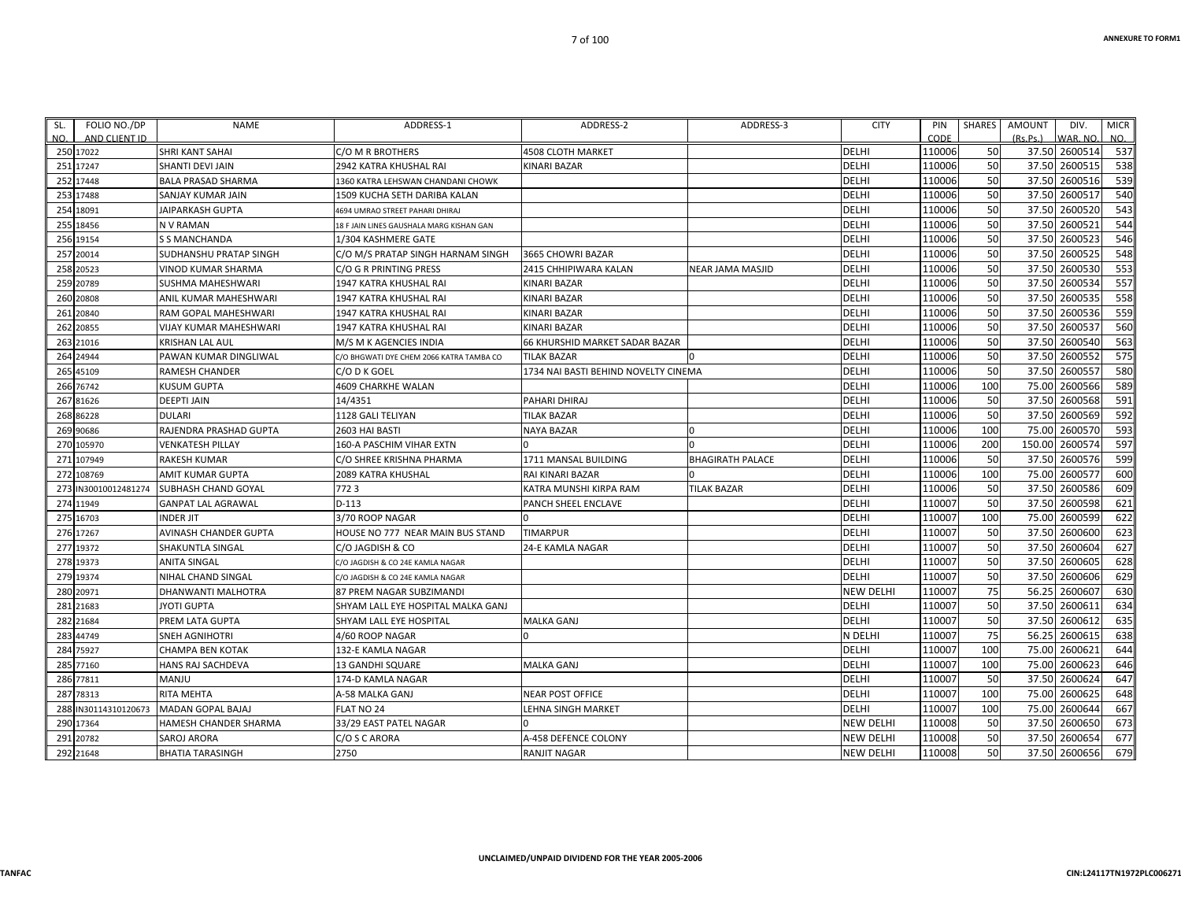| SL. NO. | FOLIO NO./DP AND CLIENT ID | NAME | ADDRESS-1 | ADDRESS-2 | ADDRESS-3 | CITY | PIN CODE | SHARES | AMOUNT (Rs.Ps.) | DIV. WAR. NO. | MICR NO. |
|---|---|---|---|---|---|---|---|---|---|---|---|
| 250 | 17022 | SHRI KANT SAHAI | C/O M R BROTHERS | 4508 CLOTH MARKET | | DELHI | 110006 | 50 | 37.50 | 2600514 | 537 |
| 251 | 17247 | SHANTI DEVI JAIN | 2942 KATRA KHUSHAL RAI | KINARI BAZAR | | DELHI | 110006 | 50 | 37.50 | 2600515 | 538 |
| 252 | 17448 | BALA PRASAD SHARMA | 1360 KATRA LEHSWAN CHANDANI CHOWK | | | DELHI | 110006 | 50 | 37.50 | 2600516 | 539 |
| 253 | 17488 | SANJAY KUMAR JAIN | 1509 KUCHA SETH DARIBA KALAN | | | DELHI | 110006 | 50 | 37.50 | 2600517 | 540 |
| 254 | 18091 | JAIPARKASH GUPTA | 4694 UMRAO STREET PAHARI DHIRAJ | | | DELHI | 110006 | 50 | 37.50 | 2600520 | 543 |
| 255 | 18456 | N V RAMAN | 18 F JAIN LINES GAUSHALA MARG KISHAN GAN | | | DELHI | 110006 | 50 | 37.50 | 2600521 | 544 |
| 256 | 19154 | S S MANCHANDA | 1/304 KASHMERE GATE | | | DELHI | 110006 | 50 | 37.50 | 2600523 | 546 |
| 257 | 20014 | SUDHANSHU PRATAP SINGH | C/O M/S PRATAP SINGH HARNAM SINGH | 3665 CHOWRI BAZAR | | DELHI | 110006 | 50 | 37.50 | 2600525 | 548 |
| 258 | 20523 | VINOD KUMAR SHARMA | C/O G R PRINTING PRESS | 2415 CHHIPIWARA KALAN | NEAR JAMA MASJID | DELHI | 110006 | 50 | 37.50 | 2600530 | 553 |
| 259 | 20789 | SUSHMA MAHESHWARI | 1947 KATRA KHUSHAL RAI | KINARI BAZAR | | DELHI | 110006 | 50 | 37.50 | 2600534 | 557 |
| 260 | 20808 | ANIL KUMAR MAHESHWARI | 1947 KATRA KHUSHAL RAI | KINARI BAZAR | | DELHI | 110006 | 50 | 37.50 | 2600535 | 558 |
| 261 | 20840 | RAM GOPAL MAHESHWARI | 1947 KATRA KHUSHAL RAI | KINARI BAZAR | | DELHI | 110006 | 50 | 37.50 | 2600536 | 559 |
| 262 | 20855 | VIJAY KUMAR MAHESHWARI | 1947 KATRA KHUSHAL RAI | KINARI BAZAR | | DELHI | 110006 | 50 | 37.50 | 2600537 | 560 |
| 263 | 21016 | KRISHAN LAL AUL | M/S M K AGENCIES INDIA | 66 KHURSHID MARKET SADAR BAZAR | | DELHI | 110006 | 50 | 37.50 | 2600540 | 563 |
| 264 | 24944 | PAWAN KUMAR DINGLIWAL | C/O BHGWATI DYE CHEM 2066 KATRA TAMBA CO | TILAK BAZAR | 0 | DELHI | 110006 | 50 | 37.50 | 2600552 | 575 |
| 265 | 45109 | RAMESH CHANDER | C/O D K GOEL | 1734 NAI BASTI BEHIND NOVELTY CINEMA | | DELHI | 110006 | 50 | 37.50 | 2600557 | 580 |
| 266 | 76742 | KUSUM GUPTA | 4609 CHARKHE WALAN | | | DELHI | 110006 | 100 | 75.00 | 2600566 | 589 |
| 267 | 81626 | DEEPTI JAIN | 14/4351 | PAHARI DHIRAJ | | DELHI | 110006 | 50 | 37.50 | 2600568 | 591 |
| 268 | 86228 | DULARI | 1128 GALI TELIYAN | TILAK BAZAR | | DELHI | 110006 | 50 | 37.50 | 2600569 | 592 |
| 269 | 90686 | RAJENDRA PRASHAD GUPTA | 2603 HAI BASTI | NAYA BAZAR | 0 | DELHI | 110006 | 100 | 75.00 | 2600570 | 593 |
| 270 | 105970 | VENKATESH PILLAY | 160-A PASCHIM VIHAR EXTN | 0 | 0 | DELHI | 110006 | 200 | 150.00 | 2600574 | 597 |
| 271 | 107949 | RAKESH KUMAR | C/O SHREE KRISHNA PHARMA | 1711 MANSAL BUILDING | BHAGIRATH PALACE | DELHI | 110006 | 50 | 37.50 | 2600576 | 599 |
| 272 | 108769 | AMIT KUMAR GUPTA | 2089 KATRA KHUSHAL | RAI KINARI BAZAR | 0 | DELHI | 110006 | 100 | 75.00 | 2600577 | 600 |
| 273 | IN30010012481274 | SUBHASH CHAND GOYAL | 772 3 | KATRA MUNSHI KIRPA RAM | TILAK BAZAR | DELHI | 110006 | 50 | 37.50 | 2600586 | 609 |
| 274 | 11949 | GANPAT LAL AGRAWAL | D-113 | PANCH SHEEL ENCLAVE | | DELHI | 110007 | 50 | 37.50 | 2600598 | 621 |
| 275 | 16703 | INDER JIT | 3/70 ROOP NAGAR | 0 | | DELHI | 110007 | 100 | 75.00 | 2600599 | 622 |
| 276 | 17267 | AVINASH CHANDER GUPTA | HOUSE NO 777 NEAR MAIN BUS STAND | TIMARPUR | | DELHI | 110007 | 50 | 37.50 | 2600600 | 623 |
| 277 | 19372 | SHAKUNTLA SINGAL | C/O JAGDISH & CO | 24-E KAMLA NAGAR | | DELHI | 110007 | 50 | 37.50 | 2600604 | 627 |
| 278 | 19373 | ANITA SINGAL | C/O JAGDISH & CO 24E KAMLA NAGAR | | | DELHI | 110007 | 50 | 37.50 | 2600605 | 628 |
| 279 | 19374 | NIHAL CHAND SINGAL | C/O JAGDISH & CO 24E KAMLA NAGAR | | | DELHI | 110007 | 50 | 37.50 | 2600606 | 629 |
| 280 | 20971 | DHANWANTI MALHOTRA | 87 PREM NAGAR SUBZIMANDI | | | NEW DELHI | 110007 | 75 | 56.25 | 2600607 | 630 |
| 281 | 21683 | JYOTI GUPTA | SHYAM LALL EYE HOSPITAL MALKA GANJ | | | DELHI | 110007 | 50 | 37.50 | 2600611 | 634 |
| 282 | 21684 | PREM LATA GUPTA | SHYAM LALL EYE HOSPITAL | MALKA GANJ | | DELHI | 110007 | 50 | 37.50 | 2600612 | 635 |
| 283 | 44749 | SNEH AGNIHOTRI | 4/60 ROOP NAGAR | 0 | | N DELHI | 110007 | 75 | 56.25 | 2600615 | 638 |
| 284 | 75927 | CHAMPA BEN KOTAK | 132-E KAMLA NAGAR | | | DELHI | 110007 | 100 | 75.00 | 2600621 | 644 |
| 285 | 77160 | HANS RAJ SACHDEVA | 13 GANDHI SQUARE | MALKA GANJ | | DELHI | 110007 | 100 | 75.00 | 2600623 | 646 |
| 286 | 77811 | MANJU | 174-D KAMLA NAGAR | | | DELHI | 110007 | 50 | 37.50 | 2600624 | 647 |
| 287 | 78313 | RITA MEHTA | A-58 MALKA GANJ | NEAR POST OFFICE | | DELHI | 110007 | 100 | 75.00 | 2600625 | 648 |
| 288 | IN30114310120673 | MADAN GOPAL BAJAJ | FLAT NO 24 | LEHNA SINGH MARKET | | DELHI | 110007 | 100 | 75.00 | 2600644 | 667 |
| 290 | 17364 | HAMESH CHANDER SHARMA | 33/29 EAST PATEL NAGAR | 0 | | NEW DELHI | 110008 | 50 | 37.50 | 2600650 | 673 |
| 291 | 20782 | SAROJ ARORA | C/O S C ARORA | A-458 DEFENCE COLONY | | NEW DELHI | 110008 | 50 | 37.50 | 2600654 | 677 |
| 292 | 21648 | BHATIA TARASINGH | 2750 | RANJIT NAGAR | | NEW DELHI | 110008 | 50 | 37.50 | 2600656 | 679 |

UNCLAIMED/UNPAID DIVIDEND FOR THE YEAR 2005-2006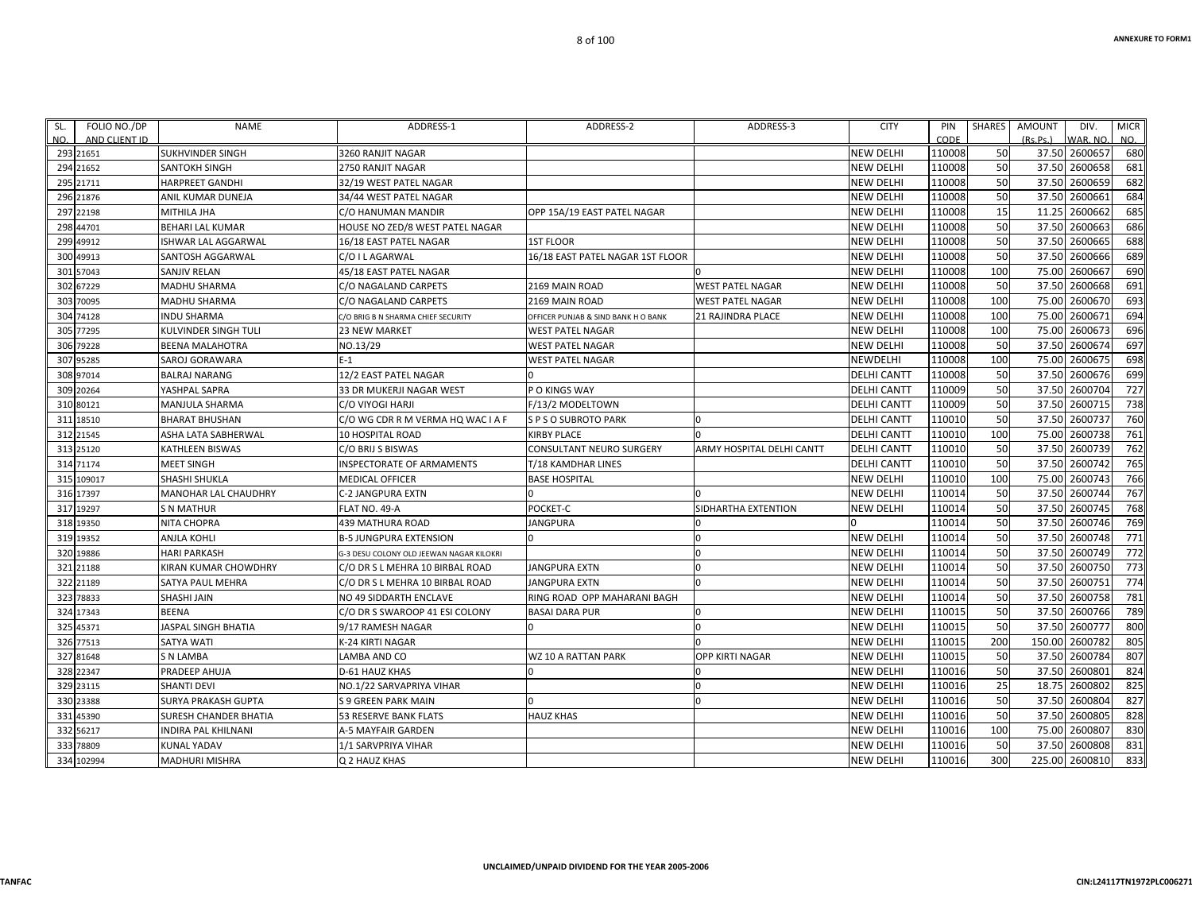| SL. NO. | FOLIO NO./DP AND CLIENT ID | NAME | ADDRESS-1 | ADDRESS-2 | ADDRESS-3 | CITY | PIN CODE | SHARES | AMOUNT (Rs.Ps.) | DIV. WAR. NO. | MICR NO. |
|---|---|---|---|---|---|---|---|---|---|---|---|
| 293 | 21651 | SUKHVINDER SINGH | 3260 RANJIT NAGAR | | | NEW DELHI | 110008 | 50 | 37.50 | 2600657 | 680 |
| 294 | 21652 | SANTOKH SINGH | 2750 RANJIT NAGAR | | | NEW DELHI | 110008 | 50 | 37.50 | 2600658 | 681 |
| 295 | 21711 | HARPREET GANDHI | 32/19 WEST PATEL NAGAR | | | NEW DELHI | 110008 | 50 | 37.50 | 2600659 | 682 |
| 296 | 21876 | ANIL KUMAR DUNEJA | 34/44 WEST PATEL NAGAR | | | NEW DELHI | 110008 | 50 | 37.50 | 2600661 | 684 |
| 297 | 22198 | MITHILA JHA | C/O HANUMAN MANDIR | OPP 15A/19 EAST PATEL NAGAR | | NEW DELHI | 110008 | 15 | 11.25 | 2600662 | 685 |
| 298 | 44701 | BEHARI LAL KUMAR | HOUSE NO ZED/8 WEST PATEL NAGAR | | | NEW DELHI | 110008 | 50 | 37.50 | 2600663 | 686 |
| 299 | 49912 | ISHWAR LAL AGGARWAL | 16/18 EAST PATEL NAGAR | 1ST FLOOR | | NEW DELHI | 110008 | 50 | 37.50 | 2600665 | 688 |
| 300 | 49913 | SANTOSH AGGARWAL | C/O I L AGARWAL | 16/18 EAST PATEL NAGAR 1ST FLOOR | 0 | NEW DELHI | 110008 | 50 | 37.50 | 2600666 | 689 |
| 301 | 57043 | SANJIV RELAN | 45/18 EAST PATEL NAGAR | | 0 | NEW DELHI | 110008 | 100 | 75.00 | 2600667 | 690 |
| 302 | 67229 | MADHU SHARMA | C/O NAGALAND CARPETS | 2169 MAIN ROAD | WEST PATEL NAGAR | NEW DELHI | 110008 | 50 | 37.50 | 2600668 | 691 |
| 303 | 70095 | MADHU SHARMA | C/O NAGALAND CARPETS | 2169 MAIN ROAD | WEST PATEL NAGAR | NEW DELHI | 110008 | 100 | 75.00 | 2600670 | 693 |
| 304 | 74128 | INDU SHARMA | C/O BRIG B N SHARMA CHIEF SECURITY | OFFICER PUNJAB & SIND BANK H O BANK | 21 RAJINDRA PLACE | NEW DELHI | 110008 | 100 | 75.00 | 2600671 | 694 |
| 305 | 77295 | KULVINDER SINGH TULI | 23 NEW MARKET | WEST PATEL NAGAR | | NEW DELHI | 110008 | 100 | 75.00 | 2600673 | 696 |
| 306 | 79228 | BEENA MALAHOTRA | NO.13/29 | WEST PATEL NAGAR | | NEW DELHI | 110008 | 50 | 37.50 | 2600674 | 697 |
| 307 | 95285 | SAROJ GORAWARA | E-1 | WEST PATEL NAGAR | | NEWDELHI | 110008 | 100 | 75.00 | 2600675 | 698 |
| 308 | 97014 | BALRAJ NARANG | 12/2 EAST PATEL NAGAR | 0 | | DELHI CANTT | 110008 | 50 | 37.50 | 2600676 | 699 |
| 309 | 20264 | YASHPAL SAPRA | 33 DR MUKERJI NAGAR WEST | P O KINGS WAY | | DELHI CANTT | 110009 | 50 | 37.50 | 2600704 | 727 |
| 310 | 80121 | MANJULA SHARMA | C/O VIYOGI HARJI | F/13/2 MODELTOWN | | DELHI CANTT | 110009 | 50 | 37.50 | 2600715 | 738 |
| 311 | 18510 | BHARAT BHUSHAN | C/O WG CDR R M VERMA HQ WAC I A F | S P S O SUBROTO PARK | 0 | DELHI CANTT | 110010 | 50 | 37.50 | 2600737 | 760 |
| 312 | 21545 | ASHA LATA SABHERWAL | 10 HOSPITAL ROAD | KIRBY PLACE | 0 | DELHI CANTT | 110010 | 100 | 75.00 | 2600738 | 761 |
| 313 | 25120 | KATHLEEN BISWAS | C/O BRIJ S BISWAS | CONSULTANT NEURO SURGERY | ARMY HOSPITAL DELHI CANTT | DELHI CANTT | 110010 | 50 | 37.50 | 2600739 | 762 |
| 314 | 71174 | MEET SINGH | INSPECTORATE OF ARMAMENTS | T/18 KAMDHAR LINES | | DELHI CANTT | 110010 | 50 | 37.50 | 2600742 | 765 |
| 315 | 109017 | SHASHI SHUKLA | MEDICAL OFFICER | BASE HOSPITAL | | NEW DELHI | 110010 | 100 | 75.00 | 2600743 | 766 |
| 316 | 17397 | MANOHAR LAL CHAUDHRY | C-2 JANGPURA EXTN | 0 | 0 | NEW DELHI | 110014 | 50 | 37.50 | 2600744 | 767 |
| 317 | 19297 | S N MATHUR | FLAT NO. 49-A | POCKET-C | SIDHARTHA EXTENTION | NEW DELHI | 110014 | 50 | 37.50 | 2600745 | 768 |
| 318 | 19350 | NITA CHOPRA | 439 MATHURA ROAD | JANGPURA | 0 | 0 | 110014 | 50 | 37.50 | 2600746 | 769 |
| 319 | 19352 | ANJLA KOHLI | B-5 JUNGPURA EXTENSION | 0 | 0 | NEW DELHI | 110014 | 50 | 37.50 | 2600748 | 771 |
| 320 | 19886 | HARI PARKASH | G-3 DESU COLONY OLD JEEWAN NAGAR KILOKRI | | 0 | NEW DELHI | 110014 | 50 | 37.50 | 2600749 | 772 |
| 321 | 21188 | KIRAN KUMAR CHOWDHRY | C/O DR S L MEHRA 10 BIRBAL ROAD | JANGPURA EXTN | 0 | NEW DELHI | 110014 | 50 | 37.50 | 2600750 | 773 |
| 322 | 21189 | SATYA PAUL MEHRA | C/O DR S L MEHRA 10 BIRBAL ROAD | JANGPURA EXTN | 0 | NEW DELHI | 110014 | 50 | 37.50 | 2600751 | 774 |
| 323 | 78833 | SHASHI JAIN | NO 49 SIDDARTH ENCLAVE | RING ROAD OPP MAHARANI BAGH | | NEW DELHI | 110014 | 50 | 37.50 | 2600758 | 781 |
| 324 | 17343 | BEENA | C/O DR S SWAROOP 41 ESI COLONY | BASAI DARA PUR | 0 | NEW DELHI | 110015 | 50 | 37.50 | 2600766 | 789 |
| 325 | 45371 | JASPAL SINGH BHATIA | 9/17 RAMESH NAGAR | 0 | 0 | NEW DELHI | 110015 | 50 | 37.50 | 2600777 | 800 |
| 326 | 77513 | SATYA WATI | K-24 KIRTI NAGAR | | 0 | NEW DELHI | 110015 | 200 | 150.00 | 2600782 | 805 |
| 327 | 81648 | S N LAMBA | LAMBA AND CO | WZ 10 A RATTAN PARK | OPP KIRTI NAGAR | NEW DELHI | 110015 | 50 | 37.50 | 2600784 | 807 |
| 328 | 22347 | PRADEEP AHUJA | D-61 HAUZ KHAS | 0 | 0 | NEW DELHI | 110016 | 50 | 37.50 | 2600801 | 824 |
| 329 | 23115 | SHANTI DEVI | NO.1/22 SARVAPRIYA VIHAR | | 0 | NEW DELHI | 110016 | 25 | 18.75 | 2600802 | 825 |
| 330 | 23388 | SURYA PRAKASH GUPTA | S 9 GREEN PARK MAIN | 0 | 0 | NEW DELHI | 110016 | 50 | 37.50 | 2600804 | 827 |
| 331 | 45390 | SURESH CHANDER BHATIA | 53 RESERVE BANK FLATS | HAUZ KHAS | | NEW DELHI | 110016 | 50 | 37.50 | 2600805 | 828 |
| 332 | 56217 | INDIRA PAL KHILNANI | A-5 MAYFAIR GARDEN | | | NEW DELHI | 110016 | 100 | 75.00 | 2600807 | 830 |
| 333 | 78809 | KUNAL YADAV | 1/1 SARVPRIYA VIHAR | | | NEW DELHI | 110016 | 50 | 37.50 | 2600808 | 831 |
| 334 | 102994 | MADHURI MISHRA | Q 2 HAUZ KHAS | | | NEW DELHI | 110016 | 300 | 225.00 | 2600810 | 833 |

UNCLAIMED/UNPAID DIVIDEND FOR THE YEAR 2005-2006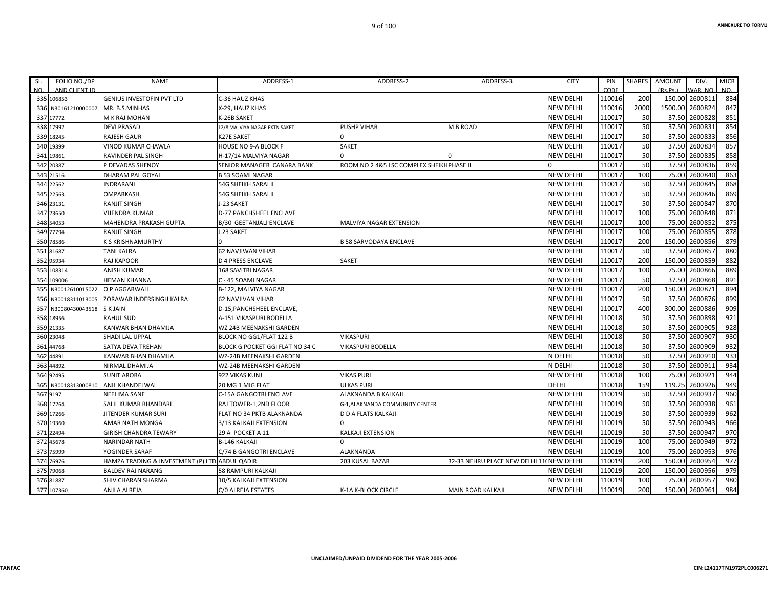ANNEXURE TO FORM1

| SL. NO. | FOLIO NO./DP AND CLIENT ID | NAME | ADDRESS-1 | ADDRESS-2 | ADDRESS-3 | CITY | PIN CODE | SHARES | AMOUNT (Rs.Ps.) | DIV. WAR. NO. | MICR NO. |
|---|---|---|---|---|---|---|---|---|---|---|---|
| 335 | 106853 | GENIUS INVESTOFIN PVT LTD | C-36 HAUZ KHAS | | | NEW DELHI | 110016 | 200 | 150.00 | 2600811 | 834 |
| 336 | IN30161210000007 | MR. B.S.MINHAS | X-29, HAUZ KHAS | | | NEW DELHI | 110016 | 2000 | 1500.00 | 2600824 | 847 |
| 337 | 17772 | M K RAJ MOHAN | K-26B SAKET | | | NEW DELHI | 110017 | 50 | 37.50 | 2600828 | 851 |
| 338 | 17992 | DEVI PRASAD | 12/8 MALVIYA NAGAR EXTN SAKET | PUSHP VIHAR | M B ROAD | NEW DELHI | 110017 | 50 | 37.50 | 2600831 | 854 |
| 339 | 18245 | RAJESH GAUR | K27E SAKET | 0 | | NEW DELHI | 110017 | 50 | 37.50 | 2600833 | 856 |
| 340 | 19399 | VINOD KUMAR CHAWLA | HOUSE NO 9-A BLOCK F | SAKET | | NEW DELHI | 110017 | 50 | 37.50 | 2600834 | 857 |
| 341 | 19861 | RAVINDER PAL SINGH | H-17/14 MALVIYA NAGAR | 0 | 0 | NEW DELHI | 110017 | 50 | 37.50 | 2600835 | 858 |
| 342 | 20387 | P DEVADAS SHENOY | SENIOR MANAGER CANARA BANK | ROOM NO 2 4&5 LSC COMPLEX SHEIKH | PHASE II | 0 | 110017 | 50 | 37.50 | 2600836 | 859 |
| 343 | 21516 | DHARAM PAL GOYAL | B 53 SOAMI NAGAR | | | NEW DELHI | 110017 | 100 | 75.00 | 2600840 | 863 |
| 344 | 22562 | INDRARANI | 54G SHEIKH SARAI II | | | NEW DELHI | 110017 | 50 | 37.50 | 2600845 | 868 |
| 345 | 22563 | OMPARKASH | 54G SHEIKH SARAI II | | | NEW DELHI | 110017 | 50 | 37.50 | 2600846 | 869 |
| 346 | 23131 | RANJIT SINGH | J-23 SAKET | | | NEW DELHI | 110017 | 50 | 37.50 | 2600847 | 870 |
| 347 | 23650 | VIJENDRA KUMAR | D-77 PANCHSHEEL ENCLAVE | | | NEW DELHI | 110017 | 100 | 75.00 | 2600848 | 871 |
| 348 | 54053 | MAHENDRA PRAKASH GUPTA | B/30 GEETANJALI ENCLAVE | MALVIYA NAGAR EXTENSION | | NEW DELHI | 110017 | 100 | 75.00 | 2600852 | 875 |
| 349 | 77794 | RANJIT SINGH | J 23 SAKET | | | NEW DELHI | 110017 | 100 | 75.00 | 2600855 | 878 |
| 350 | 78586 | K S KRISHNAMURTHY | 0 | B 58 SARVODAYA ENCLAVE | | NEW DELHI | 110017 | 200 | 150.00 | 2600856 | 879 |
| 351 | 81687 | TANI KALRA | 62 NAVJIWAN VIHAR | | | NEW DELHI | 110017 | 50 | 37.50 | 2600857 | 880 |
| 352 | 95934 | RAJ KAPOOR | D 4 PRESS ENCLAVE | SAKET | | NEW DELHI | 110017 | 200 | 150.00 | 2600859 | 882 |
| 353 | 108314 | ANISH KUMAR | 168 SAVITRI NAGAR | | | NEW DELHI | 110017 | 100 | 75.00 | 2600866 | 889 |
| 354 | 109006 | HEMAN KHANNA | C - 45 SOAMI NAGAR | | | NEW DELHI | 110017 | 50 | 37.50 | 2600868 | 891 |
| 355 | IN30012610015022 | O P AGGARWALL | B-122, MALVIYA NAGAR | | | NEW DELHI | 110017 | 200 | 150.00 | 2600871 | 894 |
| 356 | IN30018311013005 | ZORAWAR INDERSINGH KALRA | 62 NAVJIVAN VIHAR | | | NEW DELHI | 110017 | 50 | 37.50 | 2600876 | 899 |
| 357 | IN30080430043518 | S K JAIN | D-15,PANCHSHEEL ENCLAVE, | | | NEW DELHI | 110017 | 400 | 300.00 | 2600886 | 909 |
| 358 | 18956 | RAHUL SUD | A-151 VIKASPURI BODELLA | | | NEW DELHI | 110018 | 50 | 37.50 | 2600898 | 921 |
| 359 | 21335 | KANWAR BHAN DHAMIJA | WZ 24B MEENAKSHI GARDEN | | | NEW DELHI | 110018 | 50 | 37.50 | 2600905 | 928 |
| 360 | 23048 | SHADI LAL UPPAL | BLOCK NO GG1/FLAT 122 B | VIKASPURI | | NEW DELHI | 110018 | 50 | 37.50 | 2600907 | 930 |
| 361 | 44768 | SATYA DEVA TREHAN | BLOCK G POCKET GGI FLAT NO 34 C | VIKASPURI BODELLA | | NEW DELHI | 110018 | 50 | 37.50 | 2600909 | 932 |
| 362 | 44891 | KANWAR BHAN DHAMIJA | WZ-24B MEENAKSHI GARDEN | | | N DELHI | 110018 | 50 | 37.50 | 2600910 | 933 |
| 363 | 44892 | NIRMAL DHAMIJA | WZ-24B MEENAKSHI GARDEN | | | N DELHI | 110018 | 50 | 37.50 | 2600911 | 934 |
| 364 | 92495 | SUNIT ARORA | 922 VIKAS KUNJ | VIKAS PURI | | NEW DELHI | 110018 | 100 | 75.00 | 2600921 | 944 |
| 365 | IN30018313000810 | ANIL KHANDELWAL | 20 MG 1 MIG FLAT | ULKAS PURI | | DELHI | 110018 | 159 | 119.25 | 2600926 | 949 |
| 367 | 9197 | NEELIMA SANE | C-15A GANGOTRI ENCLAVE | ALAKNANDA B KALKAJI | | NEW DELHI | 110019 | 50 | 37.50 | 2600937 | 960 |
| 368 | 17264 | SALIL KUMAR BHANDARI | RAJ TOWER-1,2ND FLOOR | G-1,ALAKNANDA COMMUNITY CENTER | | NEW DELHI | 110019 | 50 | 37.50 | 2600938 | 961 |
| 369 | 17266 | JITENDER KUMAR SURI | FLAT NO 34 PKTB ALAKNANDA | D D A FLATS KALKAJI | | NEW DELHI | 110019 | 50 | 37.50 | 2600939 | 962 |
| 370 | 19360 | AMAR NATH MONGA | 3/13 KALKAJI EXTENSION | 0 | | NEW DELHI | 110019 | 50 | 37.50 | 2600943 | 966 |
| 371 | 22494 | GIRISH CHANDRA TEWARY | 29 A POCKET A 11 | KALKAJI EXTENSION | | NEW DELHI | 110019 | 50 | 37.50 | 2600947 | 970 |
| 372 | 45678 | NARINDAR NATH | B-146 KALKAJI | 0 | | NEW DELHI | 110019 | 100 | 75.00 | 2600949 | 972 |
| 373 | 75999 | YOGINDER SARAF | C/74 B GANGOTRI ENCLAVE | ALAKNANDA | | NEW DELHI | 110019 | 100 | 75.00 | 2600953 | 976 |
| 374 | 76976 | HAMZA TRADING & INVESTMENT (P) LTD | ABDUL QADIR | 203 KUSAL BAZAR | 32-33 NEHRU PLACE NEW DELHI 11 | NEW DELHI | 110019 | 200 | 150.00 | 2600954 | 977 |
| 375 | 79068 | BALDEV RAJ NARANG | 58 RAMPURI KALKAJI | | | NEW DELHI | 110019 | 200 | 150.00 | 2600956 | 979 |
| 376 | 81887 | SHIV CHARAN SHARMA | 10/5 KALKAJI EXTENSION | | | NEW DELHI | 110019 | 100 | 75.00 | 2600957 | 980 |
| 377 | 107360 | ANJLA ALREJA | C/0 ALREJA ESTATES | K-1A K-BLOCK CIRCLE | MAIN ROAD KALKAJI | NEW DELHI | 110019 | 200 | 150.00 | 2600961 | 984 |

UNCLAIMED/UNPAID DIVIDEND FOR THE YEAR 2005-2006

TANFAC

CIN:L24117TN1972PLC006271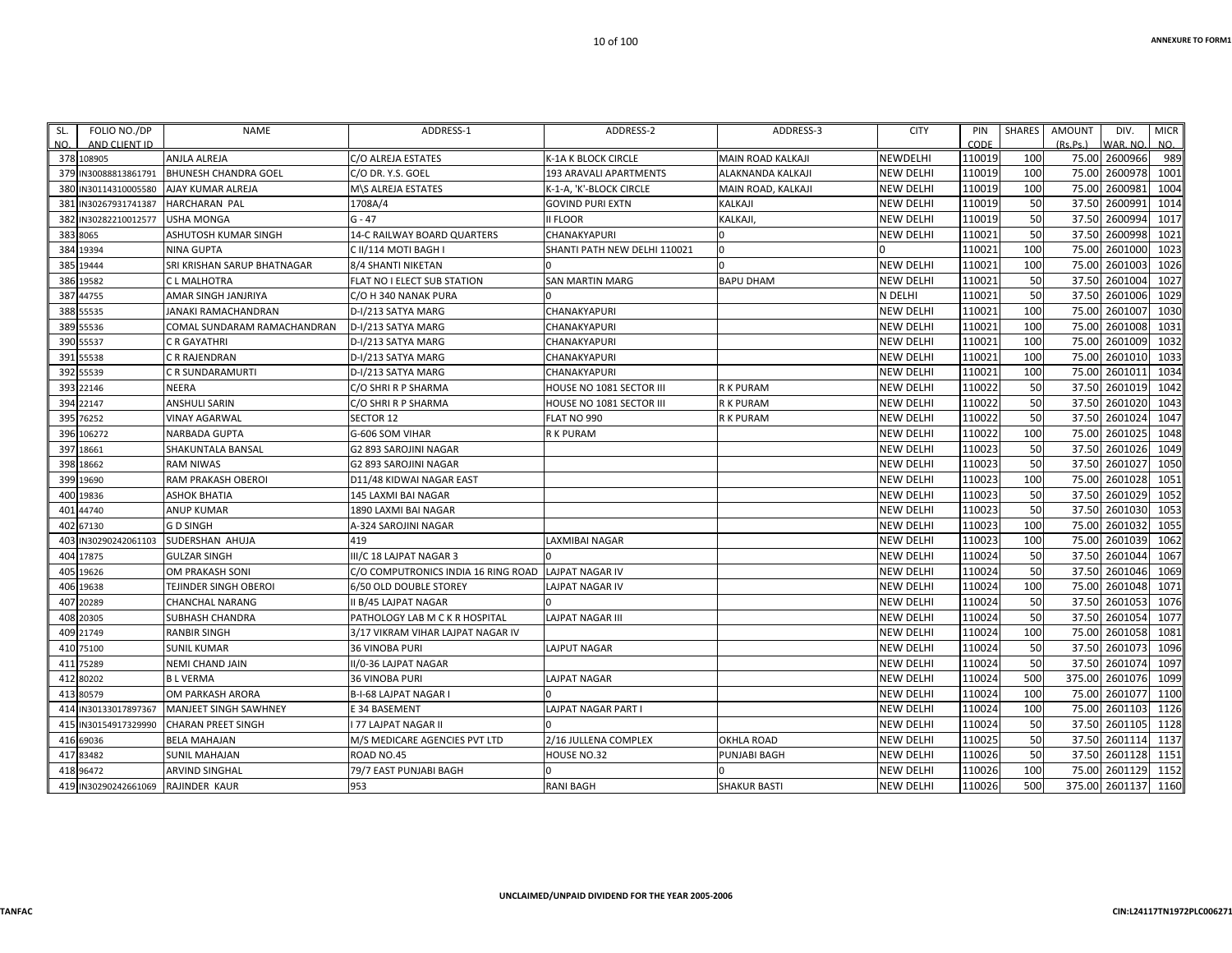| SL. NO. | FOLIO NO./DP AND CLIENT ID | NAME | ADDRESS-1 | ADDRESS-2 | ADDRESS-3 | CITY | PIN CODE | SHARES | AMOUNT (Rs.Ps.) | DIV. WAR. NO. | MICR NO. |
|---|---|---|---|---|---|---|---|---|---|---|---|
| 378 | 108905 | ANJLA ALREJA | C/O ALREJA ESTATES | K-1A K BLOCK CIRCLE | MAIN ROAD KALKAJI | NEWDELHI | 110019 | 100 | 75.00 | 2600966 | 989 |
| 379 | IN30088813861791 | BHUNESH CHANDRA GOEL | C/O DR. Y.S. GOEL | 193 ARAVALI APARTMENTS | ALAKNANDA KALKAJI | NEW DELHI | 110019 | 100 | 75.00 | 2600978 | 1001 |
| 380 | IN30114310005580 | AJAY KUMAR ALREJA | M\S ALREJA ESTATES | K-1-A, 'K'-BLOCK CIRCLE | MAIN ROAD, KALKAJI | NEW DELHI | 110019 | 100 | 75.00 | 2600981 | 1004 |
| 381 | IN30267931741387 | HARCHARAN PAL | 1708A/4 | GOVIND PURI EXTN | KALKAJI | NEW DELHI | 110019 | 50 | 37.50 | 2600991 | 1014 |
| 382 | IN30282210012577 | USHA MONGA | G - 47 | II FLOOR | KALKAJI, | NEW DELHI | 110019 | 50 | 37.50 | 2600994 | 1017 |
| 383 | 8065 | ASHUTOSH KUMAR SINGH | 14-C RAILWAY BOARD QUARTERS | CHANAKYAPURI | 0 | NEW DELHI | 110021 | 50 | 37.50 | 2600998 | 1021 |
| 384 | 19394 | NINA GUPTA | C II/114 MOTI BAGH I | SHANTI PATH NEW DELHI 110021 | 0 | 0 | 110021 | 100 | 75.00 | 2601000 | 1023 |
| 385 | 19444 | SRI KRISHAN SARUP BHATNAGAR | 8/4 SHANTI NIKETAN | 0 | 0 | NEW DELHI | 110021 | 100 | 75.00 | 2601003 | 1026 |
| 386 | 19582 | C L MALHOTRA | FLAT NO I ELECT SUB STATION | SAN MARTIN MARG | BAPU DHAM | NEW DELHI | 110021 | 50 | 37.50 | 2601004 | 1027 |
| 387 | 44755 | AMAR SINGH JANJRIYA | C/O H 340 NANAK PURA | 0 | | N DELHI | 110021 | 50 | 37.50 | 2601006 | 1029 |
| 388 | 55535 | JANAKI RAMACHANDRAN | D-I/213 SATYA MARG | CHANAKYAPURI | | NEW DELHI | 110021 | 100 | 75.00 | 2601007 | 1030 |
| 389 | 55536 | COMAL SUNDARAM RAMACHANDRAN | D-I/213 SATYA MARG | CHANAKYAPURI | | NEW DELHI | 110021 | 100 | 75.00 | 2601008 | 1031 |
| 390 | 55537 | C R GAYATHRI | D-I/213 SATYA MARG | CHANAKYAPURI | | NEW DELHI | 110021 | 100 | 75.00 | 2601009 | 1032 |
| 391 | 55538 | C R RAJENDRAN | D-I/213 SATYA MARG | CHANAKYAPURI | | NEW DELHI | 110021 | 100 | 75.00 | 2601010 | 1033 |
| 392 | 55539 | C R SUNDARAMURTI | D-I/213 SATYA MARG | CHANAKYAPURI | | NEW DELHI | 110021 | 100 | 75.00 | 2601011 | 1034 |
| 393 | 22146 | NEERA | C/O SHRI R P SHARMA | HOUSE NO 1081 SECTOR III | R K PURAM | NEW DELHI | 110022 | 50 | 37.50 | 2601019 | 1042 |
| 394 | 22147 | ANSHULI SARIN | C/O SHRI R P SHARMA | HOUSE NO 1081 SECTOR III | R K PURAM | NEW DELHI | 110022 | 50 | 37.50 | 2601020 | 1043 |
| 395 | 76252 | VINAY AGARWAL | SECTOR 12 | FLAT NO 990 | R K PURAM | NEW DELHI | 110022 | 50 | 37.50 | 2601024 | 1047 |
| 396 | 106272 | NARBADA GUPTA | G-606 SOM VIHAR | R K PURAM | | NEW DELHI | 110022 | 100 | 75.00 | 2601025 | 1048 |
| 397 | 18661 | SHAKUNTALA BANSAL | G2 893 SAROJINI NAGAR | | | NEW DELHI | 110023 | 50 | 37.50 | 2601026 | 1049 |
| 398 | 18662 | RAM NIWAS | G2 893 SAROJINI NAGAR | | | NEW DELHI | 110023 | 50 | 37.50 | 2601027 | 1050 |
| 399 | 19690 | RAM PRAKASH OBEROI | D11/48 KIDWAI NAGAR EAST | | | NEW DELHI | 110023 | 100 | 75.00 | 2601028 | 1051 |
| 400 | 19836 | ASHOK BHATIA | 145 LAXMI BAI NAGAR | | | NEW DELHI | 110023 | 50 | 37.50 | 2601029 | 1052 |
| 401 | 44740 | ANUP KUMAR | 1890 LAXMI BAI NAGAR | | | NEW DELHI | 110023 | 50 | 37.50 | 2601030 | 1053 |
| 402 | 67130 | G D SINGH | A-324 SAROJINI NAGAR | | | NEW DELHI | 110023 | 100 | 75.00 | 2601032 | 1055 |
| 403 | IN30290242061103 | SUDERSHAN AHUJA | 419 | LAXMIBAI NAGAR | | NEW DELHI | 110023 | 100 | 75.00 | 2601039 | 1062 |
| 404 | 17875 | GULZAR SINGH | III/C 18 LAJPAT NAGAR 3 | 0 | | NEW DELHI | 110024 | 50 | 37.50 | 2601044 | 1067 |
| 405 | 19626 | OM PRAKASH SONI | C/O COMPUTRONICS INDIA 16 RING ROAD | LAJPAT NAGAR IV | | NEW DELHI | 110024 | 50 | 37.50 | 2601046 | 1069 |
| 406 | 19638 | TEJINDER SINGH OBEROI | 6/50 OLD DOUBLE STOREY | LAJPAT NAGAR IV | | NEW DELHI | 110024 | 100 | 75.00 | 2601048 | 1071 |
| 407 | 20289 | CHANCHAL NARANG | II B/45 LAJPAT NAGAR | 0 | | NEW DELHI | 110024 | 50 | 37.50 | 2601053 | 1076 |
| 408 | 20305 | SUBHASH CHANDRA | PATHOLOGY LAB M C K R HOSPITAL | LAJPAT NAGAR III | | NEW DELHI | 110024 | 50 | 37.50 | 2601054 | 1077 |
| 409 | 21749 | RANBIR SINGH | 3/17 VIKRAM VIHAR LAJPAT NAGAR IV | | | NEW DELHI | 110024 | 100 | 75.00 | 2601058 | 1081 |
| 410 | 75100 | SUNIL KUMAR | 36 VINOBA PURI | LAJPUT NAGAR | | NEW DELHI | 110024 | 50 | 37.50 | 2601073 | 1096 |
| 411 | 75289 | NEMI CHAND JAIN | II/0-36 LAJPAT NAGAR | | | NEW DELHI | 110024 | 50 | 37.50 | 2601074 | 1097 |
| 412 | 80202 | B L VERMA | 36 VINOBA PURI | LAJPAT NAGAR | | NEW DELHI | 110024 | 500 | 375.00 | 2601076 | 1099 |
| 413 | 80579 | OM PARKASH ARORA | B-I-68 LAJPAT NAGAR I | 0 | | NEW DELHI | 110024 | 100 | 75.00 | 2601077 | 1100 |
| 414 | IN30133017897367 | MANJEET SINGH SAWHNEY | E 34 BASEMENT | LAJPAT NAGAR PART I | | NEW DELHI | 110024 | 100 | 75.00 | 2601103 | 1126 |
| 415 | IN30154917329990 | CHARAN PREET SINGH | I 77 LAJPAT NAGAR II | 0 | | NEW DELHI | 110024 | 50 | 37.50 | 2601105 | 1128 |
| 416 | 69036 | BELA MAHAJAN | M/S MEDICARE AGENCIES PVT LTD | 2/16 JULLENA COMPLEX | OKHLA ROAD | NEW DELHI | 110025 | 50 | 37.50 | 2601114 | 1137 |
| 417 | 83482 | SUNIL MAHAJAN | ROAD NO.45 | HOUSE NO.32 | PUNJABI BAGH | NEW DELHI | 110026 | 50 | 37.50 | 2601128 | 1151 |
| 418 | 96472 | ARVIND SINGHAL | 79/7 EAST PUNJABI BAGH | 0 | 0 | NEW DELHI | 110026 | 100 | 75.00 | 2601129 | 1152 |
| 419 | IN30290242661069 | RAJINDER KAUR | 953 | RANI BAGH | SHAKUR BASTI | NEW DELHI | 110026 | 500 | 375.00 | 2601137 | 1160 |

UNCLAIMED/UNPAID DIVIDEND FOR THE YEAR 2005-2006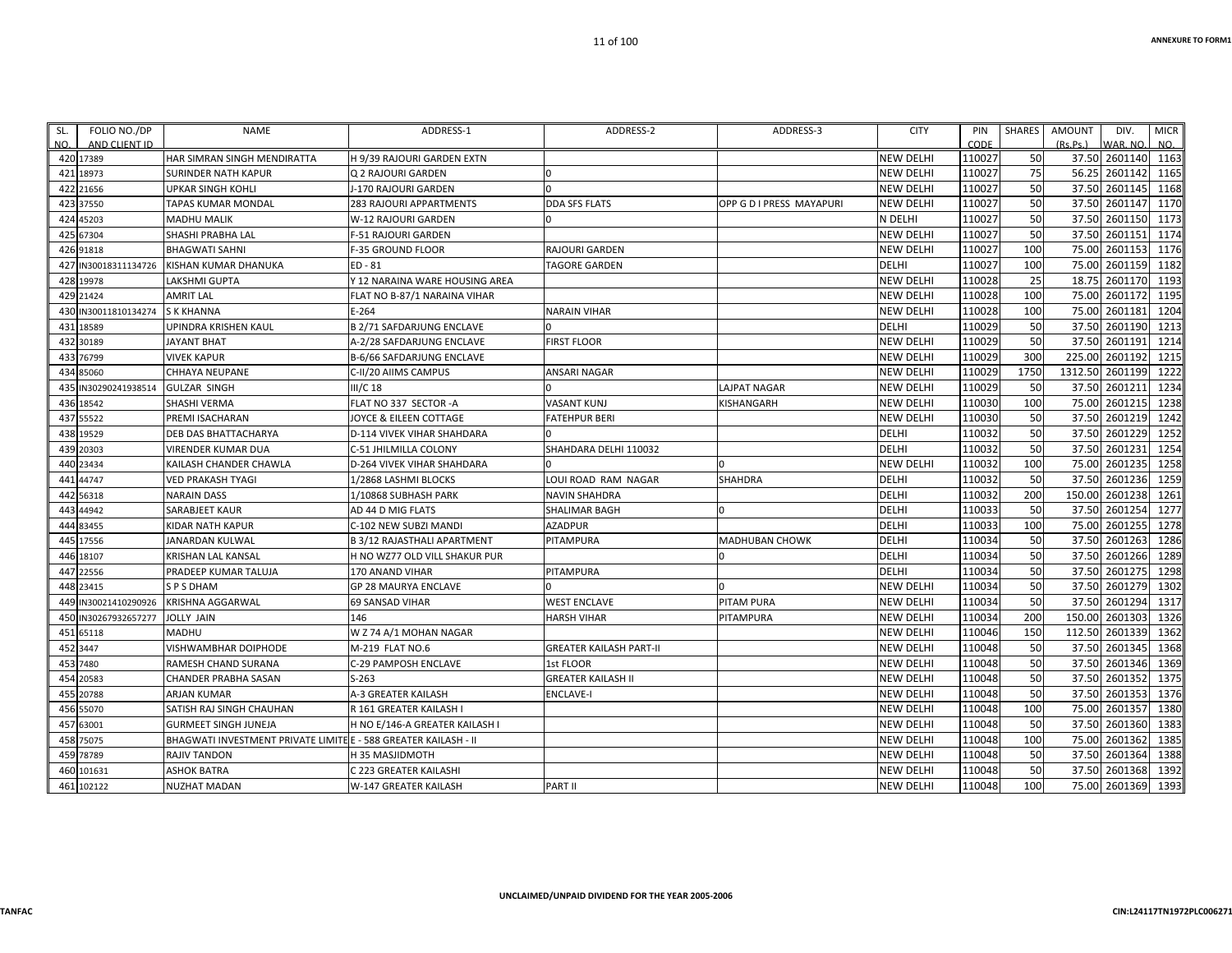| SL. NO. | FOLIO NO./DP AND CLIENT ID | NAME | ADDRESS-1 | ADDRESS-2 | ADDRESS-3 | CITY | PIN CODE | SHARES | AMOUNT (Rs.Ps.) | DIV. WAR. NO. | MICR NO. |
|---|---|---|---|---|---|---|---|---|---|---|---|
| 420 | 17389 | HAR SIMRAN SINGH MENDIRATTA | H 9/39 RAJOURI GARDEN EXTN | | | NEW DELHI | 110027 | 50 | 37.50 | 2601140 | 1163 |
| 421 | 18973 | SURINDER NATH KAPUR | Q 2 RAJOURI GARDEN | 0 | | NEW DELHI | 110027 | 75 | 56.25 | 2601142 | 1165 |
| 422 | 21656 | UPKAR SINGH KOHLI | J-170 RAJOURI GARDEN | 0 | | NEW DELHI | 110027 | 50 | 37.50 | 2601145 | 1168 |
| 423 | 37550 | TAPAS KUMAR MONDAL | 283 RAJOURI APPARTMENTS | DDA SFS FLATS | OPP G D I PRESS MAYAPURI | NEW DELHI | 110027 | 50 | 37.50 | 2601147 | 1170 |
| 424 | 45203 | MADHU MALIK | W-12 RAJOURI GARDEN | 0 | | N DELHI | 110027 | 50 | 37.50 | 2601150 | 1173 |
| 425 | 67304 | SHASHI PRABHA LAL | F-51 RAJOURI GARDEN | | | NEW DELHI | 110027 | 50 | 37.50 | 2601151 | 1174 |
| 426 | 91818 | BHAGWATI SAHNI | F-35 GROUND FLOOR | RAJOURI GARDEN | | NEW DELHI | 110027 | 100 | 75.00 | 2601153 | 1176 |
| 427 | IN30018311134726 | KISHAN KUMAR DHANUKA | ED - 81 | TAGORE GARDEN | | DELHI | 110027 | 100 | 75.00 | 2601159 | 1182 |
| 428 | 19978 | LAKSHMI GUPTA | Y 12 NARAINA WARE HOUSING AREA | | | NEW DELHI | 110028 | 25 | 18.75 | 2601170 | 1193 |
| 429 | 21424 | AMRIT LAL | FLAT NO B-87/1 NARAINA VIHAR | | | NEW DELHI | 110028 | 100 | 75.00 | 2601172 | 1195 |
| 430 | IN30011810134274 | S K KHANNA | E-264 | NARAIN VIHAR | | NEW DELHI | 110028 | 100 | 75.00 | 2601181 | 1204 |
| 431 | 18589 | UPINDRA KRISHEN KAUL | B 2/71 SAFDARJUNG ENCLAVE | 0 | | DELHI | 110029 | 50 | 37.50 | 2601190 | 1213 |
| 432 | 30189 | JAYANT BHAT | A-2/28 SAFDARJUNG ENCLAVE | FIRST FLOOR | | NEW DELHI | 110029 | 50 | 37.50 | 2601191 | 1214 |
| 433 | 76799 | VIVEK KAPUR | B-6/66 SAFDARJUNG ENCLAVE | | | NEW DELHI | 110029 | 300 | 225.00 | 2601192 | 1215 |
| 434 | 85060 | CHHAYA NEUPANE | C-II/20 AIIMS CAMPUS | ANSARI NAGAR | | NEW DELHI | 110029 | 1750 | 1312.50 | 2601199 | 1222 |
| 435 | IN30290241938514 | GULZAR SINGH | III/C 18 | 0 | LAJPAT NAGAR | NEW DELHI | 110029 | 50 | 37.50 | 2601211 | 1234 |
| 436 | 18542 | SHASHI VERMA | FLAT NO 337 SECTOR -A | VASANT KUNJ | KISHANGARH | NEW DELHI | 110030 | 100 | 75.00 | 2601215 | 1238 |
| 437 | 55522 | PREMI ISACHARAN | JOYCE & EILEEN COTTAGE | FATEHPUR BERI | | NEW DELHI | 110030 | 50 | 37.50 | 2601219 | 1242 |
| 438 | 19529 | DEB DAS BHATTACHARYA | D-114 VIVEK VIHAR SHAHDARA | 0 | | DELHI | 110032 | 50 | 37.50 | 2601229 | 1252 |
| 439 | 20303 | VIRENDER KUMAR DUA | C-51 JHILMILLA COLONY | SHAHDARA DELHI 110032 | | DELHI | 110032 | 50 | 37.50 | 2601231 | 1254 |
| 440 | 23434 | KAILASH CHANDER CHAWLA | D-264 VIVEK VIHAR SHAHDARA | 0 | 0 | NEW DELHI | 110032 | 100 | 75.00 | 2601235 | 1258 |
| 441 | 44747 | VED PRAKASH TYAGI | 1/2868 LASHMI BLOCKS | LOUI ROAD RAM NAGAR | SHAHDRA | DELHI | 110032 | 50 | 37.50 | 2601236 | 1259 |
| 442 | 56318 | NARAIN DASS | 1/10868 SUBHASH PARK | NAVIN SHAHDRA | | DELHI | 110032 | 200 | 150.00 | 2601238 | 1261 |
| 443 | 44942 | SARABJEET KAUR | AD 44 D MIG FLATS | SHALIMAR BAGH | 0 | DELHI | 110033 | 50 | 37.50 | 2601254 | 1277 |
| 444 | 83455 | KIDAR NATH KAPUR | C-102 NEW SUBZI MANDI | AZADPUR | | DELHI | 110033 | 100 | 75.00 | 2601255 | 1278 |
| 445 | 17556 | JANARDAN KULWAL | B 3/12 RAJASTHALI APARTMENT | PITAMPURA | MADHUBAN CHOWK | DELHI | 110034 | 50 | 37.50 | 2601263 | 1286 |
| 446 | 18107 | KRISHAN LAL KANSAL | H NO WZ77 OLD VILL SHAKUR PUR | | 0 | DELHI | 110034 | 50 | 37.50 | 2601266 | 1289 |
| 447 | 22556 | PRADEEP KUMAR TALUJA | 170 ANAND VIHAR | PITAMPURA | | DELHI | 110034 | 50 | 37.50 | 2601275 | 1298 |
| 448 | 23415 | S P S DHAM | GP 28 MAURYA ENCLAVE | 0 | 0 | NEW DELHI | 110034 | 50 | 37.50 | 2601279 | 1302 |
| 449 | IN30021410290926 | KRISHNA AGGARWAL | 69 SANSAD VIHAR | WEST ENCLAVE | PITAM PURA | NEW DELHI | 110034 | 50 | 37.50 | 2601294 | 1317 |
| 450 | IN30267932657277 | JOLLY JAIN | 146 | HARSH VIHAR | PITAMPURA | NEW DELHI | 110034 | 200 | 150.00 | 2601303 | 1326 |
| 451 | 65118 | MADHU | W Z 74 A/1 MOHAN NAGAR | | | NEW DELHI | 110046 | 150 | 112.50 | 2601339 | 1362 |
| 452 | 3447 | VISHWAMBHAR DOIPHODE | M-219 FLAT NO.6 | GREATER KAILASH PART-II | | NEW DELHI | 110048 | 50 | 37.50 | 2601345 | 1368 |
| 453 | 7480 | RAMESH CHAND SURANA | C-29 PAMPOSH ENCLAVE | 1st FLOOR | | NEW DELHI | 110048 | 50 | 37.50 | 2601346 | 1369 |
| 454 | 20583 | CHANDER PRABHA SASAN | S-263 | GREATER KAILASH II | | NEW DELHI | 110048 | 50 | 37.50 | 2601352 | 1375 |
| 455 | 20788 | ARJAN KUMAR | A-3 GREATER KAILASH | ENCLAVE-I | | NEW DELHI | 110048 | 50 | 37.50 | 2601353 | 1376 |
| 456 | 55070 | SATISH RAJ SINGH CHAUHAN | R 161 GREATER KAILASH I | | | NEW DELHI | 110048 | 100 | 75.00 | 2601357 | 1380 |
| 457 | 63001 | GURMEET SINGH JUNEJA | H NO E/146-A GREATER KAILASH I | | | NEW DELHI | 110048 | 50 | 37.50 | 2601360 | 1383 |
| 458 | 75075 | BHAGWATI INVESTMENT PRIVATE LIMITE | E - 588 GREATER KAILASH - II | | | NEW DELHI | 110048 | 100 | 75.00 | 2601362 | 1385 |
| 459 | 78789 | RAJIV TANDON | H 35 MASJIDMOTH | | | NEW DELHI | 110048 | 50 | 37.50 | 2601364 | 1388 |
| 460 | 101631 | ASHOK BATRA | C 223 GREATER KAILASHI | | | NEW DELHI | 110048 | 50 | 37.50 | 2601368 | 1392 |
| 461 | 102122 | NUZHAT MADAN | W-147 GREATER KAILASH | PART II | | NEW DELHI | 110048 | 100 | 75.00 | 2601369 | 1393 |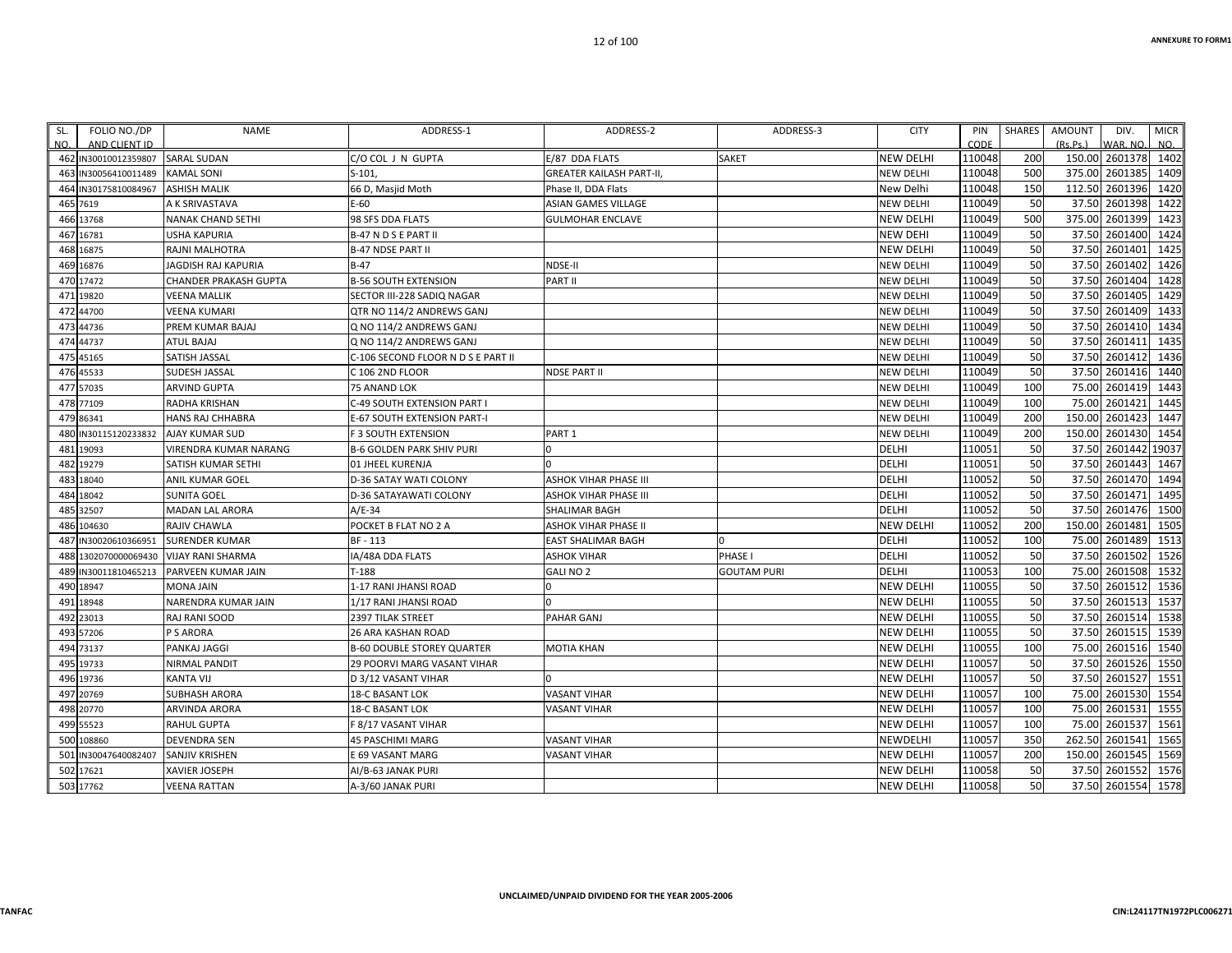ANNEXURE TO FORM1

| SL. NO. | FOLIO NO./DP AND CLIENT ID | NAME | ADDRESS-1 | ADDRESS-2 | ADDRESS-3 | CITY | PIN CODE | SHARES | AMOUNT (Rs.Ps.) | DIV. WAR. NO. | MICR NO. |
|---|---|---|---|---|---|---|---|---|---|---|---|
| 462 | IN30010012359807 | SARAL SUDAN | C/O COL J N GUPTA | E/87 DDA FLATS | SAKET | NEW DELHI | 110048 | 200 | 150.00 | 2601378 | 1402 |
| 463 | IN30056410011489 | KAMAL SONI | S-101, | GREATER KAILASH PART-II, | | NEW DELHI | 110048 | 500 | 375.00 | 2601385 | 1409 |
| 464 | IN30175810084967 | ASHISH MALIK | 66 D, Masjid Moth | Phase II, DDA Flats | | New Delhi | 110048 | 150 | 112.50 | 2601396 | 1420 |
| 465 | 7619 | A K SRIVASTAVA | E-60 | ASIAN GAMES VILLAGE | | NEW DELHI | 110049 | 50 | 37.50 | 2601398 | 1422 |
| 466 | 13768 | NANAK CHAND SETHI | 98 SFS DDA FLATS | GULMOHAR ENCLAVE | | NEW DELHI | 110049 | 500 | 375.00 | 2601399 | 1423 |
| 467 | 16781 | USHA KAPURIA | B-47 N D S E PART II | | | NEW DEHI | 110049 | 50 | 37.50 | 2601400 | 1424 |
| 468 | 16875 | RAJNI MALHOTRA | B-47 NDSE PART II | | | NEW DELHI | 110049 | 50 | 37.50 | 2601401 | 1425 |
| 469 | 16876 | JAGDISH RAJ KAPURIA | B-47 | NDSE-II | | NEW DELHI | 110049 | 50 | 37.50 | 2601402 | 1426 |
| 470 | 17472 | CHANDER PRAKASH GUPTA | B-56 SOUTH EXTENSION | PART II | | NEW DELHI | 110049 | 50 | 37.50 | 2601404 | 1428 |
| 471 | 19820 | VEENA MALLIK | SECTOR III-228 SADIQ NAGAR | | | NEW DELHI | 110049 | 50 | 37.50 | 2601405 | 1429 |
| 472 | 44700 | VEENA KUMARI | QTR NO 114/2 ANDREWS GANJ | | | NEW DELHI | 110049 | 50 | 37.50 | 2601409 | 1433 |
| 473 | 44736 | PREM KUMAR BAJAJ | Q NO 114/2 ANDREWS GANJ | | | NEW DELHI | 110049 | 50 | 37.50 | 2601410 | 1434 |
| 474 | 44737 | ATUL BAJAJ | Q NO 114/2 ANDREWS GANJ | | | NEW DELHI | 110049 | 50 | 37.50 | 2601411 | 1435 |
| 475 | 45165 | SATISH JASSAL | C-106 SECOND FLOOR N D S E PART II | | | NEW DELHI | 110049 | 50 | 37.50 | 2601412 | 1436 |
| 476 | 45533 | SUDESH JASSAL | C 106 2ND FLOOR | NDSE PART II | | NEW DELHI | 110049 | 50 | 37.50 | 2601416 | 1440 |
| 477 | 57035 | ARVIND GUPTA | 75 ANAND LOK | | | NEW DELHI | 110049 | 100 | 75.00 | 2601419 | 1443 |
| 478 | 77109 | RADHA KRISHAN | C-49 SOUTH EXTENSION PART I | | | NEW DELHI | 110049 | 100 | 75.00 | 2601421 | 1445 |
| 479 | 86341 | HANS RAJ CHHABRA | E-67 SOUTH EXTENSION PART-I | | | NEW DELHI | 110049 | 200 | 150.00 | 2601423 | 1447 |
| 480 | IN30115120233832 | AJAY KUMAR SUD | F 3 SOUTH EXTENSION | PART 1 | | NEW DELHI | 110049 | 200 | 150.00 | 2601430 | 1454 |
| 481 | 19093 | VIRENDRA KUMAR NARANG | B-6 GOLDEN PARK SHIV PURI | 0 | | DELHI | 110051 | 50 | 37.50 | 2601442 | 19037 |
| 482 | 19279 | SATISH KUMAR SETHI | 01 JHEEL KURENJA | 0 | | DELHI | 110051 | 50 | 37.50 | 2601443 | 1467 |
| 483 | 18040 | ANIL KUMAR GOEL | D-36 SATAY WATI COLONY | ASHOK VIHAR PHASE III | | DELHI | 110052 | 50 | 37.50 | 2601470 | 1494 |
| 484 | 18042 | SUNITA GOEL | D-36 SATAYAWATI COLONY | ASHOK VIHAR PHASE III | | DELHI | 110052 | 50 | 37.50 | 2601471 | 1495 |
| 485 | 32507 | MADAN LAL ARORA | A/E-34 | SHALIMAR BAGH | | DELHI | 110052 | 50 | 37.50 | 2601476 | 1500 |
| 486 | 104630 | RAJIV CHAWLA | POCKET B FLAT NO 2 A | ASHOK VIHAR PHASE II | | NEW DELHI | 110052 | 200 | 150.00 | 2601481 | 1505 |
| 487 | IN30020610366951 | SURENDER KUMAR | BF - 113 | EAST SHALIMAR BAGH | 0 | DELHI | 110052 | 100 | 75.00 | 2601489 | 1513 |
| 488 | 1302070000069430 | VIJAY RANI SHARMA | IA/48A DDA FLATS | ASHOK VIHAR | PHASE I | DELHI | 110052 | 50 | 37.50 | 2601502 | 1526 |
| 489 | IN30011810465213 | PARVEEN KUMAR JAIN | T-188 | GALI NO 2 | GOUTAM PURI | DELHI | 110053 | 100 | 75.00 | 2601508 | 1532 |
| 490 | 18947 | MONA JAIN | 1-17 RANI JHANSI ROAD | 0 | | NEW DELHI | 110055 | 50 | 37.50 | 2601512 | 1536 |
| 491 | 18948 | NARENDRA KUMAR JAIN | 1/17 RANI JHANSI ROAD | 0 | | NEW DELHI | 110055 | 50 | 37.50 | 2601513 | 1537 |
| 492 | 23013 | RAJ RANI SOOD | 2397 TILAK STREET | PAHAR GANJ | | NEW DELHI | 110055 | 50 | 37.50 | 2601514 | 1538 |
| 493 | 57206 | P S ARORA | 26 ARA KASHAN ROAD | | | NEW DELHI | 110055 | 50 | 37.50 | 2601515 | 1539 |
| 494 | 73137 | PANKAJ JAGGI | B-60 DOUBLE STOREY QUARTER | MOTIA KHAN | | NEW DELHI | 110055 | 100 | 75.00 | 2601516 | 1540 |
| 495 | 19733 | NIRMAL PANDIT | 29 POORVI MARG VASANT VIHAR | | | NEW DELHI | 110057 | 50 | 37.50 | 2601526 | 1550 |
| 496 | 19736 | KANTA VIJ | D 3/12 VASANT VIHAR | 0 | | NEW DELHI | 110057 | 50 | 37.50 | 2601527 | 1551 |
| 497 | 20769 | SUBHASH ARORA | 18-C BASANT LOK | VASANT VIHAR | | NEW DELHI | 110057 | 100 | 75.00 | 2601530 | 1554 |
| 498 | 20770 | ARVINDA ARORA | 18-C BASANT LOK | VASANT VIHAR | | NEW DELHI | 110057 | 100 | 75.00 | 2601531 | 1555 |
| 499 | 55523 | RAHUL GUPTA | F 8/17 VASANT VIHAR | | | NEW DELHI | 110057 | 100 | 75.00 | 2601537 | 1561 |
| 500 | 108860 | DEVENDRA SEN | 45 PASCHIMI MARG | VASANT VIHAR | | NEWDELHI | 110057 | 350 | 262.50 | 2601541 | 1565 |
| 501 | IN30047640082407 | SANJIV KRISHEN | E 69 VASANT MARG | VASANT VIHAR | | NEW DELHI | 110057 | 200 | 150.00 | 2601545 | 1569 |
| 502 | 17621 | XAVIER JOSEPH | AI/B-63 JANAK PURI | | | NEW DELHI | 110058 | 50 | 37.50 | 2601552 | 1576 |
| 503 | 17762 | VEENA RATTAN | A-3/60 JANAK PURI | | | NEW DELHI | 110058 | 50 | 37.50 | 2601554 | 1578 |

UNCLAIMED/UNPAID DIVIDEND FOR THE YEAR 2005-2006

TANFAC

CIN:L24117TN1972PLC006271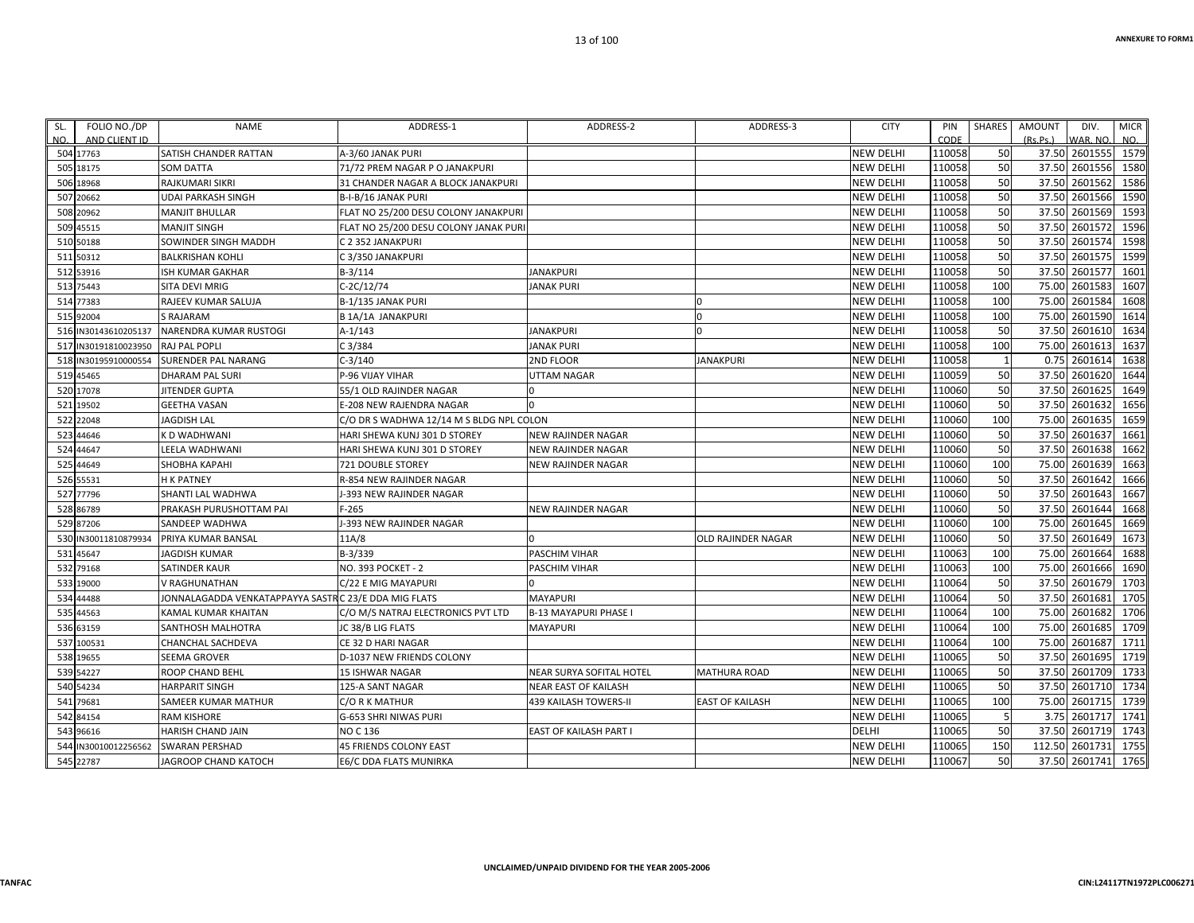| SL. NO. | FOLIO NO./DP AND CLIENT ID | NAME | ADDRESS-1 | ADDRESS-2 | ADDRESS-3 | CITY | PIN CODE | SHARES | AMOUNT (Rs.Ps.) | DIV. WAR. NO. | MICR NO. |
|---|---|---|---|---|---|---|---|---|---|---|---|
| 504 | 17763 | SATISH CHANDER RATTAN | A-3/60 JANAK PURI | | | NEW DELHI | 110058 | 50 | 37.50 | 2601555 | 1579 |
| 505 | 18175 | SOM DATTA | 71/72 PREM NAGAR P O JANAKPURI | | | NEW DELHI | 110058 | 50 | 37.50 | 2601556 | 1580 |
| 506 | 18968 | RAJKUMARI SIKRI | 31 CHANDER NAGAR A BLOCK JANAKPURI | | | NEW DELHI | 110058 | 50 | 37.50 | 2601562 | 1586 |
| 507 | 20662 | UDAI PARKASH SINGH | B-I-B/16 JANAK PURI | | | NEW DELHI | 110058 | 50 | 37.50 | 2601566 | 1590 |
| 508 | 20962 | MANJIT BHULLAR | FLAT NO 25/200 DESU COLONY JANAKPURI | | | NEW DELHI | 110058 | 50 | 37.50 | 2601569 | 1593 |
| 509 | 45515 | MANJIT SINGH | FLAT NO 25/200 DESU COLONY JANAK PURI | | | NEW DELHI | 110058 | 50 | 37.50 | 2601572 | 1596 |
| 510 | 50188 | SOWINDER SINGH MADDH | C 2 352 JANAKPURI | | | NEW DELHI | 110058 | 50 | 37.50 | 2601574 | 1598 |
| 511 | 50312 | BALKRISHAN KOHLI | C 3/350 JANAKPURI | | | NEW DELHI | 110058 | 50 | 37.50 | 2601575 | 1599 |
| 512 | 53916 | ISH KUMAR GAKHAR | B-3/114 | JANAKPURI | | NEW DELHI | 110058 | 50 | 37.50 | 2601577 | 1601 |
| 513 | 75443 | SITA DEVI MRIG | C-2C/12/74 | JANAK PURI | | NEW DELHI | 110058 | 100 | 75.00 | 2601583 | 1607 |
| 514 | 77383 | RAJEEV KUMAR SALUJA | B-1/135 JANAK PURI | | 0 | NEW DELHI | 110058 | 100 | 75.00 | 2601584 | 1608 |
| 515 | 92004 | S RAJARAM | B 1A/1A JANAKPURI | | 0 | NEW DELHI | 110058 | 100 | 75.00 | 2601590 | 1614 |
| 516 | IN30143610205137 | NARENDRA KUMAR RUSTOGI | A-1/143 | JANAKPURI | 0 | NEW DELHI | 110058 | 50 | 37.50 | 2601610 | 1634 |
| 517 | IN30191810023950 | RAJ PAL POPLI | C 3/384 | JANAK PURI | | NEW DELHI | 110058 | 100 | 75.00 | 2601613 | 1637 |
| 518 | IN30195910000554 | SURENDER PAL NARANG | C-3/140 | 2ND FLOOR | JANAKPURI | NEW DELHI | 110058 | 1 | 0.75 | 2601614 | 1638 |
| 519 | 45465 | DHARAM PAL SURI | P-96 VIJAY VIHAR | UTTAM NAGAR | | NEW DELHI | 110059 | 50 | 37.50 | 2601620 | 1644 |
| 520 | 17078 | JITENDER GUPTA | 55/1 OLD RAJINDER NAGAR | 0 | | NEW DELHI | 110060 | 50 | 37.50 | 2601625 | 1649 |
| 521 | 19502 | GEETHA VASAN | E-208 NEW RAJENDRA NAGAR | 0 | | NEW DELHI | 110060 | 50 | 37.50 | 2601632 | 1656 |
| 522 | 22048 | JAGDISH LAL | C/O DR S WADHWA 12/14 M S BLDG NPL COLON | | | NEW DELHI | 110060 | 100 | 75.00 | 2601635 | 1659 |
| 523 | 44646 | K D WADHWANI | HARI SHEWA KUNJ 301 D STOREY | NEW RAJINDER NAGAR | | NEW DELHI | 110060 | 50 | 37.50 | 2601637 | 1661 |
| 524 | 44647 | LEELA WADHWANI | HARI SHEWA KUNJ 301 D STOREY | NEW RAJINDER NAGAR | | NEW DELHI | 110060 | 50 | 37.50 | 2601638 | 1662 |
| 525 | 44649 | SHOBHA KAPAHI | 721 DOUBLE STOREY | NEW RAJINDER NAGAR | | NEW DELHI | 110060 | 100 | 75.00 | 2601639 | 1663 |
| 526 | 55531 | H K PATNEY | R-854 NEW RAJINDER NAGAR | | | NEW DELHI | 110060 | 50 | 37.50 | 2601642 | 1666 |
| 527 | 77796 | SHANTI LAL WADHWA | J-393 NEW RAJINDER NAGAR | | | NEW DELHI | 110060 | 50 | 37.50 | 2601643 | 1667 |
| 528 | 86789 | PRAKASH PURUSHOTTAM PAI | F-265 | NEW RAJINDER NAGAR | | NEW DELHI | 110060 | 50 | 37.50 | 2601644 | 1668 |
| 529 | 87206 | SANDEEP WADHWA | J-393 NEW RAJINDER NAGAR | | | NEW DELHI | 110060 | 100 | 75.00 | 2601645 | 1669 |
| 530 | IN30011810879934 | PRIYA KUMAR BANSAL | 11A/8 | 0 | OLD RAJINDER NAGAR | NEW DELHI | 110060 | 50 | 37.50 | 2601649 | 1673 |
| 531 | 45647 | JAGDISH KUMAR | B-3/339 | PASCHIM VIHAR | | NEW DELHI | 110063 | 100 | 75.00 | 2601664 | 1688 |
| 532 | 79168 | SATINDER KAUR | NO. 393 POCKET - 2 | PASCHIM VIHAR | | NEW DELHI | 110063 | 100 | 75.00 | 2601666 | 1690 |
| 533 | 19000 | V RAGHUNATHAN | C/22 E MIG MAYAPURI | 0 | | NEW DELHI | 110064 | 50 | 37.50 | 2601679 | 1703 |
| 534 | 44488 | JONNALAGADDA VENKATAPPAYYA SASTR | C 23/E DDA MIG FLATS | MAYAPURI | | NEW DELHI | 110064 | 50 | 37.50 | 2601681 | 1705 |
| 535 | 44563 | KAMAL KUMAR KHAITAN | C/O M/S NATRAJ ELECTRONICS PVT LTD | B-13 MAYAPURI PHASE I | | NEW DELHI | 110064 | 100 | 75.00 | 2601682 | 1706 |
| 536 | 63159 | SANTHOSH MALHOTRA | JC 38/B LIG FLATS | MAYAPURI | | NEW DELHI | 110064 | 100 | 75.00 | 2601685 | 1709 |
| 537 | 100531 | CHANCHAL SACHDEVA | CE 32 D HARI NAGAR | | | NEW DELHI | 110064 | 100 | 75.00 | 2601687 | 1711 |
| 538 | 19655 | SEEMA GROVER | D-1037 NEW FRIENDS COLONY | | | NEW DELHI | 110065 | 50 | 37.50 | 2601695 | 1719 |
| 539 | 54227 | ROOP CHAND BEHL | 15 ISHWAR NAGAR | NEAR SURYA SOFITAL HOTEL | MATHURA ROAD | NEW DELHI | 110065 | 50 | 37.50 | 2601709 | 1733 |
| 540 | 54234 | HARPARIT SINGH | 125-A SANT NAGAR | NEAR EAST OF KAILASH | | NEW DELHI | 110065 | 50 | 37.50 | 2601710 | 1734 |
| 541 | 79681 | SAMEER KUMAR MATHUR | C/O R K MATHUR | 439 KAILASH TOWERS-II | EAST OF KAILASH | NEW DELHI | 110065 | 100 | 75.00 | 2601715 | 1739 |
| 542 | 84154 | RAM KISHORE | G-653 SHRI NIWAS PURI | | | NEW DELHI | 110065 | 5 | 3.75 | 2601717 | 1741 |
| 543 | 96616 | HARISH CHAND JAIN | NO C 136 | EAST OF KAILASH PART I | | DELHI | 110065 | 50 | 37.50 | 2601719 | 1743 |
| 544 | IN30010012256562 | SWARAN PERSHAD | 45 FRIENDS COLONY EAST | | | NEW DELHI | 110065 | 150 | 112.50 | 2601731 | 1755 |
| 545 | 22787 | JAGROOP CHAND KATOCH | E6/C DDA FLATS MUNIRKA | | | NEW DELHI | 110067 | 50 | 37.50 | 2601741 | 1765 |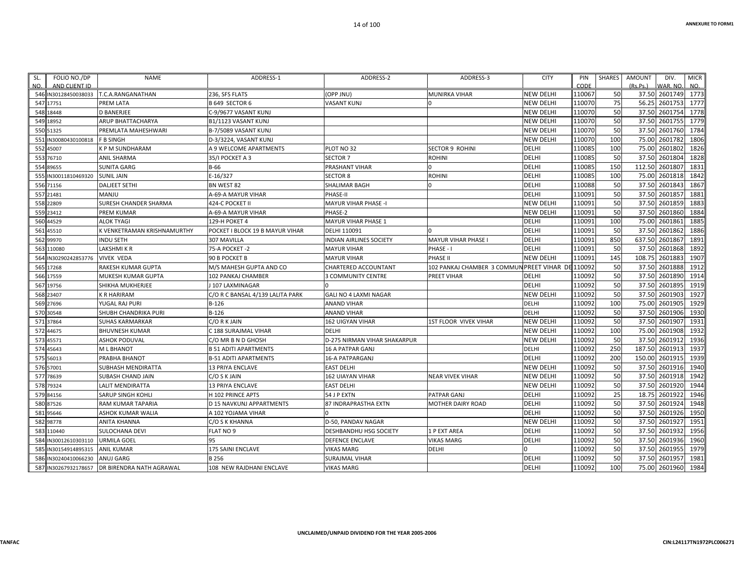ANNEXURE TO FORM1

| SL. NO. | FOLIO NO./DP AND CLIENT ID | NAME | ADDRESS-1 | ADDRESS-2 | ADDRESS-3 | CITY | PIN CODE | SHARES | AMOUNT (Rs.Ps.) | DIV. WAR. NO. | MICR NO. |
|---|---|---|---|---|---|---|---|---|---|---|---|
| 546 | IN30128450038033 | T.C.A.RANGANATHAN | 236, SFS FLATS | (OPP JNU) | MUNIRKA VIHAR | NEW DELHI | 110067 | 50 | 37.50 | 2601749 | 1773 |
| 547 | 17751 | PREM LATA | B 649 SECTOR 6 | VASANT KUNJ | 0 | NEW DELHI | 110070 | 75 | 56.25 | 2601753 | 1777 |
| 548 | 18448 | D BANERJEE | C-9/9677 VASANT KUNJ | | | NEW DELHI | 110070 | 50 | 37.50 | 2601754 | 1778 |
| 549 | 18952 | ARUP BHATTACHARYA | B1/1123 VASANT KUNJ | | | NEW DELHI | 110070 | 50 | 37.50 | 2601755 | 1779 |
| 550 | 51325 | PREMLATA MAHESHWARI | B-7/5089 VASANT KUNJ | | | NEW DELHI | 110070 | 50 | 37.50 | 2601760 | 1784 |
| 551 | IN30080430100818 | F B SINGH | D-3/3224, VASANT KUNJ | | | NEW DELHI | 110070 | 100 | 75.00 | 2601782 | 1806 |
| 552 | 45007 | K P M SUNDHARAM | A 9 WELCOME APARTMENTS | PLOT NO 32 | SECTOR 9 ROHINI | DELHI | 110085 | 100 | 75.00 | 2601802 | 1826 |
| 553 | 76710 | ANIL SHARMA | 35/I POCKET A 3 | SECTOR 7 | ROHINI | DELHI | 110085 | 50 | 37.50 | 2601804 | 1828 |
| 554 | 89655 | SUNITA GARG | B-66 | PRASHANT VIHAR | 0 | DELHI | 110085 | 150 | 112.50 | 2601807 | 1831 |
| 555 | IN30011810469320 | SUNIL JAIN | E-16/327 | SECTOR 8 | ROHINI | DELHI | 110085 | 100 | 75.00 | 2601818 | 1842 |
| 556 | 71156 | DALJEET SETHI | BN WEST 82 | SHALIMAR BAGH | 0 | DELHI | 110088 | 50 | 37.50 | 2601843 | 1867 |
| 557 | 21481 | MANJU | A-69-A MAYUR VIHAR | PHASE-II | | DELHI | 110091 | 50 | 37.50 | 2601857 | 1881 |
| 558 | 22809 | SURESH CHANDER SHARMA | 424-C POCKET II | MAYUR VIHAR PHASE -I | | NEW DELHI | 110091 | 50 | 37.50 | 2601859 | 1883 |
| 559 | 23412 | PREM KUMAR | A-69-A MAYUR VIHAR | PHASE-2 | | NEW DELHI | 110091 | 50 | 37.50 | 2601860 | 1884 |
| 560 | 44529 | ALOK TYAGI | 129-H POKET 4 | MAYUR VIHAR PHASE 1 | | DELHI | 110091 | 100 | 75.00 | 2601861 | 1885 |
| 561 | 45510 | K VENKETRAMAN KRISHNAMURTHY | POCKET I BLOCK 19 B MAYUR VIHAR | DELHI 110091 | 0 | DELHI | 110091 | 50 | 37.50 | 2601862 | 1886 |
| 562 | 99970 | INDU SETH | 307 MAVILLA | INDIAN AIRLINES SOCIETY | MAYUR VIHAR PHASE I | DELHI | 110091 | 850 | 637.50 | 2601867 | 1891 |
| 563 | 110080 | LAKSHMI K R | 75-A POCKET -2 | MAYUR VIHAR | PHASE - I | DELHI | 110091 | 50 | 37.50 | 2601868 | 1892 |
| 564 | IN30290242853776 | VIVEK VEDA | 90 B POCKET B | MAYUR VIHAR | PHASE II | NEW DELHI | 110091 | 145 | 108.75 | 2601883 | 1907 |
| 565 | 17268 | RAKESH KUMAR GUPTA | M/S MAHESH GUPTA AND CO | CHARTERED ACCOUNTANT | 102 PANKAJ CHAMBER 3 COMMUN | PREET VIHAR DE | 110092 | 50 | 37.50 | 2601888 | 1912 |
| 566 | 17559 | MUKESH KUMAR GUPTA | 102 PANKAJ CHAMBER | 3 COMMUNITY CENTRE | PREET VIHAR | DELHI | 110092 | 50 | 37.50 | 2601890 | 1914 |
| 567 | 19756 | SHIKHA MUKHERJEE | J 107 LAXMINAGAR | 0 | | DELHI | 110092 | 50 | 37.50 | 2601895 | 1919 |
| 568 | 23407 | K R HARIRAM | C/O R C BANSAL 4/139 LALITA PARK | GALI NO 4 LAXMI NAGAR | | NEW DELHI | 110092 | 50 | 37.50 | 2601903 | 1927 |
| 569 | 27696 | YUGAL RAJ PURI | B-126 | ANAND VIHAR | | DELHI | 110092 | 100 | 75.00 | 2601905 | 1929 |
| 570 | 30548 | SHUBH CHANDRIKA PURI | B-126 | ANAND VIHAR | | DELHI | 110092 | 50 | 37.50 | 2601906 | 1930 |
| 571 | 37864 | SUHAS KARMARKAR | C/O R K JAIN | 162 UIGYAN VIHAR | 1ST FLOOR VIVEK VIHAR | NEW DELHI | 110092 | 50 | 37.50 | 2601907 | 1931 |
| 572 | 44675 | BHUVNESH KUMAR | C 188 SURAJMAL VIHAR | DELHI | | NEW DELHI | 110092 | 100 | 75.00 | 2601908 | 1932 |
| 573 | 45571 | ASHOK PODUVAL | C/O MR B N D GHOSH | D-275 NIRMAN VIHAR SHAKARPUR | | NEW DELHI | 110092 | 50 | 37.50 | 2601912 | 1936 |
| 574 | 45643 | M L BHANOT | B 51 ADITI APARTMENTS | 16 A PATPAR GANJ | | DELHI | 110092 | 250 | 187.50 | 2601913 | 1937 |
| 575 | 56013 | PRABHA BHANOT | B-51 ADITI APARTMENTS | 16-A PATPARGANJ | | DELHI | 110092 | 200 | 150.00 | 2601915 | 1939 |
| 576 | 57001 | SUBHASH MENDIRATTA | 13 PRIYA ENCLAVE | EAST DELHI | | NEW DELHI | 110092 | 50 | 37.50 | 2601916 | 1940 |
| 577 | 78639 | SUBASH CHAND JAIN | C/O S K JAIN | 162 UIAYAN VIHAR | NEAR VIVEK VIHAR | NEW DELHI | 110092 | 50 | 37.50 | 2601918 | 1942 |
| 578 | 79324 | LALIT MENDIRATTA | 13 PRIYA ENCLAVE | EAST DELHI | | NEW DELHI | 110092 | 50 | 37.50 | 2601920 | 1944 |
| 579 | 84156 | SARUP SINGH KOHLI | H 102 PRINCE APTS | 54 J P EXTN | PATPAR GANJ | DELHI | 110092 | 25 | 18.75 | 2601922 | 1946 |
| 580 | 87526 | RAM KUMAR TAPARIA | D 15 NAVKUNJ APPARTMENTS | 87 INDRAPRASTHA EXTN | MOTHER DAIRY ROAD | DELHI | 110092 | 50 | 37.50 | 2601924 | 1948 |
| 581 | 95646 | ASHOK KUMAR WALIA | A 102 YOJAMA VIHAR | 0 | | DELHI | 110092 | 50 | 37.50 | 2601926 | 1950 |
| 582 | 98778 | ANITA KHANNA | C/O S K KHANNA | D-50, PANDAV NAGAR | | NEW DELHI | 110092 | 50 | 37.50 | 2601927 | 1951 |
| 583 | 110440 | SULOCHANA DEVI | FLAT NO 9 | DESHBANDHU HSG SOCIETY | 1 P EXT AREA | DELHI | 110092 | 50 | 37.50 | 2601932 | 1956 |
| 584 | IN30012610303110 | URMILA GOEL | 95 | DEFENCE ENCLAVE | VIKAS MARG | DELHI | 110092 | 50 | 37.50 | 2601936 | 1960 |
| 585 | IN30154914895315 | ANIL KUMAR | 175 SAINI ENCLAVE | VIKAS MARG | DELHI | 0 | 110092 | 50 | 37.50 | 2601955 | 1979 |
| 586 | IN30240410066230 | ANUJ GARG | B 256 | SURAJMAL VIHAR | | DELHI | 110092 | 50 | 37.50 | 2601957 | 1981 |
| 587 | IN30267932178657 | DR BIRENDRA NATH AGRAWAL | 108 NEW RAJDHANI ENCLAVE | VIKAS MARG | | DELHI | 110092 | 100 | 75.00 | 2601960 | 1984 |

UNCLAIMED/UNPAID DIVIDEND FOR THE YEAR 2005-2006

TANFAC

CIN:L24117TN1972PLC006271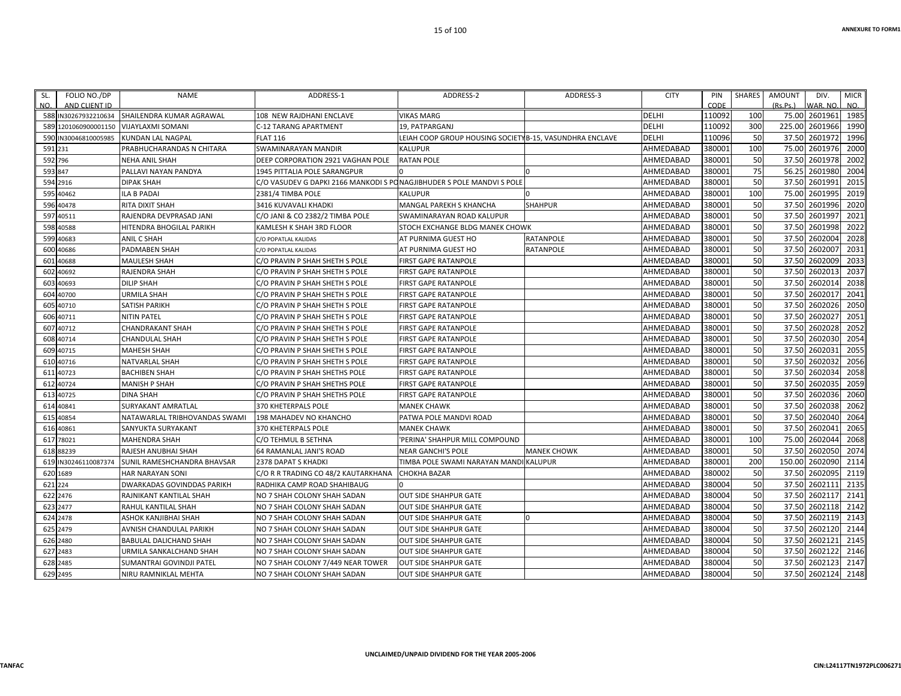| SL. NO. | FOLIO NO./DP AND CLIENT ID | NAME | ADDRESS-1 | ADDRESS-2 | ADDRESS-3 | CITY | PIN CODE | SHARES | AMOUNT (Rs.Ps.) | DIV. WAR. NO. | MICR NO. |
|---|---|---|---|---|---|---|---|---|---|---|---|
| 588 | IN30267932210634 | SHAILENDRA KUMAR AGRAWAL | 108 NEW RAJDHANI ENCLAVE | VIKAS MARG | | DELHI | 110092 | 100 | 75.00 | 2601961 | 1985 |
| 589 | 1201060900001150 | VIJAYLAXMI SOMANI | C-12 TARANG APARTMENT | 19, PATPARGANJ | | DELHI | 110092 | 300 | 225.00 | 2601966 | 1990 |
| 590 | IN30046810005985 | KUNDAN LAL NAGPAL | FLAT 116 | LEIAH COOP GROUP HOUSING SOCIETY | B-15, VASUNDHRA ENCLAVE | DELHI | 110096 | 50 | 37.50 | 2601972 | 1996 |
| 591 | 231 | PRABHUCHARANDAS N CHITARA | SWAMINARAYAN MANDIR | KALUPUR | | AHMEDABAD | 380001 | 100 | 75.00 | 2601976 | 2000 |
| 592 | 796 | NEHA ANIL SHAH | DEEP CORPORATION 2921 VAGHAN POLE | RATAN POLE | | AHMEDABAD | 380001 | 50 | 37.50 | 2601978 | 2002 |
| 593 | 847 | PALLAVI NAYAN PANDYA | 1945 PITTALIA POLE SARANGPUR | 0 | 0 | AHMEDABAD | 380001 | 75 | 56.25 | 2601980 | 2004 |
| 594 | 2916 | DIPAK SHAH | C/O VASUDEV G DAPKI 2166 MANKODI S PO | NAGJIBHUDER S POLE MANDVI S POLE | | AHMEDABAD | 380001 | 50 | 37.50 | 2601991 | 2015 |
| 595 | 40462 | ILA B PADAI | 2381/4 TIMBA POLE | KALUPUR | 0 | AHMEDABAD | 380001 | 100 | 75.00 | 2601995 | 2019 |
| 596 | 40478 | RITA DIXIT SHAH | 3416 KUVAVALI KHADKI | MANGAL PAREKH S KHANCHA | SHAHPUR | AHMEDABAD | 380001 | 50 | 37.50 | 2601996 | 2020 |
| 597 | 40511 | RAJENDRA DEVPRASAD JANI | C/O JANI & CO 2382/2 TIMBA POLE | SWAMINARAYAN ROAD KALUPUR | | AHMEDABAD | 380001 | 50 | 37.50 | 2601997 | 2021 |
| 598 | 40588 | HITENDRA BHOGILAL PARIKH | KAMLESH K SHAH 3RD FLOOR | STOCH EXCHANGE BLDG MANEK CHOWK | | AHMEDABAD | 380001 | 50 | 37.50 | 2601998 | 2022 |
| 599 | 40683 | ANIL C SHAH | C/O POPATLAL KALIDAS | AT PURNIMA GUEST HO | RATANPOLE | AHMEDABAD | 380001 | 50 | 37.50 | 2602004 | 2028 |
| 600 | 40686 | PADMABEN SHAH | C/O POPATLAL KALIDAS | AT PURNIMA GUEST HO | RATANPOLE | AHMEDABAD | 380001 | 50 | 37.50 | 2602007 | 2031 |
| 601 | 40688 | MAULESH SHAH | C/O PRAVIN P SHAH SHETH S POLE | FIRST GAPE RATANPOLE | | AHMEDABAD | 380001 | 50 | 37.50 | 2602009 | 2033 |
| 602 | 40692 | RAJENDRA SHAH | C/O PRAVIN P SHAH SHETH S POLE | FIRST GAPE RATANPOLE | | AHMEDABAD | 380001 | 50 | 37.50 | 2602013 | 2037 |
| 603 | 40693 | DILIP SHAH | C/O PRAVIN P SHAH SHETH S POLE | FIRST GAPE RATANPOLE | | AHMEDABAD | 380001 | 50 | 37.50 | 2602014 | 2038 |
| 604 | 40700 | URMILA SHAH | C/O PRAVIN P SHAH SHETH S POLE | FIRST GAPE RATANPOLE | | AHMEDABAD | 380001 | 50 | 37.50 | 2602017 | 2041 |
| 605 | 40710 | SATISH PARIKH | C/O PRAVIN P SHAH SHETH S POLE | FIRST GAPE RATANPOLE | | AHMEDABAD | 380001 | 50 | 37.50 | 2602026 | 2050 |
| 606 | 40711 | NITIN PATEL | C/O PRAVIN P SHAH SHETH S POLE | FIRST GAPE RATANPOLE | | AHMEDABAD | 380001 | 50 | 37.50 | 2602027 | 2051 |
| 607 | 40712 | CHANDRAKANT SHAH | C/O PRAVIN P SHAH SHETH S POLE | FIRST GAPE RATANPOLE | | AHMEDABAD | 380001 | 50 | 37.50 | 2602028 | 2052 |
| 608 | 40714 | CHANDULAL SHAH | C/O PRAVIN P SHAH SHETH S POLE | FIRST GAPE RATANPOLE | | AHMEDABAD | 380001 | 50 | 37.50 | 2602030 | 2054 |
| 609 | 40715 | MAHESH SHAH | C/O PRAVIN P SHAH SHETH S POLE | FIRST GAPE RATANPOLE | | AHMEDABAD | 380001 | 50 | 37.50 | 2602031 | 2055 |
| 610 | 40716 | NATVARLAL SHAH | C/O PRAVIN P SHAH SHETH S POLE | FIRST GAPE RATANPOLE | | AHMEDABAD | 380001 | 50 | 37.50 | 2602032 | 2056 |
| 611 | 40723 | BACHIBEN SHAH | C/O PRAVIN P SHAH SHETHS POLE | FIRST GAPE RATANPOLE | | AHMEDABAD | 380001 | 50 | 37.50 | 2602034 | 2058 |
| 612 | 40724 | MANISH P SHAH | C/O PRAVIN P SHAH SHETHS POLE | FIRST GAPE RATANPOLE | | AHMEDABAD | 380001 | 50 | 37.50 | 2602035 | 2059 |
| 613 | 40725 | DINA SHAH | C/O PRAVIN P SHAH SHETHS POLE | FIRST GAPE RATANPOLE | | AHMEDABAD | 380001 | 50 | 37.50 | 2602036 | 2060 |
| 614 | 40841 | SURYAKANT AMRATLAL | 370 KHETERPALS POLE | MANEK CHAWK | | AHMEDABAD | 380001 | 50 | 37.50 | 2602038 | 2062 |
| 615 | 40854 | NATAWARLAL TRIBHOVANDAS SWAMI | 198 MAHADEV NO KHANCHO | PATWA POLE MANDVI ROAD | | AHMEDABAD | 380001 | 50 | 37.50 | 2602040 | 2064 |
| 616 | 40861 | SANYUKTA SURYAKANT | 370 KHETERPALS POLE | MANEK CHAWK | | AHMEDABAD | 380001 | 50 | 37.50 | 2602041 | 2065 |
| 617 | 78021 | MAHENDRA SHAH | C/O TEHMUL B SETHNA | 'PERINA' SHAHPUR MILL COMPOUND | | AHMEDABAD | 380001 | 100 | 75.00 | 2602044 | 2068 |
| 618 | 88239 | RAJESH ANUBHAI SHAH | 64 RAMANLAL JANI'S ROAD | NEAR GANCHI'S POLE | MANEK CHOWK | AHMEDABAD | 380001 | 50 | 37.50 | 2602050 | 2074 |
| 619 | IN30246110087374 | SUNIL RAMESHCHANDRA BHAVSAR | 2378 DAPAT S KHADKI | TIMBA POLE SWAMI NARAYAN MANDI | KALUPUR | AHMEDABAD | 380001 | 200 | 150.00 | 2602090 | 2114 |
| 620 | 1689 | HAR NARAYAN SONI | C/O R R TRADING CO 48/2 KAUTARKHANA | CHOKHA BAZAR | | AHMEDABAD | 380002 | 50 | 37.50 | 2602095 | 2119 |
| 621 | 224 | DWARKADAS GOVINDDAS PARIKH | RADHIKA CAMP ROAD SHAHIBAUG | 0 | | AHMEDABAD | 380004 | 50 | 37.50 | 2602111 | 2135 |
| 622 | 2476 | RAJNIKANT KANTILAL SHAH | NO 7 SHAH COLONY SHAH SADAN | OUT SIDE SHAHPUR GATE | | AHMEDABAD | 380004 | 50 | 37.50 | 2602117 | 2141 |
| 623 | 2477 | RAHUL KANTILAL SHAH | NO 7 SHAH COLONY SHAH SADAN | OUT SIDE SHAHPUR GATE | | AHMEDABAD | 380004 | 50 | 37.50 | 2602118 | 2142 |
| 624 | 2478 | ASHOK KANJIBHAI SHAH | NO 7 SHAH COLONY SHAH SADAN | OUT SIDE SHAHPUR GATE | 0 | AHMEDABAD | 380004 | 50 | 37.50 | 2602119 | 2143 |
| 625 | 2479 | AVNISH CHANDULAL PARIKH | NO 7 SHAH COLONY SHAH SADAN | OUT SIDE SHAHPUR GATE | | AHMEDABAD | 380004 | 50 | 37.50 | 2602120 | 2144 |
| 626 | 2480 | BABULAL DALICHAND SHAH | NO 7 SHAH COLONY SHAH SADAN | OUT SIDE SHAHPUR GATE | | AHMEDABAD | 380004 | 50 | 37.50 | 2602121 | 2145 |
| 627 | 2483 | URMILA SANKALCHAND SHAH | NO 7 SHAH COLONY SHAH SADAN | OUT SIDE SHAHPUR GATE | | AHMEDABAD | 380004 | 50 | 37.50 | 2602122 | 2146 |
| 628 | 2485 | SUMANTRAI GOVINDJI PATEL | NO 7 SHAH COLONY 7/449 NEAR TOWER | OUT SIDE SHAHPUR GATE | | AHMEDABAD | 380004 | 50 | 37.50 | 2602123 | 2147 |
| 629 | 2495 | NIRU RAMNIKLAL MEHTA | NO 7 SHAH COLONY SHAH SADAN | OUT SIDE SHAHPUR GATE | | AHMEDABAD | 380004 | 50 | 37.50 | 2602124 | 2148 |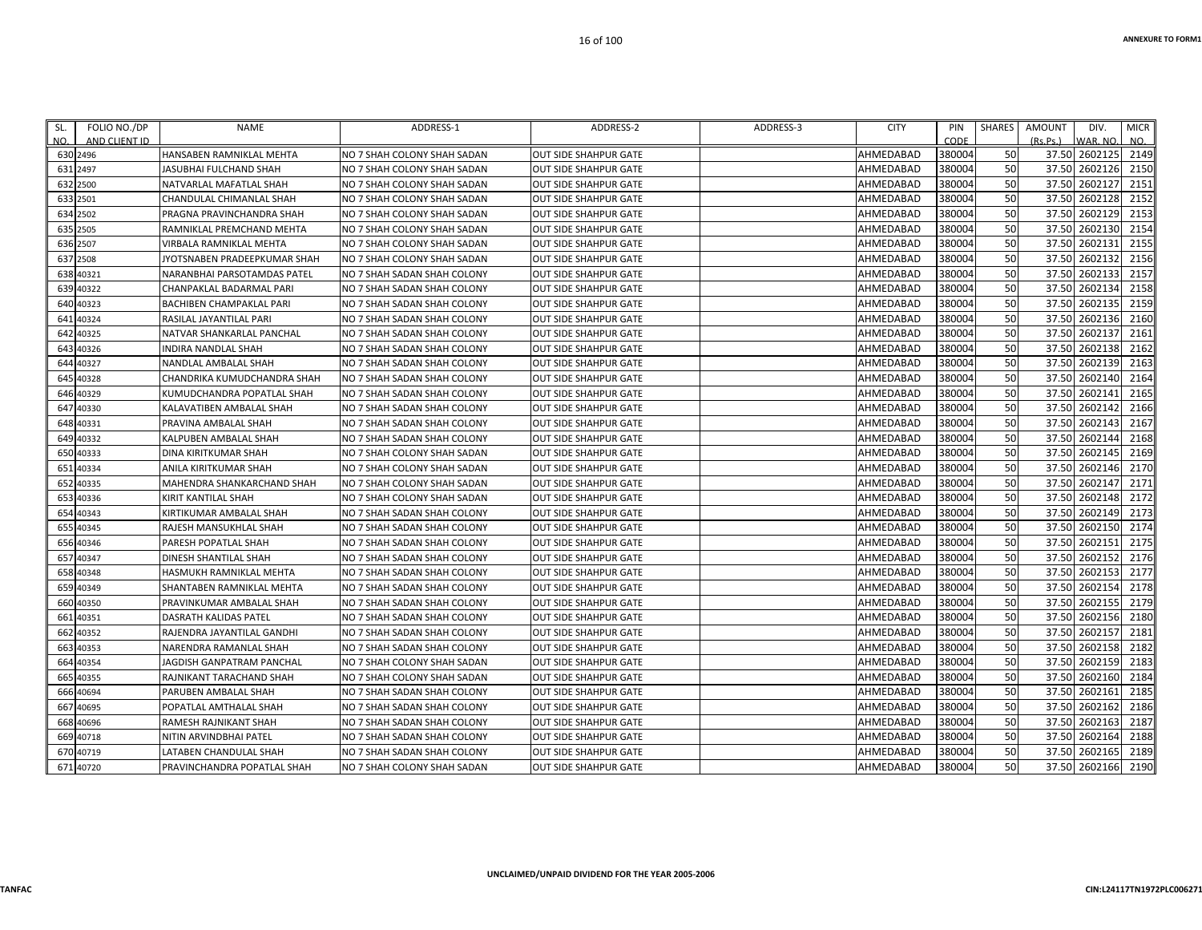| SL. NO. | FOLIO NO./DP AND CLIENT ID | NAME | ADDRESS-1 | ADDRESS-2 | ADDRESS-3 | CITY | PIN CODE | SHARES | AMOUNT (Rs.Ps.) | DIV. WAR. NO. | MICR NO. |
|---|---|---|---|---|---|---|---|---|---|---|---|
| 630 | 2496 | HANSABEN RAMNIKLAL MEHTA | NO 7 SHAH COLONY SHAH SADAN | OUT SIDE SHAHPUR GATE | | AHMEDABAD | 380004 | 50 | 37.50 | 2602125 | 2149 |
| 631 | 2497 | JASUBHAI FULCHAND SHAH | NO 7 SHAH COLONY SHAH SADAN | OUT SIDE SHAHPUR GATE | | AHMEDABAD | 380004 | 50 | 37.50 | 2602126 | 2150 |
| 632 | 2500 | NATVARLAL MAFATLAL SHAH | NO 7 SHAH COLONY SHAH SADAN | OUT SIDE SHAHPUR GATE | | AHMEDABAD | 380004 | 50 | 37.50 | 2602127 | 2151 |
| 633 | 2501 | CHANDULAL CHIMANLAL SHAH | NO 7 SHAH COLONY SHAH SADAN | OUT SIDE SHAHPUR GATE | | AHMEDABAD | 380004 | 50 | 37.50 | 2602128 | 2152 |
| 634 | 2502 | PRAGNA PRAVINCHANDRA SHAH | NO 7 SHAH COLONY SHAH SADAN | OUT SIDE SHAHPUR GATE | | AHMEDABAD | 380004 | 50 | 37.50 | 2602129 | 2153 |
| 635 | 2505 | RAMNIKLAL PREMCHAND MEHTA | NO 7 SHAH COLONY SHAH SADAN | OUT SIDE SHAHPUR GATE | | AHMEDABAD | 380004 | 50 | 37.50 | 2602130 | 2154 |
| 636 | 2507 | VIRBALA RAMNIKLAL MEHTA | NO 7 SHAH COLONY SHAH SADAN | OUT SIDE SHAHPUR GATE | | AHMEDABAD | 380004 | 50 | 37.50 | 2602131 | 2155 |
| 637 | 2508 | JYOTSNABEN PRADEEPKUMAR SHAH | NO 7 SHAH COLONY SHAH SADAN | OUT SIDE SHAHPUR GATE | | AHMEDABAD | 380004 | 50 | 37.50 | 2602132 | 2156 |
| 638 | 40321 | NARANBHAI PARSOTAMDAS PATEL | NO 7 SHAH SADAN SHAH COLONY | OUT SIDE SHAHPUR GATE | | AHMEDABAD | 380004 | 50 | 37.50 | 2602133 | 2157 |
| 639 | 40322 | CHANPAKLAL BADARMAL PARI | NO 7 SHAH SADAN SHAH COLONY | OUT SIDE SHAHPUR GATE | | AHMEDABAD | 380004 | 50 | 37.50 | 2602134 | 2158 |
| 640 | 40323 | BACHIBEN CHAMPAKLAL PARI | NO 7 SHAH SADAN SHAH COLONY | OUT SIDE SHAHPUR GATE | | AHMEDABAD | 380004 | 50 | 37.50 | 2602135 | 2159 |
| 641 | 40324 | RASILAL JAYANTILAL PARI | NO 7 SHAH SADAN SHAH COLONY | OUT SIDE SHAHPUR GATE | | AHMEDABAD | 380004 | 50 | 37.50 | 2602136 | 2160 |
| 642 | 40325 | NATVAR SHANKARLAL PANCHAL | NO 7 SHAH SADAN SHAH COLONY | OUT SIDE SHAHPUR GATE | | AHMEDABAD | 380004 | 50 | 37.50 | 2602137 | 2161 |
| 643 | 40326 | INDIRA NANDLAL SHAH | NO 7 SHAH SADAN SHAH COLONY | OUT SIDE SHAHPUR GATE | | AHMEDABAD | 380004 | 50 | 37.50 | 2602138 | 2162 |
| 644 | 40327 | NANDLAL AMBALAL SHAH | NO 7 SHAH SADAN SHAH COLONY | OUT SIDE SHAHPUR GATE | | AHMEDABAD | 380004 | 50 | 37.50 | 2602139 | 2163 |
| 645 | 40328 | CHANDRIKA KUMUDCHANDRA SHAH | NO 7 SHAH SADAN SHAH COLONY | OUT SIDE SHAHPUR GATE | | AHMEDABAD | 380004 | 50 | 37.50 | 2602140 | 2164 |
| 646 | 40329 | KUMUDCHANDRA POPATLAL SHAH | NO 7 SHAH SADAN SHAH COLONY | OUT SIDE SHAHPUR GATE | | AHMEDABAD | 380004 | 50 | 37.50 | 2602141 | 2165 |
| 647 | 40330 | KALAVATIBEN AMBALAL SHAH | NO 7 SHAH SADAN SHAH COLONY | OUT SIDE SHAHPUR GATE | | AHMEDABAD | 380004 | 50 | 37.50 | 2602142 | 2166 |
| 648 | 40331 | PRAVINA AMBALAL SHAH | NO 7 SHAH SADAN SHAH COLONY | OUT SIDE SHAHPUR GATE | | AHMEDABAD | 380004 | 50 | 37.50 | 2602143 | 2167 |
| 649 | 40332 | KALPUBEN AMBALAL SHAH | NO 7 SHAH SADAN SHAH COLONY | OUT SIDE SHAHPUR GATE | | AHMEDABAD | 380004 | 50 | 37.50 | 2602144 | 2168 |
| 650 | 40333 | DINA KIRITKUMAR SHAH | NO 7 SHAH COLONY SHAH SADAN | OUT SIDE SHAHPUR GATE | | AHMEDABAD | 380004 | 50 | 37.50 | 2602145 | 2169 |
| 651 | 40334 | ANILA KIRITKUMAR SHAH | NO 7 SHAH COLONY SHAH SADAN | OUT SIDE SHAHPUR GATE | | AHMEDABAD | 380004 | 50 | 37.50 | 2602146 | 2170 |
| 652 | 40335 | MAHENDRA SHANKARCHAND SHAH | NO 7 SHAH COLONY SHAH SADAN | OUT SIDE SHAHPUR GATE | | AHMEDABAD | 380004 | 50 | 37.50 | 2602147 | 2171 |
| 653 | 40336 | KIRIT KANTILAL SHAH | NO 7 SHAH COLONY SHAH SADAN | OUT SIDE SHAHPUR GATE | | AHMEDABAD | 380004 | 50 | 37.50 | 2602148 | 2172 |
| 654 | 40343 | KIRTIKUMAR AMBALAL SHAH | NO 7 SHAH SADAN SHAH COLONY | OUT SIDE SHAHPUR GATE | | AHMEDABAD | 380004 | 50 | 37.50 | 2602149 | 2173 |
| 655 | 40345 | RAJESH MANSUKHLAL SHAH | NO 7 SHAH SADAN SHAH COLONY | OUT SIDE SHAHPUR GATE | | AHMEDABAD | 380004 | 50 | 37.50 | 2602150 | 2174 |
| 656 | 40346 | PARESH POPATLAL SHAH | NO 7 SHAH SADAN SHAH COLONY | OUT SIDE SHAHPUR GATE | | AHMEDABAD | 380004 | 50 | 37.50 | 2602151 | 2175 |
| 657 | 40347 | DINESH SHANTILAL SHAH | NO 7 SHAH SADAN SHAH COLONY | OUT SIDE SHAHPUR GATE | | AHMEDABAD | 380004 | 50 | 37.50 | 2602152 | 2176 |
| 658 | 40348 | HASMUKH RAMNIKLAL MEHTA | NO 7 SHAH SADAN SHAH COLONY | OUT SIDE SHAHPUR GATE | | AHMEDABAD | 380004 | 50 | 37.50 | 2602153 | 2177 |
| 659 | 40349 | SHANTABEN RAMNIKLAL MEHTA | NO 7 SHAH SADAN SHAH COLONY | OUT SIDE SHAHPUR GATE | | AHMEDABAD | 380004 | 50 | 37.50 | 2602154 | 2178 |
| 660 | 40350 | PRAVINKUMAR AMBALAL SHAH | NO 7 SHAH SADAN SHAH COLONY | OUT SIDE SHAHPUR GATE | | AHMEDABAD | 380004 | 50 | 37.50 | 2602155 | 2179 |
| 661 | 40351 | DASRATH KALIDAS PATEL | NO 7 SHAH SADAN SHAH COLONY | OUT SIDE SHAHPUR GATE | | AHMEDABAD | 380004 | 50 | 37.50 | 2602156 | 2180 |
| 662 | 40352 | RAJENDRA JAYANTILAL GANDHI | NO 7 SHAH SADAN SHAH COLONY | OUT SIDE SHAHPUR GATE | | AHMEDABAD | 380004 | 50 | 37.50 | 2602157 | 2181 |
| 663 | 40353 | NARENDRA RAMANLAL SHAH | NO 7 SHAH SADAN SHAH COLONY | OUT SIDE SHAHPUR GATE | | AHMEDABAD | 380004 | 50 | 37.50 | 2602158 | 2182 |
| 664 | 40354 | JAGDISH GANPATRAM PANCHAL | NO 7 SHAH COLONY SHAH SADAN | OUT SIDE SHAHPUR GATE | | AHMEDABAD | 380004 | 50 | 37.50 | 2602159 | 2183 |
| 665 | 40355 | RAJNIKANT TARACHAND SHAH | NO 7 SHAH COLONY SHAH SADAN | OUT SIDE SHAHPUR GATE | | AHMEDABAD | 380004 | 50 | 37.50 | 2602160 | 2184 |
| 666 | 40694 | PARUBEN AMBALAL SHAH | NO 7 SHAH SADAN SHAH COLONY | OUT SIDE SHAHPUR GATE | | AHMEDABAD | 380004 | 50 | 37.50 | 2602161 | 2185 |
| 667 | 40695 | POPATLAL AMTHALAL SHAH | NO 7 SHAH SADAN SHAH COLONY | OUT SIDE SHAHPUR GATE | | AHMEDABAD | 380004 | 50 | 37.50 | 2602162 | 2186 |
| 668 | 40696 | RAMESH RAJNIKANT SHAH | NO 7 SHAH SADAN SHAH COLONY | OUT SIDE SHAHPUR GATE | | AHMEDABAD | 380004 | 50 | 37.50 | 2602163 | 2187 |
| 669 | 40718 | NITIN ARVINDBHAI PATEL | NO 7 SHAH SADAN SHAH COLONY | OUT SIDE SHAHPUR GATE | | AHMEDABAD | 380004 | 50 | 37.50 | 2602164 | 2188 |
| 670 | 40719 | LATABEN CHANDULAL SHAH | NO 7 SHAH SADAN SHAH COLONY | OUT SIDE SHAHPUR GATE | | AHMEDABAD | 380004 | 50 | 37.50 | 2602165 | 2189 |
| 671 | 40720 | PRAVINCHANDRA POPATLAL SHAH | NO 7 SHAH COLONY SHAH SADAN | OUT SIDE SHAHPUR GATE | | AHMEDABAD | 380004 | 50 | 37.50 | 2602166 | 2190 |

UNCLAIMED/UNPAID DIVIDEND FOR THE YEAR 2005-2006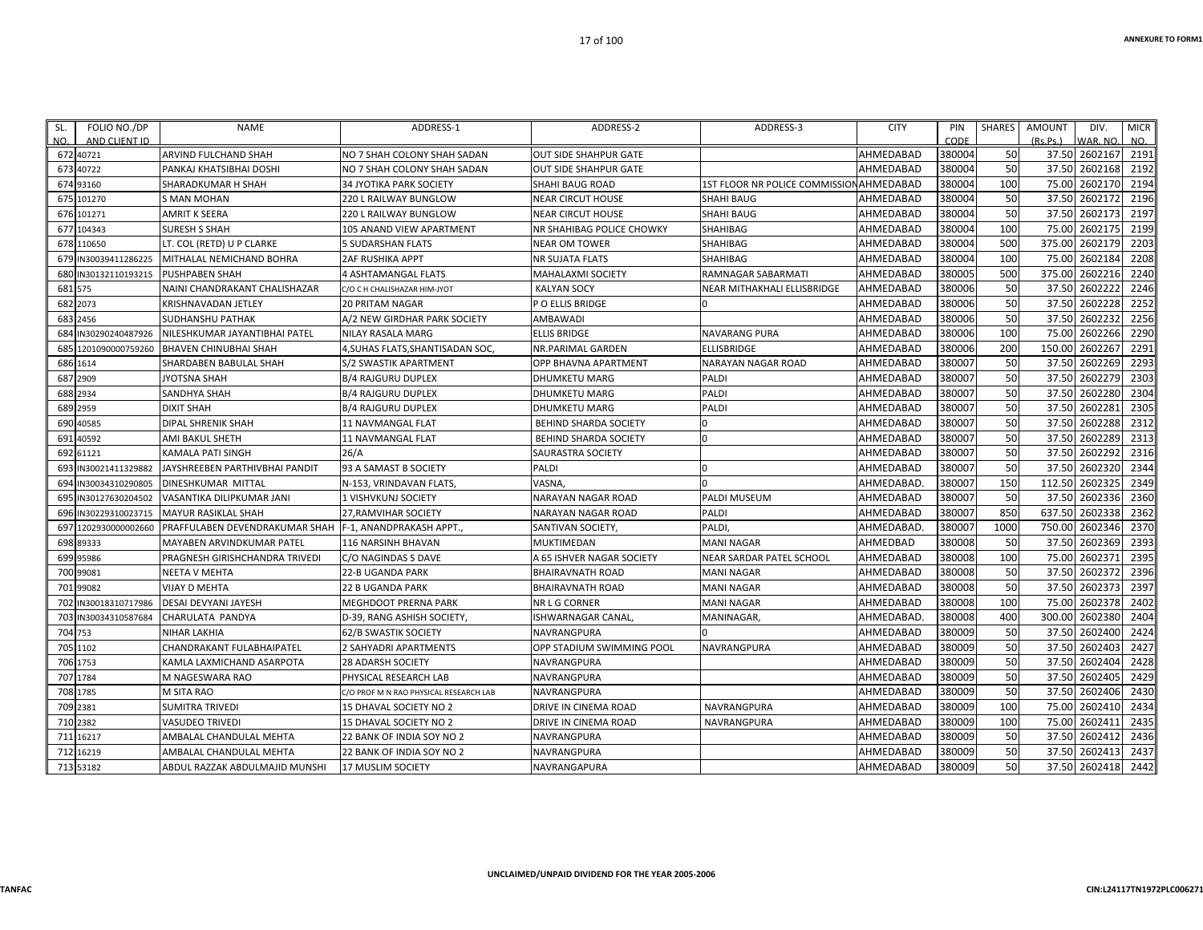ANNEXURE TO FORM1

| SL. NO. | FOLIO NO./DP AND CLIENT ID | NAME | ADDRESS-1 | ADDRESS-2 | ADDRESS-3 | CITY | PIN CODE | SHARES | AMOUNT (Rs.Ps.) | DIV. WAR. NO. | MICR NO. |
|---|---|---|---|---|---|---|---|---|---|---|---|
| 672 | 40721 | ARVIND FULCHAND SHAH | NO 7 SHAH COLONY SHAH SADAN | OUT SIDE SHAHPUR GATE | | AHMEDABAD | 380004 | 50 | 37.50 | 2602167 | 2191 |
| 673 | 40722 | PANKAJ KHATSIBHAI DOSHI | NO 7 SHAH COLONY SHAH SADAN | OUT SIDE SHAHPUR GATE | | AHMEDABAD | 380004 | 50 | 37.50 | 2602168 | 2192 |
| 674 | 93160 | SHARADKUMAR H SHAH | 34 JYOTIKA PARK SOCIETY | SHAHI BAUG ROAD | 1ST FLOOR NR POLICE COMMISSION | AHMEDABAD | 380004 | 100 | 75.00 | 2602170 | 2194 |
| 675 | 101270 | S MAN MOHAN | 220 L RAILWAY BUNGLOW | NEAR CIRCUT HOUSE | SHAHI BAUG | AHMEDABAD | 380004 | 50 | 37.50 | 2602172 | 2196 |
| 676 | 101271 | AMRIT K SEERA | 220 L RAILWAY BUNGLOW | NEAR CIRCUT HOUSE | SHAHI BAUG | AHMEDABAD | 380004 | 50 | 37.50 | 2602173 | 2197 |
| 677 | 104343 | SURESH S SHAH | 105 ANAND VIEW APARTMENT | NR SHAHIBAG POLICE CHOWKY | SHAHIBAG | AHMEDABAD | 380004 | 100 | 75.00 | 2602175 | 2199 |
| 678 | 110650 | LT. COL (RETD) U P CLARKE | 5 SUDARSHAN FLATS | NEAR OM TOWER | SHAHIBAG | AHMEDABAD | 380004 | 500 | 375.00 | 2602179 | 2203 |
| 679 | IN30039411286225 | MITHALAL NEMICHAND BOHRA | 2AF RUSHIKA APPT | NR SUJATA FLATS | SHAHIBAG | AHMEDABAD | 380004 | 100 | 75.00 | 2602184 | 2208 |
| 680 | IN30132110193215 | PUSHPABEN SHAH | 4 ASHTAMANGAL FLATS | MAHALAXMI SOCIETY | RAMNAGAR SABARMATI | AHMEDABAD | 380005 | 500 | 375.00 | 2602216 | 2240 |
| 681 | 575 | NAINI CHANDRAKANT CHALISHAZAR | C/O C H CHALISHAZAR HIM-JYOT | KALYAN SOCY | NEAR MITHAKHALI ELLISBRIDGE | AHMEDABAD | 380006 | 50 | 37.50 | 2602222 | 2246 |
| 682 | 2073 | KRISHNAVADAN JETLEY | 20 PRITAM NAGAR | P O ELLIS BRIDGE | 0 | AHMEDABAD | 380006 | 50 | 37.50 | 2602228 | 2252 |
| 683 | 2456 | SUDHANSHU PATHAK | A/2 NEW GIRDHAR PARK SOCIETY | AMBAWADI | | AHMEDABAD | 380006 | 50 | 37.50 | 2602232 | 2256 |
| 684 | IN30290240487926 | NILESHKUMAR JAYANTIBHAI PATEL | NILAY RASALA MARG | ELLIS BRIDGE | NAVARANG PURA | AHMEDABAD | 380006 | 100 | 75.00 | 2602266 | 2290 |
| 685 | 1201090000759260 | BHAVEN CHINUBHAI SHAH | 4,SUHAS FLATS,SHANTISADAN SOC, | NR.PARIMAL GARDEN | ELLISBRIDGE | AHMEDABAD | 380006 | 200 | 150.00 | 2602267 | 2291 |
| 686 | 1614 | SHARDABEN BABULAL SHAH | S/2 SWASTIK APARTMENT | OPP BHAVNA APARTMENT | NARAYAN NAGAR ROAD | AHMEDABAD | 380007 | 50 | 37.50 | 2602269 | 2293 |
| 687 | 2909 | JYOTSNA SHAH | B/4 RAJGURU DUPLEX | DHUMKETU MARG | PALDI | AHMEDABAD | 380007 | 50 | 37.50 | 2602279 | 2303 |
| 688 | 2934 | SANDHYA SHAH | B/4 RAJGURU DUPLEX | DHUMKETU MARG | PALDI | AHMEDABAD | 380007 | 50 | 37.50 | 2602280 | 2304 |
| 689 | 2959 | DIXIT SHAH | B/4 RAJGURU DUPLEX | DHUMKETU MARG | PALDI | AHMEDABAD | 380007 | 50 | 37.50 | 2602281 | 2305 |
| 690 | 40585 | DIPAL SHRENIK SHAH | 11 NAVMANGAL FLAT | BEHIND SHARDA SOCIETY | 0 | AHMEDABAD | 380007 | 50 | 37.50 | 2602288 | 2312 |
| 691 | 40592 | AMI BAKUL SHETH | 11 NAVMANGAL FLAT | BEHIND SHARDA SOCIETY | 0 | AHMEDABAD | 380007 | 50 | 37.50 | 2602289 | 2313 |
| 692 | 61121 | KAMALA PATI SINGH | 26/A | SAURASTRA SOCIETY | | AHMEDABAD | 380007 | 50 | 37.50 | 2602292 | 2316 |
| 693 | IN30021411329882 | JAYSHREEBEN PARTHIVBHAI PANDIT | 93 A SAMAST B SOCIETY | PALDI | 0 | AHMEDABAD | 380007 | 50 | 37.50 | 2602320 | 2344 |
| 694 | IN30034310290805 | DINESHKUMAR MITTAL | N-153, VRINDAVAN FLATS, | VASNA, | 0 | AHMEDABAD. | 380007 | 150 | 112.50 | 2602325 | 2349 |
| 695 | IN30127630204502 | VASANTIKA DILIPKUMAR JANI | 1 VISHVKUNJ SOCIETY | NARAYAN NAGAR ROAD | PALDI MUSEUM | AHMEDABAD | 380007 | 50 | 37.50 | 2602336 | 2360 |
| 696 | IN30229310023715 | MAYUR RASIKLAL SHAH | 27,RAMVIHAR SOCIETY | NARAYAN NAGAR ROAD | PALDI | AHMEDABAD | 380007 | 850 | 637.50 | 2602338 | 2362 |
| 697 | 1202930000002660 | PRAFFULABEN DEVENDRAKUMAR SHAH | F-1, ANANDPRAKASH APPT., | SANTIVAN SOCIETY, | PALDI, | AHMEDABAD. | 380007 | 1000 | 750.00 | 2602346 | 2370 |
| 698 | 89333 | MAYABEN ARVINDKUMAR PATEL | 116 NARSINH BHAVAN | MUKTIMEDAN | MANI NAGAR | AHMEDBAD | 380008 | 50 | 37.50 | 2602369 | 2393 |
| 699 | 95986 | PRAGNESH GIRISHCHANDRA TRIVEDI | C/O NAGINDAS S DAVE | A 65 ISHVER NAGAR SOCIETY | NEAR SARDAR PATEL SCHOOL | AHMEDABAD | 380008 | 100 | 75.00 | 2602371 | 2395 |
| 700 | 99081 | NEETA V MEHTA | 22-B UGANDA PARK | BHAIRAVNATH ROAD | MANI NAGAR | AHMEDABAD | 380008 | 50 | 37.50 | 2602372 | 2396 |
| 701 | 99082 | VIJAY D MEHTA | 22 B UGANDA PARK | BHAIRAVNATH ROAD | MANI NAGAR | AHMEDABAD | 380008 | 50 | 37.50 | 2602373 | 2397 |
| 702 | IN30018310717986 | DESAI DEVYANI JAYESH | MEGHDOOT PRERNA PARK | NR L G CORNER | MANI NAGAR | AHMEDABAD | 380008 | 100 | 75.00 | 2602378 | 2402 |
| 703 | IN30034310587684 | CHARULATA PANDYA | D-39, RANG ASHISH SOCIETY, | ISHWARNAGAR CANAL, | MANINAGAR, | AHMEDABAD. | 380008 | 400 | 300.00 | 2602380 | 2404 |
| 704 | 753 | NIHAR LAKHIA | 62/B SWASTIK SOCIETY | NAVRANGPURA | 0 | AHMEDABAD | 380009 | 50 | 37.50 | 2602400 | 2424 |
| 705 | 1102 | CHANDRAKANT FULABHAIPATEL | 2 SAHYADRI APARTMENTS | OPP STADIUM SWIMMING POOL | NAVRANGPURA | AHMEDABAD | 380009 | 50 | 37.50 | 2602403 | 2427 |
| 706 | 1753 | KAMLA LAXMICHAND ASARPOTA | 28 ADARSH SOCIETY | NAVRANGPURA | | AHMEDABAD | 380009 | 50 | 37.50 | 2602404 | 2428 |
| 707 | 1784 | M NAGESWARA RAO | PHYSICAL RESEARCH LAB | NAVRANGPURA | | AHMEDABAD | 380009 | 50 | 37.50 | 2602405 | 2429 |
| 708 | 1785 | M SITA RAO | C/O PROF M N RAO PHYSICAL RESEARCH LAB | NAVRANGPURA | | AHMEDABAD | 380009 | 50 | 37.50 | 2602406 | 2430 |
| 709 | 2381 | SUMITRA TRIVEDI | 15 DHAVAL SOCIETY NO 2 | DRIVE IN CINEMA ROAD | NAVRANGPURA | AHMEDABAD | 380009 | 100 | 75.00 | 2602410 | 2434 |
| 710 | 2382 | VASUDEO TRIVEDI | 15 DHAVAL SOCIETY NO 2 | DRIVE IN CINEMA ROAD | NAVRANGPURA | AHMEDABAD | 380009 | 100 | 75.00 | 2602411 | 2435 |
| 711 | 16217 | AMBALAL CHANDULAL MEHTA | 22 BANK OF INDIA SOY NO 2 | NAVRANGPURA | | AHMEDABAD | 380009 | 50 | 37.50 | 2602412 | 2436 |
| 712 | 16219 | AMBALAL CHANDULAL MEHTA | 22 BANK OF INDIA SOY NO 2 | NAVRANGPURA | | AHMEDABAD | 380009 | 50 | 37.50 | 2602413 | 2437 |
| 713 | 53182 | ABDUL RAZZAK ABDULMAJID MUNSHI | 17 MUSLIM SOCIETY | NAVRANGAPURA | | AHMEDABAD | 380009 | 50 | 37.50 | 2602418 | 2442 |

UNCLAIMED/UNPAID DIVIDEND FOR THE YEAR 2005-2006

TANFAC

CIN:L24117TN1972PLC006271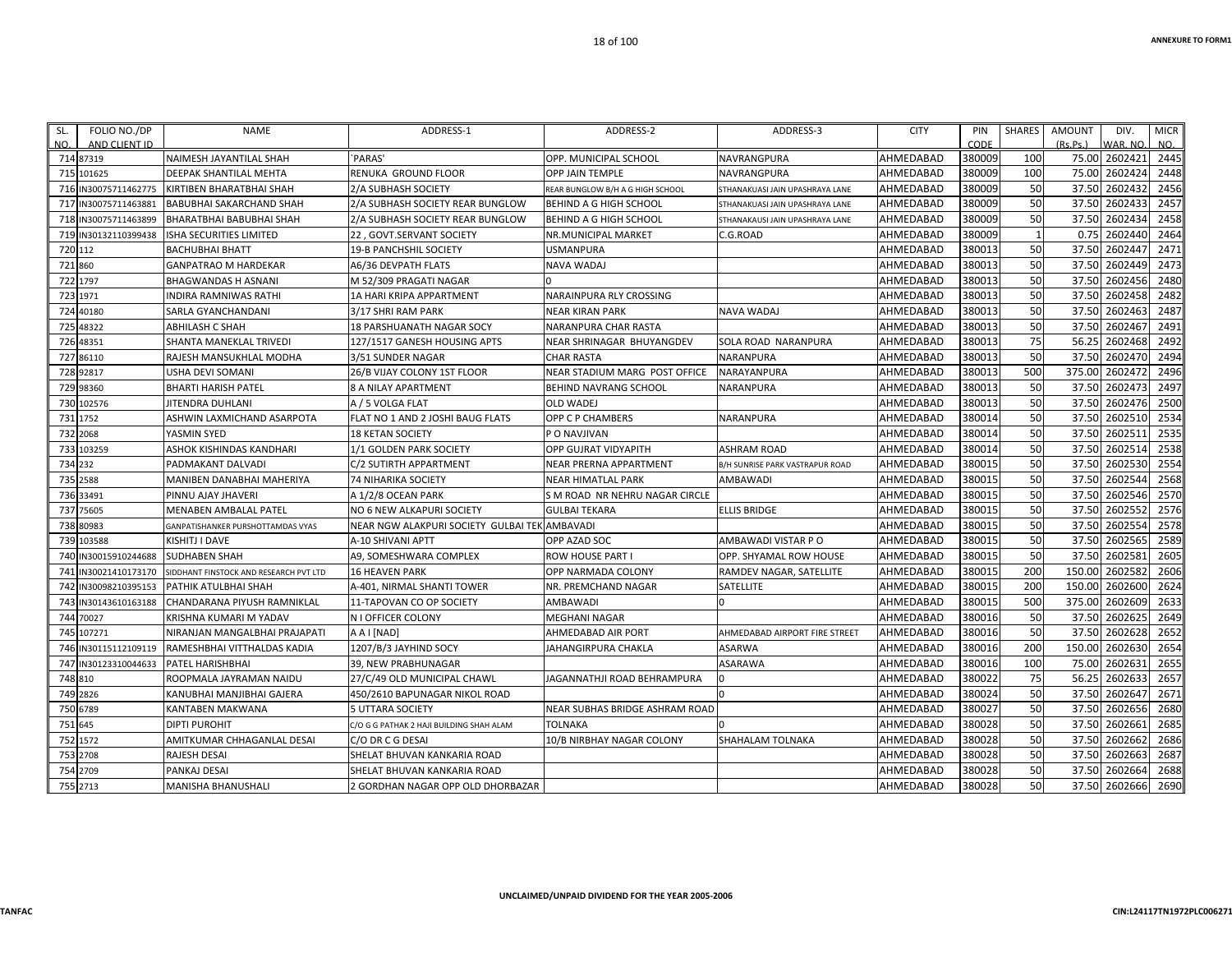| SL. NO. | FOLIO NO./DP AND CLIENT ID | NAME | ADDRESS-1 | ADDRESS-2 | ADDRESS-3 | CITY | PIN CODE | SHARES | AMOUNT (Rs.Ps.) | DIV. WAR. NO. | MICR NO. |
|---|---|---|---|---|---|---|---|---|---|---|---|
| 714 | 87319 | NAIMESH JAYANTILAL SHAH | `PARAS' | OPP. MUNICIPAL SCHOOL | NAVRANGPURA | AHMEDABAD | 380009 | 100 | 75.00 | 2602421 | 2445 |
| 715 | 101625 | DEEPAK SHANTILAL MEHTA | RENUKA GROUND FLOOR | OPP JAIN TEMPLE | NAVRANGPURA | AHMEDABAD | 380009 | 100 | 75.00 | 2602424 | 2448 |
| 716 | IN30075711462775 | KIRTIBEN BHARATBHAI SHAH | 2/A SUBHASH SOCIETY | REAR BUNGLOW B/H A G HIGH SCHOOL | STHANAKUASI JAIN UPASHRAYA LANE | AHMEDABAD | 380009 | 50 | 37.50 | 2602432 | 2456 |
| 717 | IN30075711463881 | BABUBHAI SAKARCHAND SHAH | 2/A SUBHASH SOCIETY REAR BUNGLOW | BEHIND A G HIGH SCHOOL | STHANAKUASI JAIN UPASHRAYA LANE | AHMEDABAD | 380009 | 50 | 37.50 | 2602433 | 2457 |
| 718 | IN30075711463899 | BHARATBHAI BABUBHAI SHAH | 2/A SUBHASH SOCIETY REAR BUNGLOW | BEHIND A G HIGH SCHOOL | STHANAKAUSI JAIN UPASHRAYA LANE | AHMEDABAD | 380009 | 50 | 37.50 | 2602434 | 2458 |
| 719 | IN30132110399438 | ISHA SECURITIES LIMITED | 22 , GOVT.SERVANT SOCIETY | NR.MUNICIPAL MARKET | C.G.ROAD | AHMEDABAD | 380009 | 1 | 0.75 | 2602440 | 2464 |
| 720 | 112 | BACHUBHAI BHATT | 19-B PANCHSHIL SOCIETY | USMANPURA | | AHMEDABAD | 380013 | 50 | 37.50 | 2602447 | 2471 |
| 721 | 860 | GANPATRAO M HARDEKAR | A6/36 DEVPATH FLATS | NAVA WADAJ | | AHMEDABAD | 380013 | 50 | 37.50 | 2602449 | 2473 |
| 722 | 1797 | BHAGWANDAS H ASNANI | M 52/309 PRAGATI NAGAR | 0 | | AHMEDABAD | 380013 | 50 | 37.50 | 2602456 | 2480 |
| 723 | 1971 | INDIRA RAMNIWAS RATHI | 1A HARI KRIPA APPARTMENT | NARAINPURA RLY CROSSING | | AHMEDABAD | 380013 | 50 | 37.50 | 2602458 | 2482 |
| 724 | 40180 | SARLA GYANCHANDANI | 3/17 SHRI RAM PARK | NEAR KIRAN PARK | NAVA WADAJ | AHMEDABAD | 380013 | 50 | 37.50 | 2602463 | 2487 |
| 725 | 48322 | ABHILASH C SHAH | 18 PARSHUANATH NAGAR SOCY | NARANPURA CHAR RASTA | | AHMEDABAD | 380013 | 50 | 37.50 | 2602467 | 2491 |
| 726 | 48351 | SHANTA MANEKLAL TRIVEDI | 127/1517 GANESH HOUSING APTS | NEAR SHRINAGAR BHUYANGDEV | SOLA ROAD NARANPURA | AHMEDABAD | 380013 | 75 | 56.25 | 2602468 | 2492 |
| 727 | 86110 | RAJESH MANSUKHLAL MODHA | 3/51 SUNDER NAGAR | CHAR RASTA | NARANPURA | AHMEDABAD | 380013 | 50 | 37.50 | 2602470 | 2494 |
| 728 | 92817 | USHA DEVI SOMANI | 26/B VIJAY COLONY 1ST FLOOR | NEAR STADIUM MARG POST OFFICE | NARAYANPURA | AHMEDABAD | 380013 | 500 | 375.00 | 2602472 | 2496 |
| 729 | 98360 | BHARTI HARISH PATEL | 8 A NILAY APARTMENT | BEHIND NAVRANG SCHOOL | NARANPURA | AHMEDABAD | 380013 | 50 | 37.50 | 2602473 | 2497 |
| 730 | 102576 | JITENDRA DUHLANI | A / 5 VOLGA FLAT | OLD WADEJ | | AHMEDABAD | 380013 | 50 | 37.50 | 2602476 | 2500 |
| 731 | 1752 | ASHWIN LAXMICHAND ASARPOTA | FLAT NO 1 AND 2 JOSHI BAUG FLATS | OPP C P CHAMBERS | NARANPURA | AHMEDABAD | 380014 | 50 | 37.50 | 2602510 | 2534 |
| 732 | 2068 | YASMIN SYED | 18 KETAN SOCIETY | P O NAVJIVAN | | AHMEDABAD | 380014 | 50 | 37.50 | 2602511 | 2535 |
| 733 | 103259 | ASHOK KISHINDAS KANDHARI | 1/1 GOLDEN PARK SOCIETY | OPP GUJRAT VIDYAPITH | ASHRAM ROAD | AHMEDABAD | 380014 | 50 | 37.50 | 2602514 | 2538 |
| 734 | 232 | PADMAKANT DALVADI | C/2 SUTIRTH APPARTMENT | NEAR PRERNA APPARTMENT | B/H SUNRISE PARK VASTRAPUR ROAD | AHMEDABAD | 380015 | 50 | 37.50 | 2602530 | 2554 |
| 735 | 2588 | MANIBEN DANABHAI MAHERIYA | 74 NIHARIKA SOCIETY | NEAR HIMATLAL PARK | AMBAWADI | AHMEDABAD | 380015 | 50 | 37.50 | 2602544 | 2568 |
| 736 | 33491 | PINNU AJAY JHAVERI | A 1/2/8 OCEAN PARK | S M ROAD NR NEHRU NAGAR CIRCLE | | AHMEDABAD | 380015 | 50 | 37.50 | 2602546 | 2570 |
| 737 | 75605 | MENABEN AMBALAL PATEL | NO 6 NEW ALKAPURI SOCIETY | GULBAI TEKARA | ELLIS BRIDGE | AHMEDABAD | 380015 | 50 | 37.50 | 2602552 | 2576 |
| 738 | 80983 | GANPATISHANKER PURSHOTTAMDAS VYAS | NEAR NGW ALAKPURI SOCIETY GULBAI TEK | AMBAVADI | | AHMEDABAD | 380015 | 50 | 37.50 | 2602554 | 2578 |
| 739 | 103588 | KISHITJ I DAVE | A-10 SHIVANI APTT | OPP AZAD SOC | AMBAWADI VISTAR P O | AHMEDABAD | 380015 | 50 | 37.50 | 2602565 | 2589 |
| 740 | IN30015910244688 | SUDHABEN SHAH | A9, SOMESHWARA COMPLEX | ROW HOUSE PART I | OPP. SHYAMAL ROW HOUSE | AHMEDABAD | 380015 | 50 | 37.50 | 2602581 | 2605 |
| 741 | IN30021410173170 | SIDDHANT FINSTOCK AND RESEARCH PVT LTD | 16 HEAVEN PARK | OPP NARMADA COLONY | RAMDEV NAGAR, SATELLITE | AHMEDABAD | 380015 | 200 | 150.00 | 2602582 | 2606 |
| 742 | IN30098210395153 | PATHIK ATULBHAI SHAH | A-401, NIRMAL SHANTI TOWER | NR. PREMCHAND NAGAR | SATELLITE | AHMEDABAD | 380015 | 200 | 150.00 | 2602600 | 2624 |
| 743 | IN30143610163188 | CHANDARANA PIYUSH RAMNIKLAL | 11-TAPOVAN CO OP SOCIETY | AMBAWADI | 0 | AHMEDABAD | 380015 | 500 | 375.00 | 2602609 | 2633 |
| 744 | 70027 | KRISHNA KUMARI M YADAV | N I OFFICER COLONY | MEGHANI NAGAR | | AHMEDABAD | 380016 | 50 | 37.50 | 2602625 | 2649 |
| 745 | 107271 | NIRANJAN MANGALBHAI PRAJAPATI | A A I [NAD] | AHMEDABAD AIR PORT | AHMEDABAD AIRPORT FIRE STREET | AHMEDABAD | 380016 | 50 | 37.50 | 2602628 | 2652 |
| 746 | IN30115112109119 | RAMESHBHAI VITTHALDAS KADIA | 1207/B/3 JAYHIND SOCY | JAHANGIRPURA CHAKLA | ASARWA | AHMEDABAD | 380016 | 200 | 150.00 | 2602630 | 2654 |
| 747 | IN30123310044633 | PATEL HARISHBHAI | 39, NEW PRABHUNAGAR | | ASARAWA | AHMEDABAD | 380016 | 100 | 75.00 | 2602631 | 2655 |
| 748 | 810 | ROOPMALA JAYRAMAN NAIDU | 27/C/49 OLD MUNICIPAL CHAWL | JAGANNATHJI ROAD BEHRAMPURA | 0 | AHMEDABAD | 380022 | 75 | 56.25 | 2602633 | 2657 |
| 749 | 2826 | KANUBHAI MANJIBHAI GAJERA | 450/2610 BAPUNAGAR NIKOL ROAD | | 0 | AHMEDABAD | 380024 | 50 | 37.50 | 2602647 | 2671 |
| 750 | 6789 | KANTABEN MAKWANA | 5 UTTARA SOCIETY | NEAR SUBHAS BRIDGE ASHRAM ROAD | | AHMEDABAD | 380027 | 50 | 37.50 | 2602656 | 2680 |
| 751 | 645 | DIPTI PUROHIT | C/O G G PATHAK 2 HAJI BUILDING SHAH ALAM | TOLNAKA | 0 | AHMEDABAD | 380028 | 50 | 37.50 | 2602661 | 2685 |
| 752 | 1572 | AMITKUMAR CHHAGANLAL DESAI | C/O DR C G DESAI | 10/B NIRBHAY NAGAR COLONY | SHAHALAM TOLNAKA | AHMEDABAD | 380028 | 50 | 37.50 | 2602662 | 2686 |
| 753 | 2708 | RAJESH DESAI | SHELAT BHUVAN KANKARIA ROAD | | | AHMEDABAD | 380028 | 50 | 37.50 | 2602663 | 2687 |
| 754 | 2709 | PANKAJ DESAI | SHELAT BHUVAN KANKARIA ROAD | | | AHMEDABAD | 380028 | 50 | 37.50 | 2602664 | 2688 |
| 755 | 2713 | MANISHA BHANUSHALI | 2 GORDHAN NAGAR OPP OLD DHORBAZAR | | | AHMEDABAD | 380028 | 50 | 37.50 | 2602666 | 2690 |

UNCLAIMED/UNPAID DIVIDEND FOR THE YEAR 2005-2006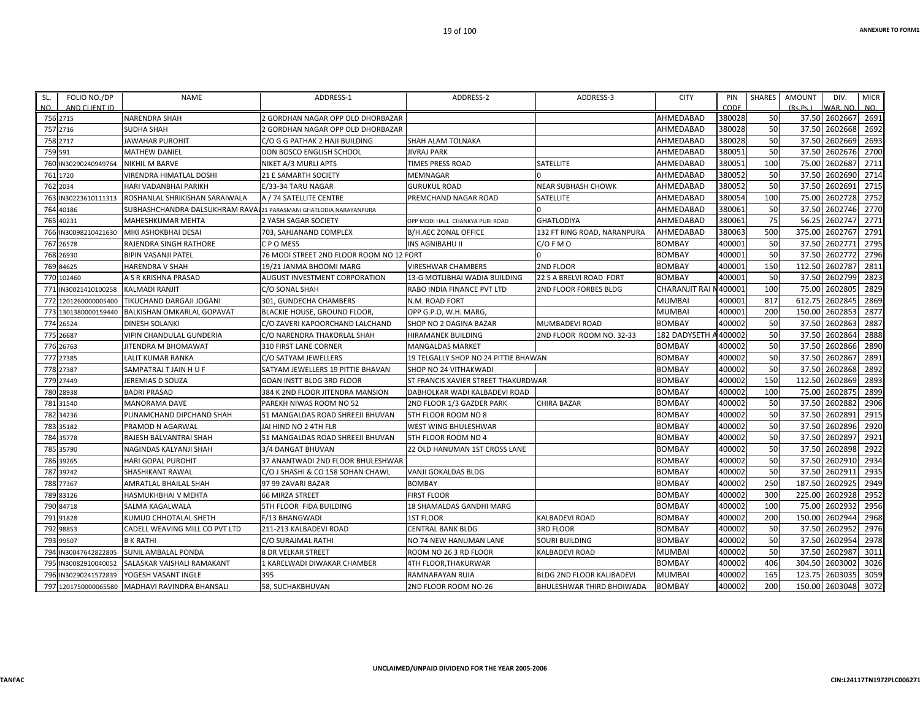| SL. NO. | FOLIO NO./DP AND CLIENT ID | NAME | ADDRESS-1 | ADDRESS-2 | ADDRESS-3 | CITY | PIN CODE | SHARES | AMOUNT (Rs.Ps.) | DIV. WAR. NO. | MICR NO. |
|---|---|---|---|---|---|---|---|---|---|---|---|
| 756 | 2715 | NARENDRA SHAH | 2 GORDHAN NAGAR OPP OLD DHORBAZAR | | | AHMEDABAD | 380028 | 50 | 37.50 | 2602667 | 2691 |
| 757 | 2716 | SUDHA SHAH | 2 GORDHAN NAGAR OPP OLD DHORBAZAR | | | AHMEDABAD | 380028 | 50 | 37.50 | 2602668 | 2692 |
| 758 | 2717 | JAWAHAR PUROHIT | C/O G G PATHAK 2 HAJI BUILDING | SHAH ALAM TOLNAKA | | AHMEDABAD | 380028 | 50 | 37.50 | 2602669 | 2693 |
| 759 | 591 | MATHEW DANIEL | DON BOSCO ENGLISH SCHOOL | JIVRAJ PARK | | AHMEDABAD | 380051 | 50 | 37.50 | 2602676 | 2700 |
| 760 | IN30290240949764 | NIKHIL M BARVE | NIKET A/3 MURLI APTS | TIMES PRESS ROAD | SATELLITE | AHMEDABAD | 380051 | 100 | 75.00 | 2602687 | 2711 |
| 761 | 1720 | VIRENDRA HIMATLAL DOSHI | 21 E SAMARTH SOCIETY | MEMNAGAR | 0 | AHMEDABAD | 380052 | 50 | 37.50 | 2602690 | 2714 |
| 762 | 2034 | HARI VADANBHAI PARIKH | E/33-34 TARU NAGAR | GURUKUL ROAD | NEAR SUBHASH CHOWK | AHMEDABAD | 380052 | 50 | 37.50 | 2602691 | 2715 |
| 763 | IN30223610111313 | ROSHANLAL SHRIKISHAN SARAIWALA | A / 74 SATELLITE CENTRE | PREMCHAND NAGAR ROAD | SATELLITE | AHMEDABAD | 380054 | 100 | 75.00 | 2602728 | 2752 |
| 764 | 40186 | SUBHASHCHANDRA DALSUKHRAM RAVAL | 21 PARASMANI GHATLODIA NARAYANPURA | | 0 | AHMEDABAD | 380061 | 50 | 37.50 | 2602746 | 2770 |
| 765 | 40231 | MAHESHKUMAR MEHTA | 2 YASH SAGAR SOCIETY | OPP MODI HALL CHANKYA PURI ROAD | GHATLODIYA | AHMEDABAD | 380061 | 75 | 56.25 | 2602747 | 2771 |
| 766 | IN30098210421630 | MIKI ASHOKBHAI DESAI | 703, SAHJANAND COMPLEX | B/H.AEC ZONAL OFFICE | 132 FT RING ROAD, NARANPURA | AHMEDABAD | 380063 | 500 | 375.00 | 2602767 | 2791 |
| 767 | 26578 | RAJENDRA SINGH RATHORE | C P O MESS | INS AGNIBAHU II | C/O F M O | BOMBAY | 400001 | 50 | 37.50 | 2602771 | 2795 |
| 768 | 26930 | BIPIN VASANJI PATEL | 76 MODI STREET 2ND FLOOR ROOM NO 12 FORT | | 0 | BOMBAY | 400001 | 50 | 37.50 | 2602772 | 2796 |
| 769 | 84625 | HARENDRA V SHAH | 19/21 JANMA BHOOMI MARG | VIRESHWAR CHAMBERS | 2ND FLOOR | BOMBAY | 400001 | 150 | 112.50 | 2602787 | 2811 |
| 770 | 102460 | A S R KRISHNA PRASAD | AUGUST INVESTMENT CORPORATION | 13-G MOTLIBHAI WADIA BUILDING | 22 S A BRELVI ROAD FORT | BOMBAY | 400001 | 50 | 37.50 | 2602799 | 2823 |
| 771 | IN30021410100258 | KALMADI RANJIT | C/O SONAL SHAH | RABO INDIA FINANCE PVT LTD | 2ND FLOOR FORBES BLDG | CHARANJIT RAI M | 400001 | 100 | 75.00 | 2602805 | 2829 |
| 772 | 1201260000005400 | TIKUCHAND DARGAJI JOGANI | 301, GUNDECHA CHAMBERS | N.M. ROAD FORT | | MUMBAI | 400001 | 817 | 612.75 | 2602845 | 2869 |
| 773 | 1301380000159440 | BALKISHAN OMKARLAL GOPAVAT | BLACKIE HOUSE, GROUND FLOOR, | OPP G.P.O, W.H. MARG, | | MUMBAI | 400001 | 200 | 150.00 | 2602853 | 2877 |
| 774 | 26524 | DINESH SOLANKI | C/O ZAVERI KAPOORCHAND LALCHAND | SHOP NO 2 DAGINA BAZAR | MUMBADEVI ROAD | BOMBAY | 400002 | 50 | 37.50 | 2602863 | 2887 |
| 775 | 26687 | VIPIN CHANDULAL GUNDERIA | C/O NARENDRA THAKORLAL SHAH | HIRAMANEK BUILDING | 2ND FLOOR ROOM NO. 32-33 | 182 DADYSETH A | 400002 | 50 | 37.50 | 2602864 | 2888 |
| 776 | 26763 | JITENDRA M BHOMAWAT | 310 FIRST LANE CORNER | MANGALDAS MARKET | | BOMBAY | 400002 | 50 | 37.50 | 2602866 | 2890 |
| 777 | 27385 | LALIT KUMAR RANKA | C/O SATYAM JEWELLERS | 19 TELGALLY SHOP NO 24 PITTIE BHAWAN | | BOMBAY | 400002 | 50 | 37.50 | 2602867 | 2891 |
| 778 | 27387 | SAMPATRAJ T JAIN H U F | SATYAM JEWELLERS 19 PITTIE BHAVAN | SHOP NO 24 VITHAKWADI | | BOMBAY | 400002 | 50 | 37.50 | 2602868 | 2892 |
| 779 | 27449 | JEREMIAS D SOUZA | GOAN INSTT BLDG 3RD FLOOR | ST FRANCIS XAVIER STREET THAKURDWAR | | BOMBAY | 400002 | 150 | 112.50 | 2602869 | 2893 |
| 780 | 28938 | BADRI PRASAD | 384 K 2ND FLOOR JITENDRA MANSION | DABHOLKAR WADI KALBADEVI ROAD | | BOMBAY | 400002 | 100 | 75.00 | 2602875 | 2899 |
| 781 | 31540 | MANORAMA DAVE | PAREKH NIWAS ROOM NO 52 | 2ND FLOOR 1/3 GAZDER PARK | CHIRA BAZAR | BOMBAY | 400002 | 50 | 37.50 | 2602882 | 2906 |
| 782 | 34236 | PUNAMCHAND DIPCHAND SHAH | 51 MANGALDAS ROAD SHREEJI BHUVAN | 5TH FLOOR ROOM NO 8 | | BOMBAY | 400002 | 50 | 37.50 | 2602891 | 2915 |
| 783 | 35182 | PRAMOD N AGARWAL | JAI HIND NO 2 4TH FLR | WEST WING BHULESHWAR | | BOMBAY | 400002 | 50 | 37.50 | 2602896 | 2920 |
| 784 | 35778 | RAJESH BALVANTRAI SHAH | 51 MANGALDAS ROAD SHREEJI BHUVAN | 5TH FLOOR ROOM NO 4 | | BOMBAY | 400002 | 50 | 37.50 | 2602897 | 2921 |
| 785 | 35790 | NAGINDAS KALYANJI SHAH | 3/4 DANGAT BHUVAN | 22 OLD HANUMAN 1ST CROSS LANE | | BOMBAY | 400002 | 50 | 37.50 | 2602898 | 2922 |
| 786 | 39265 | HARI GOPAL PUROHIT | 37 ANANTWADI 2ND FLOOR BHULESHWAR | | | BOMBAY | 400002 | 50 | 37.50 | 2602910 | 2934 |
| 787 | 39742 | SHASHIKANT RAWAL | C/O J SHASHI & CO 158 SOHAN CHAWL | VANJI GOKALDAS BLDG | | BOMBAY | 400002 | 50 | 37.50 | 2602911 | 2935 |
| 788 | 77367 | AMRATLAL BHAILAL SHAH | 97 99 ZAVARI BAZAR | BOMBAY | | BOMBAY | 400002 | 250 | 187.50 | 2602925 | 2949 |
| 789 | 83126 | HASMUKHBHAI V MEHTA | 66 MIRZA STREET | FIRST FLOOR | | BOMBAY | 400002 | 300 | 225.00 | 2602928 | 2952 |
| 790 | 84718 | SALMA KAGALWALA | 5TH FLOOR FIDA BUILDING | 18 SHAMALDAS GANDHI MARG | | BOMBAY | 400002 | 100 | 75.00 | 2602932 | 2956 |
| 791 | 91828 | KUMUD CHHOTALAL SHETH | F/13 BHANGWADI | 1ST FLOOR | KALBADEVI ROAD | BOMBAY | 400002 | 200 | 150.00 | 2602944 | 2968 |
| 792 | 98853 | CADELL WEAVING MILL CO PVT LTD | 211-213 KALBADEVI ROAD | CENTRAL BANK BLDG | 3RD FLOOR | BOMBAY | 400002 | 50 | 37.50 | 2602952 | 2976 |
| 793 | 99507 | B K RATHI | C/O SURAJMAL RATHI | NO 74 NEW HANUMAN LANE | SOURI BUILDING | BOMBAY | 400002 | 50 | 37.50 | 2602954 | 2978 |
| 794 | IN30047642822805 | SUNIL AMBALAL PONDA | 8 DR VELKAR STREET | ROOM NO 26 3 RD FLOOR | KALBADEVI ROAD | MUMBAI | 400002 | 50 | 37.50 | 2602987 | 3011 |
| 795 | IN30082910040052 | SALASKAR VAISHALI RAMAKANT | 1 KARELWADI DIWAKAR CHAMBER | 4TH FLOOR,THAKURWAR | | BOMBAY | 400002 | 406 | 304.50 | 2603002 | 3026 |
| 796 | IN30290241572839 | YOGESH VASANT INGLE | 395 | RAMNARAYAN RUIA | BLDG 2ND FLOOR KALIBADEVI | MUMBAI | 400002 | 165 | 123.75 | 2603035 | 3059 |
| 797 | 1201750000065580 | MADHAVI RAVINDRA BHANSALI | 58, SUCHAKBHUVAN | 2ND FLOOR ROOM NO-26 | BHULESHWAR THIRD BHOIWADA | BOMBAY | 400002 | 200 | 150.00 | 2603048 | 3072 |

UNCLAIMED/UNPAID DIVIDEND FOR THE YEAR 2005-2006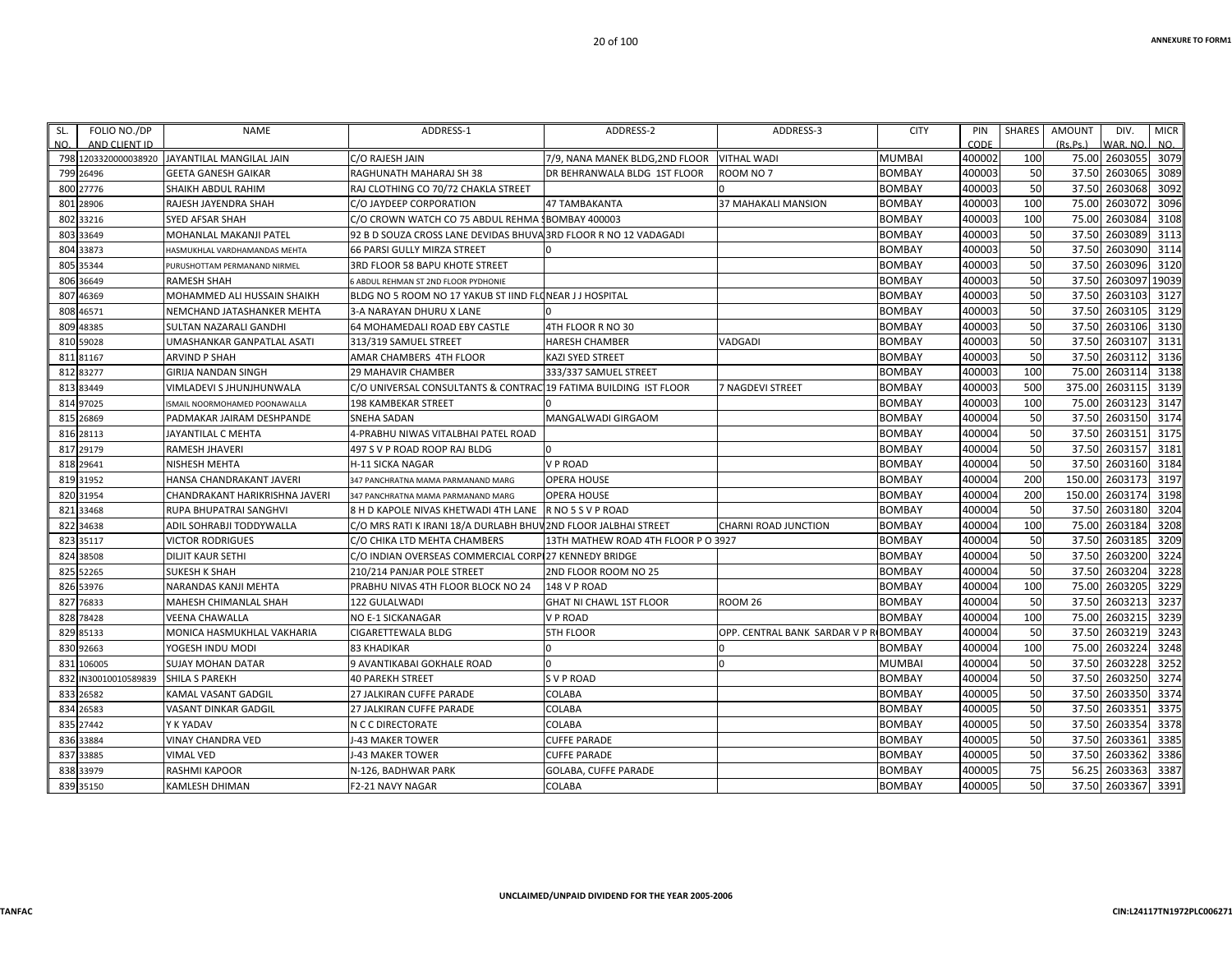| SL. NO. | FOLIO NO./DP AND CLIENT ID | NAME | ADDRESS-1 | ADDRESS-2 | ADDRESS-3 | CITY | PIN CODE | SHARES | AMOUNT (Rs.Ps.) | DIV. WAR. NO. | MICR NO. |
|---|---|---|---|---|---|---|---|---|---|---|---|
| 798 | 1203320000038920 | JAYANTILAL MANGILAL JAIN | C/O RAJESH JAIN | 7/9, NANA MANEK BLDG,2ND FLOOR | VITHAL WADI | MUMBAI | 400002 | 100 | 75.00 | 2603055 | 3079 |
| 799 | 26496 | GEETA GANESH GAIKAR | RAGHUNATH MAHARAJ SH 38 | DR BEHRANWALA BLDG 1ST FLOOR | ROOM NO 7 | BOMBAY | 400003 | 50 | 37.50 | 2603065 | 3089 |
| 800 | 27776 | SHAIKH ABDUL RAHIM | RAJ CLOTHING CO 70/72 CHAKLA STREET | | 0 | BOMBAY | 400003 | 50 | 37.50 | 2603068 | 3092 |
| 801 | 28906 | RAJESH JAYENDRA SHAH | C/O JAYDEEP CORPORATION | 47 TAMBAKANTA | 37 MAHAKALI MANSION | BOMBAY | 400003 | 100 | 75.00 | 2603072 | 3096 |
| 802 | 33216 | SYED AFSAR SHAH | C/O CROWN WATCH CO 75 ABDUL REHMA S | BOMBAY 400003 | | BOMBAY | 400003 | 100 | 75.00 | 2603084 | 3108 |
| 803 | 33649 | MOHANLAL MAKANJI PATEL | 92 B D SOUZA CROSS LANE DEVIDAS BHUVA | 3RD FLOOR R NO 12 VADAGADI | | BOMBAY | 400003 | 50 | 37.50 | 2603089 | 3113 |
| 804 | 33873 | HASMUKHLAL VARDHAMANDAS MEHTA | 66 PARSI GULLY MIRZA STREET | 0 | | BOMBAY | 400003 | 50 | 37.50 | 2603090 | 3114 |
| 805 | 35344 | PURUSHOTTAM PERMANAND NIRMEL | 3RD FLOOR 58 BAPU KHOTE STREET | | | BOMBAY | 400003 | 50 | 37.50 | 2603096 | 3120 |
| 806 | 36649 | RAMESH SHAH | 6 ABDUL REHMAN ST 2ND FLOOR PYDHONIE | | | BOMBAY | 400003 | 50 | 37.50 | 2603097 | 19039 |
| 807 | 46369 | MOHAMMED ALI HUSSAIN SHAIKH | BLDG NO 5 ROOM NO 17 YAKUB ST IIND FLO | NEAR J J HOSPITAL | | BOMBAY | 400003 | 50 | 37.50 | 2603103 | 3127 |
| 808 | 46571 | NEMCHAND JATASHANKER MEHTA | 3-A NARAYAN DHURU X LANE | 0 | | BOMBAY | 400003 | 50 | 37.50 | 2603105 | 3129 |
| 809 | 48385 | SULTAN NAZARALI GANDHI | 64 MOHAMEDALI ROAD EBY CASTLE | 4TH FLOOR R NO 30 | | BOMBAY | 400003 | 50 | 37.50 | 2603106 | 3130 |
| 810 | 59028 | UMASHANKAR GANPATLAL ASATI | 313/319 SAMUEL STREET | HARESH CHAMBER | VADGADI | BOMBAY | 400003 | 50 | 37.50 | 2603107 | 3131 |
| 811 | 81167 | ARVIND P SHAH | AMAR CHAMBERS 4TH FLOOR | KAZI SYED STREET | | BOMBAY | 400003 | 50 | 37.50 | 2603112 | 3136 |
| 812 | 83277 | GIRIJA NANDAN SINGH | 29 MAHAVIR CHAMBER | 333/337 SAMUEL STREET | | BOMBAY | 400003 | 100 | 75.00 | 2603114 | 3138 |
| 813 | 83449 | VIMLADEVI S JHUNJHUNWALA | C/O UNIVERSAL CONSULTANTS & CONTRAC | 19 FATIMA BUILDING IST FLOOR | 7 NAGDEVI STREET | BOMBAY | 400003 | 500 | 375.00 | 2603115 | 3139 |
| 814 | 97025 | ISMAIL NOORMOHAMED POONAWALLA | 198 KAMBEKAR STREET | 0 | | BOMBAY | 400003 | 100 | 75.00 | 2603123 | 3147 |
| 815 | 26869 | PADMAKAR JAIRAM DESHPANDE | SNEHA SADAN | MANGALWADI GIRGAOM | | BOMBAY | 400004 | 50 | 37.50 | 2603150 | 3174 |
| 816 | 28113 | JAYANTILAL C MEHTA | 4-PRABHU NIWAS VITALBHAI PATEL ROAD | | | BOMBAY | 400004 | 50 | 37.50 | 2603151 | 3175 |
| 817 | 29179 | RAMESH JHAVERI | 497 S V P ROAD ROOP RAJ BLDG | 0 | | BOMBAY | 400004 | 50 | 37.50 | 2603157 | 3181 |
| 818 | 29641 | NISHESH MEHTA | H-11 SICKA NAGAR | V P ROAD | | BOMBAY | 400004 | 50 | 37.50 | 2603160 | 3184 |
| 819 | 31952 | HANSA CHANDRAKANT JAVERI | 347 PANCHRATNA MAMA PARMANAND MARG | OPERA HOUSE | | BOMBAY | 400004 | 200 | 150.00 | 2603173 | 3197 |
| 820 | 31954 | CHANDRAKANT HARIKRISHNA JAVERI | 347 PANCHRATNA MAMA PARMANAND MARG | OPERA HOUSE | | BOMBAY | 400004 | 200 | 150.00 | 2603174 | 3198 |
| 821 | 33468 | RUPA BHUPATRAI SANGHVI | 8 H D KAPOLE NIVAS KHETWADI 4TH LANE | R NO 5 S V P ROAD | | BOMBAY | 400004 | 50 | 37.50 | 2603180 | 3204 |
| 822 | 34638 | ADIL SOHRABJI TODDYWALLA | C/O MRS RATI K IRANI 18/A DURLABH BHUV | 2ND FLOOR JALBHAI STREET | CHARNI ROAD JUNCTION | BOMBAY | 400004 | 100 | 75.00 | 2603184 | 3208 |
| 823 | 35117 | VICTOR RODRIGUES | C/O CHIKA LTD MEHTA CHAMBERS | 13TH MATHEW ROAD 4TH FLOOR P O 3927 | | BOMBAY | 400004 | 50 | 37.50 | 2603185 | 3209 |
| 824 | 38508 | DILJIT KAUR SETHI | C/O INDIAN OVERSEAS COMMERCIAL CORP | 27 KENNEDY BRIDGE | | BOMBAY | 400004 | 50 | 37.50 | 2603200 | 3224 |
| 825 | 52265 | SUKESH K SHAH | 210/214 PANJAR POLE STREET | 2ND FLOOR ROOM NO 25 | | BOMBAY | 400004 | 50 | 37.50 | 2603204 | 3228 |
| 826 | 53976 | NARANDAS KANJI MEHTA | PRABHU NIVAS 4TH FLOOR BLOCK NO 24 | 148 V P ROAD | | BOMBAY | 400004 | 100 | 75.00 | 2603205 | 3229 |
| 827 | 76833 | MAHESH CHIMANLAL SHAH | 122 GULALWADI | GHAT NI CHAWL 1ST FLOOR | ROOM 26 | BOMBAY | 400004 | 50 | 37.50 | 2603213 | 3237 |
| 828 | 78428 | VEENA CHAWALLA | NO E-1 SICKANAGAR | V P ROAD | | BOMBAY | 400004 | 100 | 75.00 | 2603215 | 3239 |
| 829 | 85133 | MONICA HASMUKHLAL VAKHARIA | CIGARETTEWALA BLDG | 5TH FLOOR | OPP. CENTRAL BANK SARDAR V P R | BOMBAY | 400004 | 50 | 37.50 | 2603219 | 3243 |
| 830 | 92663 | YOGESH INDU MODI | 83 KHADIKAR | 0 | 0 | BOMBAY | 400004 | 100 | 75.00 | 2603224 | 3248 |
| 831 | 106005 | SUJAY MOHAN DATAR | 9 AVANTIKABAI GOKHALE ROAD | 0 | 0 | MUMBAI | 400004 | 50 | 37.50 | 2603228 | 3252 |
| 832 | IN30010010589839 | SHILA S PAREKH | 40 PAREKH STREET | S V P ROAD | | BOMBAY | 400004 | 50 | 37.50 | 2603250 | 3274 |
| 833 | 26582 | KAMAL VASANT GADGIL | 27 JALKIRAN CUFFE PARADE | COLABA | | BOMBAY | 400005 | 50 | 37.50 | 2603350 | 3374 |
| 834 | 26583 | VASANT DINKAR GADGIL | 27 JALKIRAN CUFFE PARADE | COLABA | | BOMBAY | 400005 | 50 | 37.50 | 2603351 | 3375 |
| 835 | 27442 | Y K YADAV | N C C DIRECTORATE | COLABA | | BOMBAY | 400005 | 50 | 37.50 | 2603354 | 3378 |
| 836 | 33884 | VINAY CHANDRA VED | J-43 MAKER TOWER | CUFFE PARADE | | BOMBAY | 400005 | 50 | 37.50 | 2603361 | 3385 |
| 837 | 33885 | VIMAL VED | J-43 MAKER TOWER | CUFFE PARADE | | BOMBAY | 400005 | 50 | 37.50 | 2603362 | 3386 |
| 838 | 33979 | RASHMI KAPOOR | N-126, BADHWAR PARK | GOLABA, CUFFE PARADE | | BOMBAY | 400005 | 75 | 56.25 | 2603363 | 3387 |
| 839 | 35150 | KAMLESH DHIMAN | F2-21 NAVY NAGAR | COLABA | | BOMBAY | 400005 | 50 | 37.50 | 2603367 | 3391 |

UNCLAIMED/UNPAID DIVIDEND FOR THE YEAR 2005-2006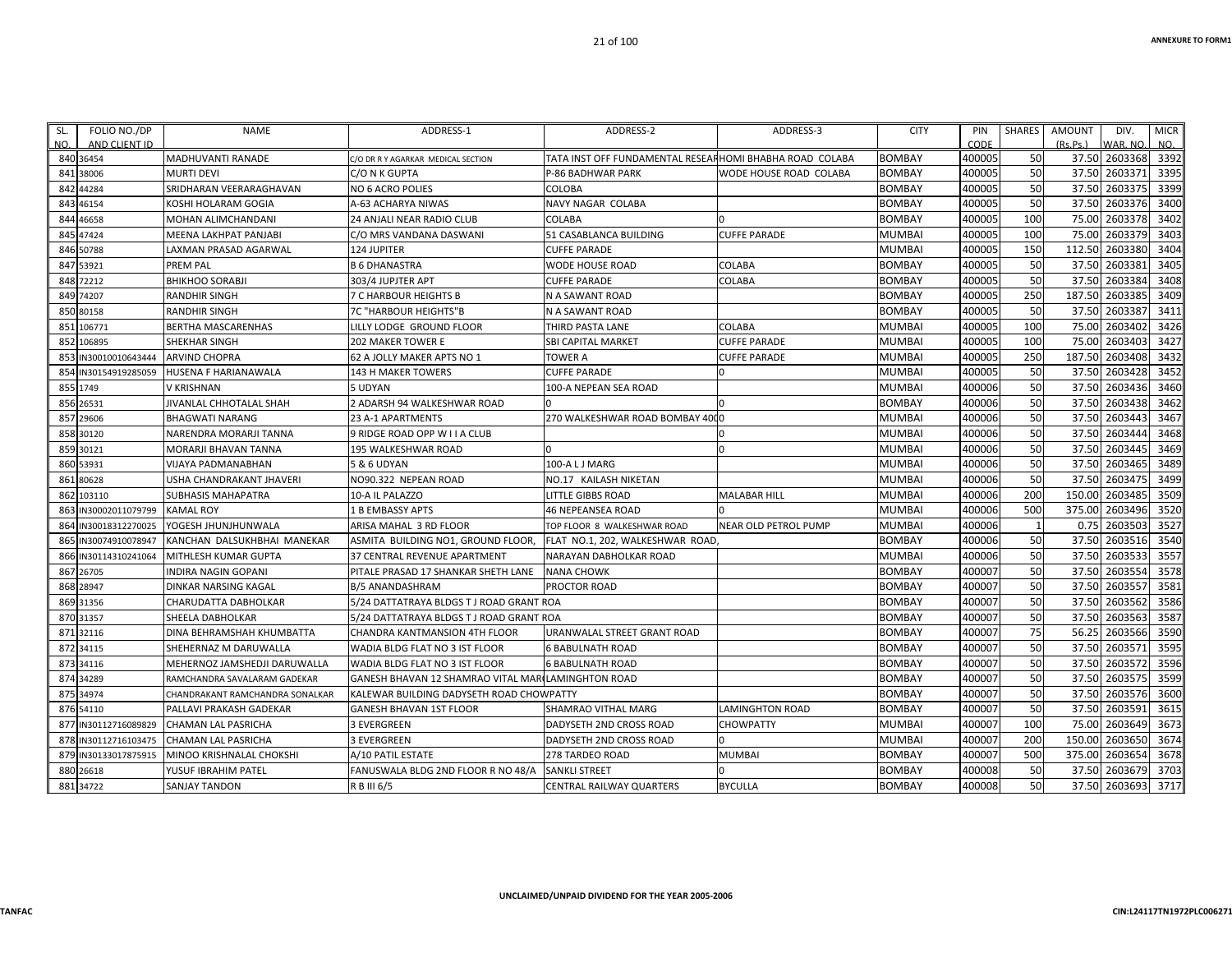| SL. NO. | FOLIO NO./DP AND CLIENT ID | NAME | ADDRESS-1 | ADDRESS-2 | ADDRESS-3 | CITY | PIN CODE | SHARES | AMOUNT (Rs.Ps.) | DIV. WAR. NO. | MICR NO. |
|---|---|---|---|---|---|---|---|---|---|---|---|
| 840 | 36454 | MADHUVANTI RANADE | C/O DR R Y AGARKAR MEDICAL SECTION | TATA INST OFF FUNDAMENTAL RESEAR | HOMI BHABHA ROAD COLABA | BOMBAY | 400005 | 50 | 37.50 | 2603368 | 3392 |
| 841 | 38006 | MURTI DEVI | C/O N K GUPTA | P-86 BADHWAR PARK | WODE HOUSE ROAD COLABA | BOMBAY | 400005 | 50 | 37.50 | 2603371 | 3395 |
| 842 | 44284 | SRIDHARAN VEERARAGHAVAN | NO 6 ACRO POLIES | COLOBA | | BOMBAY | 400005 | 50 | 37.50 | 2603375 | 3399 |
| 843 | 46154 | KOSHI HOLARAM GOGIA | A-63 ACHARYA NIWAS | NAVY NAGAR COLABA | | BOMBAY | 400005 | 50 | 37.50 | 2603376 | 3400 |
| 844 | 46658 | MOHAN ALIMCHANDANI | 24 ANJALI NEAR RADIO CLUB | COLABA | 0 | BOMBAY | 400005 | 100 | 75.00 | 2603378 | 3402 |
| 845 | 47424 | MEENA LAKHPAT PANJABI | C/O MRS VANDANA DASWANI | 51 CASABLANCA BUILDING | CUFFE PARADE | MUMBAI | 400005 | 100 | 75.00 | 2603379 | 3403 |
| 846 | 50788 | LAXMAN PRASAD AGARWAL | 124 JUPITER | CUFFE PARADE | | MUMBAI | 400005 | 150 | 112.50 | 2603380 | 3404 |
| 847 | 53921 | PREM PAL | B 6 DHANASTRA | WODE HOUSE ROAD | COLABA | BOMBAY | 400005 | 50 | 37.50 | 2603381 | 3405 |
| 848 | 72212 | BHIKHOO SORABJI | 303/4 JUPJTER APT | CUFFE PARADE | COLABA | BOMBAY | 400005 | 50 | 37.50 | 2603384 | 3408 |
| 849 | 74207 | RANDHIR SINGH | 7 C HARBOUR HEIGHTS B | N A SAWANT ROAD | | BOMBAY | 400005 | 250 | 187.50 | 2603385 | 3409 |
| 850 | 80158 | RANDHIR SINGH | 7C "HARBOUR HEIGHTS"B | N A SAWANT ROAD | | BOMBAY | 400005 | 50 | 37.50 | 2603387 | 3411 |
| 851 | 106771 | BERTHA MASCARENHAS | LILLY LODGE GROUND FLOOR | THIRD PASTA LANE | COLABA | MUMBAI | 400005 | 100 | 75.00 | 2603402 | 3426 |
| 852 | 106895 | SHEKHAR SINGH | 202 MAKER TOWER E | SBI CAPITAL MARKET | CUFFE PARADE | MUMBAI | 400005 | 100 | 75.00 | 2603403 | 3427 |
| 853 | IN30010010643444 | ARVIND CHOPRA | 62 A JOLLY MAKER APTS NO 1 | TOWER A | CUFFE PARADE | MUMBAI | 400005 | 250 | 187.50 | 2603408 | 3432 |
| 854 | IN30154919285059 | HUSENA F HARIANAWALA | 143 H MAKER TOWERS | CUFFE PARADE | 0 | MUMBAI | 400005 | 50 | 37.50 | 2603428 | 3452 |
| 855 | 1749 | V KRISHNAN | 5 UDYAN | 100-A NEPEAN SEA ROAD | | MUMBAI | 400006 | 50 | 37.50 | 2603436 | 3460 |
| 856 | 26531 | JIVANLAL CHHOTALAL SHAH | 2 ADARSH 94 WALKESHWAR ROAD | 0 | 0 | BOMBAY | 400006 | 50 | 37.50 | 2603438 | 3462 |
| 857 | 29606 | BHAGWATI NARANG | 23 A-1 APARTMENTS | 270 WALKESHWAR ROAD BOMBAY 400 | 0 | MUMBAI | 400006 | 50 | 37.50 | 2603443 | 3467 |
| 858 | 30120 | NARENDRA MORARJI TANNA | 9 RIDGE ROAD OPP W I I A CLUB | | 0 | MUMBAI | 400006 | 50 | 37.50 | 2603444 | 3468 |
| 859 | 30121 | MORARJI BHAVAN TANNA | 195 WALKESHWAR ROAD | 0 | 0 | MUMBAI | 400006 | 50 | 37.50 | 2603445 | 3469 |
| 860 | 53931 | VIJAYA PADMANABHAN | 5 & 6 UDYAN | 100-A L J MARG | | MUMBAI | 400006 | 50 | 37.50 | 2603465 | 3489 |
| 861 | 80628 | USHA CHANDRAKANT JHAVERI | NO90.322 NEPEAN ROAD | NO.17 KAILASH NIKETAN | | MUMBAI | 400006 | 50 | 37.50 | 2603475 | 3499 |
| 862 | 103110 | SUBHASIS MAHAPATRA | 10-A IL PALAZZO | LITTLE GIBBS ROAD | MALABAR HILL | MUMBAI | 400006 | 200 | 150.00 | 2603485 | 3509 |
| 863 | IN30002011079799 | KAMAL ROY | 1 B EMBASSY APTS | 46 NEPEANSEA ROAD | 0 | MUMBAI | 400006 | 500 | 375.00 | 2603496 | 3520 |
| 864 | IN30018312270025 | YOGESH JHUNJHUNWALA | ARISA MAHAL 3 RD FLOOR | TOP FLOOR 8 WALKESHWAR ROAD | NEAR OLD PETROL PUMP | MUMBAI | 400006 | 1 | 0.75 | 2603503 | 3527 |
| 865 | IN30074910078947 | KANCHAN DALSUKHBHAI MANEKAR | ASMITA BUILDING NO1, GROUND FLOOR, | FLAT NO.1, 202, WALKESHWAR ROAD, | | BOMBAY | 400006 | 50 | 37.50 | 2603516 | 3540 |
| 866 | IN30114310241064 | MITHLESH KUMAR GUPTA | 37 CENTRAL REVENUE APARTMENT | NARAYAN DABHOLKAR ROAD | | MUMBAI | 400006 | 50 | 37.50 | 2603533 | 3557 |
| 867 | 26705 | INDIRA NAGIN GOPANI | PITALE PRASAD 17 SHANKAR SHETH LANE | NANA CHOWK | | BOMBAY | 400007 | 50 | 37.50 | 2603554 | 3578 |
| 868 | 28947 | DINKAR NARSING KAGAL | B/5 ANANDASHRAM | PROCTOR ROAD | | BOMBAY | 400007 | 50 | 37.50 | 2603557 | 3581 |
| 869 | 31356 | CHARUDATTA DABHOLKAR | 5/24 DATTATRAYA BLDGS T J ROAD GRANT ROA | | | BOMBAY | 400007 | 50 | 37.50 | 2603562 | 3586 |
| 870 | 31357 | SHEELA DABHOLKAR | 5/24 DATTATRAYA BLDGS T J ROAD GRANT ROA | | | BOMBAY | 400007 | 50 | 37.50 | 2603563 | 3587 |
| 871 | 32116 | DINA BEHRAMSHAH KHUMBATTA | CHANDRA KANTMANSION 4TH FLOOR | URANWALAL STREET GRANT ROAD | | BOMBAY | 400007 | 75 | 56.25 | 2603566 | 3590 |
| 872 | 34115 | SHEHERNAZ M DARUWALLA | WADIA BLDG FLAT NO 3 IST FLOOR | 6 BABULNATH ROAD | | BOMBAY | 400007 | 50 | 37.50 | 2603571 | 3595 |
| 873 | 34116 | MEHERNOZ JAMSHEDJI DARUWALLA | WADIA BLDG FLAT NO 3 IST FLOOR | 6 BABULNATH ROAD | | BOMBAY | 400007 | 50 | 37.50 | 2603572 | 3596 |
| 874 | 34289 | RAMCHANDRA SAVALARAM GADEKAR | GANESH BHAVAN 12 SHAMRAO VITAL MAR | LAMINGHTON ROAD | | BOMBAY | 400007 | 50 | 37.50 | 2603575 | 3599 |
| 875 | 34974 | CHANDRAKANT RAMCHANDRA SONALKAR | KALEWAR BUILDING DADYSETH ROAD CHOWPATTY | | | BOMBAY | 400007 | 50 | 37.50 | 2603576 | 3600 |
| 876 | 54110 | PALLAVI PRAKASH GADEKAR | GANESH BHAVAN 1ST FLOOR | SHAMRAO VITHAL MARG | LAMINGHTON ROAD | BOMBAY | 400007 | 50 | 37.50 | 2603591 | 3615 |
| 877 | IN30112716089829 | CHAMAN LAL PASRICHA | 3 EVERGREEN | DADYSETH 2ND CROSS ROAD | CHOWPATTY | MUMBAI | 400007 | 100 | 75.00 | 2603649 | 3673 |
| 878 | IN30112716103475 | CHAMAN LAL PASRICHA | 3 EVERGREEN | DADYSETH 2ND CROSS ROAD | 0 | MUMBAI | 400007 | 200 | 150.00 | 2603650 | 3674 |
| 879 | IN30133017875915 | MINOO KRISHNALAL CHOKSHI | A/10 PATIL ESTATE | 278 TARDEO ROAD | MUMBAI | BOMBAY | 400007 | 500 | 375.00 | 2603654 | 3678 |
| 880 | 26618 | YUSUF IBRAHIM PATEL | FANUSWALA BLDG 2ND FLOOR R NO 48/A | SANKLI STREET | 0 | BOMBAY | 400008 | 50 | 37.50 | 2603679 | 3703 |
| 881 | 34722 | SANJAY TANDON | R B III 6/5 | CENTRAL RAILWAY QUARTERS | BYCULLA | BOMBAY | 400008 | 50 | 37.50 | 2603693 | 3717 |

UNCLAIMED/UNPAID DIVIDEND FOR THE YEAR 2005-2006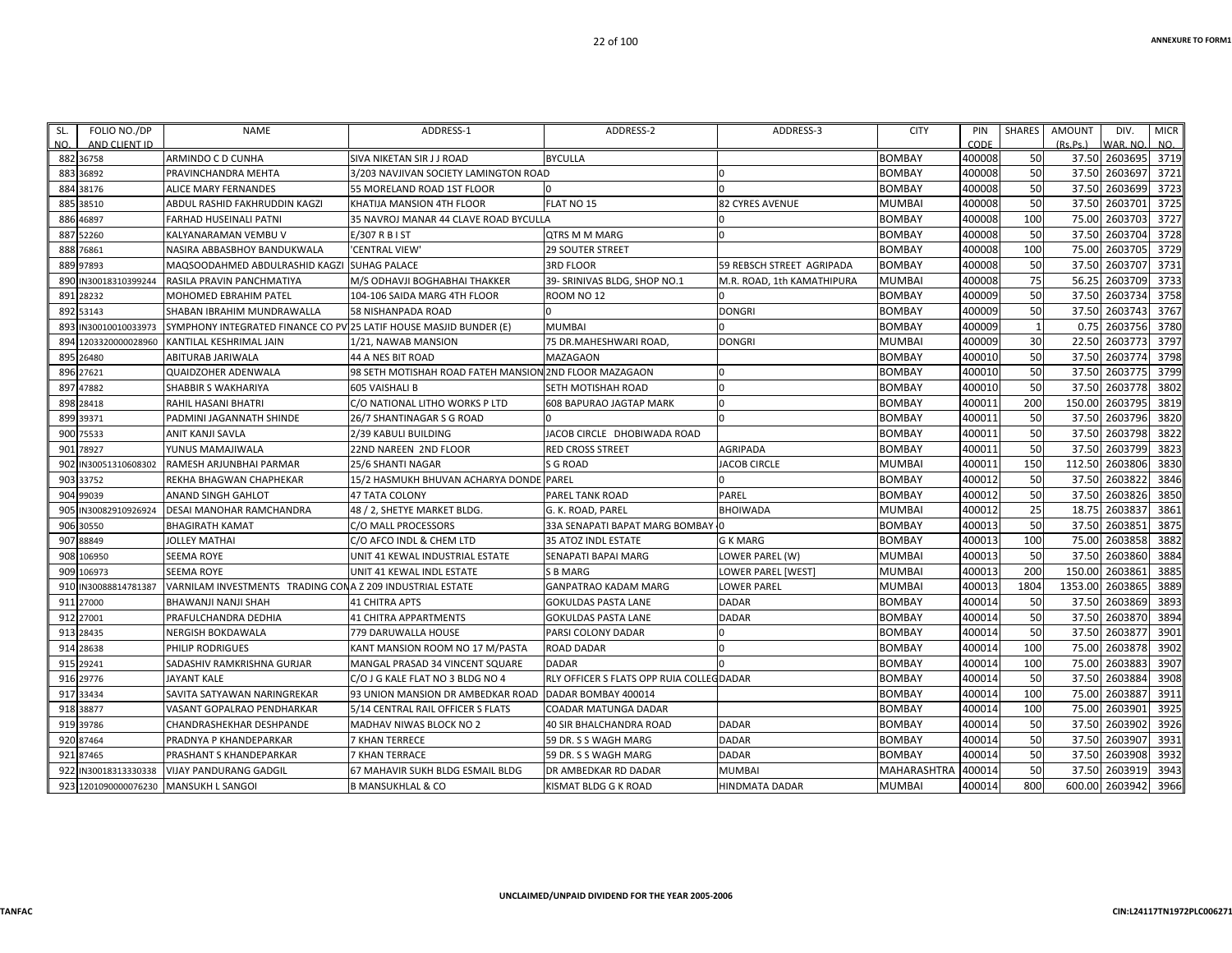| SL. NO. | FOLIO NO./DP AND CLIENT ID | NAME | ADDRESS-1 | ADDRESS-2 | ADDRESS-3 | CITY | PIN CODE | SHARES | AMOUNT (Rs.Ps.) | DIV. WAR. NO. | MICR NO. |
|---|---|---|---|---|---|---|---|---|---|---|---|
| 882 | 36758 | ARMINDO C D CUNHA | SIVA NIKETAN SIR J J ROAD | BYCULLA | | BOMBAY | 400008 | 50 | 37.50 | 2603695 | 3719 |
| 883 | 36892 | PRAVINCHANDRA MEHTA | 3/203 NAVJIVAN SOCIETY LAMINGTON ROAD | | 0 | BOMBAY | 400008 | 50 | 37.50 | 2603697 | 3721 |
| 884 | 38176 | ALICE MARY FERNANDES | 55 MORELAND ROAD 1ST FLOOR | 0 | 0 | BOMBAY | 400008 | 50 | 37.50 | 2603699 | 3723 |
| 885 | 38510 | ABDUL RASHID FAKHRUDDIN KAGZI | KHATIJA MANSION 4TH FLOOR | FLAT NO 15 | 82 CYRES AVENUE | MUMBAI | 400008 | 50 | 37.50 | 2603701 | 3725 |
| 886 | 46897 | FARHAD HUSEINALI PATNI | 35 NAVROJ MANAR 44 CLAVE ROAD BYCULLA | | 0 | BOMBAY | 400008 | 100 | 75.00 | 2603703 | 3727 |
| 887 | 52260 | KALYANARAMAN VEMBU V | E/307 R B I ST | QTRS M M MARG | 0 | BOMBAY | 400008 | 50 | 37.50 | 2603704 | 3728 |
| 888 | 76861 | NASIRA ABBASBHOY BANDUKWALA | 'CENTRAL VIEW' | 29 SOUTER STREET | | BOMBAY | 400008 | 100 | 75.00 | 2603705 | 3729 |
| 889 | 97893 | MAQSOODAHMED ABDULRASHID KAGZI | SUHAG PALACE | 3RD FLOOR | 59 REBSCH STREET AGRIPADA | BOMBAY | 400008 | 50 | 37.50 | 2603707 | 3731 |
| 890 | IN30018310399244 | RASILA PRAVIN PANCHMATIYA | M/S ODHAVJI BOGHABHAI THAKKER | 39- SRINIVAS BLDG, SHOP NO.1 | M.R. ROAD, 1th KAMATHIPURA | MUMBAI | 400008 | 75 | 56.25 | 2603709 | 3733 |
| 891 | 28232 | MOHOMED EBRAHIM PATEL | 104-106 SAIDA MARG 4TH FLOOR | ROOM NO 12 | 0 | BOMBAY | 400009 | 50 | 37.50 | 2603734 | 3758 |
| 892 | 53143 | SHABAN IBRAHIM MUNDRAWALLA | 58 NISHANPADA ROAD | 0 | DONGRI | BOMBAY | 400009 | 50 | 37.50 | 2603743 | 3767 |
| 893 | IN30010010033973 | SYMPHONY INTEGRATED FINANCE CO PV | 25 LATIF HOUSE MASJID BUNDER (E) | MUMBAI | 0 | BOMBAY | 400009 | 1 | 0.75 | 2603756 | 3780 |
| 894 | 1203320000028960 | KANTILAL KESHRIMAL JAIN | 1/21, NAWAB MANSION | 75 DR.MAHESHWARI ROAD, | DONGRI | MUMBAI | 400009 | 30 | 22.50 | 2603773 | 3797 |
| 895 | 26480 | ABITURAB JARIWALA | 44 A NES BIT ROAD | MAZAGAON | | BOMBAY | 400010 | 50 | 37.50 | 2603774 | 3798 |
| 896 | 27621 | QUAIDZOHER ADENWALA | 98 SETH MOTISHAH ROAD FATEH MANSION | 2ND FLOOR MAZAGAON | 0 | BOMBAY | 400010 | 50 | 37.50 | 2603775 | 3799 |
| 897 | 47882 | SHABBIR S WAKHARIYA | 605 VAISHALI B | SETH MOTISHAH ROAD | 0 | BOMBAY | 400010 | 50 | 37.50 | 2603778 | 3802 |
| 898 | 28418 | RAHIL HASANI BHATRI | C/O NATIONAL LITHO WORKS P LTD | 608 BAPURAO JAGTAP MARK | 0 | BOMBAY | 400011 | 200 | 150.00 | 2603795 | 3819 |
| 899 | 39371 | PADMINI JAGANNATH SHINDE | 26/7 SHANTINAGAR S G ROAD | 0 | 0 | BOMBAY | 400011 | 50 | 37.50 | 2603796 | 3820 |
| 900 | 75533 | ANIT KANJI SAVLA | 2/39 KABULI BUILDING | JACOB CIRCLE DHOBIWADA ROAD | | BOMBAY | 400011 | 50 | 37.50 | 2603798 | 3822 |
| 901 | 78927 | YUNUS MAMAJIWALA | 22ND NAREEN 2ND FLOOR | RED CROSS STREET | AGRIPADA | BOMBAY | 400011 | 50 | 37.50 | 2603799 | 3823 |
| 902 | IN30051310608302 | RAMESH ARJUNBHAI PARMAR | 25/6 SHANTI NAGAR | S G ROAD | JACOB CIRCLE | MUMBAI | 400011 | 150 | 112.50 | 2603806 | 3830 |
| 903 | 33752 | REKHA BHAGWAN CHAPHEKAR | 15/2 HASMUKH BHUVAN ACHARYA DONDE | PAREL | 0 | BOMBAY | 400012 | 50 | 37.50 | 2603822 | 3846 |
| 904 | 99039 | ANAND SINGH GAHLOT | 47 TATA COLONY | PAREL TANK ROAD | PAREL | BOMBAY | 400012 | 50 | 37.50 | 2603826 | 3850 |
| 905 | IN30082910926924 | DESAI MANOHAR RAMCHANDRA | 48 / 2, SHETYE MARKET BLDG. | G. K. ROAD, PAREL | BHOIWADA | MUMBAI | 400012 | 25 | 18.75 | 2603837 | 3861 |
| 906 | 30550 | BHAGIRATH KAMAT | C/O MALL PROCESSORS | 33A SENAPATI BAPAT MARG BOMBAY | 0 | BOMBAY | 400013 | 50 | 37.50 | 2603851 | 3875 |
| 907 | 88849 | JOLLEY MATHAI | C/O AFCO INDL & CHEM LTD | 35 ATOZ INDL ESTATE | G K MARG | BOMBAY | 400013 | 100 | 75.00 | 2603858 | 3882 |
| 908 | 106950 | SEEMA ROYE | UNIT 41 KEWAL INDUSTRIAL ESTATE | SENAPATI BAPAI MARG | LOWER PAREL (W) | MUMBAI | 400013 | 50 | 37.50 | 2603860 | 3884 |
| 909 | 106973 | SEEMA ROYE | UNIT 41 KEWAL INDL ESTATE | S B MARG | LOWER PAREL [WEST] | MUMBAI | 400013 | 200 | 150.00 | 2603861 | 3885 |
| 910 | IN30088814781387 | VARNILAM INVESTMENTS TRADING CO | A Z 209 INDUSTRIAL ESTATE | GANPATRAO KADAM MARG | LOWER PAREL | MUMBAI | 400013 | 1804 | 1353.00 | 2603865 | 3889 |
| 911 | 27000 | BHAWANJI NANJI SHAH | 41 CHITRA APTS | GOKULDAS PASTA LANE | DADAR | BOMBAY | 400014 | 50 | 37.50 | 2603869 | 3893 |
| 912 | 27001 | PRAFULCHANDRA DEDHIA | 41 CHITRA APPARTMENTS | GOKULDAS PASTA LANE | DADAR | BOMBAY | 400014 | 50 | 37.50 | 2603870 | 3894 |
| 913 | 28435 | NERGISH BOKDAWALA | 779 DARUWALLA HOUSE | PARSI COLONY DADAR | 0 | BOMBAY | 400014 | 50 | 37.50 | 2603877 | 3901 |
| 914 | 28638 | PHILIP RODRIGUES | KANT MANSION ROOM NO 17 M/PASTA | ROAD DADAR | 0 | BOMBAY | 400014 | 100 | 75.00 | 2603878 | 3902 |
| 915 | 29241 | SADASHIV RAMKRISHNA GURJAR | MANGAL PRASAD 34 VINCENT SQUARE | DADAR | 0 | BOMBAY | 400014 | 100 | 75.00 | 2603883 | 3907 |
| 916 | 29776 | JAYANT KALE | C/O J G KALE FLAT NO 3 BLDG NO 4 | RLY OFFICER S FLATS OPP RUIA COLLEG | DADAR | BOMBAY | 400014 | 50 | 37.50 | 2603884 | 3908 |
| 917 | 33434 | SAVITA SATYAWAN NARINGREKAR | 93 UNION MANSION DR AMBEDKAR ROAD | DADAR BOMBAY 400014 | | BOMBAY | 400014 | 100 | 75.00 | 2603887 | 3911 |
| 918 | 38877 | VASANT GOPALRAO PENDHARKAR | 5/14 CENTRAL RAIL OFFICER S FLATS | COADAR MATUNGA DADAR | | BOMBAY | 400014 | 100 | 75.00 | 2603901 | 3925 |
| 919 | 39786 | CHANDRASHEKHAR DESHPANDE | MADHAV NIWAS BLOCK NO 2 | 40 SIR BHALCHANDRA ROAD | DADAR | BOMBAY | 400014 | 50 | 37.50 | 2603902 | 3926 |
| 920 | 87464 | PRADNYA P KHANDEPARKAR | 7 KHAN TERRECE | 59 DR. S S WAGH MARG | DADAR | BOMBAY | 400014 | 50 | 37.50 | 2603907 | 3931 |
| 921 | 87465 | PRASHANT S KHANDEPARKAR | 7 KHAN TERRACE | 59 DR. S S WAGH MARG | DADAR | BOMBAY | 400014 | 50 | 37.50 | 2603908 | 3932 |
| 922 | IN30018313330338 | VIJAY PANDURANG GADGIL | 67 MAHAVIR SUKH BLDG ESMAIL BLDG | DR AMBEDKAR RD DADAR | MUMBAI | MAHARASHTRA | 400014 | 50 | 37.50 | 2603919 | 3943 |
| 923 | 1201090000076230 | MANSUKH L SANGOI | B MANSUKHLAL & CO | KISMAT BLDG G K ROAD | HINDMATA DADAR | MUMBAI | 400014 | 800 | 600.00 | 2603942 | 3966 |

UNCLAIMED/UNPAID DIVIDEND FOR THE YEAR 2005-2006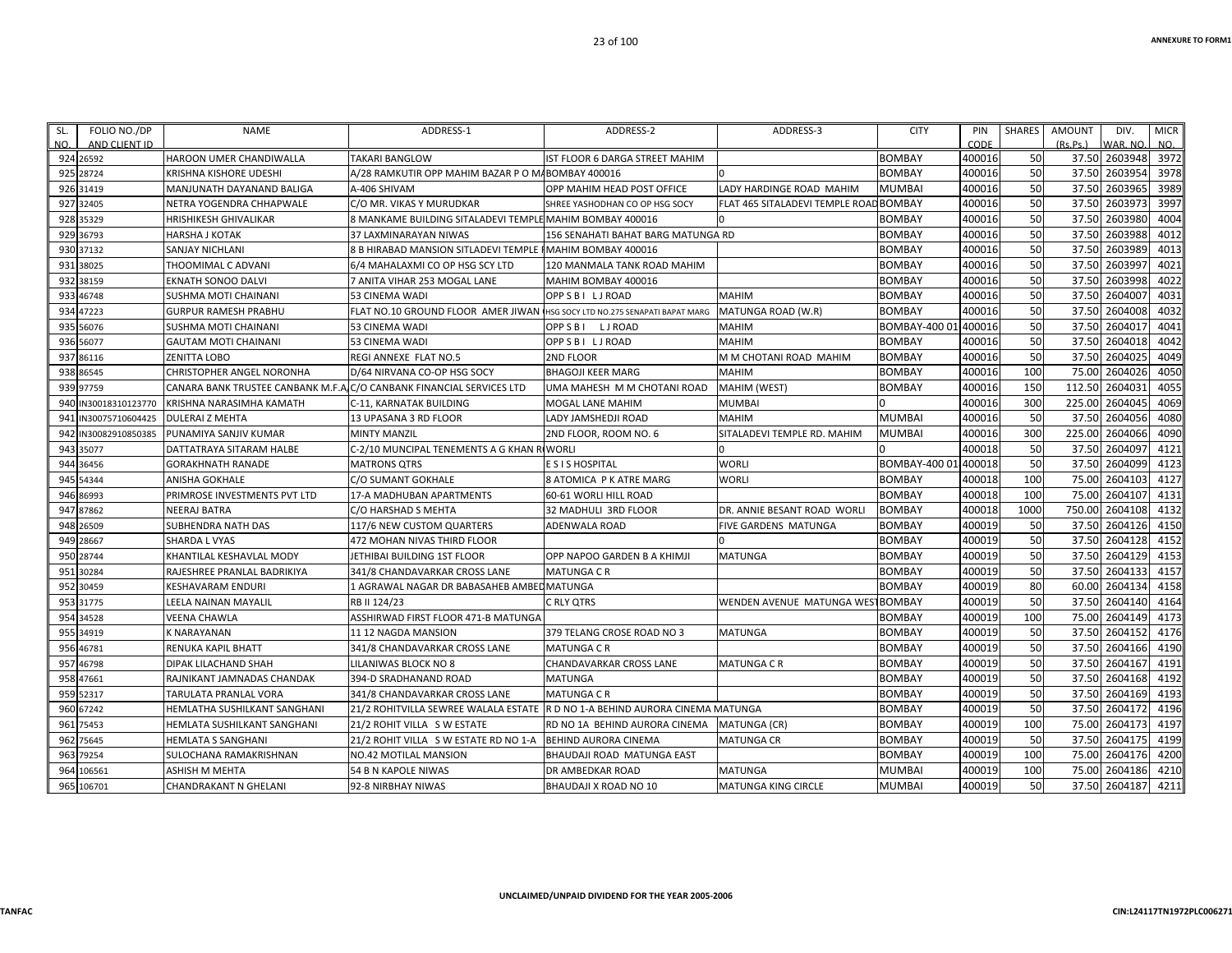ANNEXURE TO FORM1

| SL. NO. | FOLIO NO./DP AND CLIENT ID | NAME | ADDRESS-1 | ADDRESS-2 | ADDRESS-3 | CITY | PIN CODE | SHARES | AMOUNT (Rs.Ps.) | DIV. WAR. NO. | MICR NO. |
|---|---|---|---|---|---|---|---|---|---|---|---|
| 924 | 26592 | HAROON UMER CHANDIWALLA | TAKARI BANGLOW | IST FLOOR 6 DARGA STREET MAHIM | | BOMBAY | 400016 | 50 | 37.50 | 2603948 | 3972 |
| 925 | 28724 | KRISHNA KISHORE UDESHI | A/28 RAMKUTIR OPP MAHIM BAZAR P O MA | BOMBAY 400016 | 0 | BOMBAY | 400016 | 50 | 37.50 | 2603954 | 3978 |
| 926 | 31419 | MANJUNATH DAYANAND BALIGA | A-406 SHIVAM | OPP MAHIM HEAD POST OFFICE | LADY HARDINGE ROAD MAHIM | MUMBAI | 400016 | 50 | 37.50 | 2603965 | 3989 |
| 927 | 32405 | NETRA YOGENDRA CHHAPWALE | C/O MR. VIKAS Y MURUDKAR | SHREE YASHODHAN CO OP HSG SOCY | FLAT 465 SITALADEVI TEMPLE ROAD | BOMBAY | 400016 | 50 | 37.50 | 2603973 | 3997 |
| 928 | 35329 | HRISHIKESH GHIVALIKAR | 8 MANKAME BUILDING SITALADEVI TEMPLE | MAHIM BOMBAY 400016 | 0 | BOMBAY | 400016 | 50 | 37.50 | 2603980 | 4004 |
| 929 | 36793 | HARSHA J KOTAK | 37 LAXMINARAYAN NIWAS | 156 SENAHATI BAHAT BARG MATUNGA RD | | BOMBAY | 400016 | 50 | 37.50 | 2603988 | 4012 |
| 930 | 37132 | SANJAY NICHLANI | 8 B HIRABAD MANSION SITLADEVI TEMPLE R | MAHIM BOMBAY 400016 | | BOMBAY | 400016 | 50 | 37.50 | 2603989 | 4013 |
| 931 | 38025 | THOOMIMAL C ADVANI | 6/4 MAHALAXMI CO OP HSG SCY LTD | 120 MANMALA TANK ROAD MAHIM | | BOMBAY | 400016 | 50 | 37.50 | 2603997 | 4021 |
| 932 | 38159 | EKNATH SONOO DALVI | 7 ANITA VIHAR 253 MOGAL LANE | MAHIM BOMBAY 400016 | | BOMBAY | 400016 | 50 | 37.50 | 2603998 | 4022 |
| 933 | 46748 | SUSHMA MOTI CHAINANI | 53 CINEMA WADI | OPP S B I L J ROAD | MAHIM | BOMBAY | 400016 | 50 | 37.50 | 2604007 | 4031 |
| 934 | 47223 | GURPUR RAMESH PRABHU | FLAT NO.10 GROUND FLOOR AMER JIWAN | HSG SOCY LTD NO.275 SENAPATI BAPAT MARG | MATUNGA ROAD (W.R) | BOMBAY | 400016 | 50 | 37.50 | 2604008 | 4032 |
| 935 | 56076 | SUSHMA MOTI CHAINANI | 53 CINEMA WADI | OPP S B I L J ROAD | MAHIM | BOMBAY-400 01 | 400016 | 50 | 37.50 | 2604017 | 4041 |
| 936 | 56077 | GAUTAM MOTI CHAINANI | 53 CINEMA WADI | OPP S B I L J ROAD | MAHIM | BOMBAY | 400016 | 50 | 37.50 | 2604018 | 4042 |
| 937 | 86116 | ZENITTA LOBO | REGI ANNEXE FLAT NO.5 | 2ND FLOOR | M M CHOTANI ROAD MAHIM | BOMBAY | 400016 | 50 | 37.50 | 2604025 | 4049 |
| 938 | 86545 | CHRISTOPHER ANGEL NORONHA | D/64 NIRVANA CO-OP HSG SOCY | BHAGOJI KEER MARG | MAHIM | BOMBAY | 400016 | 100 | 75.00 | 2604026 | 4050 |
| 939 | 97759 | CANARA BANK TRUSTEE CANBANK M.F.A | C/O CANBANK FINANCIAL SERVICES LTD | UMA MAHESH M M CHOTANI ROAD | MAHIM (WEST) | BOMBAY | 400016 | 150 | 112.50 | 2604031 | 4055 |
| 940 | IN30018310123770 | KRISHNA NARASIMHA KAMATH | C-11, KARNATAK BUILDING | MOGAL LANE MAHIM | MUMBAI | 0 | 400016 | 300 | 225.00 | 2604045 | 4069 |
| 941 | IN30075710604425 | DULERAI Z MEHTA | 13 UPASANA 3 RD FLOOR | LADY JAMSHEDJI ROAD | MAHIM | MUMBAI | 400016 | 50 | 37.50 | 2604056 | 4080 |
| 942 | IN30082910850385 | PUNAMIYA SANJIV KUMAR | MINTY MANZIL | 2ND FLOOR, ROOM NO. 6 | SITALADEVI TEMPLE RD. MAHIM | MUMBAI | 400016 | 300 | 225.00 | 2604066 | 4090 |
| 943 | 35077 | DATTATRAYA SITARAM HALBE | C-2/10 MUNCIPAL TENEMENTS A G KHAN R | WORLI | 0 | 0 | 400018 | 50 | 37.50 | 2604097 | 4121 |
| 944 | 36456 | GORAKHNATH RANADE | MATRONS QTRS | E S I S HOSPITAL | WORLI | BOMBAY-400 01 | 400018 | 50 | 37.50 | 2604099 | 4123 |
| 945 | 54344 | ANISHA GOKHALE | C/O SUMANT GOKHALE | 8 ATOMICA P K ATRE MARG | WORLI | BOMBAY | 400018 | 100 | 75.00 | 2604103 | 4127 |
| 946 | 86993 | PRIMROSE INVESTMENTS PVT LTD | 17-A MADHUBAN APARTMENTS | 60-61 WORLI HILL ROAD | | BOMBAY | 400018 | 100 | 75.00 | 2604107 | 4131 |
| 947 | 87862 | NEERAJ BATRA | C/O HARSHAD S MEHTA | 32 MADHULI 3RD FLOOR | DR. ANNIE BESANT ROAD WORLI | BOMBAY | 400018 | 1000 | 750.00 | 2604108 | 4132 |
| 948 | 26509 | SUBHENDRA NATH DAS | 117/6 NEW CUSTOM QUARTERS | ADENWALA ROAD | FIVE GARDENS MATUNGA | BOMBAY | 400019 | 50 | 37.50 | 2604126 | 4150 |
| 949 | 28667 | SHARDA L VYAS | 472 MOHAN NIVAS THIRD FLOOR | | 0 | BOMBAY | 400019 | 50 | 37.50 | 2604128 | 4152 |
| 950 | 28744 | KHANTILAL KESHAVLAL MODY | JETHIBAI BUILDING 1ST FLOOR | OPP NAPOO GARDEN B A KHIMJI | MATUNGA | BOMBAY | 400019 | 50 | 37.50 | 2604129 | 4153 |
| 951 | 30284 | RAJESHREE PRANLAL BADRIKIYA | 341/8 CHANDAVARKAR CROSS LANE | MATUNGA C R | | BOMBAY | 400019 | 50 | 37.50 | 2604133 | 4157 |
| 952 | 30459 | KESHAVARAM ENDURI | 1 AGRAWAL NAGAR DR BABASAHEB AMBED | MATUNGA | | BOMBAY | 400019 | 80 | 60.00 | 2604134 | 4158 |
| 953 | 31775 | LEELA NAINAN MAYALIL | RB II 124/23 | C RLY QTRS | WENDEN AVENUE MATUNGA WEST | BOMBAY | 400019 | 50 | 37.50 | 2604140 | 4164 |
| 954 | 34528 | VEENA CHAWLA | ASSHIRWAD FIRST FLOOR 471-B MATUNGA | | | BOMBAY | 400019 | 100 | 75.00 | 2604149 | 4173 |
| 955 | 34919 | K NARAYANAN | 11 12 NAGDA MANSION | 379 TELANG CROSE ROAD NO 3 | MATUNGA | BOMBAY | 400019 | 50 | 37.50 | 2604152 | 4176 |
| 956 | 46781 | RENUKA KAPIL BHATT | 341/8 CHANDAVARKAR CROSS LANE | MATUNGA C R | | BOMBAY | 400019 | 50 | 37.50 | 2604166 | 4190 |
| 957 | 46798 | DIPAK LILACHAND SHAH | LILANIWAS BLOCK NO 8 | CHANDAVARKAR CROSS LANE | MATUNGA C R | BOMBAY | 400019 | 50 | 37.50 | 2604167 | 4191 |
| 958 | 47661 | RAJNIKANT JAMNADAS CHANDAK | 394-D SRADHANAND ROAD | MATUNGA | | BOMBAY | 400019 | 50 | 37.50 | 2604168 | 4192 |
| 959 | 52317 | TARULATA PRANLAL VORA | 341/8 CHANDAVARKAR CROSS LANE | MATUNGA C R | | BOMBAY | 400019 | 50 | 37.50 | 2604169 | 4193 |
| 960 | 67242 | HEMLATHA SUSHILKANT SANGHANI | 21/2 ROHITVILLA SEWREE WALALA ESTATE | R D NO 1-A BEHIND AURORA CINEMA MATUNGA | | BOMBAY | 400019 | 50 | 37.50 | 2604172 | 4196 |
| 961 | 75453 | HEMLATA SUSHILKANT SANGHANI | 21/2 ROHIT VILLA S W ESTATE | RD NO 1A BEHIND AURORA CINEMA | MATUNGA (CR) | BOMBAY | 400019 | 100 | 75.00 | 2604173 | 4197 |
| 962 | 75645 | HEMLATA S SANGHANI | 21/2 ROHIT VILLA S W ESTATE RD NO 1-A | BEHIND AURORA CINEMA | MATUNGA CR | BOMBAY | 400019 | 50 | 37.50 | 2604175 | 4199 |
| 963 | 79254 | SULOCHANA RAMAKRISHNAN | NO.42 MOTILAL MANSION | BHAUDAJI ROAD MATUNGA EAST | | BOMBAY | 400019 | 100 | 75.00 | 2604176 | 4200 |
| 964 | 106561 | ASHISH M MEHTA | 54 B N KAPOLE NIWAS | DR AMBEDKAR ROAD | MATUNGA | MUMBAI | 400019 | 100 | 75.00 | 2604186 | 4210 |
| 965 | 106701 | CHANDRAKANT N GHELANI | 92-8 NIRBHAY NIWAS | BHAUDAJI X ROAD NO 10 | MATUNGA KING CIRCLE | MUMBAI | 400019 | 50 | 37.50 | 2604187 | 4211 |

UNCLAIMED/UNPAID DIVIDEND FOR THE YEAR 2005-2006

TANFAC

CIN:L24117TN1972PLC006271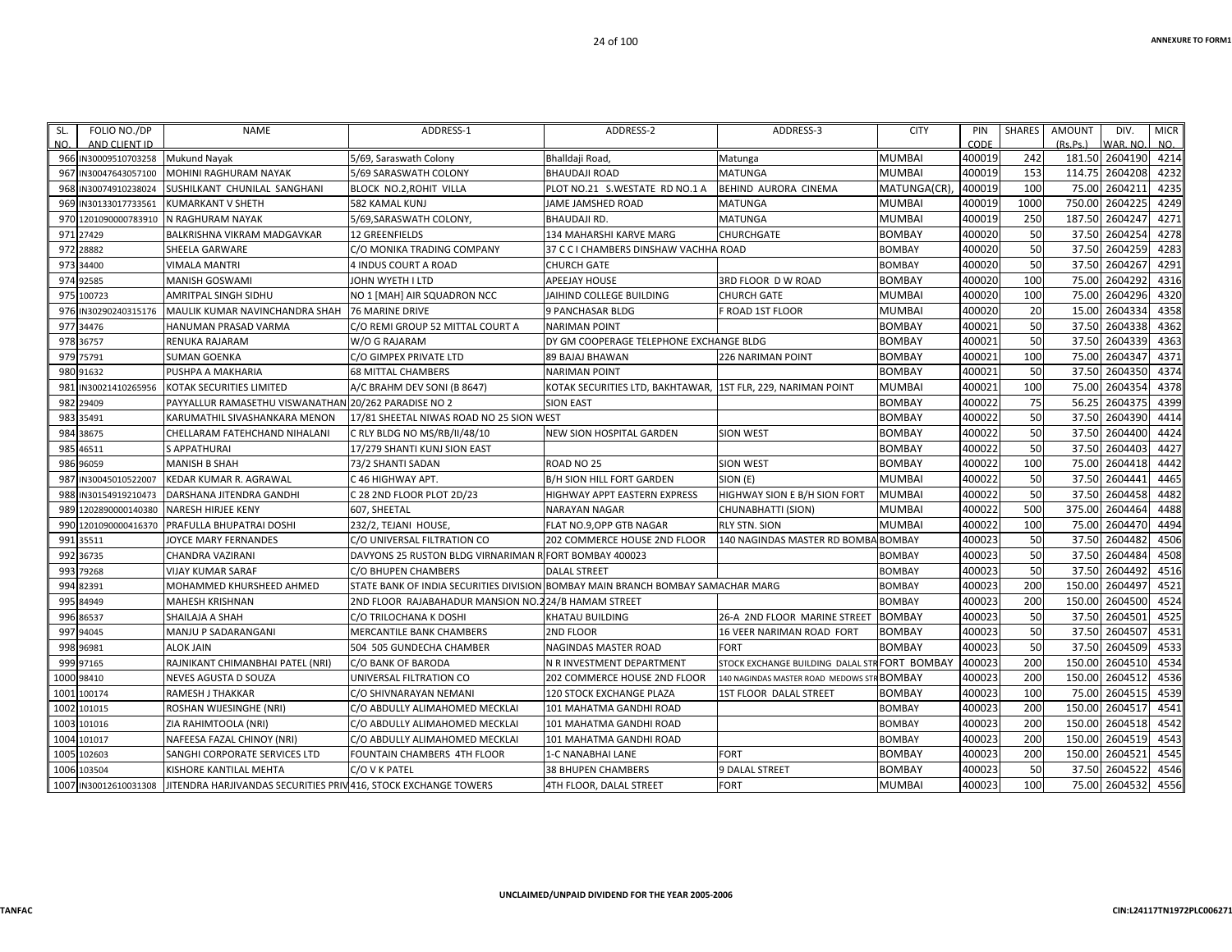| SL. NO. | FOLIO NO./DP AND CLIENT ID | NAME | ADDRESS-1 | ADDRESS-2 | ADDRESS-3 | CITY | PIN CODE | SHARES | AMOUNT (Rs.Ps.) | DIV. WAR. NO. | MICR NO. |
|---|---|---|---|---|---|---|---|---|---|---|---|
| 966 | IN30009510703258 | Mukund Nayak | 5/69, Saraswath Colony | Bhalldaji Road, | Matunga | MUMBAI | 400019 | 242 | 181.50 | 2604190 | 4214 |
| 967 | IN30047643057100 | MOHINI RAGHURAM NAYAK | 5/69 SARASWATH COLONY | BHAUDAJI ROAD | MATUNGA | MUMBAI | 400019 | 153 | 114.75 | 2604208 | 4232 |
| 968 | IN30074910238024 | SUSHILKANT CHUNILAL SANGHANI | BLOCK NO.2,ROHIT VILLA | PLOT NO.21 S.WESTATE RD NO.1 A | BEHIND AURORA CINEMA | MATUNGA(CR), | 400019 | 100 | 75.00 | 2604211 | 4235 |
| 969 | IN30133017733561 | KUMARKANT V SHETH | 582 KAMAL KUNJ | JAME JAMSHED ROAD | MATUNGA | MUMBAI | 400019 | 1000 | 750.00 | 2604225 | 4249 |
| 970 | 1201090000783910 | N RAGHURAM NAYAK | 5/69,SARASWATH COLONY, | BHAUDAJI RD. | MATUNGA | MUMBAI | 400019 | 250 | 187.50 | 2604247 | 4271 |
| 971 | 27429 | BALKRISHNA VIKRAM MADGAVKAR | 12 GREENFIELDS | 134 MAHARSHI KARVE MARG | CHURCHGATE | BOMBAY | 400020 | 50 | 37.50 | 2604254 | 4278 |
| 972 | 28882 | SHEELA GARWARE | C/O MONIKA TRADING COMPANY | 37 C C I CHAMBERS DINSHAW VACHHA ROAD | | BOMBAY | 400020 | 50 | 37.50 | 2604259 | 4283 |
| 973 | 34400 | VIMALA MANTRI | 4 INDUS COURT A ROAD | CHURCH GATE | | BOMBAY | 400020 | 50 | 37.50 | 2604267 | 4291 |
| 974 | 92585 | MANISH GOSWAMI | JOHN WYETH I LTD | APEEJAY HOUSE | 3RD FLOOR D W ROAD | BOMBAY | 400020 | 100 | 75.00 | 2604292 | 4316 |
| 975 | 100723 | AMRITPAL SINGH SIDHU | NO 1 [MAH] AIR SQUADRON NCC | JAIHIND COLLEGE BUILDING | CHURCH GATE | MUMBAI | 400020 | 100 | 75.00 | 2604296 | 4320 |
| 976 | IN30290240315176 | MAULIK KUMAR NAVINCHANDRA SHAH | 76 MARINE DRIVE | 9 PANCHASAR BLDG | F ROAD 1ST FLOOR | MUMBAI | 400020 | 20 | 15.00 | 2604334 | 4358 |
| 977 | 34476 | HANUMAN PRASAD VARMA | C/O REMI GROUP 52 MITTAL COURT A | NARIMAN POINT | | BOMBAY | 400021 | 50 | 37.50 | 2604338 | 4362 |
| 978 | 36757 | RENUKA RAJARAM | W/O G RAJARAM | DY GM COOPERAGE TELEPHONE EXCHANGE BLDG | | BOMBAY | 400021 | 50 | 37.50 | 2604339 | 4363 |
| 979 | 75791 | SUMAN GOENKA | C/O GIMPEX PRIVATE LTD | 89 BAJAJ BHAWAN | 226 NARIMAN POINT | BOMBAY | 400021 | 100 | 75.00 | 2604347 | 4371 |
| 980 | 91632 | PUSHPA A MAKHARIA | 68 MITTAL CHAMBERS | NARIMAN POINT | | BOMBAY | 400021 | 50 | 37.50 | 2604350 | 4374 |
| 981 | IN30021410265956 | KOTAK SECURITIES LIMITED | A/C BRAHM DEV SONI (B 8647) | KOTAK SECURITIES LTD, BAKHTAWAR, | 1ST FLR, 229, NARIMAN POINT | MUMBAI | 400021 | 100 | 75.00 | 2604354 | 4378 |
| 982 | 29409 | PAYYALLUR RAMASETHU VISWANATHAN | 20/262 PARADISE NO 2 | SION EAST | | BOMBAY | 400022 | 75 | 56.25 | 2604375 | 4399 |
| 983 | 35491 | KARUMATHIL SIVASHANKARA MENON | 17/81 SHEETAL NIWAS ROAD NO 25 SION WEST | | | BOMBAY | 400022 | 50 | 37.50 | 2604390 | 4414 |
| 984 | 38675 | CHELLARAM FATEHCHAND NIHALANI | C RLY BLDG NO MS/RB/II/48/10 | NEW SION HOSPITAL GARDEN | SION WEST | BOMBAY | 400022 | 50 | 37.50 | 2604400 | 4424 |
| 985 | 46511 | S APPATHURAI | 17/279 SHANTI KUNJ SION EAST | | | BOMBAY | 400022 | 50 | 37.50 | 2604403 | 4427 |
| 986 | 96059 | MANISH B SHAH | 73/2 SHANTI SADAN | ROAD NO 25 | SION WEST | BOMBAY | 400022 | 100 | 75.00 | 2604418 | 4442 |
| 987 | IN30045010522007 | KEDAR KUMAR R. AGRAWAL | C 46 HIGHWAY APT. | B/H SION HILL FORT GARDEN | SION (E) | MUMBAI | 400022 | 50 | 37.50 | 2604441 | 4465 |
| 988 | IN30154919210473 | DARSHANA JITENDRA GANDHI | C 28 2ND FLOOR PLOT 2D/23 | HIGHWAY APPT EASTERN EXPRESS | HIGHWAY SION E B/H SION FORT | MUMBAI | 400022 | 50 | 37.50 | 2604458 | 4482 |
| 989 | 1202890000140380 | NARESH HIRJEE KENY | 607, SHEETAL | NARAYAN NAGAR | CHUNABHATTI (SION) | MUMBAI | 400022 | 500 | 375.00 | 2604464 | 4488 |
| 990 | 1201090000416370 | PRAFULLA BHUPATRAI DOSHI | 232/2, TEJANI HOUSE, | FLAT NO.9,OPP GTB NAGAR | RLY STN. SION | MUMBAI | 400022 | 100 | 75.00 | 2604470 | 4494 |
| 991 | 35511 | JOYCE MARY FERNANDES | C/O UNIVERSAL FILTRATION CO | 202 COMMERCE HOUSE 2ND FLOOR | 140 NAGINDAS MASTER RD BOMBA | BOMBAY | 400023 | 50 | 37.50 | 2604482 | 4506 |
| 992 | 36735 | CHANDRA VAZIRANI | DAVYONS 25 RUSTON BLDG VIRNARIMAN R | FORT BOMBAY 400023 | | BOMBAY | 400023 | 50 | 37.50 | 2604484 | 4508 |
| 993 | 79268 | VIJAY KUMAR SARAF | C/O BHUPEN CHAMBERS | DALAL STREET | | BOMBAY | 400023 | 50 | 37.50 | 2604492 | 4516 |
| 994 | 82391 | MOHAMMED KHURSHEED AHMED | STATE BANK OF INDIA SECURITIES DIVISION | BOMBAY MAIN BRANCH BOMBAY SAMACHAR MARG | | BOMBAY | 400023 | 200 | 150.00 | 2604497 | 4521 |
| 995 | 84949 | MAHESH KRISHNAN | 2ND FLOOR RAJABAHADUR MANSION NO.2 | 24/B HAMAM STREET | | BOMBAY | 400023 | 200 | 150.00 | 2604500 | 4524 |
| 996 | 86537 | SHAILAJA A SHAH | C/O TRILOCHANA K DOSHI | KHATAU BUILDING | 26-A 2ND FLOOR MARINE STREET | BOMBAY | 400023 | 50 | 37.50 | 2604501 | 4525 |
| 997 | 94045 | MANJU P SADARANGANI | MERCANTILE BANK CHAMBERS | 2ND FLOOR | 16 VEER NARIMAN ROAD FORT | BOMBAY | 400023 | 50 | 37.50 | 2604507 | 4531 |
| 998 | 96981 | ALOK JAIN | 504 505 GUNDECHA CHAMBER | NAGINDAS MASTER ROAD | FORT | BOMBAY | 400023 | 50 | 37.50 | 2604509 | 4533 |
| 999 | 97165 | RAJNIKANT CHIMANBHAI PATEL (NRI) | C/O BANK OF BARODA | N R INVESTMENT DEPARTMENT | STOCK EXCHANGE BUILDING DALAL STR | FORT BOMBAY | 400023 | 200 | 150.00 | 2604510 | 4534 |
| 1000 | 98410 | NEVES AGUSTA D SOUZA | UNIVERSAL FILTRATION CO | 202 COMMERCE HOUSE 2ND FLOOR | 140 NAGINDAS MASTER ROAD MEDOWS STR | BOMBAY | 400023 | 200 | 150.00 | 2604512 | 4536 |
| 1001 | 100174 | RAMESH J THAKKAR | C/O SHIVNARAYAN NEMANI | 120 STOCK EXCHANGE PLAZA | 1ST FLOOR DALAL STREET | BOMBAY | 400023 | 100 | 75.00 | 2604515 | 4539 |
| 1002 | 101015 | ROSHAN WIJESINGHE (NRI) | C/O ABDULLY ALIMAHOMED MECKLAI | 101 MAHATMA GANDHI ROAD | | BOMBAY | 400023 | 200 | 150.00 | 2604517 | 4541 |
| 1003 | 101016 | ZIA RAHIMTOOLA (NRI) | C/O ABDULLY ALIMAHOMED MECKLAI | 101 MAHATMA GANDHI ROAD | | BOMBAY | 400023 | 200 | 150.00 | 2604518 | 4542 |
| 1004 | 101017 | NAFEESA FAZAL CHINOY (NRI) | C/O ABDULLY ALIMAHOMED MECKLAI | 101 MAHATMA GANDHI ROAD | | BOMBAY | 400023 | 200 | 150.00 | 2604519 | 4543 |
| 1005 | 102603 | SANGHI CORPORATE SERVICES LTD | FOUNTAIN CHAMBERS 4TH FLOOR | 1-C NANABHAI LANE | FORT | BOMBAY | 400023 | 200 | 150.00 | 2604521 | 4545 |
| 1006 | 103504 | KISHORE KANTILAL MEHTA | C/O V K PATEL | 38 BHUPEN CHAMBERS | 9 DALAL STREET | BOMBAY | 400023 | 50 | 37.50 | 2604522 | 4546 |
| 1007 | IN30012610031308 | JITENDRA HARJIVANDAS SECURITIES PRIV | 416, STOCK EXCHANGE TOWERS | 4TH FLOOR, DALAL STREET | FORT | MUMBAI | 400023 | 100 | 75.00 | 2604532 | 4556 |

UNCLAIMED/UNPAID DIVIDEND FOR THE YEAR 2005-2006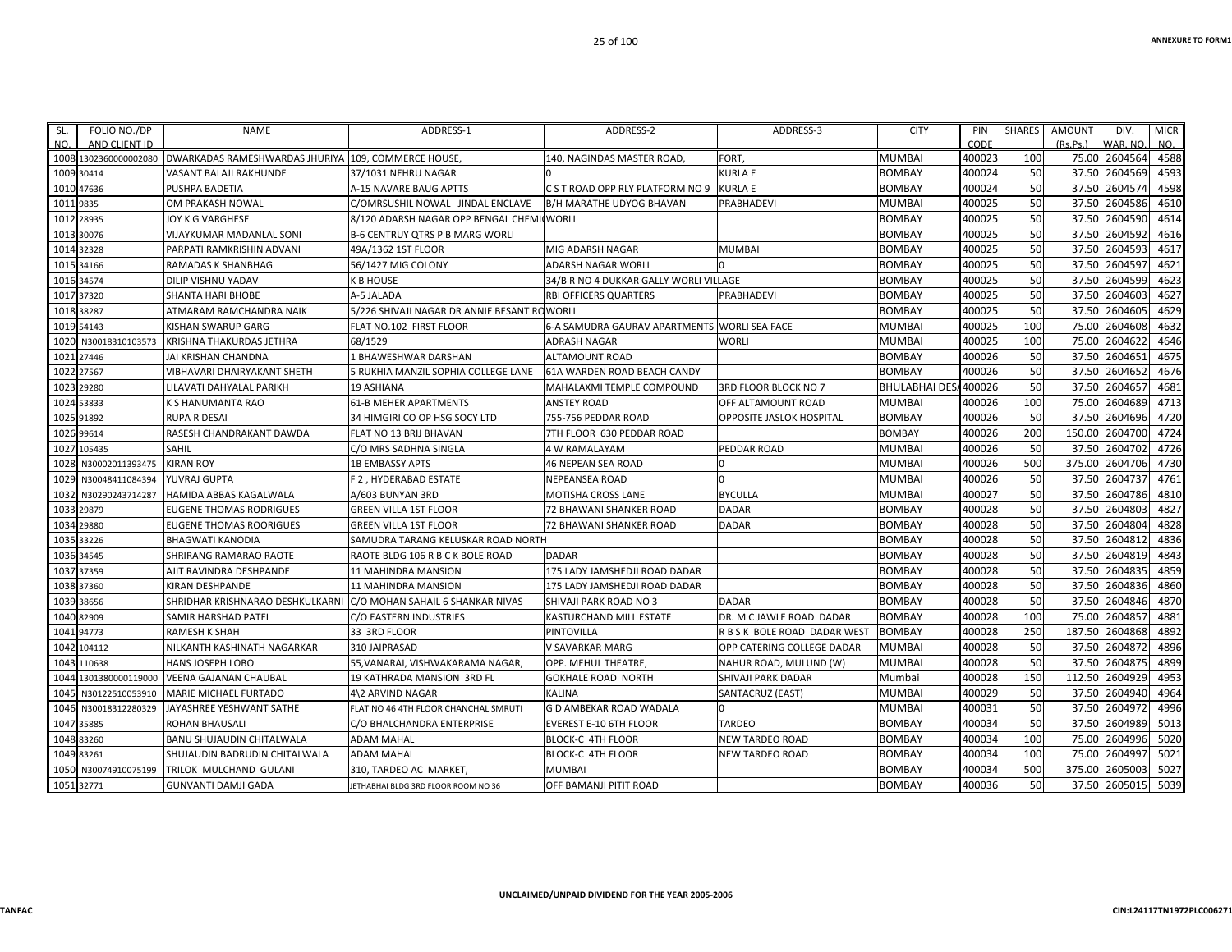ANNEXURE TO FORM1

| SL. NO. | FOLIO NO./DP AND CLIENT ID | NAME | ADDRESS-1 | ADDRESS-2 | ADDRESS-3 | CITY | PIN CODE | SHARES | AMOUNT (Rs.Ps.) | DIV. WAR. NO. | MICR NO. |
|---|---|---|---|---|---|---|---|---|---|---|---|
| 1008 | 1302360000002080 | DWARKADAS RAMESHWARDAS JHURIYA | 109, COMMERCE HOUSE, | 140, NAGINDAS MASTER ROAD, | FORT, | MUMBAI | 400023 | 100 | 75.00 | 2604564 | 4588 |
| 1009 | 30414 | VASANT BALAJI RAKHUNDE | 37/1031 NEHRU NAGAR | 0 | KURLA E | BOMBAY | 400024 | 50 | 37.50 | 2604569 | 4593 |
| 1010 | 47636 | PUSHPA BADETIA | A-15 NAVARE BAUG APTTS | C S T ROAD OPP RLY PLATFORM NO 9 | KURLA E | BOMBAY | 400024 | 50 | 37.50 | 2604574 | 4598 |
| 1011 | 9835 | OM PRAKASH NOWAL | C/OMRSUSHIL NOWAL JINDAL ENCLAVE | B/H MARATHE UDYOG BHAVAN | PRABHADEVI | MUMBAI | 400025 | 50 | 37.50 | 2604586 | 4610 |
| 1012 | 28935 | JOY K G VARGHESE | 8/120 ADARSH NAGAR OPP BENGAL CHEMI WORLI | | | BOMBAY | 400025 | 50 | 37.50 | 2604590 | 4614 |
| 1013 | 30076 | VIJAYKUMAR MADANLAL SONI | B-6 CENTRUY QTRS P B MARG WORLI | | | BOMBAY | 400025 | 50 | 37.50 | 2604592 | 4616 |
| 1014 | 32328 | PARPATI RAMKRISHIN ADVANI | 49A/1362 1ST FLOOR | MIG ADARSH NAGAR | MUMBAI | BOMBAY | 400025 | 50 | 37.50 | 2604593 | 4617 |
| 1015 | 34166 | RAMADAS K SHANBHAG | 56/1427 MIG COLONY | ADARSH NAGAR WORLI | 0 | BOMBAY | 400025 | 50 | 37.50 | 2604597 | 4621 |
| 1016 | 34574 | DILIP VISHNU YADAV | K B HOUSE | 34/B R NO 4 DUKKAR GALLY WORLI VILLAGE | | BOMBAY | 400025 | 50 | 37.50 | 2604599 | 4623 |
| 1017 | 37320 | SHANTA HARI BHOBE | A-5 JALADA | RBI OFFICERS QUARTERS | PRABHADEVI | BOMBAY | 400025 | 50 | 37.50 | 2604603 | 4627 |
| 1018 | 38287 | ATMARAM RAMCHANDRA NAIK | 5/226 SHIVAJI NAGAR DR ANNIE BESANT RO WORLI | | | BOMBAY | 400025 | 50 | 37.50 | 2604605 | 4629 |
| 1019 | 54143 | KISHAN SWARUP GARG | FLAT NO.102 FIRST FLOOR | 6-A SAMUDRA GAURAV APARTMENTS | WORLI SEA FACE | MUMBAI | 400025 | 100 | 75.00 | 2604608 | 4632 |
| 1020 | IN30018310103573 | KRISHNA THAKURDAS JETHRA | 68/1529 | ADRASH NAGAR | WORLI | MUMBAI | 400025 | 100 | 75.00 | 2604622 | 4646 |
| 1021 | 27446 | JAI KRISHAN CHANDNA | 1 BHAWESHWAR DARSHAN | ALTAMOUNT ROAD | | BOMBAY | 400026 | 50 | 37.50 | 2604651 | 4675 |
| 1022 | 27567 | VIBHAVARI DHAIRYAKANT SHETH | 5 RUKHIA MANZIL SOPHIA COLLEGE LANE | 61A WARDEN ROAD BEACH CANDY | | BOMBAY | 400026 | 50 | 37.50 | 2604652 | 4676 |
| 1023 | 29280 | LILAVATI DAHYALAL PARIKH | 19 ASHIANA | MAHALAXMI TEMPLE COMPOUND | 3RD FLOOR BLOCK NO 7 | BHULABHAI DES | 400026 | 50 | 37.50 | 2604657 | 4681 |
| 1024 | 53833 | K S HANUMANTA RAO | 61-B MEHER APARTMENTS | ANSTEY ROAD | OFF ALTAMOUNT ROAD | MUMBAI | 400026 | 100 | 75.00 | 2604689 | 4713 |
| 1025 | 91892 | RUPA R DESAI | 34 HIMGIRI CO OP HSG SOCY LTD | 755-756 PEDDAR ROAD | OPPOSITE JASLOK HOSPITAL | BOMBAY | 400026 | 50 | 37.50 | 2604696 | 4720 |
| 1026 | 99614 | RASESH CHANDRAKANT DAWDA | FLAT NO 13 BRIJ BHAVAN | 7TH FLOOR 630 PEDDAR ROAD | | BOMBAY | 400026 | 200 | 150.00 | 2604700 | 4724 |
| 1027 | 105435 | SAHIL | C/O MRS SADHNA SINGLA | 4 W RAMALAYAM | PEDDAR ROAD | MUMBAI | 400026 | 50 | 37.50 | 2604702 | 4726 |
| 1028 | IN30002011393475 | KIRAN ROY | 1B EMBASSY APTS | 46 NEPEAN SEA ROAD | 0 | MUMBAI | 400026 | 500 | 375.00 | 2604706 | 4730 |
| 1029 | IN30048411084394 | YUVRAJ GUPTA | F 2 , HYDERABAD ESTATE | NEPEANSEA ROAD | 0 | MUMBAI | 400026 | 50 | 37.50 | 2604737 | 4761 |
| 1032 | IN30290243714287 | HAMIDA ABBAS KAGALWALA | A/603 BUNYAN 3RD | MOTISHA CROSS LANE | BYCULLA | MUMBAI | 400027 | 50 | 37.50 | 2604786 | 4810 |
| 1033 | 29879 | EUGENE THOMAS RODRIGUES | GREEN VILLA 1ST FLOOR | 72 BHAWANI SHANKER ROAD | DADAR | BOMBAY | 400028 | 50 | 37.50 | 2604803 | 4827 |
| 1034 | 29880 | EUGENE THOMAS ROORIGUES | GREEN VILLA 1ST FLOOR | 72 BHAWANI SHANKER ROAD | DADAR | BOMBAY | 400028 | 50 | 37.50 | 2604804 | 4828 |
| 1035 | 33226 | BHAGWATI KANODIA | SAMUDRA TARANG KELUSKAR ROAD NORTH | | | BOMBAY | 400028 | 50 | 37.50 | 2604812 | 4836 |
| 1036 | 34545 | SHRIRANG RAMARAO RAOTE | RAOTE BLDG 106 R B C K BOLE ROAD | DADAR | | BOMBAY | 400028 | 50 | 37.50 | 2604819 | 4843 |
| 1037 | 37359 | AJIT RAVINDRA DESHPANDE | 11 MAHINDRA MANSION | 175 LADY JAMSHEDJI ROAD DADAR | | BOMBAY | 400028 | 50 | 37.50 | 2604835 | 4859 |
| 1038 | 37360 | KIRAN DESHPANDE | 11 MAHINDRA MANSION | 175 LADY JAMSHEDJI ROAD DADAR | | BOMBAY | 400028 | 50 | 37.50 | 2604836 | 4860 |
| 1039 | 38656 | SHRIDHAR KRISHNARAO DESHKULKARNI | C/O MOHAN SAHAIL 6 SHANKAR NIVAS | SHIVAJI PARK ROAD NO 3 | DADAR | BOMBAY | 400028 | 50 | 37.50 | 2604846 | 4870 |
| 1040 | 82909 | SAMIR HARSHAD PATEL | C/O EASTERN INDUSTRIES | KASTURCHAND MILL ESTATE | DR. M C JAWLE ROAD DADAR | BOMBAY | 400028 | 100 | 75.00 | 2604857 | 4881 |
| 1041 | 94773 | RAMESH K SHAH | 33 3RD FLOOR | PINTOVILLA | R B S K BOLE ROAD DADAR WEST | BOMBAY | 400028 | 250 | 187.50 | 2604868 | 4892 |
| 1042 | 104112 | NILKANTH KASHINATH NAGARKAR | 310 JAIPRASAD | V SAVARKAR MARG | OPP CATERING COLLEGE DADAR | MUMBAI | 400028 | 50 | 37.50 | 2604872 | 4896 |
| 1043 | 110638 | HANS JOSEPH LOBO | 55,VANARAI, VISHWAKARAMA NAGAR, | OPP. MEHUL THEATRE, | NAHUR ROAD, MULUND (W) | MUMBAI | 400028 | 50 | 37.50 | 2604875 | 4899 |
| 1044 | 1301380000119000 | VEENA GAJANAN CHAUBAL | 19 KATHRADA MANSION 3RD FL | GOKHALE ROAD NORTH | SHIVAJI PARK DADAR | Mumbai | 400028 | 150 | 112.50 | 2604929 | 4953 |
| 1045 | IN30122510053910 | MARIE MICHAEL FURTADO | 4\2 ARVIND NAGAR | KALINA | SANTACRUZ (EAST) | MUMBAI | 400029 | 50 | 37.50 | 2604940 | 4964 |
| 1046 | IN30018312280329 | JAYASHREE YESHWANT SATHE | FLAT NO 46 4TH FLOOR CHANCHAL SMRUTI | G D AMBEKAR ROAD WADALA | 0 | MUMBAI | 400031 | 50 | 37.50 | 2604972 | 4996 |
| 1047 | 35885 | ROHAN BHAUSALI | C/O BHALCHANDRA ENTERPRISE | EVEREST E-10 6TH FLOOR | TARDEO | BOMBAY | 400034 | 50 | 37.50 | 2604989 | 5013 |
| 1048 | 83260 | BANU SHUJAUDIN CHITALWALA | ADAM MAHAL | BLOCK-C 4TH FLOOR | NEW TARDEO ROAD | BOMBAY | 400034 | 100 | 75.00 | 2604996 | 5020 |
| 1049 | 83261 | SHUJAUDIN BADRUDIN CHITALWALA | ADAM MAHAL | BLOCK-C 4TH FLOOR | NEW TARDEO ROAD | BOMBAY | 400034 | 100 | 75.00 | 2604997 | 5021 |
| 1050 | IN30074910075199 | TRILOK MULCHAND GULANI | 310, TARDEO AC MARKET, | MUMBAI | | BOMBAY | 400034 | 500 | 375.00 | 2605003 | 5027 |
| 1051 | 32771 | GUNVANTI DAMJI GADA | JETHABHAI BLDG 3RD FLOOR ROOM NO 36 | OFF BAMANJI PITIT ROAD | | BOMBAY | 400036 | 50 | 37.50 | 2605015 | 5039 |

UNCLAIMED/UNPAID DIVIDEND FOR THE YEAR 2005-2006

TANFAC

CIN:L24117TN1972PLC006271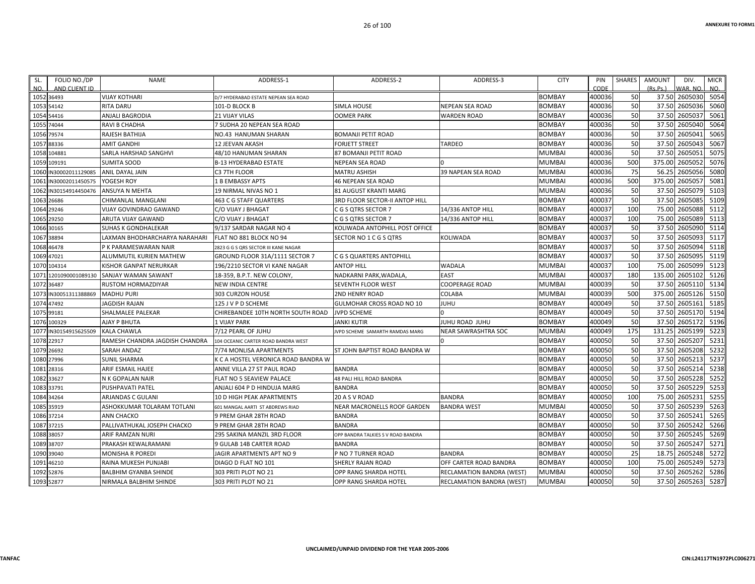| SL. NO. | FOLIO NO./DP AND CLIENT ID | NAME | ADDRESS-1 | ADDRESS-2 | ADDRESS-3 | CITY | PIN CODE | SHARES | AMOUNT (Rs.Ps.) | DIV. WAR. NO. | MICR NO. |
|---|---|---|---|---|---|---|---|---|---|---|---|
| 1052 | 36493 | VIJAY KOTHARI | D/7 HYDERABAD ESTATE NEPEAN SEA ROAD | | | BOMBAY | 400036 | 50 | 37.50 | 2605030 | 5054 |
| 1053 | 54142 | RITA DARU | 101-D BLOCK B | SIMLA HOUSE | NEPEAN SEA ROAD | BOMBAY | 400036 | 50 | 37.50 | 2605036 | 5060 |
| 1054 | 54416 | ANJALI BAGRODIA | 21 VIJAY VILAS | OOMER PARK | WARDEN ROAD | BOMBAY | 400036 | 50 | 37.50 | 2605037 | 5061 |
| 1055 | 74044 | RAVI B CHADHA | 7 SUDHA 20 NEPEAN SEA ROAD | | | BOMBAY | 400036 | 50 | 37.50 | 2605040 | 5064 |
| 1056 | 79574 | RAJESH BATHIJA | NO.43 HANUMAN SHARAN | BOMANJI PETIT ROAD | | BOMBAY | 400036 | 50 | 37.50 | 2605041 | 5065 |
| 1057 | 88336 | AMIT GANDHI | 12 JEEVAN AKASH | FORJETT STREET | TARDEO | BOMBAY | 400036 | 50 | 37.50 | 2605043 | 5067 |
| 1058 | 104881 | SARLA HARSHAD SANGHVI | 48/10 HANUMAN SHARAN | 87 BOMANJI PETIT ROAD | | MUMBAI | 400036 | 50 | 37.50 | 2605051 | 5075 |
| 1059 | 109191 | SUMITA SOOD | B-13 HYDERABAD ESTATE | NEPEAN SEA ROAD | 0 | MUMBAI | 400036 | 500 | 375.00 | 2605052 | 5076 |
| 1060 | IN30002011129085 | ANIL DAYAL JAIN | C3 7TH FLOOR | MATRU ASHISH | 39 NAPEAN SEA ROAD | MUMBAI | 400036 | 75 | 56.25 | 2605056 | 5080 |
| 1061 | IN30002011450575 | YOGESH ROY | 1 B EMBASSY APTS | 46 NEPEAN SEA ROAD | | MUMBAI | 400036 | 500 | 375.00 | 2605057 | 5081 |
| 1062 | IN30154914450476 | ANSUYA N MEHTA | 19 NIRMAL NIVAS NO 1 | 81 AUGUST KRANTI MARG | | MUMBAI | 400036 | 50 | 37.50 | 2605079 | 5103 |
| 1063 | 26686 | CHIMANLAL MANGLANI | 463 C G STAFF QUARTERS | 3RD FLOOR SECTOR-II ANTOP HILL | | BOMBAY | 400037 | 50 | 37.50 | 2605085 | 5109 |
| 1064 | 29246 | VIJAY GOVINDRAO GAWAND | C/O VIJAY J BHAGAT | C G S QTRS SECTOR 7 | 14/336 ANTOP HILL | BOMBAY | 400037 | 100 | 75.00 | 2605088 | 5112 |
| 1065 | 29250 | ARUTA VIJAY GAWAND | C/O VIJAY J BHAGAT | C G S QTRS SECTOR 7 | 14/336 ANTOP HILL | BOMBAY | 400037 | 100 | 75.00 | 2605089 | 5113 |
| 1066 | 30165 | SUHAS K GONDHALEKAR | 9/137 SARDAR NAGAR NO 4 | KOLIWADA ANTOPHILL POST OFFICE | | BOMBAY | 400037 | 50 | 37.50 | 2605090 | 5114 |
| 1067 | 38894 | LAXMAN BHODHARCHARYA NARAHARI | FLAT NO 881 BLOCK NO 94 | SECTOR NO 1 C G S QTRS | KOLIWADA | BOMBAY | 400037 | 50 | 37.50 | 2605093 | 5117 |
| 1068 | 46478 | P K PARAMESWARAN NAIR | 2823 G G S QRS SECTOR III KANE NAGAR | | | BOMBAY | 400037 | 50 | 37.50 | 2605094 | 5118 |
| 1069 | 47021 | ALUMMUTIL KURIEN MATHEW | GROUND FLOOR 31A/1111 SECTOR 7 | C G S QUARTERS ANTOPHILL | | BOMBAY | 400037 | 50 | 37.50 | 2605095 | 5119 |
| 1070 | 104314 | KISHOR GANPAT NERURKAR | 196/2210 SECTOR VI KANE NAGAR | ANTOP HILL | WADALA | MUMBAI | 400037 | 100 | 75.00 | 2605099 | 5123 |
| 1071 | 1201090001089130 | SANJAY WAMAN SAWANT | 18-359, B.P.T. NEW COLONY, | NADKARNI PARK,WADALA, | EAST | MUMBAI | 400037 | 180 | 135.00 | 2605102 | 5126 |
| 1072 | 36487 | RUSTOM HORMAZDIYAR | NEW INDIA CENTRE | SEVENTH FLOOR WEST | COOPERAGE ROAD | MUMBAI | 400039 | 50 | 37.50 | 2605110 | 5134 |
| 1073 | IN30051311388869 | MADHU PURI | 303 CURZON HOUSE | 2ND HENRY ROAD | COLABA | MUMBAI | 400039 | 500 | 375.00 | 2605126 | 5150 |
| 1074 | 47492 | JAGDISH RAJAN | 125 J V P D SCHEME | GULMOHAR CROSS ROAD NO 10 | JUHU | BOMBAY | 400049 | 50 | 37.50 | 2605161 | 5185 |
| 1075 | 99181 | SHALMALEE PALEKAR | CHIREBANDEE 10TH NORTH SOUTH ROAD | JVPD SCHEME | 0 | BOMBAY | 400049 | 50 | 37.50 | 2605170 | 5194 |
| 1076 | 100329 | AJAY P BHUTA | 1 VIJAY PARK | JANKI KUTIR | JUHU ROAD JUHU | BOMBAY | 400049 | 50 | 37.50 | 2605172 | 5196 |
| 1077 | IN30154915625509 | KALA CHAWLA | 7/12 PEARL OF JUHU | JVPD SCHEME SAMARTH RAMDAS MARG | NEAR SAWRASHTRA SOC | MUMBAI | 400049 | 175 | 131.25 | 2605199 | 5223 |
| 1078 | 22917 | RAMESH CHANDRA JAGDISH CHANDRA | 104 OCEANIC CARTER ROAD BANDRA WEST | | 0 | BOMBAY | 400050 | 50 | 37.50 | 2605207 | 5231 |
| 1079 | 26692 | SARAH ANDAZ | 7/74 MONLISA APARTMENTS | ST JOHN BAPTIST ROAD BANDRA W | | BOMBAY | 400050 | 50 | 37.50 | 2605208 | 5232 |
| 1080 | 27996 | SUNIL SHARMA | K C A HOSTEL VERONICA ROAD BANDRA W | | | BOMBAY | 400050 | 50 | 37.50 | 2605213 | 5237 |
| 1081 | 28316 | ARIF ESMAIL HAJEE | ANNE VILLA 27 ST PAUL ROAD | BANDRA | | BOMBAY | 400050 | 50 | 37.50 | 2605214 | 5238 |
| 1082 | 33627 | N K GOPALAN NAIR | FLAT NO 5 SEAVIEW PALACE | 48 PALI HILL ROAD BANDRA | | BOMBAY | 400050 | 50 | 37.50 | 2605228 | 5252 |
| 1083 | 33791 | PUSHPAVATI PATEL | ANJALI 604 P D HINDUJA MARG | BANDRA | | BOMBAY | 400050 | 50 | 37.50 | 2605229 | 5253 |
| 1084 | 34264 | ARJANDAS C GULANI | 10 D HIGH PEAK APARTMENTS | 20 A S V ROAD | BANDRA | BOMBAY | 400050 | 100 | 75.00 | 2605231 | 5255 |
| 1085 | 35919 | ASHOKKUMAR TOLARAM TOTLANI | 601 MANGAL AARTI ST ABDREWS RIAD | NEAR MACRONELLS ROOF GARDEN | BANDRA WEST | MUMBAI | 400050 | 50 | 37.50 | 2605239 | 5263 |
| 1086 | 37214 | ANN CHACKO | 9 PREM GHAR 28TH ROAD | BANDRA | | BOMBAY | 400050 | 50 | 37.50 | 2605241 | 5265 |
| 1087 | 37215 | PALLIVATHUKAL JOSEPH CHACKO | 9 PREM GHAR 28TH ROAD | BANDRA | | BOMBAY | 400050 | 50 | 37.50 | 2605242 | 5266 |
| 1088 | 38057 | ARIF RAMZAN NURI | 295 SAKINA MANZIL 3RD FLOOR | OPP BANDRA TALKIES S V ROAD BANDRA | | BOMBAY | 400050 | 50 | 37.50 | 2605245 | 5269 |
| 1089 | 38707 | PRAKASH KEWALRAMANI | 9 GULAB 14B CARTER ROAD | BANDRA | | BOMBAY | 400050 | 50 | 37.50 | 2605247 | 5271 |
| 1090 | 39040 | MONISHA R POREDI | JAGIR APARTMENTS APT NO 9 | P NO 7 TURNER ROAD | BANDRA | BOMBAY | 400050 | 25 | 18.75 | 2605248 | 5272 |
| 1091 | 46210 | RAINA MUKESH PUNJABI | DIAGO D FLAT NO 101 | SHERLY RAJAN ROAD | OFF CARTER ROAD BANDRA | BOMBAY | 400050 | 100 | 75.00 | 2605249 | 5273 |
| 1092 | 52876 | BALBHIM GYANBA SHINDE | 303 PRITI PLOT NO 21 | OPP RANG SHARDA HOTEL | RECLAMATION BANDRA (WEST) | MUMBAI | 400050 | 50 | 37.50 | 2605262 | 5286 |
| 1093 | 52877 | NIRMALA BALBHIM SHINDE | 303 PRITI PLOT NO 21 | OPP RANG SHARDA HOTEL | RECLAMATION BANDRA (WEST) | MUMBAI | 400050 | 50 | 37.50 | 2605263 | 5287 |

UNCLAIMED/UNPAID DIVIDEND FOR THE YEAR 2005-2006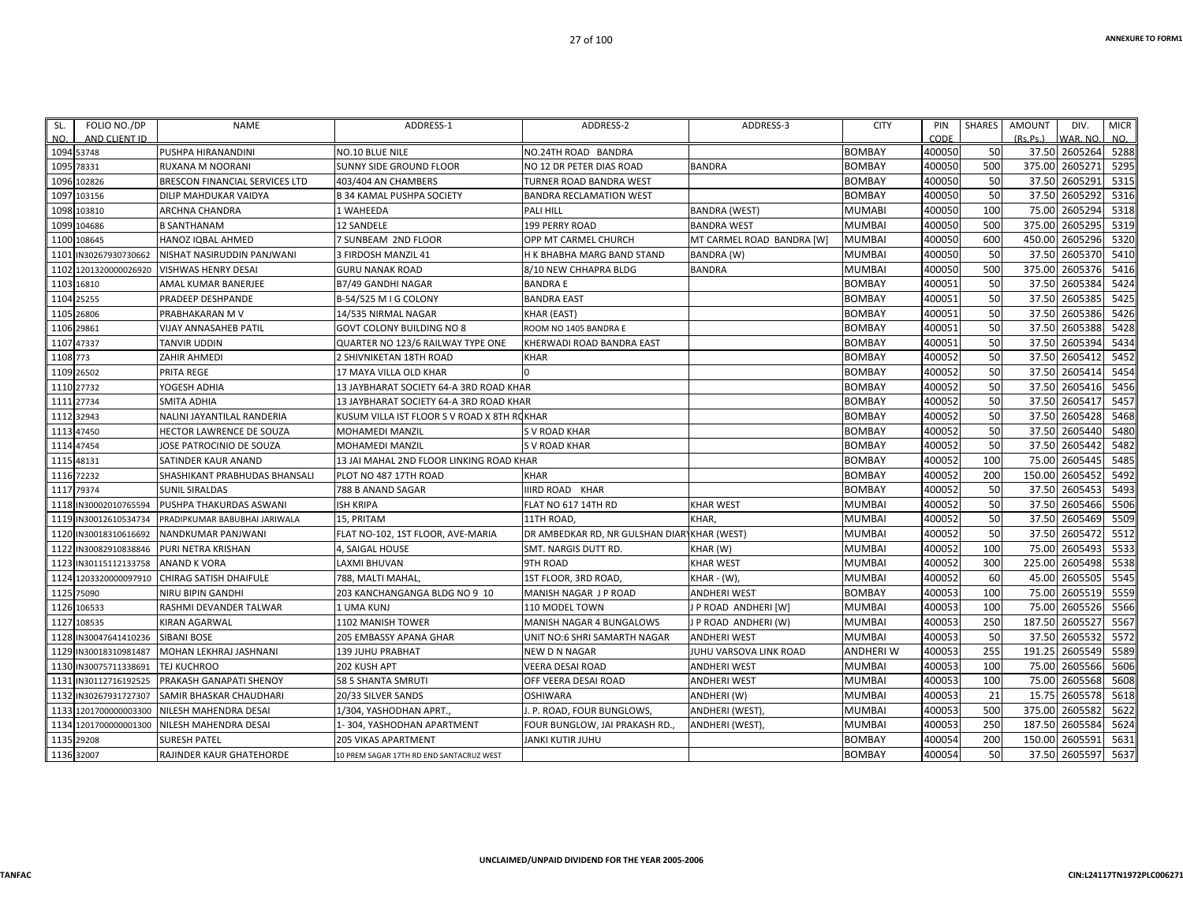| SL. NO. | FOLIO NO./DP AND CLIENT ID | NAME | ADDRESS-1 | ADDRESS-2 | ADDRESS-3 | CITY | PIN CODE | SHARES | AMOUNT (Rs.Ps.) | DIV. WAR. NO. | MICR NO. |
|---|---|---|---|---|---|---|---|---|---|---|---|
| 1094 | 53748 | PUSHPA HIRANANDINI | NO.10 BLUE NILE | NO.24TH ROAD BANDRA | | BOMBAY | 400050 | 50 | 37.50 | 2605264 | 5288 |
| 1095 | 78331 | RUXANA M NOORANI | SUNNY SIDE GROUND FLOOR | NO 12 DR PETER DIAS ROAD | BANDRA | BOMBAY | 400050 | 500 | 375.00 | 2605271 | 5295 |
| 1096 | 102826 | BRESCON FINANCIAL SERVICES LTD | 403/404 AN CHAMBERS | TURNER ROAD BANDRA WEST | | BOMBAY | 400050 | 50 | 37.50 | 2605291 | 5315 |
| 1097 | 103156 | DILIP MAHDUKAR VAIDYA | B 34 KAMAL PUSHPA SOCIETY | BANDRA RECLAMATION WEST | | BOMBAY | 400050 | 50 | 37.50 | 2605292 | 5316 |
| 1098 | 103810 | ARCHNA CHANDRA | 1 WAHEEDA | PALI HILL | BANDRA (WEST) | MUMABI | 400050 | 100 | 75.00 | 2605294 | 5318 |
| 1099 | 104686 | B SANTHANAM | 12 SANDELE | 199 PERRY ROAD | BANDRA WEST | MUMBAI | 400050 | 500 | 375.00 | 2605295 | 5319 |
| 1100 | 108645 | HANOZ IQBAL AHMED | 7 SUNBEAM 2ND FLOOR | OPP MT CARMEL CHURCH | MT CARMEL ROAD BANDRA [W] | MUMBAI | 400050 | 600 | 450.00 | 2605296 | 5320 |
| 1101 | IN30267930730662 | NISHAT NASIRUDDIN PANJWANI | 3 FIRDOSH MANZIL 41 | H K BHABHA MARG BAND STAND | BANDRA (W) | MUMBAI | 400050 | 50 | 37.50 | 2605370 | 5410 |
| 1102 | 1201320000026920 | VISHWAS HENRY DESAI | GURU NANAK ROAD | 8/10 NEW CHHAPRA BLDG | BANDRA | MUMBAI | 400050 | 500 | 375.00 | 2605376 | 5416 |
| 1103 | 16810 | AMAL KUMAR BANERJEE | B7/49 GANDHI NAGAR | BANDRA E | | BOMBAY | 400051 | 50 | 37.50 | 2605384 | 5424 |
| 1104 | 25255 | PRADEEP DESHPANDE | B-54/525 M I G COLONY | BANDRA EAST | | BOMBAY | 400051 | 50 | 37.50 | 2605385 | 5425 |
| 1105 | 26806 | PRABHAKARAN M V | 14/535 NIRMAL NAGAR | KHAR (EAST) | | BOMBAY | 400051 | 50 | 37.50 | 2605386 | 5426 |
| 1106 | 29861 | VIJAY ANNASAHEB PATIL | GOVT COLONY BUILDING NO 8 | ROOM NO 1405 BANDRA E | | BOMBAY | 400051 | 50 | 37.50 | 2605388 | 5428 |
| 1107 | 47337 | TANVIR UDDIN | QUARTER NO 123/6 RAILWAY TYPE ONE | KHERWADI ROAD BANDRA EAST | | BOMBAY | 400051 | 50 | 37.50 | 2605394 | 5434 |
| 1108 | 773 | ZAHIR AHMEDI | 2 SHIVNIKETAN 18TH ROAD | KHAR | | BOMBAY | 400052 | 50 | 37.50 | 2605412 | 5452 |
| 1109 | 26502 | PRITA REGE | 17 MAYA VILLA OLD KHAR | 0 | | BOMBAY | 400052 | 50 | 37.50 | 2605414 | 5454 |
| 1110 | 27732 | YOGESH ADHIA | 13 JAYBHARAT SOCIETY 64-A 3RD ROAD KHAR | | | BOMBAY | 400052 | 50 | 37.50 | 2605416 | 5456 |
| 1111 | 27734 | SMITA ADHIA | 13 JAYBHARAT SOCIETY 64-A 3RD ROAD KHAR | | | BOMBAY | 400052 | 50 | 37.50 | 2605417 | 5457 |
| 1112 | 32943 | NALINI JAYANTILAL RANDERIA | KUSUM VILLA IST FLOOR S V ROAD X 8TH RO | KHAR | | BOMBAY | 400052 | 50 | 37.50 | 2605428 | 5468 |
| 1113 | 47450 | HECTOR LAWRENCE DE SOUZA | MOHAMEDI MANZIL | S V ROAD KHAR | | BOMBAY | 400052 | 50 | 37.50 | 2605440 | 5480 |
| 1114 | 47454 | JOSE PATROCINIO DE SOUZA | MOHAMEDI MANZIL | S V ROAD KHAR | | BOMBAY | 400052 | 50 | 37.50 | 2605442 | 5482 |
| 1115 | 48131 | SATINDER KAUR ANAND | 13 JAI MAHAL 2ND FLOOR LINKING ROAD KHAR | | | BOMBAY | 400052 | 100 | 75.00 | 2605445 | 5485 |
| 1116 | 72232 | SHASHIKANT PRABHUDAS BHANSALI | PLOT NO 487 17TH ROAD | KHAR | | BOMBAY | 400052 | 200 | 150.00 | 2605452 | 5492 |
| 1117 | 79374 | SUNIL SIRALDAS | 788 B ANAND SAGAR | IIIRD ROAD KHAR | | BOMBAY | 400052 | 50 | 37.50 | 2605453 | 5493 |
| 1118 | IN30002010765594 | PUSHPA THAKURDAS ASWANI | ISH KRIPA | FLAT NO 617 14TH RD | KHAR WEST | MUMBAI | 400052 | 50 | 37.50 | 2605466 | 5506 |
| 1119 | IN30012610534734 | PRADIPKUMAR BABUBHAI JARIWALA | 15, PRITAM | 11TH ROAD, | KHAR, | MUMBAI | 400052 | 50 | 37.50 | 2605469 | 5509 |
| 1120 | IN30018310616692 | NANDKUMAR PANJWANI | FLAT NO-102, 1ST FLOOR, AVE-MARIA | DR AMBEDKAR RD, NR GULSHAN DIARY | KHAR (WEST) | MUMBAI | 400052 | 50 | 37.50 | 2605472 | 5512 |
| 1122 | IN30082910838846 | PURI NETRA KRISHAN | 4, SAIGAL HOUSE | SMT. NARGIS DUTT RD. | KHAR (W) | MUMBAI | 400052 | 100 | 75.00 | 2605493 | 5533 |
| 1123 | IN30115112133758 | ANAND K VORA | LAXMI BHUVAN | 9TH ROAD | KHAR WEST | MUMBAI | 400052 | 300 | 225.00 | 2605498 | 5538 |
| 1124 | 1203320000097910 | CHIRAG SATISH DHAIFULE | 788, MALTI MAHAL, | 1ST FLOOR, 3RD ROAD, | KHAR - (W), | MUMBAI | 400052 | 60 | 45.00 | 2605505 | 5545 |
| 1125 | 75090 | NIRU BIPIN GANDHI | 203 KANCHANGANGA BLDG NO 9 10 | MANISH NAGAR J P ROAD | ANDHERI WEST | BOMBAY | 400053 | 100 | 75.00 | 2605519 | 5559 |
| 1126 | 106533 | RASHMI DEVANDER TALWAR | 1 UMA KUNJ | 110 MODEL TOWN | J P ROAD ANDHERI [W] | MUMBAI | 400053 | 100 | 75.00 | 2605526 | 5566 |
| 1127 | 108535 | KIRAN AGARWAL | 1102 MANISH TOWER | MANISH NAGAR 4 BUNGALOWS | J P ROAD ANDHERI (W) | MUMBAI | 400053 | 250 | 187.50 | 2605527 | 5567 |
| 1128 | IN30047641410236 | SIBANI BOSE | 205 EMBASSY APANA GHAR | UNIT NO:6 SHRI SAMARTH NAGAR | ANDHERI WEST | MUMBAI | 400053 | 50 | 37.50 | 2605532 | 5572 |
| 1129 | IN30018310981487 | MOHAN LEKHRAJ JASHNANI | 139 JUHU PRABHAT | NEW D N NAGAR | JUHU VARSOVA LINK ROAD | ANDHERI W | 400053 | 255 | 191.25 | 2605549 | 5589 |
| 1130 | IN30075711338691 | TEJ KUCHROO | 202 KUSH APT | VEERA DESAI ROAD | ANDHERI WEST | MUMBAI | 400053 | 100 | 75.00 | 2605566 | 5606 |
| 1131 | IN30112716192525 | PRAKASH GANAPATI SHENOY | 58 5 SHANTA SMRUTI | OFF VEERA DESAI ROAD | ANDHERI WEST | MUMBAI | 400053 | 100 | 75.00 | 2605568 | 5608 |
| 1132 | IN30267931727307 | SAMIR BHASKAR CHAUDHARI | 20/33 SILVER SANDS | OSHIWARA | ANDHERI (W) | MUMBAI | 400053 | 21 | 15.75 | 2605578 | 5618 |
| 1133 | 1201700000003300 | NILESH MAHENDRA DESAI | 1/304, YASHODHAN APRT., | J. P. ROAD, FOUR BUNGLOWS, | ANDHERI (WEST), | MUMBAI | 400053 | 500 | 375.00 | 2605582 | 5622 |
| 1134 | 1201700000001300 | NILESH MAHENDRA DESAI | 1- 304, YASHODHAN APARTMENT | FOUR BUNGLOW, JAI PRAKASH RD., | ANDHERI (WEST), | MUMBAI | 400053 | 250 | 187.50 | 2605584 | 5624 |
| 1135 | 29208 | SURESH PATEL | 205 VIKAS APARTMENT | JANKI KUTIR JUHU | | BOMBAY | 400054 | 200 | 150.00 | 2605591 | 5631 |
| 1136 | 32007 | RAJINDER KAUR GHATEHORDE | 10 PREM SAGAR 17TH RD END SANTACRUZ WEST | | | BOMBAY | 400054 | 50 | 37.50 | 2605597 | 5637 |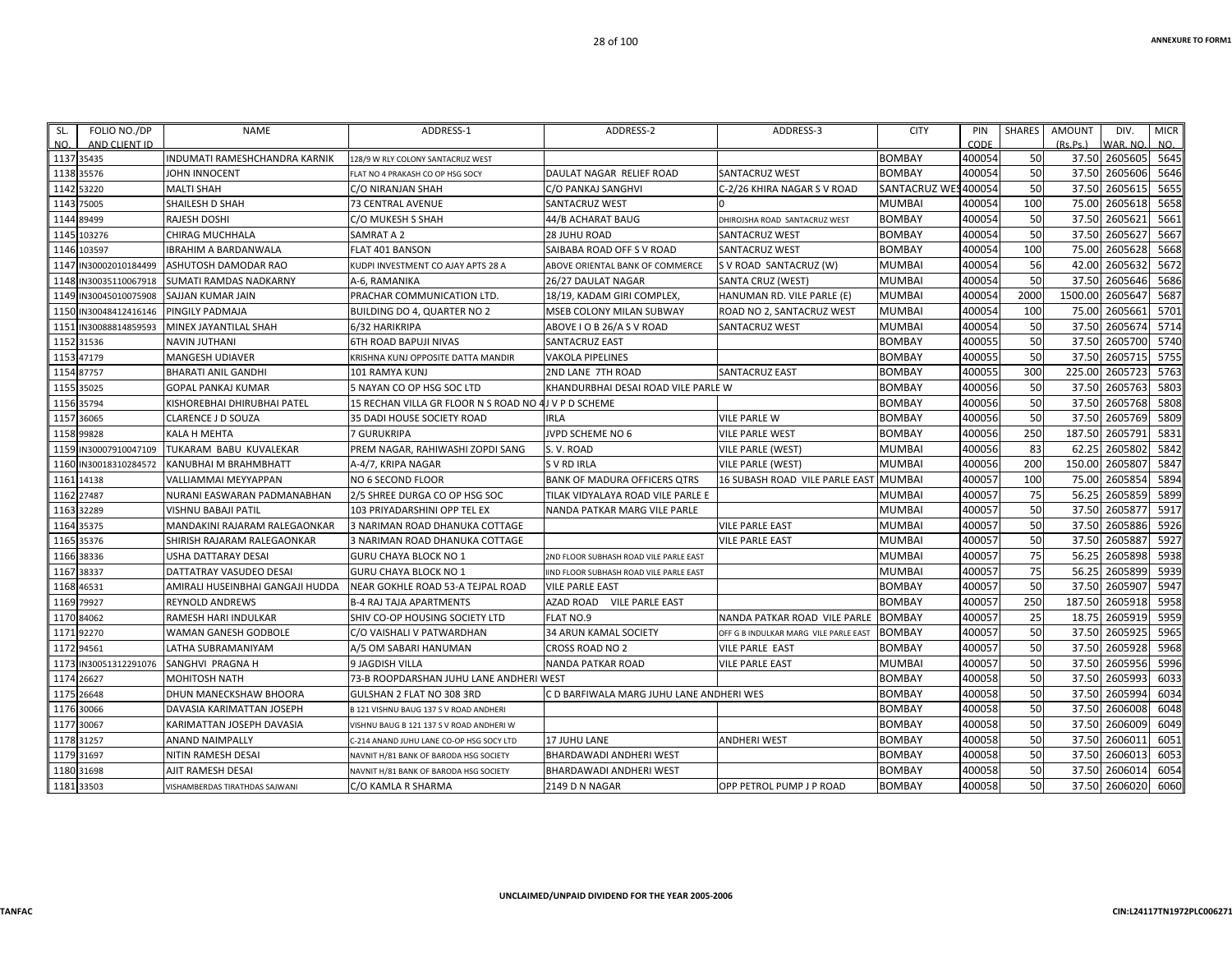| SL. NO. | FOLIO NO./DP AND CLIENT ID | NAME | ADDRESS-1 | ADDRESS-2 | ADDRESS-3 | CITY | PIN CODE | SHARES | AMOUNT (Rs.Ps.) | DIV. WAR. NO. | MICR NO. |
|---|---|---|---|---|---|---|---|---|---|---|---|
| 1137 | 35435 | INDUMATI RAMESHCHANDRA KARNIK | 128/9 W RLY COLONY SANTACRUZ WEST | | | BOMBAY | 400054 | 50 | 37.50 | 2605605 | 5645 |
| 1138 | 35576 | JOHN INNOCENT | FLAT NO 4 PRAKASH CO OP HSG SOCY | DAULAT NAGAR RELIEF ROAD | SANTACRUZ WEST | BOMBAY | 400054 | 50 | 37.50 | 2605606 | 5646 |
| 1142 | 53220 | MALTI SHAH | C/O NIRANJAN SHAH | C/O PANKAJ SANGHVI | C-2/26 KHIRA NAGAR S V ROAD | SANTACRUZ WES | 400054 | 50 | 37.50 | 2605615 | 5655 |
| 1143 | 75005 | SHAILESH D SHAH | 73 CENTRAL AVENUE | SANTACRUZ WEST | 0 | MUMBAI | 400054 | 100 | 75.00 | 2605618 | 5658 |
| 1144 | 89499 | RAJESH DOSHI | C/O MUKESH S SHAH | 44/B ACHARAT BAUG | DHIROJSHA ROAD SANTACRUZ WEST | BOMBAY | 400054 | 50 | 37.50 | 2605621 | 5661 |
| 1145 | 103276 | CHIRAG MUCHHALA | SAMRAT A 2 | 28 JUHU ROAD | SANTACRUZ WEST | BOMBAY | 400054 | 50 | 37.50 | 2605627 | 5667 |
| 1146 | 103597 | IBRAHIM A BARDANWALA | FLAT 401 BANSON | SAIBABA ROAD OFF S V ROAD | SANTACRUZ WEST | BOMBAY | 400054 | 100 | 75.00 | 2605628 | 5668 |
| 1147 | IN30002010184499 | ASHUTOSH DAMODAR RAO | KUDPI INVESTMENT CO AJAY APTS 28 A | ABOVE ORIENTAL BANK OF COMMERCE | S V ROAD SANTACRUZ (W) | MUMBAI | 400054 | 56 | 42.00 | 2605632 | 5672 |
| 1148 | IN30035110067918 | SUMATI RAMDAS NADKARNY | A-6, RAMANIKA | 26/27 DAULAT NAGAR | SANTA CRUZ (WEST) | MUMBAI | 400054 | 50 | 37.50 | 2605646 | 5686 |
| 1149 | IN30045010075908 | SAJJAN KUMAR JAIN | PRACHAR COMMUNICATION LTD. | 18/19, KADAM GIRI COMPLEX, | HANUMAN RD. VILE PARLE (E) | MUMBAI | 400054 | 2000 | 1500.00 | 2605647 | 5687 |
| 1150 | IN30048412416146 | PINGILY PADMAJA | BUILDING DO 4, QUARTER NO 2 | MSEB COLONY MILAN SUBWAY | ROAD NO 2, SANTACRUZ WEST | MUMBAI | 400054 | 100 | 75.00 | 2605661 | 5701 |
| 1151 | IN30088814859593 | MINEX JAYANTILAL SHAH | 6/32 HARIKRIPA | ABOVE I O B 26/A S V ROAD | SANTACRUZ WEST | MUMBAI | 400054 | 50 | 37.50 | 2605674 | 5714 |
| 1152 | 31536 | NAVIN JUTHANI | 6TH ROAD BAPUJI NIVAS | SANTACRUZ EAST | | BOMBAY | 400055 | 50 | 37.50 | 2605700 | 5740 |
| 1153 | 47179 | MANGESH UDIAVER | KRISHNA KUNJ OPPOSITE DATTA MANDIR | VAKOLA PIPELINES | | BOMBAY | 400055 | 50 | 37.50 | 2605715 | 5755 |
| 1154 | 87757 | BHARATI ANIL GANDHI | 101 RAMYA KUNJ | 2ND LANE 7TH ROAD | SANTACRUZ EAST | BOMBAY | 400055 | 300 | 225.00 | 2605723 | 5763 |
| 1155 | 35025 | GOPAL PANKAJ KUMAR | 5 NAYAN CO OP HSG SOC LTD | KHANDURBHAI DESAI ROAD VILE PARLE W | | BOMBAY | 400056 | 50 | 37.50 | 2605763 | 5803 |
| 1156 | 35794 | KISHOREBHAI DHIRUBHAI PATEL | 15 RECHAN VILLA GR FLOOR N S ROAD NO 4J V P D SCHEME | | | BOMBAY | 400056 | 50 | 37.50 | 2605768 | 5808 |
| 1157 | 36065 | CLARENCE J D SOUZA | 35 DADI HOUSE SOCIETY ROAD | IRLA | VILE PARLE W | BOMBAY | 400056 | 50 | 37.50 | 2605769 | 5809 |
| 1158 | 99828 | KALA H MEHTA | 7 GURUKRIPA | JVPD SCHEME NO 6 | VILE PARLE WEST | BOMBAY | 400056 | 250 | 187.50 | 2605791 | 5831 |
| 1159 | IN30007910047109 | TUKARAM BABU KUVALEKAR | PREM NAGAR, RAHIWASHI ZOPDI SANG | S. V. ROAD | VILE PARLE (WEST) | MUMBAI | 400056 | 83 | 62.25 | 2605802 | 5842 |
| 1160 | IN30018310284572 | KANUBHAI M BRAHMBHATT | A-4/7, KRIPA NAGAR | S V RD IRLA | VILE PARLE (WEST) | MUMBAI | 400056 | 200 | 150.00 | 2605807 | 5847 |
| 1161 | 14138 | VALLIAMMAI MEYYAPPAN | NO 6 SECOND FLOOR | BANK OF MADURA OFFICERS QTRS | 16 SUBASH ROAD VILE PARLE EAST | MUMBAI | 400057 | 100 | 75.00 | 2605854 | 5894 |
| 1162 | 27487 | NURANI EASWARAN PADMANABHAN | 2/5 SHREE DURGA CO OP HSG SOC | TILAK VIDYALAYA ROAD VILE PARLE E | | MUMBAI | 400057 | 75 | 56.25 | 2605859 | 5899 |
| 1163 | 32289 | VISHNU BABAJI PATIL | 103 PRIYADARSHINI OPP TEL EX | NANDA PATKAR MARG VILE PARLE | | MUMBAI | 400057 | 50 | 37.50 | 2605877 | 5917 |
| 1164 | 35375 | MANDAKINI RAJARAM RALEGAONKAR | 3 NARIMAN ROAD DHANUKA COTTAGE | | VILE PARLE EAST | MUMBAI | 400057 | 50 | 37.50 | 2605886 | 5926 |
| 1165 | 35376 | SHIRISH RAJARAM RALEGAONKAR | 3 NARIMAN ROAD DHANUKA COTTAGE | | VILE PARLE EAST | MUMBAI | 400057 | 50 | 37.50 | 2605887 | 5927 |
| 1166 | 38336 | USHA DATTARAY DESAI | GURU CHAYA BLOCK NO 1 | 2ND FLOOR SUBHASH ROAD VILE PARLE EAST | | MUMBAI | 400057 | 75 | 56.25 | 2605898 | 5938 |
| 1167 | 38337 | DATTATRAY VASUDEO DESAI | GURU CHAYA BLOCK NO 1 | IIND FLOOR SUBHASH ROAD VILE PARLE EAST | | MUMBAI | 400057 | 75 | 56.25 | 2605899 | 5939 |
| 1168 | 46531 | AMIRALI HUSEINBHAI GANGAJI HUDDA | NEAR GOKHLE ROAD 53-A TEJPAL ROAD | VILE PARLE EAST | | BOMBAY | 400057 | 50 | 37.50 | 2605907 | 5947 |
| 1169 | 79927 | REYNOLD ANDREWS | B-4 RAJ TAJA APARTMENTS | AZAD ROAD VILE PARLE EAST | | BOMBAY | 400057 | 250 | 187.50 | 2605918 | 5958 |
| 1170 | 84062 | RAMESH HARI INDULKAR | SHIV CO-OP HOUSING SOCIETY LTD | FLAT NO.9 | NANDA PATKAR ROAD VILE PARLE | BOMBAY | 400057 | 25 | 18.75 | 2605919 | 5959 |
| 1171 | 92270 | WAMAN GANESH GODBOLE | C/O VAISHALI V PATWARDHAN | 34 ARUN KAMAL SOCIETY | OFF G B INDULKAR MARG VILE PARLE EAST | BOMBAY | 400057 | 50 | 37.50 | 2605925 | 5965 |
| 1172 | 94561 | LATHA SUBRAMANIYAM | A/5 OM SABARI HANUMAN | CROSS ROAD NO 2 | VILE PARLE EAST | BOMBAY | 400057 | 50 | 37.50 | 2605928 | 5968 |
| 1173 | IN30051312291076 | SANGHVI PRAGNA H | 9 JAGDISH VILLA | NANDA PATKAR ROAD | VILE PARLE EAST | MUMBAI | 400057 | 50 | 37.50 | 2605956 | 5996 |
| 1174 | 26627 | MOHITOSH NATH | 73-B ROOPDARSHAN JUHU LANE ANDHERI WEST | | | BOMBAY | 400058 | 50 | 37.50 | 2605993 | 6033 |
| 1175 | 26648 | DHUN MANECKSHAW BHOORA | GULSHAN 2 FLAT NO 308 3RD | C D BARFIWALA MARG JUHU LANE ANDHERI WES | | BOMBAY | 400058 | 50 | 37.50 | 2605994 | 6034 |
| 1176 | 30066 | DAVASIA KARIMATTAN JOSEPH | B 121 VISHNU BAUG 137 S V ROAD ANDHERI | | | BOMBAY | 400058 | 50 | 37.50 | 2606008 | 6048 |
| 1177 | 30067 | KARIMATTAN JOSEPH DAVASIA | VISHNU BAUG B 121 137 S V ROAD ANDHERI W | | | BOMBAY | 400058 | 50 | 37.50 | 2606009 | 6049 |
| 1178 | 31257 | ANAND NAIMPALLY | C-214 ANAND JUHU LANE CO-OP HSG SOCY LTD | 17 JUHU LANE | ANDHERI WEST | BOMBAY | 400058 | 50 | 37.50 | 2606011 | 6051 |
| 1179 | 31697 | NITIN RAMESH DESAI | NAVNIT H/81 BANK OF BARODA HSG SOCIETY | BHARDAWADI ANDHERI WEST | | BOMBAY | 400058 | 50 | 37.50 | 2606013 | 6053 |
| 1180 | 31698 | AJIT RAMESH DESAI | NAVNIT H/81 BANK OF BARODA HSG SOCIETY | BHARDAWADI ANDHERI WEST | | BOMBAY | 400058 | 50 | 37.50 | 2606014 | 6054 |
| 1181 | 33503 | VISHAMBERDAS TIRATHDAS SAJWANI | C/O KAMLA R SHARMA | 2149 D N NAGAR | OPP PETROL PUMP J P ROAD | BOMBAY | 400058 | 50 | 37.50 | 2606020 | 6060 |

UNCLAIMED/UNPAID DIVIDEND FOR THE YEAR 2005-2006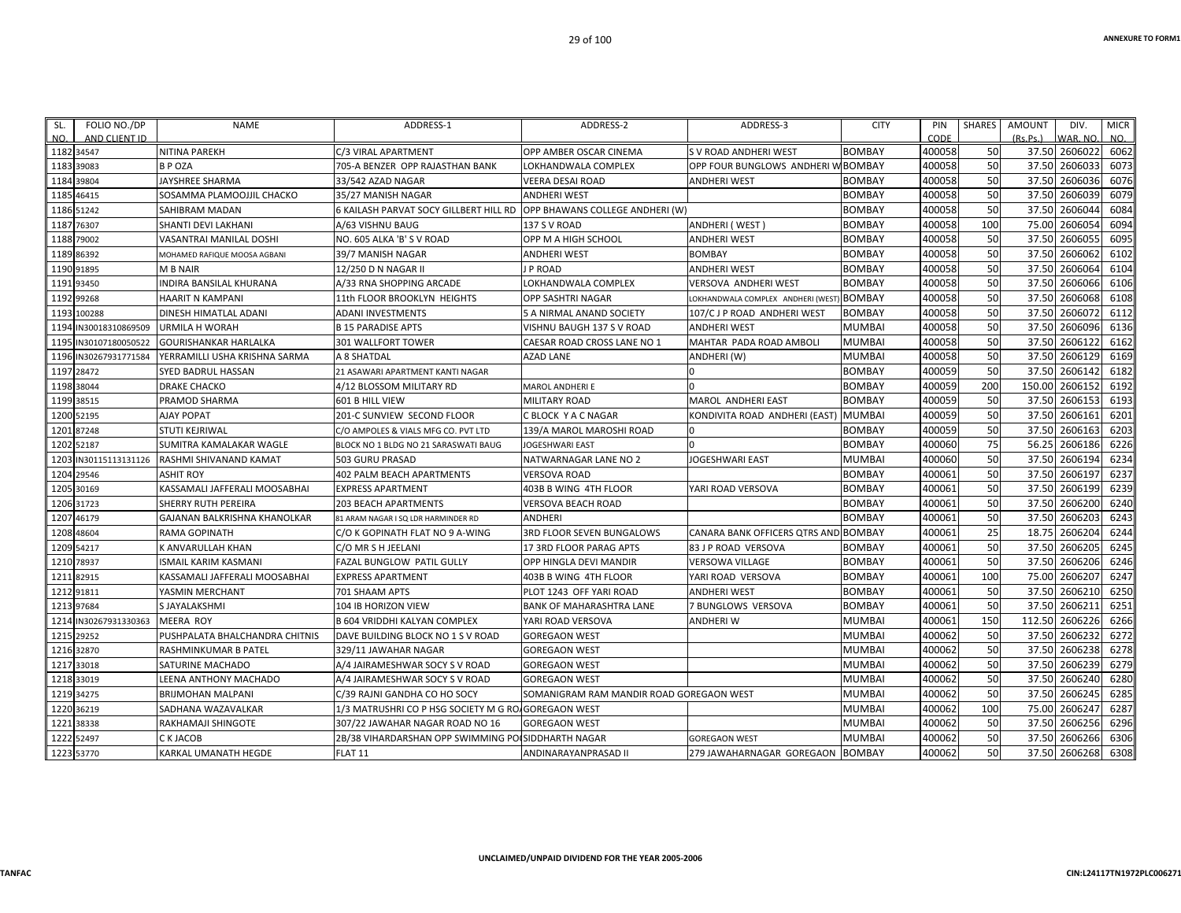| SL. NO. | FOLIO NO./DP AND CLIENT ID | NAME | ADDRESS-1 | ADDRESS-2 | ADDRESS-3 | CITY | PIN CODE | SHARES | AMOUNT (Rs.Ps.) | DIV. WAR. NO. | MICR NO. |
|---|---|---|---|---|---|---|---|---|---|---|---|
| 1182 | 34547 | NITINA PAREKH | C/3 VIRAL APARTMENT | OPP AMBER OSCAR CINEMA | S V ROAD ANDHERI WEST | BOMBAY | 400058 | 50 | 37.50 | 2606022 | 6062 |
| 1183 | 39083 | B P OZA | 705-A BENZER OPP RAJASTHAN BANK | LOKHANDWALA COMPLEX | OPP FOUR BUNGLOWS ANDHERI W | BOMBAY | 400058 | 50 | 37.50 | 2606033 | 6073 |
| 1184 | 39804 | JAYSHREE SHARMA | 33/542 AZAD NAGAR | VEERA DESAI ROAD | ANDHERI WEST | BOMBAY | 400058 | 50 | 37.50 | 2606036 | 6076 |
| 1185 | 46415 | SOSAMMA PLAMOOJJIL CHACKO | 35/27 MANISH NAGAR | ANDHERI WEST | | BOMBAY | 400058 | 50 | 37.50 | 2606039 | 6079 |
| 1186 | 51242 | SAHIBRAM MADAN | 6 KAILASH PARVAT SOCY GILLBERT HILL RD | OPP BHAWANS COLLEGE ANDHERI (W) | | BOMBAY | 400058 | 50 | 37.50 | 2606044 | 6084 |
| 1187 | 76307 | SHANTI DEVI LAKHANI | A/63 VISHNU BAUG | 137 S V ROAD | ANDHERI ( WEST ) | BOMBAY | 400058 | 100 | 75.00 | 2606054 | 6094 |
| 1188 | 79002 | VASANTRAI MANILAL DOSHI | NO. 605 ALKA 'B' S V ROAD | OPP M A HIGH SCHOOL | ANDHERI WEST | BOMBAY | 400058 | 50 | 37.50 | 2606055 | 6095 |
| 1189 | 86392 | MOHAMED RAFIQUE MOOSA AGBANI | 39/7 MANISH NAGAR | ANDHERI WEST | BOMBAY | BOMBAY | 400058 | 50 | 37.50 | 2606062 | 6102 |
| 1190 | 91895 | M B NAIR | 12/250 D N NAGAR II | J P ROAD | ANDHERI WEST | BOMBAY | 400058 | 50 | 37.50 | 2606064 | 6104 |
| 1191 | 93450 | INDIRA BANSILAL KHURANA | A/33 RNA SHOPPING ARCADE | LOKHANDWALA COMPLEX | VERSOVA ANDHERI WEST | BOMBAY | 400058 | 50 | 37.50 | 2606066 | 6106 |
| 1192 | 99268 | HAARIT N KAMPANI | 11th FLOOR BROOKLYN HEIGHTS | OPP SASHTRI NAGAR | LOKHANDWALA COMPLEX ANDHERI (WEST) | BOMBAY | 400058 | 50 | 37.50 | 2606068 | 6108 |
| 1193 | 100288 | DINESH HIMATLAL ADANI | ADANI INVESTMENTS | 5 A NIRMAL ANAND SOCIETY | 107/C J P ROAD ANDHERI WEST | BOMBAY | 400058 | 50 | 37.50 | 2606072 | 6112 |
| 1194 | IN30018310869509 | URMILA H WORAH | B 15 PARADISE APTS | VISHNU BAUGH 137 S V ROAD | ANDHERI WEST | MUMBAI | 400058 | 50 | 37.50 | 2606096 | 6136 |
| 1195 | IN30107180050522 | GOURISHANKAR HARLALKA | 301 WALLFORT TOWER | CAESAR ROAD CROSS LANE NO 1 | MAHTAR PADA ROAD AMBOLI | MUMBAI | 400058 | 50 | 37.50 | 2606122 | 6162 |
| 1196 | IN30267931771584 | YERRAMILLI USHA KRISHNA SARMA | A 8 SHATDAL | AZAD LANE | ANDHERI (W) | MUMBAI | 400058 | 50 | 37.50 | 2606129 | 6169 |
| 1197 | 28472 | SYED BADRUL HASSAN | 21 ASAWARI APARTMENT KANTI NAGAR | | 0 | BOMBAY | 400059 | 50 | 37.50 | 2606142 | 6182 |
| 1198 | 38044 | DRAKE CHACKO | 4/12 BLOSSOM MILITARY RD | MAROL ANDHERI E | 0 | BOMBAY | 400059 | 200 | 150.00 | 2606152 | 6192 |
| 1199 | 38515 | PRAMOD SHARMA | 601 B HILL VIEW | MILITARY ROAD | MAROL ANDHERI EAST | BOMBAY | 400059 | 50 | 37.50 | 2606153 | 6193 |
| 1200 | 52195 | AJAY POPAT | 201-C SUNVIEW SECOND FLOOR | C BLOCK Y A C NAGAR | KONDIVITA ROAD ANDHERI (EAST) | MUMBAI | 400059 | 50 | 37.50 | 2606161 | 6201 |
| 1201 | 87248 | STUTI KEJRIWAL | C/O AMPOLES & VIALS MFG CO. PVT LTD | 139/A MAROL MAROSHI ROAD | 0 | BOMBAY | 400059 | 50 | 37.50 | 2606163 | 6203 |
| 1202 | 52187 | SUMITRA KAMALAKAR WAGLE | BLOCK NO 1 BLDG NO 21 SARASWATI BAUG | JOGESHWARI EAST | 0 | BOMBAY | 400060 | 75 | 56.25 | 2606186 | 6226 |
| 1203 | IN30115113131126 | RASHMI SHIVANAND KAMAT | 503 GURU PRASAD | NATWARNAGAR LANE NO 2 | JOGESHWARI EAST | MUMBAI | 400060 | 50 | 37.50 | 2606194 | 6234 |
| 1204 | 29546 | ASHIT ROY | 402 PALM BEACH APARTMENTS | VERSOVA ROAD | | BOMBAY | 400061 | 50 | 37.50 | 2606197 | 6237 |
| 1205 | 30169 | KASSAMALI JAFFERALI MOOSABHAI | EXPRESS APARTMENT | 403B B WING 4TH FLOOR | YARI ROAD VERSOVA | BOMBAY | 400061 | 50 | 37.50 | 2606199 | 6239 |
| 1206 | 31723 | SHERRY RUTH PEREIRA | 203 BEACH APARTMENTS | VERSOVA BEACH ROAD | | BOMBAY | 400061 | 50 | 37.50 | 2606200 | 6240 |
| 1207 | 46179 | GAJANAN BALKRISHNA KHANOLKAR | 81 ARAM NAGAR I SQ LDR HARMINDER RD | ANDHERI | | BOMBAY | 400061 | 50 | 37.50 | 2606203 | 6243 |
| 1208 | 48604 | RAMA GOPINATH | C/O K GOPINATH FLAT NO 9 A-WING | 3RD FLOOR SEVEN BUNGALOWS | CANARA BANK OFFICERS QTRS AND | BOMBAY | 400061 | 25 | 18.75 | 2606204 | 6244 |
| 1209 | 54217 | K ANVARULLAH KHAN | C/O MR S H JEELANI | 17 3RD FLOOR PARAG APTS | 83 J P ROAD VERSOVA | BOMBAY | 400061 | 50 | 37.50 | 2606205 | 6245 |
| 1210 | 78937 | ISMAIL KARIM KASMANI | FAZAL BUNGLOW PATIL GULLY | OPP HINGLA DEVI MANDIR | VERSOWA VILLAGE | BOMBAY | 400061 | 50 | 37.50 | 2606206 | 6246 |
| 1211 | 82915 | KASSAMALI JAFFERALI MOOSABHAI | EXPRESS APARTMENT | 403B B WING 4TH FLOOR | YARI ROAD VERSOVA | BOMBAY | 400061 | 100 | 75.00 | 2606207 | 6247 |
| 1212 | 91811 | YASMIN MERCHANT | 701 SHAAM APTS | PLOT 1243 OFF YARI ROAD | ANDHERI WEST | BOMBAY | 400061 | 50 | 37.50 | 2606210 | 6250 |
| 1213 | 97684 | S JAYALAKSHMI | 104 IB HORIZON VIEW | BANK OF MAHARASHTRA LANE | 7 BUNGLOWS VERSOVA | BOMBAY | 400061 | 50 | 37.50 | 2606211 | 6251 |
| 1214 | IN30267931330363 | MEERA ROY | B 604 VRIDDHI KALYAN COMPLEX | YARI ROAD VERSOVA | ANDHERI W | MUMBAI | 400061 | 150 | 112.50 | 2606226 | 6266 |
| 1215 | 29252 | PUSHPALATA BHALCHANDRA CHITNIS | DAVE BUILDING BLOCK NO 1 S V ROAD | GOREGAON WEST | | MUMBAI | 400062 | 50 | 37.50 | 2606232 | 6272 |
| 1216 | 32870 | RASHMINKUMAR B PATEL | 329/11 JAWAHAR NAGAR | GOREGAON WEST | | MUMBAI | 400062 | 50 | 37.50 | 2606238 | 6278 |
| 1217 | 33018 | SATURINE MACHADO | A/4 JAIRAMESHWAR SOCY S V ROAD | GOREGAON WEST | | MUMBAI | 400062 | 50 | 37.50 | 2606239 | 6279 |
| 1218 | 33019 | LEENA ANTHONY MACHADO | A/4 JAIRAMESHWAR SOCY S V ROAD | GOREGAON WEST | | MUMBAI | 400062 | 50 | 37.50 | 2606240 | 6280 |
| 1219 | 34275 | BRIJMOHAN MALPANI | C/39 RAJNI GANDHA CO HO SOCY | SOMANIGRAM RAM MANDIR ROAD GOREGAON WEST | | MUMBAI | 400062 | 50 | 37.50 | 2606245 | 6285 |
| 1220 | 36219 | SADHANA WAZAVALKAR | 1/3 MATRUSHRI CO P HSG SOCIETY M G RO | GOREGAON WEST | | MUMBAI | 400062 | 100 | 75.00 | 2606247 | 6287 |
| 1221 | 38338 | RAKHAMAJI SHINGOTE | 307/22 JAWAHAR NAGAR ROAD NO 16 | GOREGAON WEST | | MUMBAI | 400062 | 50 | 37.50 | 2606256 | 6296 |
| 1222 | 52497 | C K JACOB | 2B/38 VIHARDARSHAN OPP SWIMMING PO | SIDDHARTH NAGAR | GOREGAON WEST | MUMBAI | 400062 | 50 | 37.50 | 2606266 | 6306 |
| 1223 | 53770 | KARKAL UMANATH HEGDE | FLAT 11 | ANDINARAYANPRASAD II | 279 JAWAHARNAGAR GOREGAON | BOMBAY | 400062 | 50 | 37.50 | 2606268 | 6308 |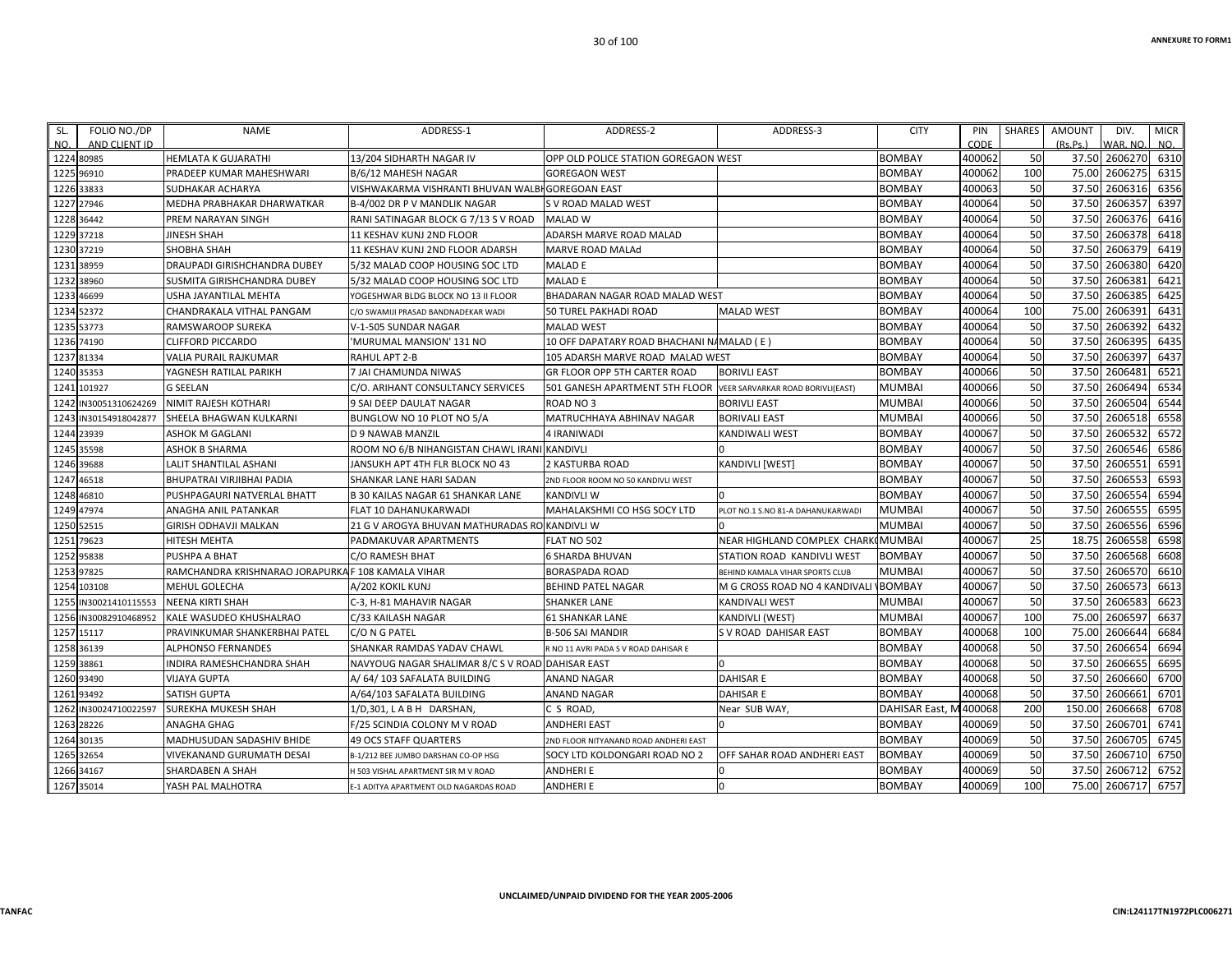| SL. NO. | FOLIO NO./DP AND CLIENT ID | NAME | ADDRESS-1 | ADDRESS-2 | ADDRESS-3 | CITY | PIN CODE | SHARES | AMOUNT (Rs.Ps.) | DIV. WAR. NO. | MICR NO. |
|---|---|---|---|---|---|---|---|---|---|---|---|
| 1224 | 80985 | HEMLATA K GUJARATHI | 13/204 SIDHARTH NAGAR IV | OPP OLD POLICE STATION GOREGAON WEST | | BOMBAY | 400062 | 50 | 37.50 | 2606270 | 6310 |
| 1225 | 96910 | PRADEEP KUMAR MAHESHWARI | B/6/12 MAHESH NAGAR | GOREGAON WEST | | BOMBAY | 400062 | 100 | 75.00 | 2606275 | 6315 |
| 1226 | 33833 | SUDHAKAR ACHARYA | VISHWAKARMA VISHRANTI BHUVAN WALBH | GOREGAON EAST | | BOMBAY | 400063 | 50 | 37.50 | 2606316 | 6356 |
| 1227 | 27946 | MEDHA PRABHAKAR DHARWATKAR | B-4/002 DR P V MANDLIK NAGAR | S V ROAD MALAD WEST | | BOMBAY | 400064 | 50 | 37.50 | 2606357 | 6397 |
| 1228 | 36442 | PREM NARAYAN SINGH | RANI SATINAGAR BLOCK G 7/13 S V ROAD | MALAD W | | BOMBAY | 400064 | 50 | 37.50 | 2606376 | 6416 |
| 1229 | 37218 | JINESH SHAH | 11 KESHAV KUNJ 2ND FLOOR | ADARSH MARVE ROAD MALAD | | BOMBAY | 400064 | 50 | 37.50 | 2606378 | 6418 |
| 1230 | 37219 | SHOBHA SHAH | 11 KESHAV KUNJ 2ND FLOOR ADARSH | MARVE ROAD MALAd | | BOMBAY | 400064 | 50 | 37.50 | 2606379 | 6419 |
| 1231 | 38959 | DRAUPADI GIRISHCHANDRA DUBEY | 5/32 MALAD COOP HOUSING SOC LTD | MALAD E | | BOMBAY | 400064 | 50 | 37.50 | 2606380 | 6420 |
| 1232 | 38960 | SUSMITA GIRISHCHANDRA DUBEY | 5/32 MALAD COOP HOUSING SOC LTD | MALAD E | | BOMBAY | 400064 | 50 | 37.50 | 2606381 | 6421 |
| 1233 | 46699 | USHA JAYANTILAL MEHTA | YOGESHWAR BLDG BLOCK NO 13 II FLOOR | BHADARAN NAGAR ROAD MALAD WEST | | BOMBAY | 400064 | 50 | 37.50 | 2606385 | 6425 |
| 1234 | 52372 | CHANDRAKALA VITHAL PANGAM | C/O SWAMIJI PRASAD BANDNADEKAR WADI | 50 TUREL PAKHADI ROAD | MALAD WEST | BOMBAY | 400064 | 100 | 75.00 | 2606391 | 6431 |
| 1235 | 53773 | RAMSWAROOP SUREKA | V-1-505 SUNDAR NAGAR | MALAD WEST | | BOMBAY | 400064 | 50 | 37.50 | 2606392 | 6432 |
| 1236 | 74190 | CLIFFORD PICCARDO | 'MURUMAL MANSION' 131 NO | 10 OFF DAPATARY ROAD BHACHANI NA | MALAD ( E ) | BOMBAY | 400064 | 50 | 37.50 | 2606395 | 6435 |
| 1237 | 81334 | VALIA PURAIL RAJKUMAR | RAHUL APT 2-B | 105 ADARSH MARVE ROAD MALAD WEST | | BOMBAY | 400064 | 50 | 37.50 | 2606397 | 6437 |
| 1240 | 35353 | YAGNESH RATILAL PARIKH | 7 JAI CHAMUNDA NIWAS | GR FLOOR OPP 5TH CARTER ROAD | BORIVLI EAST | BOMBAY | 400066 | 50 | 37.50 | 2606481 | 6521 |
| 1241 | 101927 | G SEELAN | C/O. ARIHANT CONSULTANCY SERVICES | 501 GANESH APARTMENT 5TH FLOOR | VEER SARVARKAR ROAD BORIVLI(EAST) | MUMBAI | 400066 | 50 | 37.50 | 2606494 | 6534 |
| 1242 | IN30051310624269 | NIMIT RAJESH KOTHARI | 9 SAI DEEP DAULAT NAGAR | ROAD NO 3 | BORIVLI EAST | MUMBAI | 400066 | 50 | 37.50 | 2606504 | 6544 |
| 1243 | IN30154918042877 | SHEELA BHAGWAN KULKARNI | BUNGLOW NO 10 PLOT NO 5/A | MATRUCHHAYA ABHINAV NAGAR | BORIVALI EAST | MUMBAI | 400066 | 50 | 37.50 | 2606518 | 6558 |
| 1244 | 23939 | ASHOK M GAGLANI | D 9 NAWAB MANZIL | 4 IRANIWADI | KANDIWALI WEST | BOMBAY | 400067 | 50 | 37.50 | 2606532 | 6572 |
| 1245 | 35598 | ASHOK B SHARMA | ROOM NO 6/B NIHANGISTAN CHAWL IRANI | KANDIVLI | 0 | BOMBAY | 400067 | 50 | 37.50 | 2606546 | 6586 |
| 1246 | 39688 | LALIT SHANTILAL ASHANI | JANSUKH APT 4TH FLR BLOCK NO 43 | 2 KASTURBA ROAD | KANDIVLI [WEST] | BOMBAY | 400067 | 50 | 37.50 | 2606551 | 6591 |
| 1247 | 46518 | BHUPATRAI VIRJIBHAI PADIA | SHANKAR LANE HARI SADAN | 2ND FLOOR ROOM NO 50 KANDIVLI WEST | | BOMBAY | 400067 | 50 | 37.50 | 2606553 | 6593 |
| 1248 | 46810 | PUSHPAGAURI NATVERLAL BHATT | B 30 KAILAS NAGAR 61 SHANKAR LANE | KANDIVLI W | 0 | BOMBAY | 400067 | 50 | 37.50 | 2606554 | 6594 |
| 1249 | 47974 | ANAGHA ANIL PATANKAR | FLAT 10 DAHANUKARWADI | MAHALAKSHMI CO HSG SOCY LTD | PLOT NO.1 S.NO 81-A DAHANUKARWADI | MUMBAI | 400067 | 50 | 37.50 | 2606555 | 6595 |
| 1250 | 52515 | GIRISH ODHAVJI MALKAN | 21 G V AROGYA BHUVAN MATHURADAS RO | KANDIVLI W | 0 | MUMBAI | 400067 | 50 | 37.50 | 2606556 | 6596 |
| 1251 | 79623 | HITESH MEHTA | PADMAKUVAR APARTMENTS | FLAT NO 502 | NEAR HIGHLAND COMPLEX CHARKO | MUMBAI | 400067 | 25 | 18.75 | 2606558 | 6598 |
| 1252 | 95838 | PUSHPA A BHAT | C/O RAMESH BHAT | 6 SHARDA BHUVAN | STATION ROAD KANDIVLI WEST | BOMBAY | 400067 | 50 | 37.50 | 2606568 | 6608 |
| 1253 | 97825 | RAMCHANDRA KRISHNARAO JORAPURKAR | F 108 KAMALA VIHAR | BORASPADA ROAD | BEHIND KAMALA VIHAR SPORTS CLUB | MUMBAI | 400067 | 50 | 37.50 | 2606570 | 6610 |
| 1254 | 103108 | MEHUL GOLECHA | A/202 KOKIL KUNJ | BEHIND PATEL NAGAR | M G CROSS ROAD NO 4 KANDIVALI W | BOMBAY | 400067 | 50 | 37.50 | 2606573 | 6613 |
| 1255 | IN30021410115553 | NEENA KIRTI SHAH | C-3, H-81 MAHAVIR NAGAR | SHANKER LANE | KANDIVALI WEST | MUMBAI | 400067 | 50 | 37.50 | 2606583 | 6623 |
| 1256 | IN30082910468952 | KALE WASUDEO KHUSHALRAO | C/33 KAILASH NAGAR | 61 SHANKAR LANE | KANDIVLI (WEST) | MUMBAI | 400067 | 100 | 75.00 | 2606597 | 6637 |
| 1257 | 15117 | PRAVINKUMAR SHANKERBHAI PATEL | C/O N G PATEL | B-506 SAI MANDIR | S V ROAD DAHISAR EAST | BOMBAY | 400068 | 100 | 75.00 | 2606644 | 6684 |
| 1258 | 36139 | ALPHONSO FERNANDES | SHANKAR RAMDAS YADAV CHAWL | R NO 11 AVRI PADA S V ROAD DAHISAR E | | BOMBAY | 400068 | 50 | 37.50 | 2606654 | 6694 |
| 1259 | 38861 | INDIRA RAMESHCHANDRA SHAH | NAVYOUG NAGAR SHALIMAR 8/C S V ROAD | DAHISAR EAST | 0 | BOMBAY | 400068 | 50 | 37.50 | 2606655 | 6695 |
| 1260 | 93490 | VIJAYA GUPTA | A/ 64/ 103 SAFALATA BUILDING | ANAND NAGAR | DAHISAR E | BOMBAY | 400068 | 50 | 37.50 | 2606660 | 6700 |
| 1261 | 93492 | SATISH GUPTA | A/64/103 SAFALATA BUILDING | ANAND NAGAR | DAHISAR E | BOMBAY | 400068 | 50 | 37.50 | 2606661 | 6701 |
| 1262 | IN30024710022597 | SUREKHA MUKESH SHAH | 1/D,301, L A B H DARSHAN, | C S ROAD, | Near SUB WAY, | DAHISAR East, M | 400068 | 200 | 150.00 | 2606668 | 6708 |
| 1263 | 28226 | ANAGHA GHAG | F/25 SCINDIA COLONY M V ROAD | ANDHERI EAST | 0 | BOMBAY | 400069 | 50 | 37.50 | 2606701 | 6741 |
| 1264 | 30135 | MADHUSUDAN SADASHIV BHIDE | 49 OCS STAFF QUARTERS | 2ND FLOOR NITYANAND ROAD ANDHERI EAST | | BOMBAY | 400069 | 50 | 37.50 | 2606705 | 6745 |
| 1265 | 32654 | VIVEKANAND GURUMATH DESAI | B-1/212 BEE JUMBO DARSHAN CO-OP HSG | SOCY LTD KOLDONGARI ROAD NO 2 | OFF SAHAR ROAD ANDHERI EAST | BOMBAY | 400069 | 50 | 37.50 | 2606710 | 6750 |
| 1266 | 34167 | SHARDABEN A SHAH | H 503 VISHAL APARTMENT SIR M V ROAD | ANDHERI E | 0 | BOMBAY | 400069 | 50 | 37.50 | 2606712 | 6752 |
| 1267 | 35014 | YASH PAL MALHOTRA | E-1 ADITYA APARTMENT OLD NAGARDAS ROAD | ANDHERI E | 0 | BOMBAY | 400069 | 100 | 75.00 | 2606717 | 6757 |

UNCLAIMED/UNPAID DIVIDEND FOR THE YEAR 2005-2006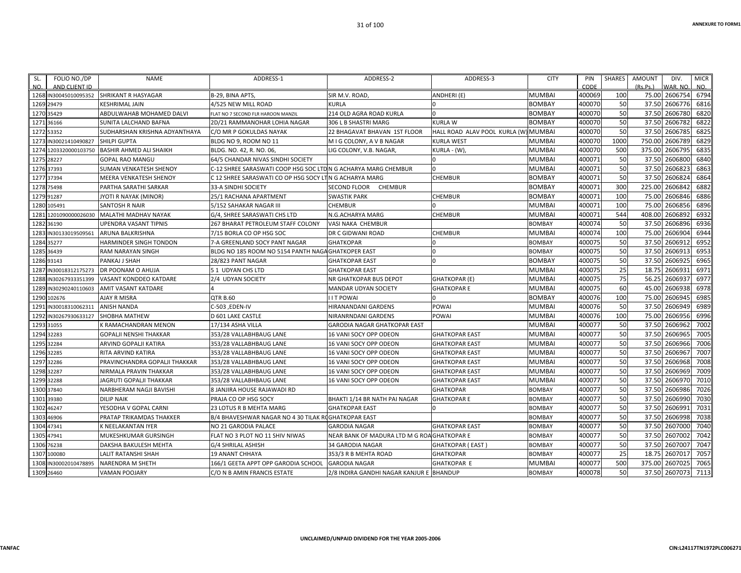| SL. NO. | FOLIO NO./DP AND CLIENT ID | NAME | ADDRESS-1 | ADDRESS-2 | ADDRESS-3 | CITY | PIN CODE | SHARES | AMOUNT (Rs.Ps.) | DIV. WAR. NO. | MICR NO. |
|---|---|---|---|---|---|---|---|---|---|---|---|
| 1268 | IN30045010095352 | SHRIKANT R HASYAGAR | B-29, BINA APTS, | SIR M.V. ROAD, | ANDHERI (E) | MUMBAI | 400069 | 100 | 75.00 | 2606754 | 6794 |
| 1269 | 29479 | KESHRIMAL JAIN | 4/525 NEW MILL ROAD | KURLA | 0 | BOMBAY | 400070 | 50 | 37.50 | 2606776 | 6816 |
| 1270 | 35429 | ABDULWAHAB MOHAMED DALVI | FLAT NO 7 SECOND FLR HAROON MANZIL | 214 OLD AGRA ROAD KURLA | 0 | BOMBAY | 400070 | 50 | 37.50 | 2606780 | 6820 |
| 1271 | 36166 | SUNITA LALCHAND BAFNA | 2D/21 RAMMANOHAR LOHIA NAGAR | 306 L B SHASTRI MARG | KURLA W | BOMBAY | 400070 | 50 | 37.50 | 2606782 | 6822 |
| 1272 | 53352 | SUDHARSHAN KRISHNA ADYANTHAYA | C/O MR P GOKULDAS NAYAK | 22 BHAGAVAT BHAVAN 1ST FLOOR | HALL ROAD ALAV POOL KURLA (W) | MUMBAI | 400070 | 50 | 37.50 | 2606785 | 6825 |
| 1273 | IN30021410490827 | SHILPI GUPTA | BLDG NO 9, ROOM NO 11 | M I G COLONY, A V B NAGAR | KURLA WEST | MUMBAI | 400070 | 1000 | 750.00 | 2606789 | 6829 |
| 1274 | 1203320000103750 | BASHIR AHMED ALI SHAIKH | BLDG. NO. 42, R. NO. 06, | LIG COLONY, V.B. NAGAR, | KURLA - (W), | MUMBAI | 400070 | 500 | 375.00 | 2606795 | 6835 |
| 1275 | 28227 | GOPAL RAO MANGU | 64/5 CHANDAR NIVAS SINDHI SOCIETY | | 0 | MUMBAI | 400071 | 50 | 37.50 | 2606800 | 6840 |
| 1276 | 37393 | SUMAN VENKATESH SHENOY | C-12 SHREE SARASWATI COOP HSG SOC LTD | N G ACHARYA MARG CHEMBUR | 0 | MUMBAI | 400071 | 50 | 37.50 | 2606823 | 6863 |
| 1277 | 37394 | MEERA VENKATESH SHENOY | C 12 SHREE SARASWATI CO OP HSG SOCY LT | N G ACHARYA MARG | CHEMBUR | BOMBAY | 400071 | 50 | 37.50 | 2606824 | 6864 |
| 1278 | 75498 | PARTHA SARATHI SARKAR | 33-A SINDHI SOCIETY | SECOND FLOOR CHEMBUR | | BOMBAY | 400071 | 300 | 225.00 | 2606842 | 6882 |
| 1279 | 91287 | JYOTI R NAYAK (MINOR) | 25/1 RACHANA APARTMENT | SWASTIK PARK | CHEMBUR | BOMBAY | 400071 | 100 | 75.00 | 2606846 | 6886 |
| 1280 | 105491 | SANTOSH R NAIR | 5/152 SAHAKAR NAGAR III | CHEMBUR | 0 | MUMBAI | 400071 | 100 | 75.00 | 2606856 | 6896 |
| 1281 | 1201090000026030 | MALATHI MADHAV NAYAK | G/4, SHREE SARASWATI CHS LTD | N.G.ACHARYA MARG | CHEMBUR | MUMBAI | 400071 | 544 | 408.00 | 2606892 | 6932 |
| 1282 | 36190 | UPENDRA VASANT TIPNIS | 267 BHARAT PETROLEUM STAFF COLONY | VASI NAKA CHEMBUR | | BOMBAY | 400074 | 50 | 37.50 | 2606896 | 6936 |
| 1283 | IN30133019509561 | ARUNA BALKRISHNA | 7/15 BORLA CO OP HSG SOC | DR C GIDWANI ROAD | CHEMBUR | MUMBAI | 400074 | 100 | 75.00 | 2606904 | 6944 |
| 1284 | 35277 | HARMINDER SINGH TONDON | 7-A GREENLAND SOCY PANT NAGAR | GHATKOPAR | 0 | BOMBAY | 400075 | 50 | 37.50 | 2606912 | 6952 |
| 1285 | 36439 | RAM NARAYAN SINGH | BLDG NO 185 ROOM NO 5154 PANTH NAGA | GHATKOPER EAST | 0 | BOMBAY | 400075 | 50 | 37.50 | 2606913 | 6953 |
| 1286 | 93143 | PANKAJ J SHAH | 28/823 PANT NAGAR | GHATKOPAR EAST | 0 | BOMBAY | 400075 | 50 | 37.50 | 2606925 | 6965 |
| 1287 | IN30018312175273 | DR POONAM O AHUJA | 5 1 UDYAN CHS LTD | GHATKOPAR EAST | | MUMBAI | 400075 | 25 | 18.75 | 2606931 | 6971 |
| 1288 | IN30267933351399 | VASANT KONDDEO KATDARE | 2/4 UDYAN SOCIETY | NR GHATKOPAR BUS DEPOT | GHATKOPAR (E) | MUMBAI | 400075 | 75 | 56.25 | 2606937 | 6977 |
| 1289 | IN30290240110603 | AMIT VASANT KATDARE | 4 | MANDAR UDYAN SOCIETY | GHATKOPAR E | MUMBAI | 400075 | 60 | 45.00 | 2606938 | 6978 |
| 1290 | 102676 | AJAY R MISRA | QTR B.60 | I I T POWAI | 0 | BOMBAY | 400076 | 100 | 75.00 | 2606945 | 6985 |
| 1291 | IN30018310062311 | ANISH NANDA | C-503 ,EDEN-IV | HIRANANDANI GARDENS | POWAI | MUMBAI | 400076 | 50 | 37.50 | 2606949 | 6989 |
| 1292 | IN30267930633127 | SHOBHA MATHEW | D 601 LAKE CASTLE | NIRANRNDANI GARDENS | POWAI | MUMBAI | 400076 | 100 | 75.00 | 2606956 | 6996 |
| 1293 | 31055 | K RAMACHANDRAN MENON | 17/134 ASHA VILLA | GARODIA NAGAR GHATKOPAR EAST | | MUMBAI | 400077 | 50 | 37.50 | 2606962 | 7002 |
| 1294 | 32283 | GOPALJI NENSHI THAKKAR | 353/28 VALLABHBAUG LANE | 16 VANI SOCY OPP ODEON | GHATKOPAR EAST | MUMBAI | 400077 | 50 | 37.50 | 2606965 | 7005 |
| 1295 | 32284 | ARVIND GOPALJI KATIRA | 353/28 VALLABHBAUG LANE | 16 VANI SOCY OPP ODEON | GHATKOPAR EAST | MUMBAI | 400077 | 50 | 37.50 | 2606966 | 7006 |
| 1296 | 32285 | RITA ARVIND KATIRA | 353/28 VALLABHBAUG LANE | 16 VANI SOCY OPP ODEON | GHATKOPAR EAST | MUMBAI | 400077 | 50 | 37.50 | 2606967 | 7007 |
| 1297 | 32286 | PRAVINCHANDRA GOPALJI THAKKAR | 353/28 VALLABHBAUG LANE | 16 VANI SOCY OPP ODEON | GHATKOPAR EAST | MUMBAI | 400077 | 50 | 37.50 | 2606968 | 7008 |
| 1298 | 32287 | NIRMALA PRAVIN THAKKAR | 353/28 VALLABHBAUG LANE | 16 VANI SOCY OPP ODEON | GHATKOPAR EAST | MUMBAI | 400077 | 50 | 37.50 | 2606969 | 7009 |
| 1299 | 32288 | JAGRUTI GOPALJI THAKKAR | 353/28 VALLABHBAUG LANE | 16 VANI SOCY OPP ODEON | GHATKOPAR EAST | MUMBAI | 400077 | 50 | 37.50 | 2606970 | 7010 |
| 1300 | 37840 | NARBHERAM NAGJI BAVISHI | 8 JANJIRA HOUSE RAJAWADI RD | | GHATKOPAR | BOMBAY | 400077 | 50 | 37.50 | 2606986 | 7026 |
| 1301 | 39380 | DILIP NAIK | PRAJA CO OP HSG SOCY | BHAKTI 1/14 BR NATH PAI NAGAR | GHATKOPAR E | BOMBAY | 400077 | 50 | 37.50 | 2606990 | 7030 |
| 1302 | 46247 | YESODHA V GOPAL CARNI | 23 LOTUS R B MEHTA MARG | GHATKOPAR EAST | 0 | BOMBAY | 400077 | 50 | 37.50 | 2606991 | 7031 |
| 1303 | 46906 | PRATAP TRIKAMDAS THAKKER | B/4 BHAVESHWAR NAGAR NO 4 30 TILAK RO | GHATKOPAR EAST | | BOMBAY | 400077 | 50 | 37.50 | 2606998 | 7038 |
| 1304 | 47341 | K NEELAKANTAN IYER | NO 21 GARODIA PALACE | GARODIA NAGAR | GHATKOPAR EAST | BOMBAY | 400077 | 50 | 37.50 | 2607000 | 7040 |
| 1305 | 47941 | MUKESHKUMAR GURSINGH | FLAT NO 3 PLOT NO 11 SHIV NIWAS | NEAR BANK OF MADURA LTD M G ROA | GHATKOPAR E | BOMBAY | 400077 | 50 | 37.50 | 2607002 | 7042 |
| 1306 | 76238 | DAKSHA BAKULESH MEHTA | G/4 SHRILAL ASHISH | 34 GARODIA NAGAR | GHATKOPAR ( EAST ) | BOMBAY | 400077 | 50 | 37.50 | 2607007 | 7047 |
| 1307 | 100080 | LALIT RATANSHI SHAH | 19 ANANT CHHAYA | 353/3 R B MEHTA ROAD | GHATKOPAR | BOMBAY | 400077 | 25 | 18.75 | 2607017 | 7057 |
| 1308 | IN30002010478895 | NARENDRA M SHETH | 166/1 GEETA APPT OPP GARODIA SCHOOL | GARODIA NAGAR | GHATKOPAR E | MUMBAI | 400077 | 500 | 375.00 | 2607025 | 7065 |
| 1309 | 26460 | VAMAN POOJARY | C/O N B AMIN FRANCIS ESTATE | 2/8 INDIRA GANDHI NAGAR KANJUR E | BHANDUP | BOMBAY | 400078 | 50 | 37.50 | 2607073 | 7113 |

UNCLAIMED/UNPAID DIVIDEND FOR THE YEAR 2005-2006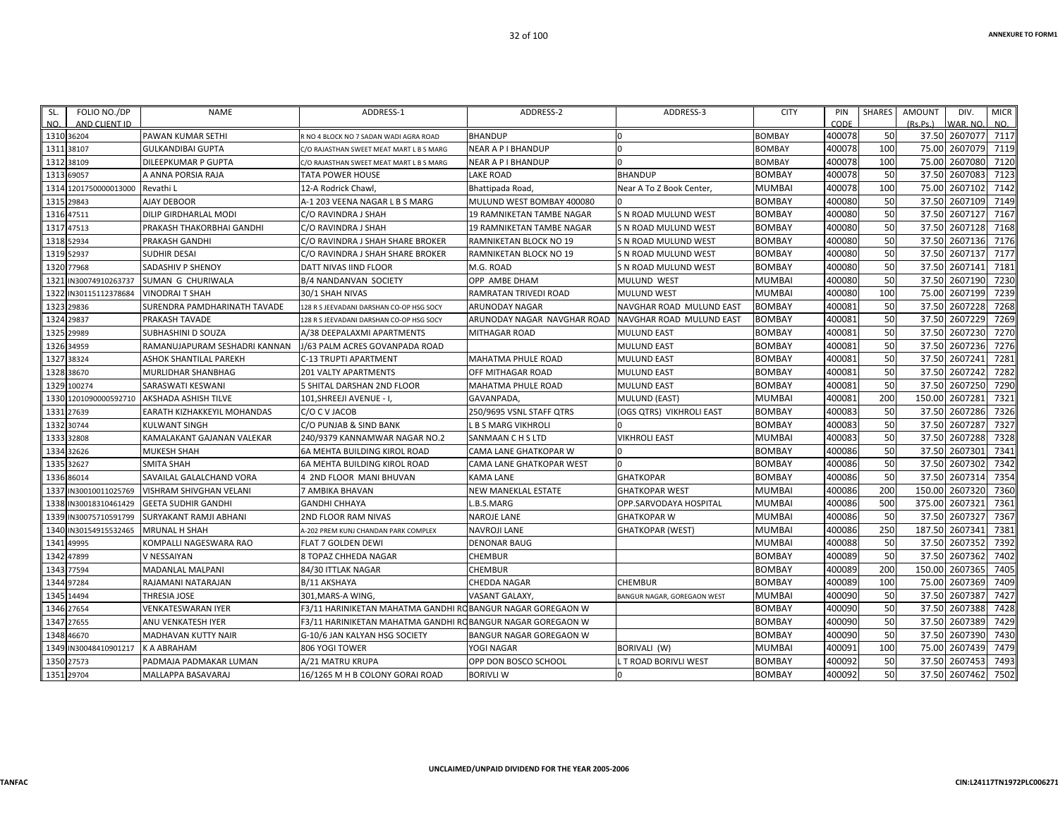ANNEXURE TO FORM1

| SL. NO. | FOLIO NO./DP AND CLIENT ID | NAME | ADDRESS-1 | ADDRESS-2 | ADDRESS-3 | CITY | PIN CODE | SHARES | AMOUNT (Rs.Ps.) | DIV. WAR. NO. | MICR NO. |
|---|---|---|---|---|---|---|---|---|---|---|---|
| 1310 | 36204 | PAWAN KUMAR SETHI | R NO 4 BLOCK NO 7 SADAN WADI AGRA ROAD | BHANDUP | 0 | BOMBAY | 400078 | 50 | 37.50 | 2607077 | 7117 |
| 1311 | 38107 | GULKANDIBAI GUPTA | C/O RAJASTHAN SWEET MEAT MART L B S MARG | NEAR A P I BHANDUP | 0 | BOMBAY | 400078 | 100 | 75.00 | 2607079 | 7119 |
| 1312 | 38109 | DILEEPKUMAR P GUPTA | C/O RAJASTHAN SWEET MEAT MART L B S MARG | NEAR A P I BHANDUP | 0 | BOMBAY | 400078 | 100 | 75.00 | 2607080 | 7120 |
| 1313 | 69057 | A ANNA PORSIA RAJA | TATA POWER HOUSE | LAKE ROAD | BHANDUP | BOMBAY | 400078 | 50 | 37.50 | 2607083 | 7123 |
| 1314 | 1201750000013000 | Revathi L | 12-A Rodrick Chawl, | Bhattipada Road, | Near A To Z Book Center, | MUMBAI | 400078 | 100 | 75.00 | 2607102 | 7142 |
| 1315 | 29843 | AJAY DEBOOR | A-1 203 VEENA NAGAR L B S MARG | MULUND WEST BOMBAY 400080 | 0 | BOMBAY | 400080 | 50 | 37.50 | 2607109 | 7149 |
| 1316 | 47511 | DILIP GIRDHARLAL MODI | C/O RAVINDRA J SHAH | 19 RAMNIKETAN TAMBE NAGAR | S N ROAD MULUND WEST | BOMBAY | 400080 | 50 | 37.50 | 2607127 | 7167 |
| 1317 | 47513 | PRAKASH THAKORBHAI GANDHI | C/O RAVINDRA J SHAH | 19 RAMNIKETAN TAMBE NAGAR | S N ROAD MULUND WEST | BOMBAY | 400080 | 50 | 37.50 | 2607128 | 7168 |
| 1318 | 52934 | PRAKASH GANDHI | C/O RAVINDRA J SHAH SHARE BROKER | RAMNIKETAN BLOCK NO 19 | S N ROAD MULUND WEST | BOMBAY | 400080 | 50 | 37.50 | 2607136 | 7176 |
| 1319 | 52937 | SUDHIR DESAI | C/O RAVINDRA J SHAH SHARE BROKER | RAMNIKETAN BLOCK NO 19 | S N ROAD MULUND WEST | BOMBAY | 400080 | 50 | 37.50 | 2607137 | 7177 |
| 1320 | 77968 | SADASHIV P SHENOY | DATT NIVAS IIND FLOOR | M.G. ROAD | S N ROAD MULUND WEST | BOMBAY | 400080 | 50 | 37.50 | 2607141 | 7181 |
| 1321 | IN30074910263737 | SUMAN G CHURIWALA | B/4 NANDANVAN SOCIETY | OPP AMBE DHAM | MULUND WEST | MUMBAI | 400080 | 50 | 37.50 | 2607190 | 7230 |
| 1322 | IN30115112378684 | VINODRAI T SHAH | 30/1 SHAH NIVAS | RAMRATAN TRIVEDI ROAD | MULUND WEST | MUMBAI | 400080 | 100 | 75.00 | 2607199 | 7239 |
| 1323 | 29836 | SURENDRA PAMDHARINATH TAVADE | 128 R S JEEVADANI DARSHAN CO-OP HSG SOCY | ARUNODAY NAGAR | NAVGHAR ROAD MULUND EAST | BOMBAY | 400081 | 50 | 37.50 | 2607228 | 7268 |
| 1324 | 29837 | PRAKASH TAVADE | 128 R S JEEVADANI DARSHAN CO-OP HSG SOCY | ARUNODAY NAGAR NAVGHAR ROAD | NAVGHAR ROAD MULUND EAST | BOMBAY | 400081 | 50 | 37.50 | 2607229 | 7269 |
| 1325 | 29989 | SUBHASHINI D SOUZA | A/38 DEEPALAXMI APARTMENTS | MITHAGAR ROAD | MULUND EAST | BOMBAY | 400081 | 50 | 37.50 | 2607230 | 7270 |
| 1326 | 34959 | RAMANUJAPURAM SESHADRI KANNAN | J/63 PALM ACRES GOVANPADA ROAD | | MULUND EAST | BOMBAY | 400081 | 50 | 37.50 | 2607236 | 7276 |
| 1327 | 38324 | ASHOK SHANTILAL PAREKH | C-13 TRUPTI APARTMENT | MAHATMA PHULE ROAD | MULUND EAST | BOMBAY | 400081 | 50 | 37.50 | 2607241 | 7281 |
| 1328 | 38670 | MURLIDHAR SHANBHAG | 201 VALTY APARTMENTS | OFF MITHAGAR ROAD | MULUND EAST | BOMBAY | 400081 | 50 | 37.50 | 2607242 | 7282 |
| 1329 | 100274 | SARASWATI KESWANI | 5 SHITAL DARSHAN 2ND FLOOR | MAHATMA PHULE ROAD | MULUND EAST | BOMBAY | 400081 | 50 | 37.50 | 2607250 | 7290 |
| 1330 | 1201090000592710 | AKSHADA ASHISH TILVE | 101,SHREEJI AVENUE - I, | GAVANPADA, | MULUND (EAST) | MUMBAI | 400081 | 200 | 150.00 | 2607281 | 7321 |
| 1331 | 27639 | EARATH KIZHAKKEYIL MOHANDAS | C/O C V JACOB | 250/9695 VSNL STAFF QTRS | (OGS QTRS) VIKHROLI EAST | BOMBAY | 400083 | 50 | 37.50 | 2607286 | 7326 |
| 1332 | 30744 | KULWANT SINGH | C/O PUNJAB & SIND BANK | L B S MARG VIKHROLI | 0 | BOMBAY | 400083 | 50 | 37.50 | 2607287 | 7327 |
| 1333 | 32808 | KAMALAKANT GAJANAN VALEKAR | 240/9379 KANNAMWAR NAGAR NO.2 | SANMAAN C H S LTD | VIKHROLI EAST | MUMBAI | 400083 | 50 | 37.50 | 2607288 | 7328 |
| 1334 | 32626 | MUKESH SHAH | 6A MEHTA BUILDING KIROL ROAD | CAMA LANE GHATKOPAR W | 0 | BOMBAY | 400086 | 50 | 37.50 | 2607301 | 7341 |
| 1335 | 32627 | SMITA SHAH | 6A MEHTA BUILDING KIROL ROAD | CAMA LANE GHATKOPAR WEST | 0 | BOMBAY | 400086 | 50 | 37.50 | 2607302 | 7342 |
| 1336 | 86014 | SAVAILAL GALALCHAND VORA | 4 2ND FLOOR MANI BHUVAN | KAMA LANE | GHATKOPAR | BOMBAY | 400086 | 50 | 37.50 | 2607314 | 7354 |
| 1337 | IN30010011025769 | VISHRAM SHIVGHAN VELANI | 7 AMBIKA BHAVAN | NEW MANEKLAL ESTATE | GHATKOPAR WEST | MUMBAI | 400086 | 200 | 150.00 | 2607320 | 7360 |
| 1338 | IN30018310461429 | GEETA SUDHIR GANDHI | GANDHI CHHAYA | L.B.S.MARG | OPP.SARVODAYA HOSPITAL | MUMBAI | 400086 | 500 | 375.00 | 2607321 | 7361 |
| 1339 | IN30075710591799 | SURYAKANT RAMJI ABHANI | 2ND FLOOR RAM NIVAS | NAROJE LANE | GHATKOPAR W | MUMBAI | 400086 | 50 | 37.50 | 2607327 | 7367 |
| 1340 | IN30154915532465 | MRUNAL H SHAH | A-202 PREM KUNJ CHANDAN PARK COMPLEX | NAVROJI LANE | GHATKOPAR (WEST) | MUMBAI | 400086 | 250 | 187.50 | 2607341 | 7381 |
| 1341 | 49995 | KOMPALLI NAGESWARA RAO | FLAT 7 GOLDEN DEWI | DENONAR BAUG | | MUMBAI | 400088 | 50 | 37.50 | 2607352 | 7392 |
| 1342 | 47899 | V NESSAIYAN | 8 TOPAZ CHHEDA NAGAR | CHEMBUR | | BOMBAY | 400089 | 50 | 37.50 | 2607362 | 7402 |
| 1343 | 77594 | MADANLAL MALPANI | 84/30 ITTLAK NAGAR | CHEMBUR | | BOMBAY | 400089 | 200 | 150.00 | 2607365 | 7405 |
| 1344 | 97284 | RAJAMANI NATARAJAN | B/11 AKSHAYA | CHEDDA NAGAR | CHEMBUR | BOMBAY | 400089 | 100 | 75.00 | 2607369 | 7409 |
| 1345 | 14494 | THRESIA JOSE | 301,MARS-A WING, | VASANT GALAXY, | BANGUR NAGAR, GOREGAON WEST | MUMBAI | 400090 | 50 | 37.50 | 2607387 | 7427 |
| 1346 | 27654 | VENKATESWARAN IYER | F3/11 HARINIKETAN MAHATMA GANDHI RO | BANGUR NAGAR GOREGAON W | | BOMBAY | 400090 | 50 | 37.50 | 2607388 | 7428 |
| 1347 | 27655 | ANU VENKATESH IYER | F3/11 HARINIKETAN MAHATMA GANDHI RO | BANGUR NAGAR GOREGAON W | | BOMBAY | 400090 | 50 | 37.50 | 2607389 | 7429 |
| 1348 | 46670 | MADHAVAN KUTTY NAIR | G-10/6 JAN KALYAN HSG SOCIETY | BANGUR NAGAR GOREGAON W | | BOMBAY | 400090 | 50 | 37.50 | 2607390 | 7430 |
| 1349 | IN30048410901217 | K A ABRAHAM | 806 YOGI TOWER | YOGI NAGAR | BORIVALI (W) | MUMBAI | 400091 | 100 | 75.00 | 2607439 | 7479 |
| 1350 | 27573 | PADMAJA PADMAKAR LUMAN | A/21 MATRU KRUPA | OPP DON BOSCO SCHOOL | L T ROAD BORIVLI WEST | BOMBAY | 400092 | 50 | 37.50 | 2607453 | 7493 |
| 1351 | 29704 | MALLAPPA BASAVARAJ | 16/1265 M H B COLONY GORAI ROAD | BORIVLI W | 0 | BOMBAY | 400092 | 50 | 37.50 | 2607462 | 7502 |

UNCLAIMED/UNPAID DIVIDEND FOR THE YEAR 2005-2006

TANFAC

CIN:L24117TN1972PLC006271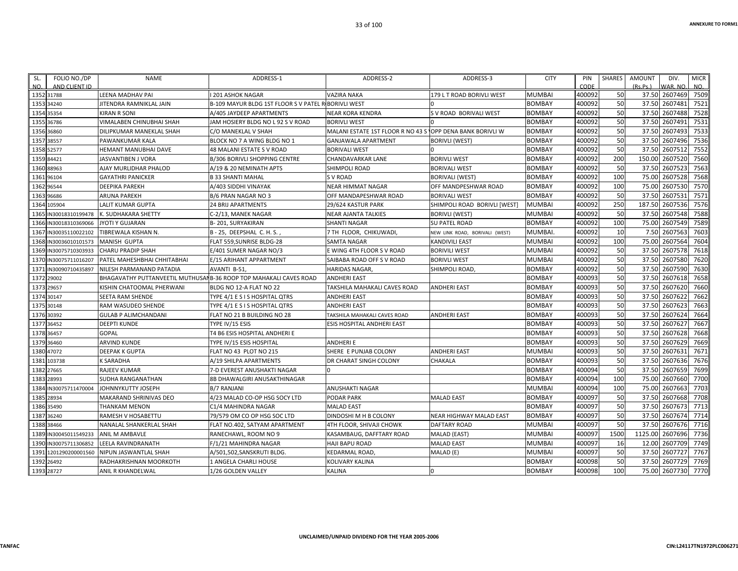ANNEXURE TO FORM1

| SL. NO. | FOLIO NO./DP AND CLIENT ID | NAME | ADDRESS-1 | ADDRESS-2 | ADDRESS-3 | CITY | PIN CODE | SHARES | AMOUNT (Rs.Ps.) | DIV. WAR. NO. | MICR NO. |
|---|---|---|---|---|---|---|---|---|---|---|---|
| 1352 | 31788 | LEENA MADHAV PAI | I 201 ASHOK NAGAR | VAZIRA NAKA | 179 L T ROAD BORIVLI WEST | MUMBAI | 400092 | 50 | 37.50 | 2607469 | 7509 |
| 1353 | 34240 | JITENDRA RAMNIKLAL JAIN | B-109 MAYUR BLDG 1ST FLOOR S V PATEL R | BORIVLI WEST | 0 | BOMBAY | 400092 | 50 | 37.50 | 2607481 | 7521 |
| 1354 | 35354 | KIRAN R SONI | A/405 JAYDEEP APPARTMENTS | NEAR KORA KENDRA | S V ROAD BORIVALI WEST | BOMBAY | 400092 | 50 | 37.50 | 2607488 | 7528 |
| 1355 | 36786 | VIMALABEN CHINUBHAI SHAH | JAM HOSIERY BLDG NO L 92 S V ROAD | BORIVLI WEST | 0 | BOMBAY | 400092 | 50 | 37.50 | 2607491 | 7531 |
| 1356 | 36860 | DILIPKUMAR MANEKLAL SHAH | C/O MANEKLAL V SHAH | MALANI ESTATE 1ST FLOOR R NO 43 S V | OPP DENA BANK BORIVLI W | BOMBAY | 400092 | 50 | 37.50 | 2607493 | 7533 |
| 1357 | 38557 | PAWANKUMAR KALA | BLOCK NO 7 A WING BLDG NO 1 | GANJAWALA APARTMENT | BORIVLI (WEST) | BOMBAY | 400092 | 50 | 37.50 | 2607496 | 7536 |
| 1358 | 52577 | HEMANT MANUBHAI DAVE | 48 MALANI ESTATE S V ROAD | BORIVALI WEST | 0 | BOMBAY | 400092 | 50 | 37.50 | 2607512 | 7552 |
| 1359 | 84421 | JASVANTIBEN J VORA | B/306 BORIVLI SHOPPING CENTRE | CHANDAVARKAR LANE | BORIVLI WEST | BOMBAY | 400092 | 200 | 150.00 | 2607520 | 7560 |
| 1360 | 88963 | AJAY MURLIDHAR PHALOD | A/19 & 20 NEMINATH APTS | SHIMPOLI ROAD | BORIVALI WEST | BOMBAY | 400092 | 50 | 37.50 | 2607523 | 7563 |
| 1361 | 96104 | GAYATHRI PANICKER | B 33 SHANTI MAHAL | S V ROAD | BORIVALI (WEST) | BOMBAY | 400092 | 100 | 75.00 | 2607528 | 7568 |
| 1362 | 96544 | DEEPIKA PAREKH | A/403 SIDDHI VINAYAK | NEAR HIMMAT NAGAR | OFF MANDPESHWAR ROAD | BOMBAY | 400092 | 100 | 75.00 | 2607530 | 7570 |
| 1363 | 96686 | ARUNA PAREKH | B/6 PRAN NAGAR NO 3 | OFF MANDAPESHWAR ROAD | BORIVALI WEST | BOMBAY | 400092 | 50 | 37.50 | 2607531 | 7571 |
| 1364 | 105904 | LALIT KUMAR GUPTA | 24 BRIJ APARTMENTS | 29/624 KASTUR PARK | SHIMPOLI ROAD BORIVLI [WEST] | MUMBAI | 400092 | 250 | 187.50 | 2607536 | 7576 |
| 1365 | IN30018310199478 | K. SUDHAKARA SHETTY | C-2/13, MANEK NAGAR | NEAR AJANTA TALKIES | BORIVLI (WEST) | MUMBAI | 400092 | 50 | 37.50 | 2607548 | 7588 |
| 1366 | IN30018310369066 | JYOTI Y GUJARAN | B- 201, SURYAKIRAN | SHANTI NAGAR | SU PATEL ROAD | BOMBAY | 400092 | 100 | 75.00 | 2607549 | 7589 |
| 1367 | IN30035110022102 | TIBREWALA KISHAN N. | B - 25, DEEPSHAL C. H. S. , | 7 TH FLOOR, CHIKUWADI, | NEW LINK ROAD, BORIVALI (WEST) | MUMBAI. | 400092 | 10 | 7.50 | 2607563 | 7603 |
| 1368 | IN30036010101573 | MANISH GUPTA | FLAT 559,SUNRISE BLDG-28 | SAMTA NAGAR | KANDIVILI EAST | MUMBAI | 400092 | 100 | 75.00 | 2607564 | 7604 |
| 1369 | IN30075710303933 | CHARU PRADIP SHAH | E/401 SUMER NAGAR NO/3 | E WING 4TH FLOOR S V ROAD | BORIVLI WEST | MUMBAI | 400092 | 50 | 37.50 | 2607578 | 7618 |
| 1370 | IN30075711016207 | PATEL MAHESHBHAI CHHITABHAI | E/15 ARIHANT APPARTMENT | SAIBABA ROAD OFF S V ROAD | BORIVLI WEST | MUMBAI | 400092 | 50 | 37.50 | 2607580 | 7620 |
| 1371 | IN30090710435897 | NILESH PARMANAND PATADIA | AVANTI B-51, | HARIDAS NAGAR, | SHIMPOLI ROAD, | BOMBAY | 400092 | 50 | 37.50 | 2607590 | 7630 |
| 1372 | 29002 | BHAGAVATHY PUTTANVEETIL MUTHUSAN | B-36 ROOP TOP MAHAKALI CAVES ROAD | ANDHERI EAST | | BOMBAY | 400093 | 50 | 37.50 | 2607618 | 7658 |
| 1373 | 29657 | KISHIN CHATOOMAL PHERWANI | BLDG NO 12-A FLAT NO 22 | TAKSHILA MAHAKALI CAVES ROAD | ANDHERI EAST | BOMBAY | 400093 | 50 | 37.50 | 2607620 | 7660 |
| 1374 | 30147 | SEETA RAM SHENDE | TYPE 4/1 E S I S HOSPITAL QTRS | ANDHERI EAST | | BOMBAY | 400093 | 50 | 37.50 | 2607622 | 7662 |
| 1375 | 30148 | RAM WASUDEO SHENDE | TYPE 4/1 E S I S HOSPITAL QTRS | ANDHERI EAST | | BOMBAY | 400093 | 50 | 37.50 | 2607623 | 7663 |
| 1376 | 30392 | GULAB P ALIMCHANDANI | FLAT NO 21 B BUILDING NO 28 | TAKSHILA MAHAKALI CAVES ROAD | ANDHERI EAST | BOMBAY | 400093 | 50 | 37.50 | 2607624 | 7664 |
| 1377 | 36452 | DEEPTI KUNDE | TYPE IV/15 ESIS | ESIS HOSPITAL ANDHERI EAST | | BOMBAY | 400093 | 50 | 37.50 | 2607627 | 7667 |
| 1378 | 36457 | GOPAL | T4 B6 ESIS HOSPITAL ANDHERI E | | | BOMBAY | 400093 | 50 | 37.50 | 2607628 | 7668 |
| 1379 | 36460 | ARVIND KUNDE | TYPE IV/15 ESIS HOSPITAL | ANDHERI E | | BOMBAY | 400093 | 50 | 37.50 | 2607629 | 7669 |
| 1380 | 47072 | DEEPAK K GUPTA | FLAT NO 43 PLOT NO 215 | SHERE E PUNJAB COLONY | ANDHERI EAST | MUMBAI | 400093 | 50 | 37.50 | 2607631 | 7671 |
| 1381 | 103738 | K SARADHA | A/19 SHILPA APARTMENTS | DR CHARAT SINGH COLONY | CHAKALA | BOMBAY | 400093 | 50 | 37.50 | 2607636 | 7676 |
| 1382 | 27665 | RAJEEV KUMAR | 7-D EVEREST ANUSHAKTI NAGAR | 0 | | BOMBAY | 400094 | 50 | 37.50 | 2607659 | 7699 |
| 1383 | 28993 | SUDHA RANGANATHAN | 8B DHAWALGIRI ANUSAKTHINAGAR | | | BOMBAY | 400094 | 100 | 75.00 | 2607660 | 7700 |
| 1384 | IN30075711470004 | JOHNNYKUTTY JOSEPH | B/7 RANJANI | ANUSHAKTI NAGAR | | MUMBAI | 400094 | 100 | 75.00 | 2607663 | 7703 |
| 1385 | 28934 | MAKARAND SHRINIVAS DEO | 4/23 MALAD CO-OP HSG SOCY LTD | PODAR PARK | MALAD EAST | BOMBAY | 400097 | 50 | 37.50 | 2607668 | 7708 |
| 1386 | 35490 | THANKAM MENON | C1/4 MAHINDRA NAGAR | MALAD EAST | | BOMBAY | 400097 | 50 | 37.50 | 2607673 | 7713 |
| 1387 | 36240 | RAMESH V HOSABETTU | 79/579 OM CO OP HSG SOC LTD | DINDOSHI M H B COLONY | NEAR HIGHWAY MALAD EAST | BOMBAY | 400097 | 50 | 37.50 | 2607674 | 7714 |
| 1388 | 38466 | NANALAL SHANKERLAL SHAH | FLAT NO.402, SATYAM APARTMENT | 4TH FLOOR, SHIVAJI CHOWK | DAFTARY ROAD | MUMBAI | 400097 | 50 | 37.50 | 2607676 | 7716 |
| 1389 | IN30045011549233 | ANIL M AMBAVLE | RANECHAWL, ROOM NO 9 | KASAMBAUG, DAFFTARY ROAD | MALAD (EAST) | MUMBAI | 400097 | 1500 | 1125.00 | 2607696 | 7736 |
| 1390 | IN30075711306852 | LEELA RAVINDRANATH | F/1/21 MAHINDRA NAGAR | HAJI BAPU ROAD | MALAD EAST | MUMBAI | 400097 | 16 | 12.00 | 2607709 | 7749 |
| 1391 | 1201290200001560 | NIPUN JASWANTLAL SHAH | A/501,502,SANSKRUTI BLDG. | KEDARMAL ROAD, | MALAD (E) | MUMBAI | 400097 | 50 | 37.50 | 2607727 | 7767 |
| 1392 | 26492 | RADHAKRISHNAN MOORKOTH | 1 ANGELA CHARLI HOUSE | KOLIVARY KALINA | | BOMBAY | 400098 | 50 | 37.50 | 2607729 | 7769 |
| 1393 | 28727 | ANIL R KHANDELWAL | 1/26 GOLDEN VALLEY | KALINA | 0 | BOMBAY | 400098 | 100 | 75.00 | 2607730 | 7770 |

UNCLAIMED/UNPAID DIVIDEND FOR THE YEAR 2005-2006

TANFAC

CIN:L24117TN1972PLC006271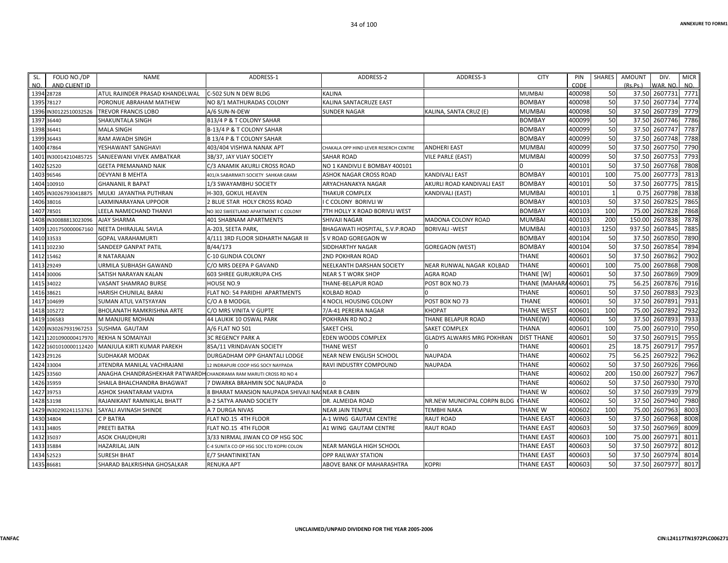ANNEXURE TO FORM1

| SL. NO. | FOLIO NO./DP AND CLIENT ID | NAME | ADDRESS-1 | ADDRESS-2 | ADDRESS-3 | CITY | PIN CODE | SHARES | AMOUNT (Rs.Ps.) | DIV. WAR. NO. | MICR NO. |
|---|---|---|---|---|---|---|---|---|---|---|---|
| 1394 | 28728 | ATUL RAJINDER PRASAD KHANDELWAL | C-502 SUN N DEW BLDG | KALINA | | MUMBAI | 400098 | 50 | 37.50 | 2607731 | 7771 |
| 1395 | 78127 | PORONUE ABRAHAM MATHEW | NO 8/1 MATHURADAS COLONY | KALINA SANTACRUZE EAST | | BOMBAY | 400098 | 50 | 37.50 | 2607734 | 7774 |
| 1396 | IN30122510032526 | TREVOR FRANCIS LOBO | A/6 SUN-N-DEW | SUNDER NAGAR | KALINA, SANTA CRUZ (E) | MUMBAI | 400098 | 50 | 37.50 | 2607739 | 7779 |
| 1397 | 36440 | SHAKUNTALA SINGH | B13/4 P & T COLONY SAHAR | | | BOMBAY | 400099 | 50 | 37.50 | 2607746 | 7786 |
| 1398 | 36441 | MALA SINGH | B-13/4 P & T COLONY SAHAR | | | BOMBAY | 400099 | 50 | 37.50 | 2607747 | 7787 |
| 1399 | 36443 | RAM AWADH SINGH | B 13/4 P & T COLONY SAHAR | | | BOMBAY | 400099 | 50 | 37.50 | 2607748 | 7788 |
| 1400 | 47864 | YESHAWANT SANGHAVI | 403/404 VISHWA NANAK APT | CHAKALA OPP HIND LEVER RESERCH CENTRE | ANDHERI EAST | MUMBAI | 400099 | 50 | 37.50 | 2607750 | 7790 |
| 1401 | IN30014210485725 | SANJEEWANI VIVEK AMBATKAR | 3B/37, JAY VIJAY SOCIETY | SAHAR ROAD | VILE PARLE (EAST) | MUMBAI | 400099 | 50 | 37.50 | 2607753 | 7793 |
| 1402 | 52520 | GEETA PREMANAND NAIK | C/3 ANAMIK AKURLI CROSS ROAD | NO 1 KANDIVLI E BOMBAY 400101 | | 0 | 400101 | 50 | 37.50 | 2607768 | 7808 |
| 1403 | 96546 | DEVYANI B MEHTA | 401/A SABARMATI SOCIETY SAHKAR GRAM | ASHOK NAGAR CROSS ROAD | KANDIVALI EAST | BOMBAY | 400101 | 100 | 75.00 | 2607773 | 7813 |
| 1404 | 100910 | GHANANIL R BAPAT | 1/3 SWAYAMBHU SOCIETY | ARYACHANAKYA NAGAR | AKURLI ROAD KANDIVALI EAST | BOMBAY | 400101 | 50 | 37.50 | 2607775 | 7815 |
| 1405 | IN30267930418875 | MULKI JAYANTHA PUTHRAN | H-303, GOKUL HEAVEN | THAKUR COMPLEX | KANDIVALI (EAST) | MUMBAI | 400101 | 1 | 0.75 | 2607798 | 7838 |
| 1406 | 38016 | LAXMINARAYANA UPPOOR | 2 BLUE STAR HOLY CROSS ROAD | I C COLONY BORIVLI W | | BOMBAY | 400103 | 50 | 37.50 | 2607825 | 7865 |
| 1407 | 78501 | LEELA NAMECHAND THANVI | NO 302 SWEETLAND APARTMENT I C COLONY | 7TH HOLLY X ROAD BORIVLI WEST | | BOMBAY | 400103 | 100 | 75.00 | 2607828 | 7868 |
| 1408 | IN30088813023096 | AJAY SHARMA | 401 SHABNAM APARTMENTS | SHIVAJI NAGAR | MADONA COLONY ROAD | MUMBAI | 400103 | 200 | 150.00 | 2607838 | 7878 |
| 1409 | 1201750000067160 | NEETA DHIRAJLAL SAVLA | A-203, SEETA PARK, | BHAGAWATI HOSPITAL, S.V.P.ROAD | BORIVALI -WEST | MUMBAI | 400103 | 1250 | 937.50 | 2607845 | 7885 |
| 1410 | 33533 | GOPAL VARAHAMURTI | 4/111 3RD FLOOR SIDHARTH NAGAR III | S V ROAD GOREGAON W | | BOMBAY | 400104 | 50 | 37.50 | 2607850 | 7890 |
| 1411 | 102230 | SANDEEP GANPAT PATIL | B/44/173 | SIDDHARTHY NAGAR | GOREGAON (WEST) | BOMBAY | 400104 | 50 | 37.50 | 2607854 | 7894 |
| 1412 | 15462 | R NATARAJAN | C-10 GLINDIA COLONY | 2ND POKHRAN ROAD | | THANE | 400601 | 50 | 37.50 | 2607862 | 7902 |
| 1413 | 29249 | URMILA SUBHASH GAWAND | C/O MRS DEEPA P GAVAND | NEELKANTH DARSHAN SOCIETY | NEAR RUNWAL NAGAR KOLBAD | THANE | 400601 | 100 | 75.00 | 2607868 | 7908 |
| 1414 | 30006 | SATISH NARAYAN KALAN | 603 SHREE GURUKRUPA CHS | NEAR S T WORK SHOP | AGRA ROAD | THANE [W] | 400601 | 50 | 37.50 | 2607869 | 7909 |
| 1415 | 34022 | VASANT SHAMRAO BURSE | HOUSE NO.9 | THANE-BELAPUR ROAD | POST BOX NO.73 | THANE (MAHARA | 400601 | 75 | 56.25 | 2607876 | 7916 |
| 1416 | 38621 | HARISH CHUNILAL BARAI | FLAT NO: 54 PARIDHI APARTMENTS | KOLBAD ROAD | 0 | THANE | 400601 | 50 | 37.50 | 2607883 | 7923 |
| 1417 | 104699 | SUMAN ATUL VATSYAYAN | C/O A B MODGIL | 4 NOCIL HOUSING COLONY | POST BOX NO 73 | THANE | 400601 | 50 | 37.50 | 2607891 | 7931 |
| 1418 | 105272 | BHOLANATH RAMKRISHNA ARTE | C/O MRS VINITA V GUPTE | 7/A-41 PEREIRA NAGAR | KHOPAT | THANE WEST | 400601 | 100 | 75.00 | 2607892 | 7932 |
| 1419 | 106583 | M MANJURE MOHAN | 44 LAUKIK 10 OSWAL PARK | POKHRAN RD NO.2 | THANE BELAPUR ROAD | THANE(W) | 400601 | 50 | 37.50 | 2607893 | 7933 |
| 1420 | IN30267931967253 | SUSHMA GAUTAM | A/6 FLAT NO 501 | SAKET CHSL | SAKET COMPLEX | THANA | 400601 | 100 | 75.00 | 2607910 | 7950 |
| 1421 | 1201090000417970 | REKHA N SOMAIYAJI | 3C REGENCY PARK A | EDEN WOODS COMPLEX | GLADYS ALWARIS MRG POKHRAN | DIST THANE | 400601 | 50 | 37.50 | 2607915 | 7955 |
| 1422 | 1601010000112420 | MANJULA KIRTI KUMAR PAREKH | 85A/11 VRINDAVAN SOCIETY | THANE WEST | 0 | THANE | 400601 | 25 | 18.75 | 2607917 | 7957 |
| 1423 | 29126 | SUDHAKAR MODAK | DURGADHAM OPP GHANTALI LODGE | NEAR NEW ENGLISH SCHOOL | NAUPADA | THANE | 400602 | 75 | 56.25 | 2607922 | 7962 |
| 1424 | 33004 | JITENDRA MANILAL VACHRAJANI | 12 INDRAPURI COOP HSG SOCY NAYPADA | RAVI INDUSTRY COMPOUND | NAUPADA | THANE | 400602 | 50 | 37.50 | 2607926 | 7966 |
| 1425 | 33560 | ANAGHA CHANDRASHEKHAR PATWARDH | CHANDRAMA RAM MARUTI CROSS RD NO 4 | | | THANE | 400602 | 200 | 150.00 | 2607927 | 7967 |
| 1426 | 35959 | SHAILA BHALCHANDRA BHAGWAT | 7 DWARKA BRAHMIN SOC NAUPADA | 0 | | THANE | 400602 | 50 | 37.50 | 2607930 | 7970 |
| 1427 | 39753 | ASHOK SHANTARAM VAIDYA | 8 BHARAT MANSION NAUPADA SHIVAJI NA | NEAR B CABIN | | THANE W | 400602 | 50 | 37.50 | 2607939 | 7979 |
| 1428 | 53198 | RAJANIKANT RAMNIKLAL BHATT | B-2 SATYA ANAND SOCIETY | DR. ALMEIDA ROAD | NR.NEW MUNICIPAL CORPN BLDG ( | THANE | 400602 | 50 | 37.50 | 2607940 | 7980 |
| 1429 | IN30290241153763 | SAYALI AVINASH SHINDE | A 7 DURGA NIVAS | NEAR JAIN TEMPLE | TEMBHI NAKA | THANE W | 400602 | 100 | 75.00 | 2607963 | 8003 |
| 1430 | 34804 | C P BATRA | FLAT NO.15 4TH FLOOR | A-1 WING GAUTAM CENTRE | RAUT ROAD | THANE EAST | 400603 | 50 | 37.50 | 2607968 | 8008 |
| 1431 | 34805 | PREETI BATRA | FLAT NO.15 4TH FLOOR | A1 WING GAUTAM CENTRE | RAUT ROAD | THANE EAST | 400603 | 50 | 37.50 | 2607969 | 8009 |
| 1432 | 35037 | ASOK CHAUDHURI | 3/33 NIRMAL JIWAN CO OP HSG SOC | | | THANE EAST | 400603 | 100 | 75.00 | 2607971 | 8011 |
| 1433 | 35884 | HAZARILAL JAIN | C-4 SUNITA CO OP HSG SOC LTD KOPRI COLON | NEAR MANGLA HIGH SCHOOL | | THANE EAST | 400603 | 50 | 37.50 | 2607972 | 8012 |
| 1434 | 52523 | SURESH BHAT | E/7 SHANTINIKETAN | OPP RAILWAY STATION | | THANE EAST | 400603 | 50 | 37.50 | 2607974 | 8014 |
| 1435 | 86681 | SHARAD BALKRISHNA GHOSALKAR | RENUKA APT | ABOVE BANK OF MAHARASHTRA | KOPRI | THANE EAST | 400603 | 50 | 37.50 | 2607977 | 8017 |

UNCLAIMED/UNPAID DIVIDEND FOR THE YEAR 2005-2006

TANFAC

CIN:L24117TN1972PLC006271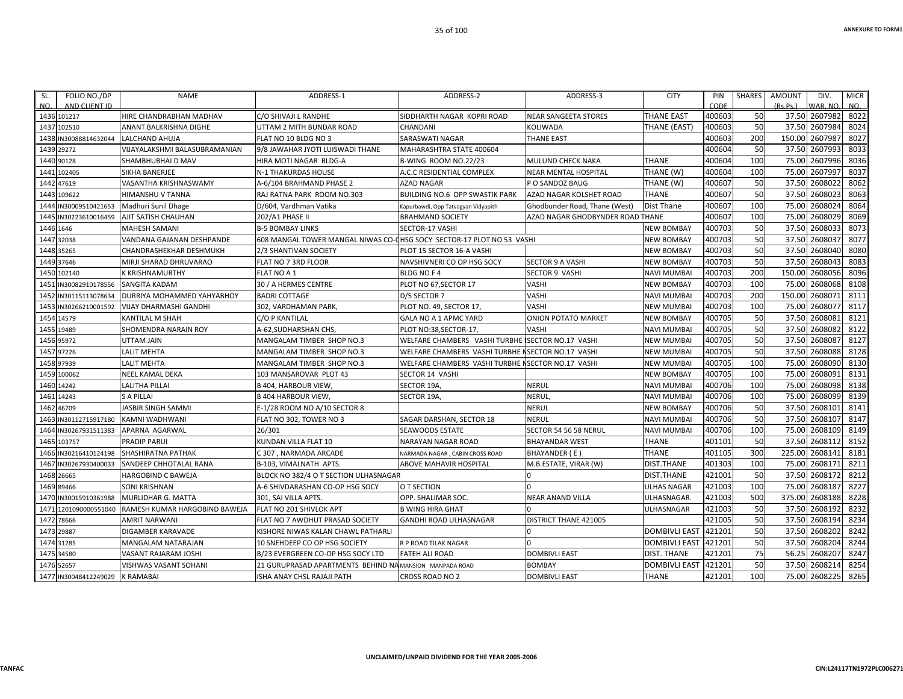| SL. NO. | FOLIO NO./DP AND CLIENT ID | NAME | ADDRESS-1 | ADDRESS-2 | ADDRESS-3 | CITY | PIN CODE | SHARES | AMOUNT (Rs.Ps.) | DIV. WAR. NO. | MICR NO. |
|---|---|---|---|---|---|---|---|---|---|---|---|
| 1436 | 101217 | HIRE CHANDRABHAN MADHAV | C/O SHIVAJI L RANDHE | SIDDHARTH NAGAR KOPRI ROAD | NEAR SANGEETA STORES | THANE EAST | 400603 | 50 | 37.50 | 2607982 | 8022 |
| 1437 | 102510 | ANANT BALKRISHNA DIGHE | UTTAM 2 MITH BUNDAR ROAD | CHANDANI | KOLIWADA | THANE (EAST) | 400603 | 50 | 37.50 | 2607984 | 8024 |
| 1438 | IN30088814632044 | LALCHAND AHUJA | FLAT NO 10 BLDG NO 3 | SARASWATI NAGAR | THANE EAST | | 400603 | 200 | 150.00 | 2607987 | 8027 |
| 1439 | 29272 | VIJAYALAKSHMI BALASUBRAMANIAN | 9/8 JAWAHAR JYOTI LUISWADI THANE | MAHARASHTRA STATE 400604 | | | 400604 | 50 | 37.50 | 2607993 | 8033 |
| 1440 | 90128 | SHAMBHUBHAI D MAV | HIRA MOTI NAGAR BLDG-A | B-WING ROOM NO.22/23 | MULUND CHECK NAKA | THANE | 400604 | 100 | 75.00 | 2607996 | 8036 |
| 1441 | 102405 | SIKHA BANERJEE | N-1 THAKURDAS HOUSE | A.C.C RESIDENTIAL COMPLEX | NEAR MENTAL HOSPITAL | THANE (W) | 400604 | 100 | 75.00 | 2607997 | 8037 |
| 1442 | 47619 | VASANTHA KRISHNASWAMY | A-6/104 BRAHMAND PHASE 2 | AZAD NAGAR | P O SANDOZ BAUG | THANE (W) | 400607 | 50 | 37.50 | 2608022 | 8062 |
| 1443 | 109622 | HIMANSHU V TANNA | RAJ RATNA PARK ROOM NO.303 | BUILDING NO.6 OPP SWASTIK PARK | AZAD NAGAR KOLSHET ROAD | THANE | 400607 | 50 | 37.50 | 2608023 | 8063 |
| 1444 | IN30009510421653 | Madhuri Sunil Dhage | D/604, Vardhman Vatika | Kapurbawdi, Opp Tatvagyan Vidyapith | Ghodbunder Road, Thane (West) | Dist Thane | 400607 | 100 | 75.00 | 2608024 | 8064 |
| 1445 | IN30223610016459 | AJIT SATISH CHAUHAN | 202/A1 PHASE II | BRAHMAND SOCIETY | AZAD NAGAR GHODBYNDER ROAD THANE | | 400607 | 100 | 75.00 | 2608029 | 8069 |
| 1446 | 1646 | MAHESH SAMANI | B-5 BOMBAY LINKS | SECTOR-17 VASHI | | NEW BOMBAY | 400703 | 50 | 37.50 | 2608033 | 8073 |
| 1447 | 32038 | VANDANA GAJANAN DESHPANDE | 608 MANGAL TOWER MANGAL NIWAS CO-OHSG SOCY SECTOR-17 PLOT NO 53 VASHI | | | NEW BOMBAY | 400703 | 50 | 37.50 | 2608037 | 8077 |
| 1448 | 35265 | CHANDRASHEKHAR DESHMUKH | 2/3 SHANTIVAN SOCIETY | PLOT 15 SECTOR 16-A VASHI | | NEW BOMBAY | 400703 | 50 | 37.50 | 2608040 | 8080 |
| 1449 | 37646 | MIRJI SHARAD DHRUVARAO | FLAT NO 7 3RD FLOOR | NAVSHIVNERI CO OP HSG SOCY | SECTOR 9 A VASHI | NEW BOMBAY | 400703 | 50 | 37.50 | 2608043 | 8083 |
| 1450 | 102140 | K KRISHNAMURTHY | FLAT NO A 1 | BLDG NO F 4 | SECTOR 9 VASHI | NAVI MUMBAI | 400703 | 200 | 150.00 | 2608056 | 8096 |
| 1451 | IN30082910178556 | SANGITA KADAM | 30 / A HERMES CENTRE | PLOT NO 67,SECTOR 17 | VASHI | NEW BOMBAY | 400703 | 100 | 75.00 | 2608068 | 8108 |
| 1452 | IN30115113078634 | DURRIYA MOHAMMED YAHYABHOY | BADRI COTTAGE | D/5 SECTOR 7 | VASHI | NAVI MUMBAI | 400703 | 200 | 150.00 | 2608071 | 8111 |
| 1453 | IN30266210001592 | VIJAY DHARMASHI GANDHI | 302, VARDHAMAN PARK, | PLOT NO. 49, SECTOR 17, | VASHI | NEW MUMBAI | 400703 | 100 | 75.00 | 2608077 | 8117 |
| 1454 | 14579 | KANTILAL M SHAH | C/O P KANTILAL | GALA NO A 1 APMC YARD | ONION POTATO MARKET | NEW BOMBAY | 400705 | 50 | 37.50 | 2608081 | 8121 |
| 1455 | 19489 | SHOMENDRA NARAIN ROY | A-62,SUDHARSHAN CHS, | PLOT NO:38,SECTOR-17, | VASHI | NAVI MUMBAI | 400705 | 50 | 37.50 | 2608082 | 8122 |
| 1456 | 95972 | UTTAM JAIN | MANGALAM TIMBER SHOP NO.3 | WELFARE CHAMBERS VASHI TURBHE NSECTOR NO.17 VASHI | | NEW MUMBAI | 400705 | 50 | 37.50 | 2608087 | 8127 |
| 1457 | 97226 | LALIT MEHTA | MANGALAM TIMBER SHOP NO.3 | WELFARE CHAMBERS VASHI TURBHE NSECTOR NO.17 VASHI | | NEW MUMBAI | 400705 | 50 | 37.50 | 2608088 | 8128 |
| 1458 | 97939 | LALIT MEHTA | MANGALAM TIMBER SHOP NO.3 | WELFARE CHAMBERS VASHI TURBHE NSECTOR NO.17 VASHI | | NEW MUMBAI | 400705 | 100 | 75.00 | 2608090 | 8130 |
| 1459 | 100062 | NEEL KAMAL DEKA | 103 MANSAROVAR PLOT 43 | SECTOR 14 VASHI | | NEW BOMBAY | 400705 | 100 | 75.00 | 2608091 | 8131 |
| 1460 | 14242 | LALITHA PILLAI | B 404, HARBOUR VIEW, | SECTOR 19A, | NERUL | NAVI MUMBAI | 400706 | 100 | 75.00 | 2608098 | 8138 |
| 1461 | 14243 | S A PILLAI | B 404 HARBOUR VIEW, | SECTOR 19A, | NERUL, | NAVI MUMBAI | 400706 | 100 | 75.00 | 2608099 | 8139 |
| 1462 | 46709 | JASBIR SINGH SAMMI | E-1/28 ROOM NO A/10 SECTOR 8 | | NERUL | NEW BOMBAY | 400706 | 50 | 37.50 | 2608101 | 8141 |
| 1463 | IN30112715917180 | KAMNI WADHWANI | FLAT NO 302, TOWER NO 3 | SAGAR DARSHAN, SECTOR 18 | NERUL | NAVI MUMBAI | 400706 | 50 | 37.50 | 2608107 | 8147 |
| 1464 | IN30267931511383 | APARNA AGARWAL | 26/301 | SEAWOODS ESTATE | SECTOR 54 56 58 NERUL | NAVI MUMBAI | 400706 | 100 | 75.00 | 2608109 | 8149 |
| 1465 | 103757 | PRADIP PARUI | KUNDAN VILLA FLAT 10 | NARAYAN NAGAR ROAD | BHAYANDAR WEST | THANE | 401101 | 50 | 37.50 | 2608112 | 8152 |
| 1466 | IN30216410124198 | SHASHIRATNA PATHAK | C 307 , NARMADA ARCADE | NARMADA NAGAR , CABIN CROSS ROAD | BHAYANDER ( E ) | THANE | 401105 | 300 | 225.00 | 2608141 | 8181 |
| 1467 | IN30267930400033 | SANDEEP CHHOTALAL RANA | B-103, VIMALNATH APTS. | ABOVE MAHAVIR HOSPITAL | M.B.ESTATE, VIRAR (W) | DIST.THANE | 401303 | 100 | 75.00 | 2608171 | 8211 |
| 1468 | 26665 | HARGOBIND C BAWEJA | BLOCK NO 382/4 O T SECTION ULHASNAGAR | | 0 | DIST.THANE | 421001 | 50 | 37.50 | 2608172 | 8212 |
| 1469 | 89466 | SONI KRISHNAN | A-6 SHIVDARASHAN CO-OP HSG SOCY | O T SECTION | 0 | ULHAS NAGAR | 421003 | 100 | 75.00 | 2608187 | 8227 |
| 1470 | IN30015910361988 | MURLIDHAR G. MATTA | 301, SAI VILLA APTS. | OPP. SHALIMAR SOC. | NEAR ANAND VILLA | ULHASNAGAR. | 421003 | 500 | 375.00 | 2608188 | 8228 |
| 1471 | 1201090000551040 | RAMESH KUMAR HARGOBIND BAWEJA | FLAT NO 201 SHIVLOK APT | B WING HIRA GHAT | 0 | ULHASNAGAR | 421003 | 50 | 37.50 | 2608192 | 8232 |
| 1472 | 78666 | AMRIT NARWANI | FLAT NO 7 AWDHUT PRASAD SOCIETY | GANDHI ROAD ULHASNAGAR | DISTRICT THANE 421005 | | 421005 | 50 | 37.50 | 2608194 | 8234 |
| 1473 | 29887 | DIGAMBER KARAVADE | KISHORE NIWAS KALAN CHAWL PATHARLI | | 0 | DOMBIVLI EAST | 421201 | 50 | 37.50 | 2608202 | 8242 |
| 1474 | 31285 | MANGALAM NATARAJAN | 10 SNEHDEEP CO OP HSG SOCIETY | R P ROAD TILAK NAGAR | 0 | DOMBIVLI EAST | 421201 | 50 | 37.50 | 2608204 | 8244 |
| 1475 | 34580 | VASANT RAJARAM JOSHI | B/23 EVERGREEN CO-OP HSG SOCY LTD | FATEH ALI ROAD | DOMBIVLI EAST | DIST. THANE | 421201 | 75 | 56.25 | 2608207 | 8247 |
| 1476 | 52657 | VISHWAS VASANT SOHANI | 21 GURUPRASAD APARTMENTS BEHIND NA | MANSION MANPADA ROAD | BOMBAY | DOMBIVLI EAST | 421201 | 50 | 37.50 | 2608214 | 8254 |
| 1477 | IN30048412249029 | K RAMABAI | ISHA ANAY CHSL RAJAJI PATH | CROSS ROAD NO 2 | DOMBIVLI EAST | THANE | 421201 | 100 | 75.00 | 2608225 | 8265 |

UNCLAIMED/UNPAID DIVIDEND FOR THE YEAR 2005-2006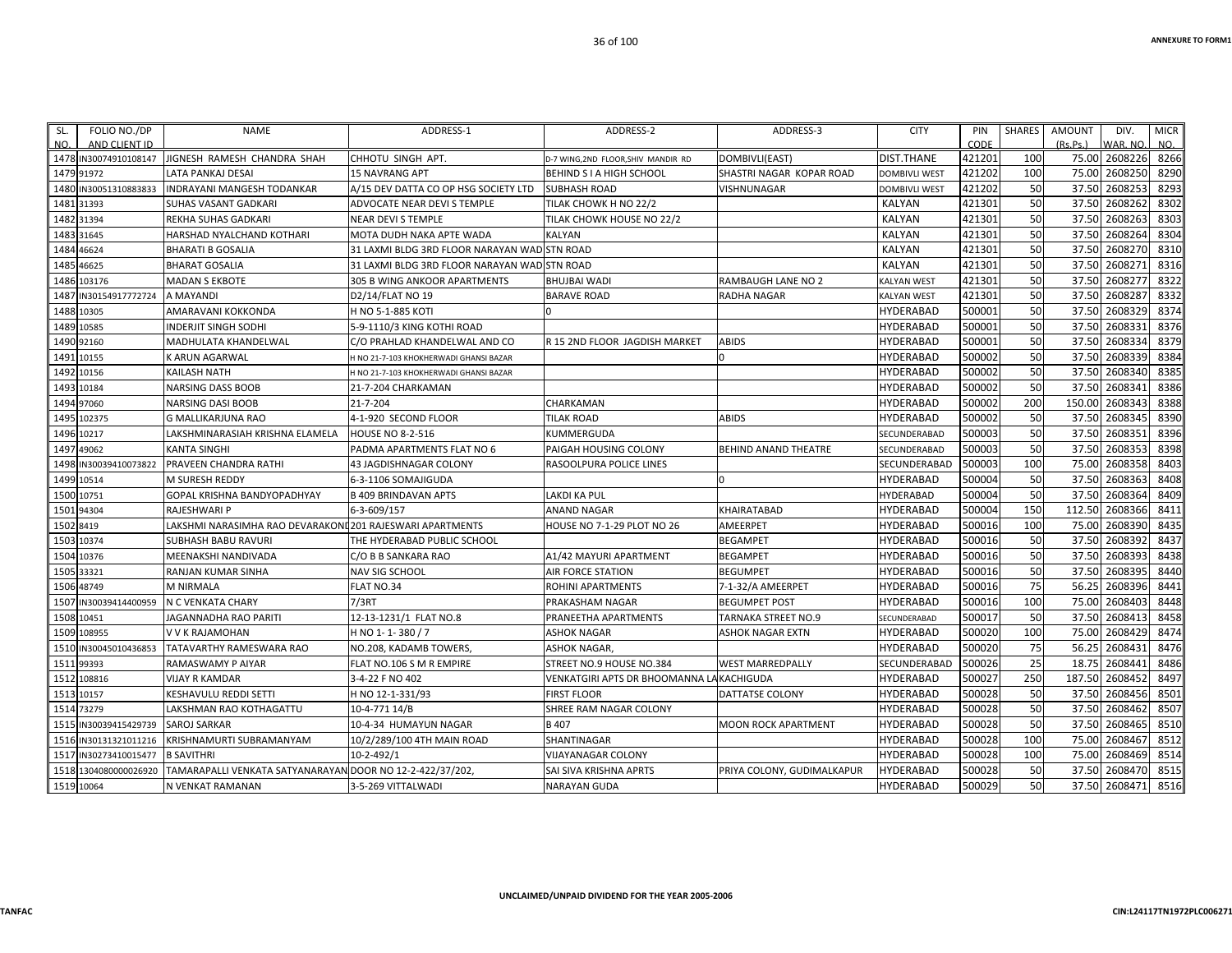| SL. NO. | FOLIO NO./DP AND CLIENT ID | NAME | ADDRESS-1 | ADDRESS-2 | ADDRESS-3 | CITY | PIN CODE | SHARES | AMOUNT (Rs.Ps.) | DIV. WAR. NO. | MICR NO. |
|---|---|---|---|---|---|---|---|---|---|---|---|
| 1478 | IN30074910108147 | JIGNESH RAMESH CHANDRA SHAH | CHHOTU SINGH APT. | D-7 WING,2ND FLOOR,SHIV MANDIR RD | DOMBIVLI(EAST) | DIST.THANE | 421201 | 100 | 75.00 | 2608226 | 8266 |
| 1479 | 91972 | LATA PANKAJ DESAI | 15 NAVRANG APT | BEHIND S I A HIGH SCHOOL | SHASTRI NAGAR KOPAR ROAD | DOMBIVLI WEST | 421202 | 100 | 75.00 | 2608250 | 8290 |
| 1480 | IN30051310883833 | INDRAYANI MANGESH TODANKAR | A/15 DEV DATTA CO OP HSG SOCIETY LTD | SUBHASH ROAD | VISHNUNAGAR | DOMBIVLI WEST | 421202 | 50 | 37.50 | 2608253 | 8293 |
| 1481 | 31393 | SUHAS VASANT GADKARI | ADVOCATE NEAR DEVI S TEMPLE | TILAK CHOWK H NO 22/2 | | KALYAN | 421301 | 50 | 37.50 | 2608262 | 8302 |
| 1482 | 31394 | REKHA SUHAS GADKARI | NEAR DEVI S TEMPLE | TILAK CHOWK HOUSE NO 22/2 | | KALYAN | 421301 | 50 | 37.50 | 2608263 | 8303 |
| 1483 | 31645 | HARSHAD NYALCHAND KOTHARI | MOTA DUDH NAKA APTE WADA | KALYAN | | KALYAN | 421301 | 50 | 37.50 | 2608264 | 8304 |
| 1484 | 46624 | BHARATI B GOSALIA | 31 LAXMI BLDG 3RD FLOOR NARAYAN WAD | STN ROAD | | KALYAN | 421301 | 50 | 37.50 | 2608270 | 8310 |
| 1485 | 46625 | BHARAT GOSALIA | 31 LAXMI BLDG 3RD FLOOR NARAYAN WAD | STN ROAD | | KALYAN | 421301 | 50 | 37.50 | 2608271 | 8316 |
| 1486 | 103176 | MADAN S EKBOTE | 305 B WING ANKOOR APARTMENTS | BHUJBAI WADI | RAMBAUGH LANE NO 2 | KALYAN WEST | 421301 | 50 | 37.50 | 2608277 | 8322 |
| 1487 | IN30154917772724 | A MAYANDI | D2/14/FLAT NO 19 | BARAVE ROAD | RADHA NAGAR | KALYAN WEST | 421301 | 50 | 37.50 | 2608287 | 8332 |
| 1488 | 10305 | AMARAVANI KOKKONDA | H NO 5-1-885 KOTI | 0 | | HYDERABAD | 500001 | 50 | 37.50 | 2608329 | 8374 |
| 1489 | 10585 | INDERJIT SINGH SODHI | 5-9-1110/3 KING KOTHI ROAD | | | HYDERABAD | 500001 | 50 | 37.50 | 2608331 | 8376 |
| 1490 | 92160 | MADHULATA KHANDELWAL | C/O PRAHLAD KHANDELWAL AND CO | R 15 2ND FLOOR JAGDISH MARKET | ABIDS | HYDERABAD | 500001 | 50 | 37.50 | 2608334 | 8379 |
| 1491 | 10155 | K ARUN AGARWAL | H NO 21-7-103 KHOKHERWADI GHANSI BAZAR | | 0 | HYDERABAD | 500002 | 50 | 37.50 | 2608339 | 8384 |
| 1492 | 10156 | KAILASH NATH | H NO 21-7-103 KHOKHERWADI GHANSI BAZAR | | | HYDERABAD | 500002 | 50 | 37.50 | 2608340 | 8385 |
| 1493 | 10184 | NARSING DASS BOOB | 21-7-204 CHARKAMAN | | | HYDERABAD | 500002 | 50 | 37.50 | 2608341 | 8386 |
| 1494 | 97060 | NARSING DASI BOOB | 21-7-204 | CHARKAMAN | | HYDERABAD | 500002 | 200 | 150.00 | 2608343 | 8388 |
| 1495 | 102375 | G MALLIKARJUNA RAO | 4-1-920 SECOND FLOOR | TILAK ROAD | ABIDS | HYDERABAD | 500002 | 50 | 37.50 | 2608345 | 8390 |
| 1496 | 10217 | LAKSHMINARASIAH KRISHNA ELAMELA | HOUSE NO 8-2-516 | KUMMERGUDA | | SECUNDERABAD | 500003 | 50 | 37.50 | 2608351 | 8396 |
| 1497 | 49062 | KANTA SINGHI | PADMA APARTMENTS FLAT NO 6 | PAIGAH HOUSING COLONY | BEHIND ANAND THEATRE | SECUNDERABAD | 500003 | 50 | 37.50 | 2608353 | 8398 |
| 1498 | IN30039410073822 | PRAVEEN CHANDRA RATHI | 43 JAGDISHNAGAR COLONY | RASOOLPURA POLICE LINES | | SECUNDERABAD | 500003 | 100 | 75.00 | 2608358 | 8403 |
| 1499 | 10514 | M SURESH REDDY | 6-3-1106 SOMAJIGUDA | | 0 | HYDERABAD | 500004 | 50 | 37.50 | 2608363 | 8408 |
| 1500 | 10751 | GOPAL KRISHNA BANDYOPADHYAY | B 409 BRINDAVAN APTS | LAKDI KA PUL | | HYDERABAD | 500004 | 50 | 37.50 | 2608364 | 8409 |
| 1501 | 94304 | RAJESHWARI P | 6-3-609/157 | ANAND NAGAR | KHAIRATABAD | HYDERABAD | 500004 | 150 | 112.50 | 2608366 | 8411 |
| 1502 | 8419 | LAKSHMI NARASIMHA RAO DEVARAKONDA | 201 RAJESWARI APARTMENTS | HOUSE NO 7-1-29 PLOT NO 26 | AMEERPET | HYDERABAD | 500016 | 100 | 75.00 | 2608390 | 8435 |
| 1503 | 10374 | SUBHASH BABU RAVURI | THE HYDERABAD PUBLIC SCHOOL | | BEGAMPET | HYDERABAD | 500016 | 50 | 37.50 | 2608392 | 8437 |
| 1504 | 10376 | MEENAKSHI NANDIVADA | C/O B B SANKARA RAO | A1/42 MAYURI APARTMENT | BEGAMPET | HYDERABAD | 500016 | 50 | 37.50 | 2608393 | 8438 |
| 1505 | 33321 | RANJAN KUMAR SINHA | NAV SIG SCHOOL | AIR FORCE STATION | BEGUMPET | HYDERABAD | 500016 | 50 | 37.50 | 2608395 | 8440 |
| 1506 | 48749 | M NIRMALA | FLAT NO.34 | ROHINI APARTMENTS | 7-1-32/A AMEERPET | HYDERABAD | 500016 | 75 | 56.25 | 2608396 | 8441 |
| 1507 | IN30039414400959 | N C VENKATA CHARY | 7/3RT | PRAKASHAM NAGAR | BEGUMPET POST | HYDERABAD | 500016 | 100 | 75.00 | 2608403 | 8448 |
| 1508 | 10451 | JAGANNADHA RAO PARITI | 12-13-1231/1 FLAT NO.8 | PRANEETHA APARTMENTS | TARNAKA STREET NO.9 | SECUNDERABAD | 500017 | 50 | 37.50 | 2608413 | 8458 |
| 1509 | 108955 | V V K RAJAMOHAN | H NO 1- 1- 380 / 7 | ASHOK NAGAR | ASHOK NAGAR EXTN | HYDERABAD | 500020 | 100 | 75.00 | 2608429 | 8474 |
| 1510 | IN30045010436853 | TATAVARTHY RAMESWARA RAO | NO.208, KADAMB TOWERS, | ASHOK NAGAR, | | HYDERABAD | 500020 | 75 | 56.25 | 2608431 | 8476 |
| 1511 | 99393 | RAMASWAMY P AIYAR | FLAT NO.106 S M R EMPIRE | STREET NO.9 HOUSE NO.384 | WEST MARREDPALLY | SECUNDERABAD | 500026 | 25 | 18.75 | 2608441 | 8486 |
| 1512 | 108816 | VIJAY R KAMDAR | 3-4-22 F NO 402 | VENKATGIRI APTS DR BHOOMANNA LA | KACHIGUDA | HYDERABAD | 500027 | 250 | 187.50 | 2608452 | 8497 |
| 1513 | 10157 | KESHAVULU REDDI SETTI | H NO 12-1-331/93 | FIRST FLOOR | DATTATSE COLONY | HYDERABAD | 500028 | 50 | 37.50 | 2608456 | 8501 |
| 1514 | 73279 | LAKSHMAN RAO KOTHAGATTU | 10-4-771 14/B | SHREE RAM NAGAR COLONY | | HYDERABAD | 500028 | 50 | 37.50 | 2608462 | 8507 |
| 1515 | IN30039415429739 | SAROJ SARKAR | 10-4-34 HUMAYUN NAGAR | B 407 | MOON ROCK APARTMENT | HYDERABAD | 500028 | 50 | 37.50 | 2608465 | 8510 |
| 1516 | IN30131321011216 | KRISHNAMURTI SUBRAMANYAM | 10/2/289/100 4TH MAIN ROAD | SHANTINAGAR | | HYDERABAD | 500028 | 100 | 75.00 | 2608467 | 8512 |
| 1517 | IN30273410015477 | B SAVITHRI | 10-2-492/1 | VIJAYANAGAR COLONY | | HYDERABAD | 500028 | 100 | 75.00 | 2608469 | 8514 |
| 1518 | 1304080000026920 | TAMARAPALLI VENKATA SATYANARAYAN | DOOR NO 12-2-422/37/202, | SAI SIVA KRISHNA APRTS | PRIYA COLONY, GUDIMALKAPUR | HYDERABAD | 500028 | 50 | 37.50 | 2608470 | 8515 |
| 1519 | 10064 | N VENKAT RAMANAN | 3-5-269 VITTALWADI | NARAYAN GUDA | | HYDERABAD | 500029 | 50 | 37.50 | 2608471 | 8516 |

UNCLAIMED/UNPAID DIVIDEND FOR THE YEAR 2005-2006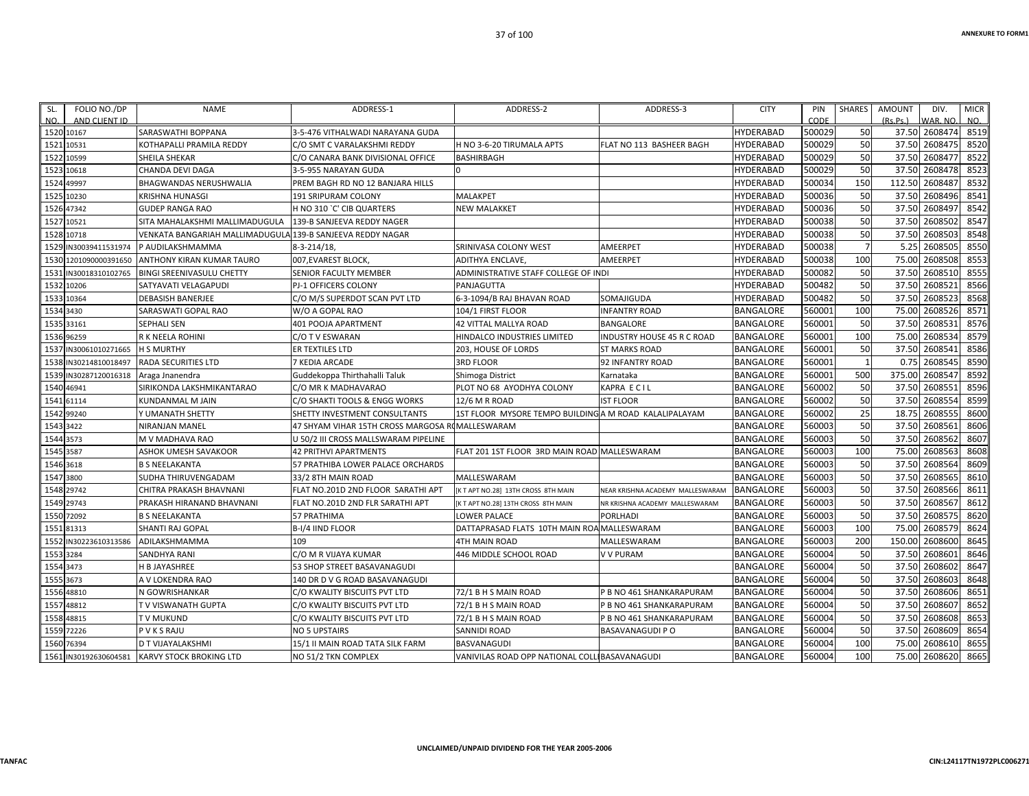| SL. NO. | FOLIO NO./DP AND CLIENT ID | NAME | ADDRESS-1 | ADDRESS-2 | ADDRESS-3 | CITY | PIN CODE | SHARES | AMOUNT (Rs.Ps.) | DIV. WAR. NO. | MICR NO. |
|---|---|---|---|---|---|---|---|---|---|---|---|
| 1520 | 10167 | SARASWATHI BOPPANA | 3-5-476 VITHALWADI NARAYANA GUDA | | | HYDERABAD | 500029 | 50 | 37.50 | 2608474 | 8519 |
| 1521 | 10531 | KOTHAPALLI PRAMILA REDDY | C/O SMT C VARALAKSHMI REDDY | H NO 3-6-20 TIRUMALA APTS | FLAT NO 113 BASHEER BAGH | HYDERABAD | 500029 | 50 | 37.50 | 2608475 | 8520 |
| 1522 | 10599 | SHEILA SHEKAR | C/O CANARA BANK DIVISIONAL OFFICE | BASHIRBAGH | | HYDERABAD | 500029 | 50 | 37.50 | 2608477 | 8522 |
| 1523 | 10618 | CHANDA DEVI DAGA | 3-5-955 NARAYAN GUDA | 0 | | HYDERABAD | 500029 | 50 | 37.50 | 2608478 | 8523 |
| 1524 | 49997 | BHAGWANDAS NERUSHWALIA | PREM BAGH RD NO 12 BANJARA HILLS | | | HYDERABAD | 500034 | 150 | 112.50 | 2608487 | 8532 |
| 1525 | 10230 | KRISHNA HUNASGI | 191 SRIPURAM COLONY | MALAKPET | | HYDERABAD | 500036 | 50 | 37.50 | 2608496 | 8541 |
| 1526 | 47342 | GUDEP RANGA RAO | H NO 310 `C' CIB QUARTERS | NEW MALAKKET | | HYDERABAD | 500036 | 50 | 37.50 | 2608497 | 8542 |
| 1527 | 10521 | SITA MAHALAKSHMI MALLIMADUGULA | 139-B SANJEEVA REDDY NAGER | | | HYDERABAD | 500038 | 50 | 37.50 | 2608502 | 8547 |
| 1528 | 10718 | VENKATA BANGARIAH MALLIMADUGULA | 139-B SANJEEVA REDDY NAGAR | | | HYDERABAD | 500038 | 50 | 37.50 | 2608503 | 8548 |
| 1529 | IN30039411531974 | P AUDILAKSHMAMMA | 8-3-214/18, | SRINIVASA COLONY WEST | AMEERPET | HYDERABAD | 500038 | 7 | 5.25 | 2608505 | 8550 |
| 1530 | 1201090000391650 | ANTHONY KIRAN KUMAR TAURO | 007,EVAREST BLOCK, | ADITHYA ENCLAVE, | AMEERPET | HYDERABAD | 500038 | 100 | 75.00 | 2608508 | 8553 |
| 1531 | IN30018310102765 | BINGI SREENIVASULU CHETTY | SENIOR FACULTY MEMBER | ADMINISTRATIVE STAFF COLLEGE OF INDI | | HYDERABAD | 500082 | 50 | 37.50 | 2608510 | 8555 |
| 1532 | 10206 | SATYAVATI VELAGAPUDI | PJ-1 OFFICERS COLONY | PANJAGUTTA | | HYDERABAD | 500482 | 50 | 37.50 | 2608521 | 8566 |
| 1533 | 10364 | DEBASISH BANERJEE | C/O M/S SUPERDOT SCAN PVT LTD | 6-3-1094/B RAJ BHAVAN ROAD | SOMAJIGUDA | HYDERABAD | 500482 | 50 | 37.50 | 2608523 | 8568 |
| 1534 | 3430 | SARASWATI GOPAL RAO | W/O A GOPAL RAO | 104/1 FIRST FLOOR | INFANTRY ROAD | BANGALORE | 560001 | 100 | 75.00 | 2608526 | 8571 |
| 1535 | 33161 | SEPHALI SEN | 401 POOJA APARTMENT | 42 VITTAL MALLYA ROAD | BANGALORE | BANGALORE | 560001 | 50 | 37.50 | 2608531 | 8576 |
| 1536 | 96259 | R K NEELA ROHINI | C/O T V ESWARAN | HINDALCO INDUSTRIES LIMITED | INDUSTRY HOUSE 45 R C ROAD | BANGALORE | 560001 | 100 | 75.00 | 2608534 | 8579 |
| 1537 | IN30061010271665 | H S MURTHY | ER TEXTILES LTD | 203, HOUSE OF LORDS | ST MARKS ROAD | BANGALORE | 560001 | 50 | 37.50 | 2608541 | 8586 |
| 1538 | IN30214810018497 | RADA SECURITIES LTD | 7 KEDIA ARCADE | 3RD FLOOR | 92 INFANTRY ROAD | BANGALORE | 560001 | 1 | 0.75 | 2608545 | 8590 |
| 1539 | IN30287120016318 | Araga Jnanendra | Guddekoppa Thirthahalli Taluk | Shimoga District | Karnataka | BANGALORE | 560001 | 500 | 375.00 | 2608547 | 8592 |
| 1540 | 46941 | SIRIKONDA LAKSHMIKANTARAO | C/O MR K MADHAVARAO | PLOT NO 68 AYODHYA COLONY | KAPRA E C I L | BANGALORE | 560002 | 50 | 37.50 | 2608551 | 8596 |
| 1541 | 61114 | KUNDANMAL M JAIN | C/O SHAKTI TOOLS & ENGG WORKS | 12/6 M R ROAD | IST FLOOR | BANGALORE | 560002 | 50 | 37.50 | 2608554 | 8599 |
| 1542 | 99240 | Y UMANATH SHETTY | SHETTY INVESTMENT CONSULTANTS | 1ST FLOOR MYSORE TEMPO BUILDING | A M ROAD KALALIPALAYAM | BANGALORE | 560002 | 25 | 18.75 | 2608555 | 8600 |
| 1543 | 3422 | NIRANJAN MANEL | 47 SHYAM VIHAR 15TH CROSS MARGOSA RO | MALLESWARAM | | BANGALORE | 560003 | 50 | 37.50 | 2608561 | 8606 |
| 1544 | 3573 | M V MADHAVA RAO | U 50/2 III CROSS MALLSWARAM PIPELINE | | | BANGALORE | 560003 | 50 | 37.50 | 2608562 | 8607 |
| 1545 | 3587 | ASHOK UMESH SAVAKOOR | 42 PRITHVI APARTMENTS | FLAT 201 1ST FLOOR 3RD MAIN ROAD | MALLESWARAM | BANGALORE | 560003 | 100 | 75.00 | 2608563 | 8608 |
| 1546 | 3618 | B S NEELAKANTA | 57 PRATHIBA LOWER PALACE ORCHARDS | | | BANGALORE | 560003 | 50 | 37.50 | 2608564 | 8609 |
| 1547 | 3800 | SUDHA THIRUVENGADAM | 33/2 8TH MAIN ROAD | MALLESWARAM | | BANGALORE | 560003 | 50 | 37.50 | 2608565 | 8610 |
| 1548 | 29742 | CHITRA PRAKASH BHAVNANI | FLAT NO.201D 2ND FLOOR SARATHI APT | [K T APT NO.28] 13TH CROSS 8TH MAIN | NEAR KRISHNA ACADEMY MALLESWARAM | BANGALORE | 560003 | 50 | 37.50 | 2608566 | 8611 |
| 1549 | 29743 | PRAKASH HIRANAND BHAVNANI | FLAT NO.201D 2ND FLR SARATHI APT | [K T APT NO.28] 13TH CROSS 8TH MAIN | NR KRISHNA ACADEMY MALLESWARAM | BANGALORE | 560003 | 50 | 37.50 | 2608567 | 8612 |
| 1550 | 72092 | B S NEELAKANTA | 57 PRATHIMA | LOWER PALACE | PORLHADI | BANGALORE | 560003 | 50 | 37.50 | 2608575 | 8620 |
| 1551 | 81313 | SHANTI RAJ GOPAL | B-I/4 IIND FLOOR | DATTAPRASAD FLATS 10TH MAIN ROA | MALLESWARAM | BANGALORE | 560003 | 100 | 75.00 | 2608579 | 8624 |
| 1552 | IN30223610313586 | ADILAKSHMAMMA | 109 | 4TH MAIN ROAD | MALLESWARAM | BANGALORE | 560003 | 200 | 150.00 | 2608600 | 8645 |
| 1553 | 3284 | SANDHYA RANI | C/O M R VIJAYA KUMAR | 446 MIDDLE SCHOOL ROAD | V V PURAM | BANGALORE | 560004 | 50 | 37.50 | 2608601 | 8646 |
| 1554 | 3473 | H B JAYASHREE | 53 SHOP STREET BASAVANAGUDI | | | BANGALORE | 560004 | 50 | 37.50 | 2608602 | 8647 |
| 1555 | 3673 | A V LOKENDRA RAO | 140 DR D V G ROAD BASAVANAGUDI | | | BANGALORE | 560004 | 50 | 37.50 | 2608603 | 8648 |
| 1556 | 48810 | N GOWRISHANKAR | C/O KWALITY BISCUITS PVT LTD | 72/1 B H S MAIN ROAD | P B NO 461 SHANKARAPURAM | BANGALORE | 560004 | 50 | 37.50 | 2608606 | 8651 |
| 1557 | 48812 | T V VISWANATH GUPTA | C/O KWALITY BISCUITS PVT LTD | 72/1 B H S MAIN ROAD | P B NO 461 SHANKARAPURAM | BANGALORE | 560004 | 50 | 37.50 | 2608607 | 8652 |
| 1558 | 48815 | T V MUKUND | C/O KWALITY BISCUITS PVT LTD | 72/1 B H S MAIN ROAD | P B NO 461 SHANKARAPURAM | BANGALORE | 560004 | 50 | 37.50 | 2608608 | 8653 |
| 1559 | 72226 | P V K S RAJU | NO 5 UPSTAIRS | SANNIDI ROAD | BASAVANAGUDI P O | BANGALORE | 560004 | 50 | 37.50 | 2608609 | 8654 |
| 1560 | 76394 | D T VIJAYALAKSHMI | 15/1 II MAIN ROAD TATA SILK FARM | BASVANAGUDI | | BANGALORE | 560004 | 100 | 75.00 | 2608610 | 8655 |
| 1561 | IN30192630604581 | KARVY STOCK BROKING LTD | NO 51/2 TKN COMPLEX | VANIVILAS ROAD OPP NATIONAL COLL | BASAVANAGUDI | BANGALORE | 560004 | 100 | 75.00 | 2608620 | 8665 |

UNCLAIMED/UNPAID DIVIDEND FOR THE YEAR 2005-2006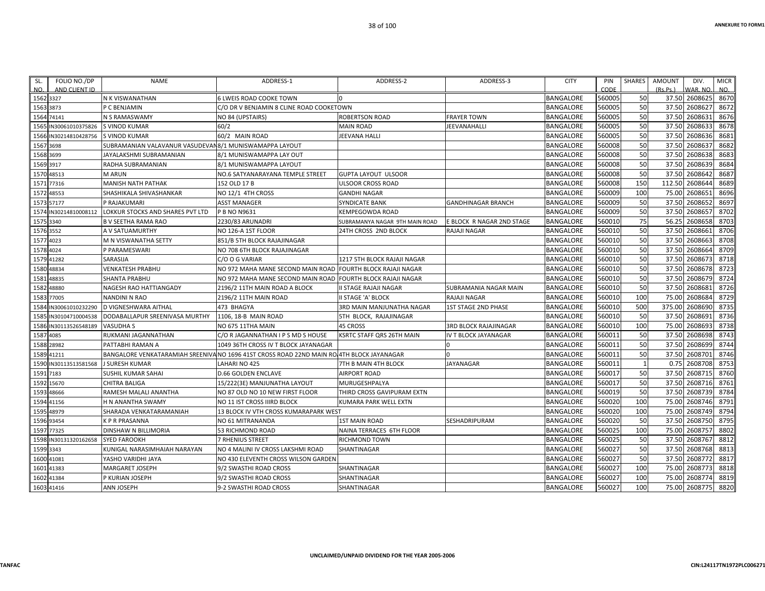| SL. NO. | FOLIO NO./DP AND CLIENT ID | NAME | ADDRESS-1 | ADDRESS-2 | ADDRESS-3 | CITY | PIN CODE | SHARES | AMOUNT (Rs.Ps.) | DIV. WAR. NO. | MICR NO. |
|---|---|---|---|---|---|---|---|---|---|---|---|
| 1562 | 3327 | N K VISWANATHAN | 6 LWEIS ROAD COOKE TOWN | 0 | | BANGALORE | 560005 | 50 | 37.50 | 2608625 | 8670 |
| 1563 | 3873 | P C BENJAMIN | C/O DR V BENJAMIN 8 CLINE ROAD COOKETOWN | | | BANGALORE | 560005 | 50 | 37.50 | 2608627 | 8672 |
| 1564 | 74141 | N S RAMASWAMY | NO 84 (UPSTAIRS) | ROBERTSON ROAD | FRAYER TOWN | BANGALORE | 560005 | 50 | 37.50 | 2608631 | 8676 |
| 1565 | IN30061010375826 | S VINOD KUMAR | 60/2 | MAIN ROAD | JEEVANAHALLI | BANGALORE | 560005 | 50 | 37.50 | 2608633 | 8678 |
| 1566 | IN30214810428756 | S VINOD KUMAR | 60/2 MAIN ROAD | JEEVANA HALLI | | BANGALORE | 560005 | 50 | 37.50 | 2608636 | 8681 |
| 1567 | 3698 | SUBRAMANIAN VALAVANUR VASUDEVAN | 8/1 MUNISWAMAPPA LAYOUT | | | BANGALORE | 560008 | 50 | 37.50 | 2608637 | 8682 |
| 1568 | 3699 | JAYALAKSHMI SUBRAMANIAN | 8/1 MUNISWAMAPPA LAY OUT | | | BANGALORE | 560008 | 50 | 37.50 | 2608638 | 8683 |
| 1569 | 3917 | RADHA SUBRAMANIAN | 8/1 MUNISWAMAPPA LAYOUT | | | BANGALORE | 560008 | 50 | 37.50 | 2608639 | 8684 |
| 1570 | 48513 | M ARUN | NO.6 SATYANARAYANA TEMPLE STREET | GUPTA LAYOUT ULSOOR | | BANGALORE | 560008 | 50 | 37.50 | 2608642 | 8687 |
| 1571 | 77316 | MANISH NATH PATHAK | 152 OLD 17 B | ULSOOR CROSS ROAD | | BANGALORE | 560008 | 150 | 112.50 | 2608644 | 8689 |
| 1572 | 48553 | SHASHIKALA SHIVASHANKAR | NO 12/1 4TH CROSS | GANDHI NAGAR | | BANGALORE | 560009 | 100 | 75.00 | 2608651 | 8696 |
| 1573 | 57177 | P RAJAKUMARI | ASST MANAGER | SYNDICATE BANK | GANDHINAGAR BRANCH | BANGALORE | 560009 | 50 | 37.50 | 2608652 | 8697 |
| 1574 | IN30214810008112 | LOKKUR STOCKS AND SHARES PVT LTD | P B NO N9631 | KEMPEGOWDA ROAD | | BANGALORE | 560009 | 50 | 37.50 | 2608657 | 8702 |
| 1575 | 3340 | B V SEETHA RAMA RAO | 2230/83 ARUNADRI | SUBRAMANYA NAGAR 9TH MAIN ROAD | E BLOCK R NAGAR 2ND STAGE | BANGALORE | 560010 | 75 | 56.25 | 2608658 | 8703 |
| 1576 | 3552 | A V SATUAMURTHY | NO 126-A 1ST FLOOR | 24TH CROSS 2ND BLOCK | RAJAJI NAGAR | BANGALORE | 560010 | 50 | 37.50 | 2608661 | 8706 |
| 1577 | 4023 | M N VISWANATHA SETTY | 851/B 5TH BLOCK RAJAJINAGAR | | | BANGALORE | 560010 | 50 | 37.50 | 2608663 | 8708 |
| 1578 | 4024 | P PARAMESWARI | NO 708 6TH BLOCK RAJAJINAGAR | | | BANGALORE | 560010 | 50 | 37.50 | 2608664 | 8709 |
| 1579 | 41282 | SARASIJA | C/O O G VARIAR | 1217 5TH BLOCK RAJAJI NAGAR | | BANGALORE | 560010 | 50 | 37.50 | 2608673 | 8718 |
| 1580 | 48834 | VENKATESH PRABHU | NO 972 MAHA MANE SECOND MAIN ROAD | FOURTH BLOCK RAJAJI NAGAR | | BANGALORE | 560010 | 50 | 37.50 | 2608678 | 8723 |
| 1581 | 48835 | SHANTA PRABHU | NO 972 MAHA MANE SECOND MAIN ROAD | FOURTH BLOCK RAJAJI NAGAR | | BANGALORE | 560010 | 50 | 37.50 | 2608679 | 8724 |
| 1582 | 48880 | NAGESH RAO HATTIANGADY | 2196/2 11TH MAIN ROAD A BLOCK | II STAGE RAJAJI NAGAR | SUBRAMANIA NAGAR MAIN | BANGALORE | 560010 | 50 | 37.50 | 2608681 | 8726 |
| 1583 | 77005 | NANDINI N RAO | 2196/2 11TH MAIN ROAD | II STAGE 'A' BLOCK | RAJAJI NAGAR | BANGALORE | 560010 | 100 | 75.00 | 2608684 | 8729 |
| 1584 | IN30061010232290 | D VIGNESHWARA AITHAL | 473 BHAGYA | 3RD MAIN MANJUNATHA NAGAR | 1ST STAGE 2ND PHASE | BANGALORE | 560010 | 500 | 375.00 | 2608690 | 8735 |
| 1585 | IN30104710004538 | DODABALLAPUR SREENIVASA MURTHY | 1106, 18-B MAIN ROAD | 5TH BLOCK, RAJAJINAGAR | | BANGALORE | 560010 | 50 | 37.50 | 2608691 | 8736 |
| 1586 | IN30113526548189 | VASUDHA S | NO 675 11THA MAIN | 45 CROSS | 3RD BLOCK RAJAJINAGAR | BANGALORE | 560010 | 100 | 75.00 | 2608693 | 8738 |
| 1587 | 4085 | RUKMANI JAGANNATHAN | C/O R JAGANNATHAN I P S MD S HOUSE | KSRTC STAFF QRS 26TH MAIN | IV T BLOCK JAYANAGAR | BANGALORE | 560011 | 50 | 37.50 | 2608698 | 8743 |
| 1588 | 28982 | PATTABHI RAMAN A | 1049 36TH CROSS IV T BLOCK JAYANAGAR | | 0 | BANGALORE | 560011 | 50 | 37.50 | 2608699 | 8744 |
| 1589 | 41211 | BANGALORE VENKATARAMIAH SREENIVA | NO 1696 41ST CROSS ROAD 22ND MAIN RO | 4TH BLOCK JAYANAGAR | 0 | BANGALORE | 560011 | 50 | 37.50 | 2608701 | 8746 |
| 1590 | IN30113513581568 | J SURESH KUMAR | LAHARI NO 425 | 7TH B MAIN 4TH BLOCK | JAYANAGAR | BANGALORE | 560011 | 1 | 0.75 | 2608708 | 8753 |
| 1591 | 7183 | SUSHIL KUMAR SAHAI | D.66 GOLDEN ENCLAVE | AIRPORT ROAD | | BANGALORE | 560017 | 50 | 37.50 | 2608715 | 8760 |
| 1592 | 15670 | CHITRA BALIGA | 15/222(3E) MANJUNATHA LAYOUT | MURUGESHPALYA | | BANGALORE | 560017 | 50 | 37.50 | 2608716 | 8761 |
| 1593 | 48666 | RAMESH MALALI ANANTHA | NO 87 OLD NO 10 NEW FIRST FLOOR | THIRD CROSS GAVIPURAM EXTN | | BANGALORE | 560019 | 50 | 37.50 | 2608739 | 8784 |
| 1594 | 41156 | H N ANANTHA SWAMY | NO 11 IST CROSS IIIRD BLOCK | KUMARA PARK WELL EXTN | | BANGALORE | 560020 | 100 | 75.00 | 2608746 | 8791 |
| 1595 | 48979 | SHARADA VENKATARAMANIAH | 13 BLOCK IV VTH CROSS KUMARAPARK WEST | | | BANGALORE | 560020 | 100 | 75.00 | 2608749 | 8794 |
| 1596 | 93454 | K P R PRASANNA | NO 61 MITRANANDA | 1ST MAIN ROAD | SESHADRIPURAM | BANGALORE | 560020 | 50 | 37.50 | 2608750 | 8795 |
| 1597 | 77325 | DINSHAW N BILLIMORIA | 53 RICHMOND ROAD | NAINA TERRACES 6TH FLOOR | | BANGALORE | 560025 | 100 | 75.00 | 2608757 | 8802 |
| 1598 | IN30131320162658 | SYED FAROOKH | 7 RHENIUS STREET | RICHMOND TOWN | | BANGALORE | 560025 | 50 | 37.50 | 2608767 | 8812 |
| 1599 | 3343 | KUNIGAL NARASIMHAIAH NARAYAN | NO 4 MALINI IV CROSS LAKSHMI ROAD | SHANTINAGAR | | BANGALORE | 560027 | 50 | 37.50 | 2608768 | 8813 |
| 1600 | 41081 | YASHO VARIDHI JAYA | NO 430 ELEVENTH CROSS WILSON GARDEN | | | BANGALORE | 560027 | 50 | 37.50 | 2608772 | 8817 |
| 1601 | 41383 | MARGARET JOSEPH | 9/2 SWASTHI ROAD CROSS | SHANTINAGAR | | BANGALORE | 560027 | 100 | 75.00 | 2608773 | 8818 |
| 1602 | 41384 | P KURIAN JOSEPH | 9/2 SWASTHI ROAD CROSS | SHANTINAGAR | | BANGALORE | 560027 | 100 | 75.00 | 2608774 | 8819 |
| 1603 | 41416 | ANN JOSEPH | 9-2 SWASTHI ROAD CROSS | SHANTINAGAR | | BANGALORE | 560027 | 100 | 75.00 | 2608775 | 8820 |

UNCLAIMED/UNPAID DIVIDEND FOR THE YEAR 2005-2006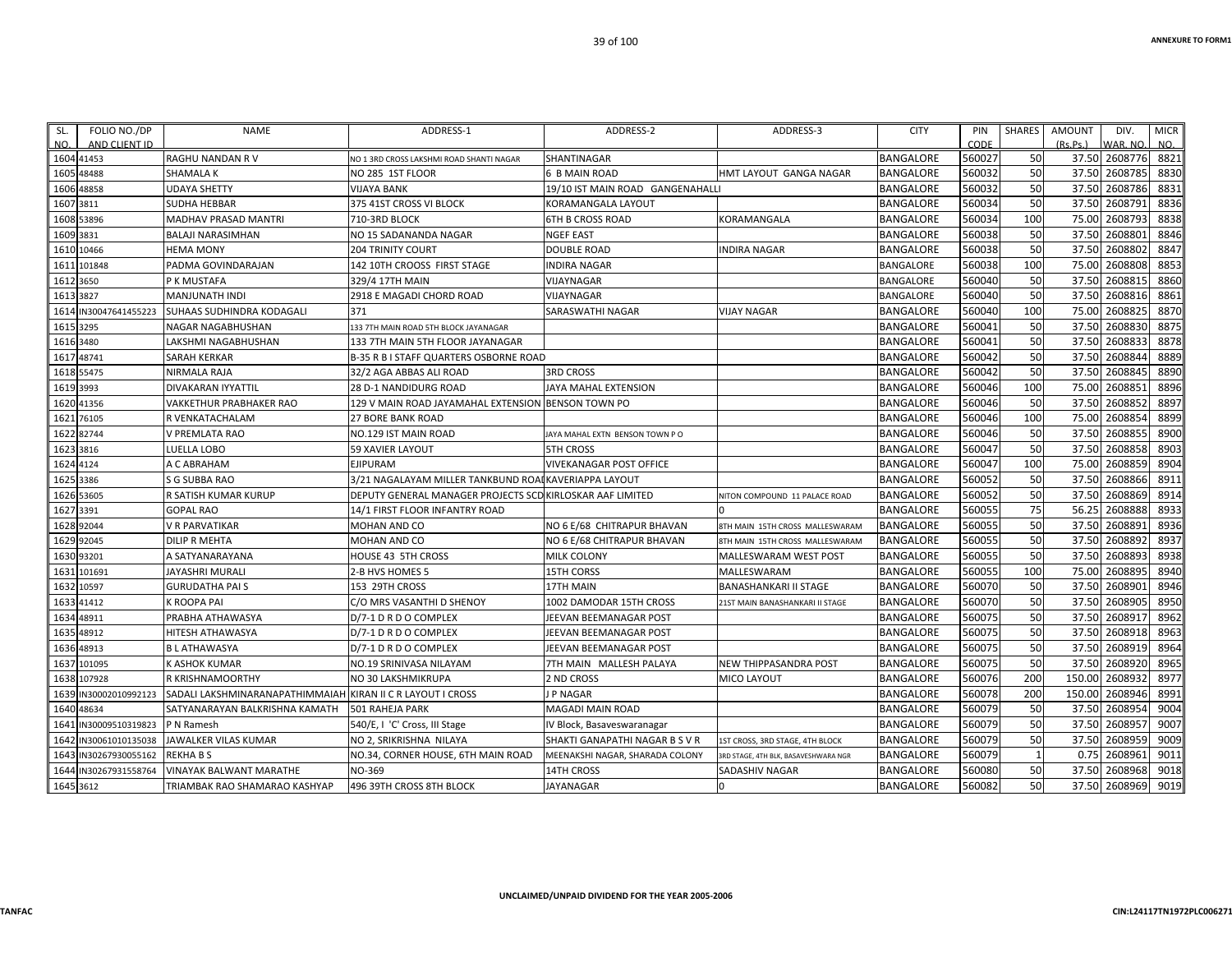| SL. NO. | FOLIO NO./DP AND CLIENT ID | NAME | ADDRESS-1 | ADDRESS-2 | ADDRESS-3 | CITY | PIN CODE | SHARES | AMOUNT (Rs.Ps.) | DIV. WAR. NO. | MICR NO. |
|---|---|---|---|---|---|---|---|---|---|---|---|
| 1604 | 41453 | RAGHU NANDAN R V | NO 1 3RD CROSS LAKSHMI ROAD SHANTI NAGAR | SHANTINAGAR | | BANGALORE | 560027 | 50 | 37.50 | 2608776 | 8821 |
| 1605 | 48488 | SHAMALA K | NO 285 1ST FLOOR | 6 B MAIN ROAD | HMT LAYOUT GANGA NAGAR | BANGALORE | 560032 | 50 | 37.50 | 2608785 | 8830 |
| 1606 | 48858 | UDAYA SHETTY | VIJAYA BANK | 19/10 IST MAIN ROAD GANGENAHALLI | | BANGALORE | 560032 | 50 | 37.50 | 2608786 | 8831 |
| 1607 | 3811 | SUDHA HEBBAR | 375 41ST CROSS VI BLOCK | KORAMANGALA LAYOUT | | BANGALORE | 560034 | 50 | 37.50 | 2608791 | 8836 |
| 1608 | 53896 | MADHAV PRASAD MANTRI | 710-3RD BLOCK | 6TH B CROSS ROAD | KORAMANGALA | BANGALORE | 560034 | 100 | 75.00 | 2608793 | 8838 |
| 1609 | 3831 | BALAJI NARASIMHAN | NO 15 SADANANDA NAGAR | NGEF EAST | | BANGALORE | 560038 | 50 | 37.50 | 2608801 | 8846 |
| 1610 | 10466 | HEMA MONY | 204 TRINITY COURT | DOUBLE ROAD | INDIRA NAGAR | BANGALORE | 560038 | 50 | 37.50 | 2608802 | 8847 |
| 1611 | 101848 | PADMA GOVINDARAJAN | 142 10TH CROOSS FIRST STAGE | INDIRA NAGAR | | BANGALORE | 560038 | 100 | 75.00 | 2608808 | 8853 |
| 1612 | 3650 | P K MUSTAFA | 329/4 17TH MAIN | VIJAYNAGAR | | BANGALORE | 560040 | 50 | 37.50 | 2608815 | 8860 |
| 1613 | 3827 | MANJUNATH INDI | 2918 E MAGADI CHORD ROAD | VIJAYNAGAR | | BANGALORE | 560040 | 50 | 37.50 | 2608816 | 8861 |
| 1614 | IN30047641455223 | SUHAAS SUDHINDRA KODAGALI | 371 | SARASWATHI NAGAR | VIJAY NAGAR | BANGALORE | 560040 | 100 | 75.00 | 2608825 | 8870 |
| 1615 | 3295 | NAGAR NAGABHUSHAN | 133 7TH MAIN ROAD 5TH BLOCK JAYANAGAR | | | BANGALORE | 560041 | 50 | 37.50 | 2608830 | 8875 |
| 1616 | 3480 | LAKSHMI NAGABHUSHAN | 133 7TH MAIN 5TH FLOOR JAYANAGAR | | | BANGALORE | 560041 | 50 | 37.50 | 2608833 | 8878 |
| 1617 | 48741 | SARAH KERKAR | B-35 R B I STAFF QUARTERS OSBORNE ROAD | | | BANGALORE | 560042 | 50 | 37.50 | 2608844 | 8889 |
| 1618 | 55475 | NIRMALA RAJA | 32/2 AGA ABBAS ALI ROAD | 3RD CROSS | | BANGALORE | 560042 | 50 | 37.50 | 2608845 | 8890 |
| 1619 | 3993 | DIVAKARAN IYYATTIL | 28 D-1 NANDIDURG ROAD | JAYA MAHAL EXTENSION | | BANGALORE | 560046 | 100 | 75.00 | 2608851 | 8896 |
| 1620 | 41356 | VAKKETHUR PRABHAKER RAO | 129 V MAIN ROAD JAYAMAHAL EXTENSION | BENSON TOWN PO | | BANGALORE | 560046 | 50 | 37.50 | 2608852 | 8897 |
| 1621 | 76105 | R VENKATACHALAM | 27 BORE BANK ROAD | | | BANGALORE | 560046 | 100 | 75.00 | 2608854 | 8899 |
| 1622 | 82744 | V PREMLATA RAO | NO.129 IST MAIN ROAD | JAYA MAHAL EXTN BENSON TOWN P O | | BANGALORE | 560046 | 50 | 37.50 | 2608855 | 8900 |
| 1623 | 3816 | LUELLA LOBO | 59 XAVIER LAYOUT | 5TH CROSS | | BANGALORE | 560047 | 50 | 37.50 | 2608858 | 8903 |
| 1624 | 4124 | A C ABRAHAM | EJIPURAM | VIVEKANAGAR POST OFFICE | | BANGALORE | 560047 | 100 | 75.00 | 2608859 | 8904 |
| 1625 | 3386 | S G SUBBA RAO | 3/21 NAGALAYAM MILLER TANKBUND ROAD | KAVERIAPPA LAYOUT | | BANGALORE | 560052 | 50 | 37.50 | 2608866 | 8911 |
| 1626 | 53605 | R SATISH KUMAR KURUP | DEPUTY GENERAL MANAGER PROJECTS SCD | KIRLOSKAR AAF LIMITED | NITON COMPOUND 11 PALACE ROAD | BANGALORE | 560052 | 50 | 37.50 | 2608869 | 8914 |
| 1627 | 3391 | GOPAL RAO | 14/1 FIRST FLOOR INFANTRY ROAD | | 0 | BANGALORE | 560055 | 75 | 56.25 | 2608888 | 8933 |
| 1628 | 92044 | V R PARVATIKAR | MOHAN AND CO | NO 6 E/68 CHITRAPUR BHAVAN | 8TH MAIN 15TH CROSS MALLESWARAM | BANGALORE | 560055 | 50 | 37.50 | 2608891 | 8936 |
| 1629 | 92045 | DILIP R MEHTA | MOHAN AND CO | NO 6 E/68 CHITRAPUR BHAVAN | 8TH MAIN 15TH CROSS MALLESWARAM | BANGALORE | 560055 | 50 | 37.50 | 2608892 | 8937 |
| 1630 | 93201 | A SATYANARAYANA | HOUSE 43 5TH CROSS | MILK COLONY | MALLESWARAM WEST POST | BANGALORE | 560055 | 50 | 37.50 | 2608893 | 8938 |
| 1631 | 101691 | JAYASHRI MURALI | 2-B HVS HOMES 5 | 15TH CORSS | MALLESWARAM | BANGALORE | 560055 | 100 | 75.00 | 2608895 | 8940 |
| 1632 | 10597 | GURUDATHA PAI S | 153 29TH CROSS | 17TH MAIN | BANASHANKARI II STAGE | BANGALORE | 560070 | 50 | 37.50 | 2608901 | 8946 |
| 1633 | 41412 | K ROOPA PAI | C/O MRS VASANTHI D SHENOY | 1002 DAMODAR 15TH CROSS | 21ST MAIN BANASHANKARI II STAGE | BANGALORE | 560070 | 50 | 37.50 | 2608905 | 8950 |
| 1634 | 48911 | PRABHA ATHAWASYA | D/7-1 D R D O COMPLEX | JEEVAN BEEMANAGAR POST | | BANGALORE | 560075 | 50 | 37.50 | 2608917 | 8962 |
| 1635 | 48912 | HITESH ATHAWASYA | D/7-1 D R D O COMPLEX | JEEVAN BEEMANAGAR POST | | BANGALORE | 560075 | 50 | 37.50 | 2608918 | 8963 |
| 1636 | 48913 | B L ATHAWASYA | D/7-1 D R D O COMPLEX | JEEVAN BEEMANAGAR POST | | BANGALORE | 560075 | 50 | 37.50 | 2608919 | 8964 |
| 1637 | 101095 | K ASHOK KUMAR | NO.19 SRINIVASA NILAYAM | 7TH MAIN MALLESH PALAYA | NEW THIPPASANDRA POST | BANGALORE | 560075 | 50 | 37.50 | 2608920 | 8965 |
| 1638 | 107928 | R KRISHNAMOORTHY | NO 30 LAKSHMIKRUPA | 2 ND CROSS | MICO LAYOUT | BANGALORE | 560076 | 200 | 150.00 | 2608932 | 8977 |
| 1639 | IN30002010992123 | SADALI LAKSHMINARANAPATHIMMAIAH | KIRAN II C R LAYOUT I CROSS | J P NAGAR | | BANGALORE | 560078 | 200 | 150.00 | 2608946 | 8991 |
| 1640 | 48634 | SATYANARAYAN BALKRISHNA KAMATH | 501 RAHEJA PARK | MAGADI MAIN ROAD | | BANGALORE | 560079 | 50 | 37.50 | 2608954 | 9004 |
| 1641 | IN30009510319823 | P N Ramesh | 540/E, I 'C' Cross, III Stage | IV Block, Basaveswaranagar | | BANGALORE | 560079 | 50 | 37.50 | 2608957 | 9007 |
| 1642 | IN30061010135038 | JAWALKER VILAS KUMAR | NO 2, SRIKRISHNA NILAYA | SHAKTI GANAPATHI NAGAR B S V R | 1ST CROSS, 3RD STAGE, 4TH BLOCK | BANGALORE | 560079 | 50 | 37.50 | 2608959 | 9009 |
| 1643 | IN30267930055162 | REKHA B S | NO.34, CORNER HOUSE, 6TH MAIN ROAD | MEENAKSHI NAGAR, SHARADA COLONY | 3RD STAGE, 4TH BLK, BASAVESHWARA NGR | BANGALORE | 560079 | 1 | 0.75 | 2608961 | 9011 |
| 1644 | IN30267931558764 | VINAYAK BALWANT MARATHE | NO-369 | 14TH CROSS | SADASHIV NAGAR | BANGALORE | 560080 | 50 | 37.50 | 2608968 | 9018 |
| 1645 | 3612 | TRIAMBAK RAO SHAMARAO KASHYAP | 496 39TH CROSS 8TH BLOCK | JAYANAGAR | 0 | BANGALORE | 560082 | 50 | 37.50 | 2608969 | 9019 |

UNCLAIMED/UNPAID DIVIDEND FOR THE YEAR 2005-2006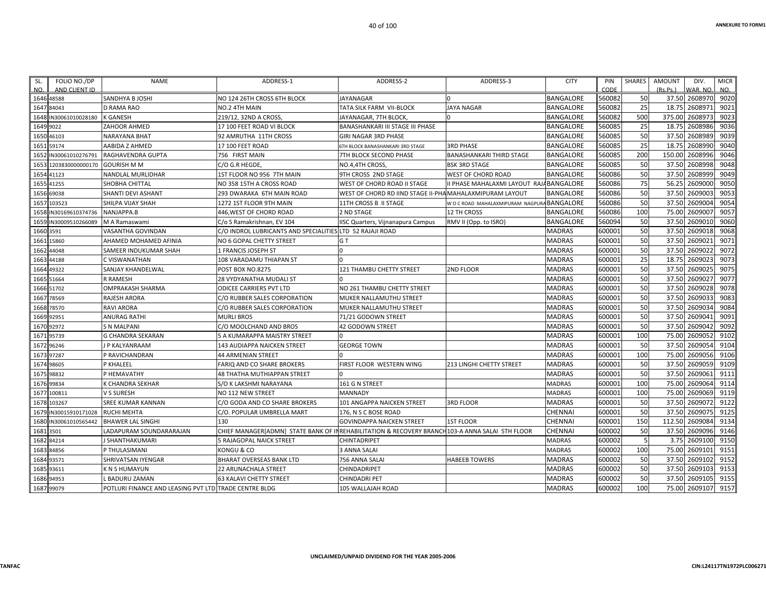| SL. NO. | FOLIO NO./DP AND CLIENT ID | NAME | ADDRESS-1 | ADDRESS-2 | ADDRESS-3 | CITY | PIN CODE | SHARES | AMOUNT (Rs.Ps.) | DIV. WAR. NO. | MICR NO. |
|---|---|---|---|---|---|---|---|---|---|---|---|
| 1646 | 48588 | SANDHYA B JOSHI | NO 124 26TH CROSS 6TH BLOCK | JAYANAGAR | 0 | BANGALORE | 560082 | 50 | 37.50 | 2608970 | 9020 |
| 1647 | 84043 | D RAMA RAO | NO.2 4TH MAIN | TATA SILK FARM VII-BLOCK | JAYA NAGAR | BANGALORE | 560082 | 25 | 18.75 | 2608971 | 9021 |
| 1648 | IN30061010028180 | K GANESH | 219/12, 32ND A CROSS, | JAYANAGAR, 7TH BLOCK, | 0 | BANGALORE | 560082 | 500 | 375.00 | 2608973 | 9023 |
| 1649 | 9022 | ZAHOOR AHMED | 17 100 FEET ROAD VI BLOCK | BANASHANKARI III STAGE III PHASE | | BANGALORE | 560085 | 25 | 18.75 | 2608986 | 9036 |
| 1650 | 46103 | NARAYANA BHAT | 92 AMRUTHA 11TH CROSS | GIRI NAGAR 3RD PHASE | | BANGALORE | 560085 | 50 | 37.50 | 2608989 | 9039 |
| 1651 | 59174 | AABIDA Z AHMED | 17 100 FEET ROAD | 6TH BLOCK BANASHANKARI 3RD STAGE | 3RD PHASE | BANGALORE | 560085 | 25 | 18.75 | 2608990 | 9040 |
| 1652 | IN30061010276791 | RAGHAVENDRA GUPTA | 756 FIRST MAIN | 7TH BLOCK SECOND PHASE | BANASHANKARI THIRD STAGE | BANGALORE | 560085 | 200 | 150.00 | 2608996 | 9046 |
| 1653 | 1203830000000170 | GOURISH M M | C/O G.R HEGDE, | NO.4,4TH CROSS, | BSK 3RD STAGE | BANGALORE | 560085 | 50 | 37.50 | 2608998 | 9048 |
| 1654 | 41123 | NANDLAL MURLIDHAR | 1ST FLOOR NO 956 7TH MAIN | 9TH CROSS 2ND STAGE | WEST OF CHORD ROAD | BANGALORE | 560086 | 50 | 37.50 | 2608999 | 9049 |
| 1655 | 41255 | SHOBHA CHITTAL | NO 358 15TH A CROSS ROAD | WEST OF CHORD ROAD II STAGE | II PHASE MAHALAXMI LAYOUT RAJA | BANGALORE | 560086 | 75 | 56.25 | 2609000 | 9050 |
| 1656 | 69038 | SHANTI DEVI ASHANT | 293 DWARAKA 6TH MAIN ROAD | WEST OF CHORD RD IIND STAGE II-PHA | MAHALAXMIPURAM LAYOUT | BANGALORE | 560086 | 50 | 37.50 | 2609003 | 9053 |
| 1657 | 103523 | SHILPA VIJAY SHAH | 1272 1ST FLOOR 9TH MAIN | 11TH CROSS B II STAGE | W O C ROAD MAHALAXMIPURAM NAGPURA | BANGALORE | 560086 | 50 | 37.50 | 2609004 | 9054 |
| 1658 | IN30169610374736 | NANJAPPA.B | 446,WEST OF CHORD ROAD | 2 ND STAGE | 12 TH CROSS | BANGALORE | 560086 | 100 | 75.00 | 2609007 | 9057 |
| 1659 | IN30009510266089 | M A Ramaswami | C/o S Ramakrishnan, EV 104 | IISC Quarters, Vijnanapura Campus | RMV II (Opp. to ISRO) | BANGALORE | 560094 | 50 | 37.50 | 2609010 | 9060 |
| 1660 | 3591 | VASANTHA GOVINDAN | C/O INDROL LUBRICANTS AND SPECIALITIES | LTD 52 RAJAJI ROAD | | MADRAS | 600001 | 50 | 37.50 | 2609018 | 9068 |
| 1661 | 15860 | AHAMED MOHAMED AFINIA | NO 6 GOPAL CHETTY STREET | G T | | MADRAS | 600001 | 50 | 37.50 | 2609021 | 9071 |
| 1662 | 44048 | SAMEER INDUKUMAR SHAH | 1 FRANCIS JOSEPH ST | 0 | | MADRAS | 600001 | 50 | 37.50 | 2609022 | 9072 |
| 1663 | 44188 | C VISWANATHAN | 108 VARADAMU THIAPAN ST | 0 | | MADRAS | 600001 | 25 | 18.75 | 2609023 | 9073 |
| 1664 | 49322 | SANJAY KHANDELWAL | POST BOX NO.8275 | 121 THAMBU CHETTY STREET | 2ND FLOOR | MADRAS | 600001 | 50 | 37.50 | 2609025 | 9075 |
| 1665 | 51664 | R RAMESH | 28 VYDYANATHA MUDALI ST | 0 | | MADRAS | 600001 | 50 | 37.50 | 2609027 | 9077 |
| 1666 | 51702 | OMPRAKASH SHARMA | ODICEE CARRIERS PVT LTD | NO 261 THAMBU CHETTY STREET | | MADRAS | 600001 | 50 | 37.50 | 2609028 | 9078 |
| 1667 | 78569 | RAJESH ARORA | C/O RUBBER SALES CORPORATION | MUKER NALLAMUTHU STREET | | MADRAS | 600001 | 50 | 37.50 | 2609033 | 9083 |
| 1668 | 78570 | RAVI ARORA | C/O RUBBER SALES CORPORATION | MUKER NALLAMUTHU STREET | | MADRAS | 600001 | 50 | 37.50 | 2609034 | 9084 |
| 1669 | 92951 | ANURAG RATHI | MURLI BROS | 71/21 GODOWN STREET | | MADRAS | 600001 | 50 | 37.50 | 2609041 | 9091 |
| 1670 | 92972 | S N MALPANI | C/O MOOLCHAND AND BROS | 42 GODOWN STREET | | MADRAS | 600001 | 50 | 37.50 | 2609042 | 9092 |
| 1671 | 95739 | G CHANDRA SEKARAN | 5 A KUMARAPPA MAISTRY STREET | 0 | | MADRAS | 600001 | 100 | 75.00 | 2609052 | 9102 |
| 1672 | 96246 | J P KALYANRAAM | 143 AUDIAPPA NAICKEN STREET | GEORGE TOWN | | MADRAS | 600001 | 50 | 37.50 | 2609054 | 9104 |
| 1673 | 97287 | P RAVICHANDRAN | 44 ARMENIAN STREET | 0 | | MADRAS | 600001 | 100 | 75.00 | 2609056 | 9106 |
| 1674 | 98605 | P KHALEEL | FARIQ AND CO SHARE BROKERS | FIRST FLOOR WESTERN WING | 213 LINGHI CHETTY STREET | MADRAS | 600001 | 50 | 37.50 | 2609059 | 9109 |
| 1675 | 98832 | P HEMAVATHY | 48 THATHA MUTHIAPPAN STREET | 0 | | MADRAS | 600001 | 50 | 37.50 | 2609061 | 9111 |
| 1676 | 99834 | K CHANDRA SEKHAR | S/O K LAKSHMI NARAYANA | 161 G N STREET | | MADRAS | 600001 | 100 | 75.00 | 2609064 | 9114 |
| 1677 | 100811 | V S SURESH | NO 112 NEW STREET | MANNADY | | MADRAS | 600001 | 100 | 75.00 | 2609069 | 9119 |
| 1678 | 103267 | SREE KUMAR KANNAN | C/O GODA AND CO SHARE BROKERS | 101 ANGAPPA NAICKEN STREET | 3RD FLOOR | MADRAS | 600001 | 50 | 37.50 | 2609072 | 9122 |
| 1679 | IN30015910171028 | RUCHI MEHTA | C/O. POPULAR UMBRELLA MART | 176, N S C BOSE ROAD | | CHENNAI | 600001 | 50 | 37.50 | 2609075 | 9125 |
| 1680 | IN30061010565442 | BHAWER LAL SINGHI | 130 | GOVINDAPPA NAICKEN STREET | 1ST FLOOR | CHENNAI | 600001 | 150 | 112.50 | 2609084 | 9134 |
| 1681 | 3501 | LADAPURAM SOUNDARARAJAN | CHIEF MANAGER[ADMN] STATE BANK OF IN | REHABILITATION & RECOVERY BRANCH | 103-A ANNA SALAI 5TH FLOOR | CHENNAI | 600002 | 50 | 37.50 | 2609096 | 9146 |
| 1682 | 84214 | J SHANTHAKUMARI | 5 RAJAGOPAL NAICK STREET | CHINTADRIPET | | MADRAS | 600002 | 5 | 3.75 | 2609100 | 9150 |
| 1683 | 84856 | P THULASIMANI | KONGU & CO | 3 ANNA SALAI | | MADRAS | 600002 | 100 | 75.00 | 2609101 | 9151 |
| 1684 | 93571 | SHRIVATSAN IYENGAR | BHARAT OVERSEAS BANK LTD | 756 ANNA SALAI | HABEEB TOWERS | MADRAS | 600002 | 50 | 37.50 | 2609102 | 9152 |
| 1685 | 93611 | K N S HUMAYUN | 22 ARUNACHALA STREET | CHINDADRIPET | | MADRAS | 600002 | 50 | 37.50 | 2609103 | 9153 |
| 1686 | 94953 | L BADURU ZAMAN | 63 KALAVI CHETTY STREET | CHINDADRI PET | | MADRAS | 600002 | 50 | 37.50 | 2609105 | 9155 |
| 1687 | 99079 | POTLURI FINANCE AND LEASING PVT LTD | TRADE CENTRE BLDG | 105 WALLAJAH ROAD | | MADRAS | 600002 | 100 | 75.00 | 2609107 | 9157 |

UNCLAIMED/UNPAID DIVIDEND FOR THE YEAR 2005-2006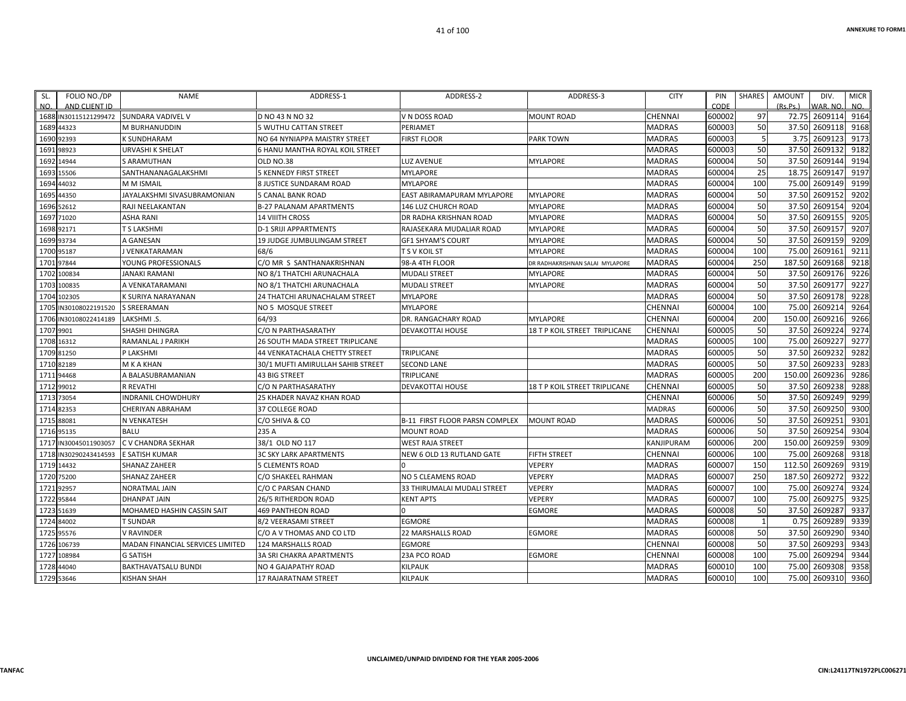| SL. NO. | FOLIO NO./DP AND CLIENT ID | NAME | ADDRESS-1 | ADDRESS-2 | ADDRESS-3 | CITY | PIN CODE | SHARES | AMOUNT (Rs.Ps.) | DIV. WAR. NO. | MICR NO. |
|---|---|---|---|---|---|---|---|---|---|---|---|
| 1688 | IN30115121299472 | SUNDARA VADIVEL V | D NO 43 N NO 32 | V N DOSS ROAD | MOUNT ROAD | CHENNAI | 600002 | 97 | 72.75 | 2609114 | 9164 |
| 1689 | 44323 | M BURHANUDDIN | 5 WUTHU CATTAN STREET | PERIAMET | | MADRAS | 600003 | 50 | 37.50 | 2609118 | 9168 |
| 1690 | 92393 | K SUNDHARAM | NO 64 NYNIAPPA MAISTRY STREET | FIRST FLOOR | PARK TOWN | MADRAS | 600003 | 5 | 3.75 | 2609123 | 9173 |
| 1691 | 98923 | URVASHI K SHELAT | 6 HANU MANTHA ROYAL KOIL STREET | | | MADRAS | 600003 | 50 | 37.50 | 2609132 | 9182 |
| 1692 | 14944 | S ARAMUTHAN | OLD NO.38 | LUZ AVENUE | MYLAPORE | MADRAS | 600004 | 50 | 37.50 | 2609144 | 9194 |
| 1693 | 15506 | SANTHANANAGALAKSHMI | 5 KENNEDY FIRST STREET | MYLAPORE | | MADRAS | 600004 | 25 | 18.75 | 2609147 | 9197 |
| 1694 | 44032 | M M ISMAIL | 8 JUSTICE SUNDARAM ROAD | MYLAPORE | | MADRAS | 600004 | 100 | 75.00 | 2609149 | 9199 |
| 1695 | 44350 | JAYALAKSHMI SIVASUBRAMONIAN | 5 CANAL BANK ROAD | EAST ABIRAMAPURAM MYLAPORE | MYLAPORE | MADRAS | 600004 | 50 | 37.50 | 2609152 | 9202 |
| 1696 | 52612 | RAJI NEELAKANTAN | B-27 PALANAM APARTMENTS | 146 LUZ CHURCH ROAD | MYLAPORE | MADRAS | 600004 | 50 | 37.50 | 2609154 | 9204 |
| 1697 | 71020 | ASHA RANI | 14 VIIITH CROSS | DR RADHA KRISHNAN ROAD | MYLAPORE | MADRAS | 600004 | 50 | 37.50 | 2609155 | 9205 |
| 1698 | 92171 | T S LAKSHMI | D-1 SRIJI APPARTMENTS | RAJASEKARA MUDALIAR ROAD | MYLAPORE | MADRAS | 600004 | 50 | 37.50 | 2609157 | 9207 |
| 1699 | 93734 | A GANESAN | 19 JUDGE JUMBULINGAM STREET | GF1 SHYAM'S COURT | MYLAPORE | MADRAS | 600004 | 50 | 37.50 | 2609159 | 9209 |
| 1700 | 95187 | J VENKATARAMAN | 68/6 | T S V KOIL ST | MYLAPORE | MADRAS | 600004 | 100 | 75.00 | 2609161 | 9211 |
| 1701 | 97844 | YOUNG PROFESSIONALS | C/O MR S SANTHANAKRISHNAN | 98-A 4TH FLOOR | DR RADHAKRISHNAN SALAI MYLAPORE | MADRAS | 600004 | 250 | 187.50 | 2609168 | 9218 |
| 1702 | 100834 | JANAKI RAMANI | NO 8/1 THATCHI ARUNACHALA | MUDALI STREET | MYLAPORE | MADRAS | 600004 | 50 | 37.50 | 2609176 | 9226 |
| 1703 | 100835 | A VENKATARAMANI | NO 8/1 THATCHI ARUNACHALA | MUDALI STREET | MYLAPORE | MADRAS | 600004 | 50 | 37.50 | 2609177 | 9227 |
| 1704 | 102305 | K SURIYA NARAYANAN | 24 THATCHI ARUNACHALAM STREET | MYLAPORE | | MADRAS | 600004 | 50 | 37.50 | 2609178 | 9228 |
| 1705 | IN30108022191520 | S SREERAMAN | NO 5 MOSQUE STREET | MYLAPORE | | CHENNAI | 600004 | 100 | 75.00 | 2609214 | 9264 |
| 1706 | IN30108022414189 | LAKSHMI .S. | 64/93 | DR. RANGACHARY ROAD | MYLAPORE | CHENNAI | 600004 | 200 | 150.00 | 2609216 | 9266 |
| 1707 | 9901 | SHASHI DHINGRA | C/O N PARTHASARATHY | DEVAKOTTAI HOUSE | 18 T P KOIL STREET TRIPLICANE | CHENNAI | 600005 | 50 | 37.50 | 2609224 | 9274 |
| 1708 | 16312 | RAMANLAL J PARIKH | 26 SOUTH MADA STREET TRIPLICANE | | | MADRAS | 600005 | 100 | 75.00 | 2609227 | 9277 |
| 1709 | 81250 | P LAKSHMI | 44 VENKATACHALA CHETTY STREET | TRIPLICANE | | MADRAS | 600005 | 50 | 37.50 | 2609232 | 9282 |
| 1710 | 82189 | M K A KHAN | 30/1 MUFTI AMIRULLAH SAHIB STREET | SECOND LANE | | MADRAS | 600005 | 50 | 37.50 | 2609233 | 9283 |
| 1711 | 94468 | A BALASUBRAMANIAN | 43 BIG STREET | TRIPLICANE | | MADRAS | 600005 | 200 | 150.00 | 2609236 | 9286 |
| 1712 | 99012 | R REVATHI | C/O N PARTHASARATHY | DEVAKOTTAI HOUSE | 18 T P KOIL STREET TRIPLICANE | CHENNAI | 600005 | 50 | 37.50 | 2609238 | 9288 |
| 1713 | 73054 | INDRANIL CHOWDHURY | 25 KHADER NAVAZ KHAN ROAD | | | CHENNAI | 600006 | 50 | 37.50 | 2609249 | 9299 |
| 1714 | 82353 | CHERIYAN ABRAHAM | 37 COLLEGE ROAD | | | MADRAS | 600006 | 50 | 37.50 | 2609250 | 9300 |
| 1715 | 88081 | N VENKATESH | C/O SHIVA & CO | B-11 FIRST FLOOR PARSN COMPLEX | MOUNT ROAD | MADRAS | 600006 | 50 | 37.50 | 2609251 | 9301 |
| 1716 | 95135 | BALU | 235 A | MOUNT ROAD | | MADRAS | 600006 | 50 | 37.50 | 2609254 | 9304 |
| 1717 | IN30045011903057 | C V CHANDRA SEKHAR | 38/1 OLD NO 117 | WEST RAJA STREET | | KANJIPURAM | 600006 | 200 | 150.00 | 2609259 | 9309 |
| 1718 | IN30290243414593 | E SATISH KUMAR | 3C SKY LARK APARTMENTS | NEW 6 OLD 13 RUTLAND GATE | FIFTH STREET | CHENNAI | 600006 | 100 | 75.00 | 2609268 | 9318 |
| 1719 | 14432 | SHANAZ ZAHEER | 5 CLEMENTS ROAD | 0 | VEPERY | MADRAS | 600007 | 150 | 112.50 | 2609269 | 9319 |
| 1720 | 75200 | SHANAZ ZAHEER | C/O SHAKEEL RAHMAN | NO 5 CLEAMENS ROAD | VEPERY | MADRAS | 600007 | 250 | 187.50 | 2609272 | 9322 |
| 1721 | 92957 | NORATMAL JAIN | C/O C PARSAN CHAND | 33 THIRUMALAI MUDALI STREET | VEPERY | MADRAS | 600007 | 100 | 75.00 | 2609274 | 9324 |
| 1722 | 95844 | DHANPAT JAIN | 26/5 RITHERDON ROAD | KENT APTS | VEPERY | MADRAS | 600007 | 100 | 75.00 | 2609275 | 9325 |
| 1723 | 51639 | MOHAMED HASHIN CASSIN SAIT | 469 PANTHEON ROAD | 0 | EGMORE | MADRAS | 600008 | 50 | 37.50 | 2609287 | 9337 |
| 1724 | 84002 | T SUNDAR | 8/2 VEERASAMI STREET | EGMORE | | MADRAS | 600008 | 1 | 0.75 | 2609289 | 9339 |
| 1725 | 95576 | V RAVINDER | C/O A V THOMAS AND CO LTD | 22 MARSHALLS ROAD | EGMORE | MADRAS | 600008 | 50 | 37.50 | 2609290 | 9340 |
| 1726 | 106739 | MADAN FINANCIAL SERVICES LIMITED | 124 MARSHALLS ROAD | EGMORE | | CHENNAI | 600008 | 50 | 37.50 | 2609293 | 9343 |
| 1727 | 108984 | G SATISH | 3A SRI CHAKRA APARTMENTS | 23A PCO ROAD | EGMORE | CHENNAI | 600008 | 100 | 75.00 | 2609294 | 9344 |
| 1728 | 44040 | BAKTHAVATSALU BUNDI | NO 4 GAJAPATHY ROAD | KILPAUK | | MADRAS | 600010 | 100 | 75.00 | 2609308 | 9358 |
| 1729 | 53646 | KISHAN SHAH | 17 RAJARATNAM STREET | KILPAUK | | MADRAS | 600010 | 100 | 75.00 | 2609310 | 9360 |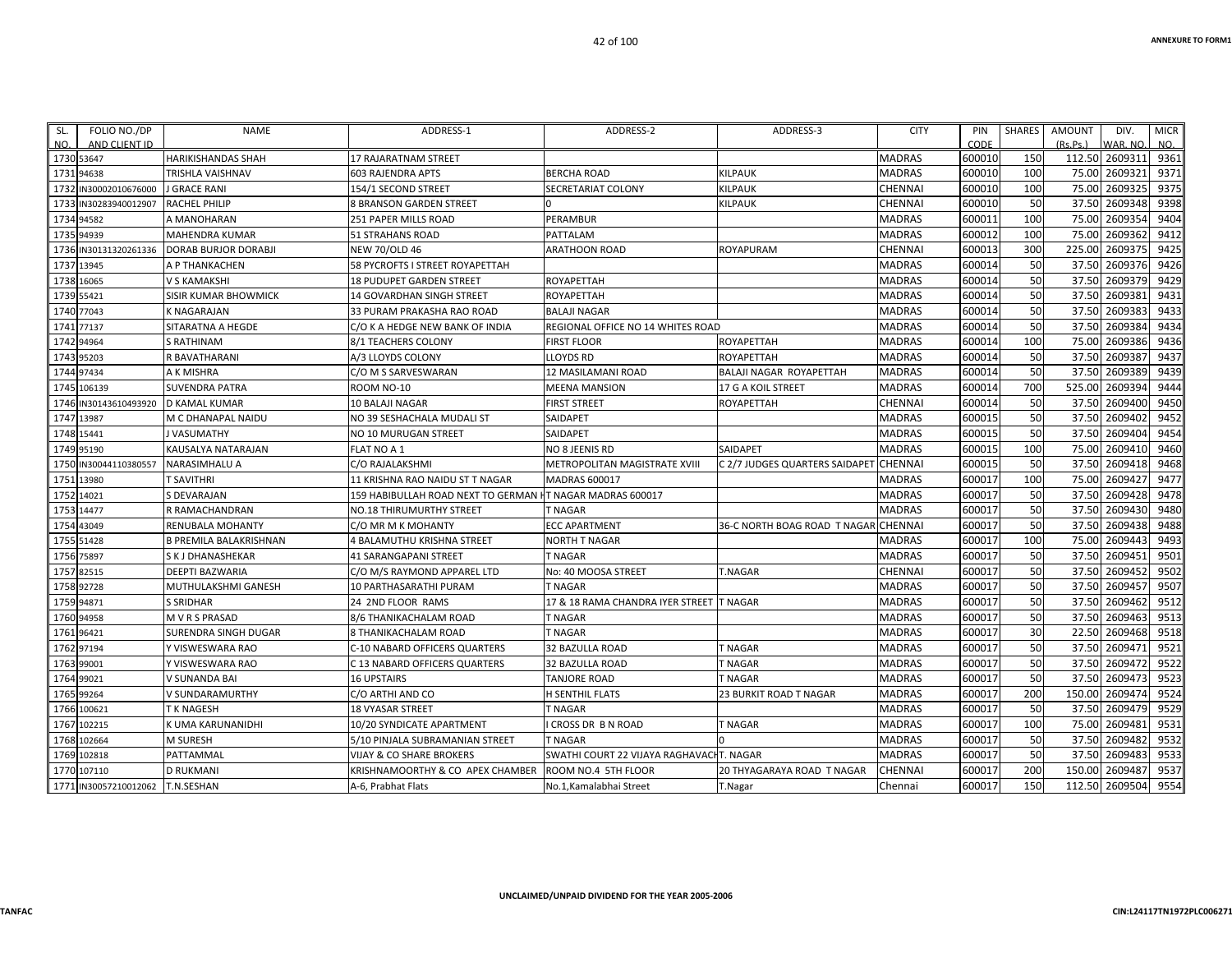| SL. NO. | FOLIO NO./DP AND CLIENT ID | NAME | ADDRESS-1 | ADDRESS-2 | ADDRESS-3 | CITY | PIN CODE | SHARES | AMOUNT (Rs.Ps.) | DIV. WAR. NO. | MICR NO. |
|---|---|---|---|---|---|---|---|---|---|---|---|
| 1730 | 53647 | HARIKISHANDAS SHAH | 17 RAJARATNAM STREET | | | MADRAS | 600010 | 150 | 112.50 | 2609311 | 9361 |
| 1731 | 94638 | TRISHLA VAISHNAV | 603 RAJENDRA APTS | BERCHA ROAD | KILPAUK | MADRAS | 600010 | 100 | 75.00 | 2609321 | 9371 |
| 1732 | IN30002010676000 | J GRACE RANI | 154/1 SECOND STREET | SECRETARIAT COLONY | KILPAUK | CHENNAI | 600010 | 100 | 75.00 | 2609325 | 9375 |
| 1733 | IN30283940012907 | RACHEL PHILIP | 8 BRANSON GARDEN STREET | 0 | KILPAUK | CHENNAI | 600010 | 50 | 37.50 | 2609348 | 9398 |
| 1734 | 94582 | A MANOHARAN | 251 PAPER MILLS ROAD | PERAMBUR | | MADRAS | 600011 | 100 | 75.00 | 2609354 | 9404 |
| 1735 | 94939 | MAHENDRA KUMAR | 51 STRAHANS ROAD | PATTALAM | | MADRAS | 600012 | 100 | 75.00 | 2609362 | 9412 |
| 1736 | IN30131320261336 | DORAB BURJOR DORABJI | NEW 70/OLD 46 | ARATHOON ROAD | ROYAPURAM | CHENNAI | 600013 | 300 | 225.00 | 2609375 | 9425 |
| 1737 | 13945 | A P THANKACHEN | 58 PYCROFTS I STREET ROYAPETTAH | | | MADRAS | 600014 | 50 | 37.50 | 2609376 | 9426 |
| 1738 | 16065 | V S KAMAKSHI | 18 PUDUPET GARDEN STREET | ROYAPETTAH | | MADRAS | 600014 | 50 | 37.50 | 2609379 | 9429 |
| 1739 | 55421 | SISIR KUMAR BHOWMICK | 14 GOVARDHAN SINGH STREET | ROYAPETTAH | | MADRAS | 600014 | 50 | 37.50 | 2609381 | 9431 |
| 1740 | 77043 | K NAGARAJAN | 33 PURAM PRAKASHA RAO ROAD | BALAJI NAGAR | | MADRAS | 600014 | 50 | 37.50 | 2609383 | 9433 |
| 1741 | 77137 | SITARATNA A HEGDE | C/O K A HEDGE NEW BANK OF INDIA | REGIONAL OFFICE NO 14 WHITES ROAD | | MADRAS | 600014 | 50 | 37.50 | 2609384 | 9434 |
| 1742 | 94964 | S RATHINAM | 8/1 TEACHERS COLONY | FIRST FLOOR | ROYAPETTAH | MADRAS | 600014 | 100 | 75.00 | 2609386 | 9436 |
| 1743 | 95203 | R BAVATHARANI | A/3 LLOYDS COLONY | LLOYDS RD | ROYAPETTAH | MADRAS | 600014 | 50 | 37.50 | 2609387 | 9437 |
| 1744 | 97434 | A K MISHRA | C/O M S SARVESWARAN | 12 MASILAMANI ROAD | BALAJI NAGAR ROYAPETTAH | MADRAS | 600014 | 50 | 37.50 | 2609389 | 9439 |
| 1745 | 106139 | SUVENDRA PATRA | ROOM NO-10 | MEENA MANSION | 17 G A KOIL STREET | MADRAS | 600014 | 700 | 525.00 | 2609394 | 9444 |
| 1746 | IN30143610493920 | D KAMAL KUMAR | 10 BALAJI NAGAR | FIRST STREET | ROYAPETTAH | CHENNAI | 600014 | 50 | 37.50 | 2609400 | 9450 |
| 1747 | 13987 | M C DHANAPAL NAIDU | NO 39 SESHACHALA MUDALI ST | SAIDAPET | | MADRAS | 600015 | 50 | 37.50 | 2609402 | 9452 |
| 1748 | 15441 | J VASUMATHY | NO 10 MURUGAN STREET | SAIDAPET | | MADRAS | 600015 | 50 | 37.50 | 2609404 | 9454 |
| 1749 | 95190 | KAUSALYA NATARAJAN | FLAT NO A 1 | NO 8 JEENIS RD | SAIDAPET | MADRAS | 600015 | 100 | 75.00 | 2609410 | 9460 |
| 1750 | IN30044110380557 | NARASIMHALU A | C/O RAJALAKSHMI | METROPOLITAN MAGISTRATE XVIII | C 2/7 JUDGES QUARTERS SAIDAPET | CHENNAI | 600015 | 50 | 37.50 | 2609418 | 9468 |
| 1751 | 13980 | T SAVITHRI | 11 KRISHNA RAO NAIDU ST T NAGAR | MADRAS 600017 | | MADRAS | 600017 | 100 | 75.00 | 2609427 | 9477 |
| 1752 | 14021 | S DEVARAJAN | 159 HABIBULLAH ROAD NEXT TO GERMAN H | T NAGAR MADRAS 600017 | | MADRAS | 600017 | 50 | 37.50 | 2609428 | 9478 |
| 1753 | 14477 | R RAMACHANDRAN | NO.18 THIRUMURTHY STREET | T NAGAR | | MADRAS | 600017 | 50 | 37.50 | 2609430 | 9480 |
| 1754 | 43049 | RENUBALA MOHANTY | C/O MR M K MOHANTY | ECC APARTMENT | 36-C NORTH BOAG ROAD T NAGAR | CHENNAI | 600017 | 50 | 37.50 | 2609438 | 9488 |
| 1755 | 51428 | B PREMILA BALAKRISHNAN | 4 BALAMUTHU KRISHNA STREET | NORTH T NAGAR | | MADRAS | 600017 | 100 | 75.00 | 2609443 | 9493 |
| 1756 | 75897 | S K J DHANASHEKAR | 41 SARANGAPANI STREET | T NAGAR | | MADRAS | 600017 | 50 | 37.50 | 2609451 | 9501 |
| 1757 | 82515 | DEEPTI BAZWARIA | C/O M/S RAYMOND APPAREL LTD | No: 40 MOOSA STREET | T.NAGAR | CHENNAI | 600017 | 50 | 37.50 | 2609452 | 9502 |
| 1758 | 92728 | MUTHULAKSHMI GANESH | 10 PARTHASARATHI PURAM | T NAGAR | | MADRAS | 600017 | 50 | 37.50 | 2609457 | 9507 |
| 1759 | 94871 | S SRIDHAR | 24 2ND FLOOR RAMS | 17 & 18 RAMA CHANDRA IYER STREET | T NAGAR | MADRAS | 600017 | 50 | 37.50 | 2609462 | 9512 |
| 1760 | 94958 | M V R S PRASAD | 8/6 THANIKACHALAM ROAD | T NAGAR | | MADRAS | 600017 | 50 | 37.50 | 2609463 | 9513 |
| 1761 | 96421 | SURENDRA SINGH DUGAR | 8 THANIKACHALAM ROAD | T NAGAR | | MADRAS | 600017 | 30 | 22.50 | 2609468 | 9518 |
| 1762 | 97194 | Y VISWESWARA RAO | C-10 NABARD OFFICERS QUARTERS | 32 BAZULLA ROAD | T NAGAR | MADRAS | 600017 | 50 | 37.50 | 2609471 | 9521 |
| 1763 | 99001 | Y VISWESWARA RAO | C 13 NABARD OFFICERS QUARTERS | 32 BAZULLA ROAD | T NAGAR | MADRAS | 600017 | 50 | 37.50 | 2609472 | 9522 |
| 1764 | 99021 | V SUNANDA BAI | 16 UPSTAIRS | TANJORE ROAD | T NAGAR | MADRAS | 600017 | 50 | 37.50 | 2609473 | 9523 |
| 1765 | 99264 | V SUNDARAMURTHY | C/O ARTHI AND CO | H SENTHIL FLATS | 23 BURKIT ROAD T NAGAR | MADRAS | 600017 | 200 | 150.00 | 2609474 | 9524 |
| 1766 | 100621 | T K NAGESH | 18 VYASAR STREET | T NAGAR | | MADRAS | 600017 | 50 | 37.50 | 2609479 | 9529 |
| 1767 | 102215 | K UMA KARUNANIDHI | 10/20 SYNDICATE APARTMENT | I CROSS DR B N ROAD | T NAGAR | MADRAS | 600017 | 100 | 75.00 | 2609481 | 9531 |
| 1768 | 102664 | M SURESH | 5/10 PINJALA SUBRAMANIAN STREET | T NAGAR | 0 | MADRAS | 600017 | 50 | 37.50 | 2609482 | 9532 |
| 1769 | 102818 | PATTAMMAL | VIJAY & CO SHARE BROKERS | SWATHI COURT 22 VIJAYA RAGHAVACH | T. NAGAR | MADRAS | 600017 | 50 | 37.50 | 2609483 | 9533 |
| 1770 | 107110 | D RUKMANI | KRISHNAMOORTHY & CO APEX CHAMBER | ROOM NO.4 5TH FLOOR | 20 THYAGARAYA ROAD T NAGAR | CHENNAI | 600017 | 200 | 150.00 | 2609487 | 9537 |
| 1771 | IN30057210012062 | T.N.SESHAN | A-6, Prabhat Flats | No.1,Kamalabhai Street | T.Nagar | Chennai | 600017 | 150 | 112.50 | 2609504 | 9554 |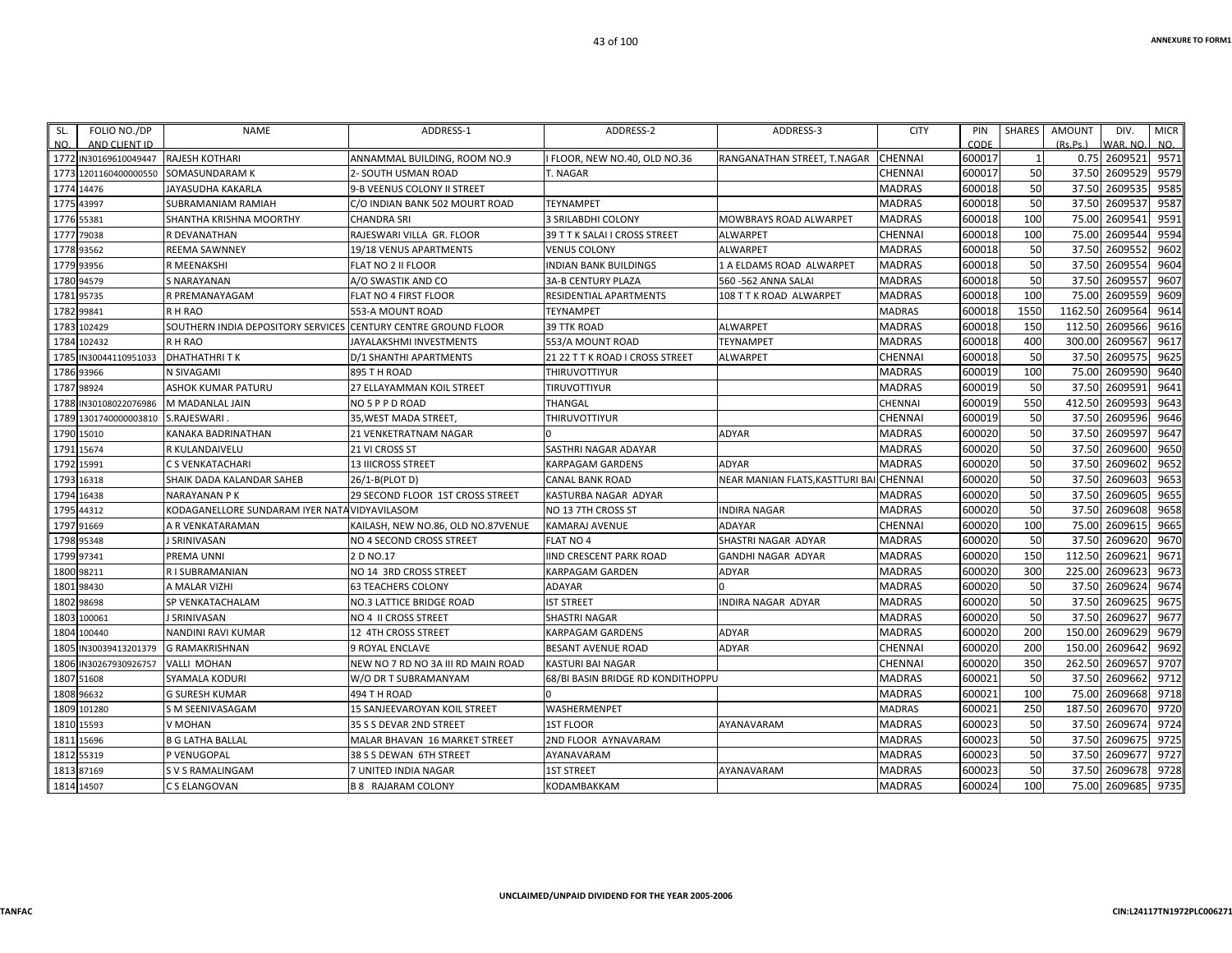| SL. NO. | FOLIO NO./DP AND CLIENT ID | NAME | ADDRESS-1 | ADDRESS-2 | ADDRESS-3 | CITY | PIN CODE | SHARES | AMOUNT (Rs.Ps.) | DIV. WAR. NO. | MICR NO. |
|---|---|---|---|---|---|---|---|---|---|---|---|
| 1772 | IN30169610049447 | RAJESH KOTHARI | ANNAMMAL BUILDING, ROOM NO.9 | I FLOOR, NEW NO.40, OLD NO.36 | RANGANATHAN STREET, T.NAGAR | CHENNAI | 600017 | 1 | 0.75 | 2609521 | 9571 |
| 1773 | 1201160400000550 | SOMASUNDARAM K | 2- SOUTH USMAN ROAD | T. NAGAR | | CHENNAI | 600017 | 50 | 37.50 | 2609529 | 9579 |
| 1774 | 14476 | JAYASUDHA KAKARLA | 9-B VEENUS COLONY II STREET | | | MADRAS | 600018 | 50 | 37.50 | 2609535 | 9585 |
| 1775 | 43997 | SUBRAMANIAM RAMIAH | C/O INDIAN BANK 502 MOURT ROAD | TEYNAMPET | | MADRAS | 600018 | 50 | 37.50 | 2609537 | 9587 |
| 1776 | 55381 | SHANTHA KRISHNA MOORTHY | CHANDRA SRI | 3 SRILABDHI COLONY | MOWBRAYS ROAD ALWARPET | MADRAS | 600018 | 100 | 75.00 | 2609541 | 9591 |
| 1777 | 79038 | R DEVANATHAN | RAJESWARI VILLA GR. FLOOR | 39 T T K SALAI I CROSS STREET | ALWARPET | CHENNAI | 600018 | 100 | 75.00 | 2609544 | 9594 |
| 1778 | 93562 | REEMA SAWNNEY | 19/18 VENUS APARTMENTS | VENUS COLONY | ALWARPET | MADRAS | 600018 | 50 | 37.50 | 2609552 | 9602 |
| 1779 | 93956 | R MEENAKSHI | FLAT NO 2 II FLOOR | INDIAN BANK BUILDINGS | 1 A ELDAMS ROAD ALWARPET | MADRAS | 600018 | 50 | 37.50 | 2609554 | 9604 |
| 1780 | 94579 | S NARAYANAN | A/O SWASTIK AND CO | 3A-B CENTURY PLAZA | 560 -562 ANNA SALAI | MADRAS | 600018 | 50 | 37.50 | 2609557 | 9607 |
| 1781 | 95735 | R PREMANAYAGAM | FLAT NO 4 FIRST FLOOR | RESIDENTIAL APARTMENTS | 108 T T K ROAD ALWARPET | MADRAS | 600018 | 100 | 75.00 | 2609559 | 9609 |
| 1782 | 99841 | R H RAO | 553-A MOUNT ROAD | TEYNAMPET | | MADRAS | 600018 | 1550 | 1162.50 | 2609564 | 9614 |
| 1783 | 102429 | SOUTHERN INDIA DEPOSITORY SERVICES | CENTURY CENTRE GROUND FLOOR | 39 TTK ROAD | ALWARPET | MADRAS | 600018 | 150 | 112.50 | 2609566 | 9616 |
| 1784 | 102432 | R H RAO | JAYALAKSHMI INVESTMENTS | 553/A MOUNT ROAD | TEYNAMPET | MADRAS | 600018 | 400 | 300.00 | 2609567 | 9617 |
| 1785 | IN30044110951033 | DHATHATHRI T K | D/1 SHANTHI APARTMENTS | 21 22 T T K ROAD I CROSS STREET | ALWARPET | CHENNAI | 600018 | 50 | 37.50 | 2609575 | 9625 |
| 1786 | 93966 | N SIVAGAMI | 895 T H ROAD | THIRUVOTTIYUR | | MADRAS | 600019 | 100 | 75.00 | 2609590 | 9640 |
| 1787 | 98924 | ASHOK KUMAR PATURU | 27 ELLAYAMMAN KOIL STREET | TIRUVOTTIYUR | | MADRAS | 600019 | 50 | 37.50 | 2609591 | 9641 |
| 1788 | IN30108022076986 | M MADANLAL JAIN | NO 5 P P D ROAD | THANGAL | | CHENNAI | 600019 | 550 | 412.50 | 2609593 | 9643 |
| 1789 | 1301740000003810 | S.RAJESWARI . | 35,WEST MADA STREET, | THIRUVOTTIYUR | | CHENNAI | 600019 | 50 | 37.50 | 2609596 | 9646 |
| 1790 | 15010 | KANAKA BADRINATHAN | 21 VENKETRATNAM NAGAR | 0 | ADYAR | MADRAS | 600020 | 50 | 37.50 | 2609597 | 9647 |
| 1791 | 15674 | R KULANDAIVELU | 21 VI CROSS ST | SASTHRI NAGAR ADAYAR | | MADRAS | 600020 | 50 | 37.50 | 2609600 | 9650 |
| 1792 | 15991 | C S VENKATACHARI | 13 IIICROSS STREET | KARPAGAM GARDENS | ADYAR | MADRAS | 600020 | 50 | 37.50 | 2609602 | 9652 |
| 1793 | 16318 | SHAIK DADA KALANDAR SAHEB | 26/1-B(PLOT D) | CANAL BANK ROAD | NEAR MANIAN FLATS,KASTTURI BAI | CHENNAI | 600020 | 50 | 37.50 | 2609603 | 9653 |
| 1794 | 16438 | NARAYANAN P K | 29 SECOND FLOOR 1ST CROSS STREET | KASTURBA NAGAR ADYAR | | MADRAS | 600020 | 50 | 37.50 | 2609605 | 9655 |
| 1795 | 44312 | KODAGANELLORE SUNDARAM IYER NATA | VIDYAVILASOM | NO 13 7TH CROSS ST | INDIRA NAGAR | MADRAS | 600020 | 50 | 37.50 | 2609608 | 9658 |
| 1797 | 91669 | A R VENKATARAMAN | KAILASH, NEW NO.86, OLD NO.87VENUE | KAMARAJ AVENUE | ADAYAR | CHENNAI | 600020 | 100 | 75.00 | 2609615 | 9665 |
| 1798 | 95348 | J SRINIVASAN | NO 4 SECOND CROSS STREET | FLAT NO 4 | SHASTRI NAGAR ADYAR | MADRAS | 600020 | 50 | 37.50 | 2609620 | 9670 |
| 1799 | 97341 | PREMA UNNI | 2 D NO.17 | IIND CRESCENT PARK ROAD | GANDHI NAGAR ADYAR | MADRAS | 600020 | 150 | 112.50 | 2609621 | 9671 |
| 1800 | 98211 | R I SUBRAMANIAN | NO 14 3RD CROSS STREET | KARPAGAM GARDEN | ADYAR | MADRAS | 600020 | 300 | 225.00 | 2609623 | 9673 |
| 1801 | 98430 | A MALAR VIZHI | 63 TEACHERS COLONY | ADAYAR | 0 | MADRAS | 600020 | 50 | 37.50 | 2609624 | 9674 |
| 1802 | 98698 | SP VENKATACHALAM | NO.3 LATTICE BRIDGE ROAD | IST STREET | INDIRA NAGAR ADYAR | MADRAS | 600020 | 50 | 37.50 | 2609625 | 9675 |
| 1803 | 100061 | J SRINIVASAN | NO 4 II CROSS STREET | SHASTRI NAGAR | | MADRAS | 600020 | 50 | 37.50 | 2609627 | 9677 |
| 1804 | 100440 | NANDINI RAVI KUMAR | 12 4TH CROSS STREET | KARPAGAM GARDENS | ADYAR | MADRAS | 600020 | 200 | 150.00 | 2609629 | 9679 |
| 1805 | IN30039413201379 | G RAMAKRISHNAN | 9 ROYAL ENCLAVE | BESANT AVENUE ROAD | ADYAR | CHENNAI | 600020 | 200 | 150.00 | 2609642 | 9692 |
| 1806 | IN30267930926757 | VALLI MOHAN | NEW NO 7 RD NO 3A III RD MAIN ROAD | KASTURI BAI NAGAR | | CHENNAI | 600020 | 350 | 262.50 | 2609657 | 9707 |
| 1807 | 51608 | SYAMALA KODURI | W/O DR T SUBRAMANYAM | 68/BI BASIN BRIDGE RD KONDITHOPPU | | MADRAS | 600021 | 50 | 37.50 | 2609662 | 9712 |
| 1808 | 96632 | G SURESH KUMAR | 494 T H ROAD | 0 | | MADRAS | 600021 | 100 | 75.00 | 2609668 | 9718 |
| 1809 | 101280 | S M SEENIVASAGAM | 15 SANJEEVAROYAN KOIL STREET | WASHERMENPET | | MADRAS | 600021 | 250 | 187.50 | 2609670 | 9720 |
| 1810 | 15593 | V MOHAN | 35 S S DEVAR 2ND STREET | 1ST FLOOR | AYANAVARAM | MADRAS | 600023 | 50 | 37.50 | 2609674 | 9724 |
| 1811 | 15696 | B G LATHA BALLAL | MALAR BHAVAN 16 MARKET STREET | 2ND FLOOR AYNAVARAM | | MADRAS | 600023 | 50 | 37.50 | 2609675 | 9725 |
| 1812 | 55319 | P VENUGOPAL | 38 S S DEWAN 6TH STREET | AYANAVARAM | | MADRAS | 600023 | 50 | 37.50 | 2609677 | 9727 |
| 1813 | 87169 | S V S RAMALINGAM | 7 UNITED INDIA NAGAR | 1ST STREET | AYANAVARAM | MADRAS | 600023 | 50 | 37.50 | 2609678 | 9728 |
| 1814 | 14507 | C S ELANGOVAN | B 8 RAJARAM COLONY | KODAMBAKKAM | | MADRAS | 600024 | 100 | 75.00 | 2609685 | 9735 |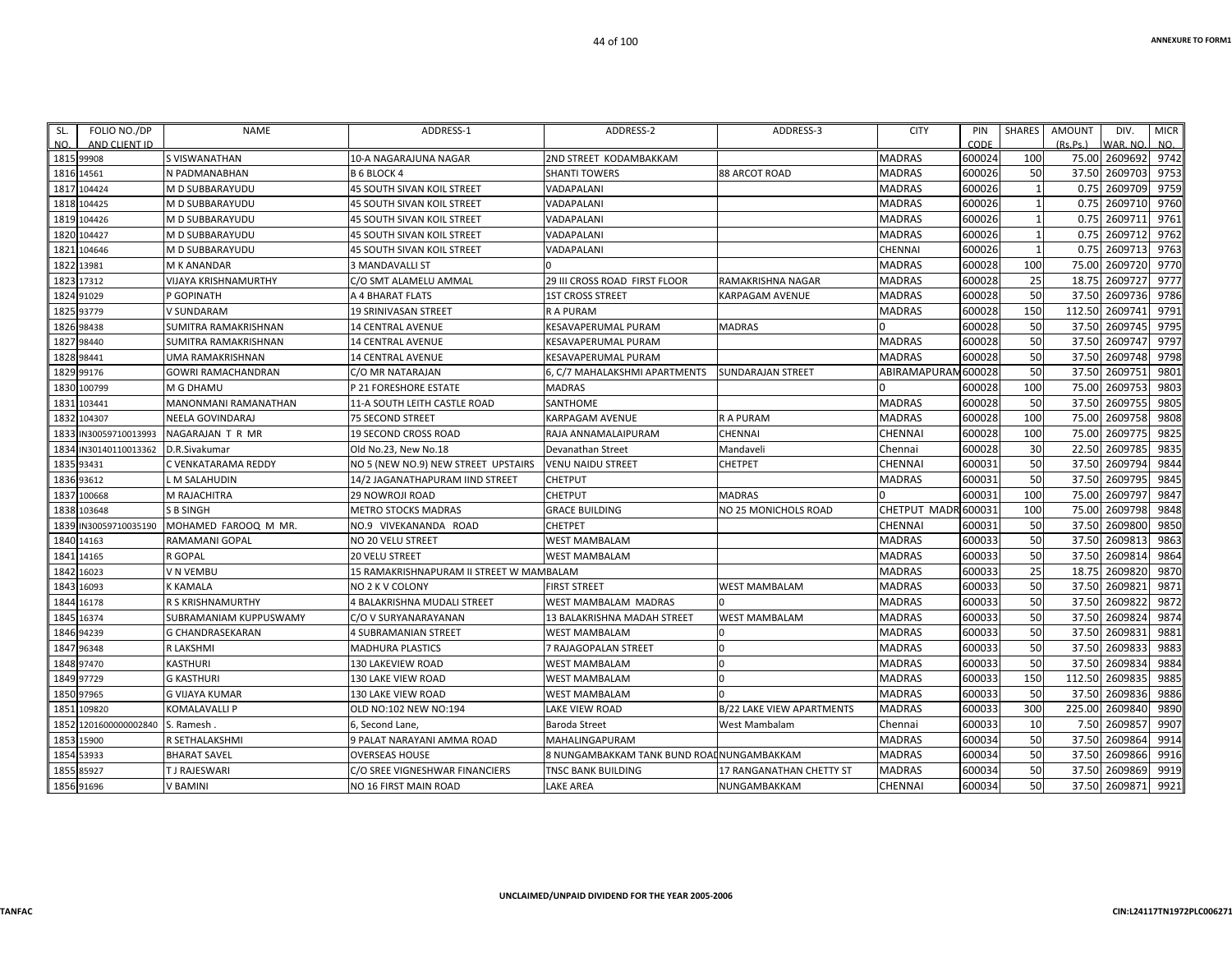| SL. NO. | FOLIO NO./DP AND CLIENT ID | NAME | ADDRESS-1 | ADDRESS-2 | ADDRESS-3 | CITY | PIN CODE | SHARES | AMOUNT (Rs.Ps.) | DIV. WAR. NO. | MICR NO. |
|---|---|---|---|---|---|---|---|---|---|---|---|
| 1815 | 99908 | S VISWANATHAN | 10-A NAGARAJUNA NAGAR | 2ND STREET KODAMBAKKAM | | MADRAS | 600024 | 100 | 75.00 | 2609692 | 9742 |
| 1816 | 14561 | N PADMANABHAN | B 6 BLOCK 4 | SHANTI TOWERS | 88 ARCOT ROAD | MADRAS | 600026 | 50 | 37.50 | 2609703 | 9753 |
| 1817 | 104424 | M D SUBBARAYUDU | 45 SOUTH SIVAN KOIL STREET | VADAPALANI | | MADRAS | 600026 | 1 | 0.75 | 2609709 | 9759 |
| 1818 | 104425 | M D SUBBARAYUDU | 45 SOUTH SIVAN KOIL STREET | VADAPALANI | | MADRAS | 600026 | 1 | 0.75 | 2609710 | 9760 |
| 1819 | 104426 | M D SUBBARAYUDU | 45 SOUTH SIVAN KOIL STREET | VADAPALANI | | MADRAS | 600026 | 1 | 0.75 | 2609711 | 9761 |
| 1820 | 104427 | M D SUBBARAYUDU | 45 SOUTH SIVAN KOIL STREET | VADAPALANI | | MADRAS | 600026 | 1 | 0.75 | 2609712 | 9762 |
| 1821 | 104646 | M D SUBBARAYUDU | 45 SOUTH SIVAN KOIL STREET | VADAPALANI | | CHENNAI | 600026 | 1 | 0.75 | 2609713 | 9763 |
| 1822 | 13981 | M K ANANDAR | 3 MANDAVALLI ST | 0 | | MADRAS | 600028 | 100 | 75.00 | 2609720 | 9770 |
| 1823 | 17312 | VIJAYA KRISHNAMURTHY | C/O SMT ALAMELU AMMAL | 29 III CROSS ROAD FIRST FLOOR | RAMAKRISHNA NAGAR | MADRAS | 600028 | 25 | 18.75 | 2609727 | 9777 |
| 1824 | 91029 | P GOPINATH | A 4 BHARAT FLATS | 1ST CROSS STREET | KARPAGAM AVENUE | MADRAS | 600028 | 50 | 37.50 | 2609736 | 9786 |
| 1825 | 93779 | V SUNDARAM | 19 SRINIVASAN STREET | R A PURAM | | MADRAS | 600028 | 150 | 112.50 | 2609741 | 9791 |
| 1826 | 98438 | SUMITRA RAMAKRISHNAN | 14 CENTRAL AVENUE | KESAVAPERUMAL PURAM | MADRAS | 0 | 600028 | 50 | 37.50 | 2609745 | 9795 |
| 1827 | 98440 | SUMITRA RAMAKRISHNAN | 14 CENTRAL AVENUE | KESAVAPERUMAL PURAM | | MADRAS | 600028 | 50 | 37.50 | 2609747 | 9797 |
| 1828 | 98441 | UMA RAMAKRISHNAN | 14 CENTRAL AVENUE | KESAVAPERUMAL PURAM | | MADRAS | 600028 | 50 | 37.50 | 2609748 | 9798 |
| 1829 | 99176 | GOWRI RAMACHANDRAN | C/O MR NATARAJAN | 6, C/7 MAHALAKSHMI APARTMENTS | SUNDARAJAN STREET | ABIRAMAPURAM | 600028 | 50 | 37.50 | 2609751 | 9801 |
| 1830 | 100799 | M G DHAMU | P 21 FORESHORE ESTATE | MADRAS | | 0 | 600028 | 100 | 75.00 | 2609753 | 9803 |
| 1831 | 103441 | MANONMANI RAMANATHAN | 11-A SOUTH LEITH CASTLE ROAD | SANTHOME | | MADRAS | 600028 | 50 | 37.50 | 2609755 | 9805 |
| 1832 | 104307 | NEELA GOVINDARAJ | 75 SECOND STREET | KARPAGAM AVENUE | R A PURAM | MADRAS | 600028 | 100 | 75.00 | 2609758 | 9808 |
| 1833 | IN30059710013993 | NAGARAJAN T R MR | 19 SECOND CROSS ROAD | RAJA ANNAMALAIPURAM | CHENNAI | CHENNAI | 600028 | 100 | 75.00 | 2609775 | 9825 |
| 1834 | IN30140110013362 | D.R.Sivakumar | Old No.23, New No.18 | Devanathan Street | Mandaveli | Chennai | 600028 | 30 | 22.50 | 2609785 | 9835 |
| 1835 | 93431 | C VENKATARAMA REDDY | NO 5 (NEW NO.9) NEW STREET UPSTAIRS | VENU NAIDU STREET | CHETPET | CHENNAI | 600031 | 50 | 37.50 | 2609794 | 9844 |
| 1836 | 93612 | L M SALAHUDIN | 14/2 JAGANATHAPURAM IIND STREET | CHETPUT | | MADRAS | 600031 | 50 | 37.50 | 2609795 | 9845 |
| 1837 | 100668 | M RAJACHITRA | 29 NOWROJI ROAD | CHETPUT | MADRAS | 0 | 600031 | 100 | 75.00 | 2609797 | 9847 |
| 1838 | 103648 | S B SINGH | METRO STOCKS MADRAS | GRACE BUILDING | NO 25 MONICHOLS ROAD | CHETPUT MADR | 600031 | 100 | 75.00 | 2609798 | 9848 |
| 1839 | IN30059710035190 | MOHAMED FAROOQ M MR. | NO.9 VIVEKANANDA ROAD | CHETPET | | CHENNAI | 600031 | 50 | 37.50 | 2609800 | 9850 |
| 1840 | 14163 | RAMAMANI GOPAL | NO 20 VELU STREET | WEST MAMBALAM | | MADRAS | 600033 | 50 | 37.50 | 2609813 | 9863 |
| 1841 | 14165 | R GOPAL | 20 VELU STREET | WEST MAMBALAM | | MADRAS | 600033 | 50 | 37.50 | 2609814 | 9864 |
| 1842 | 16023 | V N VEMBU | 15 RAMAKRISHNAPURAM II STREET W MAMBALAM | | | MADRAS | 600033 | 25 | 18.75 | 2609820 | 9870 |
| 1843 | 16093 | K KAMALA | NO 2 K V COLONY | FIRST STREET | WEST MAMBALAM | MADRAS | 600033 | 50 | 37.50 | 2609821 | 9871 |
| 1844 | 16178 | R S KRISHNAMURTHY | 4 BALAKRISHNA MUDALI STREET | WEST MAMBALAM MADRAS | 0 | MADRAS | 600033 | 50 | 37.50 | 2609822 | 9872 |
| 1845 | 16374 | SUBRAMANIAM KUPPUSWAMY | C/O V SURYANARAYANAN | 13 BALAKRISHNA MADAH STREET | WEST MAMBALAM | MADRAS | 600033 | 50 | 37.50 | 2609824 | 9874 |
| 1846 | 94239 | G CHANDRASEKARAN | 4 SUBRAMANIAN STREET | WEST MAMBALAM | 0 | MADRAS | 600033 | 50 | 37.50 | 2609831 | 9881 |
| 1847 | 96348 | R LAKSHMI | MADHURA PLASTICS | 7 RAJAGOPALAN STREET | 0 | MADRAS | 600033 | 50 | 37.50 | 2609833 | 9883 |
| 1848 | 97470 | KASTHURI | 130 LAKEVIEW ROAD | WEST MAMBALAM | 0 | MADRAS | 600033 | 50 | 37.50 | 2609834 | 9884 |
| 1849 | 97729 | G KASTHURI | 130 LAKE VIEW ROAD | WEST MAMBALAM | 0 | MADRAS | 600033 | 150 | 112.50 | 2609835 | 9885 |
| 1850 | 97965 | G VIJAYA KUMAR | 130 LAKE VIEW ROAD | WEST MAMBALAM | 0 | MADRAS | 600033 | 50 | 37.50 | 2609836 | 9886 |
| 1851 | 109820 | KOMALAVALLI P | OLD NO:102 NEW NO:194 | LAKE VIEW ROAD | B/22 LAKE VIEW APARTMENTS | MADRAS | 600033 | 300 | 225.00 | 2609840 | 9890 |
| 1852 | 1201600000002840 | S. Ramesh . | 6, Second Lane, | Baroda Street | West Mambalam | Chennai | 600033 | 10 | 7.50 | 2609857 | 9907 |
| 1853 | 15900 | R SETHALAKSHMI | 9 PALAT NARAYANI AMMA ROAD | MAHALINGAPURAM | | MADRAS | 600034 | 50 | 37.50 | 2609864 | 9914 |
| 1854 | 53933 | BHARAT SAVEL | OVERSEAS HOUSE | 8 NUNGAMBAKKAM TANK BUND ROAD | NUNGAMBAKKAM | MADRAS | 600034 | 50 | 37.50 | 2609866 | 9916 |
| 1855 | 85927 | T J RAJESWARI | C/O SREE VIGNESHWAR FINANCIERS | TNSC BANK BUILDING | 17 RANGANATHAN CHETTY ST | MADRAS | 600034 | 50 | 37.50 | 2609869 | 9919 |
| 1856 | 91696 | V BAMINI | NO 16 FIRST MAIN ROAD | LAKE AREA | NUNGAMBAKKAM | CHENNAI | 600034 | 50 | 37.50 | 2609871 | 9921 |

UNCLAIMED/UNPAID DIVIDEND FOR THE YEAR 2005-2006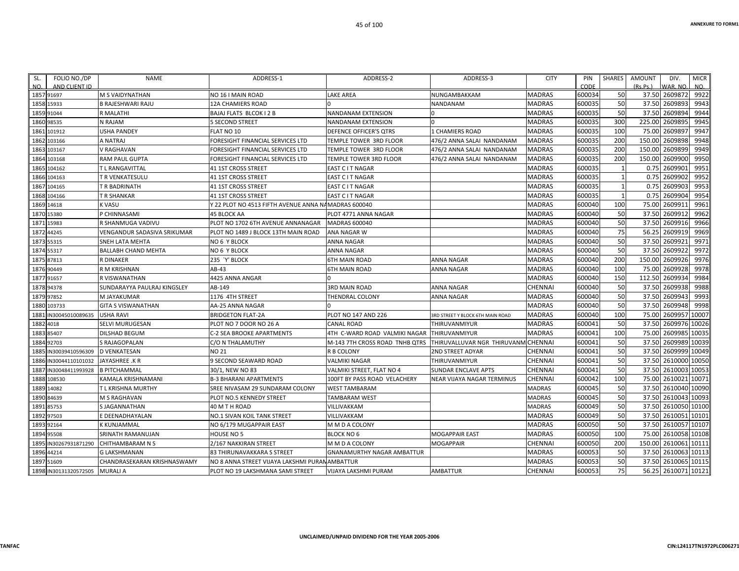| SL. NO. | FOLIO NO./DP AND CLIENT ID | NAME | ADDRESS-1 | ADDRESS-2 | ADDRESS-3 | CITY | PIN CODE | SHARES | AMOUNT (Rs.Ps.) | DIV. WAR. NO. | MICR NO. |
|---|---|---|---|---|---|---|---|---|---|---|---|
| 1857 | 91697 | M S VAIDYNATHAN | NO 16 I MAIN ROAD | LAKE AREA | NUNGAMBAKKAM | MADRAS | 600034 | 50 | 37.50 | 2609872 | 9922 |
| 1858 | 15933 | B RAJESHWARI RAJU | 12A CHAMIERS ROAD | 0 | NANDANAM | MADRAS | 600035 | 50 | 37.50 | 2609893 | 9943 |
| 1859 | 91044 | R MALATHI | BAJAJ FLATS BLCOK I 2 B | NANDANAM EXTENSION | 0 | MADRAS | 600035 | 50 | 37.50 | 2609894 | 9944 |
| 1860 | 98535 | N RAJAM | 5 SECOND STREET | NANDANAM EXTENSION | 0 | MADRAS | 600035 | 300 | 225.00 | 2609895 | 9945 |
| 1861 | 101912 | USHA PANDEY | FLAT NO 10 | DEFENCE OFFICER'S QTRS | 1 CHAMIERS ROAD | MADRAS | 600035 | 100 | 75.00 | 2609897 | 9947 |
| 1862 | 103166 | A NATRAJ | FORESIGHT FINANCIAL SERVICES LTD | TEMPLE TOWER 3RD FLOOR | 476/2 ANNA SALAI NANDANAM | MADRAS | 600035 | 200 | 150.00 | 2609898 | 9948 |
| 1863 | 103167 | V RAGHAVAN | FORESIGHT FINANCIAL SERVICES LTD | TEMPLE TOWER 3RD FLOOR | 476/2 ANNA SALAI NANDANAM | MADRAS | 600035 | 200 | 150.00 | 2609899 | 9949 |
| 1864 | 103168 | RAM PAUL GUPTA | FORESIGHT FINANCIAL SERVICES LTD | TEMPLE TOWER 3RD FLOOR | 476/2 ANNA SALAI NANDANAM | MADRAS | 600035 | 200 | 150.00 | 2609900 | 9950 |
| 1865 | 104162 | T L RANGAVITTAL | 41 1ST CROSS STREET | EAST C I T NAGAR | | MADRAS | 600035 | 1 | 0.75 | 2609901 | 9951 |
| 1866 | 104163 | T R VENKATESULU | 41 1ST CROSS STREET | EAST C I T NAGAR | | MADRAS | 600035 | 1 | 0.75 | 2609902 | 9952 |
| 1867 | 104165 | T R BADRINATH | 41 1ST CROSS STREET | EAST C I T NAGAR | | MADRAS | 600035 | 1 | 0.75 | 2609903 | 9953 |
| 1868 | 104166 | T R SHANKAR | 41 1ST CROSS STREET | EAST C I T NAGAR | | MADRAS | 600035 | 1 | 0.75 | 2609904 | 9954 |
| 1869 | 14618 | K VASU | Y 22 PLOT NO 4513 FIFTH AVENUE ANNA NA | MADRAS 600040 | | MADRAS | 600040 | 100 | 75.00 | 2609911 | 9961 |
| 1870 | 15380 | P CHINNASAMI | 45 BLOCK AA | PLOT 4771 ANNA NAGAR | | MADRAS | 600040 | 50 | 37.50 | 2609912 | 9962 |
| 1871 | 15983 | R SHANMUGA VADIVU | PLOT NO 1702 6TH AVENUE ANNANAGAR | MADRAS 600040 | | MADRAS | 600040 | 50 | 37.50 | 2609916 | 9966 |
| 1872 | 44245 | VENGANDUR SADASIVA SRIKUMAR | PLOT NO 1489 J BLOCK 13TH MAIN ROAD | ANA NAGAR W | | MADRAS | 600040 | 75 | 56.25 | 2609919 | 9969 |
| 1873 | 55315 | SNEH LATA MEHTA | NO 6 Y BLOCK | ANNA NAGAR | | MADRAS | 600040 | 50 | 37.50 | 2609921 | 9971 |
| 1874 | 55317 | BALLABH CHAND MEHTA | NO 6 Y BLOCK | ANNA NAGAR | | MADRAS | 600040 | 50 | 37.50 | 2609922 | 9972 |
| 1875 | 87813 | R DINAKER | 235 `Y' BLOCK | 6TH MAIN ROAD | ANNA NAGAR | MADRAS | 600040 | 200 | 150.00 | 2609926 | 9976 |
| 1876 | 90449 | R M KRISHNAN | AB-43 | 6TH MAIN ROAD | ANNA NAGAR | MADRAS | 600040 | 100 | 75.00 | 2609928 | 9978 |
| 1877 | 91657 | R VISWANATHAN | 4425 ANNA ANGAR | 0 | | MADRAS | 600040 | 150 | 112.50 | 2609934 | 9984 |
| 1878 | 94378 | SUNDARAYYA PAULRAJ KINGSLEY | AB-149 | 3RD MAIN ROAD | ANNA NAGAR | CHENNAI | 600040 | 50 | 37.50 | 2609938 | 9988 |
| 1879 | 97852 | M JAYAKUMAR | 1176 4TH STREET | THENDRAL COLONY | ANNA NAGAR | MADRAS | 600040 | 50 | 37.50 | 2609943 | 9993 |
| 1880 | 103733 | GITA S VISWANATHAN | AA-25 ANNA NAGAR | 0 | | MADRAS | 600040 | 50 | 37.50 | 2609948 | 9998 |
| 1881 | IN30045010089635 | USHA RAVI | BRIDGETON FLAT-2A | PLOT NO 147 AND 226 | 3RD STREET Y BLOCK 6TH MAIN ROAD | MADRAS | 600040 | 100 | 75.00 | 2609957 | 10007 |
| 1882 | 4018 | SELVI MURUGESAN | PLOT NO 7 DOOR NO 26 A | CANAL ROAD | THIRUVANMIYUR | MADRAS | 600041 | 50 | 37.50 | 2609976 | 10026 |
| 1883 | 85407 | DILSHAD BEGUM | C-2 SEA BROOKE APARTMENTS | 4TH C-WARD ROAD VALMIKI NAGAR | THIRUVANMIYUR | MADRAS | 600041 | 100 | 75.00 | 2609985 | 10035 |
| 1884 | 92703 | S RAJAGOPALAN | C/O N THALAMUTHY | M-143 7TH CROSS ROAD TNHB QTRS | THIRUVALLUVAR NGR THIRUVANM | CHENNAI | 600041 | 50 | 37.50 | 2609989 | 10039 |
| 1885 | IN30039410596309 | D VENKATESAN | NO 21 | R B COLONY | 2ND STREET ADYAR | CHENNAI | 600041 | 50 | 37.50 | 2609999 | 10049 |
| 1886 | IN30044110101032 | JAYASHREE .K R | 9 SECOND SEAWARD ROAD | VALMIKI NAGAR | THIRUVANMIYUR | CHENNAI | 600041 | 50 | 37.50 | 2610000 | 10050 |
| 1887 | IN30048411993928 | B PITCHAMMAL | 30/1, NEW NO 83 | VALMIKI STREET, FLAT NO 4 | SUNDAR ENCLAVE APTS | CHENNAI | 600041 | 50 | 37.50 | 2610003 | 10053 |
| 1888 | 108530 | KAMALA KRISHNAMANI | B-3 BHARANI APARTMENTS | 100FT BY PASS ROAD VELACHERY | NEAR VIJAYA NAGAR TERMINUS | CHENNAI | 600042 | 100 | 75.00 | 2610021 | 10071 |
| 1889 | 14082 | T L KRISHNA MURTHY | SREE NIVASAM 29 SUNDARAM COLONY | WEST TAMBARAM | | MADRAS | 600045 | 50 | 37.50 | 2610040 | 10090 |
| 1890 | 84639 | M S RAGHAVAN | PLOT NO.5 KENNEDY STREET | TAMBARAM WEST | | MADRAS | 600045 | 50 | 37.50 | 2610043 | 10093 |
| 1891 | 85753 | S JAGANNATHAN | 40 M T H ROAD | VILLIVAKKAM | | MADRAS | 600049 | 50 | 37.50 | 2610050 | 10100 |
| 1892 | 97503 | E DEENADHAYALAN | NO.1 SIVAN KOIL TANK STREET | VILLIVAKKAM | | MADRAS | 600049 | 50 | 37.50 | 2610051 | 10101 |
| 1893 | 92164 | K KUNJAMMAL | NO 6/179 MUGAPPAIR EAST | M M D A COLONY | | MADRAS | 600050 | 50 | 37.50 | 2610057 | 10107 |
| 1894 | 95508 | SRINATH RAMANUJAN | HOUSE NO 5 | BLOCK NO 6 | MOGAPPAIR EAST | MADRAS | 600050 | 100 | 75.00 | 2610058 | 10108 |
| 1895 | IN30267931871290 | CHITHAMBARAM N S | 2/167 NAKKIRAN STREET | M M D A COLONY | MOGAPPAIR | CHENNAI | 600050 | 200 | 150.00 | 2610061 | 10111 |
| 1896 | 44214 | G LAKSHMANAN | 83 THIRUNAVAKKARA S STREET | GNANAMURTHY NAGAR AMBATTUR | | MADRAS | 600053 | 50 | 37.50 | 2610063 | 10113 |
| 1897 | 51609 | CHANDRASEKARAN KRISHNASWAMY | NO 8 ANNA STREET VIJAYA LAKSHMI PURAN | AMBATTUR | | MADRAS | 600053 | 50 | 37.50 | 2610065 | 10115 |
| 1898 | IN30131320572505 | MURALI A | PLOT NO 19 LAKSHMANA SAMI STREET | VIJAYA LAKSHMI PURAM | AMBATTUR | CHENNAI | 600053 | 75 | 56.25 | 2610071 | 10121 |

UNCLAIMED/UNPAID DIVIDEND FOR THE YEAR 2005-2006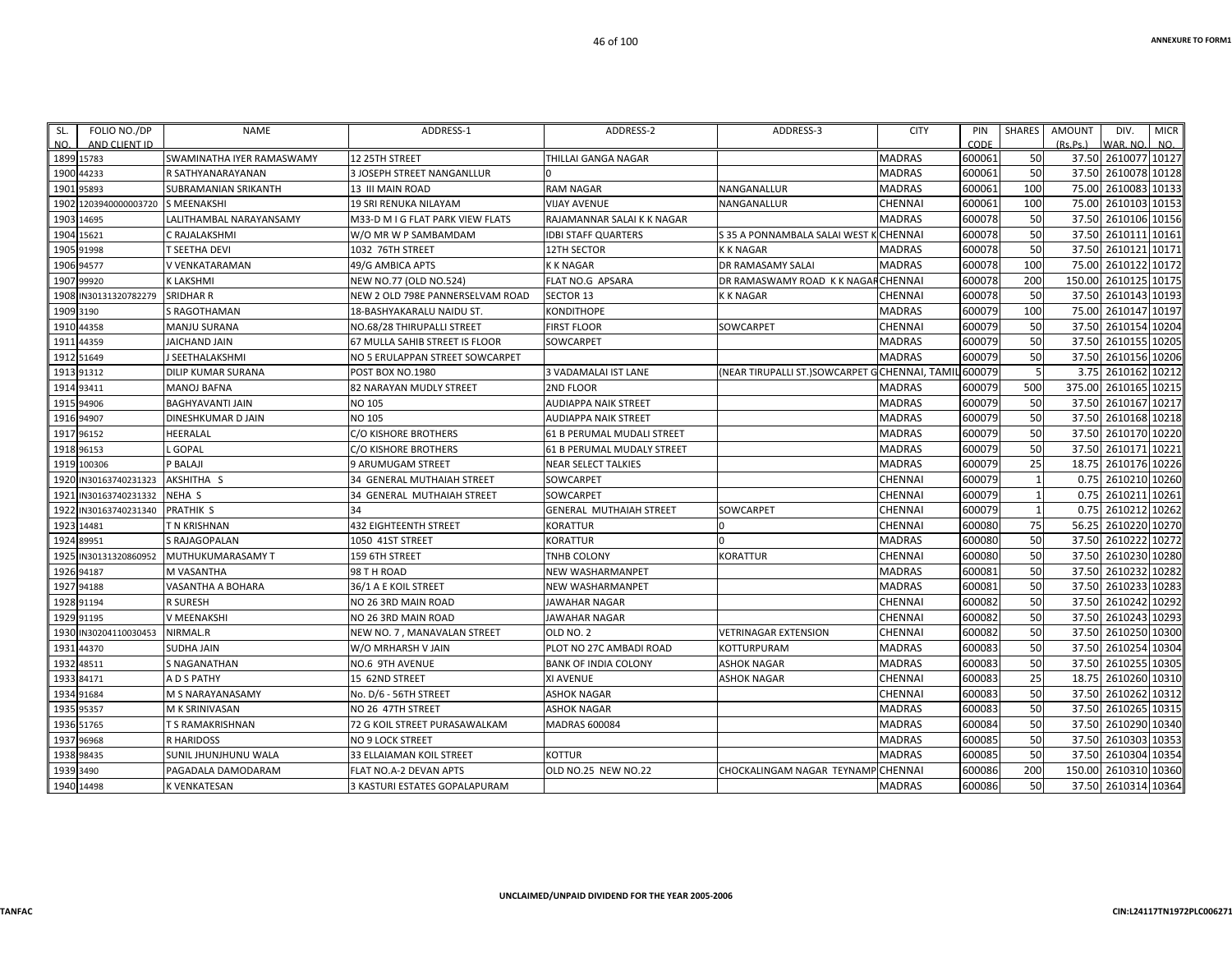| SL. NO. | FOLIO NO./DP AND CLIENT ID | NAME | ADDRESS-1 | ADDRESS-2 | ADDRESS-3 | CITY | PIN CODE | SHARES | AMOUNT (Rs.Ps.) | DIV. WAR. NO. | MICR NO. |
|---|---|---|---|---|---|---|---|---|---|---|---|
| 1899 | 15783 | SWAMINATHA IYER RAMASWAMY | 12 25TH STREET | THILLAI GANGA NAGAR | | MADRAS | 600061 | 50 | 37.50 | 2610077 | 10127 |
| 1900 | 44233 | R SATHYANARAYANAN | 3 JOSEPH STREET NANGANLLUR | 0 | | MADRAS | 600061 | 50 | 37.50 | 2610078 | 10128 |
| 1901 | 95893 | SUBRAMANIAN SRIKANTH | 13 III MAIN ROAD | RAM NAGAR | NANGANALLUR | MADRAS | 600061 | 100 | 75.00 | 2610083 | 10133 |
| 1902 | 1203940000003720 | S MEENAKSHI | 19 SRI RENUKA NILAYAM | VIJAY AVENUE | NANGANALLUR | CHENNAI | 600061 | 100 | 75.00 | 2610103 | 10153 |
| 1903 | 14695 | LALITHAMBAL NARAYANSAMY | M33-D M I G FLAT PARK VIEW FLATS | RAJAMANNAR SALAI K K NAGAR | | MADRAS | 600078 | 50 | 37.50 | 2610106 | 10156 |
| 1904 | 15621 | C RAJALAKSHMI | W/O MR W P SAMBAMDAM | IDBI STAFF QUARTERS | S 35 A PONNAMBALA SALAI WEST K | CHENNAI | 600078 | 50 | 37.50 | 2610111 | 10161 |
| 1905 | 91998 | T SEETHA DEVI | 1032 76TH STREET | 12TH SECTOR | K K NAGAR | MADRAS | 600078 | 50 | 37.50 | 2610121 | 10171 |
| 1906 | 94577 | V VENKATARAMAN | 49/G AMBICA APTS | K K NAGAR | DR RAMASAMY SALAI | MADRAS | 600078 | 100 | 75.00 | 2610122 | 10172 |
| 1907 | 99920 | K LAKSHMI | NEW NO.77 (OLD NO.524) | FLAT NO.G APSARA | DR RAMASWAMY ROAD K K NAGAR | CHENNAI | 600078 | 200 | 150.00 | 2610125 | 10175 |
| 1908 | IN30131320782279 | SRIDHAR R | NEW 2 OLD 798E PANNERSELVAM ROAD | SECTOR 13 | K K NAGAR | CHENNAI | 600078 | 50 | 37.50 | 2610143 | 10193 |
| 1909 | 3190 | S RAGOTHAMAN | 18-BASHYAKARALU NAIDU ST. | KONDITHOPE | | MADRAS | 600079 | 100 | 75.00 | 2610147 | 10197 |
| 1910 | 44358 | MANJU SURANA | NO.68/28 THIRUPALLI STREET | FIRST FLOOR | SOWCARPET | CHENNAI | 600079 | 50 | 37.50 | 2610154 | 10204 |
| 1911 | 44359 | JAICHAND JAIN | 67 MULLA SAHIB STREET IS FLOOR | SOWCARPET | | MADRAS | 600079 | 50 | 37.50 | 2610155 | 10205 |
| 1912 | 51649 | J SEETHALAKSHMI | NO 5 ERULAPPAN STREET SOWCARPET | | | MADRAS | 600079 | 50 | 37.50 | 2610156 | 10206 |
| 1913 | 91312 | DILIP KUMAR SURANA | POST BOX NO.1980 | 3 VADAMALAI IST LANE | (NEAR TIRUPALLI ST.)SOWCARPET G | CHENNAI, TAMIL | 600079 | 5 | 3.75 | 2610162 | 10212 |
| 1914 | 93411 | MANOJ BAFNA | 82 NARAYAN MUDLY STREET | 2ND FLOOR | | MADRAS | 600079 | 500 | 375.00 | 2610165 | 10215 |
| 1915 | 94906 | BAGHYAVANTI JAIN | NO 105 | AUDIAPPA NAIK STREET | | MADRAS | 600079 | 50 | 37.50 | 2610167 | 10217 |
| 1916 | 94907 | DINESHKUMAR D JAIN | NO 105 | AUDIAPPA NAIK STREET | | MADRAS | 600079 | 50 | 37.50 | 2610168 | 10218 |
| 1917 | 96152 | HEERALAL | C/O KISHORE BROTHERS | 61 B PERUMAL MUDALI STREET | | MADRAS | 600079 | 50 | 37.50 | 2610170 | 10220 |
| 1918 | 96153 | L GOPAL | C/O KISHORE BROTHERS | 61 B PERUMAL MUDALY STREET | | MADRAS | 600079 | 50 | 37.50 | 2610171 | 10221 |
| 1919 | 100306 | P BALAJI | 9 ARUMUGAM STREET | NEAR SELECT TALKIES | | MADRAS | 600079 | 25 | 18.75 | 2610176 | 10226 |
| 1920 | IN30163740231323 | AKSHITHA S | 34 GENERAL MUTHAIAH STREET | SOWCARPET | | CHENNAI | 600079 | 1 | 0.75 | 2610210 | 10260 |
| 1921 | IN30163740231332 | NEHA S | 34 GENERAL MUTHAIAH STREET | SOWCARPET | | CHENNAI | 600079 | 1 | 0.75 | 2610211 | 10261 |
| 1922 | IN30163740231340 | PRATHIK S | 34 | GENERAL MUTHAIAH STREET | SOWCARPET | CHENNAI | 600079 | 1 | 0.75 | 2610212 | 10262 |
| 1923 | 14481 | T N KRISHNAN | 432 EIGHTEENTH STREET | KORATTUR | 0 | CHENNAI | 600080 | 75 | 56.25 | 2610220 | 10270 |
| 1924 | 89951 | S RAJAGOPALAN | 1050 41ST STREET | KORATTUR | 0 | MADRAS | 600080 | 50 | 37.50 | 2610222 | 10272 |
| 1925 | IN30131320860952 | MUTHUKUMARASAMY T | 159 6TH STREET | TNHB COLONY | KORATTUR | CHENNAI | 600080 | 50 | 37.50 | 2610230 | 10280 |
| 1926 | 94187 | M VASANTHA | 98 T H ROAD | NEW WASHARMANPET | | MADRAS | 600081 | 50 | 37.50 | 2610232 | 10282 |
| 1927 | 94188 | VASANTHA A BOHARA | 36/1 A E KOIL STREET | NEW WASHARMANPET | | MADRAS | 600081 | 50 | 37.50 | 2610233 | 10283 |
| 1928 | 91194 | R SURESH | NO 26 3RD MAIN ROAD | JAWAHAR NAGAR | | CHENNAI | 600082 | 50 | 37.50 | 2610242 | 10292 |
| 1929 | 91195 | V MEENAKSHI | NO 26 3RD MAIN ROAD | JAWAHAR NAGAR | | CHENNAI | 600082 | 50 | 37.50 | 2610243 | 10293 |
| 1930 | IN30204110030453 | NIRMAL.R | NEW NO. 7 , MANAVALAN STREET | OLD NO. 2 | VETRINAGAR EXTENSION | CHENNAI | 600082 | 50 | 37.50 | 2610250 | 10300 |
| 1931 | 44370 | SUDHA JAIN | W/O MRHARSH V JAIN | PLOT NO 27C AMBADI ROAD | KOTTURPURAM | MADRAS | 600083 | 50 | 37.50 | 2610254 | 10304 |
| 1932 | 48511 | S NAGANATHAN | NO.6 9TH AVENUE | BANK OF INDIA COLONY | ASHOK NAGAR | MADRAS | 600083 | 50 | 37.50 | 2610255 | 10305 |
| 1933 | 84171 | A D S PATHY | 15 62ND STREET | XI AVENUE | ASHOK NAGAR | CHENNAI | 600083 | 25 | 18.75 | 2610260 | 10310 |
| 1934 | 91684 | M S NARAYANASAMY | No. D/6 - 56TH STREET | ASHOK NAGAR | | CHENNAI | 600083 | 50 | 37.50 | 2610262 | 10312 |
| 1935 | 95357 | M K SRINIVASAN | NO 26 47TH STREET | ASHOK NAGAR | | MADRAS | 600083 | 50 | 37.50 | 2610265 | 10315 |
| 1936 | 51765 | T S RAMAKRISHNAN | 72 G KOIL STREET PURASAWALKAM | MADRAS 600084 | | MADRAS | 600084 | 50 | 37.50 | 2610290 | 10340 |
| 1937 | 96968 | R HARIDOSS | NO 9 LOCK STREET | | | MADRAS | 600085 | 50 | 37.50 | 2610303 | 10353 |
| 1938 | 98435 | SUNIL JHUNJHUNU WALA | 33 ELLAIAMAN KOIL STREET | KOTTUR | | MADRAS | 600085 | 50 | 37.50 | 2610304 | 10354 |
| 1939 | 3490 | PAGADALA DAMODARAM | FLAT NO.A-2 DEVAN APTS | OLD NO.25 NEW NO.22 | CHOCKALINGAM NAGAR TEYNAMP | CHENNAI | 600086 | 200 | 150.00 | 2610310 | 10360 |
| 1940 | 14498 | K VENKATESAN | 3 KASTURI ESTATES GOPALAPURAM | | | MADRAS | 600086 | 50 | 37.50 | 2610314 | 10364 |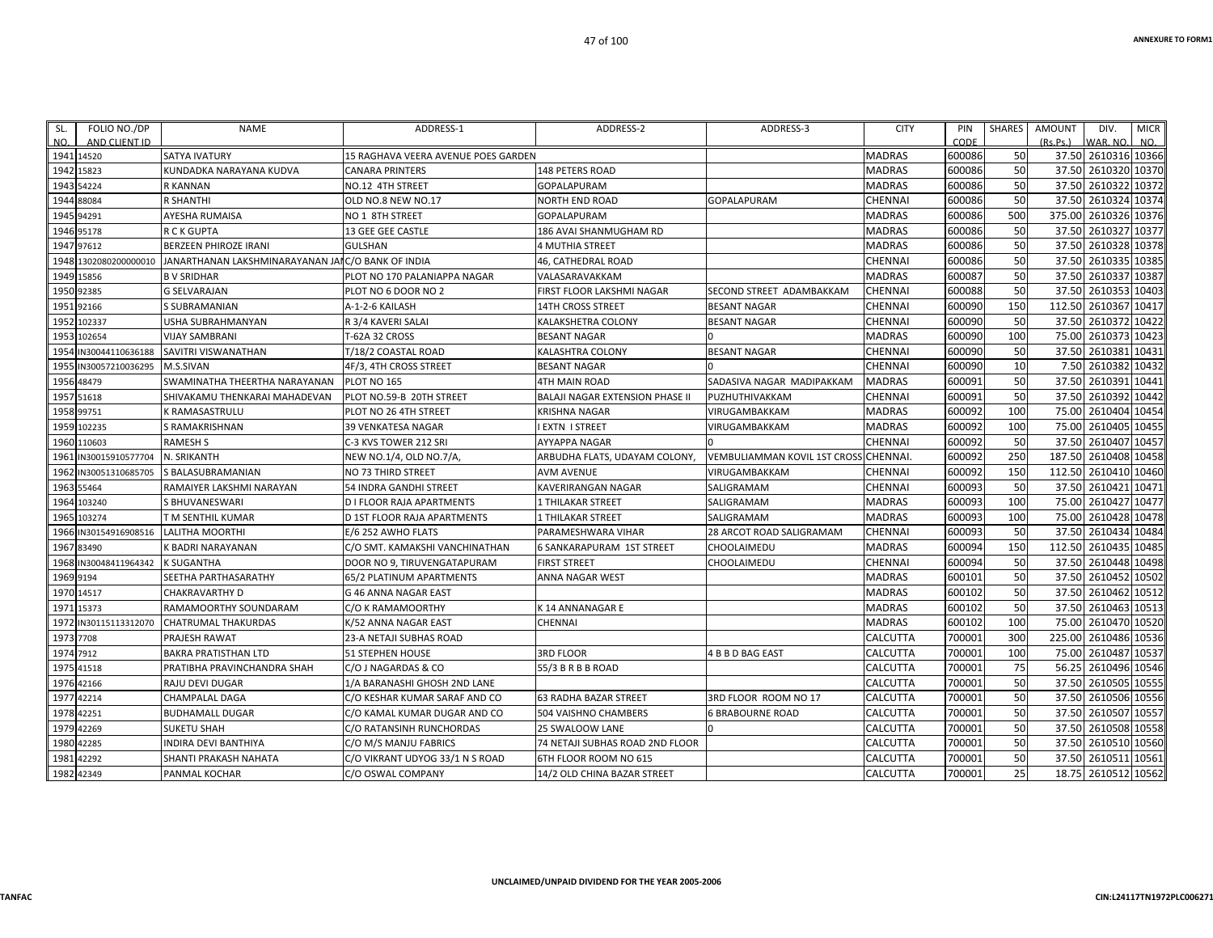| SL. NO. | FOLIO NO./DP AND CLIENT ID | NAME | ADDRESS-1 | ADDRESS-2 | ADDRESS-3 | CITY | PIN CODE | SHARES | AMOUNT (Rs.Ps.) | DIV. WAR. NO. | MICR NO. |
|---|---|---|---|---|---|---|---|---|---|---|---|
| 1941 | 14520 | SATYA IVATURY | 15 RAGHAVA VEERA AVENUE POES GARDEN | | | MADRAS | 600086 | 50 | 37.50 | 2610316 | 10366 |
| 1942 | 15823 | KUNDADKA NARAYANA KUDVA | CANARA PRINTERS | 148 PETERS ROAD | | MADRAS | 600086 | 50 | 37.50 | 2610320 | 10370 |
| 1943 | 54224 | R KANNAN | NO.12 4TH STREET | GOPALAPURAM | | MADRAS | 600086 | 50 | 37.50 | 2610322 | 10372 |
| 1944 | 88084 | R SHANTHI | OLD NO.8 NEW NO.17 | NORTH END ROAD | GOPALAPURAM | CHENNAI | 600086 | 50 | 37.50 | 2610324 | 10374 |
| 1945 | 94291 | AYESHA RUMAISA | NO 1 8TH STREET | GOPALAPURAM | | MADRAS | 600086 | 500 | 375.00 | 2610326 | 10376 |
| 1946 | 95178 | R C K GUPTA | 13 GEE GEE CASTLE | 186 AVAI SHANMUGHAM RD | | MADRAS | 600086 | 50 | 37.50 | 2610327 | 10377 |
| 1947 | 97612 | BERZEEN PHIROZE IRANI | GULSHAN | 4 MUTHIA STREET | | MADRAS | 600086 | 50 | 37.50 | 2610328 | 10378 |
| 1948 | 1302080200000010 | JANARTHANAN LAKSHMINARAYANAN JA | C/O BANK OF INDIA | 46, CATHEDRAL ROAD | | CHENNAI | 600086 | 50 | 37.50 | 2610335 | 10385 |
| 1949 | 15856 | B V SRIDHAR | PLOT NO 170 PALANIAPPA NAGAR | VALASARAVAKKAM | | MADRAS | 600087 | 50 | 37.50 | 2610337 | 10387 |
| 1950 | 92385 | G SELVARAJAN | PLOT NO 6 DOOR NO 2 | FIRST FLOOR LAKSHMI NAGAR | SECOND STREET ADAMBAKKAM | CHENNAI | 600088 | 50 | 37.50 | 2610353 | 10403 |
| 1951 | 92166 | S SUBRAMANIAN | A-1-2-6 KAILASH | 14TH CROSS STREET | BESANT NAGAR | CHENNAI | 600090 | 150 | 112.50 | 2610367 | 10417 |
| 1952 | 102337 | USHA SUBRAHMANYAN | R 3/4 KAVERI SALAI | KALAKSHETRA COLONY | BESANT NAGAR | CHENNAI | 600090 | 50 | 37.50 | 2610372 | 10422 |
| 1953 | 102654 | VIJAY SAMBRANI | T-62A 32 CROSS | BESANT NAGAR | 0 | MADRAS | 600090 | 100 | 75.00 | 2610373 | 10423 |
| 1954 | IN30044110636188 | SAVITRI VISWANATHAN | T/18/2 COASTAL ROAD | KALASHTRA COLONY | BESANT NAGAR | CHENNAI | 600090 | 50 | 37.50 | 2610381 | 10431 |
| 1955 | IN30057210036295 | M.S.SIVAN | 4F/3, 4TH CROSS STREET | BESANT NAGAR | 0 | CHENNAI | 600090 | 10 | 7.50 | 2610382 | 10432 |
| 1956 | 48479 | SWAMINATHA THEERTHA NARAYANAN | PLOT NO 165 | 4TH MAIN ROAD | SADASIVA NAGAR MADIPAKKAM | MADRAS | 600091 | 50 | 37.50 | 2610391 | 10441 |
| 1957 | 51618 | SHIVAKAMU THENKARAI MAHADEVAN | PLOT NO.59-B 20TH STREET | BALAJI NAGAR EXTENSION PHASE II | PUZHUTHIVAKKAM | CHENNAI | 600091 | 50 | 37.50 | 2610392 | 10442 |
| 1958 | 99751 | K RAMASASTRULU | PLOT NO 26 4TH STREET | KRISHNA NAGAR | VIRUGAMBAKKAM | MADRAS | 600092 | 100 | 75.00 | 2610404 | 10454 |
| 1959 | 102235 | S RAMAKRISHNAN | 39 VENKATESA NAGAR | I EXTN I STREET | VIRUGAMBAKKAM | MADRAS | 600092 | 100 | 75.00 | 2610405 | 10455 |
| 1960 | 110603 | RAMESH S | C-3 KVS TOWER 212 SRI | AYYAPPA NAGAR | 0 | CHENNAI | 600092 | 50 | 37.50 | 2610407 | 10457 |
| 1961 | IN30015910577704 | N. SRIKANTH | NEW NO.1/4, OLD NO.7/A, | ARBUDHA FLATS, UDAYAM COLONY, | VEMBULIAMMAN KOVIL 1ST CROSS | CHENNAI. | 600092 | 250 | 187.50 | 2610408 | 10458 |
| 1962 | IN30051310685705 | S BALASUBRAMANIAN | NO 73 THIRD STREET | AVM AVENUE | VIRUGAMBAKKAM | CHENNAI | 600092 | 150 | 112.50 | 2610410 | 10460 |
| 1963 | 55464 | RAMAIYER LAKSHMI NARAYAN | 54 INDRA GANDHI STREET | KAVERIRANGAN NAGAR | SALIGRAMAM | CHENNAI | 600093 | 50 | 37.50 | 2610421 | 10471 |
| 1964 | 103240 | S BHUVANESWARI | D I FLOOR RAJA APARTMENTS | 1 THILAKAR STREET | SALIGRAMAM | MADRAS | 600093 | 100 | 75.00 | 2610427 | 10477 |
| 1965 | 103274 | T M SENTHIL KUMAR | D 1ST FLOOR RAJA APARTMENTS | 1 THILAKAR STREET | SALIGRAMAM | MADRAS | 600093 | 100 | 75.00 | 2610428 | 10478 |
| 1966 | IN30154916908516 | LALITHA MOORTHI | E/6 252 AWHO FLATS | PARAMESHWARA VIHAR | 28 ARCOT ROAD SALIGRAMAM | CHENNAI | 600093 | 50 | 37.50 | 2610434 | 10484 |
| 1967 | 83490 | K BADRI NARAYANAN | C/O SMT. KAMAKSHI VANCHINATHAN | 6 SANKARAPURAM 1ST STREET | CHOOLAIMEDU | MADRAS | 600094 | 150 | 112.50 | 2610435 | 10485 |
| 1968 | IN30048411964342 | K SUGANTHA | DOOR NO 9, TIRUVENGATAPURAM | FIRST STREET | CHOOLAIMEDU | CHENNAI | 600094 | 50 | 37.50 | 2610448 | 10498 |
| 1969 | 9194 | SEETHA PARTHASARATHY | 65/2 PLATINUM APARTMENTS | ANNA NAGAR WEST | | MADRAS | 600101 | 50 | 37.50 | 2610452 | 10502 |
| 1970 | 14517 | CHAKRAVARTHY D | G 46 ANNA NAGAR EAST | | | MADRAS | 600102 | 50 | 37.50 | 2610462 | 10512 |
| 1971 | 15373 | RAMAMOORTHY SOUNDARAM | C/O K RAMAMOORTHY | K 14 ANNANAGAR E | | MADRAS | 600102 | 50 | 37.50 | 2610463 | 10513 |
| 1972 | IN30115113312070 | CHATRUMAL THAKURDAS | K/52 ANNA NAGAR EAST | CHENNAI | | MADRAS | 600102 | 100 | 75.00 | 2610470 | 10520 |
| 1973 | 7708 | PRAJESH RAWAT | 23-A NETAJI SUBHAS ROAD | | | CALCUTTA | 700001 | 300 | 225.00 | 2610486 | 10536 |
| 1974 | 7912 | BAKRA PRATISTHAN LTD | 51 STEPHEN HOUSE | 3RD FLOOR | 4 B B D BAG EAST | CALCUTTA | 700001 | 100 | 75.00 | 2610487 | 10537 |
| 1975 | 41518 | PRATIBHA PRAVINCHANDRA SHAH | C/O J NAGARDAS & CO | 55/3 B R B B ROAD | | CALCUTTA | 700001 | 75 | 56.25 | 2610496 | 10546 |
| 1976 | 42166 | RAJU DEVI DUGAR | 1/A BARANASHI GHOSH 2ND LANE | | | CALCUTTA | 700001 | 50 | 37.50 | 2610505 | 10555 |
| 1977 | 42214 | CHAMPALAL DAGA | C/O KESHAR KUMAR SARAF AND CO | 63 RADHA BAZAR STREET | 3RD FLOOR ROOM NO 17 | CALCUTTA | 700001 | 50 | 37.50 | 2610506 | 10556 |
| 1978 | 42251 | BUDHAMALL DUGAR | C/O KAMAL KUMAR DUGAR AND CO | 504 VAISHNO CHAMBERS | 6 BRABOURNE ROAD | CALCUTTA | 700001 | 50 | 37.50 | 2610507 | 10557 |
| 1979 | 42269 | SUKETU SHAH | C/O RATANSINH RUNCHORDAS | 25 SWALOOW LANE | 0 | CALCUTTA | 700001 | 50 | 37.50 | 2610508 | 10558 |
| 1980 | 42285 | INDIRA DEVI BANTHIYA | C/O M/S MANJU FABRICS | 74 NETAJI SUBHAS ROAD 2ND FLOOR | | CALCUTTA | 700001 | 50 | 37.50 | 2610510 | 10560 |
| 1981 | 42292 | SHANTI PRAKASH NAHATA | C/O VIKRANT UDYOG 33/1 N S ROAD | 6TH FLOOR ROOM NO 615 | | CALCUTTA | 700001 | 50 | 37.50 | 2610511 | 10561 |
| 1982 | 42349 | PANMAL KOCHAR | C/O OSWAL COMPANY | 14/2 OLD CHINA BAZAR STREET | | CALCUTTA | 700001 | 25 | 18.75 | 2610512 | 10562 |

UNCLAIMED/UNPAID DIVIDEND FOR THE YEAR 2005-2006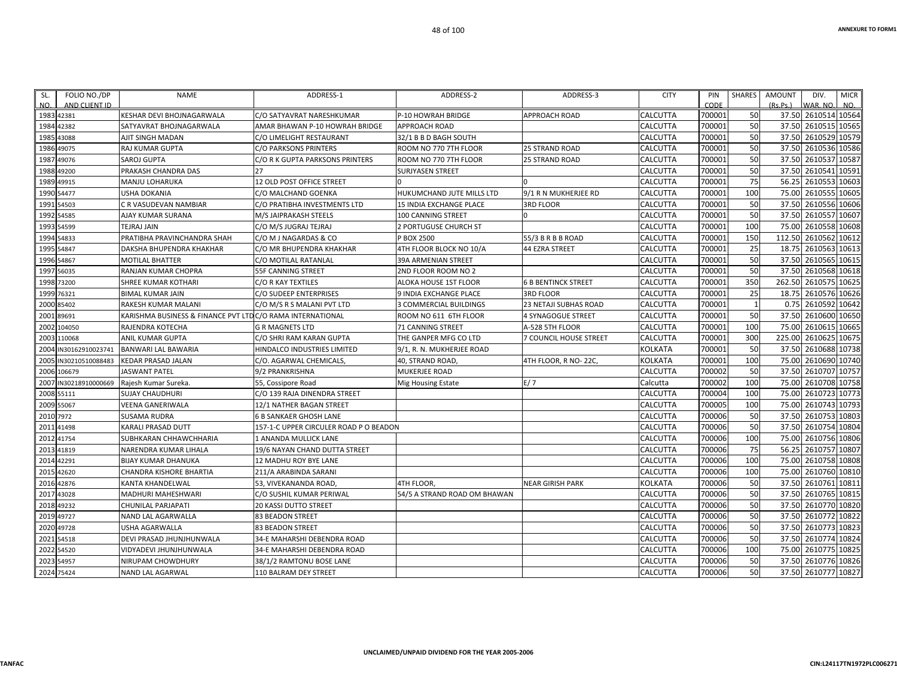| SL. NO. | FOLIO NO./DP AND CLIENT ID | NAME | ADDRESS-1 | ADDRESS-2 | ADDRESS-3 | CITY | PIN CODE | SHARES | AMOUNT (Rs.Ps.) | DIV. WAR. NO. | MICR NO. |
|---|---|---|---|---|---|---|---|---|---|---|---|
| 1983 | 42381 | KESHAR DEVI BHOJNAGARWALA | C/O SATYAVRAT NARESHKUMAR | P-10 HOWRAH BRIDGE | APPROACH ROAD | CALCUTTA | 700001 | 50 | 37.50 | 2610514 | 10564 |
| 1984 | 42382 | SATYAVRAT BHOJNAGARWALA | AMAR BHAWAN P-10 HOWRAH BRIDGE | APPROACH ROAD | | CALCUTTA | 700001 | 50 | 37.50 | 2610515 | 10565 |
| 1985 | 43088 | AJIT SINGH MADAN | C/O LIMELIGHT RESTAURANT | 32/1 B B D BAGH SOUTH | | CALCUTTA | 700001 | 50 | 37.50 | 2610529 | 10579 |
| 1986 | 49075 | RAJ KUMAR GUPTA | C/O PARKSONS PRINTERS | ROOM NO 770 7TH FLOOR | 25 STRAND ROAD | CALCUTTA | 700001 | 50 | 37.50 | 2610536 | 10586 |
| 1987 | 49076 | SAROJ GUPTA | C/O R K GUPTA PARKSONS PRINTERS | ROOM NO 770 7TH FLOOR | 25 STRAND ROAD | CALCUTTA | 700001 | 50 | 37.50 | 2610537 | 10587 |
| 1988 | 49200 | PRAKASH CHANDRA DAS | 27 | SURJYASEN STREET | | CALCUTTA | 700001 | 50 | 37.50 | 2610541 | 10591 |
| 1989 | 49915 | MANJU LOHARUKA | 12 OLD POST OFFICE STREET | 0 | 0 | CALCUTTA | 700001 | 75 | 56.25 | 2610553 | 10603 |
| 1990 | 54477 | USHA DOKANIA | C/O MALCHAND GOENKA | HUKUMCHAND JUTE MILLS LTD | 9/1 R N MUKHERJEE RD | CALCUTTA | 700001 | 100 | 75.00 | 2610555 | 10605 |
| 1991 | 54503 | C R VASUDEVAN NAMBIAR | C/O PRATIBHA INVESTMENTS LTD | 15 INDIA EXCHANGE PLACE | 3RD FLOOR | CALCUTTA | 700001 | 50 | 37.50 | 2610556 | 10606 |
| 1992 | 54585 | AJAY KUMAR SURANA | M/S JAIPRAKASH STEELS | 100 CANNING STREET | 0 | CALCUTTA | 700001 | 50 | 37.50 | 2610557 | 10607 |
| 1993 | 54599 | TEJRAJ JAIN | C/O M/S JUGRAJ TEJRAJ | 2 PORTUGUSE CHURCH ST | | CALCUTTA | 700001 | 100 | 75.00 | 2610558 | 10608 |
| 1994 | 54833 | PRATIBHA PRAVINCHANDRA SHAH | C/O M J NAGARDAS & CO | P BOX 2500 | 55/3 B R B B ROAD | CALCUTTA | 700001 | 150 | 112.50 | 2610562 | 10612 |
| 1995 | 54847 | DAKSHA BHUPENDRA KHAKHAR | C/O MR BHUPENDRA KHAKHAR | 4TH FLOOR BLOCK NO 10/A | 44 EZRA STREET | CALCUTTA | 700001 | 25 | 18.75 | 2610563 | 10613 |
| 1996 | 54867 | MOTILAL BHATTER | C/O MOTILAL RATANLAL | 39A ARMENIAN STREET | | CALCUTTA | 700001 | 50 | 37.50 | 2610565 | 10615 |
| 1997 | 56035 | RANJAN KUMAR CHOPRA | 55F CANNING STREET | 2ND FLOOR ROOM NO 2 | | CALCUTTA | 700001 | 50 | 37.50 | 2610568 | 10618 |
| 1998 | 73200 | SHREE KUMAR KOTHARI | C/O R KAY TEXTILES | ALOKA HOUSE 1ST FLOOR | 6 B BENTINCK STREET | CALCUTTA | 700001 | 350 | 262.50 | 2610575 | 10625 |
| 1999 | 76321 | BIMAL KUMAR JAIN | C/O SUDEEP ENTERPRISES | 9 INDIA EXCHANGE PLACE | 3RD FLOOR | CALCUTTA | 700001 | 25 | 18.75 | 2610576 | 10626 |
| 2000 | 85402 | RAKESH KUMAR MALANI | C/O M/S R S MALANI PVT LTD | 3 COMMERCIAL BUILDINGS | 23 NETAJI SUBHAS ROAD | CALCUTTA | 700001 | 1 | 0.75 | 2610592 | 10642 |
| 2001 | 89691 | KARISHMA BUSINESS & FINANCE PVT LTD | C/O RAMA INTERNATIONAL | ROOM NO 611 6TH FLOOR | 4 SYNAGOGUE STREET | CALCUTTA | 700001 | 50 | 37.50 | 2610600 | 10650 |
| 2002 | 104050 | RAJENDRA KOTECHA | G R MAGNETS LTD | 71 CANNING STREET | A-528 5TH FLOOR | CALCUTTA | 700001 | 100 | 75.00 | 2610615 | 10665 |
| 2003 | 110068 | ANIL KUMAR GUPTA | C/O SHRI RAM KARAN GUPTA | THE GANPER MFG CO LTD | 7 COUNCIL HOUSE STREET | CALCUTTA | 700001 | 300 | 225.00 | 2610625 | 10675 |
| 2004 | IN30162910023741 | BANWARI LAL BAWARIA | HINDALCO INDUSTRIES LIMITED | 9/1, R. N. MUKHERJEE ROAD | | KOLKATA | 700001 | 50 | 37.50 | 2610688 | 10738 |
| 2005 | IN30210510088483 | KEDAR PRASAD JALAN | C/O. AGARWAL CHEMICALS, | 40, STRAND ROAD, | 4TH FLOOR, R NO- 22C, | KOLKATA | 700001 | 100 | 75.00 | 2610690 | 10740 |
| 2006 | 106679 | JASWANT PATEL | 9/2 PRANKRISHNA | MUKERJEE ROAD | | CALCUTTA | 700002 | 50 | 37.50 | 2610707 | 10757 |
| 2007 | IN30218910000669 | Rajesh Kumar Sureka. | 55, Cossipore Road | Mig Housing Estate | E/ 7 | Calcutta | 700002 | 100 | 75.00 | 2610708 | 10758 |
| 2008 | 55111 | SUJAY CHAUDHURI | C/O 139 RAJA DINENDRA STREET | | | CALCUTTA | 700004 | 100 | 75.00 | 2610723 | 10773 |
| 2009 | 55067 | VEENA GANERIWALA | 12/1 NATHER BAGAN STREET | | | CALCUTTA | 700005 | 100 | 75.00 | 2610743 | 10793 |
| 2010 | 7972 | SUSAMA RUDRA | 6 B SANKAER GHOSH LANE | | | CALCUTTA | 700006 | 50 | 37.50 | 2610753 | 10803 |
| 2011 | 41498 | KARALI PRASAD DUTT | 157-1-C UPPER CIRCULER ROAD P O BEADON | | | CALCUTTA | 700006 | 50 | 37.50 | 2610754 | 10804 |
| 2012 | 41754 | SUBHKARAN CHHAWCHHARIA | 1 ANANDA MULLICK LANE | | | CALCUTTA | 700006 | 100 | 75.00 | 2610756 | 10806 |
| 2013 | 41819 | NARENDRA KUMAR LIHALA | 19/6 NAYAN CHAND DUTTA STREET | | | CALCUTTA | 700006 | 75 | 56.25 | 2610757 | 10807 |
| 2014 | 42291 | BIJAY KUMAR DHANUKA | 12 MADHU ROY BYE LANE | | | CALCUTTA | 700006 | 100 | 75.00 | 2610758 | 10808 |
| 2015 | 42620 | CHANDRA KISHORE BHARTIA | 211/A ARABINDA SARANI | | | CALCUTTA | 700006 | 100 | 75.00 | 2610760 | 10810 |
| 2016 | 42876 | KANTA KHANDELWAL | 53, VIVEKANANDA ROAD, | 4TH FLOOR, | NEAR GIRISH PARK | KOLKATA | 700006 | 50 | 37.50 | 2610761 | 10811 |
| 2017 | 43028 | MADHURI MAHESHWARI | C/O SUSHIL KUMAR PERIWAL | 54/5 A STRAND ROAD OM BHAWAN | | CALCUTTA | 700006 | 50 | 37.50 | 2610765 | 10815 |
| 2018 | 49232 | CHUNILAL PARJAPATI | 20 KASSI DUTTO STREET | | | CALCUTTA | 700006 | 50 | 37.50 | 2610770 | 10820 |
| 2019 | 49727 | NAND LAL AGARWALLA | 83 BEADON STREET | | | CALCUTTA | 700006 | 50 | 37.50 | 2610772 | 10822 |
| 2020 | 49728 | USHA AGARWALLA | 83 BEADON STREET | | | CALCUTTA | 700006 | 50 | 37.50 | 2610773 | 10823 |
| 2021 | 54518 | DEVI PRASAD JHUNJHUNWALA | 34-E MAHARSHI DEBENDRA ROAD | | | CALCUTTA | 700006 | 50 | 37.50 | 2610774 | 10824 |
| 2022 | 54520 | VIDYADEVI JHUNJHUNWALA | 34-E MAHARSHI DEBENDRA ROAD | | | CALCUTTA | 700006 | 100 | 75.00 | 2610775 | 10825 |
| 2023 | 54957 | NIRUPAM CHOWDHURY | 38/1/2 RAMTONU BOSE LANE | | | CALCUTTA | 700006 | 50 | 37.50 | 2610776 | 10826 |
| 2024 | 75424 | NAND LAL AGARWAL | 110 BALRAM DEY STREET | | | CALCUTTA | 700006 | 50 | 37.50 | 2610777 | 10827 |

UNCLAIMED/UNPAID DIVIDEND FOR THE YEAR 2005-2006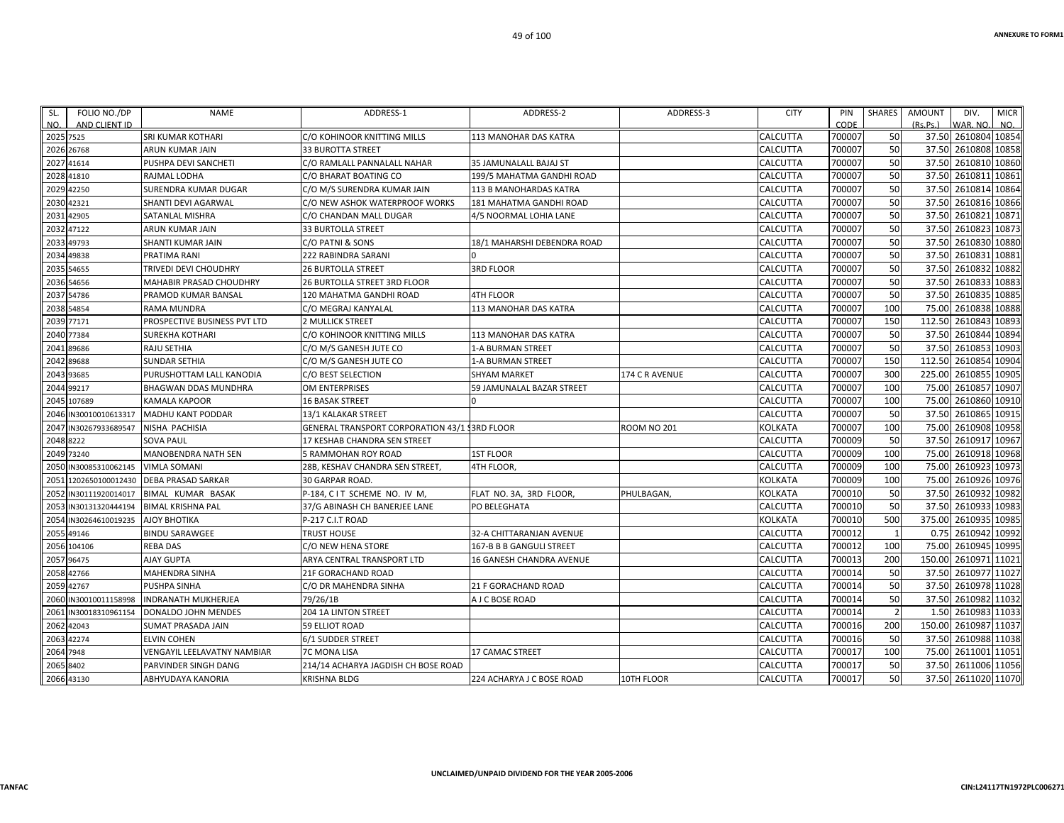| SL. NO. | FOLIO NO./DP AND CLIENT ID | NAME | ADDRESS-1 | ADDRESS-2 | ADDRESS-3 | CITY | PIN CODE | SHARES | AMOUNT (Rs.Ps.) | DIV. WAR. NO. | MICR NO. |
|---|---|---|---|---|---|---|---|---|---|---|---|
| 2025 | 7525 | SRI KUMAR KOTHARI | C/O KOHINOOR KNITTING MILLS | 113 MANOHAR DAS KATRA | | CALCUTTA | 700007 | 50 | 37.50 | 2610804 | 10854 |
| 2026 | 26768 | ARUN KUMAR JAIN | 33 BUROTTA STREET | | | CALCUTTA | 700007 | 50 | 37.50 | 2610808 | 10858 |
| 2027 | 41614 | PUSHPA DEVI SANCHETI | C/O RAMLALL PANNALALL NAHAR | 35 JAMUNALALL BAJAJ ST | | CALCUTTA | 700007 | 50 | 37.50 | 2610810 | 10860 |
| 2028 | 41810 | RAJMAL LODHA | C/O BHARAT BOATING CO | 199/5 MAHATMA GANDHI ROAD | | CALCUTTA | 700007 | 50 | 37.50 | 2610811 | 10861 |
| 2029 | 42250 | SURENDRA KUMAR DUGAR | C/O M/S SURENDRA KUMAR JAIN | 113 B MANOHARDAS KATRA | | CALCUTTA | 700007 | 50 | 37.50 | 2610814 | 10864 |
| 2030 | 42321 | SHANTI DEVI AGARWAL | C/O NEW ASHOK WATERPROOF WORKS | 181 MAHATMA GANDHI ROAD | | CALCUTTA | 700007 | 50 | 37.50 | 2610816 | 10866 |
| 2031 | 42905 | SATANLAL MISHRA | C/O CHANDAN MALL DUGAR | 4/5 NOORMAL LOHIA LANE | | CALCUTTA | 700007 | 50 | 37.50 | 2610821 | 10871 |
| 2032 | 47122 | ARUN KUMAR JAIN | 33 BURTOLLA STREET | | | CALCUTTA | 700007 | 50 | 37.50 | 2610823 | 10873 |
| 2033 | 49793 | SHANTI KUMAR JAIN | C/O PATNI & SONS | 18/1 MAHARSHI DEBENDRA ROAD | | CALCUTTA | 700007 | 50 | 37.50 | 2610830 | 10880 |
| 2034 | 49838 | PRATIMA RANI | 222 RABINDRA SARANI | 0 | | CALCUTTA | 700007 | 50 | 37.50 | 2610831 | 10881 |
| 2035 | 54655 | TRIVEDI DEVI CHOUDHRY | 26 BURTOLLA STREET | 3RD FLOOR | | CALCUTTA | 700007 | 50 | 37.50 | 2610832 | 10882 |
| 2036 | 54656 | MAHABIR PRASAD CHOUDHRY | 26 BURTOLLA STREET 3RD FLOOR | | | CALCUTTA | 700007 | 50 | 37.50 | 2610833 | 10883 |
| 2037 | 54786 | PRAMOD KUMAR BANSAL | 120 MAHATMA GANDHI ROAD | 4TH FLOOR | | CALCUTTA | 700007 | 50 | 37.50 | 2610835 | 10885 |
| 2038 | 54854 | RAMA MUNDRA | C/O MEGRAJ KANYALAL | 113 MANOHAR DAS KATRA | | CALCUTTA | 700007 | 100 | 75.00 | 2610838 | 10888 |
| 2039 | 77171 | PROSPECTIVE BUSINESS PVT LTD | 2 MULLICK STREET | | | CALCUTTA | 700007 | 150 | 112.50 | 2610843 | 10893 |
| 2040 | 77384 | SUREKHA KOTHARI | C/O KOHINOOR KNITTING MILLS | 113 MANOHAR DAS KATRA | | CALCUTTA | 700007 | 50 | 37.50 | 2610844 | 10894 |
| 2041 | 89686 | RAJU SETHIA | C/O M/S GANESH JUTE CO | 1-A BURMAN STREET | | CALCUTTA | 700007 | 50 | 37.50 | 2610853 | 10903 |
| 2042 | 89688 | SUNDAR SETHIA | C/O M/S GANESH JUTE CO | 1-A BURMAN STREET | | CALCUTTA | 700007 | 150 | 112.50 | 2610854 | 10904 |
| 2043 | 93685 | PURUSHOTTAM LALL KANODIA | C/O BEST SELECTION | SHYAM MARKET | 174 C R AVENUE | CALCUTTA | 700007 | 300 | 225.00 | 2610855 | 10905 |
| 2044 | 99217 | BHAGWAN DDAS MUNDHRA | OM ENTERPRISES | 59 JAMUNALAL BAZAR STREET | | CALCUTTA | 700007 | 100 | 75.00 | 2610857 | 10907 |
| 2045 | 107689 | KAMALA KAPOOR | 16 BASAK STREET | 0 | | CALCUTTA | 700007 | 100 | 75.00 | 2610860 | 10910 |
| 2046 | IN30010010613317 | MADHU KANT PODDAR | 13/1 KALAKAR STREET | | | CALCUTTA | 700007 | 50 | 37.50 | 2610865 | 10915 |
| 2047 | IN30267933689547 | NISHA PACHISIA | GENERAL TRANSPORT CORPORATION 43/1 S | 3RD FLOOR | ROOM NO 201 | KOLKATA | 700007 | 100 | 75.00 | 2610908 | 10958 |
| 2048 | 8222 | SOVA PAUL | 17 KESHAB CHANDRA SEN STREET | | | CALCUTTA | 700009 | 50 | 37.50 | 2610917 | 10967 |
| 2049 | 73240 | MANOBENDRA NATH SEN | 5 RAMMOHAN ROY ROAD | 1ST FLOOR | | CALCUTTA | 700009 | 100 | 75.00 | 2610918 | 10968 |
| 2050 | IN30085310062145 | VIMLA SOMANI | 28B, KESHAV CHANDRA SEN STREET, | 4TH FLOOR, | | CALCUTTA | 700009 | 100 | 75.00 | 2610923 | 10973 |
| 2051 | 1202650100012430 | DEBA PRASAD SARKAR | 30 GARPAR ROAD. | | | KOLKATA | 700009 | 100 | 75.00 | 2610926 | 10976 |
| 2052 | IN30111920014017 | BIMAL KUMAR BASAK | P-184, C I T SCHEME NO. IV M, | FLAT NO. 3A, 3RD FLOOR, | PHULBAGAN, | KOLKATA | 700010 | 50 | 37.50 | 2610932 | 10982 |
| 2053 | IN30131320444194 | BIMAL KRISHNA PAL | 37/G ABINASH CH BANERJEE LANE | PO BELEGHATA | | CALCUTTA | 700010 | 50 | 37.50 | 2610933 | 10983 |
| 2054 | IN30264610019235 | AJOY BHOTIKA | P-217 C.I.T ROAD | | | KOLKATA | 700010 | 500 | 375.00 | 2610935 | 10985 |
| 2055 | 49146 | BINDU SARAWGEE | TRUST HOUSE | 32-A CHITTARANJAN AVENUE | | CALCUTTA | 700012 | 1 | 0.75 | 2610942 | 10992 |
| 2056 | 104106 | REBA DAS | C/O NEW HENA STORE | 167-B B B GANGULI STREET | | CALCUTTA | 700012 | 100 | 75.00 | 2610945 | 10995 |
| 2057 | 96475 | AJAY GUPTA | ARYA CENTRAL TRANSPORT LTD | 16 GANESH CHANDRA AVENUE | | CALCUTTA | 700013 | 200 | 150.00 | 2610971 | 11021 |
| 2058 | 42766 | MAHENDRA SINHA | 21F GORACHAND ROAD | | | CALCUTTA | 700014 | 50 | 37.50 | 2610977 | 11027 |
| 2059 | 42767 | PUSHPA SINHA | C/O DR MAHENDRA SINHA | 21 F GORACHAND ROAD | | CALCUTTA | 700014 | 50 | 37.50 | 2610978 | 11028 |
| 2060 | IN30010011158998 | INDRANATH MUKHERJEA | 79/26/1B | A J C BOSE ROAD | | CALCUTTA | 700014 | 50 | 37.50 | 2610982 | 11032 |
| 2061 | IN30018310961154 | DONALDO JOHN MENDES | 204 1A LINTON STREET | | | CALCUTTA | 700014 | 2 | 1.50 | 2610983 | 11033 |
| 2062 | 42043 | SUMAT PRASADA JAIN | 59 ELLIOT ROAD | | | CALCUTTA | 700016 | 200 | 150.00 | 2610987 | 11037 |
| 2063 | 42274 | ELVIN COHEN | 6/1 SUDDER STREET | | | CALCUTTA | 700016 | 50 | 37.50 | 2610988 | 11038 |
| 2064 | 7948 | VENGAYIL LEELAVATNY NAMBIAR | 7C MONA LISA | 17 CAMAC STREET | | CALCUTTA | 700017 | 100 | 75.00 | 2611001 | 11051 |
| 2065 | 8402 | PARVINDER SINGH DANG | 214/14 ACHARYA JAGDISH CH BOSE ROAD | | | CALCUTTA | 700017 | 50 | 37.50 | 2611006 | 11056 |
| 2066 | 43130 | ABHYUDAYA KANORIA | KRISHNA BLDG | 224 ACHARYA J C BOSE ROAD | 10TH FLOOR | CALCUTTA | 700017 | 50 | 37.50 | 2611020 | 11070 |

UNCLAIMED/UNPAID DIVIDEND FOR THE YEAR 2005-2006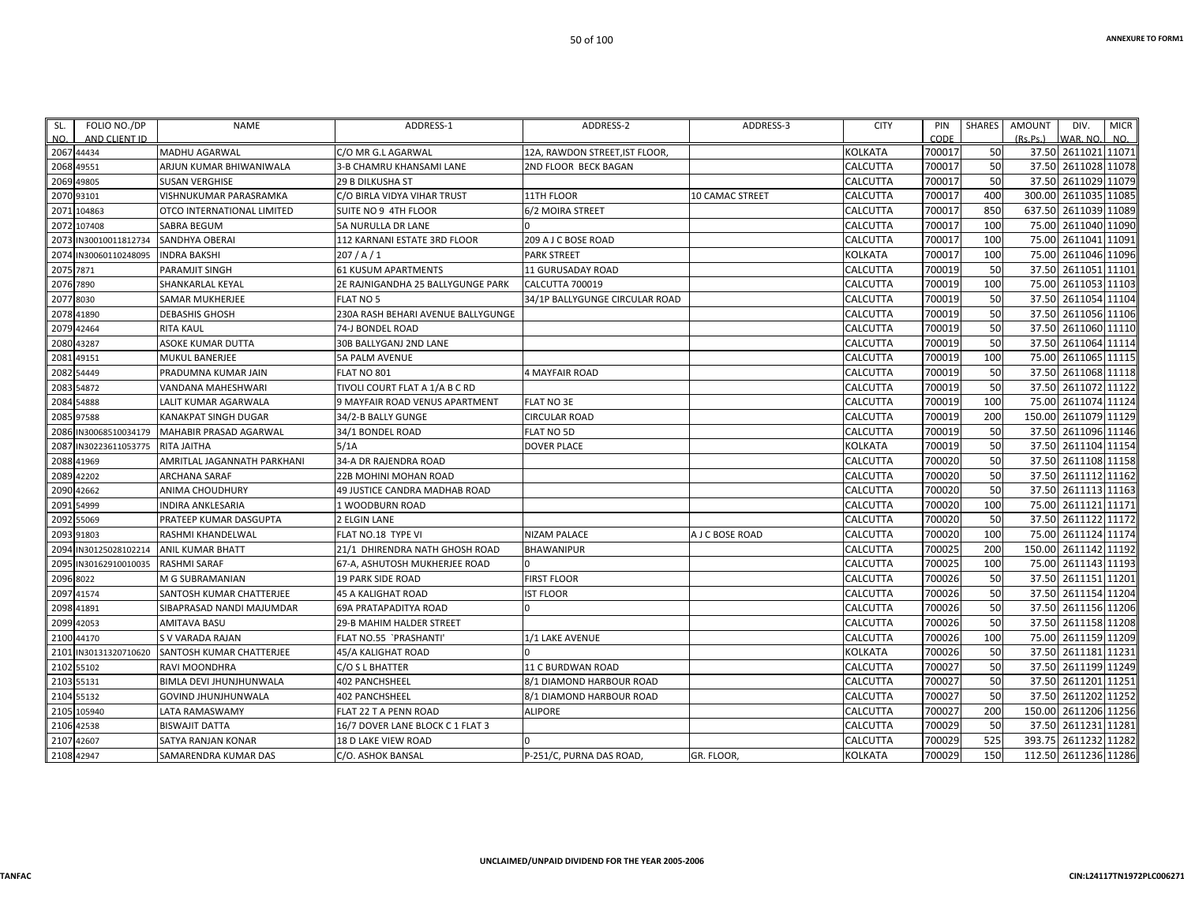| SL. NO. | FOLIO NO./DP AND CLIENT ID | NAME | ADDRESS-1 | ADDRESS-2 | ADDRESS-3 | CITY | PIN CODE | SHARES | AMOUNT (Rs.Ps.) | DIV. WAR. NO. | MICR NO. |
|---|---|---|---|---|---|---|---|---|---|---|---|
| 2067 | 44434 | MADHU AGARWAL | C/O MR G.L AGARWAL | 12A, RAWDON STREET,IST FLOOR, | | KOLKATA | 700017 | 50 | 37.50 | 2611021 | 11071 |
| 2068 | 49551 | ARJUN KUMAR BHIWANIWALA | 3-B CHAMRU KHANSAMI LANE | 2ND FLOOR BECK BAGAN | | CALCUTTA | 700017 | 50 | 37.50 | 2611028 | 11078 |
| 2069 | 49805 | SUSAN VERGHISE | 29 B DILKUSHA ST | | | CALCUTTA | 700017 | 50 | 37.50 | 2611029 | 11079 |
| 2070 | 93101 | VISHNUKUMAR PARASRAMKA | C/O BIRLA VIDYA VIHAR TRUST | 11TH FLOOR | 10 CAMAC STREET | CALCUTTA | 700017 | 400 | 300.00 | 2611035 | 11085 |
| 2071 | 104863 | OTCO INTERNATIONAL LIMITED | SUITE NO 9 4TH FLOOR | 6/2 MOIRA STREET | | CALCUTTA | 700017 | 850 | 637.50 | 2611039 | 11089 |
| 2072 | 107408 | SABRA BEGUM | 5A NURULLA DR LANE | 0 | | CALCUTTA | 700017 | 100 | 75.00 | 2611040 | 11090 |
| 2073 | IN30010011812734 | SANDHYA OBERAI | 112 KARNANI ESTATE 3RD FLOOR | 209 A J C BOSE ROAD | | CALCUTTA | 700017 | 100 | 75.00 | 2611041 | 11091 |
| 2074 | IN30060110248095 | INDRA BAKSHI | 207 / A / 1 | PARK STREET | | KOLKATA | 700017 | 100 | 75.00 | 2611046 | 11096 |
| 2075 | 7871 | PARAMJIT SINGH | 61 KUSUM APARTMENTS | 11 GURUSADAY ROAD | | CALCUTTA | 700019 | 50 | 37.50 | 2611051 | 11101 |
| 2076 | 7890 | SHANKARLAL KEYAL | 2E RAJNIGANDHA 25 BALLYGUNGE PARK | CALCUTTA 700019 | | CALCUTTA | 700019 | 100 | 75.00 | 2611053 | 11103 |
| 2077 | 8030 | SAMAR MUKHERJEE | FLAT NO 5 | 34/1P BALLYGUNGE CIRCULAR ROAD | | CALCUTTA | 700019 | 50 | 37.50 | 2611054 | 11104 |
| 2078 | 41890 | DEBASHIS GHOSH | 230A RASH BEHARI AVENUE BALLYGUNGE | | | CALCUTTA | 700019 | 50 | 37.50 | 2611056 | 11106 |
| 2079 | 42464 | RITA KAUL | 74-J BONDEL ROAD | | | CALCUTTA | 700019 | 50 | 37.50 | 2611060 | 11110 |
| 2080 | 43287 | ASOKE KUMAR DUTTA | 30B BALLYGANJ 2ND LANE | | | CALCUTTA | 700019 | 50 | 37.50 | 2611064 | 11114 |
| 2081 | 49151 | MUKUL BANERJEE | 5A PALM AVENUE | | | CALCUTTA | 700019 | 100 | 75.00 | 2611065 | 11115 |
| 2082 | 54449 | PRADUMNA KUMAR JAIN | FLAT NO 801 | 4 MAYFAIR ROAD | | CALCUTTA | 700019 | 50 | 37.50 | 2611068 | 11118 |
| 2083 | 54872 | VANDANA MAHESHWARI | TIVOLI COURT FLAT A 1/A B C RD | | | CALCUTTA | 700019 | 50 | 37.50 | 2611072 | 11122 |
| 2084 | 54888 | LALIT KUMAR AGARWALA | 9 MAYFAIR ROAD VENUS APARTMENT | FLAT NO 3E | | CALCUTTA | 700019 | 100 | 75.00 | 2611074 | 11124 |
| 2085 | 97588 | KANAKPAT SINGH DUGAR | 34/2-B BALLY GUNGE | CIRCULAR ROAD | | CALCUTTA | 700019 | 200 | 150.00 | 2611079 | 11129 |
| 2086 | IN30068510034179 | MAHABIR PRASAD AGARWAL | 34/1 BONDEL ROAD | FLAT NO 5D | | CALCUTTA | 700019 | 50 | 37.50 | 2611096 | 11146 |
| 2087 | IN30223611053775 | RITA JAITHA | 5/1A | DOVER PLACE | | KOLKATA | 700019 | 50 | 37.50 | 2611104 | 11154 |
| 2088 | 41969 | AMRITLAL JAGANNATH PARKHANI | 34-A DR RAJENDRA ROAD | | | CALCUTTA | 700020 | 50 | 37.50 | 2611108 | 11158 |
| 2089 | 42202 | ARCHANA SARAF | 22B MOHINI MOHAN ROAD | | | CALCUTTA | 700020 | 50 | 37.50 | 2611112 | 11162 |
| 2090 | 42662 | ANIMA CHOUDHURY | 49 JUSTICE CANDRA MADHAB ROAD | | | CALCUTTA | 700020 | 50 | 37.50 | 2611113 | 11163 |
| 2091 | 54999 | INDIRA ANKLESARIA | 1 WOODBURN ROAD | | | CALCUTTA | 700020 | 100 | 75.00 | 2611121 | 11171 |
| 2092 | 55069 | PRATEEP KUMAR DASGUPTA | 2 ELGIN LANE | | | CALCUTTA | 700020 | 50 | 37.50 | 2611122 | 11172 |
| 2093 | 91803 | RASHMI KHANDELWAL | FLAT NO.18 TYPE VI | NIZAM PALACE | A J C BOSE ROAD | CALCUTTA | 700020 | 100 | 75.00 | 2611124 | 11174 |
| 2094 | IN30125028102214 | ANIL KUMAR BHATT | 21/1 DHIRENDRA NATH GHOSH ROAD | BHAWANIPUR | | CALCUTTA | 700025 | 200 | 150.00 | 2611142 | 11192 |
| 2095 | IN30162910010035 | RASHMI SARAF | 67-A, ASHUTOSH MUKHERJEE ROAD | 0 | | CALCUTTA | 700025 | 100 | 75.00 | 2611143 | 11193 |
| 2096 | 8022 | M G SUBRAMANIAN | 19 PARK SIDE ROAD | FIRST FLOOR | | CALCUTTA | 700026 | 50 | 37.50 | 2611151 | 11201 |
| 2097 | 41574 | SANTOSH KUMAR CHATTERJEE | 45 A KALIGHAT ROAD | IST FLOOR | | CALCUTTA | 700026 | 50 | 37.50 | 2611154 | 11204 |
| 2098 | 41891 | SIBAPRASAD NANDI MAJUMDAR | 69A PRATAPADITYA ROAD | 0 | | CALCUTTA | 700026 | 50 | 37.50 | 2611156 | 11206 |
| 2099 | 42053 | AMITAVA BASU | 29-B MAHIM HALDER STREET | | | CALCUTTA | 700026 | 50 | 37.50 | 2611158 | 11208 |
| 2100 | 44170 | S V VARADA RAJAN | FLAT NO.55 `PRASHANTI' | 1/1 LAKE AVENUE | | CALCUTTA | 700026 | 100 | 75.00 | 2611159 | 11209 |
| 2101 | IN30131320710620 | SANTOSH KUMAR CHATTERJEE | 45/A KALIGHAT ROAD | 0 | | KOLKATA | 700026 | 50 | 37.50 | 2611181 | 11231 |
| 2102 | 55102 | RAVI MOONDHRA | C/O S L BHATTER | 11 C BURDWAN ROAD | | CALCUTTA | 700027 | 50 | 37.50 | 2611199 | 11249 |
| 2103 | 55131 | BIMLA DEVI JHUNJHUNWALA | 402 PANCHSHEEL | 8/1 DIAMOND HARBOUR ROAD | | CALCUTTA | 700027 | 50 | 37.50 | 2611201 | 11251 |
| 2104 | 55132 | GOVIND JHUNJHUNWALA | 402 PANCHSHEEL | 8/1 DIAMOND HARBOUR ROAD | | CALCUTTA | 700027 | 50 | 37.50 | 2611202 | 11252 |
| 2105 | 105940 | LATA RAMASWAMY | FLAT 22 T A PENN ROAD | ALIPORE | | CALCUTTA | 700027 | 200 | 150.00 | 2611206 | 11256 |
| 2106 | 42538 | BISWAJIT DATTA | 16/7 DOVER LANE BLOCK C 1 FLAT 3 | | | CALCUTTA | 700029 | 50 | 37.50 | 2611231 | 11281 |
| 2107 | 42607 | SATYA RANJAN KONAR | 18 D LAKE VIEW ROAD | 0 | | CALCUTTA | 700029 | 525 | 393.75 | 2611232 | 11282 |
| 2108 | 42947 | SAMARENDRA KUMAR DAS | C/O. ASHOK BANSAL | P-251/C, PURNA DAS ROAD, | GR. FLOOR, | KOLKATA | 700029 | 150 | 112.50 | 2611236 | 11286 |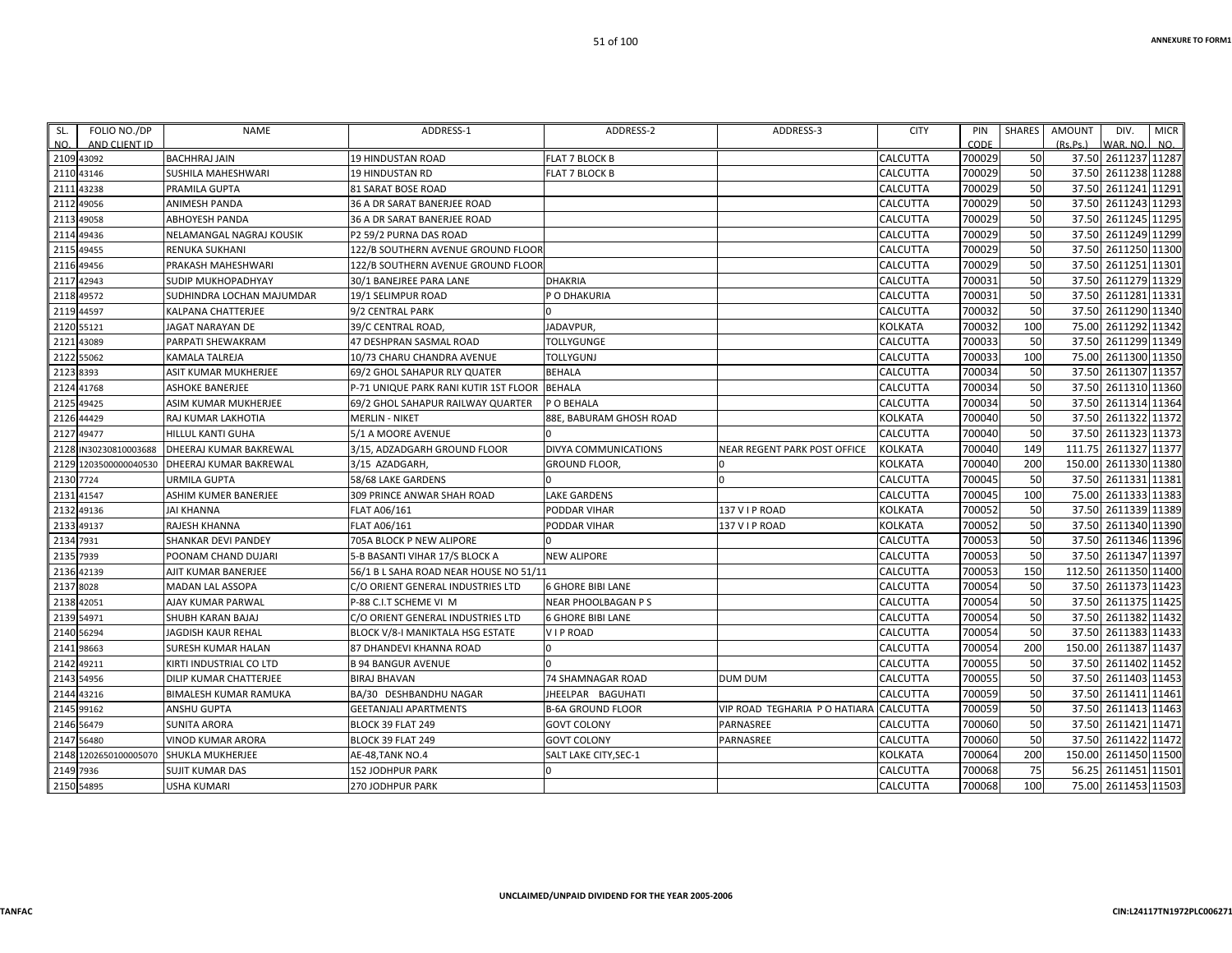| SL. NO. | FOLIO NO./DP AND CLIENT ID | NAME | ADDRESS-1 | ADDRESS-2 | ADDRESS-3 | CITY | PIN CODE | SHARES | AMOUNT (Rs.Ps.) | DIV. WAR. NO. | MICR NO. |
|---|---|---|---|---|---|---|---|---|---|---|---|
| 2109 | 43092 | BACHHRAJ JAIN | 19 HINDUSTAN ROAD | FLAT 7 BLOCK B | | CALCUTTA | 700029 | 50 | 37.50 | 2611237 | 11287 |
| 2110 | 43146 | SUSHILA MAHESHWARI | 19 HINDUSTAN RD | FLAT 7 BLOCK B | | CALCUTTA | 700029 | 50 | 37.50 | 2611238 | 11288 |
| 2111 | 43238 | PRAMILA GUPTA | 81 SARAT BOSE ROAD | | | CALCUTTA | 700029 | 50 | 37.50 | 2611241 | 11291 |
| 2112 | 49056 | ANIMESH PANDA | 36 A DR SARAT BANERJEE ROAD | | | CALCUTTA | 700029 | 50 | 37.50 | 2611243 | 11293 |
| 2113 | 49058 | ABHOYESH PANDA | 36 A DR SARAT BANERJEE ROAD | | | CALCUTTA | 700029 | 50 | 37.50 | 2611245 | 11295 |
| 2114 | 49436 | NELAMANGAL NAGRAJ KOUSIK | P2 59/2 PURNA DAS ROAD | | | CALCUTTA | 700029 | 50 | 37.50 | 2611249 | 11299 |
| 2115 | 49455 | RENUKA SUKHANI | 122/B SOUTHERN AVENUE GROUND FLOOR | | | CALCUTTA | 700029 | 50 | 37.50 | 2611250 | 11300 |
| 2116 | 49456 | PRAKASH MAHESHWARI | 122/B SOUTHERN AVENUE GROUND FLOOR | | | CALCUTTA | 700029 | 50 | 37.50 | 2611251 | 11301 |
| 2117 | 42943 | SUDIP MUKHOPADHYAY | 30/1 BANEJREE PARA LANE | DHAKRIA | | CALCUTTA | 700031 | 50 | 37.50 | 2611279 | 11329 |
| 2118 | 49572 | SUDHINDRA LOCHAN MAJUMDAR | 19/1 SELIMPUR ROAD | P O DHAKURIA | | CALCUTTA | 700031 | 50 | 37.50 | 2611281 | 11331 |
| 2119 | 44597 | KALPANA CHATTERJEE | 9/2 CENTRAL PARK | 0 | | CALCUTTA | 700032 | 50 | 37.50 | 2611290 | 11340 |
| 2120 | 55121 | JAGAT NARAYAN DE | 39/C CENTRAL ROAD, | JADAVPUR, | | KOLKATA | 700032 | 100 | 75.00 | 2611292 | 11342 |
| 2121 | 43089 | PARPATI SHEWAKRAM | 47 DESHPRAN SASMAL ROAD | TOLLYGUNGE | | CALCUTTA | 700033 | 50 | 37.50 | 2611299 | 11349 |
| 2122 | 55062 | KAMALA TALREJA | 10/73 CHARU CHANDRA AVENUE | TOLLYGUNJ | | CALCUTTA | 700033 | 100 | 75.00 | 2611300 | 11350 |
| 2123 | 8393 | ASIT KUMAR MUKHERJEE | 69/2 GHOL SAHAPUR RLY QUATER | BEHALA | | CALCUTTA | 700034 | 50 | 37.50 | 2611307 | 11357 |
| 2124 | 41768 | ASHOKE BANERJEE | P-71 UNIQUE PARK RANI KUTIR 1ST FLOOR | BEHALA | | CALCUTTA | 700034 | 50 | 37.50 | 2611310 | 11360 |
| 2125 | 49425 | ASIM KUMAR MUKHERJEE | 69/2 GHOL SAHAPUR RAILWAY QUARTER | P O BEHALA | | CALCUTTA | 700034 | 50 | 37.50 | 2611314 | 11364 |
| 2126 | 44429 | RAJ KUMAR LAKHOTIA | MERLIN - NIKET | 88E, BABURAM GHOSH ROAD | | KOLKATA | 700040 | 50 | 37.50 | 2611322 | 11372 |
| 2127 | 49477 | HILLUL KANTI GUHA | 5/1 A MOORE AVENUE | 0 | | CALCUTTA | 700040 | 50 | 37.50 | 2611323 | 11373 |
| 2128 | IN30230810003688 | DHEERAJ KUMAR BAKREWAL | 3/15, ADZADGARH GROUND FLOOR | DIVYA COMMUNICATIONS | NEAR REGENT PARK POST OFFICE | KOLKATA | 700040 | 149 | 111.75 | 2611327 | 11377 |
| 2129 | 1203500000040530 | DHEERAJ KUMAR BAKREWAL | 3/15 AZADGARH, | GROUND FLOOR, | 0 | KOLKATA | 700040 | 200 | 150.00 | 2611330 | 11380 |
| 2130 | 7724 | URMILA GUPTA | 58/68 LAKE GARDENS | 0 | 0 | CALCUTTA | 700045 | 50 | 37.50 | 2611331 | 11381 |
| 2131 | 41547 | ASHIM KUMER BANERJEE | 309 PRINCE ANWAR SHAH ROAD | LAKE GARDENS | | CALCUTTA | 700045 | 100 | 75.00 | 2611333 | 11383 |
| 2132 | 49136 | JAI KHANNA | FLAT A06/161 | PODDAR VIHAR | 137 V I P ROAD | KOLKATA | 700052 | 50 | 37.50 | 2611339 | 11389 |
| 2133 | 49137 | RAJESH KHANNA | FLAT A06/161 | PODDAR VIHAR | 137 V I P ROAD | KOLKATA | 700052 | 50 | 37.50 | 2611340 | 11390 |
| 2134 | 7931 | SHANKAR DEVI PANDEY | 705A BLOCK P NEW ALIPORE | 0 | | CALCUTTA | 700053 | 50 | 37.50 | 2611346 | 11396 |
| 2135 | 7939 | POONAM CHAND DUJARI | 5-B BASANTI VIHAR 17/S BLOCK A | NEW ALIPORE | | CALCUTTA | 700053 | 50 | 37.50 | 2611347 | 11397 |
| 2136 | 42139 | AJIT KUMAR BANERJEE | 56/1 B L SAHA ROAD NEAR HOUSE NO 51/11 | | | CALCUTTA | 700053 | 150 | 112.50 | 2611350 | 11400 |
| 2137 | 8028 | MADAN LAL ASSOPA | C/O ORIENT GENERAL INDUSTRIES LTD | 6 GHORE BIBI LANE | | CALCUTTA | 700054 | 50 | 37.50 | 2611373 | 11423 |
| 2138 | 42051 | AJAY KUMAR PARWAL | P-88 C.I.T SCHEME VI M | NEAR PHOOLBAGAN P S | | CALCUTTA | 700054 | 50 | 37.50 | 2611375 | 11425 |
| 2139 | 54971 | SHUBH KARAN BAJAJ | C/O ORIENT GENERAL INDUSTRIES LTD | 6 GHORE BIBI LANE | | CALCUTTA | 700054 | 50 | 37.50 | 2611382 | 11432 |
| 2140 | 56294 | JAGDISH KAUR REHAL | BLOCK V/8-I MANIKTALA HSG ESTATE | V I P ROAD | | CALCUTTA | 700054 | 50 | 37.50 | 2611383 | 11433 |
| 2141 | 98663 | SURESH KUMAR HALAN | 87 DHANDEVI KHANNA ROAD | 0 | | CALCUTTA | 700054 | 200 | 150.00 | 2611387 | 11437 |
| 2142 | 49211 | KIRTI INDUSTRIAL CO LTD | B 94 BANGUR AVENUE | 0 | | CALCUTTA | 700055 | 50 | 37.50 | 2611402 | 11452 |
| 2143 | 54956 | DILIP KUMAR CHATTERJEE | BIRAJ BHAVAN | 74 SHAMNAGAR ROAD | DUM DUM | CALCUTTA | 700055 | 50 | 37.50 | 2611403 | 11453 |
| 2144 | 43216 | BIMALESH KUMAR RAMUKA | BA/30 DESHBANDHU NAGAR | JHEELPAR BAGUHATI | | CALCUTTA | 700059 | 50 | 37.50 | 2611411 | 11461 |
| 2145 | 99162 | ANSHU GUPTA | GEETANJALI APARTMENTS | B-6A GROUND FLOOR | VIP ROAD TEGHARIA P O HATIARA | CALCUTTA | 700059 | 50 | 37.50 | 2611413 | 11463 |
| 2146 | 56479 | SUNITA ARORA | BLOCK 39 FLAT 249 | GOVT COLONY | PARNASREE | CALCUTTA | 700060 | 50 | 37.50 | 2611421 | 11471 |
| 2147 | 56480 | VINOD KUMAR ARORA | BLOCK 39 FLAT 249 | GOVT COLONY | PARNASREE | CALCUTTA | 700060 | 50 | 37.50 | 2611422 | 11472 |
| 2148 | 1202650100005070 | SHUKLA MUKHERJEE | AE-48,TANK NO.4 | SALT LAKE CITY,SEC-1 | | KOLKATA | 700064 | 200 | 150.00 | 2611450 | 11500 |
| 2149 | 7936 | SUJIT KUMAR DAS | 152 JODHPUR PARK | 0 | | CALCUTTA | 700068 | 75 | 56.25 | 2611451 | 11501 |
| 2150 | 54895 | USHA KUMARI | 270 JODHPUR PARK | | | CALCUTTA | 700068 | 100 | 75.00 | 2611453 | 11503 |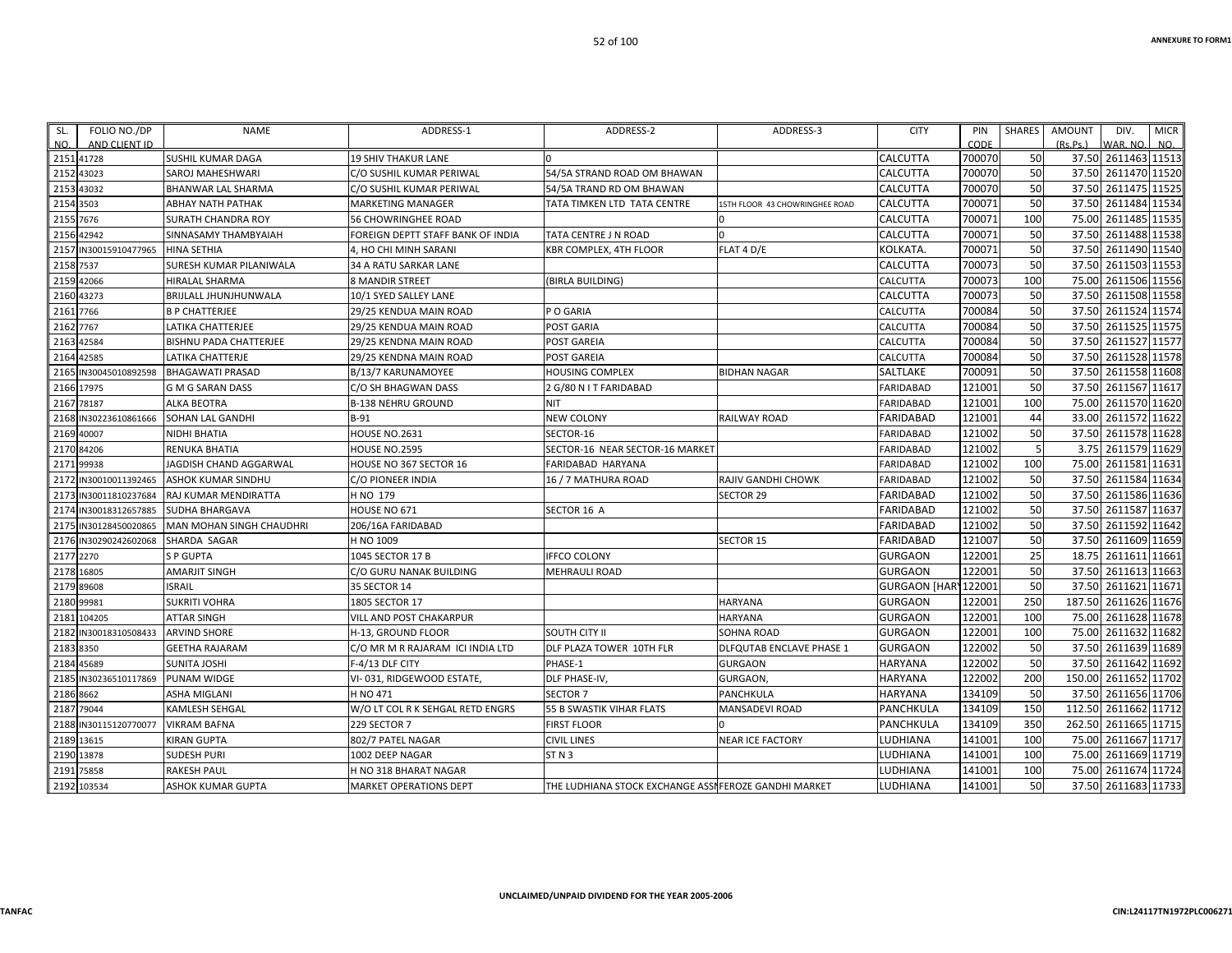| SL. NO. | FOLIO NO./DP AND CLIENT ID | NAME | ADDRESS-1 | ADDRESS-2 | ADDRESS-3 | CITY | PIN CODE | SHARES | AMOUNT (Rs.Ps.) | DIV. WAR. NO. | MICR NO. |
|---|---|---|---|---|---|---|---|---|---|---|---|
| 2151 | 41728 | SUSHIL KUMAR DAGA | 19 SHIV THAKUR LANE | 0 | | CALCUTTA | 700070 | 50 | 37.50 | 2611463 | 11513 |
| 2152 | 43023 | SAROJ MAHESHWARI | C/O SUSHIL KUMAR PERIWAL | 54/5A STRAND ROAD OM BHAWAN | | CALCUTTA | 700070 | 50 | 37.50 | 2611470 | 11520 |
| 2153 | 43032 | BHANWAR LAL SHARMA | C/O SUSHIL KUMAR PERIWAL | 54/5A TRAND RD OM BHAWAN | | CALCUTTA | 700070 | 50 | 37.50 | 2611475 | 11525 |
| 2154 | 3503 | ABHAY NATH PATHAK | MARKETING MANAGER | TATA TIMKEN LTD TATA CENTRE | 15TH FLOOR 43 CHOWRINGHEE ROAD | CALCUTTA | 700071 | 50 | 37.50 | 2611484 | 11534 |
| 2155 | 7676 | SURATH CHANDRA ROY | 56 CHOWRINGHEE ROAD | | 0 | CALCUTTA | 700071 | 100 | 75.00 | 2611485 | 11535 |
| 2156 | 42942 | SINNASAMY THAMBYAIAH | FOREIGN DEPTT STAFF BANK OF INDIA | TATA CENTRE J N ROAD | 0 | CALCUTTA | 700071 | 50 | 37.50 | 2611488 | 11538 |
| 2157 | IN30015910477965 | HINA SETHIA | 4, HO CHI MINH SARANI | KBR COMPLEX, 4TH FLOOR | FLAT 4 D/E | KOLKATA. | 700071 | 50 | 37.50 | 2611490 | 11540 |
| 2158 | 7537 | SURESH KUMAR PILANIWALA | 34 A RATU SARKAR LANE | | | CALCUTTA | 700073 | 50 | 37.50 | 2611503 | 11553 |
| 2159 | 42066 | HIRALAL SHARMA | 8 MANDIR STREET | (BIRLA BUILDING) | | CALCUTTA | 700073 | 100 | 75.00 | 2611506 | 11556 |
| 2160 | 43273 | BRIJLALL JHUNJHUNWALA | 10/1 SYED SALLEY LANE | | | CALCUTTA | 700073 | 50 | 37.50 | 2611508 | 11558 |
| 2161 | 7766 | B P CHATTERJEE | 29/25 KENDUA MAIN ROAD | P O GARIA | | CALCUTTA | 700084 | 50 | 37.50 | 2611524 | 11574 |
| 2162 | 7767 | LATIKA CHATTERJEE | 29/25 KENDUA MAIN ROAD | POST GARIA | | CALCUTTA | 700084 | 50 | 37.50 | 2611525 | 11575 |
| 2163 | 42584 | BISHNU PADA CHATTERJEE | 29/25 KENDNA MAIN ROAD | POST GAREIA | | CALCUTTA | 700084 | 50 | 37.50 | 2611527 | 11577 |
| 2164 | 42585 | LATIKA CHATTERJE | 29/25 KENDNA MAIN ROAD | POST GAREIA | | CALCUTTA | 700084 | 50 | 37.50 | 2611528 | 11578 |
| 2165 | IN30045010892598 | BHAGAWATI PRASAD | B/13/7 KARUNAMOYEE | HOUSING COMPLEX | BIDHAN NAGAR | SALTLAKE | 700091 | 50 | 37.50 | 2611558 | 11608 |
| 2166 | 17975 | G M G SARAN DASS | C/O SH BHAGWAN DASS | 2 G/80 N I T FARIDABAD | | FARIDABAD | 121001 | 50 | 37.50 | 2611567 | 11617 |
| 2167 | 78187 | ALKA BEOTRA | B-138 NEHRU GROUND | NIT | | FARIDABAD | 121001 | 100 | 75.00 | 2611570 | 11620 |
| 2168 | IN30223610861666 | SOHAN LAL GANDHI | B-91 | NEW COLONY | RAILWAY ROAD | FARIDABAD | 121001 | 44 | 33.00 | 2611572 | 11622 |
| 2169 | 40007 | NIDHI BHATIA | HOUSE NO.2631 | SECTOR-16 | | FARIDABAD | 121002 | 50 | 37.50 | 2611578 | 11628 |
| 2170 | 84206 | RENUKA BHATIA | HOUSE NO.2595 | SECTOR-16 NEAR SECTOR-16 MARKET | | FARIDABAD | 121002 | 5 | 3.75 | 2611579 | 11629 |
| 2171 | 99938 | JAGDISH CHAND AGGARWAL | HOUSE NO 367 SECTOR 16 | FARIDABAD HARYANA | | FARIDABAD | 121002 | 100 | 75.00 | 2611581 | 11631 |
| 2172 | IN30010011392465 | ASHOK KUMAR SINDHU | C/O PIONEER INDIA | 16 / 7 MATHURA ROAD | RAJIV GANDHI CHOWK | FARIDABAD | 121002 | 50 | 37.50 | 2611584 | 11634 |
| 2173 | IN30011810237684 | RAJ KUMAR MENDIRATTA | H NO 179 | | SECTOR 29 | FARIDABAD | 121002 | 50 | 37.50 | 2611586 | 11636 |
| 2174 | IN30018312657885 | SUDHA BHARGAVA | HOUSE NO 671 | SECTOR 16 A | | FARIDABAD | 121002 | 50 | 37.50 | 2611587 | 11637 |
| 2175 | IN30128450020865 | MAN MOHAN SINGH CHAUDHRI | 206/16A FARIDABAD | | | FARIDABAD | 121002 | 50 | 37.50 | 2611592 | 11642 |
| 2176 | IN30290242602068 | SHARDA SAGAR | H NO 1009 | | SECTOR 15 | FARIDABAD | 121007 | 50 | 37.50 | 2611609 | 11659 |
| 2177 | 2270 | S P GUPTA | 1045 SECTOR 17 B | IFFCO COLONY | | GURGAON | 122001 | 25 | 18.75 | 2611611 | 11661 |
| 2178 | 16805 | AMARJIT SINGH | C/O GURU NANAK BUILDING | MEHRAULI ROAD | | GURGAON | 122001 | 50 | 37.50 | 2611613 | 11663 |
| 2179 | 89608 | ISRAIL | 35 SECTOR 14 | | | GURGAON [HARY | 122001 | 50 | 37.50 | 2611621 | 11671 |
| 2180 | 99981 | SUKRITI VOHRA | 1805 SECTOR 17 | | HARYANA | GURGAON | 122001 | 250 | 187.50 | 2611626 | 11676 |
| 2181 | 104205 | ATTAR SINGH | VILL AND POST CHAKARPUR | | HARYANA | GURGAON | 122001 | 100 | 75.00 | 2611628 | 11678 |
| 2182 | IN30018310508433 | ARVIND SHORE | H-13, GROUND FLOOR | SOUTH CITY II | SOHNA ROAD | GURGAON | 122001 | 100 | 75.00 | 2611632 | 11682 |
| 2183 | 8350 | GEETHA RAJARAM | C/O MR M R RAJARAM ICI INDIA LTD | DLF PLAZA TOWER 10TH FLR | DLFQUTAB ENCLAVE PHASE 1 | GURGAON | 122002 | 50 | 37.50 | 2611639 | 11689 |
| 2184 | 45689 | SUNITA JOSHI | F-4/13 DLF CITY | PHASE-1 | GURGAON | HARYANA | 122002 | 50 | 37.50 | 2611642 | 11692 |
| 2185 | IN30236510117869 | PUNAM WIDGE | VI- 031, RIDGEWOOD ESTATE, | DLF PHASE-IV, | GURGAON, | HARYANA | 122002 | 200 | 150.00 | 2611652 | 11702 |
| 2186 | 8662 | ASHA MIGLANI | H NO 471 | SECTOR 7 | PANCHKULA | HARYANA | 134109 | 50 | 37.50 | 2611656 | 11706 |
| 2187 | 79044 | KAMLESH SEHGAL | W/O LT COL R K SEHGAL RETD ENGRS | 55 B SWASTIK VIHAR FLATS | MANSADEVI ROAD | PANCHKULA | 134109 | 150 | 112.50 | 2611662 | 11712 |
| 2188 | IN30115120770077 | VIKRAM BAFNA | 229 SECTOR 7 | FIRST FLOOR | 0 | PANCHKULA | 134109 | 350 | 262.50 | 2611665 | 11715 |
| 2189 | 13615 | KIRAN GUPTA | 802/7 PATEL NAGAR | CIVIL LINES | NEAR ICE FACTORY | LUDHIANA | 141001 | 100 | 75.00 | 2611667 | 11717 |
| 2190 | 13878 | SUDESH PURI | 1002 DEEP NAGAR | ST N 3 | | LUDHIANA | 141001 | 100 | 75.00 | 2611669 | 11719 |
| 2191 | 75858 | RAKESH PAUL | H NO 318 BHARAT NAGAR | | | LUDHIANA | 141001 | 100 | 75.00 | 2611674 | 11724 |
| 2192 | 103534 | ASHOK KUMAR GUPTA | MARKET OPERATIONS DEPT | THE LUDHIANA STOCK EXCHANGE ASSN | FEROZE GANDHI MARKET | LUDHIANA | 141001 | 50 | 37.50 | 2611683 | 11733 |

UNCLAIMED/UNPAID DIVIDEND FOR THE YEAR 2005-2006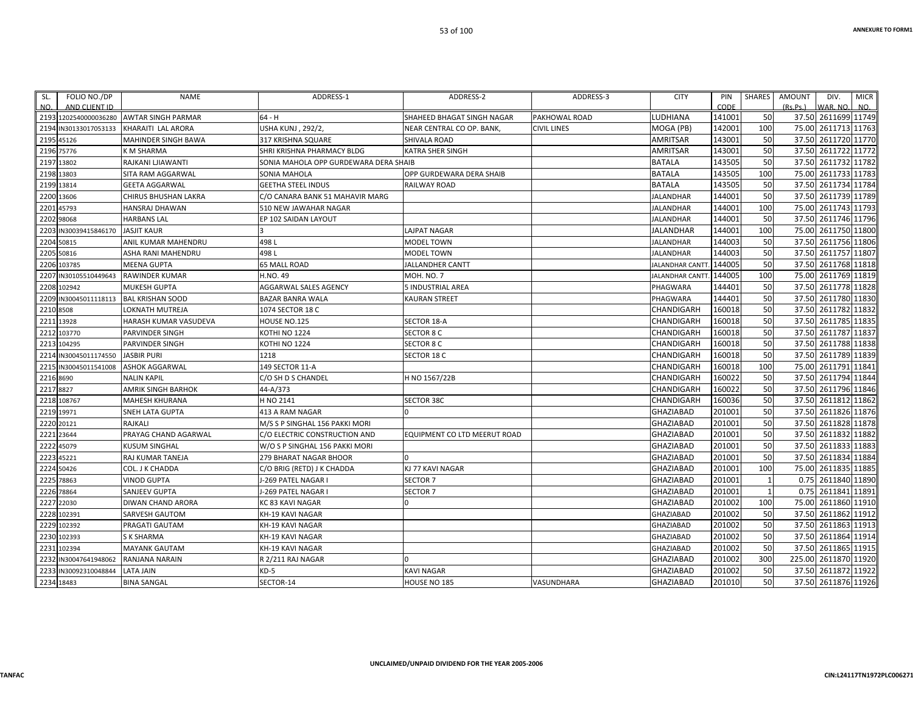ANNEXURE TO FORM1

| SL. NO. | FOLIO NO./DP AND CLIENT ID | NAME | ADDRESS-1 | ADDRESS-2 | ADDRESS-3 | CITY | PIN CODE | SHARES | AMOUNT (Rs.Ps.) | DIV. WAR. NO. | MICR NO. |
|---|---|---|---|---|---|---|---|---|---|---|---|
| 2193 | 1202540000036280 | AWTAR SINGH PARMAR | 64 - H | SHAHEED BHAGAT SINGH NAGAR | PAKHOWAL ROAD | LUDHIANA | 141001 | 50 | 37.50 | 2611699 | 11749 |
| 2194 | IN30133017053133 | KHARAITI LAL ARORA | USHA KUNJ , 292/2, | NEAR CENTRAL CO OP. BANK, | CIVIL LINES | MOGA (PB) | 142001 | 100 | 75.00 | 2611713 | 11763 |
| 2195 | 45126 | MAHINDER SINGH BAWA | 317 KRISHNA SQUARE | SHIVALA ROAD | | AMRITSAR | 143001 | 50 | 37.50 | 2611720 | 11770 |
| 2196 | 75776 | K M SHARMA | SHRI KRISHNA PHARMACY BLDG | KATRA SHER SINGH | | AMRITSAR | 143001 | 50 | 37.50 | 2611722 | 11772 |
| 2197 | 13802 | RAJKANI LJIAWANTI | SONIA MAHOLA OPP GURDEWARA DERA SHAIB | | | BATALA | 143505 | 50 | 37.50 | 2611732 | 11782 |
| 2198 | 13803 | SITA RAM AGGARWAL | SONIA MAHOLA | OPP GURDEWARA DERA SHAIB | | BATALA | 143505 | 100 | 75.00 | 2611733 | 11783 |
| 2199 | 13814 | GEETA AGGARWAL | GEETHA STEEL INDUS | RAILWAY ROAD | | BATALA | 143505 | 50 | 37.50 | 2611734 | 11784 |
| 2200 | 13606 | CHIRUS BHUSHAN LAKRA | C/O CANARA BANK 51 MAHAVIR MARG | | | JALANDHAR | 144001 | 50 | 37.50 | 2611739 | 11789 |
| 2201 | 45793 | HANSRAJ DHAWAN | 510 NEW JAWAHAR NAGAR | | | JALANDHAR | 144001 | 100 | 75.00 | 2611743 | 11793 |
| 2202 | 98068 | HARBANS LAL | EP 102 SAIDAN LAYOUT | | | JALANDHAR | 144001 | 50 | 37.50 | 2611746 | 11796 |
| 2203 | IN30039415846170 | JASJIT KAUR | 3 | LAJPAT NAGAR | | JALANDHAR | 144001 | 100 | 75.00 | 2611750 | 11800 |
| 2204 | 50815 | ANIL KUMAR MAHENDRU | 498 L | MODEL TOWN | | JALANDHAR | 144003 | 50 | 37.50 | 2611756 | 11806 |
| 2205 | 50816 | ASHA RANI MAHENDRU | 498 L | MODEL TOWN | | JALANDHAR | 144003 | 50 | 37.50 | 2611757 | 11807 |
| 2206 | 103785 | MEENA GUPTA | 65 MALL ROAD | JALLANDHER CANTT | | JALANDHAR CANTT. | 144005 | 50 | 37.50 | 2611768 | 11818 |
| 2207 | IN30105510449643 | RAWINDER KUMAR | H.NO. 49 | MOH. NO. 7 | | JALANDHAR CANTT. | 144005 | 100 | 75.00 | 2611769 | 11819 |
| 2208 | 102942 | MUKESH GUPTA | AGGARWAL SALES AGENCY | 5 INDUSTRIAL AREA | | PHAGWARA | 144401 | 50 | 37.50 | 2611778 | 11828 |
| 2209 | IN30045011118113 | BAL KRISHAN SOOD | BAZAR BANRA WALA | KAURAN STREET | | PHAGWARA | 144401 | 50 | 37.50 | 2611780 | 11830 |
| 2210 | 8508 | LOKNATH MUTREJA | 1074 SECTOR 18 C | | | CHANDIGARH | 160018 | 50 | 37.50 | 2611782 | 11832 |
| 2211 | 13928 | HARASH KUMAR VASUDEVA | HOUSE NO.125 | SECTOR 18-A | | CHANDIGARH | 160018 | 50 | 37.50 | 2611785 | 11835 |
| 2212 | 103770 | PARVINDER SINGH | KOTHI NO 1224 | SECTOR 8 C | | CHANDIGARH | 160018 | 50 | 37.50 | 2611787 | 11837 |
| 2213 | 104295 | PARVINDER SINGH | KOTHI NO 1224 | SECTOR 8 C | | CHANDIGARH | 160018 | 50 | 37.50 | 2611788 | 11838 |
| 2214 | IN30045011174550 | JASBIR PURI | 1218 | SECTOR 18 C | | CHANDIGARH | 160018 | 50 | 37.50 | 2611789 | 11839 |
| 2215 | IN30045011541008 | ASHOK AGGARWAL | 149 SECTOR 11-A | | | CHANDIGARH | 160018 | 100 | 75.00 | 2611791 | 11841 |
| 2216 | 8690 | NALIN KAPIL | C/O SH D S CHANDEL | H NO 1567/22B | | CHANDIGARH | 160022 | 50 | 37.50 | 2611794 | 11844 |
| 2217 | 8827 | AMRIK SINGH BARHOK | 44-A/373 | | | CHANDIGARH | 160022 | 50 | 37.50 | 2611796 | 11846 |
| 2218 | 108767 | MAHESH KHURANA | H NO 2141 | SECTOR 38C | | CHANDIGARH | 160036 | 50 | 37.50 | 2611812 | 11862 |
| 2219 | 19971 | SNEH LATA GUPTA | 413 A RAM NAGAR | 0 | | GHAZIABAD | 201001 | 50 | 37.50 | 2611826 | 11876 |
| 2220 | 20121 | RAJKALI | M/S S P SINGHAL 156 PAKKI MORI | | | GHAZIABAD | 201001 | 50 | 37.50 | 2611828 | 11878 |
| 2221 | 23644 | PRAYAG CHAND AGARWAL | C/O ELECTRIC CONSTRUCTION AND | EQUIPMENT CO LTD MEERUT ROAD | | GHAZIABAD | 201001 | 50 | 37.50 | 2611832 | 11882 |
| 2222 | 45079 | KUSUM SINGHAL | W/O S P SINGHAL 156 PAKKI MORI | | | GHAZIABAD | 201001 | 50 | 37.50 | 2611833 | 11883 |
| 2223 | 45221 | RAJ KUMAR TANEJA | 279 BHARAT NAGAR BHOOR | 0 | | GHAZIABAD | 201001 | 50 | 37.50 | 2611834 | 11884 |
| 2224 | 50426 | COL. J K CHADDA | C/O BRIG (RETD) J K CHADDA | KJ 77 KAVI NAGAR | | GHAZIABAD | 201001 | 100 | 75.00 | 2611835 | 11885 |
| 2225 | 78863 | VINOD GUPTA | J-269 PATEL NAGAR I | SECTOR 7 | | GHAZIABAD | 201001 | 1 | 0.75 | 2611840 | 11890 |
| 2226 | 78864 | SANJEEV GUPTA | J-269 PATEL NAGAR I | SECTOR 7 | | GHAZIABAD | 201001 | 1 | 0.75 | 2611841 | 11891 |
| 2227 | 22030 | DIWAN CHAND ARORA | KC 83 KAVI NAGAR | 0 | | GHAZIABAD | 201002 | 100 | 75.00 | 2611860 | 11910 |
| 2228 | 102391 | SARVESH GAUTOM | KH-19 KAVI NAGAR | | | GHAZIABAD | 201002 | 50 | 37.50 | 2611862 | 11912 |
| 2229 | 102392 | PRAGATI GAUTAM | KH-19 KAVI NAGAR | | | GHAZIABAD | 201002 | 50 | 37.50 | 2611863 | 11913 |
| 2230 | 102393 | S K SHARMA | KH-19 KAVI NAGAR | | | GHAZIABAD | 201002 | 50 | 37.50 | 2611864 | 11914 |
| 2231 | 102394 | MAYANK GAUTAM | KH-19 KAVI NAGAR | | | GHAZIABAD | 201002 | 50 | 37.50 | 2611865 | 11915 |
| 2232 | IN30047641948062 | RANJANA NARAIN | R 2/211 RAJ NAGAR | 0 | | GHAZIABAD | 201002 | 300 | 225.00 | 2611870 | 11920 |
| 2233 | IN30092310048844 | LATA JAIN | KD-5 | KAVI NAGAR | | GHAZIABAD | 201002 | 50 | 37.50 | 2611872 | 11922 |
| 2234 | 18483 | BINA SANGAL | SECTOR-14 | HOUSE NO 185 | VASUNDHARA | GHAZIABAD | 201010 | 50 | 37.50 | 2611876 | 11926 |

UNCLAIMED/UNPAID DIVIDEND FOR THE YEAR 2005-2006

TANFAC CIN:L24117TN1972PLC006271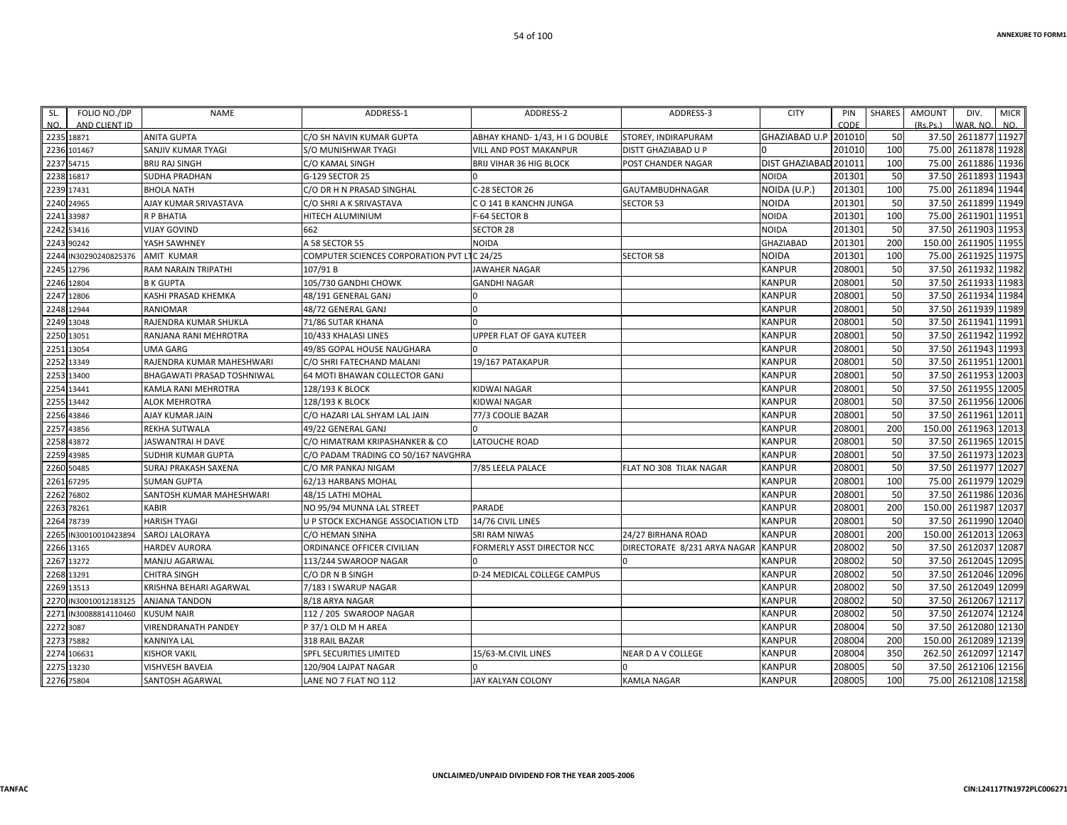ANNEXURE TO FORM1

| SL. NO. | FOLIO NO./DP AND CLIENT ID | NAME | ADDRESS-1 | ADDRESS-2 | ADDRESS-3 | CITY | PIN CODE | SHARES | AMOUNT (Rs.Ps.) | DIV. WAR. NO. | MICR NO. |
|---|---|---|---|---|---|---|---|---|---|---|---|
| 2235 | 18871 | ANITA GUPTA | C/O SH NAVIN KUMAR GUPTA | ABHAY KHAND- 1/43, H I G DOUBLE | STOREY, INDIRAPURAM | GHAZIABAD U.P | 201010 | 50 | 37.50 | 2611877 | 11927 |
| 2236 | 101467 | SANJIV KUMAR TYAGI | S/O MUNISHWAR TYAGI | VILL AND POST MAKANPUR | DISTT GHAZIABAD U P | 0 | 201010 | 100 | 75.00 | 2611878 | 11928 |
| 2237 | 54715 | BRIJ RAJ SINGH | C/O KAMAL SINGH | BRIJ VIHAR 36 HIG BLOCK | POST CHANDER NAGAR | DIST GHAZIABAD | 201011 | 100 | 75.00 | 2611886 | 11936 |
| 2238 | 16817 | SUDHA PRADHAN | G-129 SECTOR 25 | 0 | | NOIDA | 201301 | 50 | 37.50 | 2611893 | 11943 |
| 2239 | 17431 | BHOLA NATH | C/O DR H N PRASAD SINGHAL | C-28 SECTOR 26 | GAUTAMBUDHNAGAR | NOIDA (U.P.) | 201301 | 100 | 75.00 | 2611894 | 11944 |
| 2240 | 24965 | AJAY KUMAR SRIVASTAVA | C/O SHRI A K SRIVASTAVA | C O 141 B KANCHN JUNGA | SECTOR 53 | NOIDA | 201301 | 50 | 37.50 | 2611899 | 11949 |
| 2241 | 33987 | R P BHATIA | HITECH ALUMINIUM | F-64 SECTOR B | | NOIDA | 201301 | 100 | 75.00 | 2611901 | 11951 |
| 2242 | 53416 | VIJAY GOVIND | 662 | SECTOR 28 | | NOIDA | 201301 | 50 | 37.50 | 2611903 | 11953 |
| 2243 | 90242 | YASH SAWHNEY | A 58 SECTOR 55 | NOIDA | | GHAZIABAD | 201301 | 200 | 150.00 | 2611905 | 11955 |
| 2244 | IN30290240825376 | AMIT KUMAR | COMPUTER SCIENCES CORPORATION PVT LTC | 24/25 | SECTOR 58 | NOIDA | 201301 | 100 | 75.00 | 2611925 | 11975 |
| 2245 | 12796 | RAM NARAIN TRIPATHI | 107/91 B | JAWAHER NAGAR | | KANPUR | 208001 | 50 | 37.50 | 2611932 | 11982 |
| 2246 | 12804 | B K GUPTA | 105/730 GANDHI CHOWK | GANDHI NAGAR | | KANPUR | 208001 | 50 | 37.50 | 2611933 | 11983 |
| 2247 | 12806 | KASHI PRASAD KHEMKA | 48/191 GENERAL GANJ | 0 | | KANPUR | 208001 | 50 | 37.50 | 2611934 | 11984 |
| 2248 | 12944 | RANIOMAR | 48/72 GENERAL GANJ | 0 | | KANPUR | 208001 | 50 | 37.50 | 2611939 | 11989 |
| 2249 | 13048 | RAJENDRA KUMAR SHUKLA | 71/86 SUTAR KHANA | 0 | | KANPUR | 208001 | 50 | 37.50 | 2611941 | 11991 |
| 2250 | 13051 | RANJANA RANI MEHROTRA | 10/433 KHALASI LINES | UPPER FLAT OF GAYA KUTEER | | KANPUR | 208001 | 50 | 37.50 | 2611942 | 11992 |
| 2251 | 13054 | UMA GARG | 49/85 GOPAL HOUSE NAUGHARA | 0 | | KANPUR | 208001 | 50 | 37.50 | 2611943 | 11993 |
| 2252 | 13349 | RAJENDRA KUMAR MAHESHWARI | C/O SHRI FATECHAND MALANI | 19/167 PATAKAPUR | | KANPUR | 208001 | 50 | 37.50 | 2611951 | 12001 |
| 2253 | 13400 | BHAGAWATI PRASAD TOSHNIWAL | 64 MOTI BHAWAN COLLECTOR GANJ | | | KANPUR | 208001 | 50 | 37.50 | 2611953 | 12003 |
| 2254 | 13441 | KAMLA RANI MEHROTRA | 128/193 K BLOCK | KIDWAI NAGAR | | KANPUR | 208001 | 50 | 37.50 | 2611955 | 12005 |
| 2255 | 13442 | ALOK MEHROTRA | 128/193 K BLOCK | KIDWAI NAGAR | | KANPUR | 208001 | 50 | 37.50 | 2611956 | 12006 |
| 2256 | 43846 | AJAY KUMAR JAIN | C/O HAZARI LAL SHYAM LAL JAIN | 77/3 COOLIE BAZAR | | KANPUR | 208001 | 50 | 37.50 | 2611961 | 12011 |
| 2257 | 43856 | REKHA SUTWALA | 49/22 GENERAL GANJ | 0 | | KANPUR | 208001 | 200 | 150.00 | 2611963 | 12013 |
| 2258 | 43872 | JASWANTRAI H DAVE | C/O HIMATRAM KRIPASHANKER & CO | LATOUCHE ROAD | | KANPUR | 208001 | 50 | 37.50 | 2611965 | 12015 |
| 2259 | 43985 | SUDHIR KUMAR GUPTA | C/O PADAM TRADING CO 50/167 NAVGHRA | | | KANPUR | 208001 | 50 | 37.50 | 2611973 | 12023 |
| 2260 | 50485 | SURAJ PRAKASH SAXENA | C/O MR PANKAJ NIGAM | 7/85 LEELA PALACE | FLAT NO 308 TILAK NAGAR | KANPUR | 208001 | 50 | 37.50 | 2611977 | 12027 |
| 2261 | 67295 | SUMAN GUPTA | 62/13 HARBANS MOHAL | | | KANPUR | 208001 | 100 | 75.00 | 2611979 | 12029 |
| 2262 | 76802 | SANTOSH KUMAR MAHESHWARI | 48/15 LATHI MOHAL | | | KANPUR | 208001 | 50 | 37.50 | 2611986 | 12036 |
| 2263 | 78261 | KABIR | NO 95/94 MUNNA LAL STREET | PARADE | | KANPUR | 208001 | 200 | 150.00 | 2611987 | 12037 |
| 2264 | 78739 | HARISH TYAGI | U P STOCK EXCHANGE ASSOCIATION LTD | 14/76 CIVIL LINES | | KANPUR | 208001 | 50 | 37.50 | 2611990 | 12040 |
| 2265 | IN30010010423894 | SAROJ LALORAYA | C/O HEMAN SINHA | SRI RAM NIWAS | 24/27 BIRHANA ROAD | KANPUR | 208001 | 200 | 150.00 | 2612013 | 12063 |
| 2266 | 13165 | HARDEV AURORA | ORDINANCE OFFICER CIVILIAN | FORMERLY ASST DIRECTOR NCC | DIRECTORATE 8/231 ARYA NAGAR | KANPUR | 208002 | 50 | 37.50 | 2612037 | 12087 |
| 2267 | 13272 | MANJU AGARWAL | 113/244 SWAROOP NAGAR | 0 | 0 | KANPUR | 208002 | 50 | 37.50 | 2612045 | 12095 |
| 2268 | 13291 | CHITRA SINGH | C/O DR N B SINGH | D-24 MEDICAL COLLEGE CAMPUS | | KANPUR | 208002 | 50 | 37.50 | 2612046 | 12096 |
| 2269 | 13513 | KRISHNA BEHARI AGARWAL | 7/183 I SWARUP NAGAR | | | KANPUR | 208002 | 50 | 37.50 | 2612049 | 12099 |
| 2270 | IN30010012183125 | ANJANA TANDON | 8/18 ARYA NAGAR | | | KANPUR | 208002 | 50 | 37.50 | 2612067 | 12117 |
| 2271 | IN30088814110460 | KUSUM NAIR | 112 / 205 SWAROOP NAGAR | | | KANPUR | 208002 | 50 | 37.50 | 2612074 | 12124 |
| 2272 | 3087 | VIRENDRANATH PANDEY | P 37/1 OLD M H AREA | | | KANPUR | 208004 | 50 | 37.50 | 2612080 | 12130 |
| 2273 | 75882 | KANNIYA LAL | 318 RAIL BAZAR | | | KANPUR | 208004 | 200 | 150.00 | 2612089 | 12139 |
| 2274 | 106631 | KISHOR VAKIL | SPFL SECURITIES LIMITED | 15/63-M.CIVIL LINES | NEAR D A V COLLEGE | KANPUR | 208004 | 350 | 262.50 | 2612097 | 12147 |
| 2275 | 13230 | VISHVESH BAVEJA | 120/904 LAJPAT NAGAR | 0 | 0 | KANPUR | 208005 | 50 | 37.50 | 2612106 | 12156 |
| 2276 | 75804 | SANTOSH AGARWAL | LANE NO 7 FLAT NO 112 | JAY KALYAN COLONY | KAMLA NAGAR | KANPUR | 208005 | 100 | 75.00 | 2612108 | 12158 |

UNCLAIMED/UNPAID DIVIDEND FOR THE YEAR 2005-2006

TANFAC

CIN:L24117TN1972PLC006271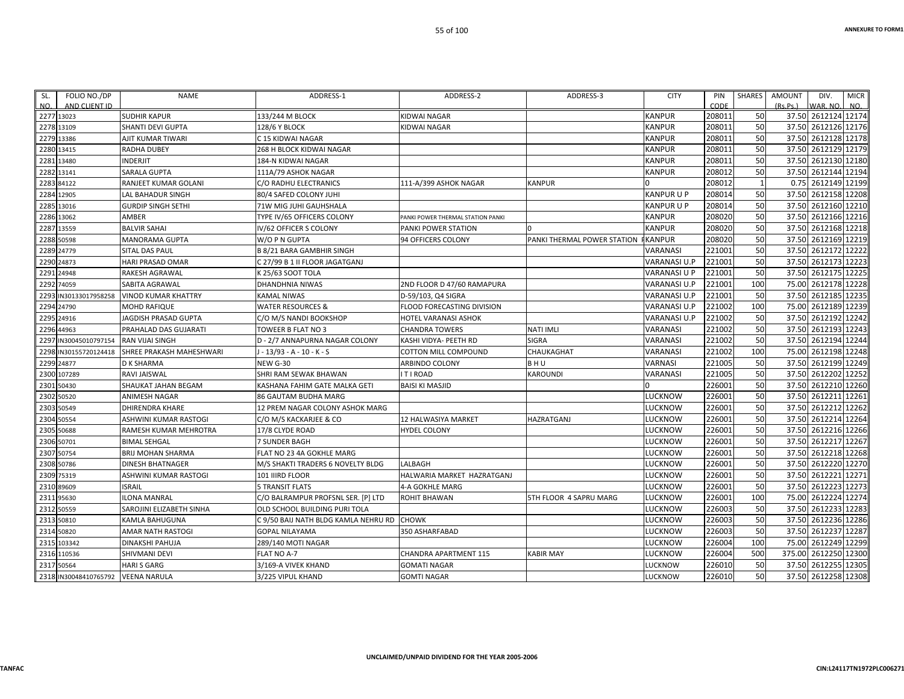| SL. NO. | FOLIO NO./DP AND CLIENT ID | NAME | ADDRESS-1 | ADDRESS-2 | ADDRESS-3 | CITY | PIN CODE | SHARES | AMOUNT (Rs.Ps.) | DIV. WAR. NO. | MICR NO. |
|---|---|---|---|---|---|---|---|---|---|---|---|
| 2277 | 13023 | SUDHIR KAPUR | 133/244 M BLOCK | KIDWAI NAGAR | | KANPUR | 208011 | 50 | 37.50 | 2612124 | 12174 |
| 2278 | 13109 | SHANTI DEVI GUPTA | 128/6 Y BLOCK | KIDWAI NAGAR | | KANPUR | 208011 | 50 | 37.50 | 2612126 | 12176 |
| 2279 | 13386 | AJIT KUMAR TIWARI | C 15 KIDWAI NAGAR | | | KANPUR | 208011 | 50 | 37.50 | 2612128 | 12178 |
| 2280 | 13415 | RADHA DUBEY | 268 H BLOCK KIDWAI NAGAR | | | KANPUR | 208011 | 50 | 37.50 | 2612129 | 12179 |
| 2281 | 13480 | INDERJIT | 184-N KIDWAI NAGAR | | | KANPUR | 208011 | 50 | 37.50 | 2612130 | 12180 |
| 2282 | 13141 | SARALA GUPTA | 111A/79 ASHOK NAGAR | | | KANPUR | 208012 | 50 | 37.50 | 2612144 | 12194 |
| 2283 | 84122 | RANJEET KUMAR GOLANI | C/O RADHU ELECTRANICS | 111-A/399 ASHOK NAGAR | KANPUR | 0 | 208012 | 1 | 0.75 | 2612149 | 12199 |
| 2284 | 12905 | LAL BAHADUR SINGH | 80/4 SAFED COLONY JUHI | | | KANPUR U P | 208014 | 50 | 37.50 | 2612158 | 12208 |
| 2285 | 13016 | GURDIP SINGH SETHI | 71W MIG JUHI GAUHSHALA | | | KANPUR U P | 208014 | 50 | 37.50 | 2612160 | 12210 |
| 2286 | 13062 | AMBER | TYPE IV/65 OFFICERS COLONY | PANKI POWER THERMAL STATION PANKI | | KANPUR | 208020 | 50 | 37.50 | 2612166 | 12216 |
| 2287 | 13559 | BALVIR SAHAI | IV/62 OFFICER S COLONY | PANKI POWER STATION | 0 | KANPUR | 208020 | 50 | 37.50 | 2612168 | 12218 |
| 2288 | 50598 | MANORAMA GUPTA | W/O P N GUPTA | 94 OFFICERS COLONY | PANKI THERMAL POWER STATION P | KANPUR | 208020 | 50 | 37.50 | 2612169 | 12219 |
| 2289 | 24779 | SITAL DAS PAUL | B 8/21 BARA GAMBHIR SINGH | | | VARANASI | 221001 | 50 | 37.50 | 2612172 | 12222 |
| 2290 | 24873 | HARI PRASAD OMAR | C 27/99 B 1 II FLOOR JAGATGANJ | | | VARANASI U.P | 221001 | 50 | 37.50 | 2612173 | 12223 |
| 2291 | 24948 | RAKESH AGRAWAL | K 25/63 SOOT TOLA | | | VARANASI U P | 221001 | 50 | 37.50 | 2612175 | 12225 |
| 2292 | 74059 | SABITA AGRAWAL | DHANDHNIA NIWAS | 2ND FLOOR D 47/60 RAMAPURA | | VARANASI U.P | 221001 | 100 | 75.00 | 2612178 | 12228 |
| 2293 | IN30133017958258 | VINOD KUMAR KHATTRY | KAMAL NIWAS | D-59/103, Q4 SIGRA | | VARANASI U.P | 221001 | 50 | 37.50 | 2612185 | 12235 |
| 2294 | 24790 | MOHD RAFIQUE | WATER RESOURCES & | FLOOD FORECASTING DIVISION | | VARANASI U.P | 221002 | 100 | 75.00 | 2612189 | 12239 |
| 2295 | 24916 | JAGDISH PRASAD GUPTA | C/O M/S NANDI BOOKSHOP | HOTEL VARANASI ASHOK | | VARANASI U.P | 221002 | 50 | 37.50 | 2612192 | 12242 |
| 2296 | 44963 | PRAHALAD DAS GUJARATI | TOWEER B FLAT NO 3 | CHANDRA TOWERS | NATI IMLI | VARANASI | 221002 | 50 | 37.50 | 2612193 | 12243 |
| 2297 | IN30045010797154 | RAN VIJAI SINGH | D - 2/7 ANNAPURNA NAGAR COLONY | KASHI VIDYA- PEETH RD | SIGRA | VARANASI | 221002 | 50 | 37.50 | 2612194 | 12244 |
| 2298 | IN30155720124418 | SHREE PRAKASH MAHESHWARI | J - 13/93 - A - 10 - K - S | COTTON MILL COMPOUND | CHAUKAGHAT | VARANASI | 221002 | 100 | 75.00 | 2612198 | 12248 |
| 2299 | 24877 | D K SHARMA | NEW G-30 | ARBINDO COLONY | B H U | VARNASI | 221005 | 50 | 37.50 | 2612199 | 12249 |
| 2300 | 107289 | RAVI JAISWAL | SHRI RAM SEWAK BHAWAN | I T I ROAD | KAROUNDI | VARANASI | 221005 | 50 | 37.50 | 2612202 | 12252 |
| 2301 | 50430 | SHAUKAT JAHAN BEGAM | KASHANA FAHIM GATE MALKA GETI | BAISI KI MASJID | | 0 | 226001 | 50 | 37.50 | 2612210 | 12260 |
| 2302 | 50520 | ANIMESH NAGAR | 86 GAUTAM BUDHA MARG | | | LUCKNOW | 226001 | 50 | 37.50 | 2612211 | 12261 |
| 2303 | 50549 | DHIRENDRA KHARE | 12 PREM NAGAR COLONY ASHOK MARG | | | LUCKNOW | 226001 | 50 | 37.50 | 2612212 | 12262 |
| 2304 | 50554 | ASHWINI KUMAR RASTOGI | C/O M/S KACKARJEE & CO | 12 HALWASIYA MARKET | HAZRATGANJ | LUCKNOW | 226001 | 50 | 37.50 | 2612214 | 12264 |
| 2305 | 50688 | RAMESH KUMAR MEHROTRA | 17/8 CLYDE ROAD | HYDEL COLONY | | LUCKNOW | 226001 | 50 | 37.50 | 2612216 | 12266 |
| 2306 | 50701 | BIMAL SEHGAL | 7 SUNDER BAGH | | | LUCKNOW | 226001 | 50 | 37.50 | 2612217 | 12267 |
| 2307 | 50754 | BRIJ MOHAN SHARMA | FLAT NO 23 4A GOKHLE MARG | | | LUCKNOW | 226001 | 50 | 37.50 | 2612218 | 12268 |
| 2308 | 50786 | DINESH BHATNAGER | M/S SHAKTI TRADERS 6 NOVELTY BLDG | LALBAGH | | LUCKNOW | 226001 | 50 | 37.50 | 2612220 | 12270 |
| 2309 | 75319 | ASHWINI KUMAR RASTOGI | 101 IIIRD FLOOR | HALWARIA MARKET HAZRATGANJ | | LUCKNOW | 226001 | 50 | 37.50 | 2612221 | 12271 |
| 2310 | 89609 | ISRAIL | 5 TRANSIT FLATS | 4-A GOKHLE MARG | | LUCKNOW | 226001 | 50 | 37.50 | 2612223 | 12273 |
| 2311 | 95630 | ILONA MANRAL | C/O BALRAMPUR PROFSNL SER. [P] LTD | ROHIT BHAWAN | 5TH FLOOR 4 SAPRU MARG | LUCKNOW | 226001 | 100 | 75.00 | 2612224 | 12274 |
| 2312 | 50559 | SAROJINI ELIZABETH SINHA | OLD SCHOOL BUILDING PURI TOLA | | | LUCKNOW | 226003 | 50 | 37.50 | 2612233 | 12283 |
| 2313 | 50810 | KAMLA BAHUGUNA | C 9/50 BAIJ NATH BLDG KAMLA NEHRU RD | CHOWK | | LUCKNOW | 226003 | 50 | 37.50 | 2612236 | 12286 |
| 2314 | 50820 | AMAR NATH RASTOGI | GOPAL NILAYAMA | 350 ASHARFABAD | | LUCKNOW | 226003 | 50 | 37.50 | 2612237 | 12287 |
| 2315 | 103342 | DINAKSHI PAHUJA | 289/140 MOTI NAGAR | | | LUCKNOW | 226004 | 100 | 75.00 | 2612249 | 12299 |
| 2316 | 110536 | SHIVMANI DEVI | FLAT NO A-7 | CHANDRA APARTMENT 115 | KABIR MAY | LUCKNOW | 226004 | 500 | 375.00 | 2612250 | 12300 |
| 2317 | 50564 | HARI S GARG | 3/169-A VIVEK KHAND | GOMATI NAGAR | | LUCKNOW | 226010 | 50 | 37.50 | 2612255 | 12305 |
| 2318 | IN30048410765792 | VEENA NARULA | 3/225 VIPUL KHAND | GOMTI NAGAR | | LUCKNOW | 226010 | 50 | 37.50 | 2612258 | 12308 |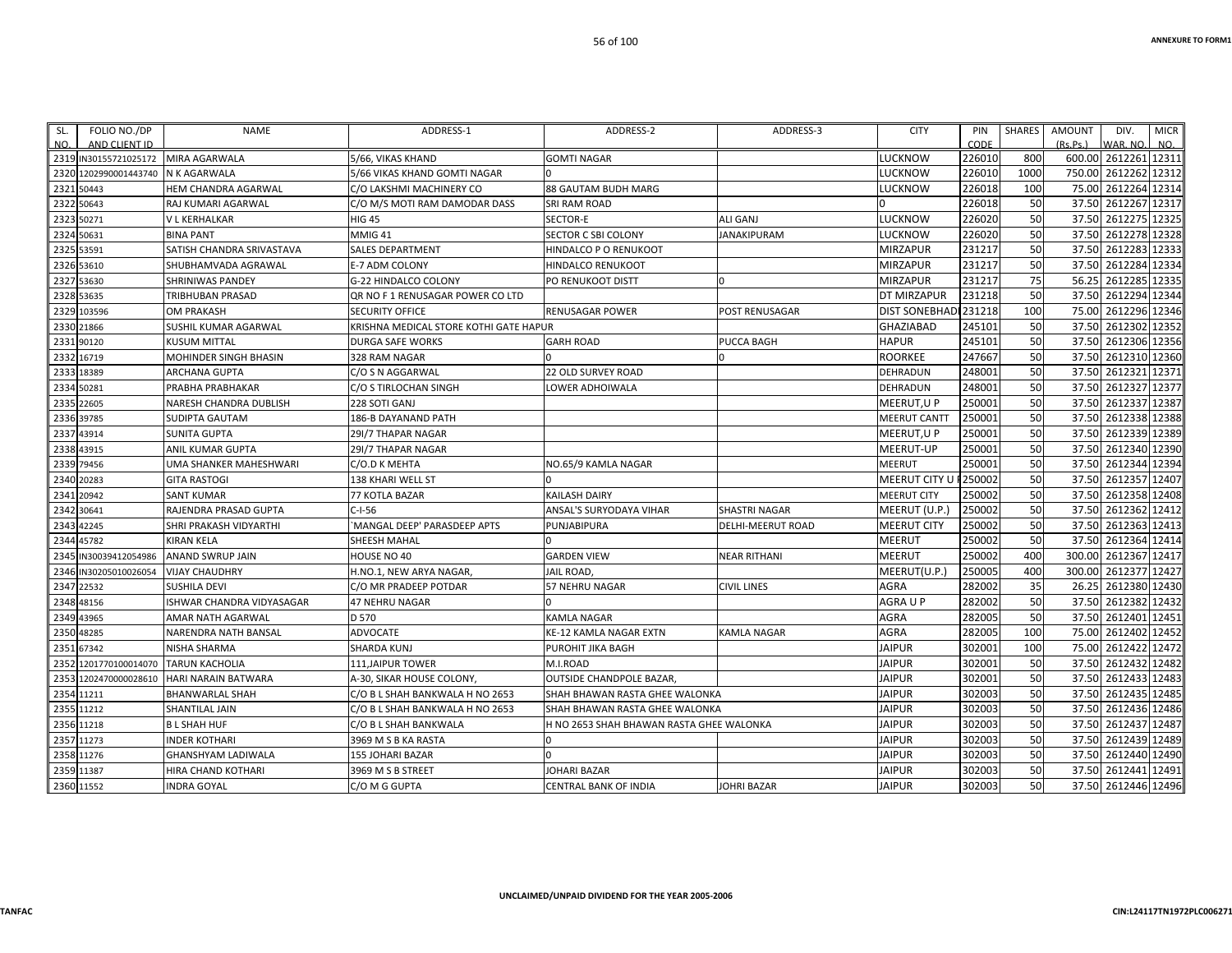ANNEXURE TO FORM1

| SL. NO. | FOLIO NO./DP AND CLIENT ID | NAME | ADDRESS-1 | ADDRESS-2 | ADDRESS-3 | CITY | PIN CODE | SHARES | AMOUNT (Rs.Ps.) | DIV. WAR. NO. | MICR NO. |
|---|---|---|---|---|---|---|---|---|---|---|---|
| 2319 | IN30155721025172 | MIRA AGARWALA | 5/66, VIKAS KHAND | GOMTI NAGAR | | LUCKNOW | 226010 | 800 | 600.00 | 2612261 | 12311 |
| 2320 | 1202990001443740 | N K AGARWALA | 5/66 VIKAS KHAND GOMTI NAGAR | 0 | | LUCKNOW | 226010 | 1000 | 750.00 | 2612262 | 12312 |
| 2321 | 50443 | HEM CHANDRA AGARWAL | C/O LAKSHMI MACHINERY CO | 88 GAUTAM BUDH MARG | | LUCKNOW | 226018 | 100 | 75.00 | 2612264 | 12314 |
| 2322 | 50643 | RAJ KUMARI AGARWAL | C/O M/S MOTI RAM DAMODAR DASS | SRI RAM ROAD | | 0 | 226018 | 50 | 37.50 | 2612267 | 12317 |
| 2323 | 50271 | V L KERHALKAR | HIG 45 | SECTOR-E | ALI GANJ | LUCKNOW | 226020 | 50 | 37.50 | 2612275 | 12325 |
| 2324 | 50631 | BINA PANT | MMIG 41 | SECTOR C SBI COLONY | JANAKIPURAM | LUCKNOW | 226020 | 50 | 37.50 | 2612278 | 12328 |
| 2325 | 53591 | SATISH CHANDRA SRIVASTAVA | SALES DEPARTMENT | HINDALCO P O RENUKOOT | | MIRZAPUR | 231217 | 50 | 37.50 | 2612283 | 12333 |
| 2326 | 53610 | SHUBHAMVADA AGRAWAL | E-7 ADM COLONY | HINDALCO RENUKOOT | | MIRZAPUR | 231217 | 50 | 37.50 | 2612284 | 12334 |
| 2327 | 53630 | SHRINIWAS PANDEY | G-22 HINDALCO COLONY | PO RENUKOOT DISTT | 0 | MIRZAPUR | 231217 | 75 | 56.25 | 2612285 | 12335 |
| 2328 | 53635 | TRIBHUBAN PRASAD | QR NO F 1 RENUSAGAR POWER CO LTD | | | DT MIRZAPUR | 231218 | 50 | 37.50 | 2612294 | 12344 |
| 2329 | 103596 | OM PRAKASH | SECURITY OFFICE | RENUSAGAR POWER | POST RENUSAGAR | DIST SONEBHADI | 231218 | 100 | 75.00 | 2612296 | 12346 |
| 2330 | 21866 | SUSHIL KUMAR AGARWAL | KRISHNA MEDICAL STORE KOTHI GATE HAPUR | | | GHAZIABAD | 245101 | 50 | 37.50 | 2612302 | 12352 |
| 2331 | 90120 | KUSUM MITTAL | DURGA SAFE WORKS | GARH ROAD | PUCCA BAGH | HAPUR | 245101 | 50 | 37.50 | 2612306 | 12356 |
| 2332 | 16719 | MOHINDER SINGH BHASIN | 328 RAM NAGAR | 0 | 0 | ROORKEE | 247667 | 50 | 37.50 | 2612310 | 12360 |
| 2333 | 18389 | ARCHANA GUPTA | C/O S N AGGARWAL | 22 OLD SURVEY ROAD | | DEHRADUN | 248001 | 50 | 37.50 | 2612321 | 12371 |
| 2334 | 50281 | PRABHA PRABHAKAR | C/O S TIRLOCHAN SINGH | LOWER ADHOIWALA | | DEHRADUN | 248001 | 50 | 37.50 | 2612327 | 12377 |
| 2335 | 22605 | NARESH CHANDRA DUBLISH | 228 SOTI GANJ | | | MEERUT,U P | 250001 | 50 | 37.50 | 2612337 | 12387 |
| 2336 | 39785 | SUDIPTA GAUTAM | 186-B DAYANAND PATH | | | MEERUT CANTT | 250001 | 50 | 37.50 | 2612338 | 12388 |
| 2337 | 43914 | SUNITA GUPTA | 29I/7 THAPAR NAGAR | | | MEERUT,U P | 250001 | 50 | 37.50 | 2612339 | 12389 |
| 2338 | 43915 | ANIL KUMAR GUPTA | 29I/7 THAPAR NAGAR | | | MEERUT-UP | 250001 | 50 | 37.50 | 2612340 | 12390 |
| 2339 | 79456 | UMA SHANKER MAHESHWARI | C/O.D K MEHTA | NO.65/9 KAMLA NAGAR | | MEERUT | 250001 | 50 | 37.50 | 2612344 | 12394 |
| 2340 | 20283 | GITA RASTOGI | 138 KHARI WELL ST | 0 | | MEERUT CITY U P | 250002 | 50 | 37.50 | 2612357 | 12407 |
| 2341 | 20942 | SANT KUMAR | 77 KOTLA BAZAR | KAILASH DAIRY | | MEERUT CITY | 250002 | 50 | 37.50 | 2612358 | 12408 |
| 2342 | 30641 | RAJENDRA PRASAD GUPTA | C-I-56 | ANSAL'S SURYODAYA VIHAR | SHASTRI NAGAR | MEERUT (U.P.) | 250002 | 50 | 37.50 | 2612362 | 12412 |
| 2343 | 42245 | SHRI PRAKASH VIDYARTHI | `MANGAL DEEP' PARASDEEP APTS | PUNJABIPURA | DELHI-MEERUT ROAD | MEERUT CITY | 250002 | 50 | 37.50 | 2612363 | 12413 |
| 2344 | 45782 | KIRAN KELA | SHEESH MAHAL | 0 | | MEERUT | 250002 | 50 | 37.50 | 2612364 | 12414 |
| 2345 | IN30039412054986 | ANAND SWRUP JAIN | HOUSE NO 40 | GARDEN VIEW | NEAR RITHANI | MEERUT | 250002 | 400 | 300.00 | 2612367 | 12417 |
| 2346 | IN30205010026054 | VIJAY CHAUDHRY | H.NO.1, NEW ARYA NAGAR, | JAIL ROAD, | | MEERUT(U.P.) | 250005 | 400 | 300.00 | 2612377 | 12427 |
| 2347 | 22532 | SUSHILA DEVI | C/O MR PRADEEP POTDAR | 57 NEHRU NAGAR | CIVIL LINES | AGRA | 282002 | 35 | 26.25 | 2612380 | 12430 |
| 2348 | 48156 | ISHWAR CHANDRA VIDYASAGAR | 47 NEHRU NAGAR | 0 | | AGRA U P | 282002 | 50 | 37.50 | 2612382 | 12432 |
| 2349 | 43965 | AMAR NATH AGARWAL | D 570 | KAMLA NAGAR | | AGRA | 282005 | 50 | 37.50 | 2612401 | 12451 |
| 2350 | 48285 | NARENDRA NATH BANSAL | ADVOCATE | KE-12 KAMLA NAGAR EXTN | KAMLA NAGAR | AGRA | 282005 | 100 | 75.00 | 2612402 | 12452 |
| 2351 | 67342 | NISHA SHARMA | SHARDA KUNJ | PUROHIT JIKA BAGH | | JAIPUR | 302001 | 100 | 75.00 | 2612422 | 12472 |
| 2352 | 1201770100014070 | TARUN KACHOLIA | 111,JAIPUR TOWER | M.I.ROAD | | JAIPUR | 302001 | 50 | 37.50 | 2612432 | 12482 |
| 2353 | 1202470000028610 | HARI NARAIN BATWARA | A-30, SIKAR HOUSE COLONY, | OUTSIDE CHANDPOLE BAZAR, | | JAIPUR | 302001 | 50 | 37.50 | 2612433 | 12483 |
| 2354 | 11211 | BHANWARLAL SHAH | C/O B L SHAH BANKWALA H NO 2653 | SHAH BHAWAN RASTA GHEE WALONKA | | JAIPUR | 302003 | 50 | 37.50 | 2612435 | 12485 |
| 2355 | 11212 | SHANTILAL JAIN | C/O B L SHAH BANKWALA H NO 2653 | SHAH BHAWAN RASTA GHEE WALONKA | | JAIPUR | 302003 | 50 | 37.50 | 2612436 | 12486 |
| 2356 | 11218 | B L SHAH HUF | C/O B L SHAH BANKWALA | H NO 2653 SHAH BHAWAN RASTA GHEE WALONKA | | JAIPUR | 302003 | 50 | 37.50 | 2612437 | 12487 |
| 2357 | 11273 | INDER KOTHARI | 3969 M S B KA RASTA | 0 | | JAIPUR | 302003 | 50 | 37.50 | 2612439 | 12489 |
| 2358 | 11276 | GHANSHYAM LADIWALA | 155 JOHARI BAZAR | 0 | | JAIPUR | 302003 | 50 | 37.50 | 2612440 | 12490 |
| 2359 | 11387 | HIRA CHAND KOTHARI | 3969 M S B STREET | JOHARI BAZAR | | JAIPUR | 302003 | 50 | 37.50 | 2612441 | 12491 |
| 2360 | 11552 | INDRA GOYAL | C/O M G GUPTA | CENTRAL BANK OF INDIA | JOHRI BAZAR | JAIPUR | 302003 | 50 | 37.50 | 2612446 | 12496 |

UNCLAIMED/UNPAID DIVIDEND FOR THE YEAR 2005-2006

TANFAC

CIN:L24117TN1972PLC006271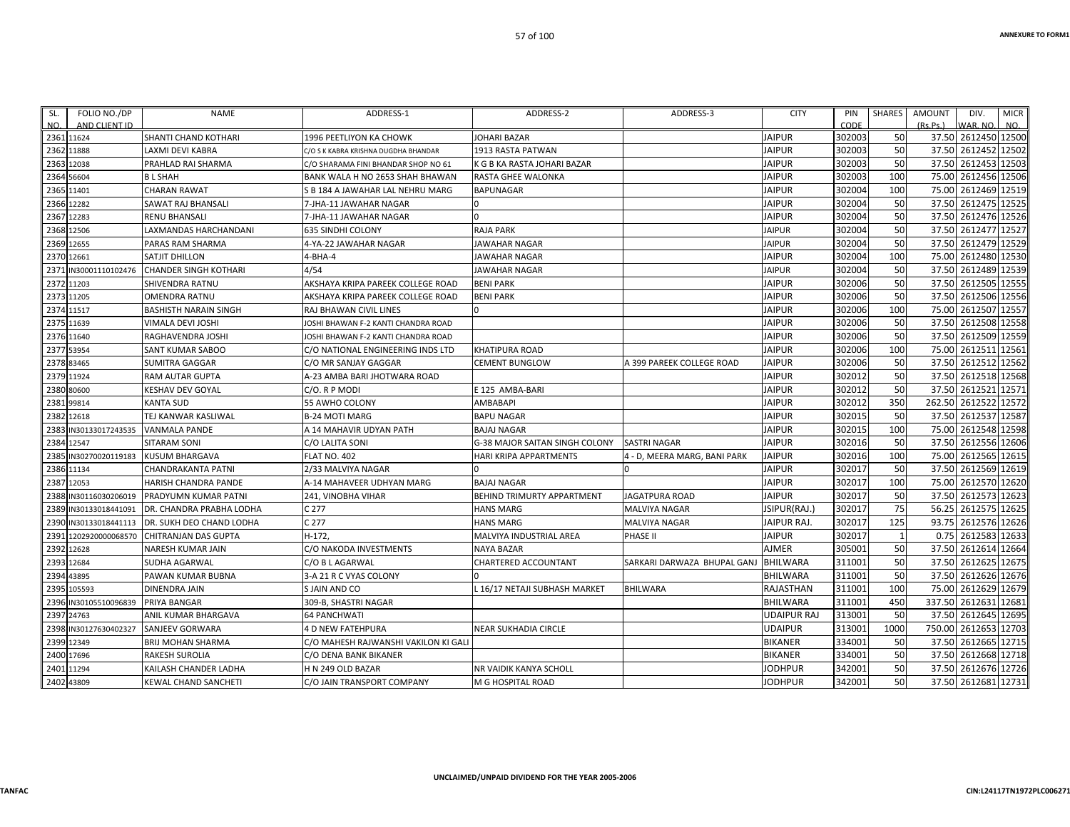| SL. NO. | FOLIO NO./DP AND CLIENT ID | NAME | ADDRESS-1 | ADDRESS-2 | ADDRESS-3 | CITY | PIN CODE | SHARES | AMOUNT (Rs.Ps.) | DIV. WAR. NO. | MICR NO. |
|---|---|---|---|---|---|---|---|---|---|---|---|
| 2361 | 11624 | SHANTI CHAND KOTHARI | 1996 PEETLIYON KA CHOWK | JOHARI BAZAR | | JAIPUR | 302003 | 50 | 37.50 | 2612450 | 12500 |
| 2362 | 11888 | LAXMI DEVI KABRA | C/O S K KABRA KRISHNA DUGDHA BHANDAR | 1913 RASTA PATWAN | | JAIPUR | 302003 | 50 | 37.50 | 2612452 | 12502 |
| 2363 | 12038 | PRAHLAD RAI SHARMA | C/O SHARAMA FINI BHANDAR SHOP NO 61 | K G B KA RASTA JOHARI BAZAR | | JAIPUR | 302003 | 50 | 37.50 | 2612453 | 12503 |
| 2364 | 56604 | B L SHAH | BANK WALA H NO 2653 SHAH BHAWAN | RASTA GHEE WALONKA | | JAIPUR | 302003 | 100 | 75.00 | 2612456 | 12506 |
| 2365 | 11401 | CHARAN RAWAT | S B 184 A JAWAHAR LAL NEHRU MARG | BAPUNAGAR | | JAIPUR | 302004 | 100 | 75.00 | 2612469 | 12519 |
| 2366 | 12282 | SAWAT RAJ BHANSALI | 7-JHA-11 JAWAHAR NAGAR | 0 | | JAIPUR | 302004 | 50 | 37.50 | 2612475 | 12525 |
| 2367 | 12283 | RENU BHANSALI | 7-JHA-11 JAWAHAR NAGAR | 0 | | JAIPUR | 302004 | 50 | 37.50 | 2612476 | 12526 |
| 2368 | 12506 | LAXMANDAS HARCHANDANI | 635 SINDHI COLONY | RAJA PARK | | JAIPUR | 302004 | 50 | 37.50 | 2612477 | 12527 |
| 2369 | 12655 | PARAS RAM SHARMA | 4-YA-22 JAWAHAR NAGAR | JAWAHAR NAGAR | | JAIPUR | 302004 | 50 | 37.50 | 2612479 | 12529 |
| 2370 | 12661 | SATJIT DHILLON | 4-BHA-4 | JAWAHAR NAGAR | | JAIPUR | 302004 | 100 | 75.00 | 2612480 | 12530 |
| 2371 | IN30001110102476 | CHANDER SINGH KOTHARI | 4/54 | JAWAHAR NAGAR | | JAIPUR | 302004 | 50 | 37.50 | 2612489 | 12539 |
| 2372 | 11203 | SHIVENDRA RATNU | AKSHAYA KRIPA PAREEK COLLEGE ROAD | BENI PARK | | JAIPUR | 302006 | 50 | 37.50 | 2612505 | 12555 |
| 2373 | 11205 | OMENDRA RATNU | AKSHAYA KRIPA PAREEK COLLEGE ROAD | BENI PARK | | JAIPUR | 302006 | 50 | 37.50 | 2612506 | 12556 |
| 2374 | 11517 | BASHISTH NARAIN SINGH | RAJ BHAWAN CIVIL LINES | 0 | | JAIPUR | 302006 | 100 | 75.00 | 2612507 | 12557 |
| 2375 | 11639 | VIMALA DEVI JOSHI | JOSHI BHAWAN F-2 KANTI CHANDRA ROAD | | | JAIPUR | 302006 | 50 | 37.50 | 2612508 | 12558 |
| 2376 | 11640 | RAGHAVENDRA JOSHI | JOSHI BHAWAN F-2 KANTI CHANDRA ROAD | | | JAIPUR | 302006 | 50 | 37.50 | 2612509 | 12559 |
| 2377 | 53954 | SANT KUMAR SABOO | C/O NATIONAL ENGINEERING INDS LTD | KHATIPURA ROAD | | JAIPUR | 302006 | 100 | 75.00 | 2612511 | 12561 |
| 2378 | 83465 | SUMITRA GAGGAR | C/O MR SANJAY GAGGAR | CEMENT BUNGLOW | A 399 PAREEK COLLEGE ROAD | JAIPUR | 302006 | 50 | 37.50 | 2612512 | 12562 |
| 2379 | 11924 | RAM AUTAR GUPTA | A-23 AMBA BARI JHOTWARA ROAD | | | JAIPUR | 302012 | 50 | 37.50 | 2612518 | 12568 |
| 2380 | 80600 | KESHAV DEV GOYAL | C/O. R P MODI | E 125 AMBA-BARI | | JAIPUR | 302012 | 50 | 37.50 | 2612521 | 12571 |
| 2381 | 99814 | KANTA SUD | 55 AWHO COLONY | AMBABAPI | | JAIPUR | 302012 | 350 | 262.50 | 2612522 | 12572 |
| 2382 | 12618 | TEJ KANWAR KASLIWAL | B-24 MOTI MARG | BAPU NAGAR | | JAIPUR | 302015 | 50 | 37.50 | 2612537 | 12587 |
| 2383 | IN30133017243535 | VANMALA PANDE | A 14 MAHAVIR UDYAN PATH | BAJAJ NAGAR | | JAIPUR | 302015 | 100 | 75.00 | 2612548 | 12598 |
| 2384 | 12547 | SITARAM SONI | C/O LALITA SONI | G-38 MAJOR SAITAN SINGH COLONY | SASTRI NAGAR | JAIPUR | 302016 | 50 | 37.50 | 2612556 | 12606 |
| 2385 | IN30270020119183 | KUSUM BHARGAVA | FLAT NO. 402 | HARI KRIPA APPARTMENTS | 4 - D, MEERA MARG, BANI PARK | JAIPUR | 302016 | 100 | 75.00 | 2612565 | 12615 |
| 2386 | 11134 | CHANDRAKANTA PATNI | 2/33 MALVIYA NAGAR | 0 | 0 | JAIPUR | 302017 | 50 | 37.50 | 2612569 | 12619 |
| 2387 | 12053 | HARISH CHANDRA PANDE | A-14 MAHAVEER UDHYAN MARG | BAJAJ NAGAR | | JAIPUR | 302017 | 100 | 75.00 | 2612570 | 12620 |
| 2388 | IN30116030206019 | PRADYUMN KUMAR PATNI | 241, VINOBHA VIHAR | BEHIND TRIMURTY APPARTMENT | JAGATPURA ROAD | JAIPUR | 302017 | 50 | 37.50 | 2612573 | 12623 |
| 2389 | IN30133018441091 | DR. CHANDRA PRABHA LODHA | C 277 | HANS MARG | MALVIYA NAGAR | JSIPUR(RAJ.) | 302017 | 75 | 56.25 | 2612575 | 12625 |
| 2390 | IN30133018441113 | DR. SUKH DEO CHAND LODHA | C 277 | HANS MARG | MALVIYA NAGAR | JAIPUR RAJ. | 302017 | 125 | 93.75 | 2612576 | 12626 |
| 2391 | 1202920000068570 | CHITRANJAN DAS GUPTA | H-172, | MALVIYA INDUSTRIAL AREA | PHASE II | JAIPUR | 302017 | 1 | 0.75 | 2612583 | 12633 |
| 2392 | 12628 | NARESH KUMAR JAIN | C/O NAKODA INVESTMENTS | NAYA BAZAR | | AJMER | 305001 | 50 | 37.50 | 2612614 | 12664 |
| 2393 | 12684 | SUDHA AGARWAL | C/O B L AGARWAL | CHARTERED ACCOUNTANT | SARKARI DARWAZA BHUPAL GANJ | BHILWARA | 311001 | 50 | 37.50 | 2612625 | 12675 |
| 2394 | 43895 | PAWAN KUMAR BUBNA | 3-A 21 R C VYAS COLONY | 0 | | BHILWARA | 311001 | 50 | 37.50 | 2612626 | 12676 |
| 2395 | 105593 | DINENDRA JAIN | S JAIN AND CO | L 16/17 NETAJI SUBHASH MARKET | BHILWARA | RAJASTHAN | 311001 | 100 | 75.00 | 2612629 | 12679 |
| 2396 | IN30105510096839 | PRIYA BANGAR | 309-B, SHASTRI NAGAR | | | BHILWARA | 311001 | 450 | 337.50 | 2612631 | 12681 |
| 2397 | 24763 | ANIL KUMAR BHARGAVA | 64 PANCHWATI | | | UDAIPUR RAJ | 313001 | 50 | 37.50 | 2612645 | 12695 |
| 2398 | IN30127630402327 | SANJEEV GORWARA | 4 D NEW FATEHPURA | NEAR SUKHADIA CIRCLE | | UDAIPUR | 313001 | 1000 | 750.00 | 2612653 | 12703 |
| 2399 | 12349 | BRIJ MOHAN SHARMA | C/O MAHESH RAJWANSHI VAKILON KI GALI | | | BIKANER | 334001 | 50 | 37.50 | 2612665 | 12715 |
| 2400 | 17696 | RAKESH SUROLIA | C/O DENA BANK BIKANER | | | BIKANER | 334001 | 50 | 37.50 | 2612668 | 12718 |
| 2401 | 11294 | KAILASH CHANDER LADHA | H N 249 OLD BAZAR | NR VAIDIK KANYA SCHOLL | | JODHPUR | 342001 | 50 | 37.50 | 2612676 | 12726 |
| 2402 | 43809 | KEWAL CHAND SANCHETI | C/O JAIN TRANSPORT COMPANY | M G HOSPITAL ROAD | | JODHPUR | 342001 | 50 | 37.50 | 2612681 | 12731 |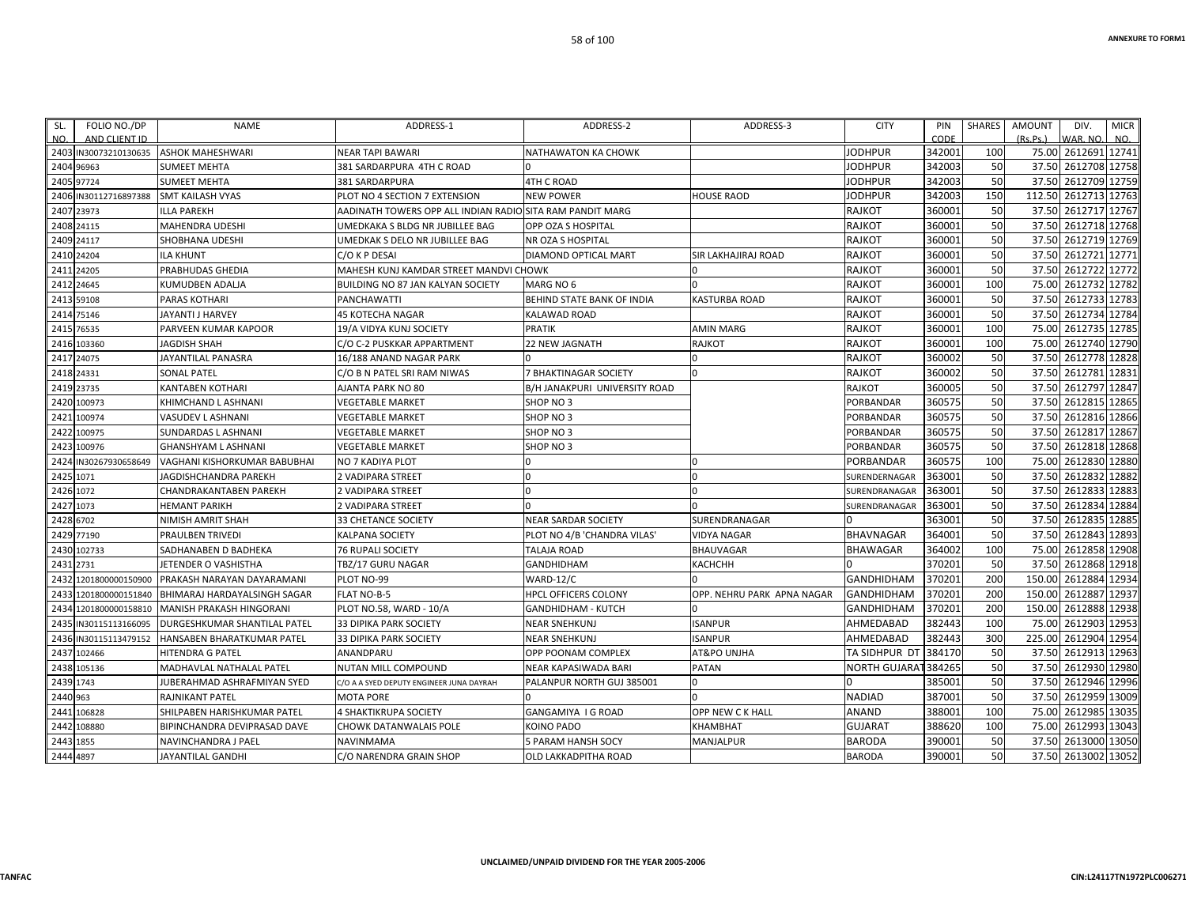| SL. NO. | FOLIO NO./DP AND CLIENT ID | NAME | ADDRESS-1 | ADDRESS-2 | ADDRESS-3 | CITY | PIN CODE | SHARES | AMOUNT (Rs.Ps.) | DIV. WAR. NO. | MICR NO. |
|---|---|---|---|---|---|---|---|---|---|---|---|
| 2403 | IN30073210130635 | ASHOK MAHESHWARI | NEAR TAPI BAWARI | NATHAWATON KA CHOWK | | JODHPUR | 342001 | 100 | 75.00 | 2612691 | 12741 |
| 2404 | 96963 | SUMEET MEHTA | 381 SARDARPURA 4TH C ROAD | 0 | | JODHPUR | 342003 | 50 | 37.50 | 2612708 | 12758 |
| 2405 | 97724 | SUMEET MEHTA | 381 SARDARPURA | 4TH C ROAD | | JODHPUR | 342003 | 50 | 37.50 | 2612709 | 12759 |
| 2406 | IN30112716897388 | SMT KAILASH VYAS | PLOT NO 4 SECTION 7 EXTENSION | NEW POWER | HOUSE RAOD | JODHPUR | 342003 | 150 | 112.50 | 2612713 | 12763 |
| 2407 | 23973 | ILLA PAREKH | AADINATH TOWERS OPP ALL INDIAN RADIO | SITA RAM PANDIT MARG | | RAJKOT | 360001 | 50 | 37.50 | 2612717 | 12767 |
| 2408 | 24115 | MAHENDRA UDESHI | UMEDKAKA S BLDG NR JUBILLEE BAG | OPP OZA S HOSPITAL | | RAJKOT | 360001 | 50 | 37.50 | 2612718 | 12768 |
| 2409 | 24117 | SHOBHANA UDESHI | UMEDKAK S DELO NR JUBILLEE BAG | NR OZA S HOSPITAL | | RAJKOT | 360001 | 50 | 37.50 | 2612719 | 12769 |
| 2410 | 24204 | ILA KHUNT | C/O K P DESAI | DIAMOND OPTICAL MART | SIR LAKHAJIRAJ ROAD | RAJKOT | 360001 | 50 | 37.50 | 2612721 | 12771 |
| 2411 | 24205 | PRABHUDAS GHEDIA | MAHESH KUNJ KAMDAR STREET MANDVI CHOWK | | 0 | RAJKOT | 360001 | 50 | 37.50 | 2612722 | 12772 |
| 2412 | 24645 | KUMUDBEN ADALJA | BUILDING NO 87 JAN KALYAN SOCIETY | MARG NO 6 | 0 | RAJKOT | 360001 | 100 | 75.00 | 2612732 | 12782 |
| 2413 | 59108 | PARAS KOTHARI | PANCHAWATTI | BEHIND STATE BANK OF INDIA | KASTURBA ROAD | RAJKOT | 360001 | 50 | 37.50 | 2612733 | 12783 |
| 2414 | 75146 | JAYANTI J HARVEY | 45 KOTECHA NAGAR | KALAWAD ROAD | | RAJKOT | 360001 | 50 | 37.50 | 2612734 | 12784 |
| 2415 | 76535 | PARVEEN KUMAR KAPOOR | 19/A VIDYA KUNJ SOCIETY | PRATIK | AMIN MARG | RAJKOT | 360001 | 100 | 75.00 | 2612735 | 12785 |
| 2416 | 103360 | JAGDISH SHAH | C/O C-2 PUSKKAR APPARTMENT | 22 NEW JAGNATH | RAJKOT | RAJKOT | 360001 | 100 | 75.00 | 2612740 | 12790 |
| 2417 | 24075 | JAYANTILAL PANASRA | 16/188 ANAND NAGAR PARK | 0 | 0 | RAJKOT | 360002 | 50 | 37.50 | 2612778 | 12828 |
| 2418 | 24331 | SONAL PATEL | C/O B N PATEL SRI RAM NIWAS | 7 BHAKTINAGAR SOCIETY | 0 | RAJKOT | 360002 | 50 | 37.50 | 2612781 | 12831 |
| 2419 | 23735 | KANTABEN KOTHARI | AJANTA PARK NO 80 | B/H JANAKPURI UNIVERSITY ROAD | | RAJKOT | 360005 | 50 | 37.50 | 2612797 | 12847 |
| 2420 | 100973 | KHIMCHAND L ASHNANI | VEGETABLE MARKET | SHOP NO 3 | | PORBANDAR | 360575 | 50 | 37.50 | 2612815 | 12865 |
| 2421 | 100974 | VASUDEV L ASHNANI | VEGETABLE MARKET | SHOP NO 3 | | PORBANDAR | 360575 | 50 | 37.50 | 2612816 | 12866 |
| 2422 | 100975 | SUNDARDAS L ASHNANI | VEGETABLE MARKET | SHOP NO 3 | | PORBANDAR | 360575 | 50 | 37.50 | 2612817 | 12867 |
| 2423 | 100976 | GHANSHYAM L ASHNANI | VEGETABLE MARKET | SHOP NO 3 | | PORBANDAR | 360575 | 50 | 37.50 | 2612818 | 12868 |
| 2424 | IN30267930658649 | VAGHANI KISHORKUMAR BABUBHAI | NO 7 KADIYA PLOT | 0 | 0 | PORBANDAR | 360575 | 100 | 75.00 | 2612830 | 12880 |
| 2425 | 1071 | JAGDISHCHANDRA PAREKH | 2 VADIPARA STREET | 0 | 0 | SURENDERNAGAR | 363001 | 50 | 37.50 | 2612832 | 12882 |
| 2426 | 1072 | CHANDRAKANTABEN PAREKH | 2 VADIPARA STREET | 0 | 0 | SURENDRANAGAR | 363001 | 50 | 37.50 | 2612833 | 12883 |
| 2427 | 1073 | HEMANT PARIKH | 2 VADIPARA STREET | 0 | 0 | SURENDRANAGAR | 363001 | 50 | 37.50 | 2612834 | 12884 |
| 2428 | 6702 | NIMISH AMRIT SHAH | 33 CHETANCE SOCIETY | NEAR SARDAR SOCIETY | SURENDRANAGAR | 0 | 363001 | 50 | 37.50 | 2612835 | 12885 |
| 2429 | 77190 | PRAULBEN TRIVEDI | KALPANA SOCIETY | PLOT NO 4/B 'CHANDRA VILAS' | VIDYA NAGAR | BHAVNAGAR | 364001 | 50 | 37.50 | 2612843 | 12893 |
| 2430 | 102733 | SADHANABEN D BADHEKA | 76 RUPALI SOCIETY | TALAJA ROAD | BHAUVAGAR | BHAWAGAR | 364002 | 100 | 75.00 | 2612858 | 12908 |
| 2431 | 2731 | JETENDER O VASHISTHA | TBZ/17 GURU NAGAR | GANDHIDHAM | KACHCHH | 0 | 370201 | 50 | 37.50 | 2612868 | 12918 |
| 2432 | 1201800000150900 | PRAKASH NARAYAN DAYARAMANI | PLOT NO-99 | WARD-12/C | 0 | GANDHIDHAM | 370201 | 200 | 150.00 | 2612884 | 12934 |
| 2433 | 1201800000151840 | BHIMARAJ HARDAYALSINGH SAGAR | FLAT NO-B-5 | HPCL OFFICERS COLONY | OPP. NEHRU PARK APNA NAGAR | GANDHIDHAM | 370201 | 200 | 150.00 | 2612887 | 12937 |
| 2434 | 1201800000158810 | MANISH PRAKASH HINGORANI | PLOT NO.58, WARD - 10/A | GANDHIDHAM - KUTCH | 0 | GANDHIDHAM | 370201 | 200 | 150.00 | 2612888 | 12938 |
| 2435 | IN30115113166095 | DURGESHKUMAR SHANTILAL PATEL | 33 DIPIKA PARK SOCIETY | NEAR SNEHKUNJ | ISANPUR | AHMEDABAD | 382443 | 100 | 75.00 | 2612903 | 12953 |
| 2436 | IN30115113479152 | HANSABEN BHARATKUMAR PATEL | 33 DIPIKA PARK SOCIETY | NEAR SNEHKUNJ | ISANPUR | AHMEDABAD | 382443 | 300 | 225.00 | 2612904 | 12954 |
| 2437 | 102466 | HITENDRA G PATEL | ANANDPARU | OPP POONAM COMPLEX | AT&PO UNJHA | TA SIDHPUR DT | 384170 | 50 | 37.50 | 2612913 | 12963 |
| 2438 | 105136 | MADHAVLAL NATHALAL PATEL | NUTAN MILL COMPOUND | NEAR KAPASIWADA BARI | PATAN | NORTH GUJARAT | 384265 | 50 | 37.50 | 2612930 | 12980 |
| 2439 | 1743 | JUBERAHMAD ASHRAFMIYAN SYED | C/O A A SYED DEPUTY ENGINEER JUNA DAYRAH | PALANPUR NORTH GUJ 385001 | 0 | 0 | 385001 | 50 | 37.50 | 2612946 | 12996 |
| 2440 | 963 | RAJNIKANT PATEL | MOTA PORE | 0 | 0 | NADIAD | 387001 | 50 | 37.50 | 2612959 | 13009 |
| 2441 | 106828 | SHILPABEN HARISHKUMAR PATEL | 4 SHAKTIKRUPA SOCIETY | GANGAMIYA I G ROAD | OPP NEW C K HALL | ANAND | 388001 | 100 | 75.00 | 2612985 | 13035 |
| 2442 | 108880 | BIPINCHANDRA DEVIPRASAD DAVE | CHOWK DATANWALAIS POLE | KOINO PADO | KHAMBHAT | GUJARAT | 388620 | 100 | 75.00 | 2612993 | 13043 |
| 2443 | 1855 | NAVINCHANDRA J PAEL | NAVINMAMA | 5 PARAM HANSH SOCY | MANJALPUR | BARODA | 390001 | 50 | 37.50 | 2613000 | 13050 |
| 2444 | 4897 | JAYANTILAL GANDHI | C/O NARENDRA GRAIN SHOP | OLD LAKKADPITHA ROAD | | BARODA | 390001 | 50 | 37.50 | 2613002 | 13052 |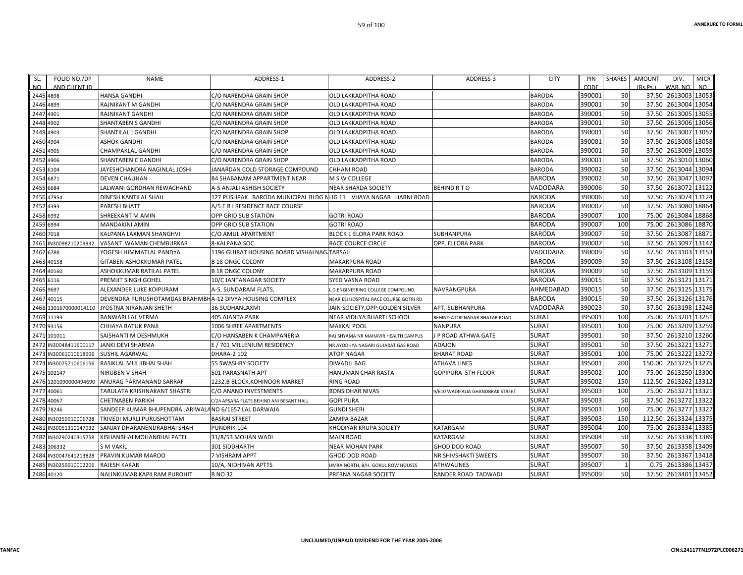ANNEXURE TO FORM1

| SL. NO. | FOLIO NO./DP AND CLIENT ID | NAME | ADDRESS-1 | ADDRESS-2 | ADDRESS-3 | CITY | PIN CODE | SHARES | AMOUNT (Rs.Ps.) | DIV. WAR. NO. | MICR NO. |
|---|---|---|---|---|---|---|---|---|---|---|---|
| 2445 | 4898 | HANSA GANDHI | C/O NARENDRA GRAIN SHOP | OLD LAKKADPITHA ROAD | | BARODA | 390001 | 50 | 37.50 | 2613003 | 13053 |
| 2446 | 4899 | RAJNIKANT M GANDHI | C/O NARENDRA GRAIN SHOP | OLD LAKKADPITHA ROAD | | BARODA | 390001 | 50 | 37.50 | 2613004 | 13054 |
| 2447 | 4901 | RAJNIKANT GANDHI | C/O NARENDRA GRAIN SHOP | OLD LAKKADPITHA ROAD | | BARODA | 390001 | 50 | 37.50 | 2613005 | 13055 |
| 2448 | 4902 | SHANTABEN S GANDHI | C/O NARENDRA GRAIN SHOP | OLD LAKKADPITHA ROAD | | BARODA | 390001 | 50 | 37.50 | 2613006 | 13056 |
| 2449 | 4903 | SHANTILAL J GANDHI | C/O NARENDRA GRAIN SHOP | OLD LAKKADPITHA ROAD | | BARODA | 390001 | 50 | 37.50 | 2613007 | 13057 |
| 2450 | 4904 | ASHOK GANDHI | C/O NARENDRA GRAIN SHOP | OLD LAKKADPITHA ROAD | | BARODA | 390001 | 50 | 37.50 | 2613008 | 13058 |
| 2451 | 4905 | CHAMPAKLAL GANDHI | C/O NARENDRA GRAIN SHOP | OLD LAKKADPITHA ROAD | | BARODA | 390001 | 50 | 37.50 | 2613009 | 13059 |
| 2452 | 4906 | SHANTABEN C GANDHI | C/O NARENDRA GRAIN SHOP | OLD LAKKADPITHA ROAD | | BARODA | 390001 | 50 | 37.50 | 2613010 | 13060 |
| 2453 | 6104 | JAYESHCHANDRA NAGINLAL JOSHI | JANARDAN COLD STORAGE COMPOUND | CHHANI ROAD | | BARODA | 390002 | 50 | 37.50 | 2613044 | 13094 |
| 2454 | 6871 | DEVEN CHAUHAN | B4 SHABANAM APPARTMENT NEAR | M S W COLLEGE | | BARODA | 390002 | 50 | 37.50 | 2613047 | 13097 |
| 2455 | 6684 | LALWANI GORDHAN REWACHAND | A-5 ANJALI ASHISH SOCIETY | NEAR SHARDA SOCIETY | BEHIND R T O | VADODARA | 390006 | 50 | 37.50 | 2613072 | 13122 |
| 2456 | 47954 | DINESH KANTILAL SHAH | 127 PUSHPAK BARODA MUNICIPAL BLDG N | LIG 11 VIJAYA NAGAR HARNI ROAD | | BARODA | 390006 | 50 | 37.50 | 2613074 | 13124 |
| 2457 | 4393 | PARESH BHATT | A/5 E R I RESIDENCE RACE COURSE | | | BARODA | 390007 | 50 | 37.50 | 2613080 | 18864 |
| 2458 | 6992 | SHREEKANT M AMIN | OPP GRID SUB STATION | GOTRI ROAD | | BARODA | 390007 | 100 | 75.00 | 2613084 | 18868 |
| 2459 | 6994 | MANDAKINI AMIN | OPP GRID SUB STATION | GOTRI ROAD | | BARODA | 390007 | 100 | 75.00 | 2613086 | 18870 |
| 2460 | 7018 | KALPANA LAXMAN SHANGHVI | C/O AMUL APARTMENT | BLOCK 1 ELORA PARK ROAD | SUBHANPURA | BARODA | 390007 | 50 | 37.50 | 2613087 | 18871 |
| 2461 | IN30098210209932 | VASANT WAMAN CHEMBURKAR | 8-KALPANA SOC. | RACE COURCE CIRCLE | OPP. ELLORA PARK | BARODA | 390007 | 50 | 37.50 | 2613097 | 13147 |
| 2462 | 6788 | YOGESH HIMMATLAL PANDYA | 1196 GUJRAT HOUSING BOARD VISHALNAG | TARSALI | | VADODARA | 390009 | 50 | 37.50 | 2613103 | 13153 |
| 2463 | 40158 | GITABEN ASHOKKUMAR PATEL | B 18 ONGC COLONY | MAKARPURA ROAD | | BARODA | 390009 | 50 | 37.50 | 2613108 | 13158 |
| 2464 | 40160 | ASHOKKUMAR RATILAL PATEL | B 18 ONGC COLONY | MAKARPURA ROAD | | BARODA | 390009 | 50 | 37.50 | 2613109 | 13159 |
| 2465 | 6116 | PREMJIT SINGH GOHEL | 10/C JANTANAGAR SOCIETY | SYED VASNA ROAD | | BARODA | 390015 | 50 | 37.50 | 2613121 | 13171 |
| 2466 | 9697 | ALEXANDER LUKE KOIPURAM | A-5, SUNDARAM FLATS, | L.D.ENGINEERING COLLEGE COMPOUND, | NAVRANGPURA | AHMEDABAD | 390015 | 50 | 37.50 | 2613125 | 13175 |
| 2467 | 40115 | DEVENDRA PURUSHOTAMDAS BRAHMBH | A-12 DIVYA HOUSING COMPLEX | NEAR ESI HOSPITAL RACE COURSE GOTRI RD | | BARODA | 390015 | 50 | 37.50 | 2613126 | 13176 |
| 2468 | 1301670000014110 | JYOSTNA NIRANJAN SHETH | 36-SUDHANLAXMI | JAIN SOCIETY,OPP:GOLDEN SILVER | APT.-SUBHANPURA | VADODARA | 390023 | 50 | 37.50 | 2613198 | 13248 |
| 2469 | 11193 | BANWARI LAL VERMA | 405 AJANTA PARK | NEAR VIDHYA BHARTI SCHOOL | BEHIND ATOP NAGAR BHATAR ROAD | SURAT | 395001 | 100 | 75.00 | 2613201 | 13251 |
| 2470 | 93156 | CHHAYA BATUK PANJI | 1006 SHREE APARTMENTS | MAKKAI POOL | NANPURA | SURAT | 395001 | 100 | 75.00 | 2613209 | 13259 |
| 2471 | 101011 | SAISHANTI M DESHMUKH | C/O HANSABEN K CHAMPANERIA | RAJ SHYAMA NR MAHAVIR HEALTH CAMPUS | J P ROAD ATHWA GATE | SURAT | 395001 | 50 | 37.50 | 2613210 | 13260 |
| 2472 | IN30048411600117 | JANKI DEVI SHARMA | E / 701 MILLENIUM RESIDENCY | NR AYODHYA NAGARI GUJARAT GAS ROAD | ADAJON | SURAT | 395001 | 50 | 37.50 | 2613221 | 13271 |
| 2473 | IN30061010618996 | SUSHIL AGARWAL | DHARA-2 102 | ATOP NAGAR | BHARAT ROAD | SURAT | 395001 | 100 | 75.00 | 2613222 | 13272 |
| 2474 | IN30075710606156 | RASIKLAL MULJIBHAI SHAH | 55 SWASHRY SOCIETY | DIWADLI BAG | ATHAVA LINES | SURAT | 395001 | 200 | 150.00 | 2613225 | 13275 |
| 2475 | 102147 | NIRUBEN V SHAH | 501 PARASNATH APT | HANUMAN CHAR RASTA | GOPIPURA 5TH FLOOR | SURAT | 395002 | 100 | 75.00 | 2613250 | 13300 |
| 2476 | 1201090000494690 | ANURAG PARMANAND SARRAF | 1232,B BLOCK,KOHINOOR MARKET | RING ROAD | | SURAT | 395002 | 150 | 112.50 | 2613262 | 13312 |
| 2477 | 40061 | TARULATA KRISHNAKANT SHASTRI | C/O ANAND INVESTMENTS | BONSIDHAR NIVAS | 9/610 WADIFALIA GHANDBRAK STREET | SURAT | 395003 | 100 | 75.00 | 2613271 | 13321 |
| 2478 | 40067 | CHETNABEN PARIKH | C/24 APSARA FLATS BEHIND ANI BESANT HALL | GOPI PURA | | SURAT | 395003 | 50 | 37.50 | 2613272 | 13322 |
| 2479 | 78246 | SANDEEP KUMAR BHUPENDRA JARIWALA | NO 6/1657 LAL DARWAJA | GUNDI SHERI | | SURAT | 395003 | 100 | 75.00 | 2613277 | 13327 |
| 2480 | IN30259910006728 | TRIVEDI MURLI PURUSHOTTAM | BASRAI STREET | ZAMPA BAZAR | | SURAT | 395003 | 150 | 112.50 | 2613324 | 13375 |
| 2481 | IN30051310147932 | SANJAY DHARANENDRABHAI SHAH | PUNDRIK 104 | KHODIYAR KRUPA SOCIETY | KATARGAM | SURAT | 395004 | 100 | 75.00 | 2613334 | 13385 |
| 2482 | IN30290240315758 | KISHANBHAI MOHANBHAI PATEL | 31/8/53 MOHAN WADI | MAIN ROAD | KATARGAM | SURAT | 395004 | 50 | 37.50 | 2613338 | 13389 |
| 2483 | 106332 | S M VAKIL | 301 SIDDHARTH | NEAR MOHAN PARK | GHOD DOD ROAD | SURAT | 395007 | 50 | 37.50 | 2613358 | 13409 |
| 2484 | IN30047641213828 | PRAVIN KUMAR MAROO | 7 VISHRAM APPT | GHOD DOD ROAD | NR SHIVSHAKTI SWEETS | SURAT | 395007 | 50 | 37.50 | 2613367 | 13418 |
| 2485 | IN30259910002206 | RAJESH KAKAR | 10/A, NIDHIVAN APTTS | UMRA NORTH, B/H. GOKUL ROW HOUSES | ATHWALINES | SURAT | 395007 | 1 | 0.75 | 2613386 | 13437 |
| 2486 | 40120 | NALINKUMAR KAPILRAM PUROHIT | B NO 32 | PRERNA NAGAR SOCIETY | RANDER ROAD TADWADI | SURAT | 395009 | 50 | 37.50 | 2613401 | 13452 |

UNCLAIMED/UNPAID DIVIDEND FOR THE YEAR 2005-2006

TANFAC CIN:L24117TN1972PLC006271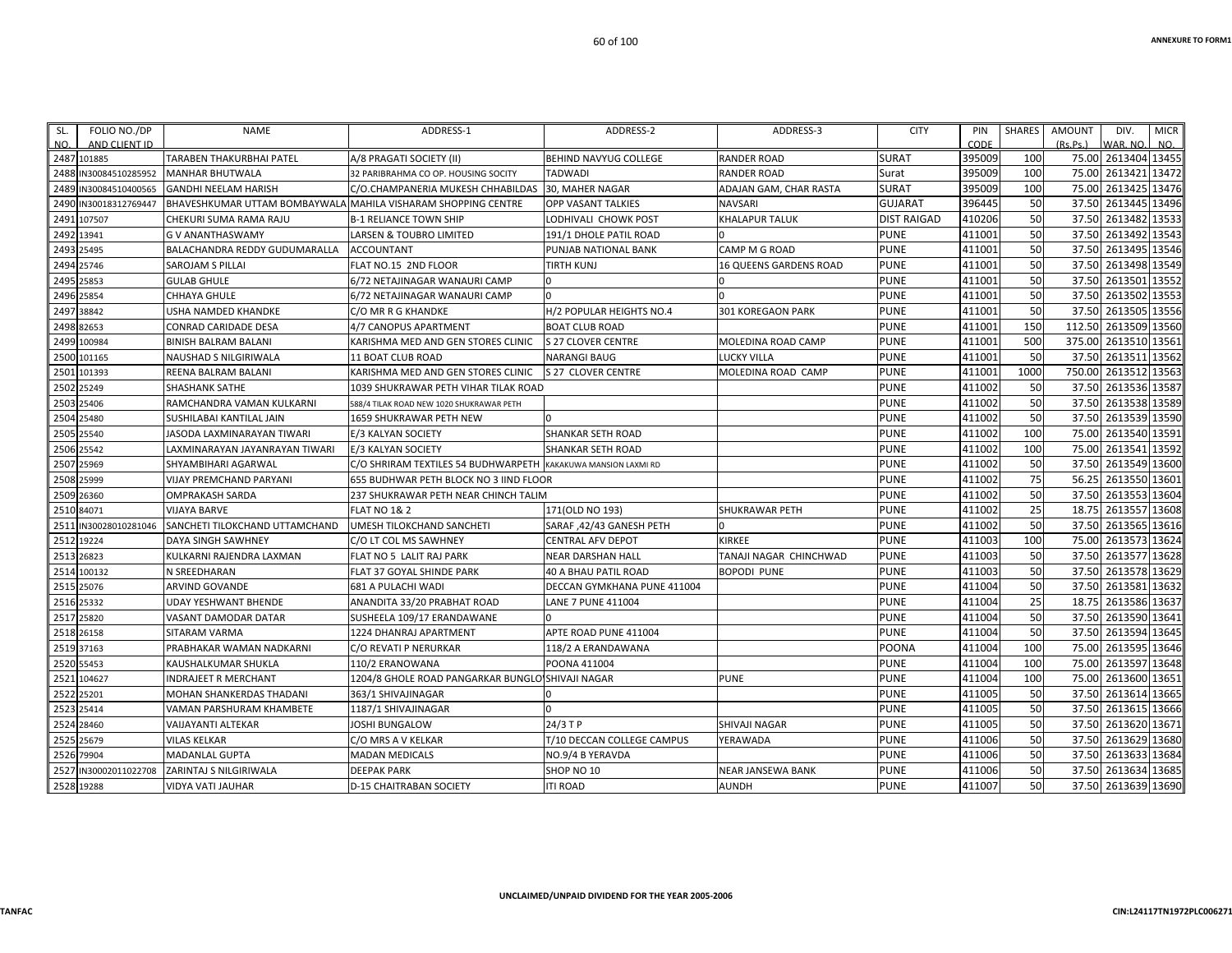| SL. NO. | FOLIO NO./DP AND CLIENT ID | NAME | ADDRESS-1 | ADDRESS-2 | ADDRESS-3 | CITY | PIN CODE | SHARES | AMOUNT (Rs.Ps.) | DIV. WAR. NO. | MICR NO. |
|---|---|---|---|---|---|---|---|---|---|---|---|
| 2487 | 101885 | TARABEN THAKURBHAI PATEL | A/8 PRAGATI SOCIETY (II) | BEHIND NAVYUG COLLEGE | RANDER ROAD | SURAT | 395009 | 100 | 75.00 | 2613404 | 13455 |
| 2488 | IN30084510285952 | MANHAR BHUTWALA | 32 PARIBRAHMA CO OP. HOUSING SOCITY | TADWADI | RANDER ROAD | Surat | 395009 | 100 | 75.00 | 2613421 | 13472 |
| 2489 | IN30084510400565 | GANDHI NEELAM HARISH | C/O.CHAMPANERIA MUKESH CHHABILDAS | 30, MAHER NAGAR | ADAJAN GAM, CHAR RASTA | SURAT | 395009 | 100 | 75.00 | 2613425 | 13476 |
| 2490 | IN30018312769447 | BHAVESHKUMAR UTTAM BOMBAYWALA | MAHILA VISHARAM SHOPPING CENTRE | OPP VASANT TALKIES | NAVSARI | GUJARAT | 396445 | 50 | 37.50 | 2613445 | 13496 |
| 2491 | 107507 | CHEKURI SUMA RAMA RAJU | B-1 RELIANCE TOWN SHIP | LODHIVALI CHOWK POST | KHALAPUR TALUK | DIST RAIGAD | 410206 | 50 | 37.50 | 2613482 | 13533 |
| 2492 | 13941 | G V ANANTHASWAMY | LARSEN & TOUBRO LIMITED | 191/1 DHOLE PATIL ROAD | 0 | PUNE | 411001 | 50 | 37.50 | 2613492 | 13543 |
| 2493 | 25495 | BALACHANDRA REDDY GUDUMARALLA | ACCOUNTANT | PUNJAB NATIONAL BANK | CAMP M G ROAD | PUNE | 411001 | 50 | 37.50 | 2613495 | 13546 |
| 2494 | 25746 | SAROJAM S PILLAI | FLAT NO.15 2ND FLOOR | TIRTH KUNJ | 16 QUEENS GARDENS ROAD | PUNE | 411001 | 50 | 37.50 | 2613498 | 13549 |
| 2495 | 25853 | GULAB GHULE | 6/72 NETAJINAGAR WANAURI CAMP | 0 | 0 | PUNE | 411001 | 50 | 37.50 | 2613501 | 13552 |
| 2496 | 25854 | CHHAYA GHULE | 6/72 NETAJINAGAR WANAURI CAMP | 0 | 0 | PUNE | 411001 | 50 | 37.50 | 2613502 | 13553 |
| 2497 | 38842 | USHA NAMDED KHANDKE | C/O MR R G KHANDKE | H/2 POPULAR HEIGHTS NO.4 | 301 KOREGAON PARK | PUNE | 411001 | 50 | 37.50 | 2613505 | 13556 |
| 2498 | 82653 | CONRAD CARIDADE DESA | 4/7 CANOPUS APARTMENT | BOAT CLUB ROAD | | PUNE | 411001 | 150 | 112.50 | 2613509 | 13560 |
| 2499 | 100984 | BINISH BALRAM BALANI | KARISHMA MED AND GEN STORES CLINIC | S 27 CLOVER CENTRE | MOLEDINA ROAD CAMP | PUNE | 411001 | 500 | 375.00 | 2613510 | 13561 |
| 2500 | 101165 | NAUSHAD S NILGIRIWALA | 11 BOAT CLUB ROAD | NARANGI BAUG | LUCKY VILLA | PUNE | 411001 | 50 | 37.50 | 2613511 | 13562 |
| 2501 | 101393 | REENA BALRAM BALANI | KARISHMA MED AND GEN STORES CLINIC | S 27 CLOVER CENTRE | MOLEDINA ROAD CAMP | PUNE | 411001 | 1000 | 750.00 | 2613512 | 13563 |
| 2502 | 25249 | SHASHANK SATHE | 1039 SHUKRAWAR PETH VIHAR TILAK ROAD | | | PUNE | 411002 | 50 | 37.50 | 2613536 | 13587 |
| 2503 | 25406 | RAMCHANDRA VAMAN KULKARNI | 588/4 TILAK ROAD NEW 1020 SHUKRAWAR PETH | | | PUNE | 411002 | 50 | 37.50 | 2613538 | 13589 |
| 2504 | 25480 | SUSHILABAI KANTILAL JAIN | 1659 SHUKRAWAR PETH NEW | 0 | | PUNE | 411002 | 50 | 37.50 | 2613539 | 13590 |
| 2505 | 25540 | JASODA LAXMINARAYAN TIWARI | E/3 KALYAN SOCIETY | SHANKAR SETH ROAD | | PUNE | 411002 | 100 | 75.00 | 2613540 | 13591 |
| 2506 | 25542 | LAXMINARAYAN JAYANRAYAN TIWARI | E/3 KALYAN SOCIETY | SHANKAR SETH ROAD | | PUNE | 411002 | 100 | 75.00 | 2613541 | 13592 |
| 2507 | 25969 | SHYAMBIHARI AGARWAL | C/O SHRIRAM TEXTILES 54 BUDHWARPETH | KAKAKUWA MANSION LAXMI RD | | PUNE | 411002 | 50 | 37.50 | 2613549 | 13600 |
| 2508 | 25999 | VIJAY PREMCHAND PARYANI | 655 BUDHWAR PETH BLOCK NO 3 IIND FLOOR | | | PUNE | 411002 | 75 | 56.25 | 2613550 | 13601 |
| 2509 | 26360 | OMPRAKASH SARDA | 237 SHUKRAWAR PETH NEAR CHINCH TALIM | | | PUNE | 411002 | 50 | 37.50 | 2613553 | 13604 |
| 2510 | 84071 | VIJAYA BARVE | FLAT NO 1& 2 | 171(OLD NO 193) | SHUKRAWAR PETH | PUNE | 411002 | 25 | 18.75 | 2613557 | 13608 |
| 2511 | IN30028010281046 | SANCHETI TILOKCHAND UTTAMCHAND | UMESH TILOKCHAND SANCHETI | SARAF ,42/43 GANESH PETH | 0 | PUNE | 411002 | 50 | 37.50 | 2613565 | 13616 |
| 2512 | 19224 | DAYA SINGH SAWHNEY | C/O LT COL MS SAWHNEY | CENTRAL AFV DEPOT | KIRKEE | PUNE | 411003 | 100 | 75.00 | 2613573 | 13624 |
| 2513 | 26823 | KULKARNI RAJENDRA LAXMAN | FLAT NO 5 LALIT RAJ PARK | NEAR DARSHAN HALL | TANAJI NAGAR CHINCHWAD | PUNE | 411003 | 50 | 37.50 | 2613577 | 13628 |
| 2514 | 100132 | N SREEDHARAN | FLAT 37 GOYAL SHINDE PARK | 40 A BHAU PATIL ROAD | BOPODI PUNE | PUNE | 411003 | 50 | 37.50 | 2613578 | 13629 |
| 2515 | 25076 | ARVIND GOVANDE | 681 A PULACHI WADI | DECCAN GYMKHANA PUNE 411004 | | PUNE | 411004 | 50 | 37.50 | 2613581 | 13632 |
| 2516 | 25332 | UDAY YESHWANT BHENDE | ANANDITA 33/20 PRABHAT ROAD | LANE 7 PUNE 411004 | | PUNE | 411004 | 25 | 18.75 | 2613586 | 13637 |
| 2517 | 25820 | VASANT DAMODAR DATAR | SUSHEELA 109/17 ERANDAWANE | 0 | | PUNE | 411004 | 50 | 37.50 | 2613590 | 13641 |
| 2518 | 26158 | SITARAM VARMA | 1224 DHANRAJ APARTMENT | APTE ROAD PUNE 411004 | | PUNE | 411004 | 50 | 37.50 | 2613594 | 13645 |
| 2519 | 37163 | PRABHAKAR WAMAN NADKARNI | C/O REVATI P NERURKAR | 118/2 A ERANDAWANA | | POONA | 411004 | 100 | 75.00 | 2613595 | 13646 |
| 2520 | 55453 | KAUSHALKUMAR SHUKLA | 110/2 ERANOWANA | POONA 411004 | | PUNE | 411004 | 100 | 75.00 | 2613597 | 13648 |
| 2521 | 104627 | INDRAJEET R MERCHANT | 1204/8 GHOLE ROAD PANGARKAR BUNGLO | SHIVAJI NAGAR | PUNE | PUNE | 411004 | 100 | 75.00 | 2613600 | 13651 |
| 2522 | 25201 | MOHAN SHANKERDAS THADANI | 363/1 SHIVAJINAGAR | 0 | | PUNE | 411005 | 50 | 37.50 | 2613614 | 13665 |
| 2523 | 25414 | VAMAN PARSHURAM KHAMBETE | 1187/1 SHIVAJINAGAR | 0 | | PUNE | 411005 | 50 | 37.50 | 2613615 | 13666 |
| 2524 | 28460 | VAIJAYANTI ALTEKAR | JOSHI BUNGALOW | 24/3 T P | SHIVAJI NAGAR | PUNE | 411005 | 50 | 37.50 | 2613620 | 13671 |
| 2525 | 25679 | VILAS KELKAR | C/O MRS A V KELKAR | T/10 DECCAN COLLEGE CAMPUS | YERAWADA | PUNE | 411006 | 50 | 37.50 | 2613629 | 13680 |
| 2526 | 79904 | MADANLAL GUPTA | MADAN MEDICALS | NO.9/4 B YERAVDA | | PUNE | 411006 | 50 | 37.50 | 2613633 | 13684 |
| 2527 | IN30002011022708 | ZARINTAJ S NILGIRIWALA | DEEPAK PARK | SHOP NO 10 | NEAR JANSEWA BANK | PUNE | 411006 | 50 | 37.50 | 2613634 | 13685 |
| 2528 | 19288 | VIDYA VATI JAUHAR | D-15 CHAITRABAN SOCIETY | ITI ROAD | AUNDH | PUNE | 411007 | 50 | 37.50 | 2613639 | 13690 |

UNCLAIMED/UNPAID DIVIDEND FOR THE YEAR 2005-2006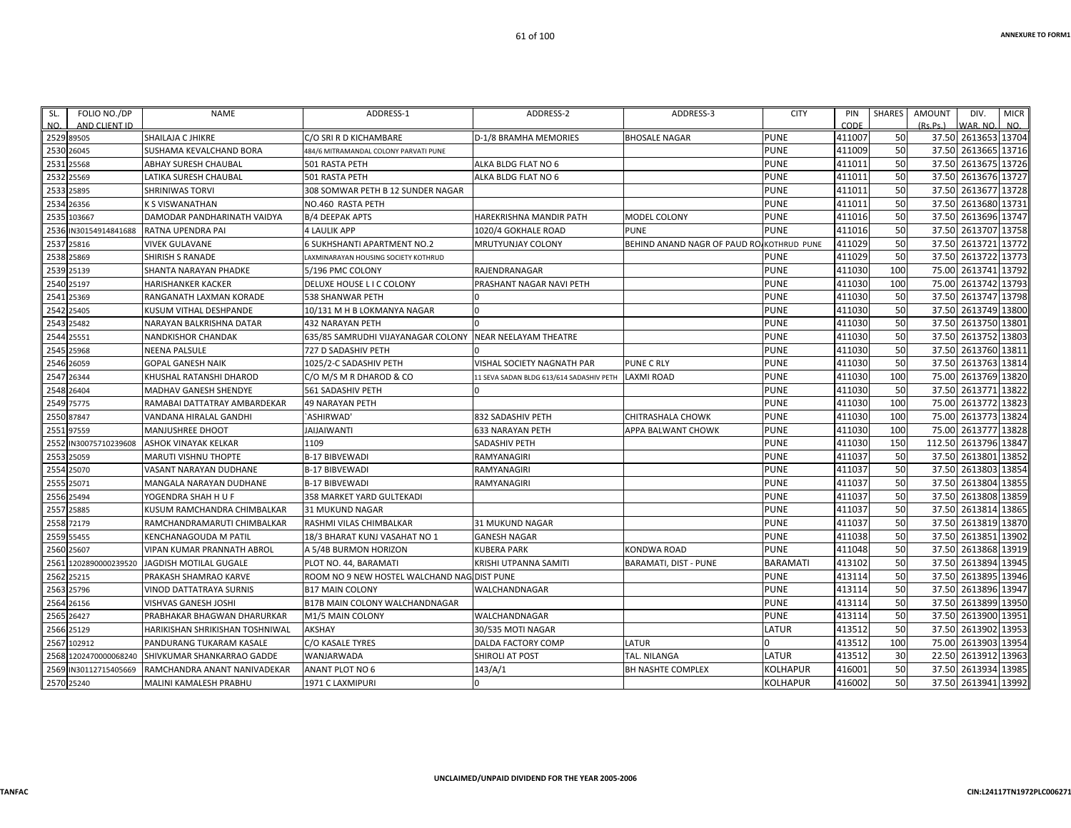ANNEXURE TO FORM1

| SL. NO. | FOLIO NO./DP AND CLIENT ID | NAME | ADDRESS-1 | ADDRESS-2 | ADDRESS-3 | CITY | PIN CODE | SHARES | AMOUNT (Rs.Ps.) | DIV. WAR. NO. | MICR NO. |
|---|---|---|---|---|---|---|---|---|---|---|---|
| 2529 | 89505 | SHAILAJA C JHIKRE | C/O SRI R D KICHAMBARE | D-1/8 BRAMHA MEMORIES | BHOSALE NAGAR | PUNE | 411007 | 50 | 37.50 | 2613653 | 13704 |
| 2530 | 26045 | SUSHAMA KEVALCHAND BORA | 484/6 MITRAMANDAL COLONY PARVATI PUNE | | | PUNE | 411009 | 50 | 37.50 | 2613665 | 13716 |
| 2531 | 25568 | ABHAY SURESH CHAUBAL | 501 RASTA PETH | ALKA BLDG FLAT NO 6 | | PUNE | 411011 | 50 | 37.50 | 2613675 | 13726 |
| 2532 | 25569 | LATIKA SURESH CHAUBAL | 501 RASTA PETH | ALKA BLDG FLAT NO 6 | | PUNE | 411011 | 50 | 37.50 | 2613676 | 13727 |
| 2533 | 25895 | SHRINIWAS TORVI | 308 SOMWAR PETH B 12 SUNDER NAGAR | | | PUNE | 411011 | 50 | 37.50 | 2613677 | 13728 |
| 2534 | 26356 | K S VISWANATHAN | NO.460 RASTA PETH | | | PUNE | 411011 | 50 | 37.50 | 2613680 | 13731 |
| 2535 | 103667 | DAMODAR PANDHARINATH VAIDYA | B/4 DEEPAK APTS | HAREKRISHNA MANDIR PATH | MODEL COLONY | PUNE | 411016 | 50 | 37.50 | 2613696 | 13747 |
| 2536 | IN30154914841688 | RATNA UPENDRA PAI | 4 LAULIK APP | 1020/4 GOKHALE ROAD | PUNE | PUNE | 411016 | 50 | 37.50 | 2613707 | 13758 |
| 2537 | 25816 | VIVEK GULAVANE | 6 SUKHSHANTI APARTMENT NO.2 | MRUTYUNJAY COLONY | BEHIND ANAND NAGR OF PAUD RO | KOTHRUD PUNE | 411029 | 50 | 37.50 | 2613721 | 13772 |
| 2538 | 25869 | SHIRISH S RANADE | LAXMINARAYAN HOUSING SOCIETY KOTHRUD | | | PUNE | 411029 | 50 | 37.50 | 2613722 | 13773 |
| 2539 | 25139 | SHANTA NARAYAN PHADKE | 5/196 PMC COLONY | RAJENDRANAGAR | | PUNE | 411030 | 100 | 75.00 | 2613741 | 13792 |
| 2540 | 25197 | HARISHANKER KACKER | DELUXE HOUSE L I C COLONY | PRASHANT NAGAR NAVI PETH | | PUNE | 411030 | 100 | 75.00 | 2613742 | 13793 |
| 2541 | 25369 | RANGANATH LAXMAN KORADE | 538 SHANWAR PETH | 0 | | PUNE | 411030 | 50 | 37.50 | 2613747 | 13798 |
| 2542 | 25405 | KUSUM VITHAL DESHPANDE | 10/131 M H B LOKMANYA NAGAR | 0 | | PUNE | 411030 | 50 | 37.50 | 2613749 | 13800 |
| 2543 | 25482 | NARAYAN BALKRISHNA DATAR | 432 NARAYAN PETH | 0 | | PUNE | 411030 | 50 | 37.50 | 2613750 | 13801 |
| 2544 | 25551 | NANDKISHOR CHANDAK | 635/85 SAMRUDHI VIJAYANAGAR COLONY | NEAR NEELAYAM THEATRE | | PUNE | 411030 | 50 | 37.50 | 2613752 | 13803 |
| 2545 | 25968 | NEENA PALSULE | 727 D SADASHIV PETH | 0 | | PUNE | 411030 | 50 | 37.50 | 2613760 | 13811 |
| 2546 | 26059 | GOPAL GANESH NAIK | 1025/2-C SADASHIV PETH | VISHAL SOCIETY NAGNATH PAR | PUNE C RLY | PUNE | 411030 | 50 | 37.50 | 2613763 | 13814 |
| 2547 | 26344 | KHUSHAL RATANSHI DHAROD | C/O M/S M R DHAROD & CO | 11 SEVA SADAN BLDG 613/614 SADASHIV PETH | LAXMI ROAD | PUNE | 411030 | 100 | 75.00 | 2613769 | 13820 |
| 2548 | 26404 | MADHAV GANESH SHENDYE | 561 SADASHIV PETH | 0 | | PUNE | 411030 | 50 | 37.50 | 2613771 | 13822 |
| 2549 | 75775 | RAMABAI DATTATRAY AMBARDEKAR | 49 NARAYAN PETH | | | PUNE | 411030 | 100 | 75.00 | 2613772 | 13823 |
| 2550 | 87847 | VANDANA HIRALAL GANDHI | `ASHIRWAD' | 832 SADASHIV PETH | CHITRASHALA CHOWK | PUNE | 411030 | 100 | 75.00 | 2613773 | 13824 |
| 2551 | 97559 | MANJUSHREE DHOOT | JAIJAIWANTI | 633 NARAYAN PETH | APPA BALWANT CHOWK | PUNE | 411030 | 100 | 75.00 | 2613777 | 13828 |
| 2552 | IN30075710239608 | ASHOK VINAYAK KELKAR | 1109 | SADASHIV PETH | | PUNE | 411030 | 150 | 112.50 | 2613796 | 13847 |
| 2553 | 25059 | MARUTI VISHNU THOPTE | B-17 BIBVEWADI | RAMYANAGIRI | | PUNE | 411037 | 50 | 37.50 | 2613801 | 13852 |
| 2554 | 25070 | VASANT NARAYAN DUDHANE | B-17 BIBVEWADI | RAMYANAGIRI | | PUNE | 411037 | 50 | 37.50 | 2613803 | 13854 |
| 2555 | 25071 | MANGALA NARAYAN DUDHANE | B-17 BIBVEWADI | RAMYANAGIRI | | PUNE | 411037 | 50 | 37.50 | 2613804 | 13855 |
| 2556 | 25494 | YOGENDRA SHAH H U F | 358 MARKET YARD GULTEKADI | | | PUNE | 411037 | 50 | 37.50 | 2613808 | 13859 |
| 2557 | 25885 | KUSUM RAMCHANDRA CHIMBALKAR | 31 MUKUND NAGAR | | | PUNE | 411037 | 50 | 37.50 | 2613814 | 13865 |
| 2558 | 72179 | RAMCHANDRAMARUTI CHIMBALKAR | RASHMI VILAS CHIMBALKAR | 31 MUKUND NAGAR | | PUNE | 411037 | 50 | 37.50 | 2613819 | 13870 |
| 2559 | 55455 | KENCHANAGOUDA M PATIL | 18/3 BHARAT KUNJ VASAHAT NO 1 | GANESH NAGAR | | PUNE | 411038 | 50 | 37.50 | 2613851 | 13902 |
| 2560 | 25607 | VIPAN KUMAR PRANNATH ABROL | A 5/4B BURMON HORIZON | KUBERA PARK | KONDWA ROAD | PUNE | 411048 | 50 | 37.50 | 2613868 | 13919 |
| 2561 | 1202890000239520 | JAGDISH MOTILAL GUGALE | PLOT NO. 44, BARAMATI | KRISHI UTPANNA SAMITI | BARAMATI, DIST - PUNE | BARAMATI | 413102 | 50 | 37.50 | 2613894 | 13945 |
| 2562 | 25215 | PRAKASH SHAMRAO KARVE | ROOM NO 9 NEW HOSTEL WALCHAND NAG | DIST PUNE | | PUNE | 413114 | 50 | 37.50 | 2613895 | 13946 |
| 2563 | 25796 | VINOD DATTATRAYA SURNIS | B17 MAIN COLONY | WALCHANDNAGAR | | PUNE | 413114 | 50 | 37.50 | 2613896 | 13947 |
| 2564 | 26156 | VISHVAS GANESH JOSHI | B17B MAIN COLONY WALCHANDNAGAR | | | PUNE | 413114 | 50 | 37.50 | 2613899 | 13950 |
| 2565 | 26427 | PRABHAKAR BHAGWAN DHARURKAR | M1/5 MAIN COLONY | WALCHANDNAGAR | | PUNE | 413114 | 50 | 37.50 | 2613900 | 13951 |
| 2566 | 25129 | HARIKISHAN SHRIKISHAN TOSHNIWAL | AKSHAY | 30/535 MOTI NAGAR | | LATUR | 413512 | 50 | 37.50 | 2613902 | 13953 |
| 2567 | 102912 | PANDURANG TUKARAM KASALE | C/O KASALE TYRES | DALDA FACTORY COMP | LATUR | 0 | 413512 | 100 | 75.00 | 2613903 | 13954 |
| 2568 | 1202470000068240 | SHIVKUMAR SHANKARRAO GADDE | WANJARWADA | SHIROLI AT POST | TAL. NILANGA | LATUR | 413512 | 30 | 22.50 | 2613912 | 13963 |
| 2569 | IN30112715405669 | RAMCHANDRA ANANT NANIVADEKAR | ANANT PLOT NO 6 | 143/A/1 | BH NASHTE COMPLEX | KOLHAPUR | 416001 | 50 | 37.50 | 2613934 | 13985 |
| 2570 | 25240 | MALINI KAMALESH PRABHU | 1971 C LAXMIPURI | 0 | | KOLHAPUR | 416002 | 50 | 37.50 | 2613941 | 13992 |

UNCLAIMED/UNPAID DIVIDEND FOR THE YEAR 2005-2006

TANFAC

CIN:L24117TN1972PLC006271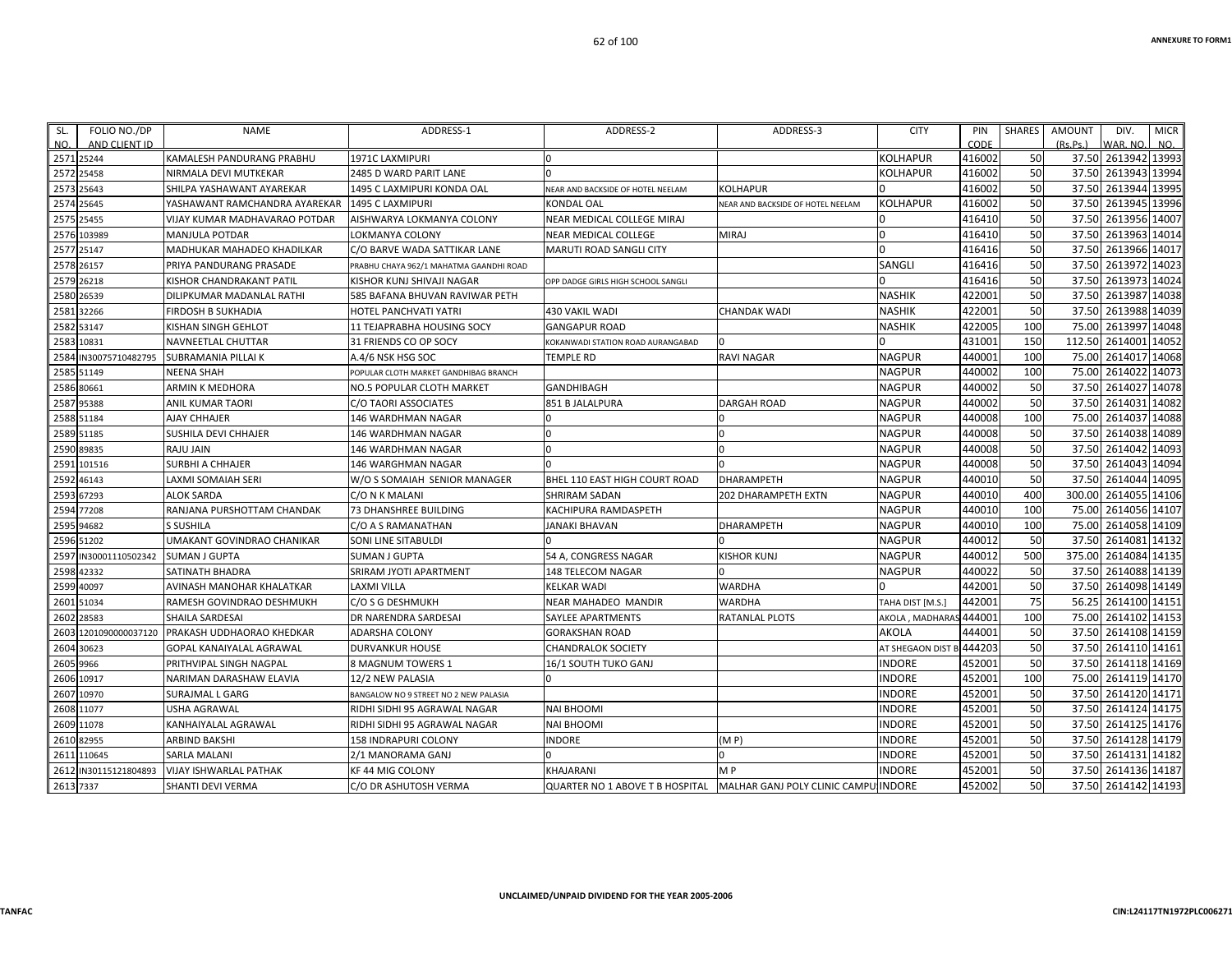| SL. NO. | FOLIO NO./DP AND CLIENT ID | NAME | ADDRESS-1 | ADDRESS-2 | ADDRESS-3 | CITY | PIN CODE | SHARES | AMOUNT (Rs.Ps.) | DIV. WAR. NO. | MICR NO. |
|---|---|---|---|---|---|---|---|---|---|---|---|
| 2571 | 25244 | KAMALESH PANDURANG PRABHU | 1971C LAXMIPURI | 0 | | KOLHAPUR | 416002 | 50 | 37.50 | 2613942 | 13993 |
| 2572 | 25458 | NIRMALA DEVI MUTKEKAR | 2485 D WARD PARIT LANE | 0 | | KOLHAPUR | 416002 | 50 | 37.50 | 2613943 | 13994 |
| 2573 | 25643 | SHILPA YASHAWANT AYAREKAR | 1495 C LAXMIPURI KONDA OAL | NEAR AND BACKSIDE OF HOTEL NEELAM | KOLHAPUR | 0 | 416002 | 50 | 37.50 | 2613944 | 13995 |
| 2574 | 25645 | YASHAWANT RAMCHANDRA AYAREKAR | 1495 C LAXMIPURI | KONDAL OAL | NEAR AND BACKSIDE OF HOTEL NEELAM | KOLHAPUR | 416002 | 50 | 37.50 | 2613945 | 13996 |
| 2575 | 25455 | VIJAY KUMAR MADHAVARAO POTDAR | AISHWARYA LOKMANYA COLONY | NEAR MEDICAL COLLEGE MIRAJ | | 0 | 416410 | 50 | 37.50 | 2613956 | 14007 |
| 2576 | 103989 | MANJULA POTDAR | LOKMANYA COLONY | NEAR MEDICAL COLLEGE | MIRAJ | 0 | 416410 | 50 | 37.50 | 2613963 | 14014 |
| 2577 | 25147 | MADHUKAR MAHADEO KHADILKAR | C/O BARVE WADA SATTIKAR LANE | MARUTI ROAD SANGLI CITY | | 0 | 416416 | 50 | 37.50 | 2613966 | 14017 |
| 2578 | 26157 | PRIYA PANDURANG PRASADE | PRABHU CHAYA 962/1 MAHATMA GAANDHI ROAD | | | SANGLI | 416416 | 50 | 37.50 | 2613972 | 14023 |
| 2579 | 26218 | KISHOR CHANDRAKANT PATIL | KISHOR KUNJ SHIVAJI NAGAR | OPP DADGE GIRLS HIGH SCHOOL SANGLI | | 0 | 416416 | 50 | 37.50 | 2613973 | 14024 |
| 2580 | 26539 | DILIPKUMAR MADANLAL RATHI | 585 BAFANA BHUVAN RAVIWAR PETH | | | NASHIK | 422001 | 50 | 37.50 | 2613987 | 14038 |
| 2581 | 32266 | FIRDOSH B SUKHADIA | HOTEL PANCHVATI YATRI | 430 VAKIL WADI | CHANDAK WADI | NASHIK | 422001 | 50 | 37.50 | 2613988 | 14039 |
| 2582 | 53147 | KISHAN SINGH GEHLOT | 11 TEJAPRABHA HOUSING SOCY | GANGAPUR ROAD | | NASHIK | 422005 | 100 | 75.00 | 2613997 | 14048 |
| 2583 | 10831 | NAVNEETLAL CHUTTAR | 31 FRIENDS CO OP SOCY | KOKANWADI STATION ROAD AURANGABAD | 0 | 0 | 431001 | 150 | 112.50 | 2614001 | 14052 |
| 2584 | IN30075710482795 | SUBRAMANIA PILLAI K | A.4/6 NSK HSG SOC | TEMPLE RD | RAVI NAGAR | NAGPUR | 440001 | 100 | 75.00 | 2614017 | 14068 |
| 2585 | 51149 | NEENA SHAH | POPULAR CLOTH MARKET GANDHIBAG BRANCH | | | NAGPUR | 440002 | 100 | 75.00 | 2614022 | 14073 |
| 2586 | 80661 | ARMIN K MEDHORA | NO.5 POPULAR CLOTH MARKET | GANDHIBAGH | | NAGPUR | 440002 | 50 | 37.50 | 2614027 | 14078 |
| 2587 | 95388 | ANIL KUMAR TAORI | C/O TAORI ASSOCIATES | 851 B JALALPURA | DARGAH ROAD | NAGPUR | 440002 | 50 | 37.50 | 2614031 | 14082 |
| 2588 | 51184 | AJAY CHHAJER | 146 WARDHMAN NAGAR | 0 | 0 | NAGPUR | 440008 | 100 | 75.00 | 2614037 | 14088 |
| 2589 | 51185 | SUSHILA DEVI CHHAJER | 146 WARDHMAN NAGAR | 0 | 0 | NAGPUR | 440008 | 50 | 37.50 | 2614038 | 14089 |
| 2590 | 89835 | RAJU JAIN | 146 WARDHMAN NAGAR | 0 | 0 | NAGPUR | 440008 | 50 | 37.50 | 2614042 | 14093 |
| 2591 | 101516 | SURBHI A CHHAJER | 146 WARGHMAN NAGAR | 0 | 0 | NAGPUR | 440008 | 50 | 37.50 | 2614043 | 14094 |
| 2592 | 46143 | LAXMI SOMAIAH SERI | W/O S SOMAIAH SENIOR MANAGER | BHEL 110 EAST HIGH COURT ROAD | DHARAMPETH | NAGPUR | 440010 | 50 | 37.50 | 2614044 | 14095 |
| 2593 | 67293 | ALOK SARDA | C/O N K MALANI | SHRIRAM SADAN | 202 DHARAMPETH EXTN | NAGPUR | 440010 | 400 | 300.00 | 2614055 | 14106 |
| 2594 | 77208 | RANJANA PURSHOTTAM CHANDAK | 73 DHANSHREE BUILDING | KACHIPURA RAMDASPETH | | NAGPUR | 440010 | 100 | 75.00 | 2614056 | 14107 |
| 2595 | 94682 | S SUSHILA | C/O A S RAMANATHAN | JANAKI BHAVAN | DHARAMPETH | NAGPUR | 440010 | 100 | 75.00 | 2614058 | 14109 |
| 2596 | 51202 | UMAKANT GOVINDRAO CHANIKAR | SONI LINE SITABULDI | 0 | 0 | NAGPUR | 440012 | 50 | 37.50 | 2614081 | 14132 |
| 2597 | IN30001110502342 | SUMAN J GUPTA | SUMAN J GUPTA | 54 A, CONGRESS NAGAR | KISHOR KUNJ | NAGPUR | 440012 | 500 | 375.00 | 2614084 | 14135 |
| 2598 | 42332 | SATINATH BHADRA | SRIRAM JYOTI APARTMENT | 148 TELECOM NAGAR | 0 | NAGPUR | 440022 | 50 | 37.50 | 2614088 | 14139 |
| 2599 | 40097 | AVINASH MANOHAR KHALATKAR | LAXMI VILLA | KELKAR WADI | WARDHA | 0 | 442001 | 50 | 37.50 | 2614098 | 14149 |
| 2601 | 51034 | RAMESH GOVINDRAO DESHMUKH | C/O S G DESHMUKH | NEAR MAHADEO MANDIR | WARDHA | TAHA DIST [M.S.] | 442001 | 75 | 56.25 | 2614100 | 14151 |
| 2602 | 28583 | SHAILA SARDESAI | DR NARENDRA SARDESAI | SAYLEE APARTMENTS | RATANLAL PLOTS | AKOLA , MADHARAS | 444001 | 100 | 75.00 | 2614102 | 14153 |
| 2603 | 1201090000037120 | PRAKASH UDDHAORAO KHEDKAR | ADARSHA COLONY | GORAKSHAN ROAD | | AKOLA | 444001 | 50 | 37.50 | 2614108 | 14159 |
| 2604 | 30623 | GOPAL KANAIYALAL AGRAWAL | DURVANKUR HOUSE | CHANDRALOK SOCIETY | | AT SHEGAON DIST B | 444203 | 50 | 37.50 | 2614110 | 14161 |
| 2605 | 9966 | PRITHVIPAL SINGH NAGPAL | 8 MAGNUM TOWERS 1 | 16/1 SOUTH TUKO GANJ | | INDORE | 452001 | 50 | 37.50 | 2614118 | 14169 |
| 2606 | 10917 | NARIMAN DARASHAW ELAVIA | 12/2 NEW PALASIA | 0 | | INDORE | 452001 | 100 | 75.00 | 2614119 | 14170 |
| 2607 | 10970 | SURAJMAL L GARG | BANGALOW NO 9 STREET NO 2 NEW PALASIA | | | INDORE | 452001 | 50 | 37.50 | 2614120 | 14171 |
| 2608 | 11077 | USHA AGRAWAL | RIDHI SIDHI 95 AGRAWAL NAGAR | NAI BHOOMI | | INDORE | 452001 | 50 | 37.50 | 2614124 | 14175 |
| 2609 | 11078 | KANHAIYALAL AGRAWAL | RIDHI SIDHI 95 AGRAWAL NAGAR | NAI BHOOMI | | INDORE | 452001 | 50 | 37.50 | 2614125 | 14176 |
| 2610 | 82955 | ARBIND BAKSHI | 158 INDRAPURI COLONY | INDORE | (M P) | INDORE | 452001 | 50 | 37.50 | 2614128 | 14179 |
| 2611 | 110645 | SARLA MALANI | 2/1 MANORAMA GANJ | 0 | 0 | INDORE | 452001 | 50 | 37.50 | 2614131 | 14182 |
| 2612 | IN30115121804893 | VIJAY ISHWARLAL PATHAK | KF 44 MIG COLONY | KHAJARANI | M P | INDORE | 452001 | 50 | 37.50 | 2614136 | 14187 |
| 2613 | 7337 | SHANTI DEVI VERMA | C/O DR ASHUTOSH VERMA | QUARTER NO 1 ABOVE T B HOSPITAL | MALHAR GANJ POLY CLINIC CAMPU | INDORE | 452002 | 50 | 37.50 | 2614142 | 14193 |

UNCLAIMED/UNPAID DIVIDEND FOR THE YEAR 2005-2006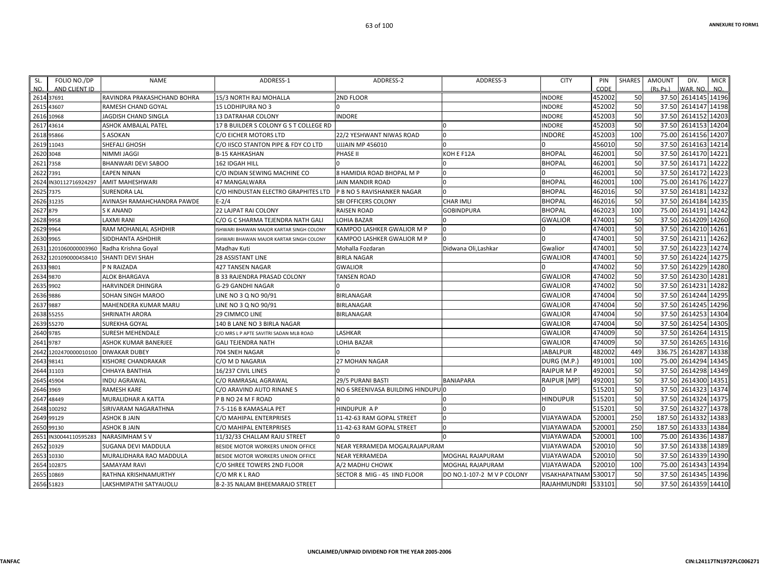| SL. NO. | FOLIO NO./DP AND CLIENT ID | NAME | ADDRESS-1 | ADDRESS-2 | ADDRESS-3 | CITY | PIN CODE | SHARES | AMOUNT (Rs.Ps.) | DIV. WAR. NO. | MICR NO. |
|---|---|---|---|---|---|---|---|---|---|---|---|
| 2614 | 37691 | RAVINDRA PRAKASHCHAND BOHRA | 15/3 NORTH RAJ MOHALLA | 2ND FLOOR | | INDORE | 452002 | 50 | 37.50 | 2614145 | 14196 |
| 2615 | 43607 | RAMESH CHAND GOYAL | 15 LODHIPURA NO 3 | 0 | | INDORE | 452002 | 50 | 37.50 | 2614147 | 14198 |
| 2616 | 10968 | JAGDISH CHAND SINGLA | 13 DATRAHAR COLONY | INDORE | | INDORE | 452003 | 50 | 37.50 | 2614152 | 14203 |
| 2617 | 43614 | ASHOK AMBALAL PATEL | 17 B BUILDER S COLONY G S T COLLEGE RD | | 0 | INDORE | 452003 | 50 | 37.50 | 2614153 | 14204 |
| 2618 | 95866 | S ASOKAN | C/O EICHER MOTORS LTD | 22/2 YESHWANT NIWAS ROAD | 0 | INDORE | 452003 | 100 | 75.00 | 2614156 | 14207 |
| 2619 | 11043 | SHEFALI GHOSH | C/O IISCO STANTON PIPE & FDY CO LTD | UJJAIN MP 456010 | 0 | 0 | 456010 | 50 | 37.50 | 2614163 | 14214 |
| 2620 | 3048 | NIMMI JAGGI | B-15 KAHKASHAN | PHASE II | KOH E F12A | BHOPAL | 462001 | 50 | 37.50 | 2614170 | 14221 |
| 2621 | 7358 | BHANWARI DEVI SABOO | 162 IDGAH HILL | 0 | 0 | BHOPAL | 462001 | 50 | 37.50 | 2614171 | 14222 |
| 2622 | 7391 | EAPEN NINAN | C/O INDIAN SEWING MACHINE CO | 8 HAMIDIA ROAD BHOPAL M P | 0 | 0 | 462001 | 50 | 37.50 | 2614172 | 14223 |
| 2624 | IN30112716924297 | AMIT MAHESHWARI | 47 MANGALWARA | JAIN MANDIR ROAD | 0 | BHOPAL | 462001 | 100 | 75.00 | 2614176 | 14227 |
| 2625 | 7375 | SURENDRA LAL | C/O HINDUSTAN ELECTRO GRAPHITES LTD | P B NO 5 RAVISHANKER NAGAR | 0 | BHOPAL | 462016 | 50 | 37.50 | 2614181 | 14232 |
| 2626 | 31235 | AVINASH RAMAHCHANDRA PAWDE | E-2/4 | SBI OFFICERS COLONY | CHAR IMLI | BHOPAL | 462016 | 50 | 37.50 | 2614184 | 14235 |
| 2627 | 879 | S K ANAND | 22 LAJPAT RAI COLONY | RAISEN ROAD | GOBINDPURA | BHOPAL | 462023 | 100 | 75.00 | 2614191 | 14242 |
| 2628 | 9958 | LAXMI RANI | C/O G C SHARMA TEJENDRA NATH GALI | LOHIA BAZAR | 0 | GWALIOR | 474001 | 50 | 37.50 | 2614209 | 14260 |
| 2629 | 9964 | RAM MOHANLAL ASHDHIR | ISHWARI BHAWAN MAJOR KARTAR SINGH COLONY | KAMPOO LASHKER GWALIOR M P | 0 | 0 | 474001 | 50 | 37.50 | 2614210 | 14261 |
| 2630 | 9965 | SIDDHANTA ASHDHIR | ISHWARI BHAWAN MAJOR KARTAR SINGH COLONY | KAMPOO LASHKER GWALIOR M P | 0 | 0 | 474001 | 50 | 37.50 | 2614211 | 14262 |
| 2631 | 1201060000003960 | Radha Krishna Goyal | Madhav Kuti | Mohalla Fozdaran | Didwana Oli,Lashkar | Gwalior | 474001 | 50 | 37.50 | 2614223 | 14274 |
| 2632 | 1201090000458410 | SHANTI DEVI SHAH | 28 ASSISTANT LINE | BIRLA NAGAR | | GWALIOR | 474001 | 50 | 37.50 | 2614224 | 14275 |
| 2633 | 9801 | P N RAIZADA | 427 TANSEN NAGAR | GWALIOR | | 0 | 474002 | 50 | 37.50 | 2614229 | 14280 |
| 2634 | 9870 | ALOK BHARGAVA | B 33 RAJENDRA PRASAD COLONY | TANSEN ROAD | | GWALIOR | 474002 | 50 | 37.50 | 2614230 | 14281 |
| 2635 | 9902 | HARVINDER DHINGRA | G-29 GANDHI NAGAR | 0 | | GWALIOR | 474002 | 50 | 37.50 | 2614231 | 14282 |
| 2636 | 9886 | SOHAN SINGH MAROO | LINE NO 3 Q NO 90/91 | BIRLANAGAR | | GWALIOR | 474004 | 50 | 37.50 | 2614244 | 14295 |
| 2637 | 9887 | MAHENDERA KUMAR MARU | LINE NO 3 Q NO 90/91 | BIRLANAGAR | | GWALIOR | 474004 | 50 | 37.50 | 2614245 | 14296 |
| 2638 | 55255 | SHRINATH ARORA | 29 CIMMCO LINE | BIRLANAGAR | | GWALIOR | 474004 | 50 | 37.50 | 2614253 | 14304 |
| 2639 | 55270 | SUREKHA GOYAL | 140 B LANE NO 3 BIRLA NAGAR | | | GWALIOR | 474004 | 50 | 37.50 | 2614254 | 14305 |
| 2640 | 9785 | SURESH MEHENDALE | C/O MRS L P APTE SAVITRI SADAN MLB ROAD | LASHKAR | | GWALIOR | 474009 | 50 | 37.50 | 2614264 | 14315 |
| 2641 | 9787 | ASHOK KUMAR BANERJEE | GALI TEJENDRA NATH | LOHIA BAZAR | | GWALIOR | 474009 | 50 | 37.50 | 2614265 | 14316 |
| 2642 | 1202470000010100 | DIWAKAR DUBEY | 704 SNEH NAGAR | 0 | | JABALPUR | 482002 | 449 | 336.75 | 2614287 | 14338 |
| 2643 | 98141 | KISHORE CHANDRAKAR | C/O M D NAGARIA | 27 MOHAN NAGAR | | DURG (M.P.) | 491001 | 100 | 75.00 | 2614294 | 14345 |
| 2644 | 31103 | CHHAYA BANTHIA | 16/237 CIVIL LINES | 0 | | RAIPUR M P | 492001 | 50 | 37.50 | 2614298 | 14349 |
| 2645 | 45904 | INDU AGRAWAL | C/O RAMRASAL AGRAWAL | 29/5 PURANI BASTI | BANIAPARA | RAIPUR [MP] | 492001 | 50 | 37.50 | 2614300 | 14351 |
| 2646 | 3969 | RAMESH KARE | C/O ARAVIND AUTO RINANE S | NO 6 SREENIVASA BUILDING HINDUPU | 0 | 0 | 515201 | 50 | 37.50 | 2614323 | 14374 |
| 2647 | 48449 | MURALIDHAR A KATTA | P B NO 24 M F ROAD | 0 | 0 | HINDUPUR | 515201 | 50 | 37.50 | 2614324 | 14375 |
| 2648 | 100292 | SIRIVARAM NAGARATHNA | 7-5-116 B KAMASALA PET | HINDUPUR A P | 0 | 0 | 515201 | 50 | 37.50 | 2614327 | 14378 |
| 2649 | 99129 | ASHOK B JAIN | C/O MAHIPAL ENTERPRISES | 11-42-63 RAM GOPAL STREET | 0 | VIJAYAWADA | 520001 | 250 | 187.50 | 2614332 | 14383 |
| 2650 | 99130 | ASHOK B JAIN | C/O MAHIPAL ENTERPRISES | 11-42-63 RAM GOPAL STREET | 0 | VIJAYAWADA | 520001 | 250 | 187.50 | 2614333 | 14384 |
| 2651 | IN30044110595283 | NARASIMHAM S V | 11/32/33 CHALLAM RAJU STREET | 0 | 0 | VIJAYAWADA | 520001 | 100 | 75.00 | 2614336 | 14387 |
| 2652 | 10329 | SUGANA DEVI MADDULA | BESIDE MOTOR WORKERS UNION OFFICE | NEAR YERRAMEDA MOGALRAJAPURAM | | VIJAYAWADA | 520010 | 50 | 37.50 | 2614338 | 14389 |
| 2653 | 10330 | MURALIDHARA RAO MADDULA | BESIDE MOTOR WORKERS UNION OFFICE | NEAR YERRAMEDA | MOGHAL RAJAPURAM | VIJAYAWADA | 520010 | 50 | 37.50 | 2614339 | 14390 |
| 2654 | 102875 | SAMAYAM RAVI | C/O SHREE TOWERS 2ND FLOOR | A/2 MADHU CHOWK | MOGHAL RAJAPURAM | VIJAYAWADA | 520010 | 100 | 75.00 | 2614343 | 14394 |
| 2655 | 10869 | RATHNA KRISHNAMURTHY | C/O MR K L RAO | SECTOR 8 MIG - 45 IIND FLOOR | DO NO.1-107-2 M V P COLONY | VISAKHAPATNAM | 530017 | 50 | 37.50 | 2614345 | 14396 |
| 2656 | 51823 | LAKSHMIPATHI SATYAUOLU | 8-2-35 NALAM BHEEMARAJO STREET | | | RAJAHMUNDRI | 533101 | 50 | 37.50 | 2614359 | 14410 |

UNCLAIMED/UNPAID DIVIDEND FOR THE YEAR 2005-2006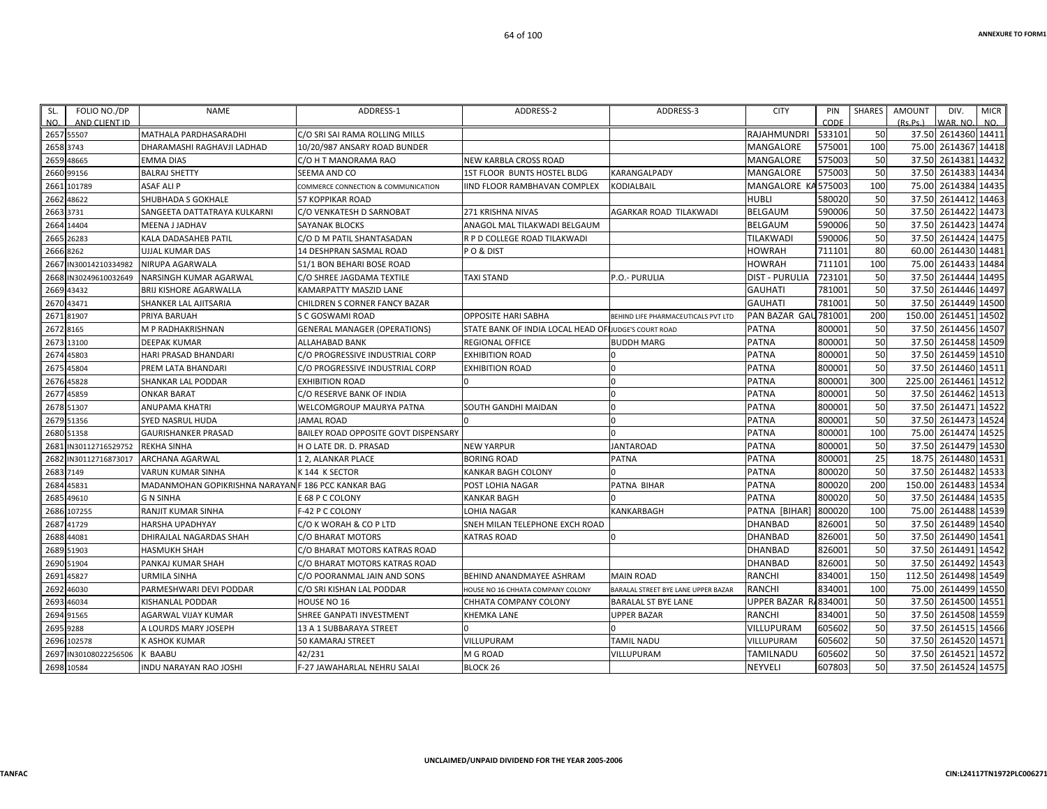| SL. NO. | FOLIO NO./DP AND CLIENT ID | NAME | ADDRESS-1 | ADDRESS-2 | ADDRESS-3 | CITY | PIN CODE | SHARES | AMOUNT (Rs.Ps.) | DIV. WAR. NO. | MICR NO. |
|---|---|---|---|---|---|---|---|---|---|---|---|
| 2657 | 55507 | MATHALA PARDHASARADHI | C/O SRI SAI RAMA ROLLING MILLS | | | RAJAHMUNDRI | 533101 | 50 | 37.50 | 2614360 | 14411 |
| 2658 | 3743 | DHARAMASHI RAGHAVJI LADHAD | 10/20/987 ANSARY ROAD BUNDER | | | MANGALORE | 575001 | 100 | 75.00 | 2614367 | 14418 |
| 2659 | 48665 | EMMA DIAS | C/O H T MANORAMA RAO | NEW KARBLA CROSS ROAD | | MANGALORE | 575003 | 50 | 37.50 | 2614381 | 14432 |
| 2660 | 99156 | BALRAJ SHETTY | SEEMA AND CO | 1ST FLOOR BUNTS HOSTEL BLDG | KARANGALPADY | MANGALORE | 575003 | 50 | 37.50 | 2614383 | 14434 |
| 2661 | 101789 | ASAF ALI P | COMMERCE CONNECTION & COMMUNICATION | IIND FLOOR RAMBHAVAN COMPLEX | KODIALBAIL | MANGALORE KA | 575003 | 100 | 75.00 | 2614384 | 14435 |
| 2662 | 48622 | SHUBHADA S GOKHALE | 57 KOPPIKAR ROAD | | | HUBLI | 580020 | 50 | 37.50 | 2614412 | 14463 |
| 2663 | 3731 | SANGEETA DATTATRAYA KULKARNI | C/O VENKATESH D SARNOBAT | 271 KRISHNA NIVAS | AGARKAR ROAD TILAKWADI | BELGAUM | 590006 | 50 | 37.50 | 2614422 | 14473 |
| 2664 | 14404 | MEENA J JADHAV | SAYANAK BLOCKS | ANAGOL MAL TILAKWADI BELGAUM | | BELGAUM | 590006 | 50 | 37.50 | 2614423 | 14474 |
| 2665 | 26283 | KALA DADASAHEB PATIL | C/O D M PATIL SHANTASADAN | R P D COLLEGE ROAD TILAKWADI | | TILAKWADI | 590006 | 50 | 37.50 | 2614424 | 14475 |
| 2666 | 8262 | UJJAL KUMAR DAS | 14 DESHPRAN SASMAL ROAD | P O & DIST | | HOWRAH | 711101 | 80 | 60.00 | 2614430 | 14481 |
| 2667 | IN30014210334982 | NIRUPA AGARWALA | 51/1 BON BEHARI BOSE ROAD | | | HOWRAH | 711101 | 100 | 75.00 | 2614433 | 14484 |
| 2668 | IN30249610032649 | NARSINGH KUMAR AGARWAL | C/O SHREE JAGDAMA TEXTILE | TAXI STAND | P.O.- PURULIA | DIST - PURULIA | 723101 | 50 | 37.50 | 2614444 | 14495 |
| 2669 | 43432 | BRIJ KISHORE AGARWALLA | KAMARPATTY MASZID LANE | | | GAUHATI | 781001 | 50 | 37.50 | 2614446 | 14497 |
| 2670 | 43471 | SHANKER LAL AJITSARIA | CHILDREN S CORNER FANCY BAZAR | | | GAUHATI | 781001 | 50 | 37.50 | 2614449 | 14500 |
| 2671 | 81907 | PRIYA BARUAH | S C GOSWAMI ROAD | OPPOSITE HARI SABHA | BEHIND LIFE PHARMACEUTICALS PVT LTD | PAN BAZAR GAU | 781001 | 200 | 150.00 | 2614451 | 14502 |
| 2672 | 8165 | M P RADHAKRISHNAN | GENERAL MANAGER (OPERATIONS) | STATE BANK OF INDIA LOCAL HEAD OF | JUDGE'S COURT ROAD | PATNA | 800001 | 50 | 37.50 | 2614456 | 14507 |
| 2673 | 13100 | DEEPAK KUMAR | ALLAHABAD BANK | REGIONAL OFFICE | BUDDH MARG | PATNA | 800001 | 50 | 37.50 | 2614458 | 14509 |
| 2674 | 45803 | HARI PRASAD BHANDARI | C/O PROGRESSIVE INDUSTRIAL CORP | EXHIBITION ROAD | 0 | PATNA | 800001 | 50 | 37.50 | 2614459 | 14510 |
| 2675 | 45804 | PREM LATA BHANDARI | C/O PROGRESSIVE INDUSTRIAL CORP | EXHIBITION ROAD | 0 | PATNA | 800001 | 50 | 37.50 | 2614460 | 14511 |
| 2676 | 45828 | SHANKAR LAL PODDAR | EXHIBITION ROAD | 0 | 0 | PATNA | 800001 | 300 | 225.00 | 2614461 | 14512 |
| 2677 | 45859 | ONKAR BARAT | C/O RESERVE BANK OF INDIA | | 0 | PATNA | 800001 | 50 | 37.50 | 2614462 | 14513 |
| 2678 | 51307 | ANUPAMA KHATRI | WELCOMGROUP MAURYA PATNA | SOUTH GANDHI MAIDAN | 0 | PATNA | 800001 | 50 | 37.50 | 2614471 | 14522 |
| 2679 | 51356 | SYED NASRUL HUDA | JAMAL ROAD | 0 | 0 | PATNA | 800001 | 50 | 37.50 | 2614473 | 14524 |
| 2680 | 51358 | GAURISHANKER PRASAD | BAILEY ROAD OPPOSITE GOVT DISPENSARY | | 0 | PATNA | 800001 | 100 | 75.00 | 2614474 | 14525 |
| 2681 | IN30112716529752 | REKHA SINHA | H O LATE DR. D. PRASAD | NEW YARPUR | JANTAROAD | PATNA | 800001 | 50 | 37.50 | 2614479 | 14530 |
| 2682 | IN30112716873017 | ARCHANA AGARWAL | 1 2, ALANKAR PLACE | BORING ROAD | PATNA | PATNA | 800001 | 25 | 18.75 | 2614480 | 14531 |
| 2683 | 7149 | VARUN KUMAR SINHA | K 144 K SECTOR | KANKAR BAGH COLONY | 0 | PATNA | 800020 | 50 | 37.50 | 2614482 | 14533 |
| 2684 | 45831 | MADANMOHAN GOPIKRISHNA NARAYAN | F 186 PCC KANKAR BAG | POST LOHIA NAGAR | PATNA BIHAR | PATNA | 800020 | 200 | 150.00 | 2614483 | 14534 |
| 2685 | 49610 | G N SINHA | E 68 P C COLONY | KANKAR BAGH | 0 | PATNA | 800020 | 50 | 37.50 | 2614484 | 14535 |
| 2686 | 107255 | RANJIT KUMAR SINHA | F-42 P C COLONY | LOHIA NAGAR | KANKARBAGH | PATNA [BIHAR] | 800020 | 100 | 75.00 | 2614488 | 14539 |
| 2687 | 41729 | HARSHA UPADHYAY | C/O K WORAH & CO P LTD | SNEH MILAN TELEPHONE EXCH ROAD | | DHANBAD | 826001 | 50 | 37.50 | 2614489 | 14540 |
| 2688 | 44081 | DHIRAJLAL NAGARDAS SHAH | C/O BHARAT MOTORS | KATRAS ROAD | 0 | DHANBAD | 826001 | 50 | 37.50 | 2614490 | 14541 |
| 2689 | 51903 | HASMUKH SHAH | C/O BHARAT MOTORS KATRAS ROAD | | | DHANBAD | 826001 | 50 | 37.50 | 2614491 | 14542 |
| 2690 | 51904 | PANKAJ KUMAR SHAH | C/O BHARAT MOTORS KATRAS ROAD | | | DHANBAD | 826001 | 50 | 37.50 | 2614492 | 14543 |
| 2691 | 45827 | URMILA SINHA | C/O POORANMAL JAIN AND SONS | BEHIND ANANDMAYEE ASHRAM | MAIN ROAD | RANCHI | 834001 | 150 | 112.50 | 2614498 | 14549 |
| 2692 | 46030 | PARMESHWARI DEVI PODDAR | C/O SRI KISHAN LAL PODDAR | HOUSE NO 16 CHHATA COMPANY COLONY | BARALAL STREET BYE LANE UPPER BAZAR | RANCHI | 834001 | 100 | 75.00 | 2614499 | 14550 |
| 2693 | 46034 | KISHANLAL PODDAR | HOUSE NO 16 | CHHATA COMPANY COLONY | BARALAL ST BYE LANE | UPPER BAZAR R | 834001 | 50 | 37.50 | 2614500 | 14551 |
| 2694 | 91565 | AGARWAL VIJAY KUMAR | SHREE GANPATI INVESTMENT | KHEMKA LANE | UPPER BAZAR | RANCHI | 834001 | 50 | 37.50 | 2614508 | 14559 |
| 2695 | 9288 | A LOURDS MARY JOSEPH | 13 A 1 SUBBARAYA STREET | 0 | 0 | VILLUPURAM | 605602 | 50 | 37.50 | 2614515 | 14566 |
| 2696 | 102578 | K ASHOK KUMAR | 50 KAMARAJ STREET | VILLUPURAM | TAMIL NADU | VILLUPURAM | 605602 | 50 | 37.50 | 2614520 | 14571 |
| 2697 | IN30108022256506 | K BAABU | 42/231 | M G ROAD | VILLUPURAM | TAMILNADU | 605602 | 50 | 37.50 | 2614521 | 14572 |
| 2698 | 10584 | INDU NARAYAN RAO JOSHI | F-27 JAWAHARLAL NEHRU SALAI | BLOCK 26 | | NEYVELI | 607803 | 50 | 37.50 | 2614524 | 14575 |

UNCLAIMED/UNPAID DIVIDEND FOR THE YEAR 2005-2006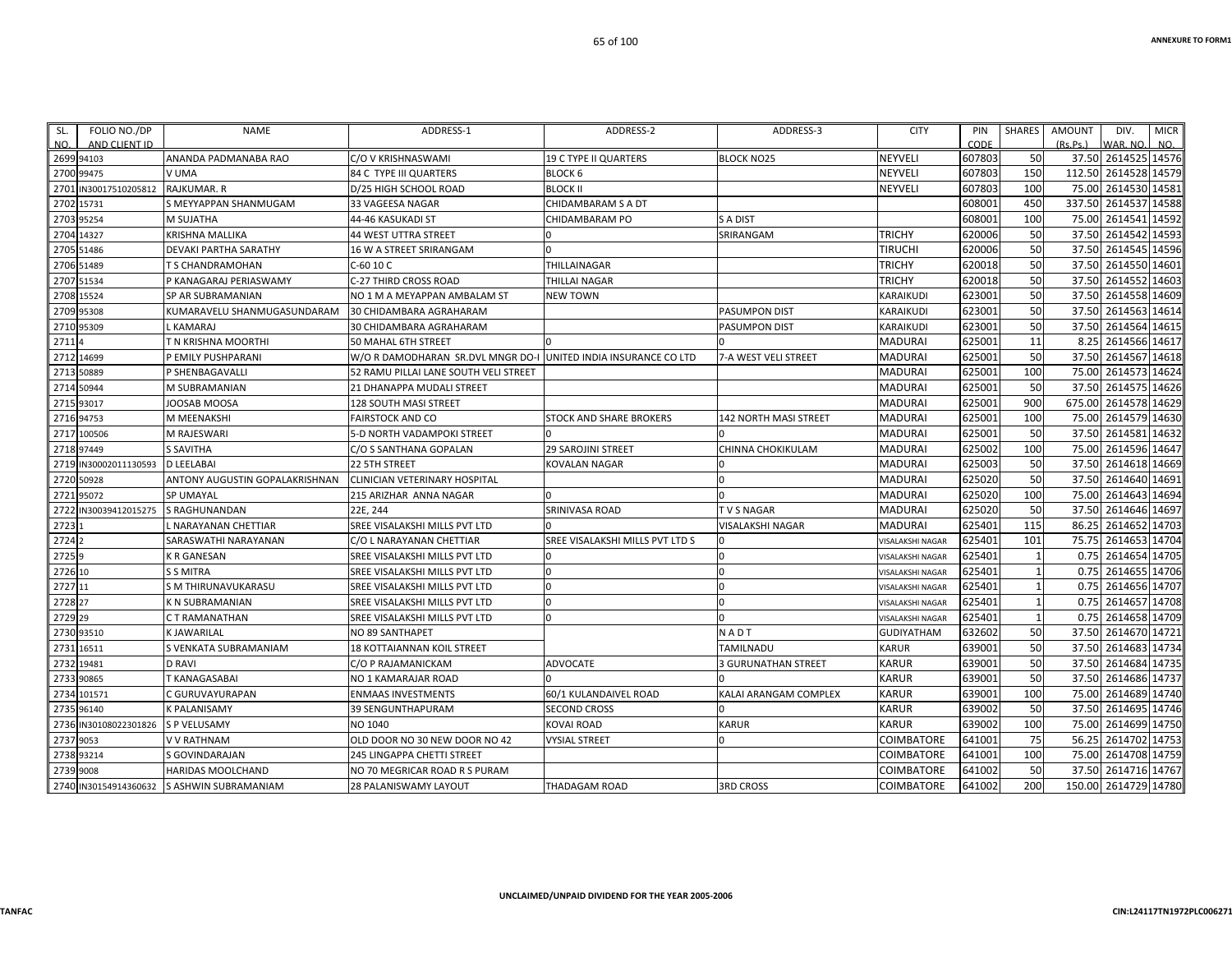| SL. NO. | FOLIO NO./DP AND CLIENT ID | NAME | ADDRESS-1 | ADDRESS-2 | ADDRESS-3 | CITY | PIN CODE | SHARES | AMOUNT (Rs.Ps.) | DIV. WAR. NO. | MICR NO. |
|---|---|---|---|---|---|---|---|---|---|---|---|
| 2699 | 94103 | ANANDA PADMANABA RAO | C/O V KRISHNASWAMI | 19 C TYPE II QUARTERS | BLOCK NO25 | NEYVELI | 607803 | 50 | 37.50 | 2614525 | 14576 |
| 2700 | 99475 | V UMA | 84 C TYPE III QUARTERS | BLOCK 6 | | NEYVELI | 607803 | 150 | 112.50 | 2614528 | 14579 |
| 2701 | IN30017510205812 | RAJKUMAR. R | D/25 HIGH SCHOOL ROAD | BLOCK II | | NEYVELI | 607803 | 100 | 75.00 | 2614530 | 14581 |
| 2702 | 15731 | S MEYYAPPAN SHANMUGAM | 33 VAGEESA NAGAR | CHIDAMBARAM S A DT | | | 608001 | 450 | 337.50 | 2614537 | 14588 |
| 2703 | 95254 | M SUJATHA | 44-46 KASUKADI ST | CHIDAMBARAM PO | S A DIST | | 608001 | 100 | 75.00 | 2614541 | 14592 |
| 2704 | 14327 | KRISHNA MALLIKA | 44 WEST UTTRA STREET | 0 | SRIRANGAM | TRICHY | 620006 | 50 | 37.50 | 2614542 | 14593 |
| 2705 | 51486 | DEVAKI PARTHA SARATHY | 16 W A STREET SRIRANGAM | 0 | | TIRUCHI | 620006 | 50 | 37.50 | 2614545 | 14596 |
| 2706 | 51489 | T S CHANDRAMOHAN | C-60 10 C | THILLAINAGAR | | TRICHY | 620018 | 50 | 37.50 | 2614550 | 14601 |
| 2707 | 51534 | P KANAGARAJ PERIASWAMY | C-27 THIRD CROSS ROAD | THILLAI NAGAR | | TRICHY | 620018 | 50 | 37.50 | 2614552 | 14603 |
| 2708 | 15524 | SP AR SUBRAMANIAN | NO 1 M A MEYAPPAN AMBALAM ST | NEW TOWN | | KARAIKUDI | 623001 | 50 | 37.50 | 2614558 | 14609 |
| 2709 | 95308 | KUMARAVELU SHANMUGASUNDARAM | 30 CHIDAMBARA AGRAHARAM | | PASUMPON DIST | KARAIKUDI | 623001 | 50 | 37.50 | 2614563 | 14614 |
| 2710 | 95309 | L KAMARAJ | 30 CHIDAMBARA AGRAHARAM | | PASUMPON DIST | KARAIKUDI | 623001 | 50 | 37.50 | 2614564 | 14615 |
| 2711 | 4 | T N KRISHNA MOORTHI | 50 MAHAL 6TH STREET | 0 | 0 | MADURAI | 625001 | 11 | 8.25 | 2614566 | 14617 |
| 2712 | 14699 | P EMILY PUSHPARANI | W/O R DAMODHARAN SR.DVL MNGR DO-I | UNITED INDIA INSURANCE CO LTD | 7-A WEST VELI STREET | MADURAI | 625001 | 50 | 37.50 | 2614567 | 14618 |
| 2713 | 50889 | P SHENBAGAVALLI | 52 RAMU PILLAI LANE SOUTH VELI STREET | | | MADURAI | 625001 | 100 | 75.00 | 2614573 | 14624 |
| 2714 | 50944 | M SUBRAMANIAN | 21 DHANAPPA MUDALI STREET | | | MADURAI | 625001 | 50 | 37.50 | 2614575 | 14626 |
| 2715 | 93017 | JOOSAB MOOSA | 128 SOUTH MASI STREET | | | MADURAI | 625001 | 900 | 675.00 | 2614578 | 14629 |
| 2716 | 94753 | M MEENAKSHI | FAIRSTOCK AND CO | STOCK AND SHARE BROKERS | 142 NORTH MASI STREET | MADURAI | 625001 | 100 | 75.00 | 2614579 | 14630 |
| 2717 | 100506 | M RAJESWARI | 5-D NORTH VADAMPOKI STREET | 0 | 0 | MADURAI | 625001 | 50 | 37.50 | 2614581 | 14632 |
| 2718 | 97449 | S SAVITHA | C/O S SANTHANA GOPALAN | 29 SAROJINI STREET | CHINNA CHOKIKULAM | MADURAI | 625002 | 100 | 75.00 | 2614596 | 14647 |
| 2719 | IN30002011130593 | D LEELABAI | 22 5TH STREET | KOVALAN NAGAR | 0 | MADURAI | 625003 | 50 | 37.50 | 2614618 | 14669 |
| 2720 | 50928 | ANTONY AUGUSTIN GOPALAKRISHNAN | CLINICIAN VETERINARY HOSPITAL | | 0 | MADURAI | 625020 | 50 | 37.50 | 2614640 | 14691 |
| 2721 | 95072 | SP UMAYAL | 215 ARIZHAR ANNA NAGAR | 0 | 0 | MADURAI | 625020 | 100 | 75.00 | 2614643 | 14694 |
| 2722 | IN30039412015275 | S RAGHUNANDAN | 22E, 244 | SRINIVASA ROAD | T V S NAGAR | MADURAI | 625020 | 50 | 37.50 | 2614646 | 14697 |
| 2723 | 1 | L NARAYANAN CHETTIAR | SREE VISALAKSHI MILLS PVT LTD | 0 | VISALAKSHI NAGAR | MADURAI | 625401 | 115 | 86.25 | 2614652 | 14703 |
| 2724 | 2 | SARASWATHI NARAYANAN | C/O L NARAYANAN CHETTIAR | SREE VISALAKSHI MILLS PVT LTD S | 0 | VISALAKSHI NAGAR | 625401 | 101 | 75.75 | 2614653 | 14704 |
| 2725 | 9 | K R GANESAN | SREE VISALAKSHI MILLS PVT LTD | 0 | 0 | VISALAKSHI NAGAR | 625401 | 1 | 0.75 | 2614654 | 14705 |
| 2726 | 10 | S S MITRA | SREE VISALAKSHI MILLS PVT LTD | 0 | 0 | VISALAKSHI NAGAR | 625401 | 1 | 0.75 | 2614655 | 14706 |
| 2727 | 11 | S M THIRUNAVUKARASU | SREE VISALAKSHI MILLS PVT LTD | 0 | 0 | VISALAKSHI NAGAR | 625401 | 1 | 0.75 | 2614656 | 14707 |
| 2728 | 27 | K N SUBRAMANIAN | SREE VISALAKSHI MILLS PVT LTD | 0 | 0 | VISALAKSHI NAGAR | 625401 | 1 | 0.75 | 2614657 | 14708 |
| 2729 | 29 | C T RAMANATHAN | SREE VISALAKSHI MILLS PVT LTD | 0 | 0 | VISALAKSHI NAGAR | 625401 | 1 | 0.75 | 2614658 | 14709 |
| 2730 | 93510 | K JAWARILAL | NO 89 SANTHAPET | | N A D T | GUDIYATHAM | 632602 | 50 | 37.50 | 2614670 | 14721 |
| 2731 | 16511 | S VENKATA SUBRAMANIAM | 18 KOTTAIANNAN KOIL STREET | | TAMILNADU | KARUR | 639001 | 50 | 37.50 | 2614683 | 14734 |
| 2732 | 19481 | D RAVI | C/O P RAJAMANICKAM | ADVOCATE | 3 GURUNATHAN STREET | KARUR | 639001 | 50 | 37.50 | 2614684 | 14735 |
| 2733 | 90865 | T KANAGASABAI | NO 1 KAMARAJAR ROAD | 0 | 0 | KARUR | 639001 | 50 | 37.50 | 2614686 | 14737 |
| 2734 | 101571 | C GURUVAYURAPAN | ENMAAS INVESTMENTS | 60/1 KULANDAIVEL ROAD | KALAI ARANGAM COMPLEX | KARUR | 639001 | 100 | 75.00 | 2614689 | 14740 |
| 2735 | 96140 | K PALANISAMY | 39 SENGUNTHAPURAM | SECOND CROSS | 0 | KARUR | 639002 | 50 | 37.50 | 2614695 | 14746 |
| 2736 | IN30108022301826 | S P VELUSAMY | NO 1040 | KOVAI ROAD | KARUR | KARUR | 639002 | 100 | 75.00 | 2614699 | 14750 |
| 2737 | 9053 | V V RATHNAM | OLD DOOR NO 30 NEW DOOR NO 42 | VYSIAL STREET | 0 | COIMBATORE | 641001 | 75 | 56.25 | 2614702 | 14753 |
| 2738 | 93214 | S GOVINDARAJAN | 245 LINGAPPA CHETTI STREET | | | COIMBATORE | 641001 | 100 | 75.00 | 2614708 | 14759 |
| 2739 | 9008 | HARIDAS MOOLCHAND | NO 70 MEGRICAR ROAD R S PURAM | | | COIMBATORE | 641002 | 50 | 37.50 | 2614716 | 14767 |
| 2740 | IN30154914360632 | S ASHWIN SUBRAMANIAM | 28 PALANISWAMY LAYOUT | THADAGAM ROAD | 3RD CROSS | COIMBATORE | 641002 | 200 | 150.00 | 2614729 | 14780 |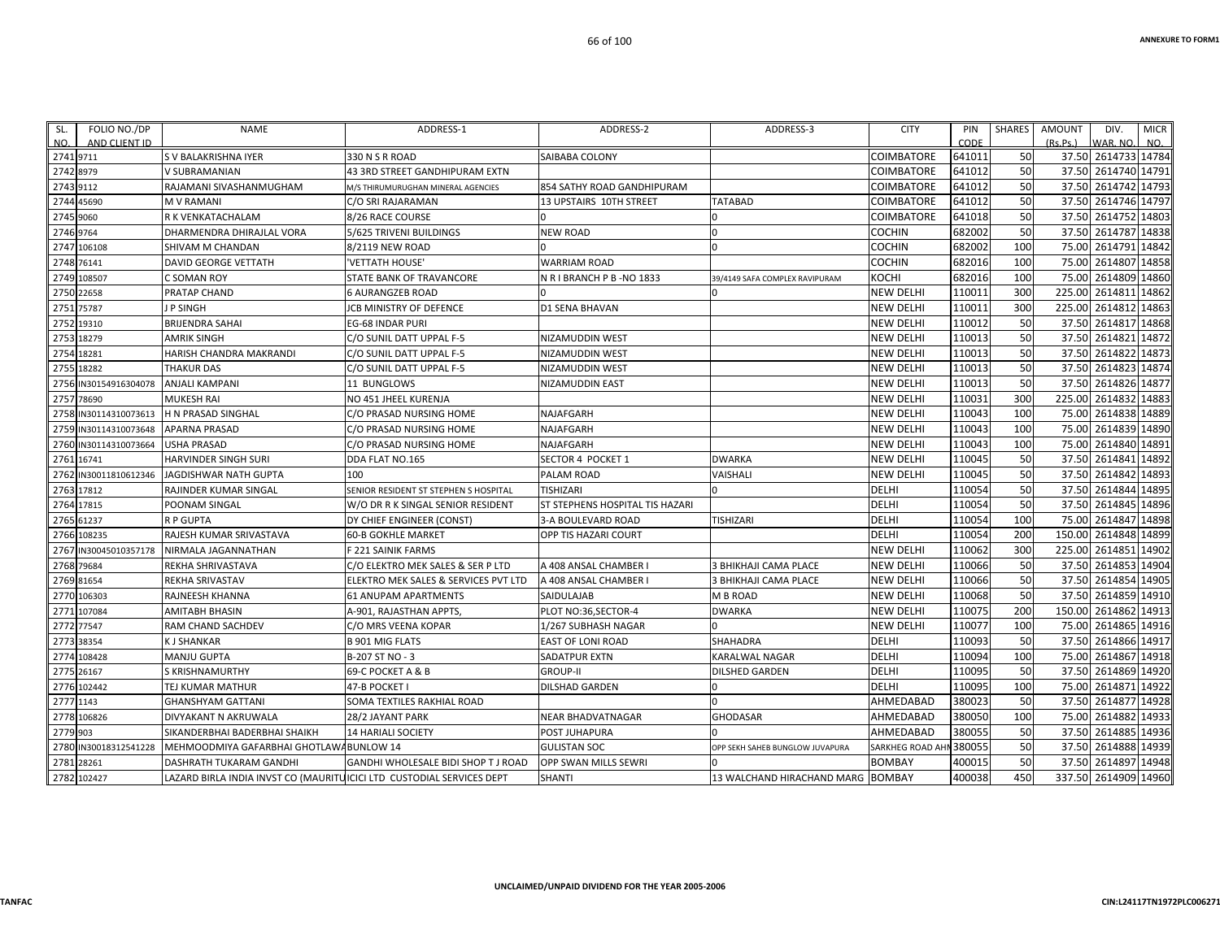ANNEXURE TO FORM1

| SL. NO. | FOLIO NO./DP AND CLIENT ID | NAME | ADDRESS-1 | ADDRESS-2 | ADDRESS-3 | CITY | PIN CODE | SHARES | AMOUNT (Rs.Ps.) | DIV. WAR. NO. | MICR NO. |
|---|---|---|---|---|---|---|---|---|---|---|---|
| 2741 | 9711 | S V BALAKRISHNA IYER | 330 N S R ROAD | SAIBABA COLONY | | COIMBATORE | 641011 | 50 | 37.50 | 2614733 | 14784 |
| 2742 | 8979 | V SUBRAMANIAN | 43 3RD STREET GANDHIPURAM EXTN | | | COIMBATORE | 641012 | 50 | 37.50 | 2614740 | 14791 |
| 2743 | 9112 | RAJAMANI SIVASHANMUGHAM | M/S THIRUMURUGHAN MINERAL AGENCIES | 854 SATHY ROAD GANDHIPURAM | | COIMBATORE | 641012 | 50 | 37.50 | 2614742 | 14793 |
| 2744 | 45690 | M V RAMANI | C/O SRI RAJARAMAN | 13 UPSTAIRS 10TH STREET | TATABAD | COIMBATORE | 641012 | 50 | 37.50 | 2614746 | 14797 |
| 2745 | 9060 | R K VENKATACHALAM | 8/26 RACE COURSE | 0 | 0 | COIMBATORE | 641018 | 50 | 37.50 | 2614752 | 14803 |
| 2746 | 9764 | DHARMENDRA DHIRAJLAL VORA | 5/625 TRIVENI BUILDINGS | NEW ROAD | 0 | COCHIN | 682002 | 50 | 37.50 | 2614787 | 14838 |
| 2747 | 106108 | SHIVAM M CHANDAN | 8/2119 NEW ROAD | 0 | 0 | COCHIN | 682002 | 100 | 75.00 | 2614791 | 14842 |
| 2748 | 76141 | DAVID GEORGE VETTATH | 'VETTATH HOUSE' | WARRIAM ROAD | | COCHIN | 682016 | 100 | 75.00 | 2614807 | 14858 |
| 2749 | 108507 | C SOMAN ROY | STATE BANK OF TRAVANCORE | N R I BRANCH P B -NO 1833 | 39/4149 SAFA COMPLEX RAVIPURAM | KOCHI | 682016 | 100 | 75.00 | 2614809 | 14860 |
| 2750 | 22658 | PRATAP CHAND | 6 AURANGZEB ROAD | 0 | 0 | NEW DELHI | 110011 | 300 | 225.00 | 2614811 | 14862 |
| 2751 | 75787 | J P SINGH | JCB MINISTRY OF DEFENCE | D1 SENA BHAVAN | | NEW DELHI | 110011 | 300 | 225.00 | 2614812 | 14863 |
| 2752 | 19310 | BRIJENDRA SAHAI | EG-68 INDAR PURI | | | NEW DELHI | 110012 | 50 | 37.50 | 2614817 | 14868 |
| 2753 | 18279 | AMRIK SINGH | C/O SUNIL DATT UPPAL F-5 | NIZAMUDDIN WEST | | NEW DELHI | 110013 | 50 | 37.50 | 2614821 | 14872 |
| 2754 | 18281 | HARISH CHANDRA MAKRANDI | C/O SUNIL DATT UPPAL F-5 | NIZAMUDDIN WEST | | NEW DELHI | 110013 | 50 | 37.50 | 2614822 | 14873 |
| 2755 | 18282 | THAKUR DAS | C/O SUNIL DATT UPPAL F-5 | NIZAMUDDIN WEST | | NEW DELHI | 110013 | 50 | 37.50 | 2614823 | 14874 |
| 2756 | IN30154916304078 | ANJALI KAMPANI | 11 BUNGLOWS | NIZAMUDDIN EAST | | NEW DELHI | 110013 | 50 | 37.50 | 2614826 | 14877 |
| 2757 | 78690 | MUKESH RAI | NO 451 JHEEL KURENJA | | | NEW DELHI | 110031 | 300 | 225.00 | 2614832 | 14883 |
| 2758 | IN30114310073613 | H N PRASAD SINGHAL | C/O PRASAD NURSING HOME | NAJAFGARH | | NEW DELHI | 110043 | 100 | 75.00 | 2614838 | 14889 |
| 2759 | IN30114310073648 | APARNA PRASAD | C/O PRASAD NURSING HOME | NAJAFGARH | | NEW DELHI | 110043 | 100 | 75.00 | 2614839 | 14890 |
| 2760 | IN30114310073664 | USHA PRASAD | C/O PRASAD NURSING HOME | NAJAFGARH | | NEW DELHI | 110043 | 100 | 75.00 | 2614840 | 14891 |
| 2761 | 16741 | HARVINDER SINGH SURI | DDA FLAT NO.165 | SECTOR 4 POCKET 1 | DWARKA | NEW DELHI | 110045 | 50 | 37.50 | 2614841 | 14892 |
| 2762 | IN30011810612346 | JAGDISHWAR NATH GUPTA | 100 | PALAM ROAD | VAISHALI | NEW DELHI | 110045 | 50 | 37.50 | 2614842 | 14893 |
| 2763 | 17812 | RAJINDER KUMAR SINGAL | SENIOR RESIDENT ST STEPHEN S HOSPITAL | TISHIZARI | 0 | DELHI | 110054 | 50 | 37.50 | 2614844 | 14895 |
| 2764 | 17815 | POONAM SINGAL | W/O DR R K SINGAL SENIOR RESIDENT | ST STEPHENS HOSPITAL TIS HAZARI | | DELHI | 110054 | 50 | 37.50 | 2614845 | 14896 |
| 2765 | 61237 | R P GUPTA | DY CHIEF ENGINEER (CONST) | 3-A BOULEVARD ROAD | TISHIZARI | DELHI | 110054 | 100 | 75.00 | 2614847 | 14898 |
| 2766 | 108235 | RAJESH KUMAR SRIVASTAVA | 60-B GOKHLE MARKET | OPP TIS HAZARI COURT | | DELHI | 110054 | 200 | 150.00 | 2614848 | 14899 |
| 2767 | IN30045010357178 | NIRMALA JAGANNATHAN | F 221 SAINIK FARMS | | | NEW DELHI | 110062 | 300 | 225.00 | 2614851 | 14902 |
| 2768 | 79684 | REKHA SHRIVASTAVA | C/O ELEKTRO MEK SALES & SER P LTD | A 408 ANSAL CHAMBER I | 3 BHIKHAJI CAMA PLACE | NEW DELHI | 110066 | 50 | 37.50 | 2614853 | 14904 |
| 2769 | 81654 | REKHA SRIVASTAV | ELEKTRO MEK SALES & SERVICES PVT LTD | A 408 ANSAL CHAMBER I | 3 BHIKHAJI CAMA PLACE | NEW DELHI | 110066 | 50 | 37.50 | 2614854 | 14905 |
| 2770 | 106303 | RAJNEESH KHANNA | 61 ANUPAM APARTMENTS | SAIDULAJAB | M B ROAD | NEW DELHI | 110068 | 50 | 37.50 | 2614859 | 14910 |
| 2771 | 107084 | AMITABH BHASIN | A-901, RAJASTHAN APPTS, | PLOT NO:36,SECTOR-4 | DWARKA | NEW DELHI | 110075 | 200 | 150.00 | 2614862 | 14913 |
| 2772 | 77547 | RAM CHAND SACHDEV | C/O MRS VEENA KOPAR | 1/267 SUBHASH NAGAR | 0 | NEW DELHI | 110077 | 100 | 75.00 | 2614865 | 14916 |
| 2773 | 38354 | K J SHANKAR | B 901 MIG FLATS | EAST OF LONI ROAD | SHAHADRA | DELHI | 110093 | 50 | 37.50 | 2614866 | 14917 |
| 2774 | 108428 | MANJU GUPTA | B-207 ST NO - 3 | SADATPUR EXTN | KARALWAL NAGAR | DELHI | 110094 | 100 | 75.00 | 2614867 | 14918 |
| 2775 | 26167 | S KRISHNAMURTHY | 69-C POCKET A & B | GROUP-II | DILSHED GARDEN | DELHI | 110095 | 50 | 37.50 | 2614869 | 14920 |
| 2776 | 102442 | TEJ KUMAR MATHUR | 47-B POCKET I | DILSHAD GARDEN | 0 | DELHI | 110095 | 100 | 75.00 | 2614871 | 14922 |
| 2777 | 1143 | GHANSHYAM GATTANI | SOMA TEXTILES RAKHIAL ROAD | | 0 | AHMEDABAD | 380023 | 50 | 37.50 | 2614877 | 14928 |
| 2778 | 106826 | DIVYAKANT N AKRUWALA | 28/2 JAYANT PARK | NEAR BHADVATNAGAR | GHODASAR | AHMEDABAD | 380050 | 100 | 75.00 | 2614882 | 14933 |
| 2779 | 903 | SIKANDERBHAI BADERBHAI SHAIKH | 14 HARIALI SOCIETY | POST JUHAPURA | 0 | AHMEDABAD | 380055 | 50 | 37.50 | 2614885 | 14936 |
| 2780 | IN30018312541228 | MEHMOODMIYA GAFARBHAI GHOTLAWA | BUNLOW 14 | GULISTAN SOC | OPP SEKH SAHEB BUNGLOW JUVAPURA | SARKHEG ROAD AHM | 380055 | 50 | 37.50 | 2614888 | 14939 |
| 2781 | 28261 | DASHRATH TUKARAM GANDHI | GANDHI WHOLESALE BIDI SHOP T J ROAD | OPP SWAN MILLS SEWRI | 0 | BOMBAY | 400015 | 50 | 37.50 | 2614897 | 14948 |
| 2782 | 102427 | LAZARD BIRLA INDIA INVST CO (MAURITU | ICICI LTD CUSTODIAL SERVICES DEPT | SHANTI | 13 WALCHAND HIRACHAND MARG | BOMBAY | 400038 | 450 | 337.50 | 2614909 | 14960 |

UNCLAIMED/UNPAID DIVIDEND FOR THE YEAR 2005-2006

TANFAC

CIN:L24117TN1972PLC006271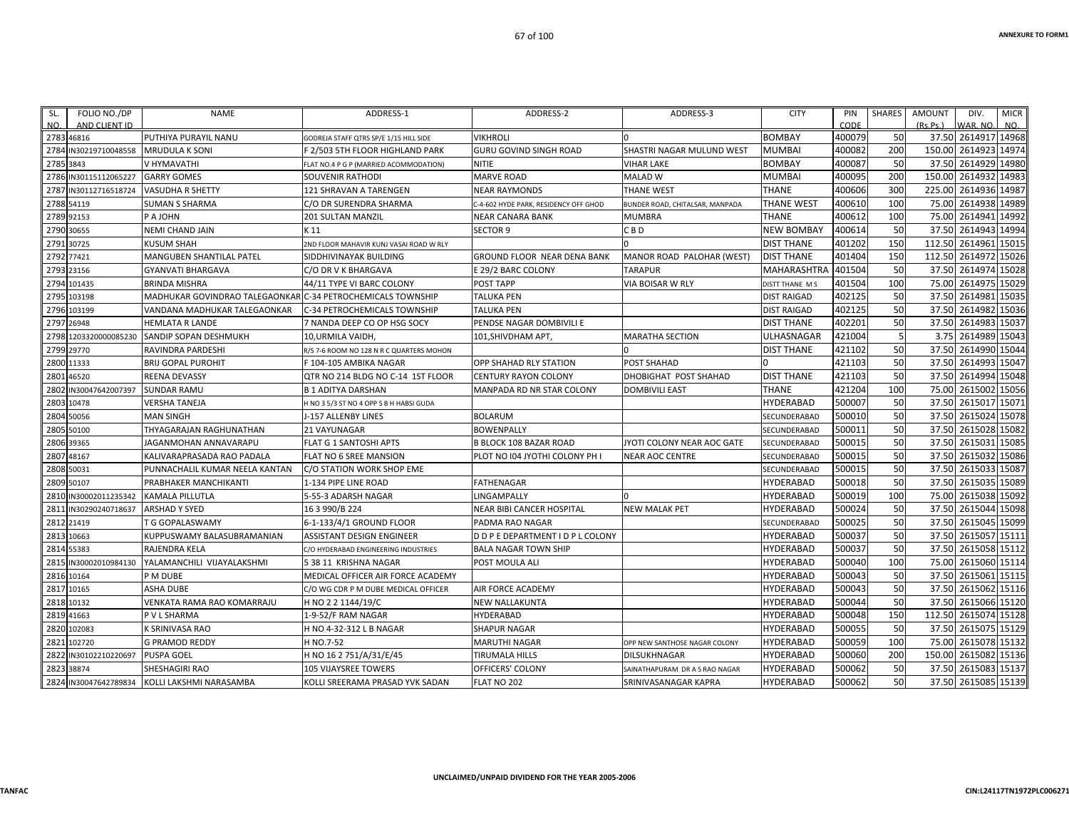| SL. NO. | FOLIO NO./DP AND CLIENT ID | NAME | ADDRESS-1 | ADDRESS-2 | ADDRESS-3 | CITY | PIN CODE | SHARES | AMOUNT (Rs.Ps.) | DIV. WAR. NO. | MICR NO. |
|---|---|---|---|---|---|---|---|---|---|---|---|
| 2783 | 46816 | PUTHIYA PURAYIL NANU | GODREJA STAFF QTRS SP/E 1/15 HILL SIDE | VIKHROLI | 0 | BOMBAY | 400079 | 50 | 37.50 | 2614917 | 14968 |
| 2784 | IN30219710048558 | MRUDULA K SONI | F 2/503 5TH FLOOR HIGHLAND PARK | GURU GOVIND SINGH ROAD | SHASTRI NAGAR MULUND WEST | MUMBAI | 400082 | 200 | 150.00 | 2614923 | 14974 |
| 2785 | 3843 | V HYMAVATHI | FLAT NO.4 P G P (MARRIED ACOMMODATION) | NITIE | VIHAR LAKE | BOMBAY | 400087 | 50 | 37.50 | 2614929 | 14980 |
| 2786 | IN30115112065227 | GARRY GOMES | SOUVENIR RATHODI | MARVE ROAD | MALAD W | MUMBAI | 400095 | 200 | 150.00 | 2614932 | 14983 |
| 2787 | IN30112716518724 | VASUDHA R SHETTY | 121 SHRAVAN A TARENGEN | NEAR RAYMONDS | THANE WEST | THANE | 400606 | 300 | 225.00 | 2614936 | 14987 |
| 2788 | 54119 | SUMAN S SHARMA | C/O DR SURENDRA SHARMA | C-4-602 HYDE PARK, RESIDENCY OFF GHOD | BUNDER ROAD, CHITALSAR, MANPADA | THANE WEST | 400610 | 100 | 75.00 | 2614938 | 14989 |
| 2789 | 92153 | P A JOHN | 201 SULTAN MANZIL | NEAR CANARA BANK | MUMBRA | THANE | 400612 | 100 | 75.00 | 2614941 | 14992 |
| 2790 | 30655 | NEMI CHAND JAIN | K 11 | SECTOR 9 | C B D | NEW BOMBAY | 400614 | 50 | 37.50 | 2614943 | 14994 |
| 2791 | 30725 | KUSUM SHAH | 2ND FLOOR MAHAVIR KUNJ VASAI ROAD W RLY | | 0 | DIST THANE | 401202 | 150 | 112.50 | 2614961 | 15015 |
| 2792 | 77421 | MANGUBEN SHANTILAL PATEL | SIDDHIVINAYAK BUILDING | GROUND FLOOR NEAR DENA BANK | MANOR ROAD PALOHAR (WEST) | DIST THANE | 401404 | 150 | 112.50 | 2614972 | 15026 |
| 2793 | 23156 | GYANVATI BHARGAVA | C/O DR V K BHARGAVA | E 29/2 BARC COLONY | TARAPUR | MAHARASHTRA | 401504 | 50 | 37.50 | 2614974 | 15028 |
| 2794 | 101435 | BRINDA MISHRA | 44/11 TYPE VI BARC COLONY | POST TAPP | VIA BOISAR W RLY | DISTT THANE M S | 401504 | 100 | 75.00 | 2614975 | 15029 |
| 2795 | 103198 | MADHUKAR GOVINDRAO TALEGAONKAR | C-34 PETROCHEMICALS TOWNSHIP | TALUKA PEN | | DIST RAIGAD | 402125 | 50 | 37.50 | 2614981 | 15035 |
| 2796 | 103199 | VANDANA MADHUKAR TALEGAONKAR | C-34 PETROCHEMICALS TOWNSHIP | TALUKA PEN | | DIST RAIGAD | 402125 | 50 | 37.50 | 2614982 | 15036 |
| 2797 | 26948 | HEMLATA R LANDE | 7 NANDA DEEP CO OP HSG SOCY | PENDSE NAGAR DOMBIVILI E | | DIST THANE | 402201 | 50 | 37.50 | 2614983 | 15037 |
| 2798 | 1203320000085230 | SANDIP SOPAN DESHMUKH | 10,URMILA VAIDH, | 101,SHIVDHAM APT, | MARATHA SECTION | ULHASNAGAR | 421004 | 5 | 3.75 | 2614989 | 15043 |
| 2799 | 29770 | RAVINDRA PARDESHI | R/S 7-6 ROOM NO 128 N R C QUARTERS MOHON | | 0 | DIST THANE | 421102 | 50 | 37.50 | 2614990 | 15044 |
| 2800 | 11333 | BRIJ GOPAL PUROHIT | F 104-105 AMBIKA NAGAR | OPP SHAHAD RLY STATION | POST SHAHAD | 0 | 421103 | 50 | 37.50 | 2614993 | 15047 |
| 2801 | 46520 | REENA DEVASSY | QTR NO 214 BLDG NO C-14 1ST FLOOR | CENTURY RAYON COLONY | DHOBIGHAT POST SHAHAD | DIST THANE | 421103 | 50 | 37.50 | 2614994 | 15048 |
| 2802 | IN30047642007397 | SUNDAR RAMU | B 1 ADITYA DARSHAN | MANPADA RD NR STAR COLONY | DOMBIVILI EAST | THANE | 421204 | 100 | 75.00 | 2615002 | 15056 |
| 2803 | 10478 | VERSHA TANEJA | H NO 3 5/3 ST NO 4 OPP S B H HABSI GUDA | | | HYDERABAD | 500007 | 50 | 37.50 | 2615017 | 15071 |
| 2804 | 50056 | MAN SINGH | J-157 ALLENBY LINES | BOLARUM | | SECUNDERABAD | 500010 | 50 | 37.50 | 2615024 | 15078 |
| 2805 | 50100 | THYAGARAJAN RAGHUNATHAN | 21 VAYUNAGAR | BOWENPALLY | | SECUNDERABAD | 500011 | 50 | 37.50 | 2615028 | 15082 |
| 2806 | 39365 | JAGANMOHAN ANNAVARAPU | FLAT G 1 SANTOSHI APTS | B BLOCK 108 BAZAR ROAD | JYOTI COLONY NEAR AOC GATE | SECUNDERABAD | 500015 | 50 | 37.50 | 2615031 | 15085 |
| 2807 | 48167 | KALIVARAPRASADA RAO PADALA | FLAT NO 6 SREE MANSION | PLOT NO I04 JYOTHI COLONY PH I | NEAR AOC CENTRE | SECUNDERABAD | 500015 | 50 | 37.50 | 2615032 | 15086 |
| 2808 | 50031 | PUNNACHALIL KUMAR NEELA KANTAN | C/O STATION WORK SHOP EME | | | SECUNDERABAD | 500015 | 50 | 37.50 | 2615033 | 15087 |
| 2809 | 50107 | PRABHAKER MANCHIKANTI | 1-134 PIPE LINE ROAD | FATHENAGAR | | HYDERABAD | 500018 | 50 | 37.50 | 2615035 | 15089 |
| 2810 | IN30002011235342 | KAMALA PILLUTLA | 5-55-3 ADARSH NAGAR | LINGAMPALLY | 0 | HYDERABAD | 500019 | 100 | 75.00 | 2615038 | 15092 |
| 2811 | IN30290240718637 | ARSHAD Y SYED | 16 3 990/B 224 | NEAR BIBI CANCER HOSPITAL | NEW MALAK PET | HYDERABAD | 500024 | 50 | 37.50 | 2615044 | 15098 |
| 2812 | 21419 | T G GOPALASWAMY | 6-1-133/4/1 GROUND FLOOR | PADMA RAO NAGAR | | SECUNDERABAD | 500025 | 50 | 37.50 | 2615045 | 15099 |
| 2813 | 10663 | KUPPUSWAMY BALASUBRAMANIAN | ASSISTANT DESIGN ENGINEER | D D P E DEPARTMENT I D P L COLONY | | HYDERABAD | 500037 | 50 | 37.50 | 2615057 | 15111 |
| 2814 | 55383 | RAJENDRA KELA | C/O HYDERABAD ENGINEERING INDUSTRIES | BALA NAGAR TOWN SHIP | | HYDERABAD | 500037 | 50 | 37.50 | 2615058 | 15112 |
| 2815 | IN30002010984130 | YALAMANCHILI VIJAYALAKSHMI | 5 38 11 KRISHNA NAGAR | POST MOULA ALI | | HYDERABAD | 500040 | 100 | 75.00 | 2615060 | 15114 |
| 2816 | 10164 | P M DUBE | MEDICAL OFFICER AIR FORCE ACADEMY | | | HYDERABAD | 500043 | 50 | 37.50 | 2615061 | 15115 |
| 2817 | 10165 | ASHA DUBE | C/O WG CDR P M DUBE MEDICAL OFFICER | AIR FORCE ACADEMY | | HYDERABAD | 500043 | 50 | 37.50 | 2615062 | 15116 |
| 2818 | 10132 | VENKATA RAMA RAO KOMARRAJU | H NO 2 2 1144/19/C | NEW NALLAKUNTA | | HYDERABAD | 500044 | 50 | 37.50 | 2615066 | 15120 |
| 2819 | 41663 | P V L SHARMA | 1-9-52/F RAM NAGAR | HYDERABAD | | HYDERABAD | 500048 | 150 | 112.50 | 2615074 | 15128 |
| 2820 | 102083 | K SRINIVASA RAO | H NO 4-32-312 L B NAGAR | SHAPUR NAGAR | | HYDERABAD | 500055 | 50 | 37.50 | 2615075 | 15129 |
| 2821 | 102720 | G PRAMOD REDDY | H NO.7-52 | MARUTHI NAGAR | OPP NEW SANTHOSE NAGAR COLONY | HYDERABAD | 500059 | 100 | 75.00 | 2615078 | 15132 |
| 2822 | IN30102210220697 | PUSPA GOEL | H NO 16 2 751/A/31/E/45 | TIRUMALA HILLS | DILSUKHNAGAR | HYDERABAD | 500060 | 200 | 150.00 | 2615082 | 15136 |
| 2823 | 38874 | SHESHAGIRI RAO | 105 VIJAYSREE TOWERS | OFFICERS' COLONY | SAINATHAPURAM DR A S RAO NAGAR | HYDERABAD | 500062 | 50 | 37.50 | 2615083 | 15137 |
| 2824 | IN30047642789834 | KOLLI LAKSHMI NARASAMBA | KOLLI SREERAMA PRASAD YVK SADAN | FLAT NO 202 | SRINIVASANAGAR KAPRA | HYDERABAD | 500062 | 50 | 37.50 | 2615085 | 15139 |

UNCLAIMED/UNPAID DIVIDEND FOR THE YEAR 2005-2006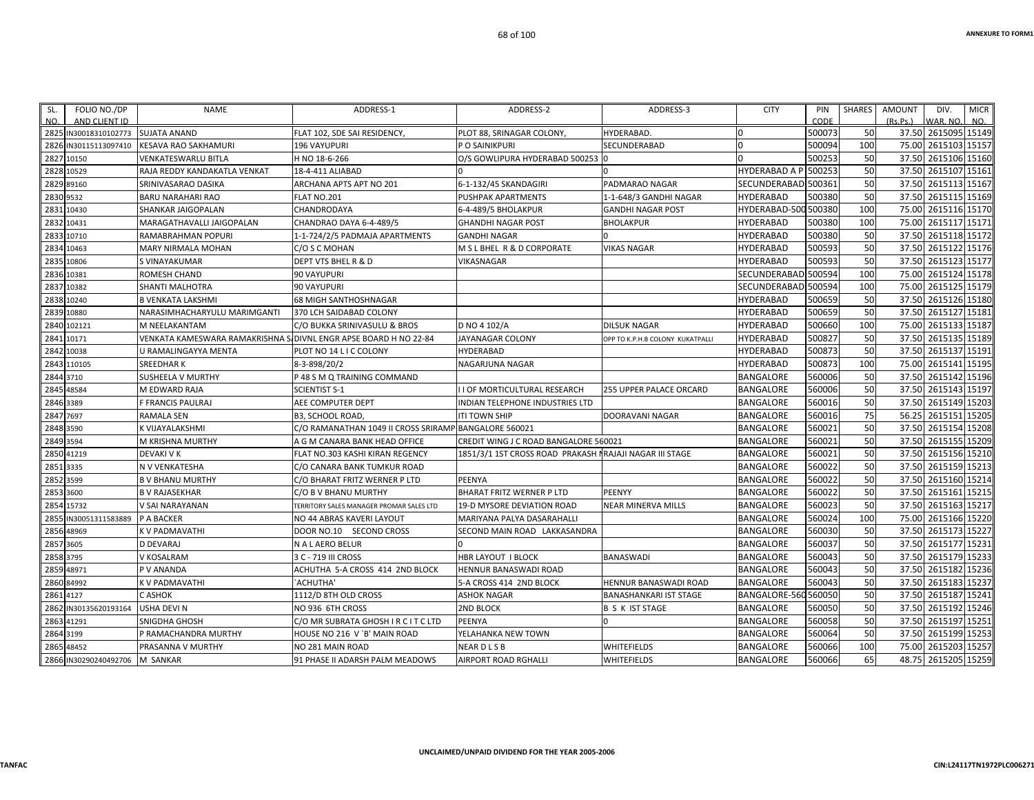| SL. NO. | FOLIO NO./DP AND CLIENT ID | NAME | ADDRESS-1 | ADDRESS-2 | ADDRESS-3 | CITY | PIN CODE | SHARES | AMOUNT (Rs.Ps.) | DIV. WAR. NO. | MICR NO. |
|---|---|---|---|---|---|---|---|---|---|---|---|
| 2825 | IN30018310102773 | SUJATA ANAND | FLAT 102, SDE SAI RESIDENCY, | PLOT 88, SRINAGAR COLONY, | HYDERABAD. | 0 | 500073 | 50 | 37.50 | 2615095 | 15149 |
| 2826 | IN30115113097410 | KESAVA RAO SAKHAMURI | 196 VAYUPURI | P O SAINIKPURI | SECUNDERABAD | 0 | 500094 | 100 | 75.00 | 2615103 | 15157 |
| 2827 | 10150 | VENKATESWARLU BITLA | H NO 18-6-266 | O/S GOWLIPURA HYDERABAD 500253 | 0 | 0 | 500253 | 50 | 37.50 | 2615106 | 15160 |
| 2828 | 10529 | RAJA REDDY KANDAKATLA VENKAT | 18-4-411 ALIABAD | 0 | 0 | HYDERABAD A P | 500253 | 50 | 37.50 | 2615107 | 15161 |
| 2829 | 89160 | SRINIVASARAO DASIKA | ARCHANA APTS APT NO 201 | 6-1-132/45 SKANDAGIRI | PADMARAO NAGAR | SECUNDERABAD | 500361 | 50 | 37.50 | 2615113 | 15167 |
| 2830 | 9532 | BARU NARAHARI RAO | FLAT NO.201 | PUSHPAK APARTMENTS | 1-1-648/3 GANDHI NAGAR | HYDERABAD | 500380 | 50 | 37.50 | 2615115 | 15169 |
| 2831 | 10430 | SHANKAR JAIGOPALAN | CHANDRODAYA | 6-4-489/5 BHOLAKPUR | GANDHI NAGAR POST | HYDERABAD-500 | 500380 | 100 | 75.00 | 2615116 | 15170 |
| 2832 | 10431 | MARAGATHAVALLI JAIGOPALAN | CHANDRAO DAYA 6-4-489/5 | GHANDHI NAGAR POST | BHOLAKPUR | HYDERABAD | 500380 | 100 | 75.00 | 2615117 | 15171 |
| 2833 | 10710 | RAMABRAHMAN POPURI | 1-1-724/2/5 PADMAJA APARTMENTS | GANDHI NAGAR | 0 | HYDERABAD | 500380 | 50 | 37.50 | 2615118 | 15172 |
| 2834 | 10463 | MARY NIRMALA MOHAN | C/O S C MOHAN | M S L BHEL R & D CORPORATE | VIKAS NAGAR | HYDERABAD | 500593 | 50 | 37.50 | 2615122 | 15176 |
| 2835 | 10806 | S VINAYAKUMAR | DEPT VTS BHEL R & D | VIKASNAGAR | | HYDERABAD | 500593 | 50 | 37.50 | 2615123 | 15177 |
| 2836 | 10381 | ROMESH CHAND | 90 VAYUPURI | | | SECUNDERABAD | 500594 | 100 | 75.00 | 2615124 | 15178 |
| 2837 | 10382 | SHANTI MALHOTRA | 90 VAYUPURI | | | SECUNDERABAD | 500594 | 100 | 75.00 | 2615125 | 15179 |
| 2838 | 10240 | B VENKATA LAKSHMI | 68 MIGH SANTHOSHNAGAR | | | HYDERABAD | 500659 | 50 | 37.50 | 2615126 | 15180 |
| 2839 | 10880 | NARASIMHACHARYULU MARIMGANTI | 370 LCH SAIDABAD COLONY | | | HYDERABAD | 500659 | 50 | 37.50 | 2615127 | 15181 |
| 2840 | 102121 | M NEELAKANTAM | C/O BUKKA SRINIVASULU & BROS | D NO 4 102/A | DILSUK NAGAR | HYDERABAD | 500660 | 100 | 75.00 | 2615133 | 15187 |
| 2841 | 10171 | VENKATA KAMESWARA RAMAKRISHNA S | DIVNL ENGR APSE BOARD H NO 22-84 | JAYANAGAR COLONY | OPP TO K.P.H.B COLONY KUKATPALLI | HYDERABAD | 500827 | 50 | 37.50 | 2615135 | 15189 |
| 2842 | 10038 | U RAMALINGAYYA MENTA | PLOT NO 14 L I C COLONY | HYDERABAD | | HYDERABAD | 500873 | 50 | 37.50 | 2615137 | 15191 |
| 2843 | 110105 | SREEDHAR K | 8-3-898/20/2 | NAGARJUNA NAGAR | | HYDERABAD | 500873 | 100 | 75.00 | 2615141 | 15195 |
| 2844 | 3710 | SUSHEELA V MURTHY | P 48 S M Q TRAINING COMMAND | | | BANGALORE | 560006 | 50 | 37.50 | 2615142 | 15196 |
| 2845 | 48584 | M EDWARD RAJA | SCIENTIST S-1 | I I OF MORTICULTURAL RESEARCH | 255 UPPER PALACE ORCARD | BANGALORE | 560006 | 50 | 37.50 | 2615143 | 15197 |
| 2846 | 3389 | F FRANCIS PAULRAJ | AEE COMPUTER DEPT | INDIAN TELEPHONE INDUSTRIES LTD | | BANGALORE | 560016 | 50 | 37.50 | 2615149 | 15203 |
| 2847 | 7697 | RAMALA SEN | B3, SCHOOL ROAD, | ITI TOWN SHIP | DOORAVANI NAGAR | BANGALORE | 560016 | 75 | 56.25 | 2615151 | 15205 |
| 2848 | 3590 | K VIJAYALAKSHMI | C/O RAMANATHAN 1049 II CROSS SRIRAMP | BANGALORE 560021 | | BANGALORE | 560021 | 50 | 37.50 | 2615154 | 15208 |
| 2849 | 3594 | M KRISHNA MURTHY | A G M CANARA BANK HEAD OFFICE | CREDIT WING J C ROAD BANGALORE 560021 | | BANGALORE | 560021 | 50 | 37.50 | 2615155 | 15209 |
| 2850 | 41219 | DEVAKI V K | FLAT NO.303 KASHI KIRAN REGENCY | 1851/3/1 1ST CROSS ROAD PRAKASH N | RAJAJI NAGAR III STAGE | BANGALORE | 560021 | 50 | 37.50 | 2615156 | 15210 |
| 2851 | 3335 | N V VENKATESHA | C/O CANARA BANK TUMKUR ROAD | | | BANGALORE | 560022 | 50 | 37.50 | 2615159 | 15213 |
| 2852 | 3599 | B V BHANU MURTHY | C/O BHARAT FRITZ WERNER P LTD | PEENYA | | BANGALORE | 560022 | 50 | 37.50 | 2615160 | 15214 |
| 2853 | 3600 | B V RAJASEKHAR | C/O B V BHANU MURTHY | BHARAT FRITZ WERNER P LTD | PEENYY | BANGALORE | 560022 | 50 | 37.50 | 2615161 | 15215 |
| 2854 | 15732 | V SAI NARAYANAN | TERRITORY SALES MANAGER PROMAR SALES LTD | 19-D MYSORE DEVIATION ROAD | NEAR MINERVA MILLS | BANGALORE | 560023 | 50 | 37.50 | 2615163 | 15217 |
| 2855 | IN30051311583889 | P A BACKER | NO 44 ABRAS KAVERI LAYOUT | MARIYANA PALYA DASARAHALLI | | BANGALORE | 560024 | 100 | 75.00 | 2615166 | 15220 |
| 2856 | 48969 | K V PADMAVATHI | DOOR NO.10 SECOND CROSS | SECOND MAIN ROAD LAKKASANDRA | | BANGALORE | 560030 | 50 | 37.50 | 2615173 | 15227 |
| 2857 | 3605 | D DEVARAJ | N A L AERO BELUR | 0 | | BANGALORE | 560037 | 50 | 37.50 | 2615177 | 15231 |
| 2858 | 3795 | V KOSALRAM | 3 C - 719 III CROSS | HBR LAYOUT I BLOCK | BANASWADI | BANGALORE | 560043 | 50 | 37.50 | 2615179 | 15233 |
| 2859 | 48971 | P V ANANDA | ACHUTHA 5-A CROSS 414 2ND BLOCK | HENNUR BANASWADI ROAD | | BANGALORE | 560043 | 50 | 37.50 | 2615182 | 15236 |
| 2860 | 84992 | K V PADMAVATHI | `ACHUTHA' | 5-A CROSS 414 2ND BLOCK | HENNUR BANASWADI ROAD | BANGALORE | 560043 | 50 | 37.50 | 2615183 | 15237 |
| 2861 | 4127 | C ASHOK | 1112/D 8TH OLD CROSS | ASHOK NAGAR | BANASHANKARI IST STAGE | BANGALORE-560 | 560050 | 50 | 37.50 | 2615187 | 15241 |
| 2862 | IN30135620193164 | USHA DEVI N | NO 936 6TH CROSS | 2ND BLOCK | B S K IST STAGE | BANGALORE | 560050 | 50 | 37.50 | 2615192 | 15246 |
| 2863 | 41291 | SNIGDHA GHOSH | C/O MR SUBRATA GHOSH I R C I T C LTD | PEENYA | 0 | BANGALORE | 560058 | 50 | 37.50 | 2615197 | 15251 |
| 2864 | 3199 | P RAMACHANDRA MURTHY | HOUSE NO 216 V `B' MAIN ROAD | YELAHANKA NEW TOWN | | BANGALORE | 560064 | 50 | 37.50 | 2615199 | 15253 |
| 2865 | 48452 | PRASANNA V MURTHY | NO 281 MAIN ROAD | NEAR D L S B | WHITEFIELDS | BANGALORE | 560066 | 100 | 75.00 | 2615203 | 15257 |
| 2866 | IN30290240492706 | M SANKAR | 91 PHASE II ADARSH PALM MEADOWS | AIRPORT ROAD RGHALLI | WHITEFIELDS | BANGALORE | 560066 | 65 | 48.75 | 2615205 | 15259 |

UNCLAIMED/UNPAID DIVIDEND FOR THE YEAR 2005-2006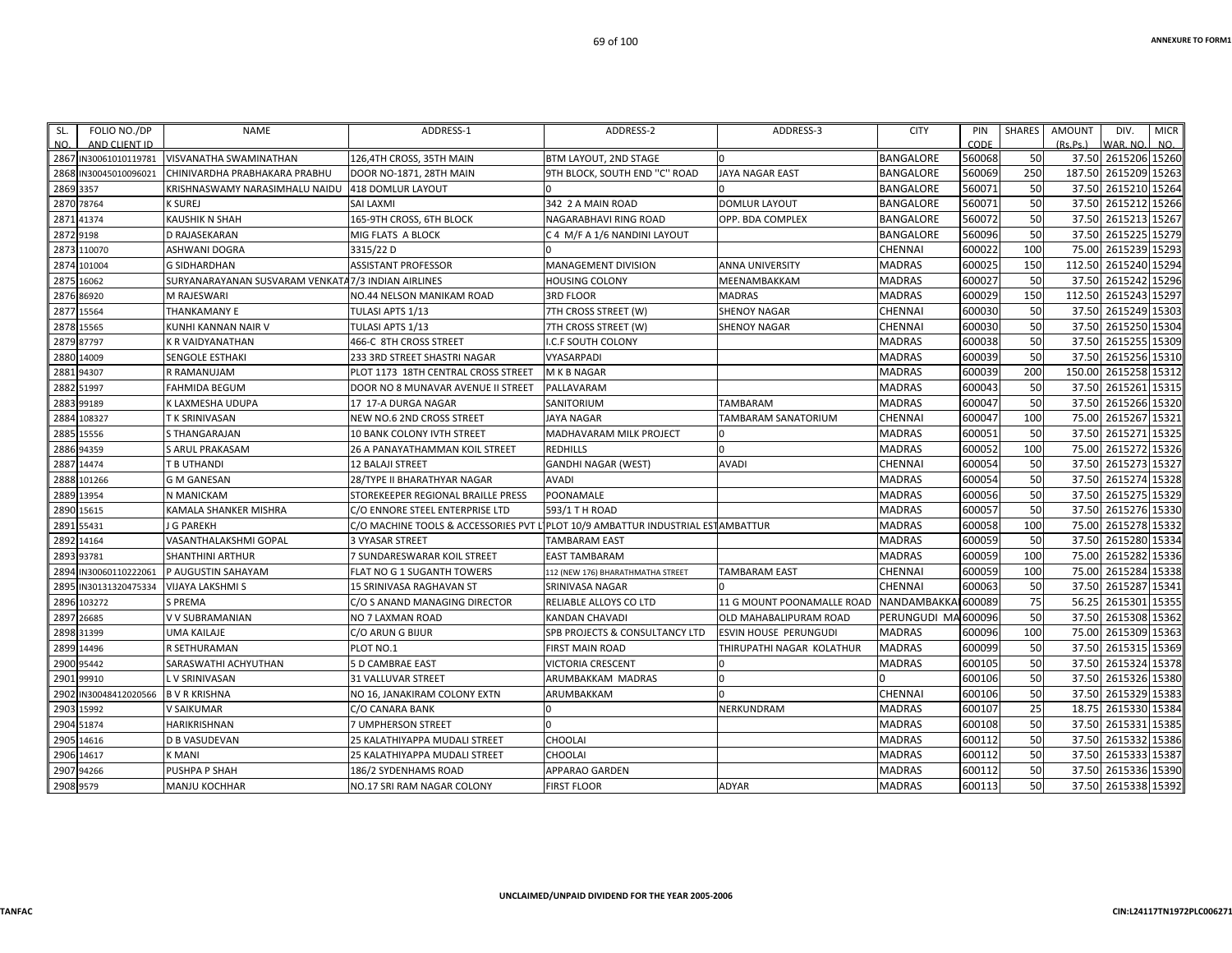ANNEXURE TO FORM1

| SL. NO. | FOLIO NO./DP AND CLIENT ID | NAME | ADDRESS-1 | ADDRESS-2 | ADDRESS-3 | CITY | PIN CODE | SHARES | AMOUNT (Rs.Ps.) | DIV. WAR. NO. | MICR NO. |
|---|---|---|---|---|---|---|---|---|---|---|---|
| 2867 | IN30061010119781 | VISVANATHA SWAMINATHAN | 126,4TH CROSS, 35TH MAIN | BTM LAYOUT, 2ND STAGE | 0 | BANGALORE | 560068 | 50 | 37.50 | 2615206 | 15260 |
| 2868 | IN30045010096021 | CHINIVARDHA PRABHAKARA PRABHU | DOOR NO-1871, 28TH MAIN | 9TH BLOCK, SOUTH END "C" ROAD | JAYA NAGAR EAST | BANGALORE | 560069 | 250 | 187.50 | 2615209 | 15263 |
| 2869 | 3357 | KRISHNASWAMY NARASIMHALU NAIDU | 418 DOMLUR LAYOUT | 0 | 0 | BANGALORE | 560071 | 50 | 37.50 | 2615210 | 15264 |
| 2870 | 78764 | K SUREJ | SAI LAXMI | 342 2 A MAIN ROAD | DOMLUR LAYOUT | BANGALORE | 560071 | 50 | 37.50 | 2615212 | 15266 |
| 2871 | 41374 | KAUSHIK N SHAH | 165-9TH CROSS, 6TH BLOCK | NAGARABHAVI RING ROAD | OPP. BDA COMPLEX | BANGALORE | 560072 | 50 | 37.50 | 2615213 | 15267 |
| 2872 | 9198 | D RAJASEKARAN | MIG FLATS A BLOCK | C 4 M/F A 1/6 NANDINI LAYOUT | | BANGALORE | 560096 | 50 | 37.50 | 2615225 | 15279 |
| 2873 | 110070 | ASHWANI DOGRA | 3315/22 D | 0 | | CHENNAI | 600022 | 100 | 75.00 | 2615239 | 15293 |
| 2874 | 101004 | G SIDHARDHAN | ASSISTANT PROFESSOR | MANAGEMENT DIVISION | ANNA UNIVERSITY | MADRAS | 600025 | 150 | 112.50 | 2615240 | 15294 |
| 2875 | 16062 | SURYANARAYANAN SUSVARAM VENKATA | 7/3 INDIAN AIRLINES | HOUSING COLONY | MEENAMBAKKAM | MADRAS | 600027 | 50 | 37.50 | 2615242 | 15296 |
| 2876 | 86920 | M RAJESWARI | NO.44 NELSON MANIKAM ROAD | 3RD FLOOR | MADRAS | MADRAS | 600029 | 150 | 112.50 | 2615243 | 15297 |
| 2877 | 15564 | THANKAMANY E | TULASI APTS 1/13 | 7TH CROSS STREET (W) | SHENOY NAGAR | CHENNAI | 600030 | 50 | 37.50 | 2615249 | 15303 |
| 2878 | 15565 | KUNHI KANNAN NAIR V | TULASI APTS 1/13 | 7TH CROSS STREET (W) | SHENOY NAGAR | CHENNAI | 600030 | 50 | 37.50 | 2615250 | 15304 |
| 2879 | 87797 | K R VAIDYANATHAN | 466-C 8TH CROSS STREET | I.C.F SOUTH COLONY | | MADRAS | 600038 | 50 | 37.50 | 2615255 | 15309 |
| 2880 | 14009 | SENGOLE ESTHAKI | 233 3RD STREET SHASTRI NAGAR | VYASARPADI | | MADRAS | 600039 | 50 | 37.50 | 2615256 | 15310 |
| 2881 | 94307 | R RAMANUJAM | PLOT 1173 18TH CENTRAL CROSS STREET | M K B NAGAR | | MADRAS | 600039 | 200 | 150.00 | 2615258 | 15312 |
| 2882 | 51997 | FAHMIDA BEGUM | DOOR NO 8 MUNAVAR AVENUE II STREET | PALLAVARAM | | MADRAS | 600043 | 50 | 37.50 | 2615261 | 15315 |
| 2883 | 99189 | K LAXMESHA UDUPA | 17 17-A DURGA NAGAR | SANITORIUM | TAMBARAM | MADRAS | 600047 | 50 | 37.50 | 2615266 | 15320 |
| 2884 | 108327 | T K SRINIVASAN | NEW NO.6 2ND CROSS STREET | JAYA NAGAR | TAMBARAM SANATORIUM | CHENNAI | 600047 | 100 | 75.00 | 2615267 | 15321 |
| 2885 | 15556 | S THANGARAJAN | 10 BANK COLONY IVTH STREET | MADHAVARAM MILK PROJECT | 0 | MADRAS | 600051 | 50 | 37.50 | 2615271 | 15325 |
| 2886 | 94359 | S ARUL PRAKASAM | 26 A PANAYATHAMMAN KOIL STREET | REDHILLS | 0 | MADRAS | 600052 | 100 | 75.00 | 2615272 | 15326 |
| 2887 | 14474 | T B UTHANDI | 12 BALAJI STREET | GANDHI NAGAR (WEST) | AVADI | CHENNAI | 600054 | 50 | 37.50 | 2615273 | 15327 |
| 2888 | 101266 | G M GANESAN | 28/TYPE II BHARATHYAR NAGAR | AVADI | | MADRAS | 600054 | 50 | 37.50 | 2615274 | 15328 |
| 2889 | 13954 | N MANICKAM | STOREKEEPER REGIONAL BRAILLE PRESS | POONAMALE | | MADRAS | 600056 | 50 | 37.50 | 2615275 | 15329 |
| 2890 | 15615 | KAMALA SHANKER MISHRA | C/O ENNORE STEEL ENTERPRISE LTD | 593/1 T H ROAD | | MADRAS | 600057 | 50 | 37.50 | 2615276 | 15330 |
| 2891 | 55431 | J G PAREKH | C/O MACHINE TOOLS & ACCESSORIES PVT L | PLOT 10/9 AMBATTUR INDUSTRIAL EST | AMBATTUR | MADRAS | 600058 | 100 | 75.00 | 2615278 | 15332 |
| 2892 | 14164 | VASANTHALAKSHMI GOPAL | 3 VYASAR STREET | TAMBARAM EAST | | MADRAS | 600059 | 50 | 37.50 | 2615280 | 15334 |
| 2893 | 93781 | SHANTHINI ARTHUR | 7 SUNDARESWARAR KOIL STREET | EAST TAMBARAM | | MADRAS | 600059 | 100 | 75.00 | 2615282 | 15336 |
| 2894 | IN30060110222061 | P AUGUSTIN SAHAYAM | FLAT NO G 1 SUGANTH TOWERS | 112 (NEW 176) BHARATHMATHA STREET | TAMBARAM EAST | CHENNAI | 600059 | 100 | 75.00 | 2615284 | 15338 |
| 2895 | IN30131320475334 | VIJAYA LAKSHMI S | 15 SRINIVASA RAGHAVAN ST | SRINIVASA NAGAR | 0 | CHENNAI | 600063 | 50 | 37.50 | 2615287 | 15341 |
| 2896 | 103272 | S PREMA | C/O S ANAND MANAGING DIRECTOR | RELIABLE ALLOYS CO LTD | 11 G MOUNT POONAMALLE ROAD | NANDAMBAKKAI | 600089 | 75 | 56.25 | 2615301 | 15355 |
| 2897 | 26685 | V V SUBRAMANIAN | NO 7 LAXMAN ROAD | KANDAN CHAVADI | OLD MAHABALIPURAM ROAD | PERUNGUDI MA | 600096 | 50 | 37.50 | 2615308 | 15362 |
| 2898 | 31399 | UMA KAILAJE | C/O ARUN G BIJUR | SPB PROJECTS & CONSULTANCY LTD | ESVIN HOUSE PERUNGUDI | MADRAS | 600096 | 100 | 75.00 | 2615309 | 15363 |
| 2899 | 14496 | R SETHURAMAN | PLOT NO.1 | FIRST MAIN ROAD | THIRUPATHI NAGAR KOLATHUR | MADRAS | 600099 | 50 | 37.50 | 2615315 | 15369 |
| 2900 | 95442 | SARASWATHI ACHYUTHAN | 5 D CAMBRAE EAST | VICTORIA CRESCENT | 0 | MADRAS | 600105 | 50 | 37.50 | 2615324 | 15378 |
| 2901 | 99910 | L V SRINIVASAN | 31 VALLUVAR STREET | ARUMBAKKAM MADRAS | 0 | 0 | 600106 | 50 | 37.50 | 2615326 | 15380 |
| 2902 | IN30048412020566 | B V R KRISHNA | NO 16, JANAKIRAM COLONY EXTN | ARUMBAKKAM | 0 | CHENNAI | 600106 | 50 | 37.50 | 2615329 | 15383 |
| 2903 | 15992 | V SAIKUMAR | C/O CANARA BANK | 0 | NERKUNDRAM | MADRAS | 600107 | 25 | 18.75 | 2615330 | 15384 |
| 2904 | 51874 | HARIKRISHNAN | 7 UMPHERSON STREET | 0 | | MADRAS | 600108 | 50 | 37.50 | 2615331 | 15385 |
| 2905 | 14616 | D B VASUDEVAN | 25 KALATHIYAPPA MUDALI STREET | CHOOLAI | | MADRAS | 600112 | 50 | 37.50 | 2615332 | 15386 |
| 2906 | 14617 | K MANI | 25 KALATHIYAPPA MUDALI STREET | CHOOLAI | | MADRAS | 600112 | 50 | 37.50 | 2615333 | 15387 |
| 2907 | 94266 | PUSHPA P SHAH | 186/2 SYDENHAMS ROAD | APPARAO GARDEN | | MADRAS | 600112 | 50 | 37.50 | 2615336 | 15390 |
| 2908 | 9579 | MANJU KOCHHAR | NO.17 SRI RAM NAGAR COLONY | FIRST FLOOR | ADYAR | MADRAS | 600113 | 50 | 37.50 | 2615338 | 15392 |

UNCLAIMED/UNPAID DIVIDEND FOR THE YEAR 2005-2006

TANFAC

CIN:L24117TN1972PLC006271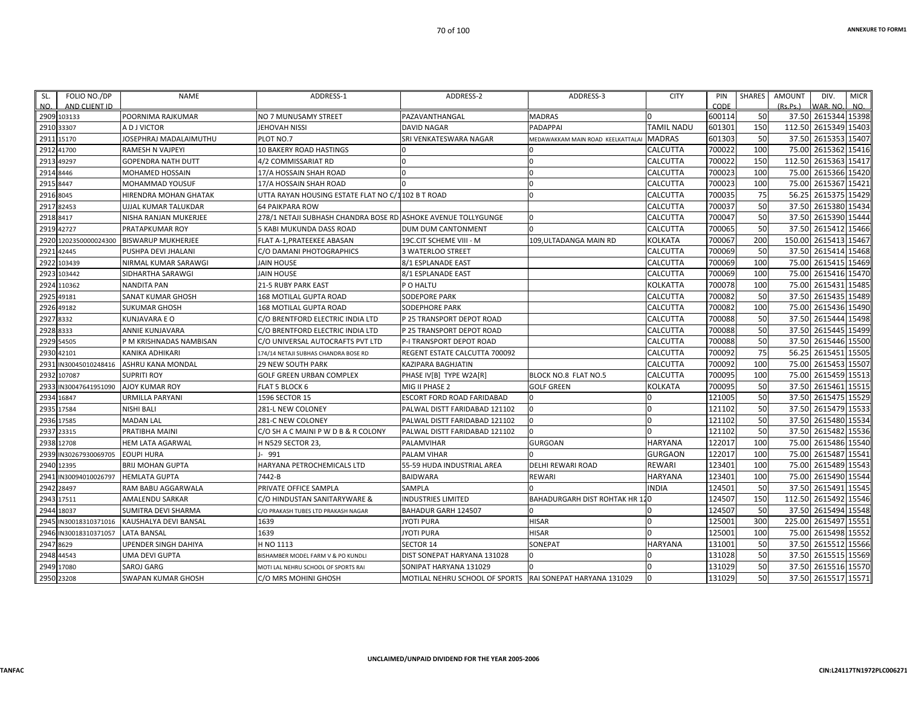| SL. NO. | FOLIO NO./DP AND CLIENT ID | NAME | ADDRESS-1 | ADDRESS-2 | ADDRESS-3 | CITY | PIN CODE | SHARES | AMOUNT (Rs.Ps.) | DIV. WAR. NO. | MICR NO. |
|---|---|---|---|---|---|---|---|---|---|---|---|
| 2909 | 103133 | POORNIMA RAJKUMAR | NO 7 MUNUSAMY STREET | PAZAVANTHANGAL | MADRAS | 0 | 600114 | 50 | 37.50 | 2615344 | 15398 |
| 2910 | 33307 | A D J VICTOR | JEHOVAH NISSI | DAVID NAGAR | PADAPPAI | TAMIL NADU | 601301 | 150 | 112.50 | 2615349 | 15403 |
| 2911 | 15170 | JOSEPHRAJ MADALAIMUTHU | PLOT NO.7 | SRI VENKATESWARA NAGAR | MEDAWAKKAM MAIN ROAD KEELKATTALAI | MADRAS | 601303 | 50 | 37.50 | 2615353 | 15407 |
| 2912 | 41700 | RAMESH N VAJPEYI | 10 BAKERY ROAD HASTINGS | 0 | 0 | CALCUTTA | 700022 | 100 | 75.00 | 2615362 | 15416 |
| 2913 | 49297 | GOPENDRA NATH DUTT | 4/2 COMMISSARIAT RD | 0 | 0 | CALCUTTA | 700022 | 150 | 112.50 | 2615363 | 15417 |
| 2914 | 8446 | MOHAMED HOSSAIN | 17/A HOSSAIN SHAH ROAD | 0 | 0 | CALCUTTA | 700023 | 100 | 75.00 | 2615366 | 15420 |
| 2915 | 8447 | MOHAMMAD YOUSUF | 17/A HOSSAIN SHAH ROAD | 0 | 0 | CALCUTTA | 700023 | 100 | 75.00 | 2615367 | 15421 |
| 2916 | 8045 | HIRENDRA MOHAN GHATAK | UTTA RAYAN HOUSING ESTATE FLAT NO C/1 | 102 B T ROAD | 0 | CALCUTTA | 700035 | 75 | 56.25 | 2615375 | 15429 |
| 2917 | 82453 | UJJAL KUMAR TALUKDAR | 64 PAIKPARA ROW | | | CALCUTTA | 700037 | 50 | 37.50 | 2615380 | 15434 |
| 2918 | 8417 | NISHA RANJAN MUKERJEE | 278/1 NETAJI SUBHASH CHANDRA BOSE RD | ASHOKE AVENUE TOLLYGUNGE | 0 | CALCUTTA | 700047 | 50 | 37.50 | 2615390 | 15444 |
| 2919 | 42727 | PRATAPKUMAR ROY | 5 KABI MUKUNDA DASS ROAD | DUM DUM CANTONMENT | 0 | CALCUTTA | 700065 | 50 | 37.50 | 2615412 | 15466 |
| 2920 | 1202350000024300 | BISWARUP MUKHERJEE | FLAT A-1,PRATEEKEE ABASAN | 19C.CIT SCHEME VIII - M | 109,ULTADANGA MAIN RD | KOLKATA | 700067 | 200 | 150.00 | 2615413 | 15467 |
| 2921 | 42445 | PUSHPA DEVI JHALANI | C/O DAMANI PHOTOGRAPHICS | 3 WATERLOO STREET | | CALCUTTA | 700069 | 50 | 37.50 | 2615414 | 15468 |
| 2922 | 103439 | NIRMAL KUMAR SARAWGI | JAIN HOUSE | 8/1 ESPLANADE EAST | | CALCUTTA | 700069 | 100 | 75.00 | 2615415 | 15469 |
| 2923 | 103442 | SIDHARTHA SARAWGI | JAIN HOUSE | 8/1 ESPLANADE EAST | | CALCUTTA | 700069 | 100 | 75.00 | 2615416 | 15470 |
| 2924 | 110362 | NANDITA PAN | 21-5 RUBY PARK EAST | P O HALTU | | KOLKATTA | 700078 | 100 | 75.00 | 2615431 | 15485 |
| 2925 | 49181 | SANAT KUMAR GHOSH | 168 MOTILAL GUPTA ROAD | SODEPORE PARK | | CALCUTTA | 700082 | 50 | 37.50 | 2615435 | 15489 |
| 2926 | 49182 | SUKUMAR GHOSH | 168 MOTILAL GUPTA ROAD | SODEPHORE PARK | | CALCUTTA | 700082 | 100 | 75.00 | 2615436 | 15490 |
| 2927 | 8332 | KUNJAVARA E O | C/O BRENTFORD ELECTRIC INDIA LTD | P 25 TRANSPORT DEPOT ROAD | | CALCUTTA | 700088 | 50 | 37.50 | 2615444 | 15498 |
| 2928 | 8333 | ANNIE KUNJAVARA | C/O BRENTFORD ELECTRIC INDIA LTD | P 25 TRANSPORT DEPOT ROAD | | CALCUTTA | 700088 | 50 | 37.50 | 2615445 | 15499 |
| 2929 | 54505 | P M KRISHNADAS NAMBISAN | C/O UNIVERSAL AUTOCRAFTS PVT LTD | P-I TRANSPORT DEPOT ROAD | | CALCUTTA | 700088 | 50 | 37.50 | 2615446 | 15500 |
| 2930 | 42101 | KANIKA ADHIKARI | 174/14 NETAJI SUBHAS CHANDRA BOSE RD | REGENT ESTATE CALCUTTA 700092 | | CALCUTTA | 700092 | 75 | 56.25 | 2615451 | 15505 |
| 2931 | IN30045010248416 | ASHRU KANA MONDAL | 29 NEW SOUTH PARK | KAZIPARA BAGHJATIN | | CALCUTTA | 700092 | 100 | 75.00 | 2615453 | 15507 |
| 2932 | 107087 | SUPRITI ROY | GOLF GREEN URBAN COMPLEX | PHASE IV[B] TYPE W2A[R] | BLOCK NO.8 FLAT NO.5 | CALCUTTA | 700095 | 100 | 75.00 | 2615459 | 15513 |
| 2933 | IN30047641951090 | AJOY KUMAR ROY | FLAT 5 BLOCK 6 | MIG II PHASE 2 | GOLF GREEN | KOLKATA | 700095 | 50 | 37.50 | 2615461 | 15515 |
| 2934 | 16847 | URMILLA PARYANI | 1596 SECTOR 15 | ESCORT FORD ROAD FARIDABAD | 0 | 0 | 121005 | 50 | 37.50 | 2615475 | 15529 |
| 2935 | 17584 | NISHI BALI | 281-L NEW COLONEY | PALWAL DISTT FARIDABAD 121102 | 0 | 0 | 121102 | 50 | 37.50 | 2615479 | 15533 |
| 2936 | 17585 | MADAN LAL | 281-C NEW COLONEY | PALWAL DISTT FARIDABAD 121102 | 0 | 0 | 121102 | 50 | 37.50 | 2615480 | 15534 |
| 2937 | 23315 | PRATIBHA MAINI | C/O SH A C MAINI P W D B & R COLONY | PALWAL DISTT FARIDABAD 121102 | 0 | 0 | 121102 | 50 | 37.50 | 2615482 | 15536 |
| 2938 | 12708 | HEM LATA AGARWAL | H N529 SECTOR 23, | PALAMVIHAR | GURGOAN | HARYANA | 122017 | 100 | 75.00 | 2615486 | 15540 |
| 2939 | IN30267930069705 | EOUPI HURA | J- 991 | PALAM VIHAR | 0 | GURGAON | 122017 | 100 | 75.00 | 2615487 | 15541 |
| 2940 | 12395 | BRIJ MOHAN GUPTA | HARYANA PETROCHEMICALS LTD | 55-59 HUDA INDUSTRIAL AREA | DELHI REWARI ROAD | REWARI | 123401 | 100 | 75.00 | 2615489 | 15543 |
| 2941 | IN30094010026797 | HEMLATA GUPTA | 7442-B | BAIDWARA | REWARI | HARYANA | 123401 | 100 | 75.00 | 2615490 | 15544 |
| 2942 | 28497 | RAM BABU AGGARWALA | PRIVATE OFFICE SAMPLA | SAMPLA | 0 | INDIA | 124501 | 50 | 37.50 | 2615491 | 15545 |
| 2943 | 17511 | AMALENDU SARKAR | C/O HINDUSTAN SANITARYWARE & | INDUSTRIES LIMITED | BAHADURGARH DIST ROHTAK HR 120 | | 124507 | 150 | 112.50 | 2615492 | 15546 |
| 2944 | 18037 | SUMITRA DEVI SHARMA | C/O PRAKASH TUBES LTD PRAKASH NAGAR | BAHADUR GARH 124507 | 0 | 0 | 124507 | 50 | 37.50 | 2615494 | 15548 |
| 2945 | IN30018310371016 | KAUSHALYA DEVI BANSAL | 1639 | JYOTI PURA | HISAR | 0 | 125001 | 300 | 225.00 | 2615497 | 15551 |
| 2946 | IN30018310371057 | LATA BANSAL | 1639 | JYOTI PURA | HISAR | 0 | 125001 | 100 | 75.00 | 2615498 | 15552 |
| 2947 | 8629 | UPENDER SINGH DAHIYA | H NO 1113 | SECTOR 14 | SONEPAT | HARYANA | 131001 | 50 | 37.50 | 2615512 | 15566 |
| 2948 | 44543 | UMA DEVI GUPTA | BISHAMBER MODEL FARM V & PO KUNDLI | DIST SONEPAT HARYANA 131028 | 0 | 0 | 131028 | 50 | 37.50 | 2615515 | 15569 |
| 2949 | 17080 | SAROJ GARG | MOTI LAL NEHRU SCHOOL OF SPORTS RAI | SONIPAT HARYANA 131029 | 0 | 0 | 131029 | 50 | 37.50 | 2615516 | 15570 |
| 2950 | 23208 | SWAPAN KUMAR GHOSH | C/O MRS MOHINI GHOSH | MOTILAL NEHRU SCHOOL OF SPORTS | RAI SONEPAT HARYANA 131029 | 0 | 131029 | 50 | 37.50 | 2615517 | 15571 |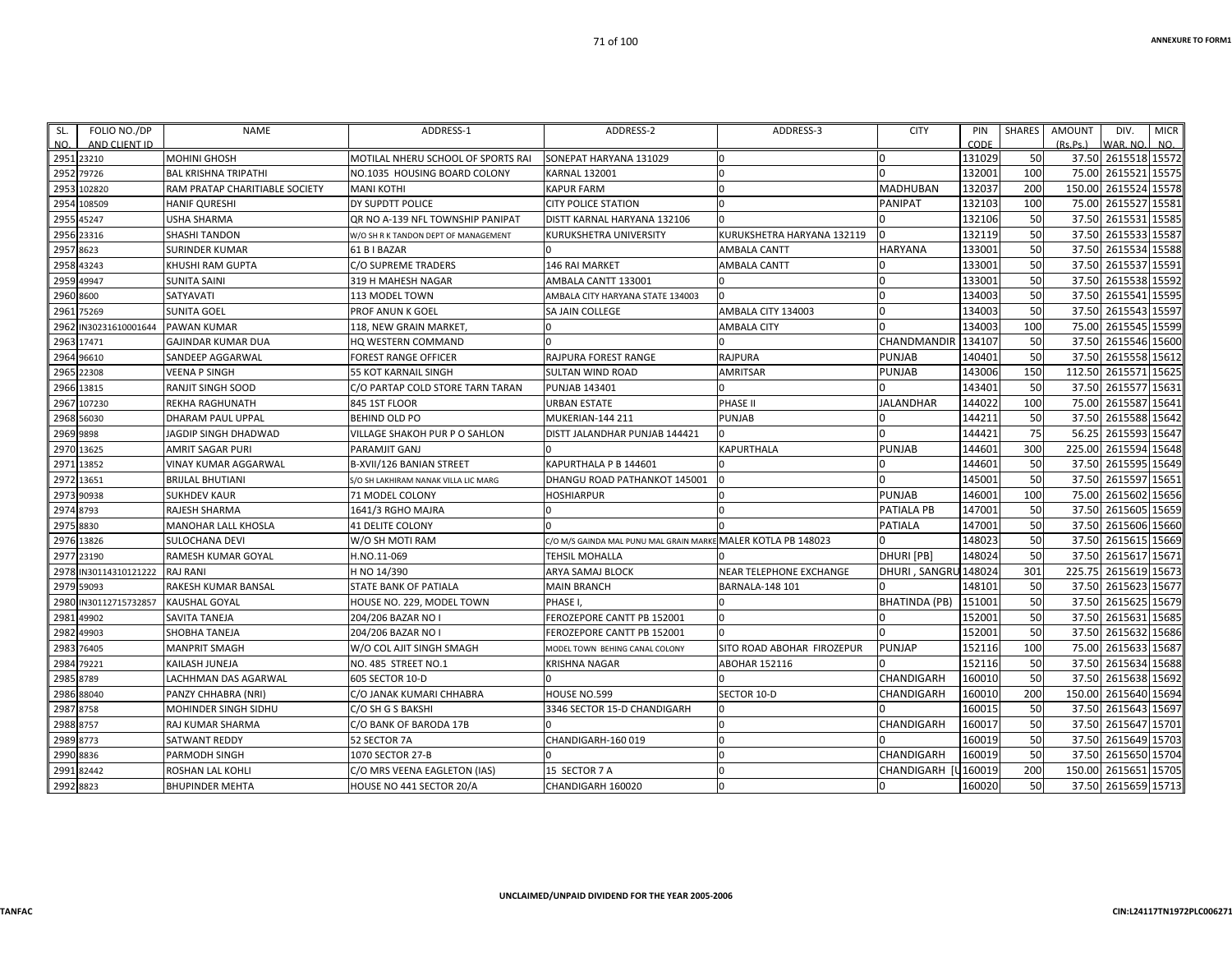ANNEXURE TO FORM1

| SL. NO. | FOLIO NO./DP AND CLIENT ID | NAME | ADDRESS-1 | ADDRESS-2 | ADDRESS-3 | CITY | PIN CODE | SHARES | AMOUNT (Rs.Ps.) | DIV. WAR. NO. | MICR NO. |
|---|---|---|---|---|---|---|---|---|---|---|---|
| 2951 | 23210 | MOHINI GHOSH | MOTILAL NHERU SCHOOL OF SPORTS RAI | SONEPAT HARYANA 131029 | 0 | 0 | 131029 | 50 | 37.50 | 2615518 | 15572 |
| 2952 | 79726 | BAL KRISHNA TRIPATHI | NO.1035 HOUSING BOARD COLONY | KARNAL 132001 | 0 | 0 | 132001 | 100 | 75.00 | 2615521 | 15575 |
| 2953 | 102820 | RAM PRATAP CHARITIABLE SOCIETY | MANI KOTHI | KAPUR FARM | 0 | MADHUBAN | 132037 | 200 | 150.00 | 2615524 | 15578 |
| 2954 | 108509 | HANIF QURESHI | DY SUPDTT POLICE | CITY POLICE STATION | 0 | PANIPAT | 132103 | 100 | 75.00 | 2615527 | 15581 |
| 2955 | 45247 | USHA SHARMA | QR NO A-139 NFL TOWNSHIP PANIPAT | DISTT KARNAL HARYANA 132106 | 0 | 0 | 132106 | 50 | 37.50 | 2615531 | 15585 |
| 2956 | 23316 | SHASHI TANDON | W/O SH R K TANDON DEPT OF MANAGEMENT | KURUKSHETRA UNIVERSITY | KURUKSHETRA HARYANA 132119 | 0 | 132119 | 50 | 37.50 | 2615533 | 15587 |
| 2957 | 8623 | SURINDER KUMAR | 61 B I BAZAR | 0 | AMBALA CANTT | HARYANA | 133001 | 50 | 37.50 | 2615534 | 15588 |
| 2958 | 43243 | KHUSHI RAM GUPTA | C/O SUPREME TRADERS | 146 RAI MARKET | AMBALA CANTT | 0 | 133001 | 50 | 37.50 | 2615537 | 15591 |
| 2959 | 49947 | SUNITA SAINI | 319 H MAHESH NAGAR | AMBALA CANTT 133001 | 0 | 0 | 133001 | 50 | 37.50 | 2615538 | 15592 |
| 2960 | 8600 | SATYAVATI | 113 MODEL TOWN | AMBALA CITY HARYANA STATE 134003 | 0 | 0 | 134003 | 50 | 37.50 | 2615541 | 15595 |
| 2961 | 75269 | SUNITA GOEL | PROF ANUN K GOEL | SA JAIN COLLEGE | AMBALA CITY 134003 | 0 | 134003 | 50 | 37.50 | 2615543 | 15597 |
| 2962 | IN30231610001644 | PAWAN KUMAR | 118, NEW GRAIN MARKET, | 0 | AMBALA CITY | 0 | 134003 | 100 | 75.00 | 2615545 | 15599 |
| 2963 | 17471 | GAJINDAR KUMAR DUA | HQ WESTERN COMMAND | 0 | 0 | CHANDMANDIR | 134107 | 50 | 37.50 | 2615546 | 15600 |
| 2964 | 96610 | SANDEEP AGGARWAL | FOREST RANGE OFFICER | RAJPURA FOREST RANGE | RAJPURA | PUNJAB | 140401 | 50 | 37.50 | 2615558 | 15612 |
| 2965 | 22308 | VEENA P SINGH | 55 KOT KARNAIL SINGH | SULTAN WIND ROAD | AMRITSAR | PUNJAB | 143006 | 150 | 112.50 | 2615571 | 15625 |
| 2966 | 13815 | RANJIT SINGH SOOD | C/O PARTAP COLD STORE TARN TARAN | PUNJAB 143401 | 0 | 0 | 143401 | 50 | 37.50 | 2615577 | 15631 |
| 2967 | 107230 | REKHA RAGHUNATH | 845 1ST FLOOR | URBAN ESTATE | PHASE II | JALANDHAR | 144022 | 100 | 75.00 | 2615587 | 15641 |
| 2968 | 56030 | DHARAM PAUL UPPAL | BEHIND OLD PO | MUKERIAN-144 211 | PUNJAB | 0 | 144211 | 50 | 37.50 | 2615588 | 15642 |
| 2969 | 9898 | JAGDIP SINGH DHADWAD | VILLAGE SHAKOH PUR P O SAHLON | DISTT JALANDHAR PUNJAB 144421 | 0 | 0 | 144421 | 75 | 56.25 | 2615593 | 15647 |
| 2970 | 13625 | AMRIT SAGAR PURI | PARAMJIT GANJ | 0 | KAPURTHALA | PUNJAB | 144601 | 300 | 225.00 | 2615594 | 15648 |
| 2971 | 13852 | VINAY KUMAR AGGARWAL | B-XVII/126 BANIAN STREET | KAPURTHALA P B 144601 | 0 | 0 | 144601 | 50 | 37.50 | 2615595 | 15649 |
| 2972 | 13651 | BRIJLAL BHUTIANI | S/O SH LAKHIRAM NANAK VILLA LIC MARG | DHANGU ROAD PATHANKOT 145001 | 0 | 0 | 145001 | 50 | 37.50 | 2615597 | 15651 |
| 2973 | 90938 | SUKHDEV KAUR | 71 MODEL COLONY | HOSHIARPUR | 0 | PUNJAB | 146001 | 100 | 75.00 | 2615602 | 15656 |
| 2974 | 8793 | RAJESH SHARMA | 1641/3 RGHO MAJRA | 0 | 0 | PATIALA PB | 147001 | 50 | 37.50 | 2615605 | 15659 |
| 2975 | 8830 | MANOHAR LALL KHOSLA | 41 DELITE COLONY | 0 | 0 | PATIALA | 147001 | 50 | 37.50 | 2615606 | 15660 |
| 2976 | 13826 | SULOCHANA DEVI | W/O SH MOTI RAM | C/O M/S GAINDA MAL PUNU MAL GRAIN MARKE | MALER KOTLA PB 148023 | 0 | 148023 | 50 | 37.50 | 2615615 | 15669 |
| 2977 | 23190 | RAMESH KUMAR GOYAL | H.NO.11-069 | TEHSIL MOHALLA | 0 | DHURI [PB] | 148024 | 50 | 37.50 | 2615617 | 15671 |
| 2978 | IN30114310121222 | RAJ RANI | H NO 14/390 | ARYA SAMAJ BLOCK | NEAR TELEPHONE EXCHANGE | DHURI , SANGRU | 148024 | 301 | 225.75 | 2615619 | 15673 |
| 2979 | 59093 | RAKESH KUMAR BANSAL | STATE BANK OF PATIALA | MAIN BRANCH | BARNALA-148 101 | 0 | 148101 | 50 | 37.50 | 2615623 | 15677 |
| 2980 | IN30112715732857 | KAUSHAL GOYAL | HOUSE NO. 229, MODEL TOWN | PHASE I, | 0 | BHATINDA (PB) | 151001 | 50 | 37.50 | 2615625 | 15679 |
| 2981 | 49902 | SAVITA TANEJA | 204/206 BAZAR NO I | FEROZEPORE CANTT PB 152001 | 0 | 0 | 152001 | 50 | 37.50 | 2615631 | 15685 |
| 2982 | 49903 | SHOBHA TANEJA | 204/206 BAZAR NO I | FEROZEPORE CANTT PB 152001 | 0 | 0 | 152001 | 50 | 37.50 | 2615632 | 15686 |
| 2983 | 76405 | MANPRIT SMAGH | W/O COL AJIT SINGH SMAGH | MODEL TOWN BEHING CANAL COLONY | SITO ROAD ABOHAR FIROZEPUR | PUNJAP | 152116 | 100 | 75.00 | 2615633 | 15687 |
| 2984 | 79221 | KAILASH JUNEJA | NO. 485 STREET NO.1 | KRISHNA NAGAR | ABOHAR 152116 | 0 | 152116 | 50 | 37.50 | 2615634 | 15688 |
| 2985 | 8789 | LACHHMAN DAS AGARWAL | 605 SECTOR 10-D | 0 | 0 | CHANDIGARH | 160010 | 50 | 37.50 | 2615638 | 15692 |
| 2986 | 88040 | PANZY CHHABRA (NRI) | C/O JANAK KUMARI CHHABRA | HOUSE NO.599 | SECTOR 10-D | CHANDIGARH | 160010 | 200 | 150.00 | 2615640 | 15694 |
| 2987 | 8758 | MOHINDER SINGH SIDHU | C/O SH G S BAKSHI | 3346 SECTOR 15-D CHANDIGARH | 0 | 0 | 160015 | 50 | 37.50 | 2615643 | 15697 |
| 2988 | 8757 | RAJ KUMAR SHARMA | C/O BANK OF BARODA 17B | 0 | 0 | CHANDIGARH | 160017 | 50 | 37.50 | 2615647 | 15701 |
| 2989 | 8773 | SATWANT REDDY | 52 SECTOR 7A | CHANDIGARH-160 019 | 0 | 0 | 160019 | 50 | 37.50 | 2615649 | 15703 |
| 2990 | 8836 | PARMODH SINGH | 1070 SECTOR 27-B | 0 | 0 | CHANDIGARH | 160019 | 50 | 37.50 | 2615650 | 15704 |
| 2991 | 82442 | ROSHAN LAL KOHLI | C/O MRS VEENA EAGLETON (IAS) | 15 SECTOR 7 A | 0 | CHANDIGARH [U | 160019 | 200 | 150.00 | 2615651 | 15705 |
| 2992 | 8823 | BHUPINDER MEHTA | HOUSE NO 441 SECTOR 20/A | CHANDIGARH 160020 | 0 | 0 | 160020 | 50 | 37.50 | 2615659 | 15713 |

UNCLAIMED/UNPAID DIVIDEND FOR THE YEAR 2005-2006

TANFAC

CIN:L24117TN1972PLC006271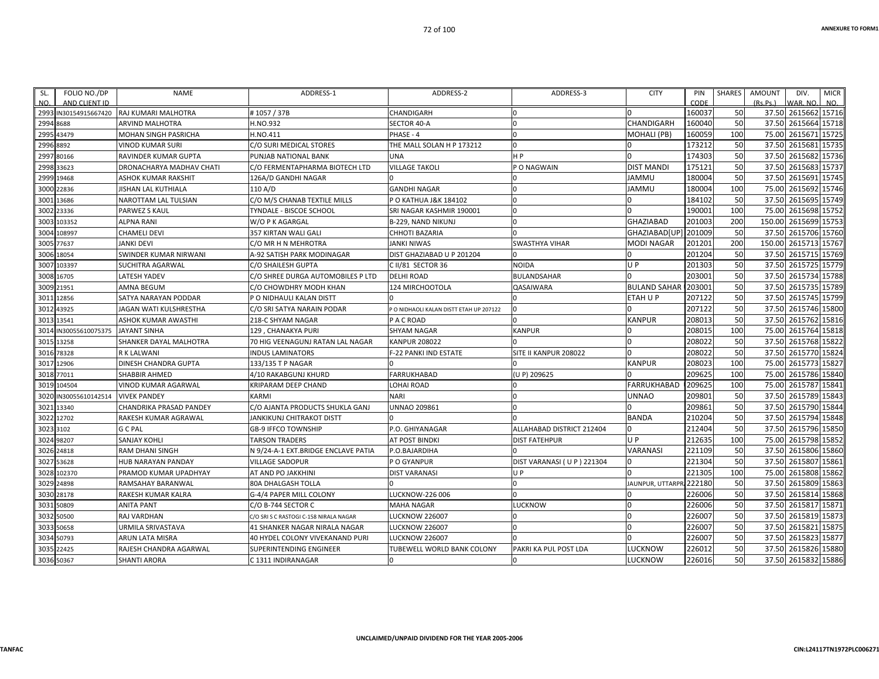| SL. NO. | FOLIO NO./DP AND CLIENT ID | NAME | ADDRESS-1 | ADDRESS-2 | ADDRESS-3 | CITY | PIN CODE | SHARES | AMOUNT (Rs.Ps.) | DIV. WAR. NO. | MICR NO. |
|---|---|---|---|---|---|---|---|---|---|---|---|
| 2993 | IN30154915667420 | RAJ KUMARI MALHOTRA | # 1057 / 37B | CHANDIGARH | 0 | 0 | 160037 | 50 | 37.50 | 2615662 | 15716 |
| 2994 | 8688 | ARVIND MALHOTRA | H.NO.932 | SECTOR 40-A | 0 | CHANDIGARH | 160040 | 50 | 37.50 | 2615664 | 15718 |
| 2995 | 43479 | MOHAN SINGH PASRICHA | H.NO.411 | PHASE - 4 | 0 | MOHALI (PB) | 160059 | 100 | 75.00 | 2615671 | 15725 |
| 2996 | 8892 | VINOD KUMAR SURI | C/O SURI MEDICAL STORES | THE MALL SOLAN H P 173212 | 0 | 0 | 173212 | 50 | 37.50 | 2615681 | 15735 |
| 2997 | 80166 | RAVINDER KUMAR GUPTA | PUNJAB NATIONAL BANK | UNA | H P | 0 | 174303 | 50 | 37.50 | 2615682 | 15736 |
| 2998 | 33623 | DRONACHARYA MADHAV CHATI | C/O FERMENTAPHARMA BIOTECH LTD | VILLAGE TAKOLI | P O NAGWAIN | DIST MANDI | 175121 | 50 | 37.50 | 2615683 | 15737 |
| 2999 | 19468 | ASHOK KUMAR RAKSHIT | 126A/D GANDHI NAGAR | 0 | 0 | JAMMU | 180004 | 50 | 37.50 | 2615691 | 15745 |
| 3000 | 22836 | JISHAN LAL KUTHIALA | 110 A/D | GANDHI NAGAR | 0 | JAMMU | 180004 | 100 | 75.00 | 2615692 | 15746 |
| 3001 | 13686 | NAROTTAM LAL TULSIAN | C/O M/S CHANAB TEXTILE MILLS | P O KATHUA J&K 184102 | 0 | 0 | 184102 | 50 | 37.50 | 2615695 | 15749 |
| 3002 | 23336 | PARWEZ S KAUL | TYNDALE - BISCOE SCHOOL | SRI NAGAR KASHMIR 190001 | 0 | 0 | 190001 | 100 | 75.00 | 2615698 | 15752 |
| 3003 | 103352 | ALPNA RANI | W/O P K AGARGAL | B-229, NAND NIKUNJ | 0 | GHAZIABAD | 201003 | 200 | 150.00 | 2615699 | 15753 |
| 3004 | 108997 | CHAMELI DEVI | 357 KIRTAN WALI GALI | CHHOTI BAZARIA | 0 | GHAZIABAD[UP] | 201009 | 50 | 37.50 | 2615706 | 15760 |
| 3005 | 77637 | JANKI DEVI | C/O MR H N MEHROTRA | JANKI NIWAS | SWASTHYA VIHAR | MODI NAGAR | 201201 | 200 | 150.00 | 2615713 | 15767 |
| 3006 | 18054 | SWINDER KUMAR NIRWANI | A-92 SATISH PARK MODINAGAR | DIST GHAZIABAD U P 201204 | 0 | 0 | 201204 | 50 | 37.50 | 2615715 | 15769 |
| 3007 | 103397 | SUCHITRA AGARWAL | C/O SHAILESH GUPTA | C II/81 SECTOR 36 | NOIDA | U P | 201303 | 50 | 37.50 | 2615725 | 15779 |
| 3008 | 16705 | LATESH YADEV | C/O SHREE DURGA AUTOMOBILES P LTD | DELHI ROAD | BULANDSAHAR | 0 | 203001 | 50 | 37.50 | 2615734 | 15788 |
| 3009 | 21951 | AMNA BEGUM | C/O CHOWDHRY MODH KHAN | 124 MIRCHOOTOLA | QASAIWARA | BULAND SAHAR | 203001 | 50 | 37.50 | 2615735 | 15789 |
| 3011 | 12856 | SATYA NARAYAN PODDAR | P O NIDHAULI KALAN DISTT | 0 | 0 | ETAH U P | 207122 | 50 | 37.50 | 2615745 | 15799 |
| 3012 | 43925 | JAGAN WATI KULSHRESTHA | C/O SRI SATYA NARAIN PODAR | P O NIDHAOLI KALAN DISTT ETAH UP 207122 | 0 | 0 | 207122 | 50 | 37.50 | 2615746 | 15800 |
| 3013 | 13541 | ASHOK KUMAR AWASTHI | 218-C SHYAM NAGAR | P A C ROAD | 0 | KANPUR | 208013 | 50 | 37.50 | 2615762 | 15816 |
| 3014 | IN30055610075375 | JAYANT SINHA | 129 , CHANAKYA PURI | SHYAM NAGAR | KANPUR | 0 | 208015 | 100 | 75.00 | 2615764 | 15818 |
| 3015 | 13258 | SHANKER DAYAL MALHOTRA | 70 HIG VEENAGUNJ RATAN LAL NAGAR | KANPUR 208022 | 0 | 0 | 208022 | 50 | 37.50 | 2615768 | 15822 |
| 3016 | 78328 | R K LALWANI | INDUS LAMINATORS | F-22 PANKI IND ESTATE | SITE II KANPUR 208022 | 0 | 208022 | 50 | 37.50 | 2615770 | 15824 |
| 3017 | 12906 | DINESH CHANDRA GUPTA | 133/135 T P NAGAR | 0 | 0 | KANPUR | 208023 | 100 | 75.00 | 2615773 | 15827 |
| 3018 | 77011 | SHABBIR AHMED | 4/10 RAKABGUNJ KHURD | FARRUKHABAD | (U P) 209625 | 0 | 209625 | 100 | 75.00 | 2615786 | 15840 |
| 3019 | 104504 | VINOD KUMAR AGARWAL | KRIPARAM DEEP CHAND | LOHAI ROAD | 0 | FARRUKHABAD | 209625 | 100 | 75.00 | 2615787 | 15841 |
| 3020 | IN30055610142514 | VIVEK PANDEY | KARMI | NARI | 0 | UNNAO | 209801 | 50 | 37.50 | 2615789 | 15843 |
| 3021 | 13340 | CHANDRIKA PRASAD PANDEY | C/O AJANTA PRODUCTS SHUKLA GANJ | UNNAO 209861 | 0 | 0 | 209861 | 50 | 37.50 | 2615790 | 15844 |
| 3022 | 12702 | RAKESH KUMAR AGRAWAL | JANKIKUNJ CHITRAKOT DISTT | 0 | 0 | BANDA | 210204 | 50 | 37.50 | 2615794 | 15848 |
| 3023 | 3102 | G C PAL | GB-9 IFFCO TOWNSHIP | P.O. GHIYANAGAR | ALLAHABAD DISTRICT 212404 | 0 | 212404 | 50 | 37.50 | 2615796 | 15850 |
| 3024 | 98207 | SANJAY KOHLI | TARSON TRADERS | AT POST BINDKI | DIST FATEHPUR | U P | 212635 | 100 | 75.00 | 2615798 | 15852 |
| 3026 | 24818 | RAM DHANI SINGH | N 9/24-A-1 EXT.BRIDGE ENCLAVE PATIA | P.O.BAJARDIHA | 0 | VARANASI | 221109 | 50 | 37.50 | 2615806 | 15860 |
| 3027 | 53628 | HUB NARAYAN PANDAY | VILLAGE SADOPUR | P O GYANPUR | DIST VARANASI ( U P ) 221304 | 0 | 221304 | 50 | 37.50 | 2615807 | 15861 |
| 3028 | 102370 | PRAMOD KUMAR UPADHYAY | AT AND PO JAKKHINI | DIST VARANASI | U P | 0 | 221305 | 100 | 75.00 | 2615808 | 15862 |
| 3029 | 24898 | RAMSAHAY BARANWAL | 80A DHALGASH TOLLA | 0 | 0 | JAUNPUR, UTTARPR | 222180 | 50 | 37.50 | 2615809 | 15863 |
| 3030 | 28178 | RAKESH KUMAR KALRA | G-4/4 PAPER MILL COLONY | LUCKNOW-226 006 | 0 | 0 | 226006 | 50 | 37.50 | 2615814 | 15868 |
| 3031 | 50809 | ANITA PANT | C/O B-744 SECTOR C | MAHA NAGAR | LUCKNOW | 0 | 226006 | 50 | 37.50 | 2615817 | 15871 |
| 3032 | 50500 | RAJ VARDHAN | C/O SRI S C RASTOGI C-158 NIRALA NAGAR | LUCKNOW 226007 | 0 | 0 | 226007 | 50 | 37.50 | 2615819 | 15873 |
| 3033 | 50658 | URMILA SRIVASTAVA | 41 SHANKER NAGAR NIRALA NAGAR | LUCKNOW 226007 | 0 | 0 | 226007 | 50 | 37.50 | 2615821 | 15875 |
| 3034 | 50793 | ARUN LATA MISRA | 40 HYDEL COLONY VIVEKANAND PURI | LUCKNOW 226007 | 0 | 0 | 226007 | 50 | 37.50 | 2615823 | 15877 |
| 3035 | 22425 | RAJESH CHANDRA AGARWAL | SUPERINTENDING ENGINEER | TUBEWELL WORLD BANK COLONY | PAKRI KA PUL POST LDA | LUCKNOW | 226012 | 50 | 37.50 | 2615826 | 15880 |
| 3036 | 50367 | SHANTI ARORA | C 1311 INDIRANAGAR | 0 | 0 | LUCKNOW | 226016 | 50 | 37.50 | 2615832 | 15886 |

UNCLAIMED/UNPAID DIVIDEND FOR THE YEAR 2005-2006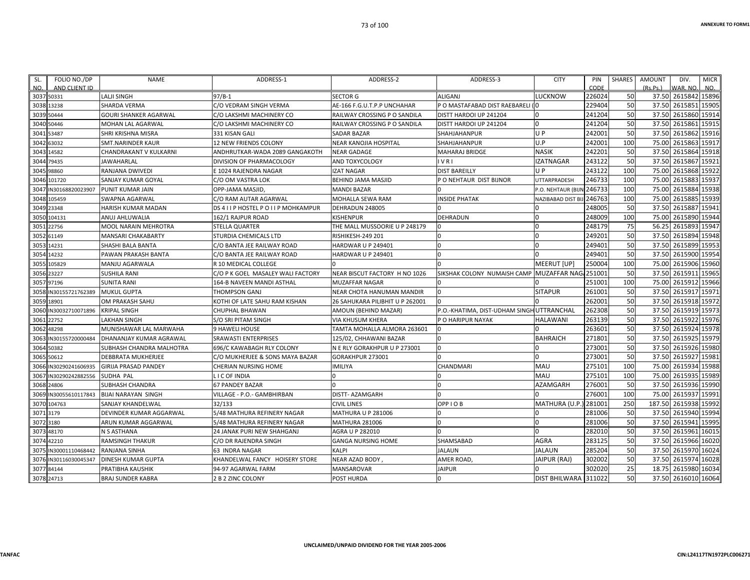| SL. NO. | FOLIO NO./DP AND CLIENT ID | NAME | ADDRESS-1 | ADDRESS-2 | ADDRESS-3 | CITY | PIN CODE | SHARES | AMOUNT (Rs.Ps.) | DIV. WAR. NO. | MICR NO. |
|---|---|---|---|---|---|---|---|---|---|---|---|
| 3037 | 50331 | LALJI SINGH | 97/B-1 | SECTOR G | ALIGANJ | LUCKNOW | 226024 | 50 | 37.50 | 2615842 | 15896 |
| 3038 | 13238 | SHARDA VERMA | C/O VEDRAM SINGH VERMA | AE-166 F.G.U.T.P.P UNCHAHAR | P O MASTAFABAD DIST RAEBARELI ( | 0 | 229404 | 50 | 37.50 | 2615851 | 15905 |
| 3039 | 50444 | GOURI SHANKER AGARWAL | C/O LAKSHMI MACHINERY CO | RAILWAY CROSSING P O SANDILA | DISTT HARDOI UP 241204 | 0 | 241204 | 50 | 37.50 | 2615860 | 15914 |
| 3040 | 50446 | MOHAN LAL AGARWAL | C/O LAKSHMI MACHINERY CO | RAILWAY CROSSING P O SANDILA | DISTT HARDOI UP 241204 | 0 | 241204 | 50 | 37.50 | 2615861 | 15915 |
| 3041 | 53487 | SHRI KRISHNA MISRA | 331 KISAN GALI | SADAR BAZAR | SHAHJAHANPUR | U P | 242001 | 50 | 37.50 | 2615862 | 15916 |
| 3042 | 63032 | SMT.NARINDER KAUR | 12 NEW FRIENDS COLONY | NEAR KANOJIA HOSPITAL | SHAHJAHANPUR | U.P | 242001 | 100 | 75.00 | 2615863 | 15917 |
| 3043 | 14582 | CHANDRAKANT V KULKARNI | ANDHRUTKAR-WADA 2089 GANGAKOTH | NEAR GADAGE | MAHARAJ BRIDGE | NASIK | 242201 | 50 | 37.50 | 2615864 | 15918 |
| 3044 | 79435 | JAWAHARLAL | DIVISION OF PHARMACOLOGY | AND TOXYCOLOGY | I V R I | IZATNAGAR | 243122 | 50 | 37.50 | 2615867 | 15921 |
| 3045 | 98860 | RANJANA DWIVEDI | E 1024 RAJENDRA NAGAR | IZAT NAGAR | DIST BAREILLY | U P | 243122 | 100 | 75.00 | 2615868 | 15922 |
| 3046 | 101720 | SANJAY KUMAR GOYAL | C/O OM VASTRA LOK | BEHIND JAMA MASJID | P O NEHTAUR DIST BIJNOR | UTTARPRADESH | 246733 | 100 | 75.00 | 2615883 | 15937 |
| 3047 | IN30168820023907 | PUNIT KUMAR JAIN | OPP-JAMA MASJID, | MANDI BAZAR | 0 | P.O. NEHTAUR (BIJN | 246733 | 100 | 75.00 | 2615884 | 15938 |
| 3048 | 105459 | SWAPNA AGARWAL | C/O RAM AUTAR AGARWAL | MOHALLA SEWA RAM | INSIDE PHATAK | NAZIBABAD DIST BIJ | 246763 | 100 | 75.00 | 2615885 | 15939 |
| 3049 | 23348 | HARISH KUMAR MADAN | DS 4 I I P HOSTEL P O I I P MOHKAMPUR | DEHRADUN 248005 | 0 | 0 | 248005 | 50 | 37.50 | 2615887 | 15941 |
| 3050 | 104131 | ANU AHLUWALIA | 162/1 RAJPUR ROAD | KISHENPUR | DEHRADUN | 0 | 248009 | 100 | 75.00 | 2615890 | 15944 |
| 3051 | 22756 | MOOL NARAIN MEHROTRA | STELLA QUARTER | THE MALL MUSSOORIE U P 248179 | 0 | 0 | 248179 | 75 | 56.25 | 2615893 | 15947 |
| 3052 | 61149 | MANSARI CHAKABARTY | STURDIA CHEMICALS LTD | RISHIKESH-249 201 | 0 | 0 | 249201 | 50 | 37.50 | 2615894 | 15948 |
| 3053 | 14231 | SHASHI BALA BANTA | C/O BANTA JEE RAILWAY ROAD | HARDWAR U P 249401 | 0 | 0 | 249401 | 50 | 37.50 | 2615899 | 15953 |
| 3054 | 14232 | PAWAN PRAKASH BANTA | C/O BANTA JEE RAILWAY ROAD | HARDWAR U P 249401 | 0 | 0 | 249401 | 50 | 37.50 | 2615900 | 15954 |
| 3055 | 105829 | MANJU AGARWALA | R 10 MEDICAL COLLEGE | 0 | 0 | MEERUT [UP] | 250004 | 100 | 75.00 | 2615906 | 15960 |
| 3056 | 23227 | SUSHILA RANI | C/O P K GOEL MASALEY WALI FACTORY | NEAR BISCUT FACTORY H NO 1026 | SIKSHAK COLONY NUMAISH CAMP | MUZAFFAR NAG | 251001 | 50 | 37.50 | 2615911 | 15965 |
| 3057 | 97196 | SUNITA RANI | 164-B NAVEEN MANDI ASTHAL | MUZAFFAR NAGAR | 0 | 0 | 251001 | 100 | 75.00 | 2615912 | 15966 |
| 3058 | IN30155721762389 | MUKUL GUPTA | THOMPSON GANJ | NEAR CHOTA HANUMAN MANDIR | 0 | SITAPUR | 261001 | 50 | 37.50 | 2615917 | 15971 |
| 3059 | 18901 | OM PRAKASH SAHU | KOTHI OF LATE SAHU RAM KISHAN | 26 SAHUKARA PILIBHIT U P 262001 | 0 | 0 | 262001 | 50 | 37.50 | 2615918 | 15972 |
| 3060 | IN30032710071896 | KRIPAL SINGH | CHUPHAL BHAWAN | AMOUN (BEHIND MAZAR) | P.O.-KHATIMA, DIST-UDHAM SINGH | UTTRANCHAL | 262308 | 50 | 37.50 | 2615919 | 15973 |
| 3061 | 22752 | LAKHAN SINGH | S/O SRI PITAM SINGH | VIA KHUSUM KHERA | P O HARIPUR NAYAK | HALAWANI | 263139 | 50 | 37.50 | 2615922 | 15976 |
| 3062 | 48298 | MUNISHAWAR LAL MARWAHA | 9 HAWELI HOUSE | TAMTA MOHALLA ALMORA 263601 | 0 | 0 | 263601 | 50 | 37.50 | 2615924 | 15978 |
| 3063 | IN30155720000484 | DHANANJAY KUMAR AGRAWAL | SRAWASTI ENTERPRISES | 125/02, CHHAWANI BAZAR | 0 | BAHRAICH | 271801 | 50 | 37.50 | 2615925 | 15979 |
| 3064 | 50382 | SUBHASH CHANDRA MALHOTRA | 696/C KAWABAGH RLY COLONY | N E RLY GORAKHPUR U P 273001 | 0 | 0 | 273001 | 50 | 37.50 | 2615926 | 15980 |
| 3065 | 50612 | DEBBRATA MUKHERJEE | C/O MUKHERJEE & SONS MAYA BAZAR | GORAKHPUR 273001 | 0 | 0 | 273001 | 50 | 37.50 | 2615927 | 15981 |
| 3066 | IN30290241606935 | GIRIJA PRASAD PANDEY | CHERIAN NURSING HOME | IMILIYA | CHANDMARI | MAU | 275101 | 100 | 75.00 | 2615934 | 15988 |
| 3067 | IN30290242882556 | SUDHA PAL | L I C OF INDIA | 0 | 0 | MAU | 275101 | 100 | 75.00 | 2615935 | 15989 |
| 3068 | 24806 | SUBHASH CHANDRA | 67 PANDEY BAZAR | 0 | 0 | AZAMGARH | 276001 | 50 | 37.50 | 2615936 | 15990 |
| 3069 | IN30055610117843 | BIJAI NARAYAN SINGH | VILLAGE - P.O.- GAMBHIRBAN | DISTT- AZAMGARH | 0 | 0 | 276001 | 100 | 75.00 | 2615937 | 15991 |
| 3070 | 104763 | SANJAY KHANDELWAL | 32/133 | CIVIL LINES | OPP I O B | MATHURA (U.P.) | 281001 | 250 | 187.50 | 2615938 | 15992 |
| 3071 | 3179 | DEVINDER KUMAR AGGARWAL | 5/48 MATHURA REFINERY NAGAR | MATHURA U P 281006 | 0 | 0 | 281006 | 50 | 37.50 | 2615940 | 15994 |
| 3072 | 3180 | ARUN KUMAR AGGARWAL | 5/48 MATHURA REFINERY NAGAR | MATHURA 281006 | 0 | 0 | 281006 | 50 | 37.50 | 2615941 | 15995 |
| 3073 | 48170 | N S ASTHANA | 24 JANAK PURI NEW SHAHGANJ | AGRA U P 282010 | 0 | 0 | 282010 | 50 | 37.50 | 2615961 | 16015 |
| 3074 | 42210 | RAMSINGH THAKUR | C/O DR RAJENDRA SINGH | GANGA NURSING HOME | SHAMSABAD | AGRA | 283125 | 50 | 37.50 | 2615966 | 16020 |
| 3075 | IN30001110468442 | RANJANA SINHA | 63 INDRA NAGAR | KALPI | JALAUN | JALAUN | 285204 | 50 | 37.50 | 2615970 | 16024 |
| 3076 | IN30116030045347 | DINESH KUMAR GUPTA | KHANDELWAL FANCY HOISERY STORE | NEAR AZAD BODY , | AMER ROAD, | JAIPUR (RAJ) | 302002 | 50 | 37.50 | 2615974 | 16028 |
| 3077 | 84144 | PRATIBHA KAUSHIK | 94-97 AGARWAL FARM | MANSAROVAR | JAIPUR | 0 | 302020 | 25 | 18.75 | 2615980 | 16034 |
| 3078 | 24713 | BRAJ SUNDER KABRA | 2 B 2 ZINC COLONY | POST HURDA | 0 | DIST BHILWARA | 311022 | 50 | 37.50 | 2616010 | 16064 |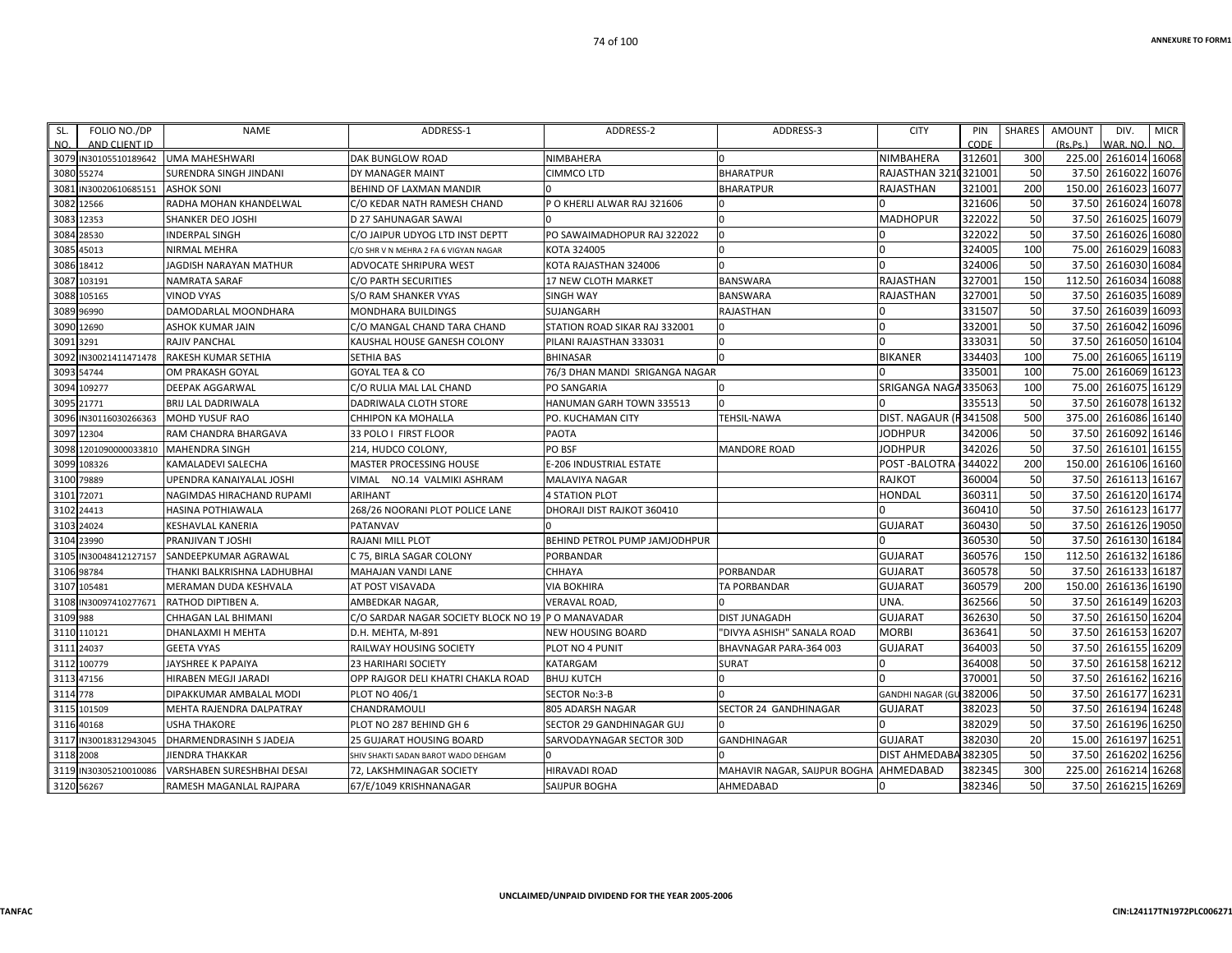ANNEXURE TO FORM1

| SL. NO. | FOLIO NO./DP AND CLIENT ID | NAME | ADDRESS-1 | ADDRESS-2 | ADDRESS-3 | CITY | PIN CODE | SHARES | AMOUNT (Rs.Ps.) | DIV. WAR. NO. | MICR NO. |
|---|---|---|---|---|---|---|---|---|---|---|---|
| 3079 | IN30105510189642 | UMA MAHESHWARI | DAK BUNGLOW ROAD | NIMBAHERA | 0 | NIMBAHERA | 312601 | 300 | 225.00 | 2616014 | 16068 |
| 3080 | 55274 | SURENDRA SINGH JINDANI | DY MANAGER MAINT | CIMMCO LTD | BHARATPUR | RAJASTHAN 3210 | 321001 | 50 | 37.50 | 2616022 | 16076 |
| 3081 | IN30020610685151 | ASHOK SONI | BEHIND OF LAXMAN MANDIR | 0 | BHARATPUR | RAJASTHAN | 321001 | 200 | 150.00 | 2616023 | 16077 |
| 3082 | 12566 | RADHA MOHAN KHANDELWAL | C/O KEDAR NATH RAMESH CHAND | P O KHERLI ALWAR RAJ 321606 | 0 | 0 | 321606 | 50 | 37.50 | 2616024 | 16078 |
| 3083 | 12353 | SHANKER DEO JOSHI | D 27 SAHUNAGAR SAWAI | 0 | 0 | MADHOPUR | 322022 | 50 | 37.50 | 2616025 | 16079 |
| 3084 | 28530 | INDERPAL SINGH | C/O JAIPUR UDYOG LTD INST DEPTT | PO SAWAIMADHOPUR RAJ 322022 | 0 | 0 | 322022 | 50 | 37.50 | 2616026 | 16080 |
| 3085 | 45013 | NIRMAL MEHRA | C/O SHR V N MEHRA 2 FA 6 VIGYAN NAGAR | KOTA 324005 | 0 | 0 | 324005 | 100 | 75.00 | 2616029 | 16083 |
| 3086 | 18412 | JAGDISH NARAYAN MATHUR | ADVOCATE SHRIPURA WEST | KOTA RAJASTHAN 324006 | 0 | 0 | 324006 | 50 | 37.50 | 2616030 | 16084 |
| 3087 | 103191 | NAMRATA SARAF | C/O PARTH SECURITIES | 17 NEW CLOTH MARKET | BANSWARA | RAJASTHAN | 327001 | 150 | 112.50 | 2616034 | 16088 |
| 3088 | 105165 | VINOD VYAS | S/O RAM SHANKER VYAS | SINGH WAY | BANSWARA | RAJASTHAN | 327001 | 50 | 37.50 | 2616035 | 16089 |
| 3089 | 96990 | DAMODARLAL MOONDHARA | MONDHARA BUILDINGS | SUJANGARH | RAJASTHAN | 0 | 331507 | 50 | 37.50 | 2616039 | 16093 |
| 3090 | 12690 | ASHOK KUMAR JAIN | C/O MANGAL CHAND TARA CHAND | STATION ROAD SIKAR RAJ 332001 | 0 | 0 | 332001 | 50 | 37.50 | 2616042 | 16096 |
| 3091 | 3291 | RAJIV PANCHAL | KAUSHAL HOUSE GANESH COLONY | PILANI RAJASTHAN 333031 | 0 | 0 | 333031 | 50 | 37.50 | 2616050 | 16104 |
| 3092 | IN30021411471478 | RAKESH KUMAR SETHIA | SETHIA BAS | BHINASAR | 0 | BIKANER | 334403 | 100 | 75.00 | 2616065 | 16119 |
| 3093 | 54744 | OM PRAKASH GOYAL | GOYAL TEA & CO | 76/3 DHAN MANDI SRIGANGA NAGAR | | 0 | 335001 | 100 | 75.00 | 2616069 | 16123 |
| 3094 | 109277 | DEEPAK AGGARWAL | C/O RULIA MAL LAL CHAND | PO SANGARIA | 0 | SRIGANGA NAGA | 335063 | 100 | 75.00 | 2616075 | 16129 |
| 3095 | 21771 | BRIJ LAL DADRIWALA | DADRIWALA CLOTH STORE | HANUMAN GARH TOWN 335513 | 0 | 0 | 335513 | 50 | 37.50 | 2616078 | 16132 |
| 3096 | IN30116030266363 | MOHD YUSUF RAO | CHHIPON KA MOHALLA | PO. KUCHAMAN CITY | TEHSIL-NAWA | DIST. NAGAUR (R | 341508 | 500 | 375.00 | 2616086 | 16140 |
| 3097 | 12304 | RAM CHANDRA BHARGAVA | 33 POLO I FIRST FLOOR | PAOTA | | JODHPUR | 342006 | 50 | 37.50 | 2616092 | 16146 |
| 3098 | 1201090000033810 | MAHENDRA SINGH | 214, HUDCO COLONY, | PO BSF | MANDORE ROAD | JODHPUR | 342026 | 50 | 37.50 | 2616101 | 16155 |
| 3099 | 108326 | KAMALADEVI SALECHA | MASTER PROCESSING HOUSE | E-206 INDUSTRIAL ESTATE | | POST -BALOTRA ( | 344022 | 200 | 150.00 | 2616106 | 16160 |
| 3100 | 79889 | UPENDRA KANAIYALAL JOSHI | VIMAL NO.14 VALMIKI ASHRAM | MALAVIYA NAGAR | | RAJKOT | 360004 | 50 | 37.50 | 2616113 | 16167 |
| 3101 | 72071 | NAGIMDAS HIRACHAND RUPAMI | ARIHANT | 4 STATION PLOT | | HONDAL | 360311 | 50 | 37.50 | 2616120 | 16174 |
| 3102 | 24413 | HASINA POTHIAWALA | 268/26 NOORANI PLOT POLICE LANE | DHORAJI DIST RAJKOT 360410 | | 0 | 360410 | 50 | 37.50 | 2616123 | 16177 |
| 3103 | 24024 | KESHAVLAL KANERIA | PATANVAV | 0 | | GUJARAT | 360430 | 50 | 37.50 | 2616126 | 19050 |
| 3104 | 23990 | PRANJIVAN T JOSHI | RAJANI MILL PLOT | BEHIND PETROL PUMP JAMJODHPUR | | 0 | 360530 | 50 | 37.50 | 2616130 | 16184 |
| 3105 | IN30048412127157 | SANDEEPKUMAR AGRAWAL | C 75, BIRLA SAGAR COLONY | PORBANDAR | | GUJARAT | 360576 | 150 | 112.50 | 2616132 | 16186 |
| 3106 | 98784 | THANKI BALKRISHNA LADHUBHAI | MAHAJAN VANDI LANE | CHHAYA | PORBANDAR | GUJARAT | 360578 | 50 | 37.50 | 2616133 | 16187 |
| 3107 | 105481 | MERAMAN DUDA KESHVALA | AT POST VISAVADA | VIA BOKHIRA | TA PORBANDAR | GUJARAT | 360579 | 200 | 150.00 | 2616136 | 16190 |
| 3108 | IN30097410277671 | RATHOD DIPTIBEN A. | AMBEDKAR NAGAR, | VERAVAL ROAD, | 0 | UNA. | 362566 | 50 | 37.50 | 2616149 | 16203 |
| 3109 | 988 | CHHAGAN LAL BHIMANI | C/O SARDAR NAGAR SOCIETY BLOCK NO 19 | P O MANAVADAR | DIST JUNAGADH | GUJARAT | 362630 | 50 | 37.50 | 2616150 | 16204 |
| 3110 | 110121 | DHANLAXMI H MEHTA | D.H. MEHTA, M-891 | NEW HOUSING BOARD | "DIVYA ASHISH" SANALA ROAD | MORBI | 363641 | 50 | 37.50 | 2616153 | 16207 |
| 3111 | 24037 | GEETA VYAS | RAILWAY HOUSING SOCIETY | PLOT NO 4 PUNIT | BHAVNAGAR PARA-364 003 | GUJARAT | 364003 | 50 | 37.50 | 2616155 | 16209 |
| 3112 | 100779 | JAYSHREE K PAPAIYA | 23 HARIHARI SOCIETY | KATARGAM | SURAT | 0 | 364008 | 50 | 37.50 | 2616158 | 16212 |
| 3113 | 47156 | HIRABEN MEGJI JARADI | OPP RAJGOR DELI KHATRI CHAKLA ROAD | BHUJ KUTCH | 0 | 0 | 370001 | 50 | 37.50 | 2616162 | 16216 |
| 3114 | 778 | DIPAKKUMAR AMBALAL MODI | PLOT NO 406/1 | SECTOR No:3-B | 0 | GANDHI NAGAR (GU | 382006 | 50 | 37.50 | 2616177 | 16231 |
| 3115 | 101509 | MEHTA RAJENDRA DALPATRAY | CHANDRAMOULI | 805 ADARSH NAGAR | SECTOR 24 GANDHINAGAR | GUJARAT | 382023 | 50 | 37.50 | 2616194 | 16248 |
| 3116 | 40168 | USHA THAKORE | PLOT NO 287 BEHIND GH 6 | SECTOR 29 GANDHINAGAR GUJ | 0 | 0 | 382029 | 50 | 37.50 | 2616196 | 16250 |
| 3117 | IN30018312943045 | DHARMENDRASINH S JADEJA | 25 GUJARAT HOUSING BOARD | SARVODAYNAGAR SECTOR 30D | GANDHINAGAR | GUJARAT | 382030 | 20 | 15.00 | 2616197 | 16251 |
| 3118 | 2008 | JIENDRA THAKKAR | SHIV SHAKTI SADAN BAROT WADO DEHGAM | 0 | 0 | DIST AHMEDABA | 382305 | 50 | 37.50 | 2616202 | 16256 |
| 3119 | IN30305210010086 | VARSHABEN SURESHBHAI DESAI | 72, LAKSHMINAGAR SOCIETY | HIRAVADI ROAD | MAHAVIR NAGAR, SAIJPUR BOGHA | AHMEDABAD | 382345 | 300 | 225.00 | 2616214 | 16268 |
| 3120 | 56267 | RAMESH MAGANLAL RAJPARA | 67/E/1049 KRISHNANAGAR | SAIJPUR BOGHA | AHMEDABAD | 0 | 382346 | 50 | 37.50 | 2616215 | 16269 |

UNCLAIMED/UNPAID DIVIDEND FOR THE YEAR 2005-2006

TANFAC

CIN:L24117TN1972PLC006271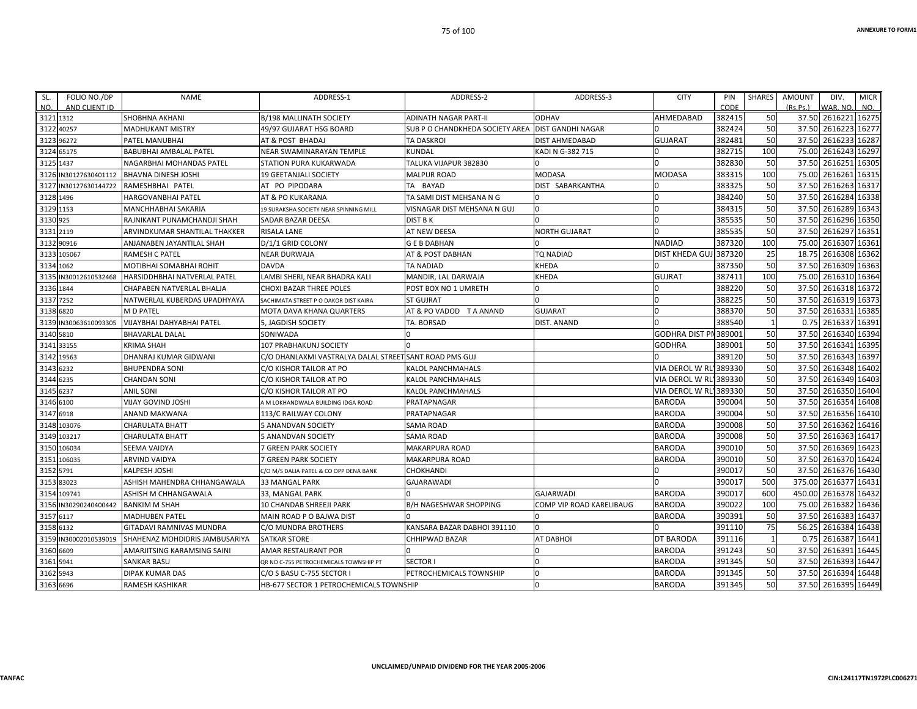| SL. NO. | FOLIO NO./DP AND CLIENT ID | NAME | ADDRESS-1 | ADDRESS-2 | ADDRESS-3 | CITY | PIN CODE | SHARES | AMOUNT (Rs.Ps.) | DIV. WAR. NO. | MICR NO. |
|---|---|---|---|---|---|---|---|---|---|---|---|
| 3121 | 1312 | SHOBHNA AKHANI | B/198 MALLINATH SOCIETY | ADINATH NAGAR PART-II | ODHAV | AHMEDABAD | 382415 | 50 | 37.50 | 2616221 | 16275 |
| 3122 | 40257 | MADHUKANT MISTRY | 49/97 GUJARAT HSG BOARD | SUB P O CHANDKHEDA SOCIETY AREA | DIST GANDHI NAGAR | 0 | 382424 | 50 | 37.50 | 2616223 | 16277 |
| 3123 | 96272 | PATEL MANUBHAI | AT & POST BHADAJ | TA DASKROI | DIST AHMEDABAD | GUJARAT | 382481 | 50 | 37.50 | 2616233 | 16287 |
| 3124 | 65175 | BABUBHAI AMBALAL PATEL | NEAR SWAMINARAYAN TEMPLE | KUNDAL | KADI N G-382 715 | 0 | 382715 | 100 | 75.00 | 2616243 | 16297 |
| 3125 | 1437 | NAGARBHAI MOHANDAS PATEL | STATION PURA KUKARWADA | TALUKA VIJAPUR 382830 | 0 | 0 | 382830 | 50 | 37.50 | 2616251 | 16305 |
| 3126 | IN30127630401112 | BHAVNA DINESH JOSHI | 19 GEETANJALI SOCIETY | MALPUR ROAD | MODASA | MODASA | 383315 | 100 | 75.00 | 2616261 | 16315 |
| 3127 | IN30127630144722 | RAMESHBHAI PATEL | AT PO PIPODARA | TA BAYAD | DIST SABARKANTHA | 0 | 383325 | 50 | 37.50 | 2616263 | 16317 |
| 3128 | 1496 | HARGOVANBHAI PATEL | AT & PO KUKARANA | TA SAMI DIST MEHSANA N G | 0 | 0 | 384240 | 50 | 37.50 | 2616284 | 16338 |
| 3129 | 1153 | MANCHHABHAI SAKARIA | 19 SURAKSHA SOCIETY NEAR SPINNING MILL | VISNAGAR DIST MEHSANA N GUJ | 0 | 0 | 384315 | 50 | 37.50 | 2616289 | 16343 |
| 3130 | 925 | RAJNIKANT PUNAMCHANDJI SHAH | SADAR BAZAR DEESA | DIST B K | 0 | 0 | 385535 | 50 | 37.50 | 2616296 | 16350 |
| 3131 | 2119 | ARVINDKUMAR SHANTILAL THAKKER | RISALA LANE | AT NEW DEESA | NORTH GUJARAT | 0 | 385535 | 50 | 37.50 | 2616297 | 16351 |
| 3132 | 90916 | ANJANABEN JAYANTILAL SHAH | D/1/1 GRID COLONY | G E B DABHAN | 0 | NADIAD | 387320 | 100 | 75.00 | 2616307 | 16361 |
| 3133 | 105067 | RAMESH C PATEL | NEAR DURWAJA | AT & POST DABHAN | TQ NADIAD | DIST KHEDA GUJ | 387320 | 25 | 18.75 | 2616308 | 16362 |
| 3134 | 1062 | MOTIBHAI SOMABHAI ROHIT | DAVDA | TA NADIAD | KHEDA | 0 | 387350 | 50 | 37.50 | 2616309 | 16363 |
| 3135 | IN30012610532468 | HARSIDDHBHAI NATVERLAL PATEL | LAMBI SHERI, NEAR BHADRA KALI | MANDIR, LAL DARWAJA | KHEDA | GUJRAT | 387411 | 100 | 75.00 | 2616310 | 16364 |
| 3136 | 1844 | CHAPABEN NATVERLAL BHALJA | CHOXI BAZAR THREE POLES | POST BOX NO 1 UMRETH | 0 | 0 | 388220 | 50 | 37.50 | 2616318 | 16372 |
| 3137 | 7252 | NATWERLAL KUBERDAS UPADHYAYA | SACHIMATA STREET P O DAKOR DIST KAIRA | ST GUJRAT | 0 | 0 | 388225 | 50 | 37.50 | 2616319 | 16373 |
| 3138 | 6820 | M D PATEL | MOTA DAVA KHANA QUARTERS | AT & PO VADOD T A ANAND | GUJARAT | 0 | 388370 | 50 | 37.50 | 2616331 | 16385 |
| 3139 | IN30063610093305 | VIJAYBHAI DAHYABHAI PATEL | 5, JAGDISH SOCIETY | TA. BORSAD | DIST. ANAND | 0 | 388540 | 1 | 0.75 | 2616337 | 16391 |
| 3140 | 5810 | BHAVARLAL DALAL | SONIWADA | 0 | | GODHRA DIST PM | 389001 | 50 | 37.50 | 2616340 | 16394 |
| 3141 | 33155 | KRIMA SHAH | 107 PRABHAKUNJ SOCIETY | 0 | | GODHRA | 389001 | 50 | 37.50 | 2616341 | 16395 |
| 3142 | 19563 | DHANRAJ KUMAR GIDWANI | C/O DHANLAXMI VASTRALYA DALAL STREET | SANT ROAD PMS GUJ | | 0 | 389120 | 50 | 37.50 | 2616343 | 16397 |
| 3143 | 6232 | BHUPENDRA SONI | C/O KISHOR TAILOR AT PO | KALOL PANCHMAHALS | | VIA DEROL W RLY | 389330 | 50 | 37.50 | 2616348 | 16402 |
| 3144 | 6235 | CHANDAN SONI | C/O KISHOR TAILOR AT PO | KALOL PANCHMAHALS | | VIA DEROL W RLY | 389330 | 50 | 37.50 | 2616349 | 16403 |
| 3145 | 6237 | ANIL SONI | C/O KISHOR TAILOR AT PO | KALOL PANCHMAHALS | | VIA DEROL W RLY | 389330 | 50 | 37.50 | 2616350 | 16404 |
| 3146 | 6100 | VIJAY GOVIND JOSHI | A M LOKHANDWALA BUILDING IDGA ROAD | PRATAPNAGAR | | BARODA | 390004 | 50 | 37.50 | 2616354 | 16408 |
| 3147 | 6918 | ANAND MAKWANA | 113/C RAILWAY COLONY | PRATAPNAGAR | | BARODA | 390004 | 50 | 37.50 | 2616356 | 16410 |
| 3148 | 103076 | CHARULATA BHATT | 5 ANANDVAN SOCIETY | SAMA ROAD | | BARODA | 390008 | 50 | 37.50 | 2616362 | 16416 |
| 3149 | 103217 | CHARULATA BHATT | 5 ANANDVAN SOCIETY | SAMA ROAD | | BARODA | 390008 | 50 | 37.50 | 2616363 | 16417 |
| 3150 | 106034 | SEEMA VAIDYA | 7 GREEN PARK SOCIETY | MAKARPURA ROAD | | BARODA | 390010 | 50 | 37.50 | 2616369 | 16423 |
| 3151 | 106035 | ARVIND VAIDYA | 7 GREEN PARK SOCIETY | MAKARPURA ROAD | | BARODA | 390010 | 50 | 37.50 | 2616370 | 16424 |
| 3152 | 5791 | KALPESH JOSHI | C/O M/S DALIA PATEL & CO OPP DENA BANK | CHOKHANDI | | 0 | 390017 | 50 | 37.50 | 2616376 | 16430 |
| 3153 | 83023 | ASHISH MAHENDRA CHHANGAWALA | 33 MANGAL PARK | GAJARAWADI | | 0 | 390017 | 500 | 375.00 | 2616377 | 16431 |
| 3154 | 109741 | ASHISH M CHHANGAWALA | 33, MANGAL PARK | 0 | GAJARWADI | BARODA | 390017 | 600 | 450.00 | 2616378 | 16432 |
| 3156 | IN30290240400442 | BANKIM M SHAH | 10 CHANDAB SHREEJI PARK | B/H NAGESHWAR SHOPPING | COMP VIP ROAD KARELIBAUG | BARODA | 390022 | 100 | 75.00 | 2616382 | 16436 |
| 3157 | 6117 | MADHUBEN PATEL | MAIN ROAD P O BAJWA DIST | 0 | 0 | BARODA | 390391 | 50 | 37.50 | 2616383 | 16437 |
| 3158 | 6132 | GITADAVI RAMNIVAS MUNDRA | C/O MUNDRA BROTHERS | KANSARA BAZAR DABHOI 391110 | 0 | 0 | 391110 | 75 | 56.25 | 2616384 | 16438 |
| 3159 | IN30002010539019 | SHAHENAZ MOHDIDRIS JAMBUSARIYA | SATKAR STORE | CHHIPWAD BAZAR | AT DABHOI | DT BARODA | 391116 | 1 | 0.75 | 2616387 | 16441 |
| 3160 | 6609 | AMARJITSING KARAMSING SAINI | AMAR RESTAURANT POR | 0 | 0 | BARODA | 391243 | 50 | 37.50 | 2616391 | 16445 |
| 3161 | 5941 | SANKAR BASU | QR NO C-755 PETROCHEMICALS TOWNSHIP PT | SECTOR I | 0 | BARODA | 391345 | 50 | 37.50 | 2616393 | 16447 |
| 3162 | 5943 | DIPAK KUMAR DAS | C/O S BASU C-755 SECTOR I | PETROCHEMICALS TOWNSHIP | 0 | BARODA | 391345 | 50 | 37.50 | 2616394 | 16448 |
| 3163 | 6696 | RAMESH KASHIKAR | HB-677 SECTOR 1 PETROCHEMICALS TOWNSHIP | | 0 | BARODA | 391345 | 50 | 37.50 | 2616395 | 16449 |

UNCLAIMED/UNPAID DIVIDEND FOR THE YEAR 2005-2006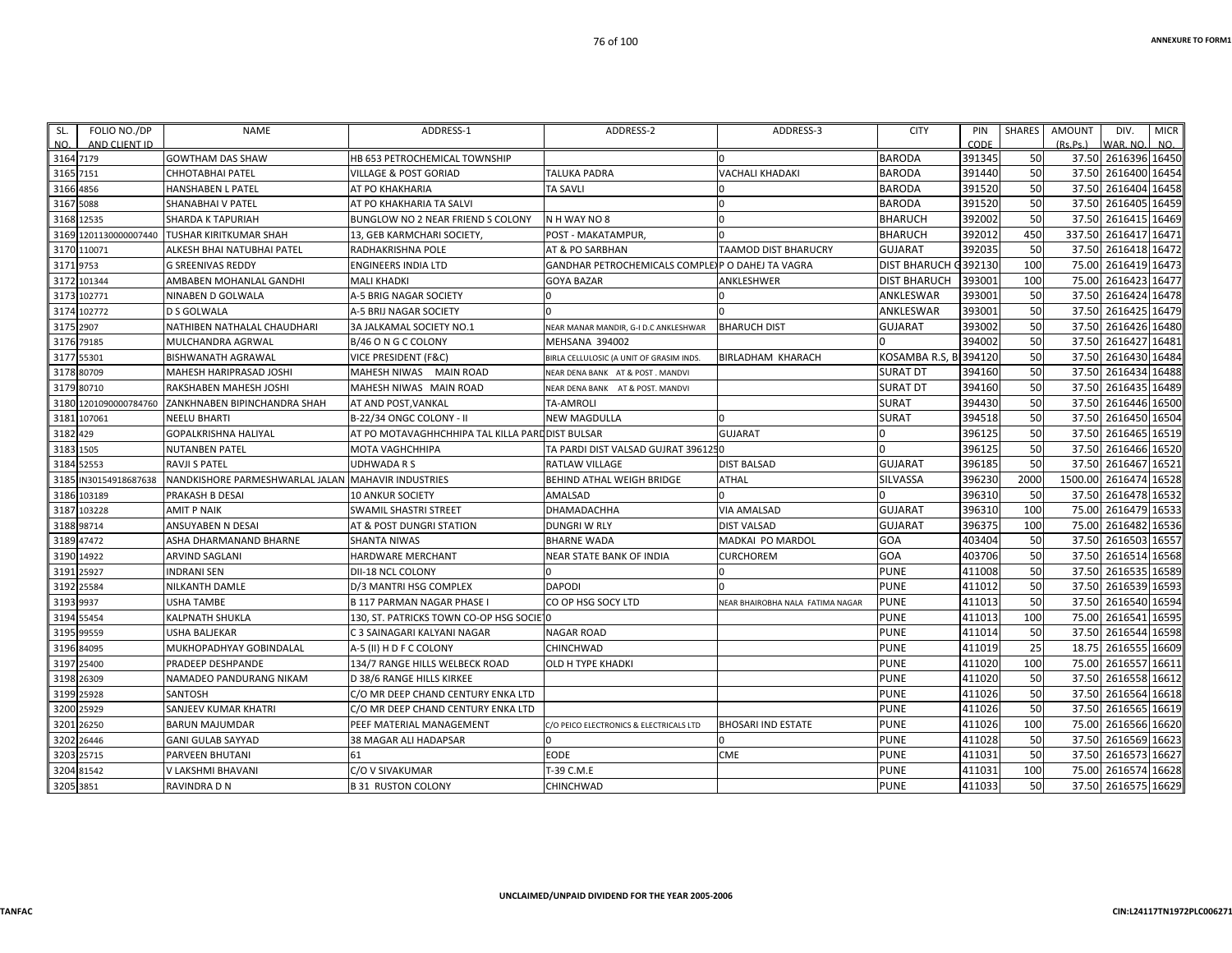ANNEXURE TO FORM1

| SL. NO. | FOLIO NO./DP AND CLIENT ID | NAME | ADDRESS-1 | ADDRESS-2 | ADDRESS-3 | CITY | PIN CODE | SHARES | AMOUNT (Rs.Ps.) | DIV. WAR. NO. | MICR NO. |
|---|---|---|---|---|---|---|---|---|---|---|---|
| 3164 | 7179 | GOWTHAM DAS SHAW | HB 653 PETROCHEMICAL TOWNSHIP | | 0 | BARODA | 391345 | 50 | 37.50 | 2616396 | 16450 |
| 3165 | 7151 | CHHOTABHAI PATEL | VILLAGE & POST GORIAD | TALUKA PADRA | VACHALI KHADAKI | BARODA | 391440 | 50 | 37.50 | 2616400 | 16454 |
| 3166 | 4856 | HANSHABEN L PATEL | AT PO KHAKHARIA | TA SAVLI | 0 | BARODA | 391520 | 50 | 37.50 | 2616404 | 16458 |
| 3167 | 5088 | SHANABHAI V PATEL | AT PO KHAKHARIA TA SALVI | | 0 | BARODA | 391520 | 50 | 37.50 | 2616405 | 16459 |
| 3168 | 12535 | SHARDA K TAPURIAH | BUNGLOW NO 2 NEAR FRIEND S COLONY | N H WAY NO 8 | 0 | BHARUCH | 392002 | 50 | 37.50 | 2616415 | 16469 |
| 3169 | 1201130000007440 | TUSHAR KIRITKUMAR SHAH | 13, GEB KARMCHARI SOCIETY, | POST - MAKATAMPUR, | 0 | BHARUCH | 392012 | 450 | 337.50 | 2616417 | 16471 |
| 3170 | 110071 | ALKESH BHAI NATUBHAI PATEL | RADHAKRISHNA POLE | AT & PO SARBHAN | TAAMOD DIST BHARUCRY | GUJARAT | 392035 | 50 | 37.50 | 2616418 | 16472 |
| 3171 | 9753 | G SREENIVAS REDDY | ENGINEERS INDIA LTD | GANDHAR PETROCHEMICALS COMPLEX | P O DAHEJ TA VAGRA | DIST BHARUCH G | 392130 | 100 | 75.00 | 2616419 | 16473 |
| 3172 | 101344 | AMBABEN MOHANLAL GANDHI | MALI KHADKI | GOYA BAZAR | ANKLESHWER | DIST BHARUCH | 393001 | 100 | 75.00 | 2616423 | 16477 |
| 3173 | 102771 | NINABEN D GOLWALA | A-5 BRIG NAGAR SOCIETY | 0 | 0 | ANKLESWAR | 393001 | 50 | 37.50 | 2616424 | 16478 |
| 3174 | 102772 | D S GOLWALA | A-5 BRIJ NAGAR SOCIETY | 0 | 0 | ANKLESWAR | 393001 | 50 | 37.50 | 2616425 | 16479 |
| 3175 | 2907 | NATHIBEN NATHALAL CHAUDHARI | 3A JALKAMAL SOCIETY NO.1 | NEAR MANAR MANDIR, G-I D.C ANKLESHWAR | BHARUCH DIST | GUJARAT | 393002 | 50 | 37.50 | 2616426 | 16480 |
| 3176 | 79185 | MULCHANDRA AGRWAL | B/46 O N G C COLONY | MEHSANA 394002 | | 0 | 394002 | 50 | 37.50 | 2616427 | 16481 |
| 3177 | 55301 | BISHWANATH AGRAWAL | VICE PRESIDENT (F&C) | BIRLA CELLULOSIC (A UNIT OF GRASIM INDS. | BIRLADHAM KHARACH | KOSAMBA R.S, B | 394120 | 50 | 37.50 | 2616430 | 16484 |
| 3178 | 80709 | MAHESH HARIPRASAD JOSHI | MAHESH NIWAS MAIN ROAD | NEAR DENA BANK AT & POST . MANDVI | | SURAT DT | 394160 | 50 | 37.50 | 2616434 | 16488 |
| 3179 | 80710 | RAKSHABEN MAHESH JOSHI | MAHESH NIWAS MAIN ROAD | NEAR DENA BANK AT & POST. MANDVI | | SURAT DT | 394160 | 50 | 37.50 | 2616435 | 16489 |
| 3180 | 1201090000784760 | ZANKHNABEN BIPINCHANDRA SHAH | AT AND POST,VANKAL | TA-AMROLI | | SURAT | 394430 | 50 | 37.50 | 2616446 | 16500 |
| 3181 | 107061 | NEELU BHARTI | B-22/34 ONGC COLONY - II | NEW MAGDULLA | 0 | SURAT | 394518 | 50 | 37.50 | 2616450 | 16504 |
| 3182 | 429 | GOPALKRISHNA HALIYAL | AT PO MOTAVAGHHCHHIPA TAL KILLA PARD | DIST BULSAR | GUJARAT | 0 | 396125 | 50 | 37.50 | 2616465 | 16519 |
| 3183 | 1505 | NUTANBEN PATEL | MOTA VAGHCHHIPA | TA PARDI DIST VALSAD GUJRAT 396125 | 0 | 0 | 396125 | 50 | 37.50 | 2616466 | 16520 |
| 3184 | 52553 | RAVJI S PATEL | UDHWADA R S | RATLAW VILLAGE | DIST BALSAD | GUJARAT | 396185 | 50 | 37.50 | 2616467 | 16521 |
| 3185 | IN30154918687638 | NANDKISHORE PARMESHWARLAL JALAN | MAHAVIR INDUSTRIES | BEHIND ATHAL WEIGH BRIDGE | ATHAL | SILVASSA | 396230 | 2000 | 1500.00 | 2616474 | 16528 |
| 3186 | 103189 | PRAKASH B DESAI | 10 ANKUR SOCIETY | AMALSAD | 0 | 0 | 396310 | 50 | 37.50 | 2616478 | 16532 |
| 3187 | 103228 | AMIT P NAIK | SWAMIL SHASTRI STREET | DHAMADACHHA | VIA AMALSAD | GUJARAT | 396310 | 100 | 75.00 | 2616479 | 16533 |
| 3188 | 98714 | ANSUYABEN N DESAI | AT & POST DUNGRI STATION | DUNGRI W RLY | DIST VALSAD | GUJARAT | 396375 | 100 | 75.00 | 2616482 | 16536 |
| 3189 | 47472 | ASHA DHARMANAND BHARNE | SHANTA NIWAS | BHARNE WADA | MADKAI PO MARDOL | GOA | 403404 | 50 | 37.50 | 2616503 | 16557 |
| 3190 | 14922 | ARVIND SAGLANI | HARDWARE MERCHANT | NEAR STATE BANK OF INDIA | CURCHOREM | GOA | 403706 | 50 | 37.50 | 2616514 | 16568 |
| 3191 | 25927 | INDRANI SEN | DII-18 NCL COLONY | 0 | 0 | PUNE | 411008 | 50 | 37.50 | 2616535 | 16589 |
| 3192 | 25584 | NILKANTH DAMLE | D/3 MANTRI HSG COMPLEX | DAPODI | 0 | PUNE | 411012 | 50 | 37.50 | 2616539 | 16593 |
| 3193 | 9937 | USHA TAMBE | B 117 PARMAN NAGAR PHASE I | CO OP HSG SOCY LTD | NEAR BHAIROBHA NALA FATIMA NAGAR | PUNE | 411013 | 50 | 37.50 | 2616540 | 16594 |
| 3194 | 55454 | KALPNATH SHUKLA | 130, ST. PATRICKS TOWN CO-OP HSG SOCIE | 0 | | PUNE | 411013 | 100 | 75.00 | 2616541 | 16595 |
| 3195 | 99559 | USHA BALJEKAR | C 3 SAINAGARI KALYANI NAGAR | NAGAR ROAD | | PUNE | 411014 | 50 | 37.50 | 2616544 | 16598 |
| 3196 | 84095 | MUKHOPADHYAY GOBINDALAL | A-5 (II) H D F C COLONY | CHINCHWAD | | PUNE | 411019 | 25 | 18.75 | 2616555 | 16609 |
| 3197 | 25400 | PRADEEP DESHPANDE | 134/7 RANGE HILLS WELBECK ROAD | OLD H TYPE KHADKI | | PUNE | 411020 | 100 | 75.00 | 2616557 | 16611 |
| 3198 | 26309 | NAMADEO PANDURANG NIKAM | D 38/6 RANGE HILLS KIRKEE | | | PUNE | 411020 | 50 | 37.50 | 2616558 | 16612 |
| 3199 | 25928 | SANTOSH | C/O MR DEEP CHAND CENTURY ENKA LTD | | | PUNE | 411026 | 50 | 37.50 | 2616564 | 16618 |
| 3200 | 25929 | SANJEEV KUMAR KHATRI | C/O MR DEEP CHAND CENTURY ENKA LTD | | | PUNE | 411026 | 50 | 37.50 | 2616565 | 16619 |
| 3201 | 26250 | BARUN MAJUMDAR | PEEF MATERIAL MANAGEMENT | C/O PEICO ELECTRONICS & ELECTRICALS LTD | BHOSARI IND ESTATE | PUNE | 411026 | 100 | 75.00 | 2616566 | 16620 |
| 3202 | 26446 | GANI GULAB SAYYAD | 38 MAGAR ALI HADAPSAR | 0 | 0 | PUNE | 411028 | 50 | 37.50 | 2616569 | 16623 |
| 3203 | 25715 | PARVEEN BHUTANI | 61 | EODE | CME | PUNE | 411031 | 50 | 37.50 | 2616573 | 16627 |
| 3204 | 81542 | V LAKSHMI BHAVANI | C/O V SIVAKUMAR | T-39 C.M.E | | PUNE | 411031 | 100 | 75.00 | 2616574 | 16628 |
| 3205 | 3851 | RAVINDRA D N | B 31 RUSTON COLONY | CHINCHWAD | | PUNE | 411033 | 50 | 37.50 | 2616575 | 16629 |

UNCLAIMED/UNPAID DIVIDEND FOR THE YEAR 2005-2006

TANFAC

CIN:L24117TN1972PLC006271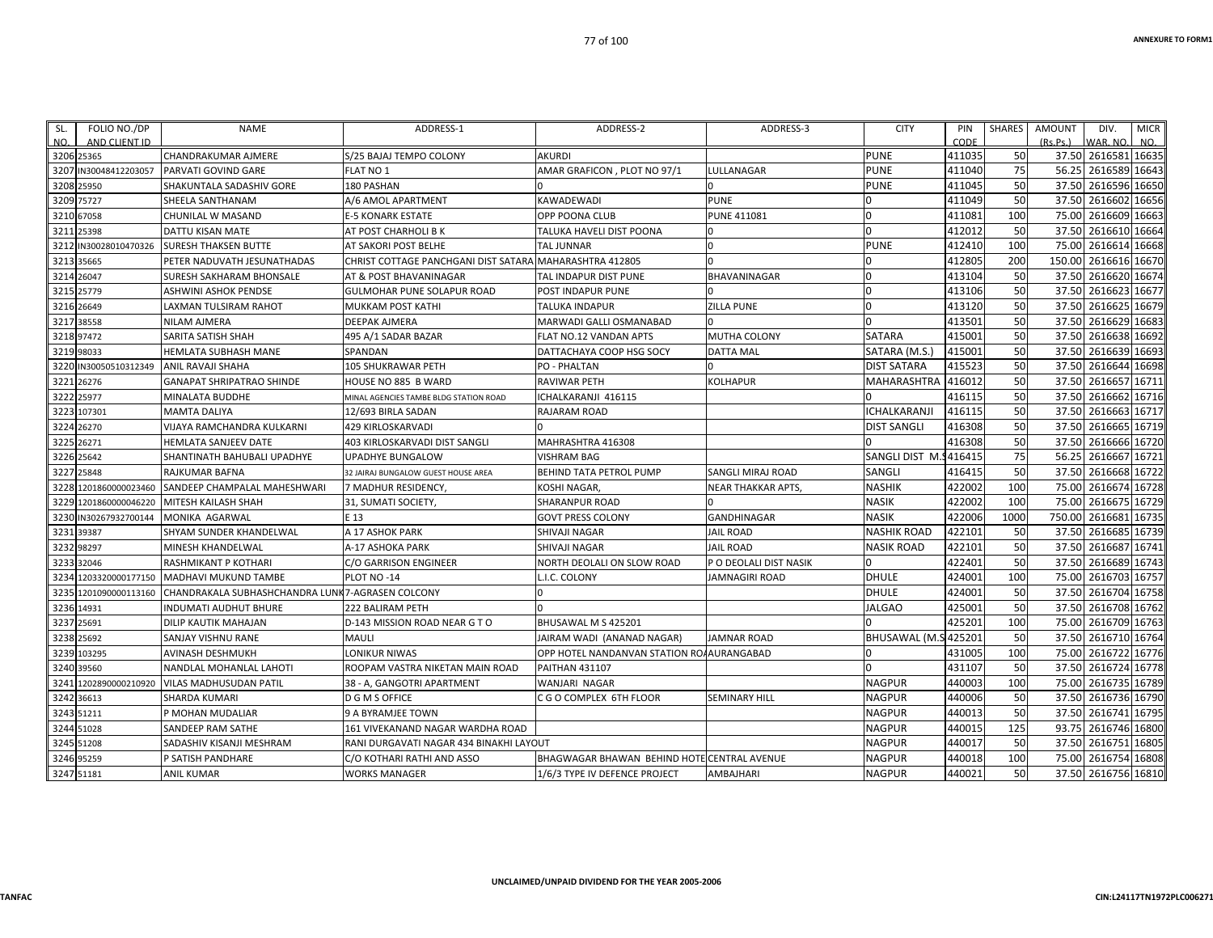| SL. NO. | FOLIO NO./DP AND CLIENT ID | NAME | ADDRESS-1 | ADDRESS-2 | ADDRESS-3 | CITY | PIN CODE | SHARES | AMOUNT (Rs.Ps.) | DIV. WAR. NO. | MICR NO. |
|---|---|---|---|---|---|---|---|---|---|---|---|
| 3206 | 25365 | CHANDRAKUMAR AJMERE | S/25 BAJAJ TEMPO COLONY | AKURDI | | PUNE | 411035 | 50 | 37.50 | 2616581 | 16635 |
| 3207 | IN30048412203057 | PARVATI GOVIND GARE | FLAT NO 1 | AMAR GRAFICON , PLOT NO 97/1 | LULLANAGAR | PUNE | 411040 | 75 | 56.25 | 2616589 | 16643 |
| 3208 | 25950 | SHAKUNTALA SADASHIV GORE | 180 PASHAN | 0 | 0 | PUNE | 411045 | 50 | 37.50 | 2616596 | 16650 |
| 3209 | 75727 | SHEELA SANTHANAM | A/6 AMOL APARTMENT | KAWADEWADI | PUNE | 0 | 411049 | 50 | 37.50 | 2616602 | 16656 |
| 3210 | 67058 | CHUNILAL W MASAND | E-5 KONARK ESTATE | OPP POONA CLUB | PUNE 411081 | 0 | 411081 | 100 | 75.00 | 2616609 | 16663 |
| 3211 | 25398 | DATTU KISAN MATE | AT POST CHARHOLI B K | TALUKA HAVELI DIST POONA | 0 | 0 | 412012 | 50 | 37.50 | 2616610 | 16664 |
| 3212 | IN30028010470326 | SURESH THAKSEN BUTTE | AT SAKORI POST BELHE | TAL JUNNAR | 0 | PUNE | 412410 | 100 | 75.00 | 2616614 | 16668 |
| 3213 | 35665 | PETER NADUVATH JESUNATHADAS | CHRIST COTTAGE PANCHGANI DIST SATARA | MAHARASHTRA 412805 | 0 | 0 | 412805 | 200 | 150.00 | 2616616 | 16670 |
| 3214 | 26047 | SURESH SAKHARAM BHONSALE | AT & POST BHAVANINAGAR | TAL INDAPUR DIST PUNE | BHAVANINAGAR | 0 | 413104 | 50 | 37.50 | 2616620 | 16674 |
| 3215 | 25779 | ASHWINI ASHOK PENDSE | GULMOHAR PUNE SOLAPUR ROAD | POST INDAPUR PUNE | 0 | 0 | 413106 | 50 | 37.50 | 2616623 | 16677 |
| 3216 | 26649 | LAXMAN TULSIRAM RAHOT | MUKKAM POST KATHI | TALUKA INDAPUR | ZILLA PUNE | 0 | 413120 | 50 | 37.50 | 2616625 | 16679 |
| 3217 | 38558 | NILAM AJMERA | DEEPAK AJMERA | MARWADI GALLI OSMANABAD | 0 | 0 | 413501 | 50 | 37.50 | 2616629 | 16683 |
| 3218 | 97472 | SARITA SATISH SHAH | 495 A/1 SADAR BAZAR | FLAT NO.12 VANDAN APTS | MUTHA COLONY | SATARA | 415001 | 50 | 37.50 | 2616638 | 16692 |
| 3219 | 98033 | HEMLATA SUBHASH MANE | SPANDAN | DATTACHAYA COOP HSG SOCY | DATTA MAL | SATARA (M.S.) | 415001 | 50 | 37.50 | 2616639 | 16693 |
| 3220 | IN30050510312349 | ANIL RAVAJI SHAHA | 105 SHUKRAWAR PETH | PO - PHALTAN | 0 | DIST SATARA | 415523 | 50 | 37.50 | 2616644 | 16698 |
| 3221 | 26276 | GANAPAT SHRIPATRAO SHINDE | HOUSE NO 885 B WARD | RAVIWAR PETH | KOLHAPUR | MAHARASHTRA | 416012 | 50 | 37.50 | 2616657 | 16711 |
| 3222 | 25977 | MINALATA BUDDHE | MINAL AGENCIES TAMBE BLDG STATION ROAD | ICHALKARANJI 416115 | | 0 | 416115 | 50 | 37.50 | 2616662 | 16716 |
| 3223 | 107301 | MAMTA DALIYA | 12/693 BIRLA SADAN | RAJARAM ROAD | | ICHALKARANJI | 416115 | 50 | 37.50 | 2616663 | 16717 |
| 3224 | 26270 | VIJAYA RAMCHANDRA KULKARNI | 429 KIRLOSKARVADI | 0 | | DIST SANGLI | 416308 | 50 | 37.50 | 2616665 | 16719 |
| 3225 | 26271 | HEMLATA SANJEEV DATE | 403 KIRLOSKARVADI DIST SANGLI | MAHRASHTRA 416308 | | 0 | 416308 | 50 | 37.50 | 2616666 | 16720 |
| 3226 | 25642 | SHANTINATH BAHUBALI UPADHYE | UPADHYE BUNGALOW | VISHRAM BAG | | SANGLI DIST M.S | 416415 | 75 | 56.25 | 2616667 | 16721 |
| 3227 | 25848 | RAJKUMAR BAFNA | 32 JAIRAJ BUNGALOW GUEST HOUSE AREA | BEHIND TATA PETROL PUMP | SANGLI MIRAJ ROAD | SANGLI | 416415 | 50 | 37.50 | 2616668 | 16722 |
| 3228 | 1201860000023460 | SANDEEP CHAMPALAL MAHESHWARI | 7 MADHUR RESIDENCY, | KOSHI NAGAR, | NEAR THAKKAR APTS, | NASHIK | 422002 | 100 | 75.00 | 2616674 | 16728 |
| 3229 | 1201860000046220 | MITESH KAILASH SHAH | 31, SUMATI SOCIETY, | SHARANPUR ROAD | 0 | NASIK | 422002 | 100 | 75.00 | 2616675 | 16729 |
| 3230 | IN30267932700144 | MONIKA AGARWAL | E 13 | GOVT PRESS COLONY | GANDHINAGAR | NASIK | 422006 | 1000 | 750.00 | 2616681 | 16735 |
| 3231 | 39387 | SHYAM SUNDER KHANDELWAL | A 17 ASHOK PARK | SHIVAJI NAGAR | JAIL ROAD | NASHIK ROAD | 422101 | 50 | 37.50 | 2616685 | 16739 |
| 3232 | 98297 | MINESH KHANDELWAL | A-17 ASHOKA PARK | SHIVAJI NAGAR | JAIL ROAD | NASIK ROAD | 422101 | 50 | 37.50 | 2616687 | 16741 |
| 3233 | 32046 | RASHMIKANT P KOTHARI | C/O GARRISON ENGINEER | NORTH DEOLALI ON SLOW ROAD | P O DEOLALI DIST NASIK | 0 | 422401 | 50 | 37.50 | 2616689 | 16743 |
| 3234 | 1203320000177150 | MADHAVI MUKUND TAMBE | PLOT NO -14 | L.I.C. COLONY | JAMNAGIRI ROAD | DHULE | 424001 | 100 | 75.00 | 2616703 | 16757 |
| 3235 | 1201090000113160 | CHANDRAKALA SUBHASHCHANDRA LUNK | 7-AGRASEN COLCONY | 0 | | DHULE | 424001 | 50 | 37.50 | 2616704 | 16758 |
| 3236 | 14931 | INDUMATI AUDHUT BHURE | 222 BALIRAM PETH | 0 | | JALGAO | 425001 | 50 | 37.50 | 2616708 | 16762 |
| 3237 | 25691 | DILIP KAUTIK MAHAJAN | D-143 MISSION ROAD NEAR G T O | BHUSAWAL M S 425201 | | 0 | 425201 | 100 | 75.00 | 2616709 | 16763 |
| 3238 | 25692 | SANJAY VISHNU RANE | MAULI | JAIRAM WADI (ANANAD NAGAR) | JAMNAR ROAD | BHUSAWAL (M.S | 425201 | 50 | 37.50 | 2616710 | 16764 |
| 3239 | 103295 | AVINASH DESHMUKH | LONIKUR NIWAS | OPP HOTEL NANDANVAN STATION RO | AURANGABAD | 0 | 431005 | 100 | 75.00 | 2616722 | 16776 |
| 3240 | 39560 | NANDLAL MOHANLAL LAHOTI | ROOPAM VASTRA NIKETAN MAIN ROAD | PAITHAN 431107 | | 0 | 431107 | 50 | 37.50 | 2616724 | 16778 |
| 3241 | 1202890000210920 | VILAS MADHUSUDAN PATIL | 38 - A, GANGOTRI APARTMENT | WANJARI NAGAR | | NAGPUR | 440003 | 100 | 75.00 | 2616735 | 16789 |
| 3242 | 36613 | SHARDA KUMARI | D G M S OFFICE | C G O COMPLEX 6TH FLOOR | SEMINARY HILL | NAGPUR | 440006 | 50 | 37.50 | 2616736 | 16790 |
| 3243 | 51211 | P MOHAN MUDALIAR | 9 A BYRAMJEE TOWN | | | NAGPUR | 440013 | 50 | 37.50 | 2616741 | 16795 |
| 3244 | 51028 | SANDEEP RAM SATHE | 161 VIVEKANAND NAGAR WARDHA ROAD | | | NAGPUR | 440015 | 125 | 93.75 | 2616746 | 16800 |
| 3245 | 51208 | SADASHIV KISANJI MESHRAM | RANI DURGAVATI NAGAR 434 BINAKHI LAYOUT | | | NAGPUR | 440017 | 50 | 37.50 | 2616751 | 16805 |
| 3246 | 95259 | P SATISH PANDHARE | C/O KOTHARI RATHI AND ASSO | BHAGWAGAR BHAWAN BEHIND HOTE | CENTRAL AVENUE | NAGPUR | 440018 | 100 | 75.00 | 2616754 | 16808 |
| 3247 | 51181 | ANIL KUMAR | WORKS MANAGER | 1/6/3 TYPE IV DEFENCE PROJECT | AMBAJHARI | NAGPUR | 440021 | 50 | 37.50 | 2616756 | 16810 |

UNCLAIMED/UNPAID DIVIDEND FOR THE YEAR 2005-2006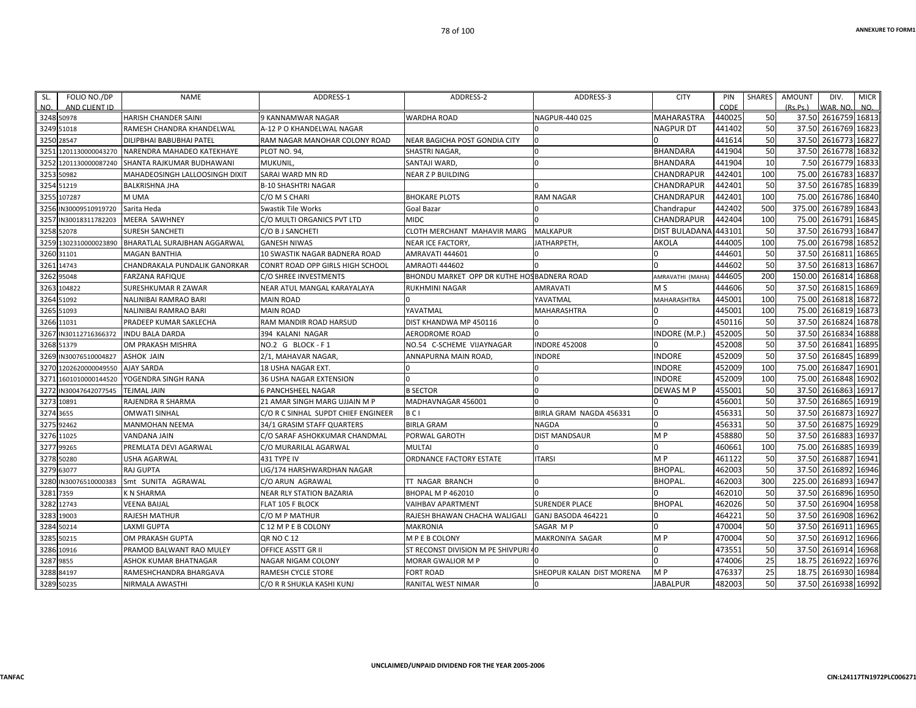| SL. NO. | FOLIO NO./DP AND CLIENT ID | NAME | ADDRESS-1 | ADDRESS-2 | ADDRESS-3 | CITY | PIN CODE | SHARES | AMOUNT (Rs.Ps.) | DIV. WAR. NO. | MICR NO. |
|---|---|---|---|---|---|---|---|---|---|---|---|
| 3248 | 50978 | HARISH CHANDER SAINI | 9 KANNAMWAR NAGAR | WARDHA ROAD | NAGPUR-440 025 | MAHARASTRA | 440025 | 50 | 37.50 | 2616759 | 16813 |
| 3249 | 51018 | RAMESH CHANDRA KHANDELWAL | A-12 P O KHANDELWAL NAGAR | | 0 | NAGPUR DT | 441402 | 50 | 37.50 | 2616769 | 16823 |
| 3250 | 28547 | DILIPBHAI BABUBHAI PATEL | RAM NAGAR MANOHAR COLONY ROAD | NEAR BAGICHA POST GONDIA CITY | 0 | 0 | 441614 | 50 | 37.50 | 2616773 | 16827 |
| 3251 | 1201130000043270 | NARENDRA MAHADEO KATEKHAYE | PLOT NO. 94, | SHASTRI NAGAR, | 0 | BHANDARA | 441904 | 50 | 37.50 | 2616778 | 16832 |
| 3252 | 1201130000087240 | SHANTA RAJKUMAR BUDHAWANI | MUKUNIL, | SANTAJI WARD, | 0 | BHANDARA | 441904 | 10 | 7.50 | 2616779 | 16833 |
| 3253 | 50982 | MAHADEOSINGH LALLOOSINGH DIXIT | SARAI WARD MN RD | NEAR Z P BUILDING | | CHANDRAPUR | 442401 | 100 | 75.00 | 2616783 | 16837 |
| 3254 | 51219 | BALKRISHNA JHA | B-10 SHASHTRI NAGAR | | 0 | CHANDRAPUR | 442401 | 50 | 37.50 | 2616785 | 16839 |
| 3255 | 107287 | M UMA | C/O M S CHARI | BHOKARE PLOTS | RAM NAGAR | CHANDRAPUR | 442401 | 100 | 75.00 | 2616786 | 16840 |
| 3256 | IN30009510919720 | Sarita Heda | Swastik Tile Works | Goal Bazar | 0 | Chandrapur | 442402 | 500 | 375.00 | 2616789 | 16843 |
| 3257 | IN30018311782203 | MEERA SAWHNEY | C/O MULTI ORGANICS PVT LTD | MIDC | 0 | CHANDRAPUR | 442404 | 100 | 75.00 | 2616791 | 16845 |
| 3258 | 52078 | SURESH SANCHETI | C/O B J SANCHETI | CLOTH MERCHANT MAHAVIR MARG | MALKAPUR | DIST BULADANA | 443101 | 50 | 37.50 | 2616793 | 16847 |
| 3259 | 1302310000023890 | BHARATLAL SURAJBHAN AGGARWAL | GANESH NIWAS | NEAR ICE FACTORY, | JATHARPETH, | AKOLA | 444005 | 100 | 75.00 | 2616798 | 16852 |
| 3260 | 31101 | MAGAN BANTHIA | 10 SWASTIK NAGAR BADNERA ROAD | AMRAVATI 444601 | 0 | 0 | 444601 | 50 | 37.50 | 2616811 | 16865 |
| 3261 | 14743 | CHANDRAKALA PUNDALIK GANORKAR | CONRT ROAD OPP GIRLS HIGH SCHOOL | AMRAOTI 444602 | 0 | 0 | 444602 | 50 | 37.50 | 2616813 | 16867 |
| 3262 | 95048 | FARZANA RAFIQUE | C/O SHREE INVESTMENTS | BHONDU MARKET OPP DR KUTHE HOS | BADNERA ROAD | AMRAVATHI (MAHA) | 444605 | 200 | 150.00 | 2616814 | 16868 |
| 3263 | 104822 | SURESHKUMAR R ZAWAR | NEAR ATUL MANGAL KARAYALAYA | RUKHMINI NAGAR | AMRAVATI | M S | 444606 | 50 | 37.50 | 2616815 | 16869 |
| 3264 | 51092 | NALINIBAI RAMRAO BARI | MAIN ROAD | 0 | YAVATMAL | MAHARASHTRA | 445001 | 100 | 75.00 | 2616818 | 16872 |
| 3265 | 51093 | NALINIBAI RAMRAO BARI | MAIN ROAD | YAVATMAL | MAHARASHTRA | 0 | 445001 | 100 | 75.00 | 2616819 | 16873 |
| 3266 | 11031 | PRADEEP KUMAR SAKLECHA | RAM MANDIR ROAD HARSUD | DIST KHANDWA MP 450116 | 0 | 0 | 450116 | 50 | 37.50 | 2616824 | 16878 |
| 3267 | IN30112716366372 | INDU BALA DARDA | 394 KALANI NAGAR | AERODROME ROAD | 0 | INDORE (M.P.) | 452005 | 50 | 37.50 | 2616834 | 16888 |
| 3268 | 51379 | OM PRAKASH MISHRA | NO.2 G BLOCK - F 1 | NO.54 C-SCHEME VIJAYNAGAR | INDORE 452008 | 0 | 452008 | 50 | 37.50 | 2616841 | 16895 |
| 3269 | IN30076510004827 | ASHOK JAIN | 2/1, MAHAVAR NAGAR, | ANNAPURNA MAIN ROAD, | INDORE | INDORE | 452009 | 50 | 37.50 | 2616845 | 16899 |
| 3270 | 1202620000049550 | AJAY SARDA | 18 USHA NAGAR EXT. | 0 | 0 | INDORE | 452009 | 100 | 75.00 | 2616847 | 16901 |
| 3271 | 1601010000144520 | YOGENDRA SINGH RANA | 36 USHA NAGAR EXTENSION | 0 | 0 | INDORE | 452009 | 100 | 75.00 | 2616848 | 16902 |
| 3272 | IN30047642077545 | TEJMAL JAIN | 6 PANCHSHEEL NAGAR | B SECTOR | 0 | DEWAS M P | 455001 | 50 | 37.50 | 2616863 | 16917 |
| 3273 | 10891 | RAJENDRA R SHARMA | 21 AMAR SINGH MARG UJJAIN M P | MADHAVNAGAR 456001 | 0 | 0 | 456001 | 50 | 37.50 | 2616865 | 16919 |
| 3274 | 3655 | OMWATI SINHAL | C/O R C SINHAL SUPDT CHIEF ENGINEER | B C I | BIRLA GRAM NAGDA 456331 | 0 | 456331 | 50 | 37.50 | 2616873 | 16927 |
| 3275 | 92462 | MANMOHAN NEEMA | 34/1 GRASIM STAFF QUARTERS | BIRLA GRAM | NAGDA | 0 | 456331 | 50 | 37.50 | 2616875 | 16929 |
| 3276 | 11025 | VANDANA JAIN | C/O SARAF ASHOKKUMAR CHANDMAL | PORWAL GAROTH | DIST MANDSAUR | M P | 458880 | 50 | 37.50 | 2616883 | 16937 |
| 3277 | 99265 | PREMLATA DEVI AGARWAL | C/O MURARILAL AGARWAL | MULTAI | 0 | 0 | 460661 | 100 | 75.00 | 2616885 | 16939 |
| 3278 | 50280 | USHA AGARWAL | 431 TYPE IV | ORDNANCE FACTORY ESTATE | ITARSI | M P | 461122 | 50 | 37.50 | 2616887 | 16941 |
| 3279 | 63077 | RAJ GUPTA | LIG/174 HARSHWARDHAN NAGAR | | | BHOPAL. | 462003 | 50 | 37.50 | 2616892 | 16946 |
| 3280 | IN30076510000383 | Smt SUNITA AGRAWAL | C/O ARUN AGRAWAL | TT NAGAR BRANCH | 0 | BHOPAL. | 462003 | 300 | 225.00 | 2616893 | 16947 |
| 3281 | 7359 | K N SHARMA | NEAR RLY STATION BAZARIA | BHOPAL M P 462010 | 0 | 0 | 462010 | 50 | 37.50 | 2616896 | 16950 |
| 3282 | 12743 | VEENA BAIJAL | FLAT 105 F BLOCK | VAIHBAV APARTMENT | SURENDER PLACE | BHOPAL | 462026 | 50 | 37.50 | 2616904 | 16958 |
| 3283 | 19003 | RAJESH MATHUR | C/O M P MATHUR | RAJESH BHAWAN CHACHA WALIGALI | GANJ BASODA 464221 | 0 | 464221 | 50 | 37.50 | 2616908 | 16962 |
| 3284 | 50214 | LAXMI GUPTA | C 12 M P E B COLONY | MAKRONIA | SAGAR M P | 0 | 470004 | 50 | 37.50 | 2616911 | 16965 |
| 3285 | 50215 | OM PRAKASH GUPTA | QR NO C 12 | M P E B COLONY | MAKRONIYA SAGAR | M P | 470004 | 50 | 37.50 | 2616912 | 16966 |
| 3286 | 10916 | PRAMOD BALWANT RAO MULEY | OFFICE ASSTT GR II | ST RECONST DIVISION M PE SHIVPURI 40 | | 0 | 473551 | 50 | 37.50 | 2616914 | 16968 |
| 3287 | 9855 | ASHOK KUMAR BHATNAGAR | NAGAR NIGAM COLONY | MORAR GWALIOR M P | 0 | 0 | 474006 | 25 | 18.75 | 2616922 | 16976 |
| 3288 | 84197 | RAMESHCHANDRA BHARGAVA | RAMESH CYCLE STORE | FORT ROAD | SHEOPUR KALAN DIST MORENA | M P | 476337 | 25 | 18.75 | 2616930 | 16984 |
| 3289 | 50235 | NIRMALA AWASTHI | C/O R R SHUKLA KASHI KUNJ | RANITAL WEST NIMAR | 0 | JABALPUR | 482003 | 50 | 37.50 | 2616938 | 16992 |

UNCLAIMED/UNPAID DIVIDEND FOR THE YEAR 2005-2006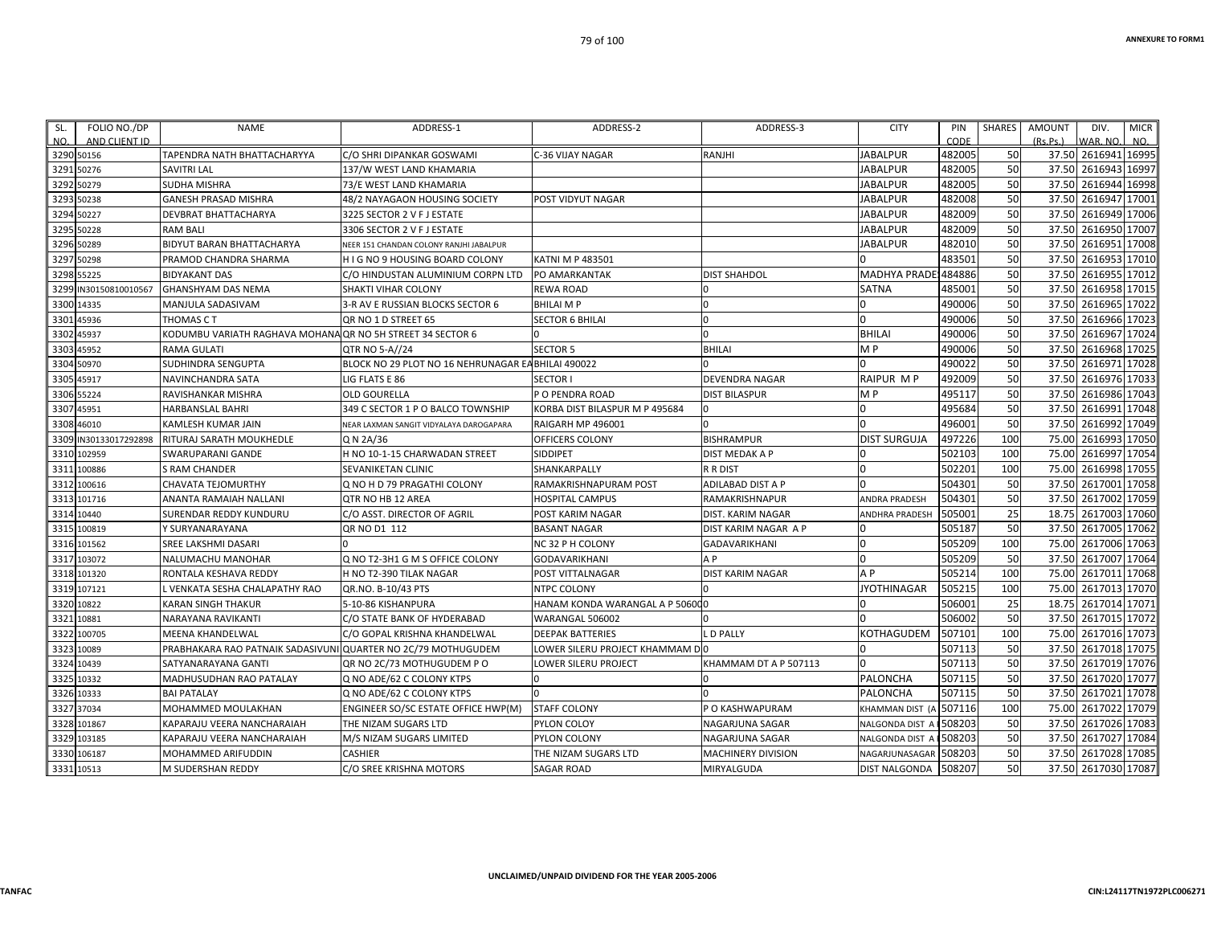| SL. NO. | FOLIO NO./DP AND CLIENT ID | NAME | ADDRESS-1 | ADDRESS-2 | ADDRESS-3 | CITY | PIN CODE | SHARES | AMOUNT (Rs.Ps.) | DIV. WAR. NO. | MICR NO. |
|---|---|---|---|---|---|---|---|---|---|---|---|
| 3290 | 50156 | TAPENDRA NATH BHATTACHARYYA | C/O SHRI DIPANKAR GOSWAMI | C-36 VIJAY NAGAR | RANJHI | JABALPUR | 482005 | 50 | 37.50 | 2616941 | 16995 |
| 3291 | 50276 | SAVITRI LAL | 137/W WEST LAND KHAMARIA | | | JABALPUR | 482005 | 50 | 37.50 | 2616943 | 16997 |
| 3292 | 50279 | SUDHA MISHRA | 73/E WEST LAND KHAMARIA | | | JABALPUR | 482005 | 50 | 37.50 | 2616944 | 16998 |
| 3293 | 50238 | GANESH PRASAD MISHRA | 48/2 NAYAGAON HOUSING SOCIETY | POST VIDYUT NAGAR | | JABALPUR | 482008 | 50 | 37.50 | 2616947 | 17001 |
| 3294 | 50227 | DEVBRAT BHATTACHARYA | 3225 SECTOR 2 V F J ESTATE | | | JABALPUR | 482009 | 50 | 37.50 | 2616949 | 17006 |
| 3295 | 50228 | RAM BALI | 3306 SECTOR 2 V F J ESTATE | | | JABALPUR | 482009 | 50 | 37.50 | 2616950 | 17007 |
| 3296 | 50289 | BIDYUT BARAN BHATTACHARYA | NEER 151 CHANDAN COLONY RANJHI JABALPUR | | | JABALPUR | 482010 | 50 | 37.50 | 2616951 | 17008 |
| 3297 | 50298 | PRAMOD CHANDRA SHARMA | H I G NO 9 HOUSING BOARD COLONY | KATNI M P 483501 | | 0 | 483501 | 50 | 37.50 | 2616953 | 17010 |
| 3298 | 55225 | BIDYAKANT DAS | C/O HINDUSTAN ALUMINIUM CORPN LTD | PO AMARKANTAK | DIST SHAHDOL | MADHYA PRADE | 484886 | 50 | 37.50 | 2616955 | 17012 |
| 3299 | IN30150810010567 | GHANSHYAM DAS NEMA | SHAKTI VIHAR COLONY | REWA ROAD | 0 | SATNA | 485001 | 50 | 37.50 | 2616958 | 17015 |
| 3300 | 14335 | MANJULA SADASIVAM | 3-R AV E RUSSIAN BLOCKS SECTOR 6 | BHILAI M P | 0 | 0 | 490006 | 50 | 37.50 | 2616965 | 17022 |
| 3301 | 45936 | THOMAS C T | QR NO 1 D STREET 65 | SECTOR 6 BHILAI | 0 | 0 | 490006 | 50 | 37.50 | 2616966 | 17023 |
| 3302 | 45937 | KODUMBU VARIATH RAGHAVA MOHANA | QR NO 5H STREET 34 SECTOR 6 | 0 | 0 | BHILAI | 490006 | 50 | 37.50 | 2616967 | 17024 |
| 3303 | 45952 | RAMA GULATI | QTR NO 5-A//24 | SECTOR 5 | BHILAI | M P | 490006 | 50 | 37.50 | 2616968 | 17025 |
| 3304 | 50970 | SUDHINDRA SENGUPTA | BLOCK NO 29 PLOT NO 16 NEHRUNAGAR EA | BHILAI 490022 | 0 | 0 | 490022 | 50 | 37.50 | 2616971 | 17028 |
| 3305 | 45917 | NAVINCHANDRA SATA | LIG FLATS E 86 | SECTOR I | DEVENDRA NAGAR | RAIPUR M P | 492009 | 50 | 37.50 | 2616976 | 17033 |
| 3306 | 55224 | RAVISHANKAR MISHRA | OLD GOURELLA | P O PENDRA ROAD | DIST BILASPUR | M P | 495117 | 50 | 37.50 | 2616986 | 17043 |
| 3307 | 45951 | HARBANSLAL BAHRI | 349 C SECTOR 1 P O BALCO TOWNSHIP | KORBA DIST BILASPUR M P 495684 | 0 | 0 | 495684 | 50 | 37.50 | 2616991 | 17048 |
| 3308 | 46010 | KAMLESH KUMAR JAIN | NEAR LAXMAN SANGIT VIDYALAYA DAROGAPARA | RAIGARH MP 496001 | 0 | 0 | 496001 | 50 | 37.50 | 2616992 | 17049 |
| 3309 | IN30133017292898 | RITURAJ SARATH MOUKHEDLE | Q N 2A/36 | OFFICERS COLONY | BISHRAMPUR | DIST SURGUJA | 497226 | 100 | 75.00 | 2616993 | 17050 |
| 3310 | 102959 | SWARUPARANI GANDE | H NO 10-1-15 CHARWADAN STREET | SIDDIPET | DIST MEDAK A P | 0 | 502103 | 100 | 75.00 | 2616997 | 17054 |
| 3311 | 100886 | S RAM CHANDER | SEVANIKETAN CLINIC | SHANKARPALLY | R R DIST | 0 | 502201 | 100 | 75.00 | 2616998 | 17055 |
| 3312 | 100616 | CHAVATA TEJOMURTHY | Q NO H D 79 PRAGATHI COLONY | RAMAKRISHNAPURAM POST | ADILABAD DIST A P | 0 | 504301 | 50 | 37.50 | 2617001 | 17058 |
| 3313 | 101716 | ANANTA RAMAIAH NALLANI | QTR NO HB 12 AREA | HOSPITAL CAMPUS | RAMAKRISHNAPUR | ANDRA PRADESH | 504301 | 50 | 37.50 | 2617002 | 17059 |
| 3314 | 10440 | SURENDAR REDDY KUNDURU | C/O ASST. DIRECTOR OF AGRIL | POST KARIM NAGAR | DIST. KARIM NAGAR | ANDHRA PRADESH | 505001 | 25 | 18.75 | 2617003 | 17060 |
| 3315 | 100819 | Y SURYANARAYANA | QR NO D1 112 | BASANT NAGAR | DIST KARIM NAGAR A P | 0 | 505187 | 50 | 37.50 | 2617005 | 17062 |
| 3316 | 101562 | SREE LAKSHMI DASARI | 0 | NC 32 P H COLONY | GADAVARIKHANI | 0 | 505209 | 100 | 75.00 | 2617006 | 17063 |
| 3317 | 103072 | NALUMACHU MANOHAR | Q NO T2-3H1 G M S OFFICE COLONY | GODAVARIKHANI | A P | 0 | 505209 | 50 | 37.50 | 2617007 | 17064 |
| 3318 | 101320 | RONTALA KESHAVA REDDY | H NO T2-390 TILAK NAGAR | POST VITTALNAGAR | DIST KARIM NAGAR | A P | 505214 | 100 | 75.00 | 2617011 | 17068 |
| 3319 | 107121 | L VENKATA SESHA CHALAPATHY RAO | QR.NO. B-10/43 PTS | NTPC COLONY | 0 | JYOTHINAGAR | 505215 | 100 | 75.00 | 2617013 | 17070 |
| 3320 | 10822 | KARAN SINGH THAKUR | 5-10-86 KISHANPURA | HANAM KONDA WARANGAL A P 506001 | 0 | 0 | 506001 | 25 | 18.75 | 2617014 | 17071 |
| 3321 | 10881 | NARAYANA RAVIKANTI | C/O STATE BANK OF HYDERABAD | WARANGAL 506002 | 0 | 0 | 506002 | 50 | 37.50 | 2617015 | 17072 |
| 3322 | 100705 | MEENA KHANDELWAL | C/O GOPAL KRISHNA KHANDELWAL | DEEPAK BATTERIES | L D PALLY | KOTHAGUDEM | 507101 | 100 | 75.00 | 2617016 | 17073 |
| 3323 | 10089 | PRABHAKARA RAO PATNAIK SADASIVUNI | QUARTER NO 2C/79 MOTHUGUDEM | LOWER SILERU PROJECT KHAMMAM D | 0 | 0 | 507113 | 50 | 37.50 | 2617018 | 17075 |
| 3324 | 10439 | SATYANARAYANA GANTI | QR NO 2C/73 MOTHUGUDEM P O | LOWER SILERU PROJECT | KHAMMAM DT A P 507113 | 0 | 507113 | 50 | 37.50 | 2617019 | 17076 |
| 3325 | 10332 | MADHUSUDHAN RAO PATALAY | Q NO ADE/62 C COLONY KTPS | 0 | 0 | PALONCHA | 507115 | 50 | 37.50 | 2617020 | 17077 |
| 3326 | 10333 | BAI PATALAY | Q NO ADE/62 C COLONY KTPS | 0 | 0 | PALONCHA | 507115 | 50 | 37.50 | 2617021 | 17078 |
| 3327 | 37034 | MOHAMMED MOULAKHAN | ENGINEER SO/SC ESTATE OFFICE HWP(M) | STAFF COLONY | P O KASHWAPURAM | KHAMMAN DIST (A | 507116 | 100 | 75.00 | 2617022 | 17079 |
| 3328 | 101867 | KAPARAJU VEERA NANCHARAIAH | THE NIZAM SUGARS LTD | PYLON COLONY | NAGARJUNA SAGAR | NALGONDA DIST A | 508203 | 50 | 37.50 | 2617026 | 17083 |
| 3329 | 103185 | KAPARAJU VEERA NANCHARAIAH | M/S NIZAM SUGARS LIMITED | PYLON COLONY | NAGARJUNA SAGAR | NALGONDA DIST A | 508203 | 50 | 37.50 | 2617027 | 17084 |
| 3330 | 106187 | MOHAMMED ARIFUDDIN | CASHIER | THE NIZAM SUGARS LTD | MACHINERY DIVISION | NAGARJUNASAGAR | 508203 | 50 | 37.50 | 2617028 | 17085 |
| 3331 | 10513 | M SUDERSHAN REDDY | C/O SREE KRISHNA MOTORS | SAGAR ROAD | MIRYALGUDA | DIST NALGONDA | 508207 | 50 | 37.50 | 2617030 | 17087 |

UNCLAIMED/UNPAID DIVIDEND FOR THE YEAR 2005-2006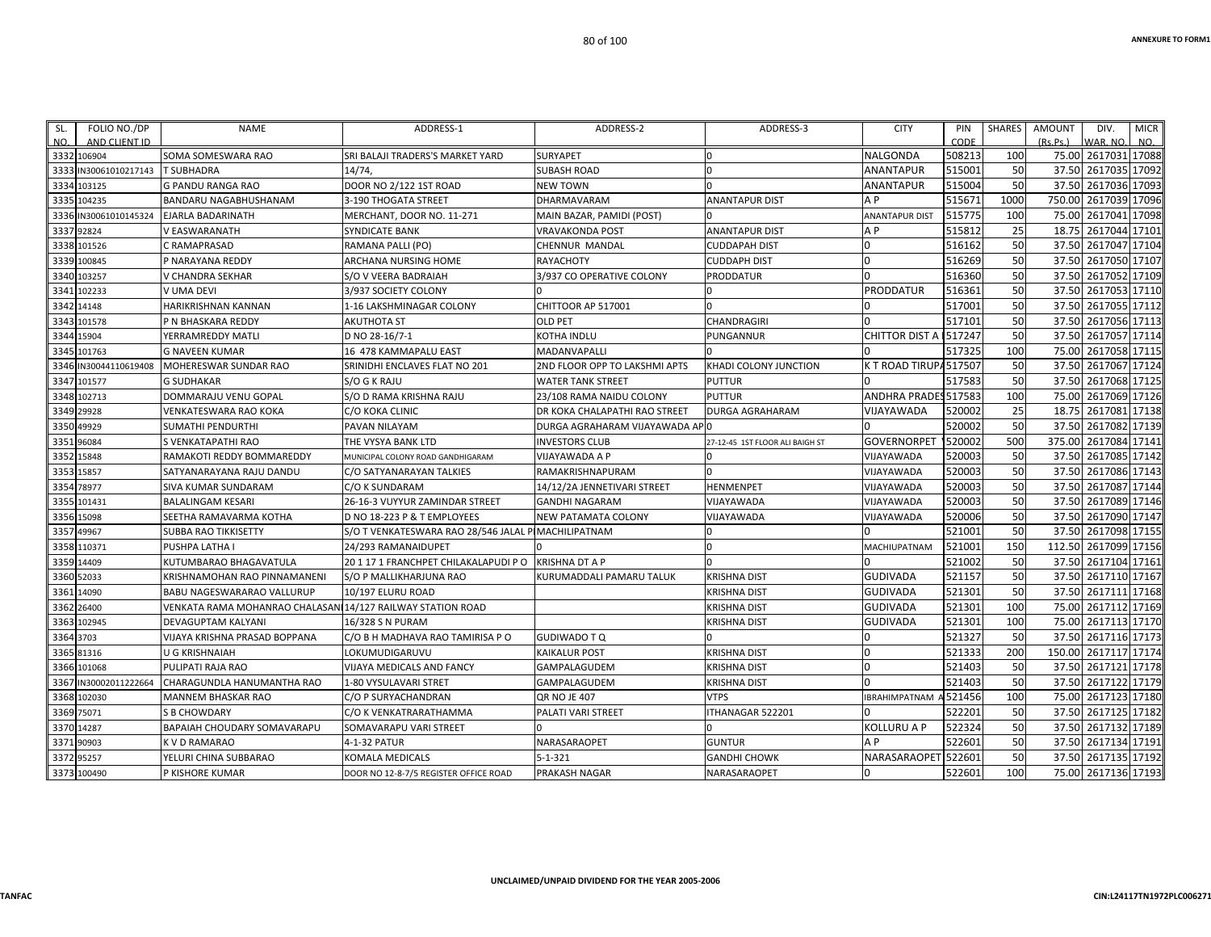| SL. NO. | FOLIO NO./DP AND CLIENT ID | NAME | ADDRESS-1 | ADDRESS-2 | ADDRESS-3 | CITY | PIN CODE | SHARES | AMOUNT (Rs.Ps.) | DIV. WAR. NO. | MICR NO. |
|---|---|---|---|---|---|---|---|---|---|---|---|
| 3332 | 106904 | SOMA SOMESWARA RAO | SRI BALAJI TRADERS'S MARKET YARD | SURYAPET | 0 | NALGONDA | 508213 | 100 | 75.00 | 2617031 | 17088 |
| 3333 | IN30061010217143 | T SUBHADRA | 14/74, | SUBASH ROAD | 0 | ANANTAPUR | 515001 | 50 | 37.50 | 2617035 | 17092 |
| 3334 | 103125 | G PANDU RANGA RAO | DOOR NO 2/122 1ST ROAD | NEW TOWN | 0 | ANANTAPUR | 515004 | 50 | 37.50 | 2617036 | 17093 |
| 3335 | 104235 | BANDARU NAGABHUSHANAM | 3-190 THOGATA STREET | DHARMAVARAM | ANANTAPUR DIST | A P | 515671 | 1000 | 750.00 | 2617039 | 17096 |
| 3336 | IN30061010145324 | EJARLA BADARINATH | MERCHANT, DOOR NO. 11-271 | MAIN BAZAR, PAMIDI (POST) | 0 | ANANTAPUR DIST | 515775 | 100 | 75.00 | 2617041 | 17098 |
| 3337 | 92824 | V EASWARANATH | SYNDICATE BANK | VRAVAKONDA POST | ANANTAPUR DIST | A P | 515812 | 25 | 18.75 | 2617044 | 17101 |
| 3338 | 101526 | C RAMAPRASAD | RAMANA PALLI (PO) | CHENNUR MANDAL | CUDDAPAH DIST | 0 | 516162 | 50 | 37.50 | 2617047 | 17104 |
| 3339 | 100845 | P NARAYANA REDDY | ARCHANA NURSING HOME | RAYACHOTY | CUDDAPH DIST | 0 | 516269 | 50 | 37.50 | 2617050 | 17107 |
| 3340 | 103257 | V CHANDRA SEKHAR | S/O V VEERA BADRAIAH | 3/937 CO OPERATIVE COLONY | PRODDATUR | 0 | 516360 | 50 | 37.50 | 2617052 | 17109 |
| 3341 | 102233 | V UMA DEVI | 3/937 SOCIETY COLONY | 0 | 0 | PRODDATUR | 516361 | 50 | 37.50 | 2617053 | 17110 |
| 3342 | 14148 | HARIKRISHNAN KANNAN | 1-16 LAKSHMINAGAR COLONY | CHITTOOR AP 517001 | 0 | 0 | 517001 | 50 | 37.50 | 2617055 | 17112 |
| 3343 | 101578 | P N BHASKARA REDDY | AKUTHOTA ST | OLD PET | CHANDRAGIRI | 0 | 517101 | 50 | 37.50 | 2617056 | 17113 |
| 3344 | 15904 | YERRAMREDDY MATLI | D NO 28-16/7-1 | KOTHA INDLU | PUNGANNUR | CHITTOR DIST A | 517247 | 50 | 37.50 | 2617057 | 17114 |
| 3345 | 101763 | G NAVEEN KUMAR | 16 478 KAMMAPALU EAST | MADANVAPALLI | 0 | 0 | 517325 | 100 | 75.00 | 2617058 | 17115 |
| 3346 | IN30044110619408 | MOHERESWAR SUNDAR RAO | SRINIDHI ENCLAVES FLAT NO 201 | 2ND FLOOR OPP TO LAKSHMI APTS | KHADI COLONY JUNCTION | K T ROAD TIRUPA | 517507 | 50 | 37.50 | 2617067 | 17124 |
| 3347 | 101577 | G SUDHAKAR | S/O G K RAJU | WATER TANK STREET | PUTTUR | 0 | 517583 | 50 | 37.50 | 2617068 | 17125 |
| 3348 | 102713 | DOMMARAJU VENU GOPAL | S/O D RAMA KRISHNA RAJU | 23/108 RAMA NAIDU COLONY | PUTTUR | ANDHRA PRADES | 517583 | 100 | 75.00 | 2617069 | 17126 |
| 3349 | 29928 | VENKATESWARA RAO KOKA | C/O KOKA CLINIC | DR KOKA CHALAPATHI RAO STREET | DURGA AGRAHARAM | VIJAYAWADA | 520002 | 25 | 18.75 | 2617081 | 17138 |
| 3350 | 49929 | SUMATHI PENDURTHI | PAVAN NILAYAM | DURGA AGRAHARAM VIJAYAWADA AP | 0 | 0 | 520002 | 50 | 37.50 | 2617082 | 17139 |
| 3351 | 96084 | S VENKATAPATHI RAO | THE VYSYA BANK LTD | INVESTORS CLUB | 27-12-45 1ST FLOOR ALI BAIGH ST | GOVERNORPET | 520002 | 500 | 375.00 | 2617084 | 17141 |
| 3352 | 15848 | RAMAKOTI REDDY BOMMAREDDY | MUNICIPAL COLONY ROAD GANDHIGARAM | VIJAYAWADA A P | 0 | VIJAYAWADA | 520003 | 50 | 37.50 | 2617085 | 17142 |
| 3353 | 15857 | SATYANARAYANA RAJU DANDU | C/O SATYANARAYAN TALKIES | RAMAKRISHNAPURAM | 0 | VIJAYAWADA | 520003 | 50 | 37.50 | 2617086 | 17143 |
| 3354 | 78977 | SIVA KUMAR SUNDARAM | C/O K SUNDARAM | 14/12/2A JENNETIVARI STREET | HENMENPET | VIJAYAWADA | 520003 | 50 | 37.50 | 2617087 | 17144 |
| 3355 | 101431 | BALALINGAM KESARI | 26-16-3 VUYYUR ZAMINDAR STREET | GANDHI NAGARAM | VIJAYAWADA | VIJAYAWADA | 520003 | 50 | 37.50 | 2617089 | 17146 |
| 3356 | 15098 | SEETHA RAMAVARMA KOTHA | D NO 18-223 P & T EMPLOYEES | NEW PATAMATA COLONY | VIJAYAWADA | VIJAYAWADA | 520006 | 50 | 37.50 | 2617090 | 17147 |
| 3357 | 49967 | SUBBA RAO TIKKISETTY | S/O T VENKATESWARA RAO 28/546 JALAL P | MACHILIPATNAM | 0 | 0 | 521001 | 50 | 37.50 | 2617098 | 17155 |
| 3358 | 110371 | PUSHPA LATHA I | 24/293 RAMANAIDUPET | 0 | 0 | MACHIUPATNAM | 521001 | 150 | 112.50 | 2617099 | 17156 |
| 3359 | 14409 | KUTUMBARAO BHAGAVATULA | 20 1 17 1 FRANCHPET CHILAKALAPUDI P O | KRISHNA DT A P | 0 | 0 | 521002 | 50 | 37.50 | 2617104 | 17161 |
| 3360 | 52033 | KRISHNAMOHAN RAO PINNAMANENI | S/O P MALLIKHARJUNA RAO | KURUMADDALI PAMARU TALUK | KRISHNA DIST | GUDIVADA | 521157 | 50 | 37.50 | 2617110 | 17167 |
| 3361 | 14090 | BABU NAGESWARARAO VALLURUP | 10/197 ELURU ROAD | | KRISHNA DIST | GUDIVADA | 521301 | 50 | 37.50 | 2617111 | 17168 |
| 3362 | 26400 | VENKATA RAMA MOHANRAO CHALASANI | 14/127 RAILWAY STATION ROAD | | KRISHNA DIST | GUDIVADA | 521301 | 100 | 75.00 | 2617112 | 17169 |
| 3363 | 102945 | DEVAGUPTAM KALYANI | 16/328 S N PURAM | | KRISHNA DIST | GUDIVADA | 521301 | 100 | 75.00 | 2617113 | 17170 |
| 3364 | 3703 | VIJAYA KRISHNA PRASAD BOPPANA | C/O B H MADHAVA RAO TAMIRISA P O | GUDIWADO T Q | 0 | 0 | 521327 | 50 | 37.50 | 2617116 | 17173 |
| 3365 | 81316 | U G KRISHNAIAH | LOKUMUDIGARUVU | KAIKALUR POST | KRISHNA DIST | 0 | 521333 | 200 | 150.00 | 2617117 | 17174 |
| 3366 | 101068 | PULIPATI RAJA RAO | VIJAYA MEDICALS AND FANCY | GAMPALAGUDEM | KRISHNA DIST | 0 | 521403 | 50 | 37.50 | 2617121 | 17178 |
| 3367 | IN30002011222664 | CHARAGUNDLA HANUMANTHA RAO | 1-80 VYSULAVARI STRET | GAMPALAGUDEM | KRISHNA DIST | 0 | 521403 | 50 | 37.50 | 2617122 | 17179 |
| 3368 | 102030 | MANNEM BHASKAR RAO | C/O P SURYACHANDRAN | QR NO JE 407 | VTPS | IBRAHIMPATNAM A | 521456 | 100 | 75.00 | 2617123 | 17180 |
| 3369 | 75071 | S B CHOWDARY | C/O K VENKATRARATHAMMA | PALATI VARI STREET | ITHANAGAR 522201 | 0 | 522201 | 50 | 37.50 | 2617125 | 17182 |
| 3370 | 14287 | BAPAIAH CHOUDARY SOMAVARAPU | SOMAVARAPU VARI STREET | 0 | 0 | KOLLURU A P | 522324 | 50 | 37.50 | 2617132 | 17189 |
| 3371 | 90903 | K V D RAMARAO | 4-1-32 PATUR | NARASARAOPET | GUNTUR | A P | 522601 | 50 | 37.50 | 2617134 | 17191 |
| 3372 | 95257 | YELURI CHINA SUBBARAO | KOMALA MEDICALS | 5-1-321 | GANDHI CHOWK | NARASARAOPET | 522601 | 50 | 37.50 | 2617135 | 17192 |
| 3373 | 100490 | P KISHORE KUMAR | DOOR NO 12-8-7/5 REGISTER OFFICE ROAD | PRAKASH NAGAR | NARASARAOPET | 0 | 522601 | 100 | 75.00 | 2617136 | 17193 |

UNCLAIMED/UNPAID DIVIDEND FOR THE YEAR 2005-2006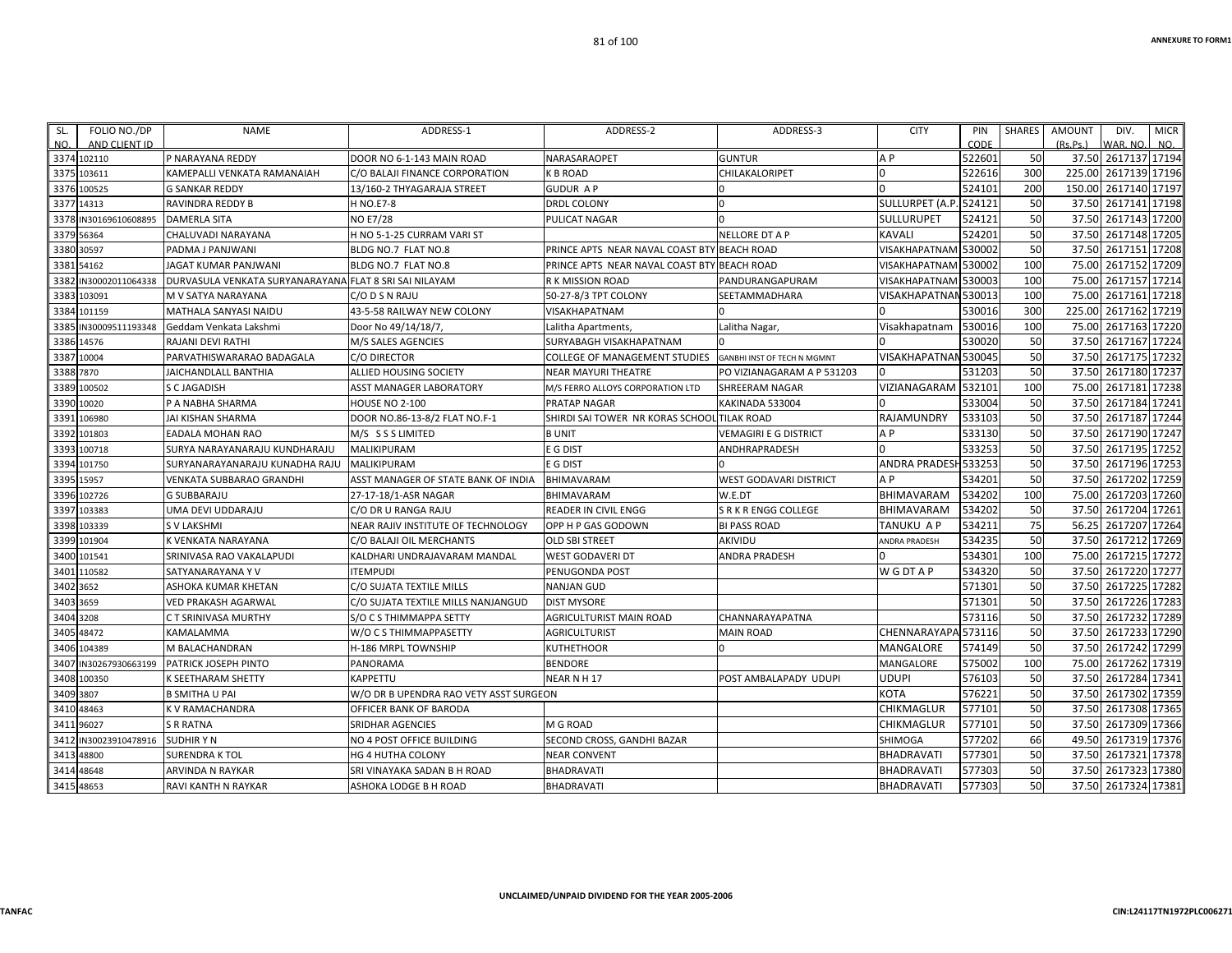| SL. NO. | FOLIO NO./DP AND CLIENT ID | NAME | ADDRESS-1 | ADDRESS-2 | ADDRESS-3 | CITY | PIN CODE | SHARES | AMOUNT (Rs.Ps.) | DIV. WAR. NO. | MICR NO. |
|---|---|---|---|---|---|---|---|---|---|---|---|
| 3374 | 102110 | P NARAYANA REDDY | DOOR NO 6-1-143 MAIN ROAD | NARASARAOPET | GUNTUR | A P | 522601 | 50 | 37.50 | 2617137 | 17194 |
| 3375 | 103611 | KAMEPALLI VENKATA RAMANAIAH | C/O BALAJI FINANCE CORPORATION | K B ROAD | CHILAKALORIPET | 0 | 522616 | 300 | 225.00 | 2617139 | 17196 |
| 3376 | 100525 | G SANKAR REDDY | 13/160-2 THYAGARAJA STREET | GUDUR A P | 0 | 0 | 524101 | 200 | 150.00 | 2617140 | 17197 |
| 3377 | 14313 | RAVINDRA REDDY B | H NO.E7-8 | DRDL COLONY | 0 | SULLURPET (A.P. | 524121 | 50 | 37.50 | 2617141 | 17198 |
| 3378 | IN30169610608895 | DAMERLA SITA | NO E7/28 | PULICAT NAGAR | 0 | SULLURUPET | 524121 | 50 | 37.50 | 2617143 | 17200 |
| 3379 | 56364 | CHALUVADI NARAYANA | H NO 5-1-25 CURRAM VARI ST | | NELLORE DT A P | KAVALI | 524201 | 50 | 37.50 | 2617148 | 17205 |
| 3380 | 30597 | PADMA J PANJWANI | BLDG NO.7 FLAT NO.8 | PRINCE APTS NEAR NAVAL COAST BTY | BEACH ROAD | VISAKHAPATNAM | 530002 | 50 | 37.50 | 2617151 | 17208 |
| 3381 | 54162 | JAGAT KUMAR PANJWANI | BLDG NO.7 FLAT NO.8 | PRINCE APTS NEAR NAVAL COAST BTY | BEACH ROAD | VISAKHAPATNAM | 530002 | 100 | 75.00 | 2617152 | 17209 |
| 3382 | IN30002011064338 | DURVASULA VENKATA SURYANARAYANA | FLAT 8 SRI SAI NILAYAM | R K MISSION ROAD | PANDURANGAPURAM | VISAKHAPATNAM | 530003 | 100 | 75.00 | 2617157 | 17214 |
| 3383 | 103091 | M V SATYA NARAYANA | C/O D S N RAJU | 50-27-8/3 TPT COLONY | SEETAMMADHARA | VISAKHAPATNAM | 530013 | 100 | 75.00 | 2617161 | 17218 |
| 3384 | 101159 | MATHALA SANYASI NAIDU | 43-5-58 RAILWAY NEW COLONY | VISAKHAPATNAM | 0 | 0 | 530016 | 300 | 225.00 | 2617162 | 17219 |
| 3385 | IN30009511193348 | Geddam Venkata Lakshmi | Door No 49/14/18/7, | Lalitha Apartments, | Lalitha Nagar, | Visakhapatnam | 530016 | 100 | 75.00 | 2617163 | 17220 |
| 3386 | 14576 | RAJANI DEVI RATHI | M/S SALES AGENCIES | SURYABAGH VISAKHAPATNAM | 0 | 0 | 530020 | 50 | 37.50 | 2617167 | 17224 |
| 3387 | 10004 | PARVATHISWARARAO BADAGALA | C/O DIRECTOR | COLLEGE OF MANAGEMENT STUDIES | GANBHI INST OF TECH N MGMNT | VISAKHAPATNAM | 530045 | 50 | 37.50 | 2617175 | 17232 |
| 3388 | 7870 | JAICHANDLALL BANTHIA | ALLIED HOUSING SOCIETY | NEAR MAYURI THEATRE | PO VIZIANAGARAM A P 531203 | 0 | 531203 | 50 | 37.50 | 2617180 | 17237 |
| 3389 | 100502 | S C JAGADISH | ASST MANAGER LABORATORY | M/S FERRO ALLOYS CORPORATION LTD | SHREERAM NAGAR | VIZIANAGARAM | 532101 | 100 | 75.00 | 2617181 | 17238 |
| 3390 | 10020 | P A NABHA SHARMA | HOUSE NO 2-100 | PRATAP NAGAR | KAKINADA 533004 | 0 | 533004 | 50 | 37.50 | 2617184 | 17241 |
| 3391 | 106980 | JAI KISHAN SHARMA | DOOR NO.86-13-8/2 FLAT NO.F-1 | SHIRDI SAI TOWER NR KORAS SCHOOL | TILAK ROAD | RAJAMUNDRY | 533103 | 50 | 37.50 | 2617187 | 17244 |
| 3392 | 101803 | EADALA MOHAN RAO | M/S S S S LIMITED | B UNIT | VEMAGIRI E G DISTRICT | A P | 533130 | 50 | 37.50 | 2617190 | 17247 |
| 3393 | 100718 | SURYA NARAYANARAJU KUNDHARAJU | MALIKIPURAM | E G DIST | ANDHRAPRADESH | 0 | 533253 | 50 | 37.50 | 2617195 | 17252 |
| 3394 | 101750 | SURYANARAYANARAJU KUNADHA RAJU | MALIKIPURAM | E G DIST | 0 | ANDRA PRADESH | 533253 | 50 | 37.50 | 2617196 | 17253 |
| 3395 | 15957 | VENKATA SUBBARAO GRANDHI | ASST MANAGER OF STATE BANK OF INDIA | BHIMAVARAM | WEST GODAVARI DISTRICT | A P | 534201 | 50 | 37.50 | 2617202 | 17259 |
| 3396 | 102726 | G SUBBARAJU | 27-17-18/1-ASR NAGAR | BHIMAVARAM | W.E.DT | BHIMAVARAM | 534202 | 100 | 75.00 | 2617203 | 17260 |
| 3397 | 103383 | UMA DEVI UDDARAJU | C/O DR U RANGA RAJU | READER IN CIVIL ENGG | S R K R ENGG COLLEGE | BHIMAVARAM | 534202 | 50 | 37.50 | 2617204 | 17261 |
| 3398 | 103339 | S V LAKSHMI | NEAR RAJIV INSTITUTE OF TECHNOLOGY | OPP H P GAS GODOWN | BI PASS ROAD | TANUKU A P | 534211 | 75 | 56.25 | 2617207 | 17264 |
| 3399 | 101904 | K VENKATA NARAYANA | C/O BALAJI OIL MERCHANTS | OLD SBI STREET | AKIVIDU | ANDRA PRADESH | 534235 | 50 | 37.50 | 2617212 | 17269 |
| 3400 | 101541 | SRINIVASA RAO VAKALAPUDI | KALDHARI UNDRAJAVARAM MANDAL | WEST GODAVERI DT | ANDRA PRADESH | 0 | 534301 | 100 | 75.00 | 2617215 | 17272 |
| 3401 | 110582 | SATYANARAYANA Y V | ITEMPUDI | PENUGONDA POST | | W G DT A P | 534320 | 50 | 37.50 | 2617220 | 17277 |
| 3402 | 3652 | ASHOKA KUMAR KHETAN | C/O SUJATA TEXTILE MILLS | NANJAN GUD | | | 571301 | 50 | 37.50 | 2617225 | 17282 |
| 3403 | 3659 | VED PRAKASH AGARWAL | C/O SUJATA TEXTILE MILLS NANJANGUD | DIST MYSORE | | | 571301 | 50 | 37.50 | 2617226 | 17283 |
| 3404 | 3208 | C T SRINIVASA MURTHY | S/O C S THIMMAPPA SETTY | AGRICULTURIST MAIN ROAD | CHANNARAYAPATNA | | 573116 | 50 | 37.50 | 2617232 | 17289 |
| 3405 | 48472 | KAMALAMMA | W/O C S THIMMAPPASETTY | AGRICULTURIST | MAIN ROAD | CHENNARAYAPA | 573116 | 50 | 37.50 | 2617233 | 17290 |
| 3406 | 104389 | M BALACHANDRAN | H-186 MRPL TOWNSHIP | KUTHETHOOR | 0 | MANGALORE | 574149 | 50 | 37.50 | 2617242 | 17299 |
| 3407 | IN30267930663199 | PATRICK JOSEPH PINTO | PANORAMA | BENDORE | | MANGALORE | 575002 | 100 | 75.00 | 2617262 | 17319 |
| 3408 | 100350 | K SEETHARAM SHETTY | KAPPETTU | NEAR N H 17 | POST AMBALAPADY UDUPI | UDUPI | 576103 | 50 | 37.50 | 2617284 | 17341 |
| 3409 | 3807 | B SMITHA U PAI | W/O DR B UPENDRA RAO VETY ASST SURGEON | | | KOTA | 576221 | 50 | 37.50 | 2617302 | 17359 |
| 3410 | 48463 | K V RAMACHANDRA | OFFICER BANK OF BARODA | | | CHIKMAGLUR | 577101 | 50 | 37.50 | 2617308 | 17365 |
| 3411 | 96027 | S R RATNA | SRIDHAR AGENCIES | M G ROAD | | CHIKMAGLUR | 577101 | 50 | 37.50 | 2617309 | 17366 |
| 3412 | IN30023910478916 | SUDHIR Y N | NO 4 POST OFFICE BUILDING | SECOND CROSS, GANDHI BAZAR | | SHIMOGA | 577202 | 66 | 49.50 | 2617319 | 17376 |
| 3413 | 48800 | SURENDRA K TOL | HG 4 HUTHA COLONY | NEAR CONVENT | | BHADRAVATI | 577301 | 50 | 37.50 | 2617321 | 17378 |
| 3414 | 48648 | ARVINDA N RAYKAR | SRI VINAYAKA SADAN B H ROAD | BHADRAVATI | | BHADRAVATI | 577303 | 50 | 37.50 | 2617323 | 17380 |
| 3415 | 48653 | RAVI KANTH N RAYKAR | ASHOKA LODGE B H ROAD | BHADRAVATI | | BHADRAVATI | 577303 | 50 | 37.50 | 2617324 | 17381 |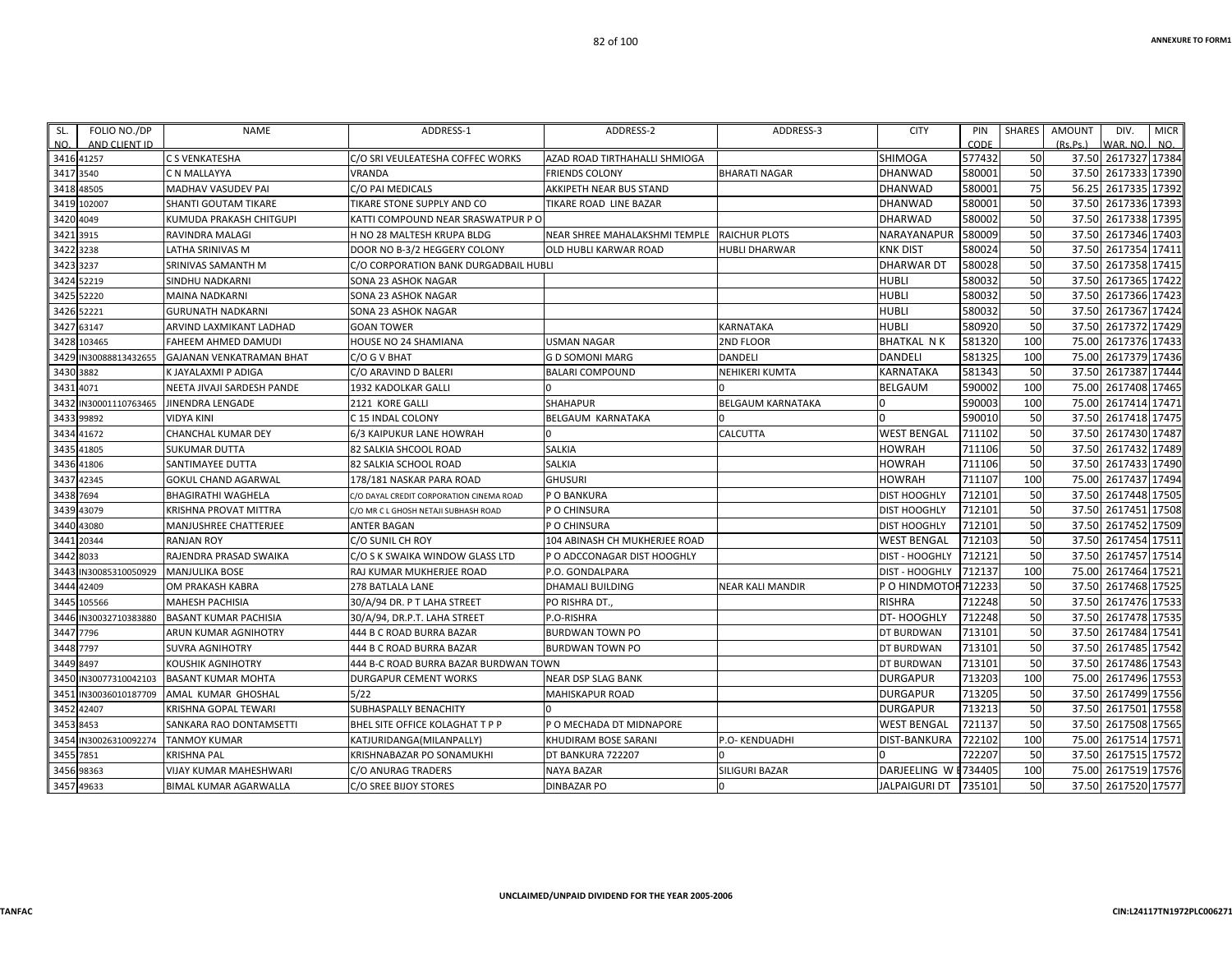ANNEXURE TO FORM1

| SL. NO. | FOLIO NO./DP AND CLIENT ID | NAME | ADDRESS-1 | ADDRESS-2 | ADDRESS-3 | CITY | PIN CODE | SHARES | AMOUNT (Rs.Ps.) | DIV. WAR. NO. | MICR NO. |
|---|---|---|---|---|---|---|---|---|---|---|---|
| 3416 | 41257 | C S VENKATESHA | C/O SRI VEULEATESHA COFFEC WORKS | AZAD ROAD TIRTHAHALLI SHMIOGA | | SHIMOGA | 577432 | 50 | 37.50 | 2617327 | 17384 |
| 3417 | 3540 | C N MALLAYYA | VRANDA | FRIENDS COLONY | BHARATI NAGAR | DHANWAD | 580001 | 50 | 37.50 | 2617333 | 17390 |
| 3418 | 48505 | MADHAV VASUDEV PAI | C/O PAI MEDICALS | AKKIPETH NEAR BUS STAND | | DHANWAD | 580001 | 75 | 56.25 | 2617335 | 17392 |
| 3419 | 102007 | SHANTI GOUTAM TIKARE | TIKARE STONE SUPPLY AND CO | TIKARE ROAD LINE BAZAR | | DHANWAD | 580001 | 50 | 37.50 | 2617336 | 17393 |
| 3420 | 4049 | KUMUDA PRAKASH CHITGUPI | KATTI COMPOUND NEAR SRASWATPUR P O | | | DHARWAD | 580002 | 50 | 37.50 | 2617338 | 17395 |
| 3421 | 3915 | RAVINDRA MALAGI | H NO 28 MALTESH KRUPA BLDG | NEAR SHREE MAHALAKSHMI TEMPLE | RAICHUR PLOTS | NARAYANAPUR | 580009 | 50 | 37.50 | 2617346 | 17403 |
| 3422 | 3238 | LATHA SRINIVAS M | DOOR NO B-3/2 HEGGERY COLONY | OLD HUBLI KARWAR ROAD | HUBLI DHARWAR | KNK DIST | 580024 | 50 | 37.50 | 2617354 | 17411 |
| 3423 | 3237 | SRINIVAS SAMANTH M | C/O CORPORATION BANK DURGADBAIL HUBLI | | | DHARWAR DT | 580028 | 50 | 37.50 | 2617358 | 17415 |
| 3424 | 52219 | SINDHU NADKARNI | SONA 23 ASHOK NAGAR | | | HUBLI | 580032 | 50 | 37.50 | 2617365 | 17422 |
| 3425 | 52220 | MAINA NADKARNI | SONA 23 ASHOK NAGAR | | | HUBLI | 580032 | 50 | 37.50 | 2617366 | 17423 |
| 3426 | 52221 | GURUNATH NADKARNI | SONA 23 ASHOK NAGAR | | | HUBLI | 580032 | 50 | 37.50 | 2617367 | 17424 |
| 3427 | 63147 | ARVIND LAXMIKANT LADHAD | GOAN TOWER | | KARNATAKA | HUBLI | 580920 | 50 | 37.50 | 2617372 | 17429 |
| 3428 | 103465 | FAHEEM AHMED DAMUDI | HOUSE NO 24 SHAMIANA | USMAN NAGAR | 2ND FLOOR | BHATKAL N K | 581320 | 100 | 75.00 | 2617376 | 17433 |
| 3429 | IN30088813432655 | GAJANAN VENKATRAMAN BHAT | C/O G V BHAT | G D SOMONI MARG | DANDELI | DANDELI | 581325 | 100 | 75.00 | 2617379 | 17436 |
| 3430 | 3882 | K JAYALAXMI P ADIGA | C/O ARAVIND D BALERI | BALARI COMPOUND | NEHIKERI KUMTA | KARNATAKA | 581343 | 50 | 37.50 | 2617387 | 17444 |
| 3431 | 4071 | NEETA JIVAJI SARDESH PANDE | 1932 KADOLKAR GALLI | 0 | 0 | BELGAUM | 590002 | 100 | 75.00 | 2617408 | 17465 |
| 3432 | IN30001110763465 | JINENDRA LENGADE | 2121 KORE GALLI | SHAHAPUR | BELGAUM KARNATAKA | 0 | 590003 | 100 | 75.00 | 2617414 | 17471 |
| 3433 | 99892 | VIDYA KINI | C 15 INDAL COLONY | BELGAUM KARNATAKA | 0 | 0 | 590010 | 50 | 37.50 | 2617418 | 17475 |
| 3434 | 41672 | CHANCHAL KUMAR DEY | 6/3 KAIPUKUR LANE HOWRAH | 0 | CALCUTTA | WEST BENGAL | 711102 | 50 | 37.50 | 2617430 | 17487 |
| 3435 | 41805 | SUKUMAR DUTTA | 82 SALKIA SHCOOL ROAD | SALKIA | | HOWRAH | 711106 | 50 | 37.50 | 2617432 | 17489 |
| 3436 | 41806 | SANTIMAYEE DUTTA | 82 SALKIA SCHOOL ROAD | SALKIA | | HOWRAH | 711106 | 50 | 37.50 | 2617433 | 17490 |
| 3437 | 42345 | GOKUL CHAND AGARWAL | 178/181 NASKAR PARA ROAD | GHUSURI | | HOWRAH | 711107 | 100 | 75.00 | 2617437 | 17494 |
| 3438 | 7694 | BHAGIRATHI WAGHELA | C/O DAYAL CREDIT CORPORATION CINEMA ROAD | P O BANKURA | | DIST HOOGHLY | 712101 | 50 | 37.50 | 2617448 | 17505 |
| 3439 | 43079 | KRISHNA PROVAT MITTRA | C/O MR C L GHOSH NETAJI SUBHASH ROAD | P O CHINSURA | | DIST HOOGHLY | 712101 | 50 | 37.50 | 2617451 | 17508 |
| 3440 | 43080 | MANJUSHREE CHATTERJEE | ANTER BAGAN | P O CHINSURA | | DIST HOOGHLY | 712101 | 50 | 37.50 | 2617452 | 17509 |
| 3441 | 20344 | RANJAN ROY | C/O SUNIL CH ROY | 104 ABINASH CH MUKHERJEE ROAD | | WEST BENGAL | 712103 | 50 | 37.50 | 2617454 | 17511 |
| 3442 | 8033 | RAJENDRA PRASAD SWAIKA | C/O S K SWAIKA WINDOW GLASS LTD | P O ADCCONAGAR DIST HOOGHLY | | DIST - HOOGHLY | 712121 | 50 | 37.50 | 2617457 | 17514 |
| 3443 | IN30085310050929 | MANJULIKA BOSE | RAJ KUMAR MUKHERJEE ROAD | P.O. GONDALPARA | | DIST - HOOGHLY | 712137 | 100 | 75.00 | 2617464 | 17521 |
| 3444 | 42409 | OM PRAKASH KABRA | 278 BATLALA LANE | DHAMALI BUILDING | NEAR KALI MANDIR | P O HINDMOTOR | 712233 | 50 | 37.50 | 2617468 | 17525 |
| 3445 | 105566 | MAHESH PACHISIA | 30/A/94 DR. P T LAHA STREET | PO RISHRA DT., | | RISHRA | 712248 | 50 | 37.50 | 2617476 | 17533 |
| 3446 | IN30032710383880 | BASANT KUMAR PACHISIA | 30/A/94, DR.P.T. LAHA STREET | P.O-RISHRA | | DT- HOOGHLY | 712248 | 50 | 37.50 | 2617478 | 17535 |
| 3447 | 7796 | ARUN KUMAR AGNIHOTRY | 444 B C ROAD BURRA BAZAR | BURDWAN TOWN PO | | DT BURDWAN | 713101 | 50 | 37.50 | 2617484 | 17541 |
| 3448 | 7797 | SUVRA AGNIHOTRY | 444 B C ROAD BURRA BAZAR | BURDWAN TOWN PO | | DT BURDWAN | 713101 | 50 | 37.50 | 2617485 | 17542 |
| 3449 | 8497 | KOUSHIK AGNIHOTRY | 444 B-C ROAD BURRA BAZAR BURDWAN TOWN | | | DT BURDWAN | 713101 | 50 | 37.50 | 2617486 | 17543 |
| 3450 | IN30077310042103 | BASANT KUMAR MOHTA | DURGAPUR CEMENT WORKS | NEAR DSP SLAG BANK | | DURGAPUR | 713203 | 100 | 75.00 | 2617496 | 17553 |
| 3451 | IN30036010187709 | AMAL KUMAR GHOSHAL | 5/22 | MAHISKAPUR ROAD | | DURGAPUR | 713205 | 50 | 37.50 | 2617499 | 17556 |
| 3452 | 42407 | KRISHNA GOPAL TEWARI | SUBHASPALLY BENACHITY | 0 | | DURGAPUR | 713213 | 50 | 37.50 | 2617501 | 17558 |
| 3453 | 8453 | SANKARA RAO DONTAMSETTI | BHEL SITE OFFICE KOLAGHAT T P P | P O MECHADA DT MIDNAPORE | | WEST BENGAL | 721137 | 50 | 37.50 | 2617508 | 17565 |
| 3454 | IN30026310092274 | TANMOY KUMAR | KATJURIDANGA(MILANPALLY) | KHUDIRAM BOSE SARANI | P.O- KENDUADHI | DIST-BANKURA | 722102 | 100 | 75.00 | 2617514 | 17571 |
| 3455 | 7851 | KRISHNA PAL | KRISHNABAZAR PO SONAMUKHI | DT BANKURA 722207 | 0 | 0 | 722207 | 50 | 37.50 | 2617515 | 17572 |
| 3456 | 98363 | VIJAY KUMAR MAHESHWARI | C/O ANURAG TRADERS | NAYA BAZAR | SILIGURI BAZAR | DARJEELING W B | 734405 | 100 | 75.00 | 2617519 | 17576 |
| 3457 | 49633 | BIMAL KUMAR AGARWALLA | C/O SREE BIJOY STORES | DINBAZAR PO | 0 | JALPAIGURI DT | 735101 | 50 | 37.50 | 2617520 | 17577 |

UNCLAIMED/UNPAID DIVIDEND FOR THE YEAR 2005-2006

TANFAC

CIN:L24117TN1972PLC006271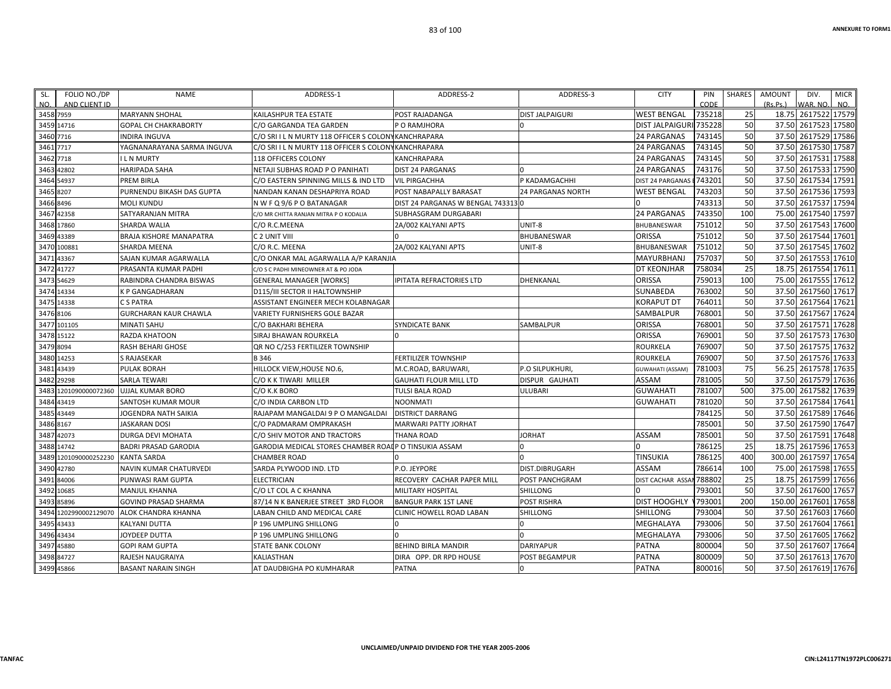| SL. NO. | FOLIO NO./DP AND CLIENT ID | NAME | ADDRESS-1 | ADDRESS-2 | ADDRESS-3 | CITY | PIN CODE | SHARES | AMOUNT (Rs.Ps.) | DIV. WAR. NO. | MICR NO. |
|---|---|---|---|---|---|---|---|---|---|---|---|
| 3458 | 7959 | MARYANN SHOHAL | KAILASHPUR TEA ESTATE | POST RAJADANGA | DIST JALPAIGURI | WEST BENGAL | 735218 | 25 | 18.75 | 2617522 | 17579 |
| 3459 | 14716 | GOPAL CH CHAKRABORTY | C/O GARGANDA TEA GARDEN | P O RAMJHORA | 0 | DIST JALPAIGURI | 735228 | 50 | 37.50 | 2617523 | 17580 |
| 3460 | 7716 | INDIRA INGUVA | C/O SRI I L N MURTY 118 OFFICER S COLONY | KANCHRAPARA | | 24 PARGANAS | 743145 | 50 | 37.50 | 2617529 | 17586 |
| 3461 | 7717 | YAGNANARAYANA SARMA INGUVA | C/O SRI I L N MURTY 118 OFFICER S COLONY | KANCHRAPARA | | 24 PARGANAS | 743145 | 50 | 37.50 | 2617530 | 17587 |
| 3462 | 7718 | I L N MURTY | 118 OFFICERS COLONY | KANCHRAPARA | | 24 PARGANAS | 743145 | 50 | 37.50 | 2617531 | 17588 |
| 3463 | 42802 | HARIPADA SAHA | NETAJI SUBHAS ROAD P O PANIHATI | DIST 24 PARGANAS | 0 | 24 PARGANAS | 743176 | 50 | 37.50 | 2617533 | 17590 |
| 3464 | 54937 | PREM BIRLA | C/O EASTERN SPINNING MILLS & IND LTD | VIL PIRGACHHA | P KADAMGACHHI | DIST 24 PARGANAS | 743201 | 50 | 37.50 | 2617534 | 17591 |
| 3465 | 8207 | PURNENDU BIKASH DAS GUPTA | NANDAN KANAN DESHAPRIYA ROAD | POST NABAPALLY BARASAT | 24 PARGANAS NORTH | WEST BENGAL | 743203 | 50 | 37.50 | 2617536 | 17593 |
| 3466 | 8496 | MOLI KUNDU | N W F Q 9/6 P O BATANAGAR | DIST 24 PARGANAS W BENGAL 743313 | 0 | 0 | 743313 | 50 | 37.50 | 2617537 | 17594 |
| 3467 | 42358 | SATYARANJAN MITRA | C/O MR CHITTA RANJAN MITRA P O KODALIA | SUBHASGRAM DURGABARI | | 24 PARGANAS | 743350 | 100 | 75.00 | 2617540 | 17597 |
| 3468 | 17860 | SHARDA WALIA | C/O R.C.MEENA | 2A/002 KALYANI APTS | UNIT-8 | BHUBANESWAR | 751012 | 50 | 37.50 | 2617543 | 17600 |
| 3469 | 43389 | BRAJA KISHORE MANAPATRA | C 2 UNIT VIII | 0 | BHUBANESWAR | ORISSA | 751012 | 50 | 37.50 | 2617544 | 17601 |
| 3470 | 100881 | SHARDA MEENA | C/O R.C. MEENA | 2A/002 KALYANI APTS | UNIT-8 | BHUBANESWAR | 751012 | 50 | 37.50 | 2617545 | 17602 |
| 3471 | 43367 | SAJAN KUMAR AGARWALLA | C/O ONKAR MAL AGARWALLA A/P KARANJIA | | | MAYURBHANJ | 757037 | 50 | 37.50 | 2617553 | 17610 |
| 3472 | 41727 | PRASANTA KUMAR PADHI | C/O S C PADHI MINEOWNER AT & PO JODA | | | DT KEONJHAR | 758034 | 25 | 18.75 | 2617554 | 17611 |
| 3473 | 54629 | RABINDRA CHANDRA BISWAS | GENERAL MANAGER [WORKS] | IPITATA REFRACTORIES LTD | DHENKANAL | ORISSA | 759013 | 100 | 75.00 | 2617555 | 17612 |
| 3474 | 14334 | K P GANGADHARAN | D115/III SECTOR II HALTOWNSHIP | | | SUNABEDA | 763002 | 50 | 37.50 | 2617560 | 17617 |
| 3475 | 14338 | C S PATRA | ASSISTANT ENGINEER MECH KOLABNAGAR | | | KORAPUT DT | 764011 | 50 | 37.50 | 2617564 | 17621 |
| 3476 | 8106 | GURCHARAN KAUR CHAWLA | VARIETY FURNISHERS GOLE BAZAR | | | SAMBALPUR | 768001 | 50 | 37.50 | 2617567 | 17624 |
| 3477 | 101105 | MINATI SAHU | C/O BAKHARI BEHERA | SYNDICATE BANK | SAMBALPUR | ORISSA | 768001 | 50 | 37.50 | 2617571 | 17628 |
| 3478 | 15122 | RAZDA KHATOON | SIRAJ BHAWAN ROURKELA | 0 | | ORISSA | 769001 | 50 | 37.50 | 2617573 | 17630 |
| 3479 | 8094 | RASH BEHARI GHOSE | QR NO C/253 FERTILIZER TOWNSHIP | | | ROURKELA | 769007 | 50 | 37.50 | 2617575 | 17632 |
| 3480 | 14253 | S RAJASEKAR | B 346 | FERTILIZER TOWNSHIP | | ROURKELA | 769007 | 50 | 37.50 | 2617576 | 17633 |
| 3481 | 43439 | PULAK BORAH | HILLOCK VIEW,HOUSE NO.6, | M.C.ROAD, BARUWARI, | P.O SILPUKHURI, | GUWAHATI (ASSAM) | 781003 | 75 | 56.25 | 2617578 | 17635 |
| 3482 | 29298 | SARLA TEWARI | C/O K K TIWARI MILLER | GAUHATI FLOUR MILL LTD | DISPUR GAUHATI | ASSAM | 781005 | 50 | 37.50 | 2617579 | 17636 |
| 3483 | 1201090000072360 | UJJAL KUMAR BORO | C/O K.K BORO | TULSI BALA ROAD | ULUBARI | GUWAHATI | 781007 | 500 | 375.00 | 2617582 | 17639 |
| 3484 | 43419 | SANTOSH KUMAR MOUR | C/O INDIA CARBON LTD | NOONMATI | | GUWAHATI | 781020 | 50 | 37.50 | 2617584 | 17641 |
| 3485 | 43449 | JOGENDRA NATH SAIKIA | RAJAPAM MANGALDAI 9 P O MANGALDAI | DISTRICT DARRANG | | | 784125 | 50 | 37.50 | 2617589 | 17646 |
| 3486 | 8167 | JASKARAN DOSI | C/O PADMARAM OMPRAKASH | MARWARI PATTY JORHAT | | | 785001 | 50 | 37.50 | 2617590 | 17647 |
| 3487 | 42073 | DURGA DEVI MOHATA | C/O SHIV MOTOR AND TRACTORS | THANA ROAD | JORHAT | ASSAM | 785001 | 50 | 37.50 | 2617591 | 17648 |
| 3488 | 14742 | BADRI PRASAD GARODIA | GARODIA MEDICAL STORES CHAMBER ROAD | P O TINSUKIA ASSAM | 0 | 0 | 786125 | 25 | 18.75 | 2617596 | 17653 |
| 3489 | 1201090000252230 | KANTA SARDA | CHAMBER ROAD | 0 | 0 | TINSUKIA | 786125 | 400 | 300.00 | 2617597 | 17654 |
| 3490 | 42780 | NAVIN KUMAR CHATURVEDI | SARDA PLYWOOD IND. LTD | P.O. JEYPORE | DIST.DIBRUGARH | ASSAM | 786614 | 100 | 75.00 | 2617598 | 17655 |
| 3491 | 84006 | PUNWASI RAM GUPTA | ELECTRICIAN | RECOVERY CACHAR PAPER MILL | POST PANCHGRAM | DIST CACHAR ASSAM | 788802 | 25 | 18.75 | 2617599 | 17656 |
| 3492 | 10685 | MANJUL KHANNA | C/O LT COL A C KHANNA | MILITARY HOSPITAL | SHILLONG | 0 | 793001 | 50 | 37.50 | 2617600 | 17657 |
| 3493 | 85896 | GOVIND PRASAD SHARMA | 87/14 N K BANERJEE STREET 3RD FLOOR | BANGUR PARK 1ST LANE | POST RISHRA | DIST HOOGHLY | 793001 | 200 | 150.00 | 2617601 | 17658 |
| 3494 | 1202990002129070 | ALOK CHANDRA KHANNA | LABAN CHILD AND MEDICAL CARE | CLINIC HOWELL ROAD LABAN | SHILLONG | SHILLONG | 793004 | 50 | 37.50 | 2617603 | 17660 |
| 3495 | 43433 | KALYANI DUTTA | P 196 UMPLING SHILLONG | 0 | 0 | MEGHALAYA | 793006 | 50 | 37.50 | 2617604 | 17661 |
| 3496 | 43434 | JOYDEEP DUTTA | P 196 UMPLING SHILLONG | 0 | 0 | MEGHALAYA | 793006 | 50 | 37.50 | 2617605 | 17662 |
| 3497 | 45880 | GOPI RAM GUPTA | STATE BANK COLONY | BEHIND BIRLA MANDIR | DARIYAPUR | PATNA | 800004 | 50 | 37.50 | 2617607 | 17664 |
| 3498 | 84727 | RAJESH NAUGRAIYA | KALIASTHAN | DIRA OPP. DR RPD HOUSE | POST BEGAMPUR | PATNA | 800009 | 50 | 37.50 | 2617613 | 17670 |
| 3499 | 45866 | BASANT NARAIN SINGH | AT DAUDBIGHA PO KUMHARAR | PATNA | 0 | PATNA | 800016 | 50 | 37.50 | 2617619 | 17676 |

UNCLAIMED/UNPAID DIVIDEND FOR THE YEAR 2005-2006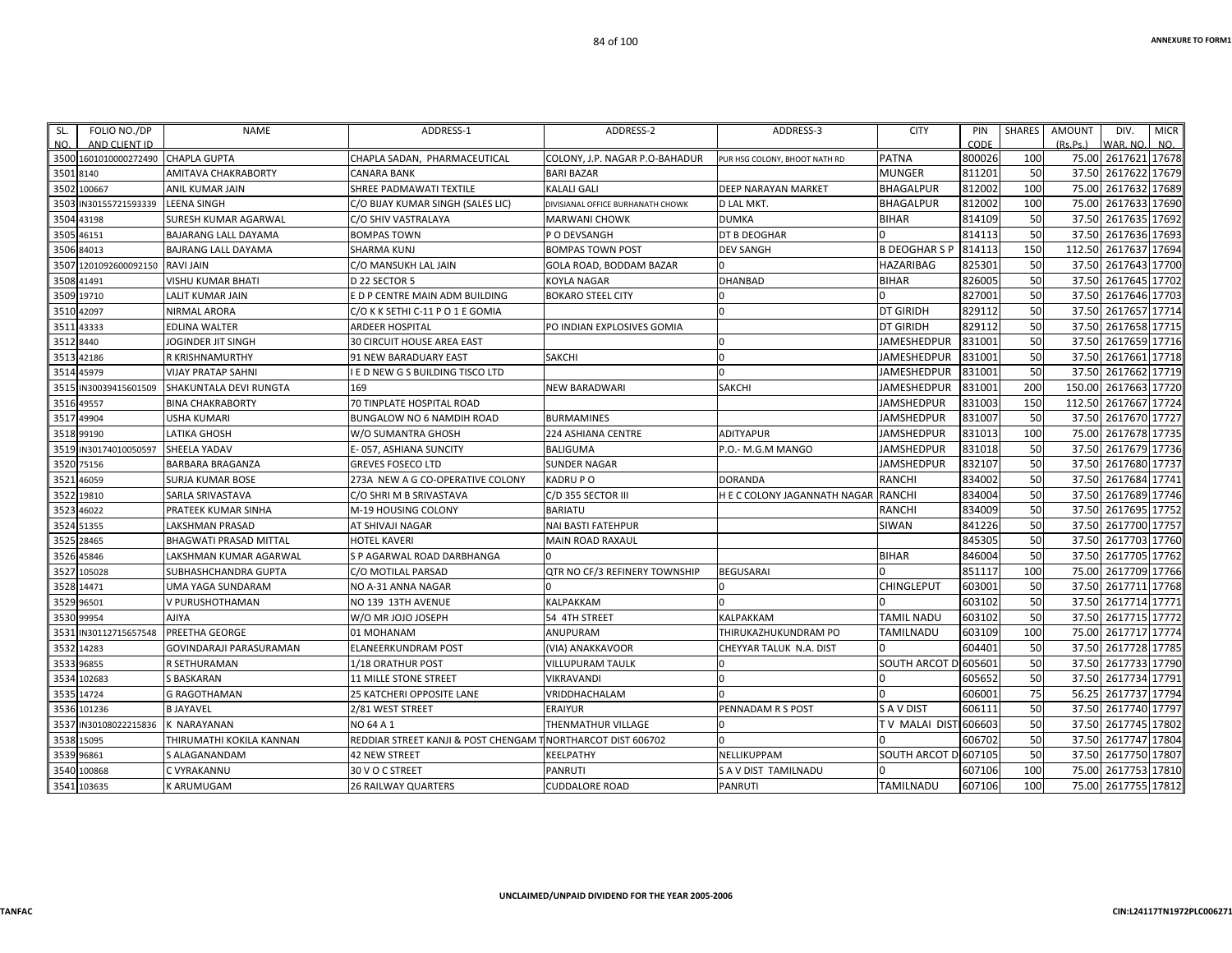ANNEXURE TO FORM1

| SL. NO. | FOLIO NO./DP AND CLIENT ID | NAME | ADDRESS-1 | ADDRESS-2 | ADDRESS-3 | CITY | PIN CODE | SHARES | AMOUNT (Rs.Ps.) | DIV. WAR. NO. | MICR NO. |
|---|---|---|---|---|---|---|---|---|---|---|---|
| 3500 | 1601010000272490 | CHAPLA GUPTA | CHAPLA SADAN, PHARMACEUTICAL | COLONY, J.P. NAGAR P.O-BAHADUR | PUR HSG COLONY, BHOOT NATH RD | PATNA | 800026 | 100 | 75.00 | 2617621 | 17678 |
| 3501 | 8140 | AMITAVA CHAKRABORTY | CANARA BANK | BARI BAZAR | | MUNGER | 811201 | 50 | 37.50 | 2617622 | 17679 |
| 3502 | 100667 | ANIL KUMAR JAIN | SHREE PADMAWATI TEXTILE | KALALI GALI | DEEP NARAYAN MARKET | BHAGALPUR | 812002 | 100 | 75.00 | 2617632 | 17689 |
| 3503 | IN30155721593339 | LEENA SINGH | C/O BIJAY KUMAR SINGH (SALES LIC) | DIVISIANAL OFFICE BURHANATH CHOWK | D LAL MKT. | BHAGALPUR | 812002 | 100 | 75.00 | 2617633 | 17690 |
| 3504 | 43198 | SURESH KUMAR AGARWAL | C/O SHIV VASTRALAYA | MARWANI CHOWK | DUMKA | BIHAR | 814109 | 50 | 37.50 | 2617635 | 17692 |
| 3505 | 46151 | BAJARANG LALL DAYAMA | BOMPAS TOWN | P O DEVSANGH | DT B DEOGHAR | 0 | 814113 | 50 | 37.50 | 2617636 | 17693 |
| 3506 | 84013 | BAJRANG LALL DAYAMA | SHARMA KUNJ | BOMPAS TOWN POST | DEV SANGH | B DEOGHAR S P | 814113 | 150 | 112.50 | 2617637 | 17694 |
| 3507 | 1201092600092150 | RAVI JAIN | C/O MANSUKH LAL JAIN | GOLA ROAD, BODDAM BAZAR | 0 | HAZARIBAG | 825301 | 50 | 37.50 | 2617643 | 17700 |
| 3508 | 41491 | VISHU KUMAR BHATI | D 22 SECTOR 5 | KOYLA NAGAR | DHANBAD | BIHAR | 826005 | 50 | 37.50 | 2617645 | 17702 |
| 3509 | 19710 | LALIT KUMAR JAIN | E D P CENTRE MAIN ADM BUILDING | BOKARO STEEL CITY | 0 | 0 | 827001 | 50 | 37.50 | 2617646 | 17703 |
| 3510 | 42097 | NIRMAL ARORA | C/O K K SETHI C-11 P O 1 E GOMIA | | 0 | DT GIRIDH | 829112 | 50 | 37.50 | 2617657 | 17714 |
| 3511 | 43333 | EDLINA WALTER | ARDEER HOSPITAL | PO INDIAN EXPLOSIVES GOMIA | | DT GIRIDH | 829112 | 50 | 37.50 | 2617658 | 17715 |
| 3512 | 8440 | JOGINDER JIT SINGH | 30 CIRCUIT HOUSE AREA EAST | | 0 | JAMESHEDPUR | 831001 | 50 | 37.50 | 2617659 | 17716 |
| 3513 | 42186 | R KRISHNAMURTHY | 91 NEW BARADUARY EAST | SAKCHI | 0 | JAMESHEDPUR | 831001 | 50 | 37.50 | 2617661 | 17718 |
| 3514 | 45979 | VIJAY PRATAP SAHNI | I E D NEW G S BUILDING TISCO LTD | | 0 | JAMESHEDPUR | 831001 | 50 | 37.50 | 2617662 | 17719 |
| 3515 | IN30039415601509 | SHAKUNTALA DEVI RUNGTA | 169 | NEW BARADWARI | SAKCHI | JAMESHEDPUR | 831001 | 200 | 150.00 | 2617663 | 17720 |
| 3516 | 49557 | BINA CHAKRABORTY | 70 TINPLATE HOSPITAL ROAD | | | JAMSHEDPUR | 831003 | 150 | 112.50 | 2617667 | 17724 |
| 3517 | 49904 | USHA KUMARI | BUNGALOW NO 6 NAMDIH ROAD | BURMAMINES | | JAMSHEDPUR | 831007 | 50 | 37.50 | 2617670 | 17727 |
| 3518 | 99190 | LATIKA GHOSH | W/O SUMANTRA GHOSH | 224 ASHIANA CENTRE | ADITYAPUR | JAMSHEDPUR | 831013 | 100 | 75.00 | 2617678 | 17735 |
| 3519 | IN30174010050597 | SHEELA YADAV | E- 057, ASHIANA SUNCITY | BALIGUMA | P.O.- M.G.M MANGO | JAMSHEDPUR | 831018 | 50 | 37.50 | 2617679 | 17736 |
| 3520 | 75156 | BARBARA BRAGANZA | GREVES FOSECO LTD | SUNDER NAGAR | | JAMSHEDPUR | 832107 | 50 | 37.50 | 2617680 | 17737 |
| 3521 | 46059 | SURJA KUMAR BOSE | 273A NEW A G CO-OPERATIVE COLONY | KADRU P O | DORANDA | RANCHI | 834002 | 50 | 37.50 | 2617684 | 17741 |
| 3522 | 19810 | SARLA SRIVASTAVA | C/O SHRI M B SRIVASTAVA | C/D 355 SECTOR III | H E C COLONY JAGANNATH NAGAR | RANCHI | 834004 | 50 | 37.50 | 2617689 | 17746 |
| 3523 | 46022 | PRATEEK KUMAR SINHA | M-19 HOUSING COLONY | BARIATU | | RANCHI | 834009 | 50 | 37.50 | 2617695 | 17752 |
| 3524 | 51355 | LAKSHMAN PRASAD | AT SHIVAJI NAGAR | NAI BASTI FATEHPUR | | SIWAN | 841226 | 50 | 37.50 | 2617700 | 17757 |
| 3525 | 28465 | BHAGWATI PRASAD MITTAL | HOTEL KAVERI | MAIN ROAD RAXAUL | | | 845305 | 50 | 37.50 | 2617703 | 17760 |
| 3526 | 45846 | LAKSHMAN KUMAR AGARWAL | S P AGARWAL ROAD DARBHANGA | 0 | | BIHAR | 846004 | 50 | 37.50 | 2617705 | 17762 |
| 3527 | 105028 | SUBHASHCHANDRA GUPTA | C/O MOTILAL PARSAD | QTR NO CF/3 REFINERY TOWNSHIP | BEGUSARAI | 0 | 851117 | 100 | 75.00 | 2617709 | 17766 |
| 3528 | 14471 | UMA YAGA SUNDARAM | NO A-31 ANNA NAGAR | 0 | 0 | CHINGLEPUT | 603001 | 50 | 37.50 | 2617711 | 17768 |
| 3529 | 96501 | V PURUSHOTHAMAN | NO 139 13TH AVENUE | KALPAKKAM | 0 | 0 | 603102 | 50 | 37.50 | 2617714 | 17771 |
| 3530 | 99954 | AJIYA | W/O MR JOJO JOSEPH | 54 4TH STREET | KALPAKKAM | TAMIL NADU | 603102 | 50 | 37.50 | 2617715 | 17772 |
| 3531 | IN30112715657548 | PREETHA GEORGE | 01 MOHANAM | ANUPURAM | THIRUKAZHUKUNDRAM PO | TAMILNADU | 603109 | 100 | 75.00 | 2617717 | 17774 |
| 3532 | 14283 | GOVINDARAJI PARASURAMAN | ELANEERKUNDRAM POST | (VIA) ANAKKAVOOR | CHEYYAR TALUK N.A. DIST | 0 | 604401 | 50 | 37.50 | 2617728 | 17785 |
| 3533 | 96855 | R SETHURAMAN | 1/18 ORATHUR POST | VILLUPURAM TAULK | 0 | SOUTH ARCOT D | 605601 | 50 | 37.50 | 2617733 | 17790 |
| 3534 | 102683 | S BASKARAN | 11 MILLE STONE STREET | VIKRAVANDI | 0 | 0 | 605652 | 50 | 37.50 | 2617734 | 17791 |
| 3535 | 14724 | G RAGOTHAMAN | 25 KATCHERI OPPOSITE LANE | VRIDDHACHALAM | 0 | 0 | 606001 | 75 | 56.25 | 2617737 | 17794 |
| 3536 | 101236 | B JAYAVEL | 2/81 WEST STREET | ERAIYUR | PENNADAM R S POST | S A V DIST | 606111 | 50 | 37.50 | 2617740 | 17797 |
| 3537 | IN30108022215836 | K NARAYANAN | NO 64 A 1 | THENMATHUR VILLAGE | 0 | T V MALAI DIST | 606603 | 50 | 37.50 | 2617745 | 17802 |
| 3538 | 15095 | THIRUMATHI KOKILA KANNAN | REDDIAR STREET KANJI & POST CHENGAM T | NORTHARCOT DIST 606702 | 0 | 0 | 606702 | 50 | 37.50 | 2617747 | 17804 |
| 3539 | 96861 | S ALAGANANDAM | 42 NEW STREET | KEELPATHY | NELLIKUPPAM | SOUTH ARCOT D | 607105 | 50 | 37.50 | 2617750 | 17807 |
| 3540 | 100868 | C VYRAKANNU | 30 V O C STREET | PANRUTI | S A V DIST TAMILNADU | 0 | 607106 | 100 | 75.00 | 2617753 | 17810 |
| 3541 | 103635 | K ARUMUGAM | 26 RAILWAY QUARTERS | CUDDALORE ROAD | PANRUTI | TAMILNADU | 607106 | 100 | 75.00 | 2617755 | 17812 |

UNCLAIMED/UNPAID DIVIDEND FOR THE YEAR 2005-2006

TANFAC

CIN:L24117TN1972PLC006271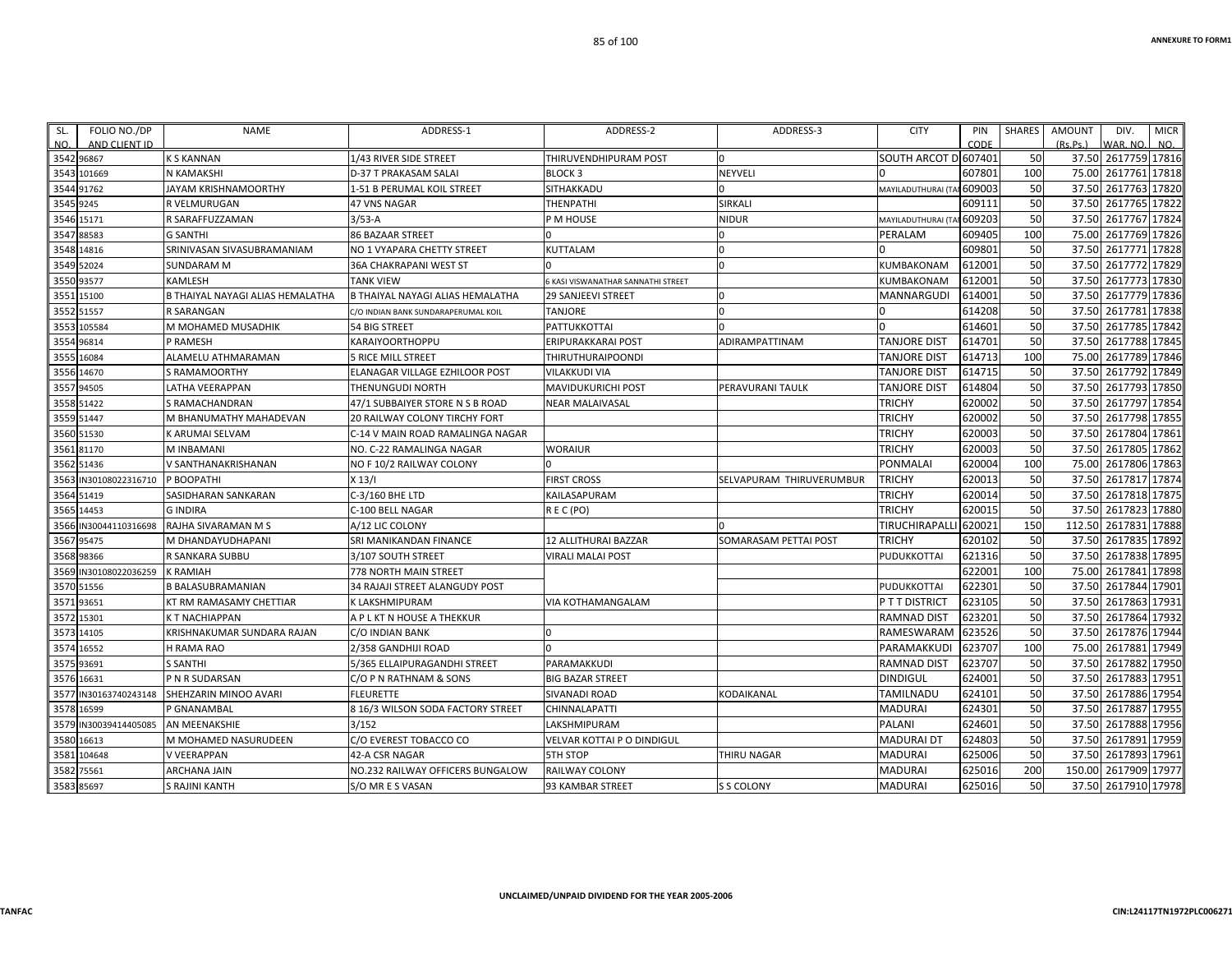| SL. NO. | FOLIO NO./DP AND CLIENT ID | NAME | ADDRESS-1 | ADDRESS-2 | ADDRESS-3 | CITY | PIN CODE | SHARES | AMOUNT (Rs.Ps.) | DIV. WAR. NO. | MICR NO. |
|---|---|---|---|---|---|---|---|---|---|---|---|
| 3542 | 96867 | K S KANNAN | 1/43 RIVER SIDE STREET | THIRUVENDHIPURAM POST | 0 | SOUTH ARCOT D | 607401 | 50 | 37.50 | 2617759 | 17816 |
| 3543 | 101669 | N KAMAKSHI | D-37 T PRAKASAM SALAI | BLOCK 3 | NEYVELI | 0 | 607801 | 100 | 75.00 | 2617761 | 17818 |
| 3544 | 91762 | JAYAM KRISHNAMOORTHY | 1-51 B PERUMAL KOIL STREET | SITHAKKADU | 0 | MAYILADUTHURAI (TA | 609003 | 50 | 37.50 | 2617763 | 17820 |
| 3545 | 9245 | R VELMURUGAN | 47 VNS NAGAR | THENPATHI | SIRKALI | | 609111 | 50 | 37.50 | 2617765 | 17822 |
| 3546 | 15171 | R SARAFFUZZAMAN | 3/53-A | P M HOUSE | NIDUR | MAYILADUTHURAI (TA | 609203 | 50 | 37.50 | 2617767 | 17824 |
| 3547 | 88583 | G SANTHI | 86 BAZAAR STREET | 0 | 0 | PERALAM | 609405 | 100 | 75.00 | 2617769 | 17826 |
| 3548 | 14816 | SRINIVASAN SIVASUBRAMANIAM | NO 1 VYAPARA CHETTY STREET | KUTTALAM | 0 | 0 | 609801 | 50 | 37.50 | 2617771 | 17828 |
| 3549 | 52024 | SUNDARAM M | 36A CHAKRAPANI WEST ST | 0 | 0 | KUMBAKONAM | 612001 | 50 | 37.50 | 2617772 | 17829 |
| 3550 | 93577 | KAMLESH | TANK VIEW | 6 KASI VISWANATHAR SANNATHI STREET | | KUMBAKONAM | 612001 | 50 | 37.50 | 2617773 | 17830 |
| 3551 | 15100 | B THAIYAL NAYAGI ALIAS HEMALATHA | B THAIYAL NAYAGI ALIAS HEMALATHA | 29 SANJEEVI STREET | 0 | MANNARGUDI | 614001 | 50 | 37.50 | 2617779 | 17836 |
| 3552 | 51557 | R SARANGAN | C/O INDIAN BANK SUNDARAPERUMAL KOIL | TANJORE | 0 | 0 | 614208 | 50 | 37.50 | 2617781 | 17838 |
| 3553 | 105584 | M MOHAMED MUSADHIK | 54 BIG STREET | PATTUKKOTTAI | 0 | 0 | 614601 | 50 | 37.50 | 2617785 | 17842 |
| 3554 | 96814 | P RAMESH | KARAIYOORTHOPPU | ERIPURAKKARAI POST | ADIRAMPATTINAM | TANJORE DIST | 614701 | 50 | 37.50 | 2617788 | 17845 |
| 3555 | 16084 | ALAMELU ATHMARAMAN | 5 RICE MILL STREET | THIRUTHURAIPOONDI | | TANJORE DIST | 614713 | 100 | 75.00 | 2617789 | 17846 |
| 3556 | 14670 | S RAMAMOORTHY | ELANAGAR VILLAGE EZHILOOR POST | VILAKKUDI VIA | | TANJORE DIST | 614715 | 50 | 37.50 | 2617792 | 17849 |
| 3557 | 94505 | LATHA VEERAPPAN | THENUNGUDI NORTH | MAVIDUKURICHI POST | PERAVURANI TAULK | TANJORE DIST | 614804 | 50 | 37.50 | 2617793 | 17850 |
| 3558 | 51422 | S RAMACHANDRAN | 47/1 SUBBAIYER STORE N S B ROAD | NEAR MALAIVASAL | | TRICHY | 620002 | 50 | 37.50 | 2617797 | 17854 |
| 3559 | 51447 | M BHANUMATHY MAHADEVAN | 20 RAILWAY COLONY TIRCHY FORT | | | TRICHY | 620002 | 50 | 37.50 | 2617798 | 17855 |
| 3560 | 51530 | K ARUMAI SELVAM | C-14 V MAIN ROAD RAMALINGA NAGAR | | | TRICHY | 620003 | 50 | 37.50 | 2617804 | 17861 |
| 3561 | 81170 | M INBAMANI | NO. C-22 RAMALINGA NAGAR | WORAIUR | | TRICHY | 620003 | 50 | 37.50 | 2617805 | 17862 |
| 3562 | 51436 | V SANTHANAKRISHANAN | NO F 10/2 RAILWAY COLONY | 0 | | PONMALAI | 620004 | 100 | 75.00 | 2617806 | 17863 |
| 3563 | IN30108022316710 | P BOOPATHI | X 13/I | FIRST CROSS | SELVAPURAM THIRUVERUMBUR | TRICHY | 620013 | 50 | 37.50 | 2617817 | 17874 |
| 3564 | 51419 | SASIDHARAN SANKARAN | C-3/160 BHE LTD | KAILASAPURAM | | TRICHY | 620014 | 50 | 37.50 | 2617818 | 17875 |
| 3565 | 14453 | G INDIRA | C-100 BELL NAGAR | R E C (PO) | | TRICHY | 620015 | 50 | 37.50 | 2617823 | 17880 |
| 3566 | IN30044110316698 | RAJHA SIVARAMAN M S | A/12 LIC COLONY | | 0 | TIRUCHIRAPALLI | 620021 | 150 | 112.50 | 2617831 | 17888 |
| 3567 | 95475 | M DHANDAYUDHAPANI | SRI MANIKANDAN FINANCE | 12 ALLITHURAI BAZZAR | SOMARASAM PETTAI POST | TRICHY | 620102 | 50 | 37.50 | 2617835 | 17892 |
| 3568 | 98366 | R SANKARA SUBBU | 3/107 SOUTH STREET | VIRALI MALAI POST | | PUDUKKOTTAI | 621316 | 50 | 37.50 | 2617838 | 17895 |
| 3569 | IN30108022036259 | K RAMIAH | 778 NORTH MAIN STREET | | | | 622001 | 100 | 75.00 | 2617841 | 17898 |
| 3570 | 51556 | B BALASUBRAMANIAN | 34 RAJAJI STREET ALANGUDY POST | | | PUDUKKOTTAI | 622301 | 50 | 37.50 | 2617844 | 17901 |
| 3571 | 93651 | KT RM RAMASAMY CHETTIAR | K LAKSHMIPURAM | VIA KOTHAMANGALAM | | P T T DISTRICT | 623105 | 50 | 37.50 | 2617863 | 17931 |
| 3572 | 15301 | K T NACHIAPPAN | A P L KT N HOUSE A THEKKUR | | | RAMNAD DIST | 623201 | 50 | 37.50 | 2617864 | 17932 |
| 3573 | 14105 | KRISHNAKUMAR SUNDARA RAJAN | C/O INDIAN BANK | 0 | | RAMESWARAM | 623526 | 50 | 37.50 | 2617876 | 17944 |
| 3574 | 16552 | H RAMA RAO | 2/358 GANDHIJI ROAD | 0 | | PARAMAKKUDI | 623707 | 100 | 75.00 | 2617881 | 17949 |
| 3575 | 93691 | S SANTHI | 5/365 ELLAIPURAGANDHI STREET | PARAMAKKUDI | | RAMNAD DIST | 623707 | 50 | 37.50 | 2617882 | 17950 |
| 3576 | 16631 | P N R SUDARSAN | C/O P N RATHNAM & SONS | BIG BAZAR STREET | | DINDIGUL | 624001 | 50 | 37.50 | 2617883 | 17951 |
| 3577 | IN30163740243148 | SHEHZARIN MINOO AVARI | FLEURETTE | SIVANADI ROAD | KODAIKANAL | TAMILNADU | 624101 | 50 | 37.50 | 2617886 | 17954 |
| 3578 | 16599 | P GNANAMBAL | 8 16/3 WILSON SODA FACTORY STREET | CHINNALAPATTI | | MADURAI | 624301 | 50 | 37.50 | 2617887 | 17955 |
| 3579 | IN30039414405085 | AN MEENAKSHIE | 3/152 | LAKSHMIPURAM | | PALANI | 624601 | 50 | 37.50 | 2617888 | 17956 |
| 3580 | 16613 | M MOHAMED NASURUDEEN | C/O EVEREST TOBACCO CO | VELVAR KOTTAI P O DINDIGUL | | MADURAI DT | 624803 | 50 | 37.50 | 2617891 | 17959 |
| 3581 | 104648 | V VEERAPPAN | 42-A CSR NAGAR | 5TH STOP | THIRU NAGAR | MADURAI | 625006 | 50 | 37.50 | 2617893 | 17961 |
| 3582 | 75561 | ARCHANA JAIN | NO.232 RAILWAY OFFICERS BUNGALOW | RAILWAY COLONY | | MADURAI | 625016 | 200 | 150.00 | 2617909 | 17977 |
| 3583 | 85697 | S RAJINI KANTH | S/O MR E S VASAN | 93 KAMBAR STREET | S S COLONY | MADURAI | 625016 | 50 | 37.50 | 2617910 | 17978 |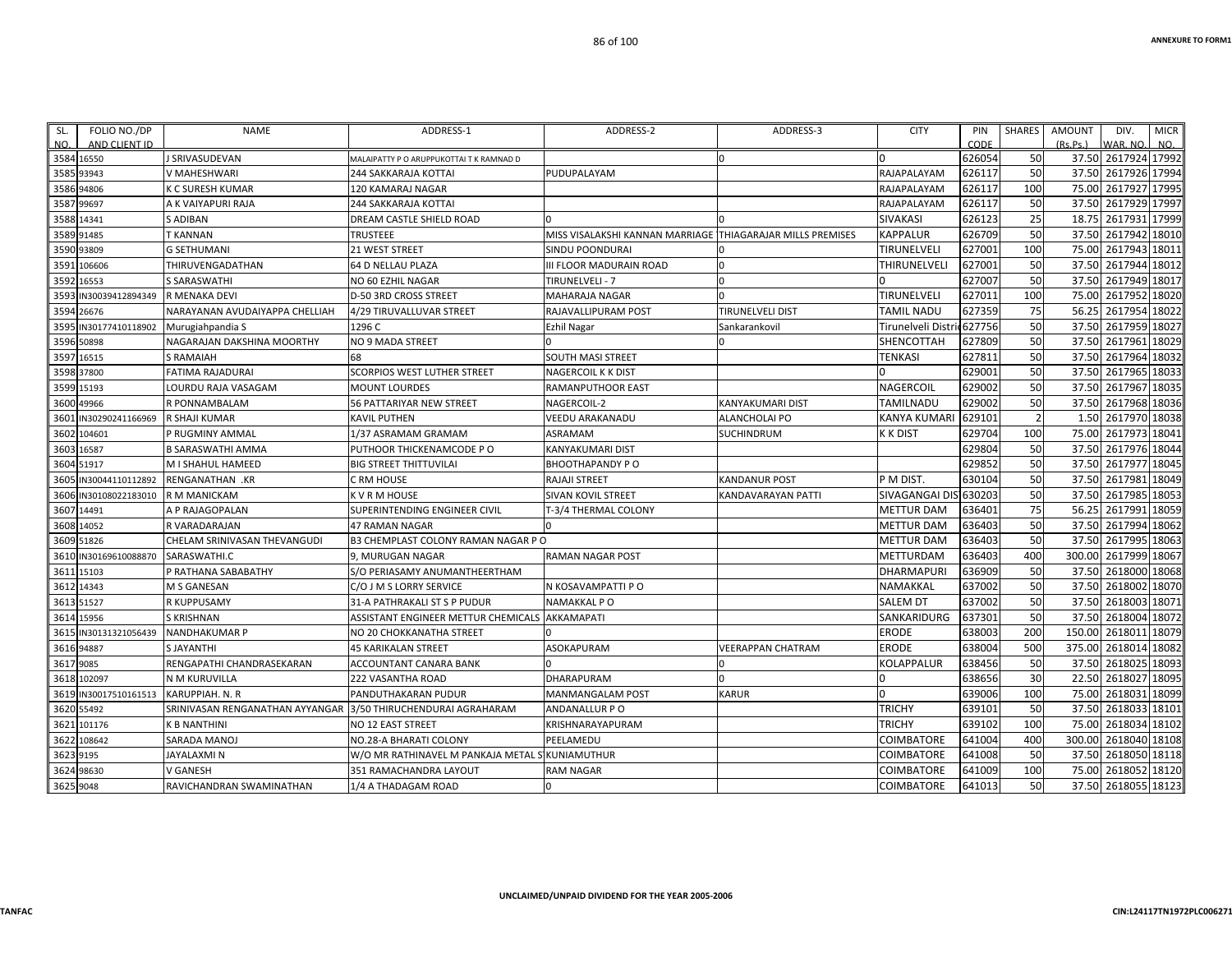| SL. NO. | FOLIO NO./DP AND CLIENT ID | NAME | ADDRESS-1 | ADDRESS-2 | ADDRESS-3 | CITY | PIN CODE | SHARES | AMOUNT (Rs.Ps.) | DIV. WAR. NO. | MICR NO. |
|---|---|---|---|---|---|---|---|---|---|---|---|
| 3584 | 16550 | J SRIVASUDEVAN | MALAIPATTY P O ARUPPUKOTTAI T K RAMNAD D | | 0 | 0 | 626054 | 50 | 37.50 | 2617924 | 17992 |
| 3585 | 93943 | V MAHESHWARI | 244 SAKKARAJA KOTTAI | PUDUPALAYAM | | RAJAPALAYAM | 626117 | 50 | 37.50 | 2617926 | 17994 |
| 3586 | 94806 | K C SURESH KUMAR | 120 KAMARAJ NAGAR | | | RAJAPALAYAM | 626117 | 100 | 75.00 | 2617927 | 17995 |
| 3587 | 99697 | A K VAIYAPURI RAJA | 244 SAKKARAJA KOTTAI | | | RAJAPALAYAM | 626117 | 50 | 37.50 | 2617929 | 17997 |
| 3588 | 14341 | S ADIBAN | DREAM CASTLE SHIELD ROAD | 0 | 0 | SIVAKASI | 626123 | 25 | 18.75 | 2617931 | 17999 |
| 3589 | 91485 | T KANNAN | TRUSTEEE | MISS VISALAKSHI KANNAN MARRIAGE | THIAGARAJAR MILLS PREMISES | KAPPALUR | 626709 | 50 | 37.50 | 2617942 | 18010 |
| 3590 | 93809 | G SETHUMANI | 21 WEST STREET | SINDU POONDURAI | 0 | TIRUNELVELI | 627001 | 100 | 75.00 | 2617943 | 18011 |
| 3591 | 106606 | THIRUVENGADATHAN | 64 D NELLAU PLAZA | III FLOOR MADURAIN ROAD | 0 | THIRUNELVELI | 627001 | 50 | 37.50 | 2617944 | 18012 |
| 3592 | 16553 | S SARASWATHI | NO 60 EZHIL NAGAR | TIRUNELVELI - 7 | 0 | 0 | 627007 | 50 | 37.50 | 2617949 | 18017 |
| 3593 | IN30039412894349 | R MENAKA DEVI | D-50 3RD CROSS STREET | MAHARAJA NAGAR | 0 | TIRUNELVELI | 627011 | 100 | 75.00 | 2617952 | 18020 |
| 3594 | 26676 | NARAYANAN AVUDAIYAPPA CHELLIAH | 4/29 TIRUVALLUVAR STREET | RAJAVALLIPURAM POST | TIRUNELVELI DIST | TAMIL NADU | 627359 | 75 | 56.25 | 2617954 | 18022 |
| 3595 | IN30177410118902 | Murugiahpandia S | 1296 C | Ezhil Nagar | Sankarankovil | Tirunelveli Distri | 627756 | 50 | 37.50 | 2617959 | 18027 |
| 3596 | 50898 | NAGARAJAN DAKSHINA MOORTHY | NO 9 MADA STREET | 0 | 0 | SHENCOTTAH | 627809 | 50 | 37.50 | 2617961 | 18029 |
| 3597 | 16515 | S RAMAIAH | 68 | SOUTH MASI STREET | | TENKASI | 627811 | 50 | 37.50 | 2617964 | 18032 |
| 3598 | 37800 | FATIMA RAJADURAI | SCORPIOS WEST LUTHER STREET | NAGERCOIL K K DIST | | 0 | 629001 | 50 | 37.50 | 2617965 | 18033 |
| 3599 | 15193 | LOURDU RAJA VASAGAM | MOUNT LOURDES | RAMANPUTHOOR EAST | | NAGERCOIL | 629002 | 50 | 37.50 | 2617967 | 18035 |
| 3600 | 49966 | R PONNAMBALAM | 56 PATTARIYAR NEW STREET | NAGERCOIL-2 | KANYAKUMARI DIST | TAMILNADU | 629002 | 50 | 37.50 | 2617968 | 18036 |
| 3601 | IN30290241166969 | R SHAJI KUMAR | KAVIL PUTHEN | VEEDU ARAKANADU | ALANCHOLAI PO | KANYA KUMARI | 629101 | 2 | 1.50 | 2617970 | 18038 |
| 3602 | 104601 | P RUGMINY AMMAL | 1/37 ASRAMAM GRAMAM | ASRAMAM | SUCHINDRUM | K K DIST | 629704 | 100 | 75.00 | 2617973 | 18041 |
| 3603 | 16587 | B SARASWATHI AMMA | PUTHOOR THICKENAMCODE P O | KANYAKUMARI DIST | | | 629804 | 50 | 37.50 | 2617976 | 18044 |
| 3604 | 51917 | M I SHAHUL HAMEED | BIG STREET THITTUVILAI | BHOOTHAPANDY P O | | | 629852 | 50 | 37.50 | 2617977 | 18045 |
| 3605 | IN30044110112892 | RENGANATHAN .KR | C RM HOUSE | RAJAJI STREET | KANDANUR POST | P M DIST. | 630104 | 50 | 37.50 | 2617981 | 18049 |
| 3606 | IN30108022183010 | R M MANICKAM | K V R M HOUSE | SIVAN KOVIL STREET | KANDAVARAYAN PATTI | SIVAGANGAI DIS | 630203 | 50 | 37.50 | 2617985 | 18053 |
| 3607 | 14491 | A P RAJAGOPALAN | SUPERINTENDING ENGINEER CIVIL | T-3/4 THERMAL COLONY | | METTUR DAM | 636401 | 75 | 56.25 | 2617991 | 18059 |
| 3608 | 14052 | R VARADARAJAN | 47 RAMAN NAGAR | 0 | | METTUR DAM | 636403 | 50 | 37.50 | 2617994 | 18062 |
| 3609 | 51826 | CHELAM SRINIVASAN THEVANGUDI | B3 CHEMPLAST COLONY RAMAN NAGAR P O | | | METTUR DAM | 636403 | 50 | 37.50 | 2617995 | 18063 |
| 3610 | IN30169610088870 | SARASWATHI.C | 9, MURUGAN NAGAR | RAMAN NAGAR POST | | METTURDAM | 636403 | 400 | 300.00 | 2617999 | 18067 |
| 3611 | 15103 | P RATHANA SABABATHY | S/O PERIASAMY ANUMANTHEERTHAM | | | DHARMAPURI | 636909 | 50 | 37.50 | 2618000 | 18068 |
| 3612 | 14343 | M S GANESAN | C/O J M S LORRY SERVICE | N KOSAVAMPATTI P O | | NAMAKKAL | 637002 | 50 | 37.50 | 2618002 | 18070 |
| 3613 | 51527 | R KUPPUSAMY | 31-A PATHRAKALI ST S P PUDUR | NAMAKKAL P O | | SALEM DT | 637002 | 50 | 37.50 | 2618003 | 18071 |
| 3614 | 15956 | S KRISHNAN | ASSISTANT ENGINEER METTUR CHEMICALS | AKKAMAPATI | | SANKARIDURG | 637301 | 50 | 37.50 | 2618004 | 18072 |
| 3615 | IN30131321056439 | NANDHAKUMAR P | NO 20 CHOKKANATHA STREET | 0 | | ERODE | 638003 | 200 | 150.00 | 2618011 | 18079 |
| 3616 | 94887 | S JAYANTHI | 45 KARIKALAN STREET | ASOKAPURAM | VEERAPPAN CHATRAM | ERODE | 638004 | 500 | 375.00 | 2618014 | 18082 |
| 3617 | 9085 | RENGAPATHI CHANDRASEKARAN | ACCOUNTANT CANARA BANK | 0 | 0 | KOLAPPALUR | 638456 | 50 | 37.50 | 2618025 | 18093 |
| 3618 | 102097 | N M KURUVILLA | 222 VASANTHA ROAD | DHARAPURAM | 0 | 0 | 638656 | 30 | 22.50 | 2618027 | 18095 |
| 3619 | IN30017510161513 | KARUPPIAH. N. R | PANDUTHAKARAN PUDUR | MANMANGALAM POST | KARUR | 0 | 639006 | 100 | 75.00 | 2618031 | 18099 |
| 3620 | 55492 | SRINIVASAN RENGANATHAN AYYANGAR | 3/50 THIRUCHENDURAI AGRAHARAM | ANDANALLUR P O | | TRICHY | 639101 | 50 | 37.50 | 2618033 | 18101 |
| 3621 | 101176 | K B NANTHINI | NO 12 EAST STREET | KRISHNARAYAPURAM | | TRICHY | 639102 | 100 | 75.00 | 2618034 | 18102 |
| 3622 | 108642 | SARADA MANOJ | NO.28-A BHARATI COLONY | PEELAMEDU | | COIMBATORE | 641004 | 400 | 300.00 | 2618040 | 18108 |
| 3623 | 9195 | JAYALAXMI N | W/O MR RATHINAVEL M PANKAJA METAL S | KUNIAMUTHUR | | COIMBATORE | 641008 | 50 | 37.50 | 2618050 | 18118 |
| 3624 | 98630 | V GANESH | 351 RAMACHANDRA LAYOUT | RAM NAGAR | | COIMBATORE | 641009 | 100 | 75.00 | 2618052 | 18120 |
| 3625 | 9048 | RAVICHANDRAN SWAMINATHAN | 1/4 A THADAGAM ROAD | 0 | | COIMBATORE | 641013 | 50 | 37.50 | 2618055 | 18123 |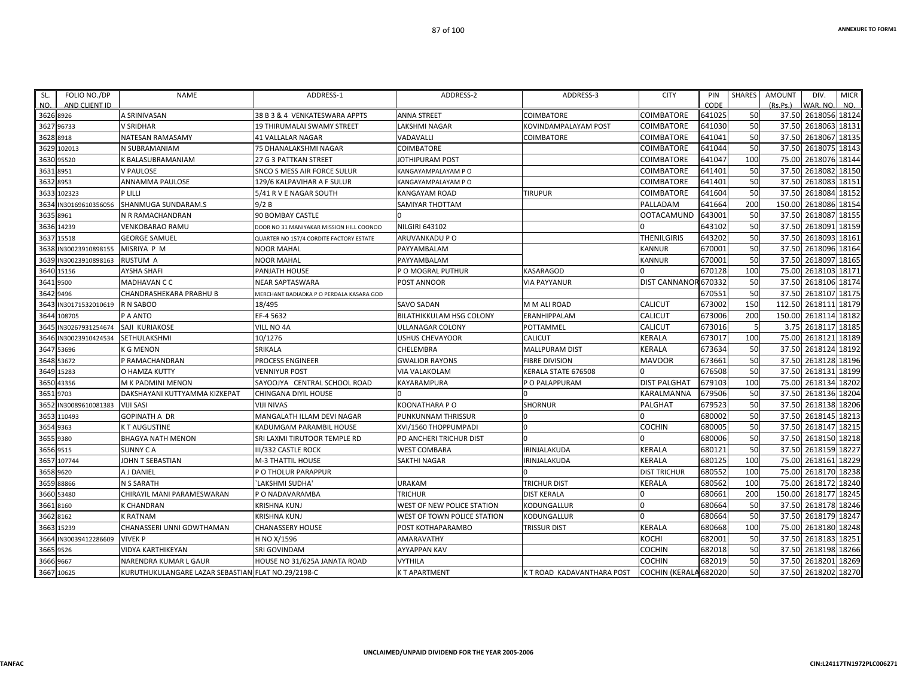| SL. NO. | FOLIO NO./DP AND CLIENT ID | NAME | ADDRESS-1 | ADDRESS-2 | ADDRESS-3 | CITY | PIN CODE | SHARES | AMOUNT (Rs.Ps.) | DIV. WAR. NO. | MICR NO. |
|---|---|---|---|---|---|---|---|---|---|---|---|
| 3626 | 8926 | A SRINIVASAN | 38 B 3 & 4 VENKATESWARA APPTS | ANNA STREET | COIMBATORE | COIMBATORE | 641025 | 50 | 37.50 | 2618056 | 18124 |
| 3627 | 96733 | V SRIDHAR | 19 THIRUMALAI SWAMY STREET | LAKSHMI NAGAR | KOVINDAMPALAYAM POST | COIMBATORE | 641030 | 50 | 37.50 | 2618063 | 18131 |
| 3628 | 8918 | NATESAN RAMASAMY | 41 VALLALAR NAGAR | VADAVALLI | COIMBATORE | COIMBATORE | 641041 | 50 | 37.50 | 2618067 | 18135 |
| 3629 | 102013 | N SUBRAMANIAM | 75 DHANALAKSHMI NAGAR | COIMBATORE | | COIMBATORE | 641044 | 50 | 37.50 | 2618075 | 18143 |
| 3630 | 95520 | K BALASUBRAMANIAM | 27 G 3 PATTKAN STREET | JOTHIPURAM POST | | COIMBATORE | 641047 | 100 | 75.00 | 2618076 | 18144 |
| 3631 | 8951 | V PAULOSE | SNCO S MESS AIR FORCE SULUR | KANGAYAMPALAYAM P O | | COIMBATORE | 641401 | 50 | 37.50 | 2618082 | 18150 |
| 3632 | 8953 | ANNAMMA PAULOSE | 129/6 KALPAVIHAR A F SULUR | KANGAYAMPALAYAM P O | | COIMBATORE | 641401 | 50 | 37.50 | 2618083 | 18151 |
| 3633 | 102323 | P LILLI | 5/41 R V E NAGAR SOUTH | KANGAYAM ROAD | TIRUPUR | COIMBATORE | 641604 | 50 | 37.50 | 2618084 | 18152 |
| 3634 | IN30169610356056 | SHANMUGA SUNDARAM.S | 9/2 B | SAMIYAR THOTTAM | | PALLADAM | 641664 | 200 | 150.00 | 2618086 | 18154 |
| 3635 | 8961 | N R RAMACHANDRAN | 90 BOMBAY CASTLE | 0 | | OOTACAMUND | 643001 | 50 | 37.50 | 2618087 | 18155 |
| 3636 | 14239 | VENKOBARAO RAMU | DOOR NO 31 MANIYAKAR MISSION HILL COONOO | NILGIRI 643102 | | 0 | 643102 | 50 | 37.50 | 2618091 | 18159 |
| 3637 | 15518 | GEORGE SAMUEL | QUARTER NO 157/4 CORDITE FACTORY ESTATE | ARUVANKADU P O | | THENILGIRIS | 643202 | 50 | 37.50 | 2618093 | 18161 |
| 3638 | IN30023910898155 | MISRIYA P M | NOOR MAHAL | PAYYAMBALAM | | KANNUR | 670001 | 50 | 37.50 | 2618096 | 18164 |
| 3639 | IN30023910898163 | RUSTUM A | NOOR MAHAL | PAYYAMBALAM | | KANNUR | 670001 | 50 | 37.50 | 2618097 | 18165 |
| 3640 | 15156 | AYSHA SHAFI | PANJATH HOUSE | P O MOGRAL PUTHUR | KASARAGOD | 0 | 670128 | 100 | 75.00 | 2618103 | 18171 |
| 3641 | 9500 | MADHAVAN C C | NEAR SAPTASWARA | POST ANNOOR | VIA PAYYANUR | DIST CANNANOR | 670332 | 50 | 37.50 | 2618106 | 18174 |
| 3642 | 9496 | CHANDRASHEKARA PRABHU B | MERCHANT BADIADKA P O PERDALA KASARA GOD | | | | 670551 | 50 | 37.50 | 2618107 | 18175 |
| 3643 | IN30171532010619 | R N SABOO | 18/495 | SAVO SADAN | M M ALI ROAD | CALICUT | 673002 | 150 | 112.50 | 2618111 | 18179 |
| 3644 | 108705 | P A ANTO | EF-4 5632 | BILATHIKKULAM HSG COLONY | ERANHIPPALAM | CALICUT | 673006 | 200 | 150.00 | 2618114 | 18182 |
| 3645 | IN30267931254674 | SAJI KURIAKOSE | VILL NO 4A | ULLANAGAR COLONY | POTTAMMEL | CALICUT | 673016 | 5 | 3.75 | 2618117 | 18185 |
| 3646 | IN30023910424534 | SETHULAKSHMI | 10/1276 | USHUS CHEVAYOOR | CALICUT | KERALA | 673017 | 100 | 75.00 | 2618121 | 18189 |
| 3647 | 53696 | K G MENON | SRIKALA | CHELEMBRA | MALLPURAM DIST | KERALA | 673634 | 50 | 37.50 | 2618124 | 18192 |
| 3648 | 53672 | P RAMACHANDRAN | PROCESS ENGINEER | GWALIOR RAYONS | FIBRE DIVISION | MAVOOR | 673661 | 50 | 37.50 | 2618128 | 18196 |
| 3649 | 15283 | O HAMZA KUTTY | VENNIYUR POST | VIA VALAKOLAM | KERALA STATE 676508 | 0 | 676508 | 50 | 37.50 | 2618131 | 18199 |
| 3650 | 43356 | M K PADMINI MENON | SAYOOJYA CENTRAL SCHOOL ROAD | KAYARAMPURA | P O PALAPPURAM | DIST PALGHAT | 679103 | 100 | 75.00 | 2618134 | 18202 |
| 3651 | 9703 | DAKSHAYANI KUTTYAMMA KIZKEPAT | CHINGANA DIYIL HOUSE | 0 | 0 | KARALMANNA | 679506 | 50 | 37.50 | 2618136 | 18204 |
| 3652 | IN30089610081383 | VIJI SASI | VIJI NIVAS | KOONATHARA P O | SHORNUR | PALGHAT | 679523 | 50 | 37.50 | 2618138 | 18206 |
| 3653 | 110493 | GOPINATH A DR | MANGALATH ILLAM DEVI NAGAR | PUNKUNNAM THRISSUR | 0 | 0 | 680002 | 50 | 37.50 | 2618145 | 18213 |
| 3654 | 9363 | K T AUGUSTINE | KADUMGAM PARAMBIL HOUSE | XVI/1560 THOPPUMPADI | 0 | COCHIN | 680005 | 50 | 37.50 | 2618147 | 18215 |
| 3655 | 9380 | BHAGYA NATH MENON | SRI LAXMI TIRUTOOR TEMPLE RD | PO ANCHERI TRICHUR DIST | 0 | 0 | 680006 | 50 | 37.50 | 2618150 | 18218 |
| 3656 | 9515 | SUNNY C A | III/332 CASTLE ROCK | WEST COMBARA | IRINJALAKUDA | KERALA | 680121 | 50 | 37.50 | 2618159 | 18227 |
| 3657 | 107744 | JOHN T SEBASTIAN | M-3 THATTIL HOUSE | SAKTHI NAGAR | IRINJALAKUDA | KERALA | 680125 | 100 | 75.00 | 2618161 | 18229 |
| 3658 | 9620 | A J DANIEL | P O THOLUR PARAPPUR | | 0 | DIST TRICHUR | 680552 | 100 | 75.00 | 2618170 | 18238 |
| 3659 | 88866 | N S SARATH | `LAKSHMI SUDHA' | URAKAM | TRICHUR DIST | KERALA | 680562 | 100 | 75.00 | 2618172 | 18240 |
| 3660 | 53480 | CHIRAYIL MANI PARAMESWARAN | P O NADAVARAMBA | TRICHUR | DIST KERALA | 0 | 680661 | 200 | 150.00 | 2618177 | 18245 |
| 3661 | 8160 | K CHANDRAN | KRISHNA KUNJ | WEST OF NEW POLICE STATION | KODUNGALLUR | 0 | 680664 | 50 | 37.50 | 2618178 | 18246 |
| 3662 | 8162 | K RATNAM | KRISHNA KUNJ | WEST OF TOWN POLICE STATION | KODUNGALLUR | 0 | 680664 | 50 | 37.50 | 2618179 | 18247 |
| 3663 | 15239 | CHANASSERI UNNI GOWTHAMAN | CHANASSERY HOUSE | POST KOTHAPARAMBO | TRISSUR DIST | KERALA | 680668 | 100 | 75.00 | 2618180 | 18248 |
| 3664 | IN30039412286609 | VIVEK P | H NO X/1596 | AMARAVATHY | | KOCHI | 682001 | 50 | 37.50 | 2618183 | 18251 |
| 3665 | 9526 | VIDYA KARTHIKEYAN | SRI GOVINDAM | AYYAPPAN KAV | | COCHIN | 682018 | 50 | 37.50 | 2618198 | 18266 |
| 3666 | 9667 | NARENDRA KUMAR L GAUR | HOUSE NO 31/625A JANATA ROAD | VYTHILA | | COCHIN | 682019 | 50 | 37.50 | 2618201 | 18269 |
| 3667 | 10625 | KURUTHUKULANGARE LAZAR SEBASTIAN | FLAT NO.29/2198-C | K T APARTMENT | K T ROAD KADAVANTHARA POST | COCHIN (KERALA | 682020 | 50 | 37.50 | 2618202 | 18270 |

UNCLAIMED/UNPAID DIVIDEND FOR THE YEAR 2005-2006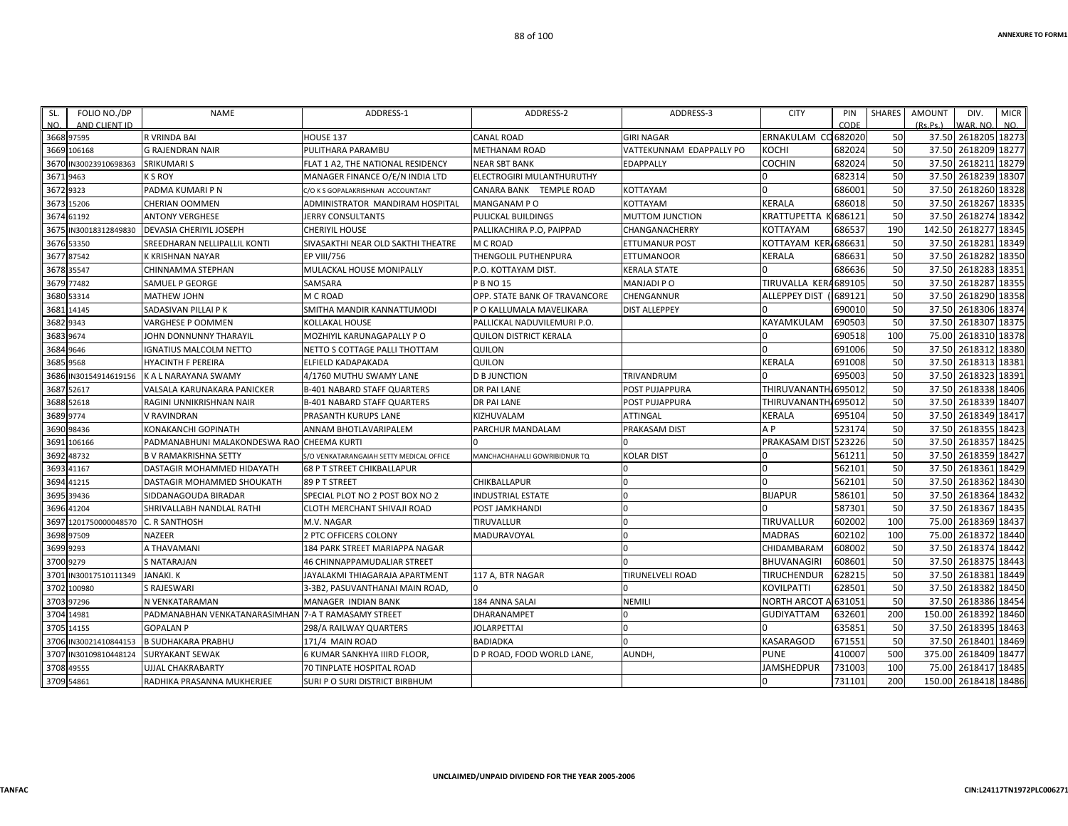| SL. NO. | FOLIO NO./DP AND CLIENT ID | NAME | ADDRESS-1 | ADDRESS-2 | ADDRESS-3 | CITY | PIN CODE | SHARES | AMOUNT (Rs.Ps.) | DIV. WAR. NO. | MICR NO. |
|---|---|---|---|---|---|---|---|---|---|---|---|
| 3668 | 97595 | R VRINDA BAI | HOUSE 137 | CANAL ROAD | GIRI NAGAR | ERNAKULAM CO | 682020 | 50 | 37.50 | 2618205 | 18273 |
| 3669 | 106168 | G RAJENDRAN NAIR | PULITHARA PARAMBU | METHANAM ROAD | VATTEKUNNAM EDAPPALLY PO | KOCHI | 682024 | 50 | 37.50 | 2618209 | 18277 |
| 3670 | IN30023910698363 | SRIKUMARI S | FLAT 1 A2, THE NATIONAL RESIDENCY | NEAR SBT BANK | EDAPPALLY | COCHIN | 682024 | 50 | 37.50 | 2618211 | 18279 |
| 3671 | 9463 | K S ROY | MANAGER FINANCE O/E/N INDIA LTD | ELECTROGIRI MULANTHURUTHY | | 0 | 682314 | 50 | 37.50 | 2618239 | 18307 |
| 3672 | 9323 | PADMA KUMARI P N | C/O K S GOPALAKRISHNAN ACCOUNTANT | CANARA BANK TEMPLE ROAD | KOTTAYAM | 0 | 686001 | 50 | 37.50 | 2618260 | 18328 |
| 3673 | 15206 | CHERIAN OOMMEN | ADMINISTRATOR MANDIRAM HOSPITAL | MANGANAM P O | KOTTAYAM | KERALA | 686018 | 50 | 37.50 | 2618267 | 18335 |
| 3674 | 61192 | ANTONY VERGHESE | JERRY CONSULTANTS | PULICKAL BUILDINGS | MUTTOM JUNCTION | KRATTUPETTA K | 686121 | 50 | 37.50 | 2618274 | 18342 |
| 3675 | IN30018312849830 | DEVASIA CHERIYIL JOSEPH | CHERIYIL HOUSE | PALLIKACHIRA P.O, PAIPPAD | CHANGANACHERRY | KOTTAYAM | 686537 | 190 | 142.50 | 2618277 | 18345 |
| 3676 | 53350 | SREEDHARAN NELLIPALLIL KONTI | SIVASAKTHI NEAR OLD SAKTHI THEATRE | M C ROAD | ETTUMANUR POST | KOTTAYAM KER | 686631 | 50 | 37.50 | 2618281 | 18349 |
| 3677 | 87542 | K KRISHNAN NAYAR | EP VIII/756 | THENGOLIL PUTHENPURA | ETTUMANOOR | KERALA | 686631 | 50 | 37.50 | 2618282 | 18350 |
| 3678 | 35547 | CHINNAMMA STEPHAN | MULACKAL HOUSE MONIPALLY | P.O. KOTTAYAM DIST. | KERALA STATE | 0 | 686636 | 50 | 37.50 | 2618283 | 18351 |
| 3679 | 77482 | SAMUEL P GEORGE | SAMSARA | P B NO 15 | MANJADI P O | TIRUVALLA KER | 689105 | 50 | 37.50 | 2618287 | 18355 |
| 3680 | 53314 | MATHEW JOHN | M C ROAD | OPP. STATE BANK OF TRAVANCORE | CHENGANNUR | ALLEPPEY DIST ( | 689121 | 50 | 37.50 | 2618290 | 18358 |
| 3681 | 14145 | SADASIVAN PILLAI P K | SMITHA MANDIR KANNATTUMODI | P O KALLUMALA MAVELIKARA | DIST ALLEPPEY | 0 | 690010 | 50 | 37.50 | 2618306 | 18374 |
| 3682 | 9343 | VARGHESE P OOMMEN | KOLLAKAL HOUSE | PALLICKAL NADUVILEMURI P.O. | | KAYAMKULAM | 690503 | 50 | 37.50 | 2618307 | 18375 |
| 3683 | 9674 | JOHN DONNUNNY THARAYIL | MOZHIYIL KARUNAGAPALLY P O | QUILON DISTRICT KERALA | | 0 | 690518 | 100 | 75.00 | 2618310 | 18378 |
| 3684 | 9646 | IGNATIUS MALCOLM NETTO | NETTO S COTTAGE PALLI THOTTAM | QUILON | | 0 | 691006 | 50 | 37.50 | 2618312 | 18380 |
| 3685 | 9568 | HYACINTH F PEREIRA | ELFIELD KADAPAKADA | QUILON | | KERALA | 691008 | 50 | 37.50 | 2618313 | 18381 |
| 3686 | IN30154914619156 | K A L NARAYANA SWAMY | 4/1760 MUTHU SWAMY LANE | D B JUNCTION | TRIVANDRUM | 0 | 695003 | 50 | 37.50 | 2618323 | 18391 |
| 3687 | 52617 | VALSALA KARUNAKARA PANICKER | B-401 NABARD STAFF QUARTERS | DR PAI LANE | POST PUJAPPURA | THIRUVANANTH | 695012 | 50 | 37.50 | 2618338 | 18406 |
| 3688 | 52618 | RAGINI UNNIKRISHNAN NAIR | B-401 NABARD STAFF QUARTERS | DR PAI LANE | POST PUJAPPURA | THIRUVANANTH | 695012 | 50 | 37.50 | 2618339 | 18407 |
| 3689 | 9774 | V RAVINDRAN | PRASANTH KURUPS LANE | KIZHUVALAM | ATTINGAL | KERALA | 695104 | 50 | 37.50 | 2618349 | 18417 |
| 3690 | 98436 | KONAKANCHI GOPINATH | ANNAM BHOTLAVARIPALEM | PARCHUR MANDALAM | PRAKASAM DIST | A P | 523174 | 50 | 37.50 | 2618355 | 18423 |
| 3691 | 106166 | PADMANABHUNI MALAKONDESWA RAO | CHEEMA KURTI | 0 | 0 | PRAKASAM DIST | 523226 | 50 | 37.50 | 2618357 | 18425 |
| 3692 | 48732 | B V RAMAKRISHNA SETTY | S/O VENKATARANGAIAH SETTY MEDICAL OFFICE | MANCHACHAHALLI GOWRIBIDNUR TQ | KOLAR DIST | 0 | 561211 | 50 | 37.50 | 2618359 | 18427 |
| 3693 | 41167 | DASTAGIR MOHAMMED HIDAYATH | 68 P T STREET CHIKBALLAPUR | | 0 | 0 | 562101 | 50 | 37.50 | 2618361 | 18429 |
| 3694 | 41215 | DASTAGIR MOHAMMED SHOUKATH | 89 P T STREET | CHIKBALLAPUR | 0 | 0 | 562101 | 50 | 37.50 | 2618362 | 18430 |
| 3695 | 39436 | SIDDANAGOUDA BIRADAR | SPECIAL PLOT NO 2 POST BOX NO 2 | INDUSTRIAL ESTATE | 0 | BIJAPUR | 586101 | 50 | 37.50 | 2618364 | 18432 |
| 3696 | 41204 | SHRIVALLABH NANDLAL RATHI | CLOTH MERCHANT SHIVAJI ROAD | POST JAMKHANDI | 0 | 0 | 587301 | 50 | 37.50 | 2618367 | 18435 |
| 3697 | 1201750000048570 | C. R SANTHOSH | M.V. NAGAR | TIRUVALLUR | 0 | TIRUVALLUR | 602002 | 100 | 75.00 | 2618369 | 18437 |
| 3698 | 97509 | NAZEER | 2 PTC OFFICERS COLONY | MADURAVOYAL | 0 | MADRAS | 602102 | 100 | 75.00 | 2618372 | 18440 |
| 3699 | 9293 | A THAVAMANI | 184 PARK STREET MARIAPPA NAGAR | | 0 | CHIDAMBARAM | 608002 | 50 | 37.50 | 2618374 | 18442 |
| 3700 | 9279 | S NATARAJAN | 46 CHINNAPPAMUDALIAR STREET | | 0 | BHUVANAGIRI | 608601 | 50 | 37.50 | 2618375 | 18443 |
| 3701 | IN30017510111349 | JANAKI. K | JAYALAKMI THIAGARAJA APARTMENT | 117 A, BTR NAGAR | TIRUNELVELI ROAD | TIRUCHENDUR | 628215 | 50 | 37.50 | 2618381 | 18449 |
| 3702 | 100980 | S RAJESWARI | 3-3B2, PASUVANTHANAI MAIN ROAD, | 0 | 0 | KOVILPATTI | 628501 | 50 | 37.50 | 2618382 | 18450 |
| 3703 | 97296 | N VENKATARAMAN | MANAGER INDIAN BANK | 184 ANNA SALAI | NEMILI | NORTH ARCOT A | 631051 | 50 | 37.50 | 2618386 | 18454 |
| 3704 | 14981 | PADMANABHAN VENKATANARASIMHAN | 7-A T RAMASAMY STREET | DHARANAMPET | 0 | GUDIYATTAM | 632601 | 200 | 150.00 | 2618392 | 18460 |
| 3705 | 14155 | GOPALAN P | 298/A RAILWAY QUARTERS | JOLARPETTAI | 0 | 0 | 635851 | 50 | 37.50 | 2618395 | 18463 |
| 3706 | IN30021410844153 | B SUDHAKARA PRABHU | 171/4 MAIN ROAD | BADIADKA | 0 | KASARAGOD | 671551 | 50 | 37.50 | 2618401 | 18469 |
| 3707 | IN30109810448124 | SURYAKANT SEWAK | 6 KUMAR SANKHYA IIIRD FLOOR, | D P ROAD, FOOD WORLD LANE, | AUNDH, | PUNE | 410007 | 500 | 375.00 | 2618409 | 18477 |
| 3708 | 49555 | UJJAL CHAKRABARTY | 70 TINPLATE HOSPITAL ROAD | | | JAMSHEDPUR | 731003 | 100 | 75.00 | 2618417 | 18485 |
| 3709 | 54861 | RADHIKA PRASANNA MUKHERJEE | SURI P O SURI DISTRICT BIRBHUM | | | 0 | 731101 | 200 | 150.00 | 2618418 | 18486 |

UNCLAIMED/UNPAID DIVIDEND FOR THE YEAR 2005-2006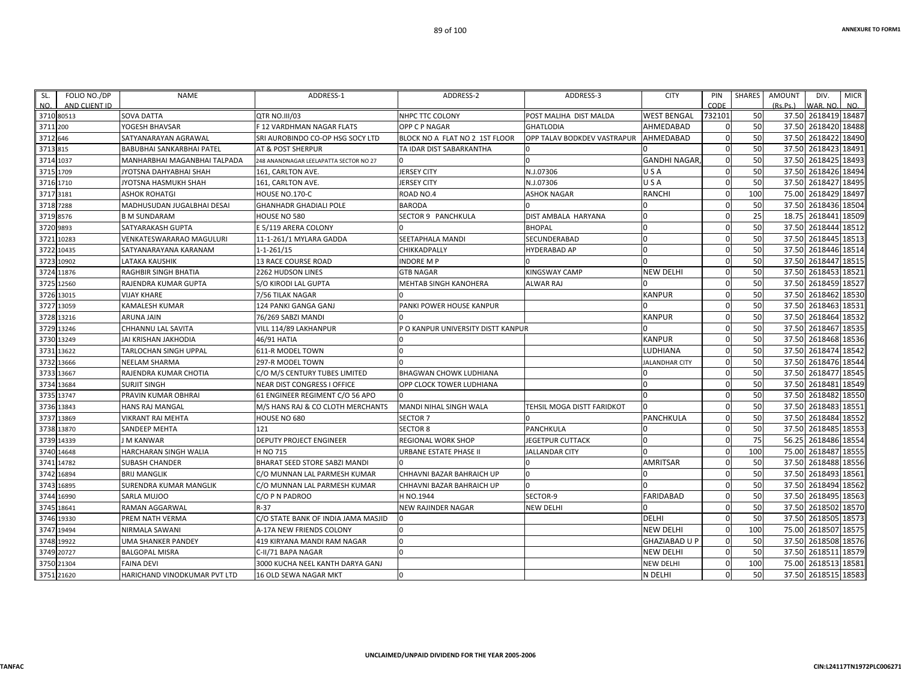| SL. NO. | FOLIO NO./DP AND CLIENT ID | NAME | ADDRESS-1 | ADDRESS-2 | ADDRESS-3 | CITY | PIN CODE | SHARES | AMOUNT (Rs.Ps.) | DIV. WAR. NO. | MICR NO. |
|---|---|---|---|---|---|---|---|---|---|---|---|
| 3710 | 80513 | SOVA DATTA | QTR NO.III/03 | NHPC TTC COLONY | POST MALIHA DIST MALDA | WEST BENGAL | 732101 | 50 | 37.50 | 2618419 | 18487 |
| 3711 | 200 | YOGESH BHAVSAR | F 12 VARDHMAN NAGAR FLATS | OPP C P NAGAR | GHATLODIA | AHMEDABAD | 0 | 50 | 37.50 | 2618420 | 18488 |
| 3712 | 646 | SATYANARAYAN AGRAWAL | SRI AUROBINDO CO-OP HSG SOCY LTD | BLOCK NO A FLAT NO 2 1ST FLOOR | OPP TALAV BODKDEV VASTRAPUR | AHMEDABAD | 0 | 50 | 37.50 | 2618422 | 18490 |
| 3713 | 815 | BABUBHAI SANKARBHAI PATEL | AT & POST SHERPUR | TA IDAR DIST SABARKANTHA | 0 | 0 | 0 | 50 | 37.50 | 2618423 | 18491 |
| 3714 | 1037 | MANHARBHAI MAGANBHAI TALPADA | 248 ANANDNAGAR LEELAPATTA SECTOR NO 27 | 0 | 0 | GANDHI NAGAR, | 0 | 50 | 37.50 | 2618425 | 18493 |
| 3715 | 1709 | JYOTSNA DAHYABHAI SHAH | 161, CARLTON AVE. | JERSEY CITY | N.J.07306 | U S A | 0 | 50 | 37.50 | 2618426 | 18494 |
| 3716 | 1710 | JYOTSNA HASMUKH SHAH | 161, CARLTON AVE. | JERSEY CITY | N.J.07306 | U S A | 0 | 50 | 37.50 | 2618427 | 18495 |
| 3717 | 3181 | ASHOK ROHATGI | HOUSE NO.170-C | ROAD NO.4 | ASHOK NAGAR | RANCHI | 0 | 100 | 75.00 | 2618429 | 18497 |
| 3718 | 7288 | MADHUSUDAN JUGALBHAI DESAI | GHANHADR GHADIALI POLE | BARODA | 0 | 0 | 0 | 50 | 37.50 | 2618436 | 18504 |
| 3719 | 8576 | B M SUNDARAM | HOUSE NO 580 | SECTOR 9 PANCHKULA | DIST AMBALA HARYANA | 0 | 0 | 25 | 18.75 | 2618441 | 18509 |
| 3720 | 9893 | SATYARAKASH GUPTA | E 5/119 ARERA COLONY | 0 | BHOPAL | 0 | 0 | 50 | 37.50 | 2618444 | 18512 |
| 3721 | 10283 | VENKATESWARARAO MAGULURI | 11-1-261/1 MYLARA GADDA | SEETAPHALA MANDI | SECUNDERABAD | 0 | 0 | 50 | 37.50 | 2618445 | 18513 |
| 3722 | 10435 | SATYANARAYANA KARANAM | 1-1-261/15 | CHIKKADPALLY | HYDERABAD AP | 0 | 0 | 50 | 37.50 | 2618446 | 18514 |
| 3723 | 10902 | LATAKA KAUSHIK | 13 RACE COURSE ROAD | INDORE M P | 0 | 0 | 0 | 50 | 37.50 | 2618447 | 18515 |
| 3724 | 11876 | RAGHBIR SINGH BHATIA | 2262 HUDSON LINES | GTB NAGAR | KINGSWAY CAMP | NEW DELHI | 0 | 50 | 37.50 | 2618453 | 18521 |
| 3725 | 12560 | RAJENDRA KUMAR GUPTA | S/O KIRODI LAL GUPTA | MEHTAB SINGH KANOHERA | ALWAR RAJ | 0 | 0 | 50 | 37.50 | 2618459 | 18527 |
| 3726 | 13015 | VIJAY KHARE | 7/56 TILAK NAGAR | 0 | | KANPUR | 0 | 50 | 37.50 | 2618462 | 18530 |
| 3727 | 13059 | KAMALESH KUMAR | 124 PANKI GANGA GANJ | PANKI POWER HOUSE KANPUR | | 0 | 0 | 50 | 37.50 | 2618463 | 18531 |
| 3728 | 13216 | ARUNA JAIN | 76/269 SABZI MANDI | 0 | | KANPUR | 0 | 50 | 37.50 | 2618464 | 18532 |
| 3729 | 13246 | CHHANNU LAL SAVITA | VILL 114/89 LAKHANPUR | P O KANPUR UNIVERSITY DISTT KANPUR | | 0 | 0 | 50 | 37.50 | 2618467 | 18535 |
| 3730 | 13249 | JAI KRISHAN JAKHODIA | 46/91 HATIA | 0 | | KANPUR | 0 | 50 | 37.50 | 2618468 | 18536 |
| 3731 | 13622 | TARLOCHAN SINGH UPPAL | 611-R MODEL TOWN | 0 | | LUDHIANA | 0 | 50 | 37.50 | 2618474 | 18542 |
| 3732 | 13666 | NEELAM SHARMA | 297-R MODEL TOWN | 0 | | JALANDHAR CITY | 0 | 50 | 37.50 | 2618476 | 18544 |
| 3733 | 13667 | RAJENDRA KUMAR CHOTIA | C/O M/S CENTURY TUBES LIMITED | BHAGWAN CHOWK LUDHIANA | | 0 | 0 | 50 | 37.50 | 2618477 | 18545 |
| 3734 | 13684 | SURJIT SINGH | NEAR DIST CONGRESS I OFFICE | OPP CLOCK TOWER LUDHIANA | | 0 | 0 | 50 | 37.50 | 2618481 | 18549 |
| 3735 | 13747 | PRAVIN KUMAR OBHRAI | 61 ENGINEER REGIMENT C/O 56 APO | 0 | | 0 | 0 | 50 | 37.50 | 2618482 | 18550 |
| 3736 | 13843 | HANS RAJ MANGAL | M/S HANS RAJ & CO CLOTH MERCHANTS | MANDI NIHAL SINGH WALA | TEHSIL MOGA DISTT FARIDKOT | 0 | 0 | 50 | 37.50 | 2618483 | 18551 |
| 3737 | 13869 | VIKRANT RAI MEHTA | HOUSE NO 680 | SECTOR 7 | 0 | PANCHKULA | 0 | 50 | 37.50 | 2618484 | 18552 |
| 3738 | 13870 | SANDEEP MEHTA | 121 | SECTOR 8 | PANCHKULA | 0 | 0 | 50 | 37.50 | 2618485 | 18553 |
| 3739 | 14339 | J M KANWAR | DEPUTY PROJECT ENGINEER | REGIONAL WORK SHOP | JEGETPUR CUTTACK | 0 | 0 | 75 | 56.25 | 2618486 | 18554 |
| 3740 | 14648 | HARCHARAN SINGH WALIA | H NO 715 | URBANE ESTATE PHASE II | JALLANDAR CITY | 0 | 0 | 100 | 75.00 | 2618487 | 18555 |
| 3741 | 14782 | SUBASH CHANDER | BHARAT SEED STORE SABZI MANDI | 0 | 0 | AMRITSAR | 0 | 50 | 37.50 | 2618488 | 18556 |
| 3742 | 16894 | BRIJ MANGLIK | C/O MUNNAN LAL PARMESH KUMAR | CHHAVNI BAZAR BAHRAICH UP | 0 | 0 | 0 | 50 | 37.50 | 2618493 | 18561 |
| 3743 | 16895 | SURENDRA KUMAR MANGLIK | C/O MUNNAN LAL PARMESH KUMAR | CHHAVNI BAZAR BAHRAICH UP | 0 | 0 | 0 | 50 | 37.50 | 2618494 | 18562 |
| 3744 | 16990 | SARLA MUJOO | C/O P N PADROO | H NO.1944 | SECTOR-9 | FARIDABAD | 0 | 50 | 37.50 | 2618495 | 18563 |
| 3745 | 18641 | RAMAN AGGARWAL | R-37 | NEW RAJINDER NAGAR | NEW DELHI | 0 | 0 | 50 | 37.50 | 2618502 | 18570 |
| 3746 | 19330 | PREM NATH VERMA | C/O STATE BANK OF INDIA JAMA MASJID | 0 | | DELHI | 0 | 50 | 37.50 | 2618505 | 18573 |
| 3747 | 19494 | NIRMALA SAWANI | A-17A NEW FRIENDS COLONY | 0 | | NEW DELHI | 0 | 100 | 75.00 | 2618507 | 18575 |
| 3748 | 19922 | UMA SHANKER PANDEY | 419 KIRYANA MANDI RAM NAGAR | 0 | | GHAZIABAD U P | 0 | 50 | 37.50 | 2618508 | 18576 |
| 3749 | 20727 | BALGOPAL MISRA | C-II/71 BAPA NAGAR | 0 | | NEW DELHI | 0 | 50 | 37.50 | 2618511 | 18579 |
| 3750 | 21304 | FAINA DEVI | 3000 KUCHA NEEL KANTH DARYA GANJ | | | NEW DELHI | 0 | 100 | 75.00 | 2618513 | 18581 |
| 3751 | 21620 | HARICHAND VINODKUMAR PVT LTD | 16 OLD SEWA NAGAR MKT | 0 | | N DELHI | 0 | 50 | 37.50 | 2618515 | 18583 |

UNCLAIMED/UNPAID DIVIDEND FOR THE YEAR 2005-2006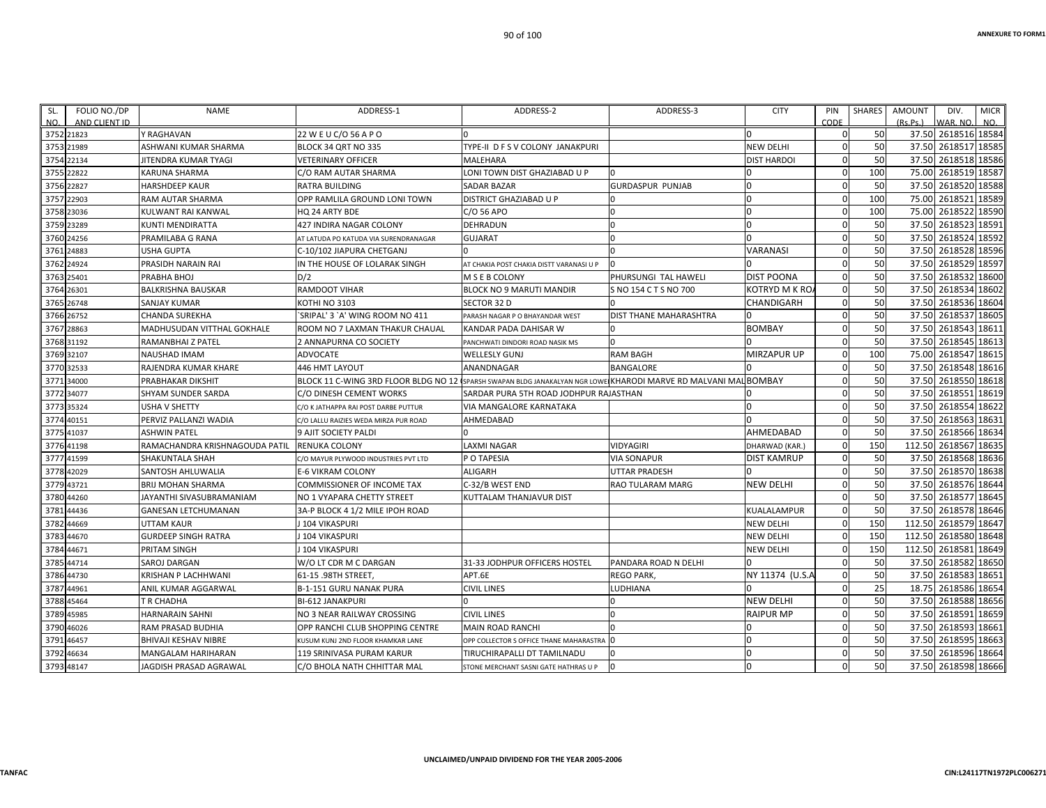ANNEXURE TO FORM1

| SL. NO. | FOLIO NO./DP AND CLIENT ID | NAME | ADDRESS-1 | ADDRESS-2 | ADDRESS-3 | CITY | PIN CODE | SHARES | AMOUNT (Rs.Ps.) | DIV. WAR. NO. | MICR NO. |
|---|---|---|---|---|---|---|---|---|---|---|---|
| 3752 | 21823 | Y RAGHAVAN | 22 W E U C/O 56 A P O | 0 | | 0 | 0 | 50 | 37.50 | 2618516 | 18584 |
| 3753 | 21989 | ASHWANI KUMAR SHARMA | BLOCK 34 QRT NO 335 | TYPE-II D F S V COLONY JANAKPURI | | NEW DELHI | 0 | 50 | 37.50 | 2618517 | 18585 |
| 3754 | 22134 | JITENDRA KUMAR TYAGI | VETERINARY OFFICER | MALEHARA | | DIST HARDOI | 0 | 50 | 37.50 | 2618518 | 18586 |
| 3755 | 22822 | KARUNA SHARMA | C/O RAM AUTAR SHARMA | LONI TOWN DIST GHAZIABAD U P | 0 | 0 | 0 | 100 | 75.00 | 2618519 | 18587 |
| 3756 | 22827 | HARSHDEEP KAUR | RATRA BUILDING | SADAR BAZAR | GURDASPUR PUNJAB | 0 | 0 | 50 | 37.50 | 2618520 | 18588 |
| 3757 | 22903 | RAM AUTAR SHARMA | OPP RAMLILA GROUND LONI TOWN | DISTRICT GHAZIABAD U P | 0 | 0 | 0 | 100 | 75.00 | 2618521 | 18589 |
| 3758 | 23036 | KULWANT RAI KANWAL | HQ 24 ARTY BDE | C/O 56 APO | 0 | 0 | 0 | 100 | 75.00 | 2618522 | 18590 |
| 3759 | 23289 | KUNTI MENDIRATTA | 427 INDIRA NAGAR COLONY | DEHRADUN | 0 | 0 | 0 | 50 | 37.50 | 2618523 | 18591 |
| 3760 | 24256 | PRAMILABA G RANA | AT LATUDA PO KATUDA VIA SURENDRANAGAR | GUJARAT | 0 | 0 | 0 | 50 | 37.50 | 2618524 | 18592 |
| 3761 | 24883 | USHA GUPTA | C-10/102 JIAPURA CHETGANJ | 0 | 0 | VARANASI | 0 | 50 | 37.50 | 2618528 | 18596 |
| 3762 | 24924 | PRASIDH NARAIN RAI | IN THE HOUSE OF LOLARAK SINGH | AT CHAKIA POST CHAKIA DISTT VARANASI U P | 0 | 0 | 0 | 50 | 37.50 | 2618529 | 18597 |
| 3763 | 25401 | PRABHA BHOJ | D/2 | M S E B COLONY | PHURSUNGI TAL HAWELI | DIST POONA | 0 | 50 | 37.50 | 2618532 | 18600 |
| 3764 | 26301 | BALKRISHNA BAUSKAR | RAMDOOT VIHAR | BLOCK NO 9 MARUTI MANDIR | S NO 154 C T S NO 700 | KOTRYD M K RO/ | 0 | 50 | 37.50 | 2618534 | 18602 |
| 3765 | 26748 | SANJAY KUMAR | KOTHI NO 3103 | SECTOR 32 D | 0 | CHANDIGARH | 0 | 50 | 37.50 | 2618536 | 18604 |
| 3766 | 26752 | CHANDA SUREKHA | `SRIPAL' 3 `A' WING ROOM NO 411 | PARASH NAGAR P O BHAYANDAR WEST | DIST THANE MAHARASHTRA | 0 | 0 | 50 | 37.50 | 2618537 | 18605 |
| 3767 | 28863 | MADHUSUDAN VITTHAL GOKHALE | ROOM NO 7 LAXMAN THAKUR CHAUAL | KANDAR PADA DAHISAR W | 0 | BOMBAY | 0 | 50 | 37.50 | 2618543 | 18611 |
| 3768 | 31192 | RAMANBHAI Z PATEL | 2 ANNAPURNA CO SOCIETY | PANCHWATI DINDORI ROAD NASIK MS | 0 | 0 | 0 | 50 | 37.50 | 2618545 | 18613 |
| 3769 | 32107 | NAUSHAD IMAM | ADVOCATE | WELLESLY GUNJ | RAM BAGH | MIRZAPUR UP | 0 | 100 | 75.00 | 2618547 | 18615 |
| 3770 | 32533 | RAJENDRA KUMAR KHARE | 446 HMT LAYOUT | ANANDNAGAR | BANGALORE | 0 | 0 | 50 | 37.50 | 2618548 | 18616 |
| 3771 | 34000 | PRABHAKAR DIKSHIT | BLOCK 11 C-WING 3RD FLOOR BLDG NO 12 | SPARSH SWAPAN BLDG JANAKALYAN NGR LOWE | KHARODI MARVE RD MALVANI MAL | BOMBAY | 0 | 50 | 37.50 | 2618550 | 18618 |
| 3772 | 34077 | SHYAM SUNDER SARDA | C/O DINESH CEMENT WORKS | SARDAR PURA 5TH ROAD JODHPUR RAJASTHAN | | 0 | 0 | 50 | 37.50 | 2618551 | 18619 |
| 3773 | 35324 | USHA V SHETTY | C/O K JATHAPPA RAI POST DARBE PUTTUR | VIA MANGALORE KARNATAKA | | 0 | 0 | 50 | 37.50 | 2618554 | 18622 |
| 3774 | 40151 | PERVIZ PALLANZI WADIA | C/O LALLU RAIZIES WEDA MIRZA PUR ROAD | AHMEDABAD | | 0 | 0 | 50 | 37.50 | 2618563 | 18631 |
| 3775 | 41037 | ASHWIN PATEL | 9 AJIT SOCIETY PALDI | 0 | | AHMEDABAD | 0 | 50 | 37.50 | 2618566 | 18634 |
| 3776 | 41198 | RAMACHANDRA KRISHNAGOUDA PATIL | RENUKA COLONY | LAXMI NAGAR | VIDYAGIRI | DHARWAD (KAR.) | 0 | 150 | 112.50 | 2618567 | 18635 |
| 3777 | 41599 | SHAKUNTALA SHAH | C/O MAYUR PLYWOOD INDUSTRIES PVT LTD | P O TAPESIA | VIA SONAPUR | DIST KAMRUP | 0 | 50 | 37.50 | 2618568 | 18636 |
| 3778 | 42029 | SANTOSH AHLUWALIA | E-6 VIKRAM COLONY | ALIGARH | UTTAR PRADESH | 0 | 0 | 50 | 37.50 | 2618570 | 18638 |
| 3779 | 43721 | BRIJ MOHAN SHARMA | COMMISSIONER OF INCOME TAX | C-32/B WEST END | RAO TULARAM MARG | NEW DELHI | 0 | 50 | 37.50 | 2618576 | 18644 |
| 3780 | 44260 | JAYANTHI SIVASUBRAMANIAM | NO 1 VYAPARA CHETTY STREET | KUTTALAM THANJAVUR DIST | | | 0 | 50 | 37.50 | 2618577 | 18645 |
| 3781 | 44436 | GANESAN LETCHUMANAN | 3A-P BLOCK 4 1/2 MILE IPOH ROAD | | | KUALALAMPUR | 0 | 50 | 37.50 | 2618578 | 18646 |
| 3782 | 44669 | UTTAM KAUR | J 104 VIKASPURI | | | NEW DELHI | 0 | 150 | 112.50 | 2618579 | 18647 |
| 3783 | 44670 | GURDEEP SINGH RATRA | J 104 VIKASPURI | | | NEW DELHI | 0 | 150 | 112.50 | 2618580 | 18648 |
| 3784 | 44671 | PRITAM SINGH | J 104 VIKASPURI | | | NEW DELHI | 0 | 150 | 112.50 | 2618581 | 18649 |
| 3785 | 44714 | SAROJ DARGAN | W/O LT CDR M C DARGAN | 31-33 JODHPUR OFFICERS HOSTEL | PANDARA ROAD N DELHI | 0 | 0 | 50 | 37.50 | 2618582 | 18650 |
| 3786 | 44730 | KRISHAN P LACHHWANI | 61-15 .98TH STREET, | APT.6E | REGO PARK, | NY 11374 (U.S.A | 0 | 50 | 37.50 | 2618583 | 18651 |
| 3787 | 44961 | ANIL KUMAR AGGARWAL | B-1-151 GURU NANAK PURA | CIVIL LINES | LUDHIANA | 0 | 0 | 25 | 18.75 | 2618586 | 18654 |
| 3788 | 45464 | T R CHADHA | BI-612 JANAKPURI | 0 | 0 | NEW DELHI | 0 | 50 | 37.50 | 2618588 | 18656 |
| 3789 | 45985 | HARNARAIN SAHNI | NO 3 NEAR RAILWAY CROSSING | CIVIL LINES | 0 | RAIPUR MP | 0 | 50 | 37.50 | 2618591 | 18659 |
| 3790 | 46026 | RAM PRASAD BUDHIA | OPP RANCHI CLUB SHOPPING CENTRE | MAIN ROAD RANCHI | 0 | 0 | 0 | 50 | 37.50 | 2618593 | 18661 |
| 3791 | 46457 | BHIVAJI KESHAV NIBRE | KUSUM KUNJ 2ND FLOOR KHAMKAR LANE | OPP COLLECTOR S OFFICE THANE MAHARASTRA | 0 | 0 | 0 | 50 | 37.50 | 2618595 | 18663 |
| 3792 | 46634 | MANGALAM HARIHARAN | 119 SRINIVASA PURAM KARUR | TIRUCHIRAPALLI DT TAMILNADU | 0 | 0 | 0 | 50 | 37.50 | 2618596 | 18664 |
| 3793 | 48147 | JAGDISH PRASAD AGRAWAL | C/O BHOLA NATH CHHITTAR MAL | STONE MERCHANT SASNI GATE HATHRAS U P | 0 | 0 | 0 | 50 | 37.50 | 2618598 | 18666 |

UNCLAIMED/UNPAID DIVIDEND FOR THE YEAR 2005-2006

TANFAC

CIN:L24117TN1972PLC006271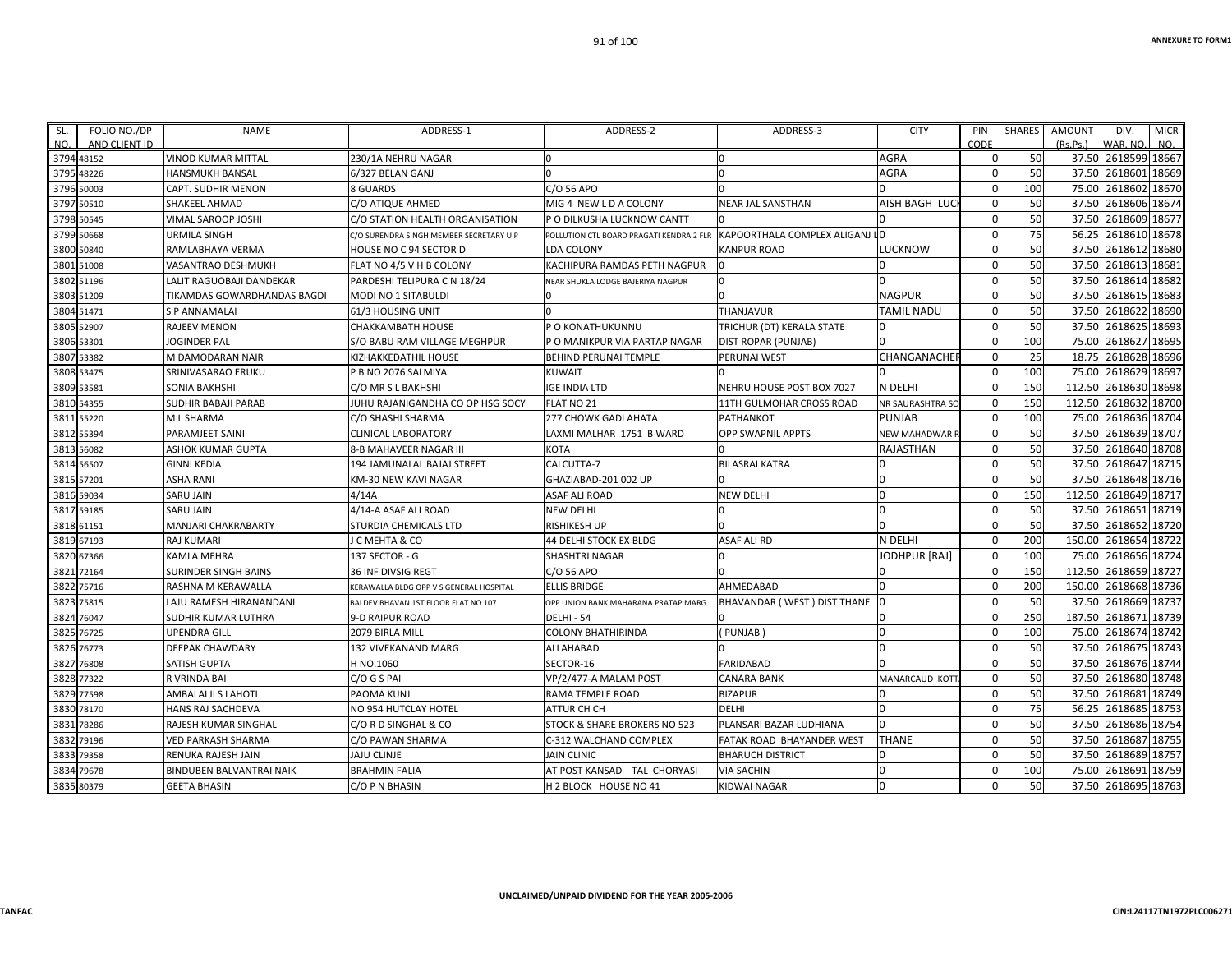| SL. NO. | FOLIO NO./DP AND CLIENT ID | NAME | ADDRESS-1 | ADDRESS-2 | ADDRESS-3 | CITY | PIN CODE | SHARES | AMOUNT (Rs.Ps.) | DIV. WAR. NO. | MICR NO. |
|---|---|---|---|---|---|---|---|---|---|---|---|
| 3794 | 48152 | VINOD KUMAR MITTAL | 230/1A NEHRU NAGAR | 0 | 0 | AGRA | 0 | 50 | 37.50 | 2618599 | 18667 |
| 3795 | 48226 | HANSMUKH BANSAL | 6/327 BELAN GANJ | 0 | 0 | AGRA | 0 | 50 | 37.50 | 2618601 | 18669 |
| 3796 | 50003 | CAPT. SUDHIR MENON | 8 GUARDS | C/O 56 APO | 0 | 0 | 0 | 100 | 75.00 | 2618602 | 18670 |
| 3797 | 50510 | SHAKEEL AHMAD | C/O ATIQUE AHMED | MIG 4 NEW L D A COLONY | NEAR JAL SANSTHAN | AISH BAGH LUCI | 0 | 50 | 37.50 | 2618606 | 18674 |
| 3798 | 50545 | VIMAL SAROOP JOSHI | C/O STATION HEALTH ORGANISATION | P O DILKUSHA LUCKNOW CANTT | 0 | 0 | 0 | 50 | 37.50 | 2618609 | 18677 |
| 3799 | 50668 | URMILA SINGH | C/O SURENDRA SINGH MEMBER SECRETARY U P | POLLUTION CTL BOARD PRAGATI KENDRA 2 FLR | KAPOORTHALA COMPLEX ALIGANJ L | 0 | 0 | 75 | 56.25 | 2618610 | 18678 |
| 3800 | 50840 | RAMLABHAYA VERMA | HOUSE NO C 94 SECTOR D | LDA COLONY | KANPUR ROAD | LUCKNOW | 0 | 50 | 37.50 | 2618612 | 18680 |
| 3801 | 51008 | VASANTRAO DESHMUKH | FLAT NO 4/5 V H B COLONY | KACHIPURA RAMDAS PETH NAGPUR | 0 | 0 | 0 | 50 | 37.50 | 2618613 | 18681 |
| 3802 | 51196 | LALIT RAGUOBAJI DANDEKAR | PARDESHI TELIPURA C N 18/24 | NEAR SHUKLA LODGE BAJERIYA NAGPUR | 0 | 0 | 0 | 50 | 37.50 | 2618614 | 18682 |
| 3803 | 51209 | TIKAMDAS GOWARDHANDAS BAGDI | MODI NO 1 SITABULDI | 0 | 0 | NAGPUR | 0 | 50 | 37.50 | 2618615 | 18683 |
| 3804 | 51471 | S P ANNAMALAI | 61/3 HOUSING UNIT | 0 | THANJAVUR | TAMIL NADU | 0 | 50 | 37.50 | 2618622 | 18690 |
| 3805 | 52907 | RAJEEV MENON | CHAKKAMBATH HOUSE | P O KONATHUKUNNU | TRICHUR (DT) KERALA STATE | 0 | 0 | 50 | 37.50 | 2618625 | 18693 |
| 3806 | 53301 | JOGINDER PAL | S/O BABU RAM VILLAGE MEGHPUR | P O MANIKPUR VIA PARTAP NAGAR | DIST ROPAR (PUNJAB) | 0 | 0 | 100 | 75.00 | 2618627 | 18695 |
| 3807 | 53382 | M DAMODARAN NAIR | KIZHAKKEDATHIL HOUSE | BEHIND PERUNAI TEMPLE | PERUNAI WEST | CHANGANACHER | 0 | 25 | 18.75 | 2618628 | 18696 |
| 3808 | 53475 | SRINIVASARAO ERUKU | P B NO 2076 SALMIYA | KUWAIT | 0 | 0 | 0 | 100 | 75.00 | 2618629 | 18697 |
| 3809 | 53581 | SONIA BAKHSHI | C/O MR S L BAKHSHI | IGE INDIA LTD | NEHRU HOUSE POST BOX 7027 | N DELHI | 0 | 150 | 112.50 | 2618630 | 18698 |
| 3810 | 54355 | SUDHIR BABAJI PARAB | JUHU RAJANIGANDHA CO OP HSG SOCY | FLAT NO 21 | 11TH GULMOHAR CROSS ROAD | NR SAURASHTRA SO | 0 | 150 | 112.50 | 2618632 | 18700 |
| 3811 | 55220 | M L SHARMA | C/O SHASHI SHARMA | 277 CHOWK GADI AHATA | PATHANKOT | PUNJAB | 0 | 100 | 75.00 | 2618636 | 18704 |
| 3812 | 55394 | PARAMJEET SAINI | CLINICAL LABORATORY | LAXMI MALHAR 1751 B WARD | OPP SWAPNIL APPTS | NEW MAHADWAR R | 0 | 50 | 37.50 | 2618639 | 18707 |
| 3813 | 56082 | ASHOK KUMAR GUPTA | 8-B MAHAVEER NAGAR III | KOTA | 0 | RAJASTHAN | 0 | 50 | 37.50 | 2618640 | 18708 |
| 3814 | 56507 | GINNI KEDIA | 194 JAMUNALAL BAJAJ STREET | CALCUTTA-7 | BILASRAI KATRA | 0 | 0 | 50 | 37.50 | 2618647 | 18715 |
| 3815 | 57201 | ASHA RANI | KM-30 NEW KAVI NAGAR | GHAZIABAD-201 002 UP | 0 | 0 | 0 | 50 | 37.50 | 2618648 | 18716 |
| 3816 | 59034 | SARU JAIN | 4/14A | ASAF ALI ROAD | NEW DELHI | 0 | 0 | 150 | 112.50 | 2618649 | 18717 |
| 3817 | 59185 | SARU JAIN | 4/14-A ASAF ALI ROAD | NEW DELHI | 0 | 0 | 0 | 50 | 37.50 | 2618651 | 18719 |
| 3818 | 61151 | MANJARI CHAKRABARTY | STURDIA CHEMICALS LTD | RISHIKESH UP | 0 | 0 | 0 | 50 | 37.50 | 2618652 | 18720 |
| 3819 | 67193 | RAJ KUMARI | J C MEHTA & CO | 44 DELHI STOCK EX BLDG | ASAF ALI RD | N DELHI | 0 | 200 | 150.00 | 2618654 | 18722 |
| 3820 | 67366 | KAMLA MEHRA | 137 SECTOR - G | SHASHTRI NAGAR | 0 | JODHPUR [RAJ] | 0 | 100 | 75.00 | 2618656 | 18724 |
| 3821 | 72164 | SURINDER SINGH BAINS | 36 INF DIVSIG REGT | C/O 56 APO | 0 | 0 | 0 | 150 | 112.50 | 2618659 | 18727 |
| 3822 | 75716 | RASHNA M KERAWALLA | KERAWALLA BLDG OPP V S GENERAL HOSPITAL | ELLIS BRIDGE | AHMEDABAD | 0 | 0 | 200 | 150.00 | 2618668 | 18736 |
| 3823 | 75815 | LAJU RAMESH HIRANANDANI | BALDEV BHAVAN 1ST FLOOR FLAT NO 107 | OPP UNION BANK MAHARANA PRATAP MARG | BHAVANDAR ( WEST ) DIST THANE | 0 | 0 | 50 | 37.50 | 2618669 | 18737 |
| 3824 | 76047 | SUDHIR KUMAR LUTHRA | 9-D RAIPUR ROAD | DELHI - 54 | 0 | 0 | 0 | 250 | 187.50 | 2618671 | 18739 |
| 3825 | 76725 | UPENDRA GILL | 2079 BIRLA MILL | COLONY BHATHIRINDA | ( PUNJAB ) | 0 | 0 | 100 | 75.00 | 2618674 | 18742 |
| 3826 | 76773 | DEEPAK CHAWDARY | 132 VIVEKANAND MARG | ALLAHABAD | 0 | 0 | 0 | 50 | 37.50 | 2618675 | 18743 |
| 3827 | 76808 | SATISH GUPTA | H NO.1060 | SECTOR-16 | FARIDABAD | 0 | 0 | 50 | 37.50 | 2618676 | 18744 |
| 3828 | 77322 | R VRINDA BAI | C/O G S PAI | VP/2/477-A MALAM POST | CANARA BANK | MANARCAUD KOTT | 0 | 50 | 37.50 | 2618680 | 18748 |
| 3829 | 77598 | AMBALALJI S LAHOTI | PAOMA KUNJ | RAMA TEMPLE ROAD | BIZAPUR | 0 | 0 | 50 | 37.50 | 2618681 | 18749 |
| 3830 | 78170 | HANS RAJ SACHDEVA | NO 954 HUTCLAY HOTEL | ATTUR CH CH | DELHI | 0 | 0 | 75 | 56.25 | 2618685 | 18753 |
| 3831 | 78286 | RAJESH KUMAR SINGHAL | C/O R D SINGHAL & CO | STOCK & SHARE BROKERS NO 523 | PLANSARI BAZAR LUDHIANA | 0 | 0 | 50 | 37.50 | 2618686 | 18754 |
| 3832 | 79196 | VED PARKASH SHARMA | C/O PAWAN SHARMA | C-312 WALCHAND COMPLEX | FATAK ROAD BHAYANDER WEST | THANE | 0 | 50 | 37.50 | 2618687 | 18755 |
| 3833 | 79358 | RENUKA RAJESH JAIN | JAJU CLINJE | JAIN CLINIC | BHARUCH DISTRICT | 0 | 0 | 50 | 37.50 | 2618689 | 18757 |
| 3834 | 79678 | BINDUBEN BALVANTRAI NAIK | BRAHMIN FALIA | AT POST KANSAD TAL CHORYASI | VIA SACHIN | 0 | 0 | 100 | 75.00 | 2618691 | 18759 |
| 3835 | 80379 | GEETA BHASIN | C/O P N BHASIN | H 2 BLOCK HOUSE NO 41 | KIDWAI NAGAR | 0 | 0 | 50 | 37.50 | 2618695 | 18763 |

UNCLAIMED/UNPAID DIVIDEND FOR THE YEAR 2005-2006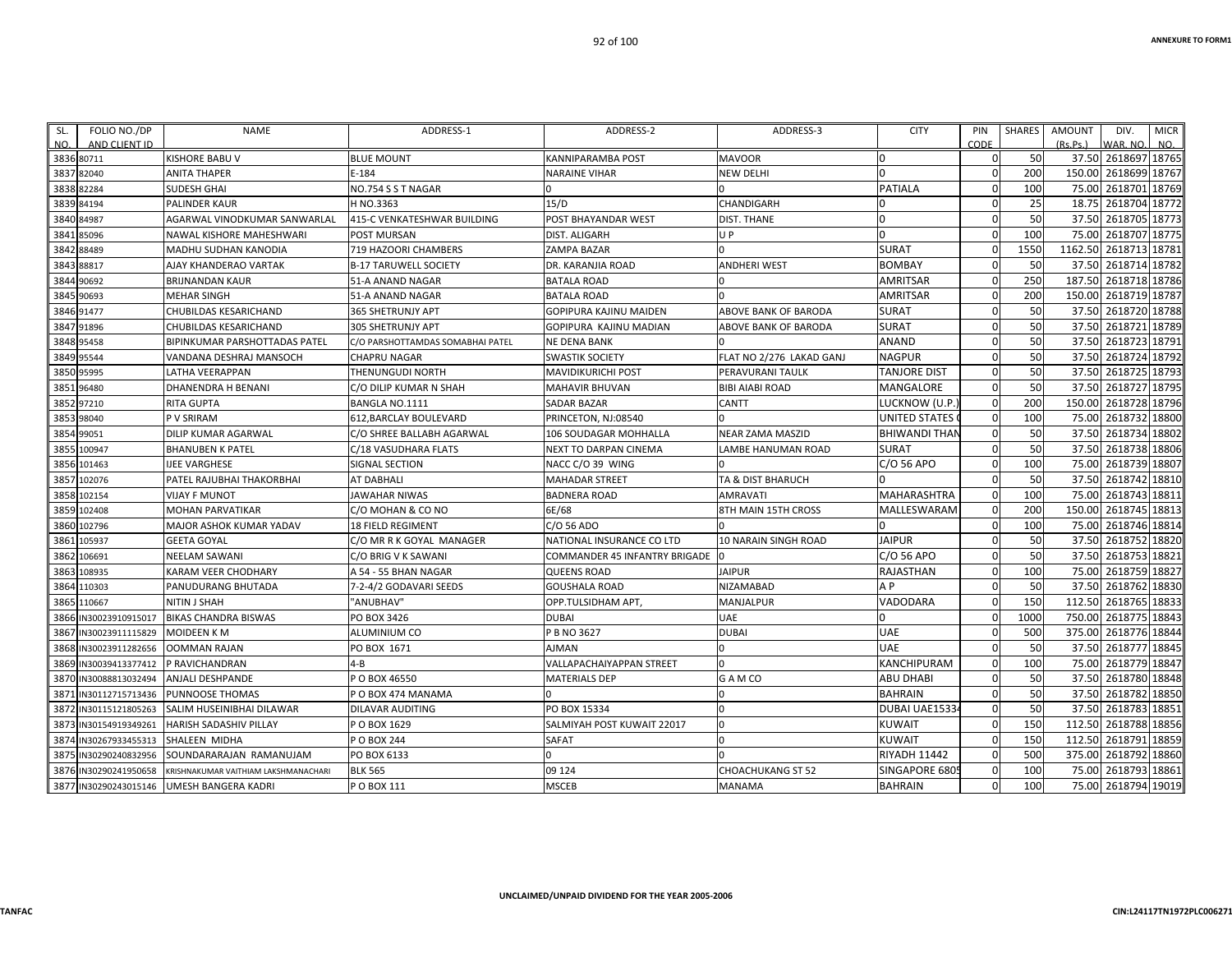| SL. NO. | FOLIO NO./DP AND CLIENT ID | NAME | ADDRESS-1 | ADDRESS-2 | ADDRESS-3 | CITY | PIN CODE | SHARES | AMOUNT (Rs.Ps.) | DIV. WAR. NO. | MICR NO. |
|---|---|---|---|---|---|---|---|---|---|---|---|
| 3836 | 80711 | KISHORE BABU V | BLUE MOUNT | KANNIPARAMBA POST | MAVOOR | 0 | 0 | 50 | 37.50 | 2618697 | 18765 |
| 3837 | 82040 | ANITA THAPER | E-184 | NARAINE VIHAR | NEW DELHI | 0 | 0 | 200 | 150.00 | 2618699 | 18767 |
| 3838 | 82284 | SUDESH GHAI | NO.754 S S T NAGAR | 0 | 0 | PATIALA | 0 | 100 | 75.00 | 2618701 | 18769 |
| 3839 | 84194 | PALINDER KAUR | H NO.3363 | 15/D | CHANDIGARH | 0 | 0 | 25 | 18.75 | 2618704 | 18772 |
| 3840 | 84987 | AGARWAL VINODKUMAR SANWARLAL | 415-C VENKATESHWAR BUILDING | POST BHAYANDAR WEST | DIST. THANE | 0 | 0 | 50 | 37.50 | 2618705 | 18773 |
| 3841 | 85096 | NAWAL KISHORE MAHESHWARI | POST MURSAN | DIST. ALIGARH | U P | 0 | 0 | 100 | 75.00 | 2618707 | 18775 |
| 3842 | 88489 | MADHU SUDHAN KANODIA | 719 HAZOORI CHAMBERS | ZAMPA BAZAR | 0 | SURAT | 0 | 1550 | 1162.50 | 2618713 | 18781 |
| 3843 | 88817 | AJAY KHANDERAO VARTAK | B-17 TARUWELL SOCIETY | DR. KARANJIA ROAD | ANDHERI WEST | BOMBAY | 0 | 50 | 37.50 | 2618714 | 18782 |
| 3844 | 90692 | BRIJNANDAN KAUR | 51-A ANAND NAGAR | BATALA ROAD | 0 | AMRITSAR | 0 | 250 | 187.50 | 2618718 | 18786 |
| 3845 | 90693 | MEHAR SINGH | 51-A ANAND NAGAR | BATALA ROAD | 0 | AMRITSAR | 0 | 200 | 150.00 | 2618719 | 18787 |
| 3846 | 91477 | CHUBILDAS KESARICHAND | 365 SHETRUNJY APT | GOPIPURA KAJINU MAIDEN | ABOVE BANK OF BARODA | SURAT | 0 | 50 | 37.50 | 2618720 | 18788 |
| 3847 | 91896 | CHUBILDAS KESARICHAND | 305 SHETRUNJY APT | GOPIPURA KAJINU MADIAN | ABOVE BANK OF BARODA | SURAT | 0 | 50 | 37.50 | 2618721 | 18789 |
| 3848 | 95458 | BIPINKUMAR PARSHOTTADAS PATEL | C/O PARSHOTTAMDAS SOMABHAI PATEL | NE DENA BANK | 0 | ANAND | 0 | 50 | 37.50 | 2618723 | 18791 |
| 3849 | 95544 | VANDANA DESHRAJ MANSOCH | CHAPRU NAGAR | SWASTIK SOCIETY | FLAT NO 2/276 LAKAD GANJ | NAGPUR | 0 | 50 | 37.50 | 2618724 | 18792 |
| 3850 | 95995 | LATHA VEERAPPAN | THENUNGUDI NORTH | MAVIDIKURICHI POST | PERAVURANI TAULK | TANJORE DIST | 0 | 50 | 37.50 | 2618725 | 18793 |
| 3851 | 96480 | DHANENDRA H BENANI | C/O DILIP KUMAR N SHAH | MAHAVIR BHUVAN | BIBI AIABI ROAD | MANGALORE | 0 | 50 | 37.50 | 2618727 | 18795 |
| 3852 | 97210 | RITA GUPTA | BANGLA NO.1111 | SADAR BAZAR | CANTT | LUCKNOW (U.P.) | 0 | 200 | 150.00 | 2618728 | 18796 |
| 3853 | 98040 | P V SRIRAM | 612,BARCLAY BOULEVARD | PRINCETON, NJ:08540 | 0 | UNITED STATES ( | 0 | 100 | 75.00 | 2618732 | 18800 |
| 3854 | 99051 | DILIP KUMAR AGARWAL | C/O SHREE BALLABH AGARWAL | 106 SOUDAGAR MOHHALLA | NEAR ZAMA MASZID | BHIWANDI THAN | 0 | 50 | 37.50 | 2618734 | 18802 |
| 3855 | 100947 | BHANUBEN K PATEL | C/18 VASUDHARA FLATS | NEXT TO DARPAN CINEMA | LAMBE HANUMAN ROAD | SURAT | 0 | 50 | 37.50 | 2618738 | 18806 |
| 3856 | 101463 | IJEE VARGHESE | SIGNAL SECTION | NACC C/O 39 WING | 0 | C/O 56 APO | 0 | 100 | 75.00 | 2618739 | 18807 |
| 3857 | 102076 | PATEL RAJUBHAI THAKORBHAI | AT DABHALI | MAHADAR STREET | TA & DIST BHARUCH | 0 | 0 | 50 | 37.50 | 2618742 | 18810 |
| 3858 | 102154 | VIJAY F MUNOT | JAWAHAR NIWAS | BADNERA ROAD | AMRAVATI | MAHARASHTRA | 0 | 100 | 75.00 | 2618743 | 18811 |
| 3859 | 102408 | MOHAN PARVATIKAR | C/O MOHAN & CO NO | 6E/68 | 8TH MAIN 15TH CROSS | MALLESWARAM | 0 | 200 | 150.00 | 2618745 | 18813 |
| 3860 | 102796 | MAJOR ASHOK KUMAR YADAV | 18 FIELD REGIMENT | C/O 56 ADO | 0 | 0 | 0 | 100 | 75.00 | 2618746 | 18814 |
| 3861 | 105937 | GEETA GOYAL | C/O MR R K GOYAL MANAGER | NATIONAL INSURANCE CO LTD | 10 NARAIN SINGH ROAD | JAIPUR | 0 | 50 | 37.50 | 2618752 | 18820 |
| 3862 | 106691 | NEELAM SAWANI | C/O BRIG V K SAWANI | COMMANDER 45 INFANTRY BRIGADE | 0 | C/O 56 APO | 0 | 50 | 37.50 | 2618753 | 18821 |
| 3863 | 108935 | KARAM VEER CHODHARY | A 54 - 55 BHAN NAGAR | QUEENS ROAD | JAIPUR | RAJASTHAN | 0 | 100 | 75.00 | 2618759 | 18827 |
| 3864 | 110303 | PANUDURANG BHUTADA | 7-2-4/2 GODAVARI SEEDS | GOUSHALA ROAD | NIZAMABAD | A P | 0 | 50 | 37.50 | 2618762 | 18830 |
| 3865 | 110667 | NITIN J SHAH | "ANUBHAV" | OPP.TULSIDHAM APT, | MANJALPUR | VADODARA | 0 | 150 | 112.50 | 2618765 | 18833 |
| 3866 | IN30023910915017 | BIKAS CHANDRA BISWAS | PO BOX 3426 | DUBAI | UAE | 0 | 0 | 1000 | 750.00 | 2618775 | 18843 |
| 3867 | IN30023911115829 | MOIDEEN K M | ALUMINIUM CO | P B NO 3627 | DUBAI | UAE | 0 | 500 | 375.00 | 2618776 | 18844 |
| 3868 | IN30023911282656 | OOMMAN RAJAN | PO BOX 1671 | AJMAN | 0 | UAE | 0 | 50 | 37.50 | 2618777 | 18845 |
| 3869 | IN30039413377412 | P RAVICHANDRAN | 4-B | VALLAPACHAIYAPPAN STREET | 0 | KANCHIPURAM | 0 | 100 | 75.00 | 2618779 | 18847 |
| 3870 | IN30088813032494 | ANJALI DESHPANDE | P O BOX 46550 | MATERIALS DEP | G A M CO | ABU DHABI | 0 | 50 | 37.50 | 2618780 | 18848 |
| 3871 | IN30112715713436 | PUNNOOSE THOMAS | P O BOX 474 MANAMA | 0 | 0 | BAHRAIN | 0 | 50 | 37.50 | 2618782 | 18850 |
| 3872 | IN30115121805263 | SALIM HUSEINIBHAI DILAWAR | DILAVAR AUDITING | PO BOX 15334 | 0 | DUBAI UAE1533 | 0 | 50 | 37.50 | 2618783 | 18851 |
| 3873 | IN30154919349261 | HARISH SADASHIV PILLAY | P O BOX 1629 | SALMIYAH POST KUWAIT 22017 | 0 | KUWAIT | 0 | 150 | 112.50 | 2618788 | 18856 |
| 3874 | IN30267933455313 | SHALEEN MIDHA | P O BOX 244 | SAFAT | 0 | KUWAIT | 0 | 150 | 112.50 | 2618791 | 18859 |
| 3875 | IN30290240832956 | SOUNDARARAJAN RAMANUJAM | PO BOX 6133 | 0 | 0 | RIYADH 11442 | 0 | 500 | 375.00 | 2618792 | 18860 |
| 3876 | IN30290241950658 | KRISHNAKUMAR VAITHIAM LAKSHMANACHARI | BLK 565 | 09 124 | CHOACHUKANG ST 52 | SINGAPORE 680 | 0 | 100 | 75.00 | 2618793 | 18861 |
| 3877 | IN30290243015146 | UMESH BANGERA KADRI | P O BOX 111 | MSCEB | MANAMA | BAHRAIN | 0 | 100 | 75.00 | 2618794 | 19019 |

UNCLAIMED/UNPAID DIVIDEND FOR THE YEAR 2005-2006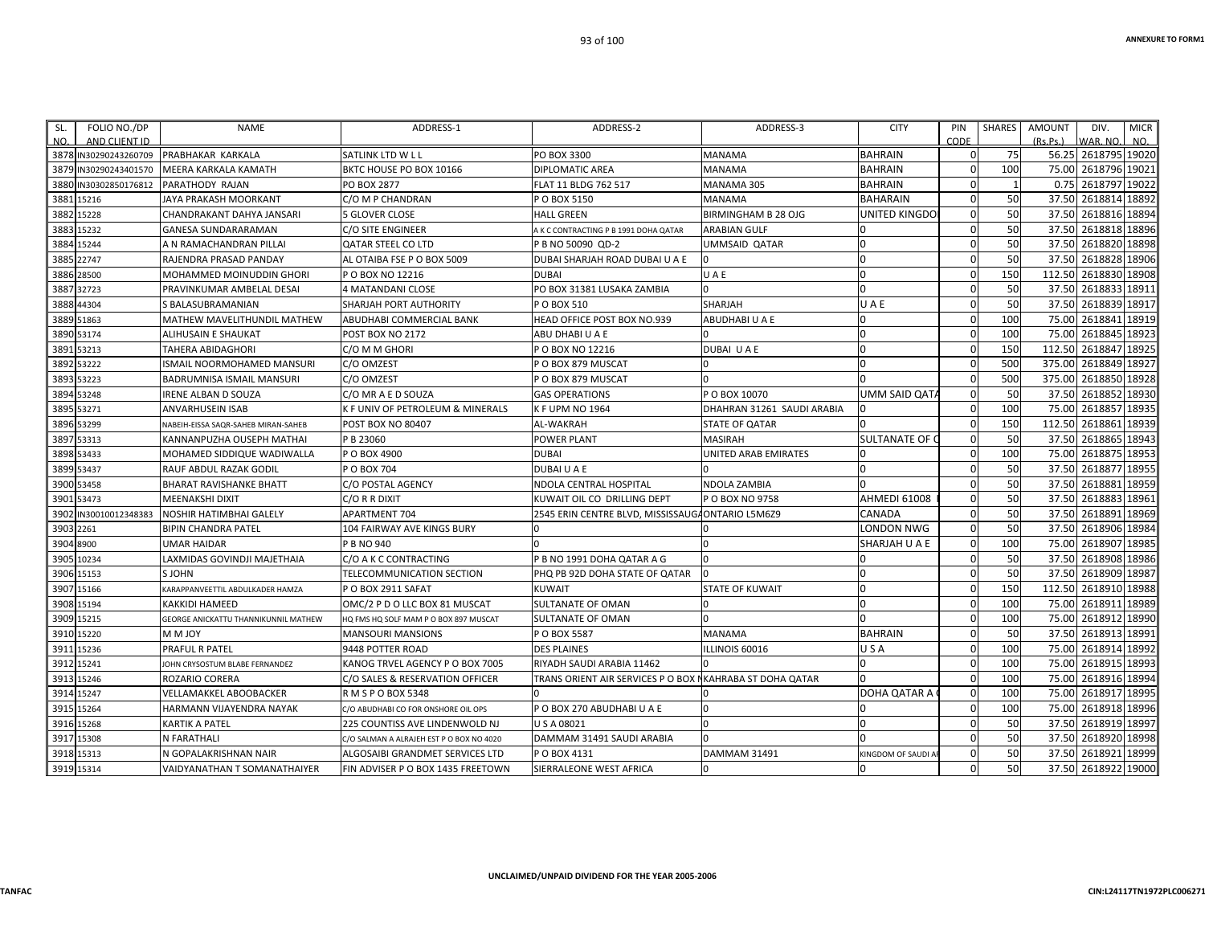ANNEXURE TO FORM1

| SL. NO. | FOLIO NO./DP AND CLIENT ID | NAME | ADDRESS-1 | ADDRESS-2 | ADDRESS-3 | CITY | PIN CODE | SHARES | AMOUNT (Rs.Ps.) | DIV. WAR. NO. | MICR NO. |
|---|---|---|---|---|---|---|---|---|---|---|---|
| 3878 | IN30290243260709 | PRABHAKAR KARKALA | SATLINK LTD W L L | PO BOX 3300 | MANAMA | BAHRAIN | 0 | 75 | 56.25 | 2618795 | 19020 |
| 3879 | IN30290243401570 | MEERA KARKALA KAMATH | BKTC HOUSE PO BOX 10166 | DIPLOMATIC AREA | MANAMA | BAHRAIN | 0 | 100 | 75.00 | 2618796 | 19021 |
| 3880 | IN30302850176812 | PARATHODY RAJAN | PO BOX 2877 | FLAT 11 BLDG 762 517 | MANAMA 305 | BAHRAIN | 0 | 1 | 0.75 | 2618797 | 19022 |
| 3881 | 15216 | JAYA PRAKASH MOORKANT | C/O M P CHANDRAN | P O BOX 5150 | MANAMA | BAHARAIN | 0 | 50 | 37.50 | 2618814 | 18892 |
| 3882 | 15228 | CHANDRAKANT DAHYA JANSARI | 5 GLOVER CLOSE | HALL GREEN | BIRMINGHAM B 28 OJG | UNITED KINGDO | 0 | 50 | 37.50 | 2618816 | 18894 |
| 3883 | 15232 | GANESA SUNDARARAMAN | C/O SITE ENGINEER | A K C CONTRACTING P B 1991 DOHA QATAR | ARABIAN GULF | 0 | 0 | 50 | 37.50 | 2618818 | 18896 |
| 3884 | 15244 | A N RAMACHANDRAN PILLAI | QATAR STEEL CO LTD | P B NO 50090 QD-2 | UMMSAID QATAR | 0 | 0 | 50 | 37.50 | 2618820 | 18898 |
| 3885 | 22747 | RAJENDRA PRASAD PANDAY | AL OTAIBA FSE P O BOX 5009 | DUBAI SHARJAH ROAD DUBAI U A E | 0 | 0 | 0 | 50 | 37.50 | 2618828 | 18906 |
| 3886 | 28500 | MOHAMMED MOINUDDIN GHORI | P O BOX NO 12216 | DUBAI | U A E | 0 | 0 | 150 | 112.50 | 2618830 | 18908 |
| 3887 | 32723 | PRAVINKUMAR AMBELAL DESAI | 4 MATANDANI CLOSE | PO BOX 31381 LUSAKA ZAMBIA | 0 | 0 | 0 | 50 | 37.50 | 2618833 | 18911 |
| 3888 | 44304 | S BALASUBRAMANIAN | SHARJAH PORT AUTHORITY | P O BOX 510 | SHARJAH | U A E | 0 | 50 | 37.50 | 2618839 | 18917 |
| 3889 | 51863 | MATHEW MAVELITHUNDIL MATHEW | ABUDHABI COMMERCIAL BANK | HEAD OFFICE POST BOX NO.939 | ABUDHABI U A E | 0 | 0 | 100 | 75.00 | 2618841 | 18919 |
| 3890 | 53174 | ALIHUSAIN E SHAUKAT | POST BOX NO 2172 | ABU DHABI U A E | 0 | 0 | 0 | 100 | 75.00 | 2618845 | 18923 |
| 3891 | 53213 | TAHERA ABIDAGHORI | C/O M M GHORI | P O BOX NO 12216 | DUBAI U A E | 0 | 0 | 150 | 112.50 | 2618847 | 18925 |
| 3892 | 53222 | ISMAIL NOORMOHAMED MANSURI | C/O OMZEST | P O BOX 879 MUSCAT | 0 | 0 | 0 | 500 | 375.00 | 2618849 | 18927 |
| 3893 | 53223 | BADRUMNISA ISMAIL MANSURI | C/O OMZEST | P O BOX 879 MUSCAT | 0 | 0 | 0 | 500 | 375.00 | 2618850 | 18928 |
| 3894 | 53248 | IRENE ALBAN D SOUZA | C/O MR A E D SOUZA | GAS OPERATIONS | P O BOX 10070 | UMM SAID QATA | 0 | 50 | 37.50 | 2618852 | 18930 |
| 3895 | 53271 | ANVARHUSEIN ISAB | K F UNIV OF PETROLEUM & MINERALS | K F UPM NO 1964 | DHAHRAN 31261 SAUDI ARABIA | 0 | 0 | 100 | 75.00 | 2618857 | 18935 |
| 3896 | 53299 | NABEIH-EISSA SAQR-SAHEB MIRAN-SAHEB | POST BOX NO 80407 | AL-WAKRAH | STATE OF QATAR | 0 | 0 | 150 | 112.50 | 2618861 | 18939 |
| 3897 | 53313 | KANNANPUZHA OUSEPH MATHAI | P B 23060 | POWER PLANT | MASIRAH | SULTANATE OF C | 0 | 50 | 37.50 | 2618865 | 18943 |
| 3898 | 53433 | MOHAMED SIDDIQUE WADIWALLA | P O BOX 4900 | DUBAI | UNITED ARAB EMIRATES | 0 | 0 | 100 | 75.00 | 2618875 | 18953 |
| 3899 | 53437 | RAUF ABDUL RAZAK GODIL | P O BOX 704 | DUBAI U A E | 0 | 0 | 0 | 50 | 37.50 | 2618877 | 18955 |
| 3900 | 53458 | BHARAT RAVISHANKE BHATT | C/O POSTAL AGENCY | NDOLA CENTRAL HOSPITAL | NDOLA ZAMBIA | 0 | 0 | 50 | 37.50 | 2618881 | 18959 |
| 3901 | 53473 | MEENAKSHI DIXIT | C/O R R DIXIT | KUWAIT OIL CO DRILLING DEPT | P O BOX NO 9758 | AHMEDI 61008 | 0 | 50 | 37.50 | 2618883 | 18961 |
| 3902 | IN30010012348383 | NOSHIR HATIMBHAI GALELY | APARTMENT 704 | 2545 ERIN CENTRE BLVD, MISSISSAUGA | ONTARIO L5M6Z9 | CANADA | 0 | 50 | 37.50 | 2618891 | 18969 |
| 3903 | 2261 | BIPIN CHANDRA PATEL | 104 FAIRWAY AVE KINGS BURY | 0 | 0 | LONDON NWG | 0 | 50 | 37.50 | 2618906 | 18984 |
| 3904 | 8900 | UMAR HAIDAR | P B NO 940 | 0 | 0 | SHARJAH U A E | 0 | 100 | 75.00 | 2618907 | 18985 |
| 3905 | 10234 | LAXMIDAS GOVINDJI MAJETHAIA | C/O A K C CONTRACTING | P B NO 1991 DOHA QATAR A G | 0 | 0 | 0 | 50 | 37.50 | 2618908 | 18986 |
| 3906 | 15153 | S JOHN | TELECOMMUNICATION SECTION | PHQ PB 92D DOHA STATE OF QATAR | 0 | 0 | 0 | 50 | 37.50 | 2618909 | 18987 |
| 3907 | 15166 | KARAPPANVEETTIL ABDULKADER HAMZA | P O BOX 2911 SAFAT | KUWAIT | STATE OF KUWAIT | 0 | 0 | 150 | 112.50 | 2618910 | 18988 |
| 3908 | 15194 | KAKKIDI HAMEED | OMC/2 P D O LLC BOX 81 MUSCAT | SULTANATE OF OMAN | 0 | 0 | 0 | 100 | 75.00 | 2618911 | 18989 |
| 3909 | 15215 | GEORGE ANICKATTU THANNIKUNNIL MATHEW | HQ FMS HQ SOLF MAM P O BOX 897 MUSCAT | SULTANATE OF OMAN | 0 | 0 | 0 | 100 | 75.00 | 2618912 | 18990 |
| 3910 | 15220 | M M JOY | MANSOURI MANSIONS | P O BOX 5587 | MANAMA | BAHRAIN | 0 | 50 | 37.50 | 2618913 | 18991 |
| 3911 | 15236 | PRAFUL R PATEL | 9448 POTTER ROAD | DES PLAINES | ILLINOIS 60016 | U S A | 0 | 100 | 75.00 | 2618914 | 18992 |
| 3912 | 15241 | JOHN CRYSOSTUM BLABE FERNANDEZ | KANOG TRVEL AGENCY P O BOX 7005 | RIYADH SAUDI ARABIA 11462 | 0 | 0 | 0 | 100 | 75.00 | 2618915 | 18993 |
| 3913 | 15246 | ROZARIO CORERA | C/O SALES & RESERVATION OFFICER | TRANS ORIENT AIR SERVICES P O BOX N | KAHRABA ST DOHA QATAR | 0 | 0 | 100 | 75.00 | 2618916 | 18994 |
| 3914 | 15247 | VELLAMAKKEL ABOOBACKER | R M S P O BOX 5348 | 0 | 0 | DOHA QATAR A | 0 | 100 | 75.00 | 2618917 | 18995 |
| 3915 | 15264 | HARMANN VIJAYENDRA NAYAK | C/O ABUDHABI CO FOR ONSHORE OIL OPS | P O BOX 270 ABUDHABI U A E | 0 | 0 | 0 | 100 | 75.00 | 2618918 | 18996 |
| 3916 | 15268 | KARTIK A PATEL | 225 COUNTISS AVE LINDENWOLD NJ | U S A 08021 | 0 | 0 | 0 | 50 | 37.50 | 2618919 | 18997 |
| 3917 | 15308 | N FARATHALI | C/O SALMAN A ALRAJEH EST P O BOX NO 4020 | DAMMAM 31491 SAUDI ARABIA | 0 | 0 | 0 | 50 | 37.50 | 2618920 | 18998 |
| 3918 | 15313 | N GOPALAKRISHNAN NAIR | ALGOSAIBI GRANDMET SERVICES LTD | P O BOX 4131 | DAMMAM 31491 | KINGDOM OF SAUDI A | 0 | 50 | 37.50 | 2618921 | 18999 |
| 3919 | 15314 | VAIDYANATHAN T SOMANATHAIYER | FIN ADVISER P O BOX 1435 FREETOWN | SIERRALEONE WEST AFRICA | 0 | 0 | 0 | 50 | 37.50 | 2618922 | 19000 |

UNCLAIMED/UNPAID DIVIDEND FOR THE YEAR 2005-2006

TANFAC

CIN:L24117TN1972PLC006271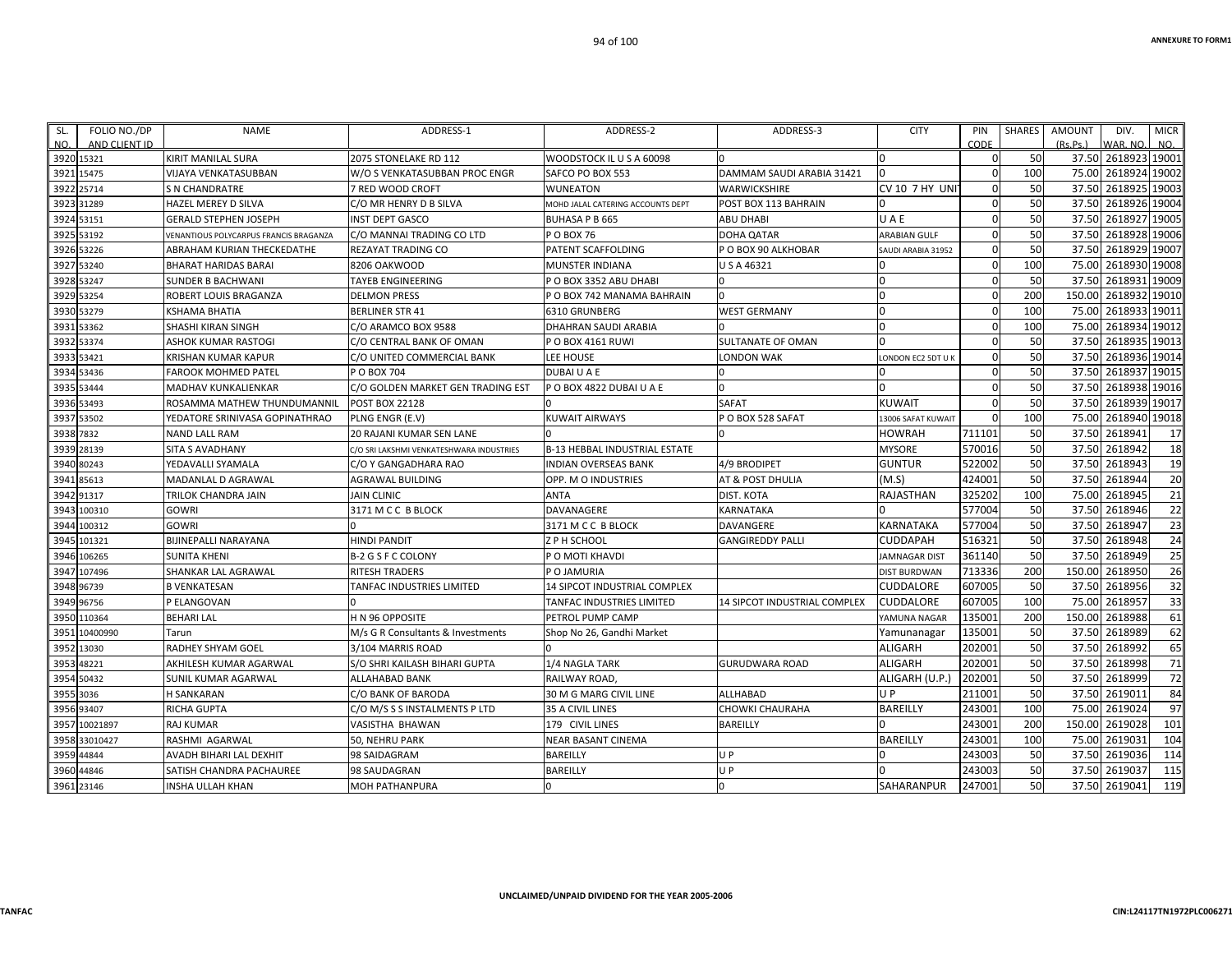| SL. NO. | FOLIO NO./DP AND CLIENT ID | NAME | ADDRESS-1 | ADDRESS-2 | ADDRESS-3 | CITY | PIN CODE | SHARES | AMOUNT (Rs.Ps.) | DIV. WAR. NO. | MICR NO. |
|---|---|---|---|---|---|---|---|---|---|---|---|
| 3920 | 15321 | KIRIT MANILAL SURA | 2075 STONELAKE RD 112 | WOODSTOCK IL U S A 60098 | 0 | 0 | 0 | 50 | 37.50 | 2618923 | 19001 |
| 3921 | 15475 | VIJAYA VENKATASUBBAN | W/O S VENKATASUBBAN PROC ENGR | SAFCO PO BOX 553 | DAMMAM SAUDI ARABIA 31421 | 0 | 0 | 100 | 75.00 | 2618924 | 19002 |
| 3922 | 25714 | S N CHANDRATRE | 7 RED WOOD CROFT | WUNEATON | WARWICKSHIRE | CV 10 7 HY UNI | 0 | 50 | 37.50 | 2618925 | 19003 |
| 3923 | 31289 | HAZEL MEREY D SILVA | C/O MR HENRY D B SILVA | MOHD JALAL CATERING ACCOUNTS DEPT | POST BOX 113 BAHRAIN | 0 | 0 | 50 | 37.50 | 2618926 | 19004 |
| 3924 | 53151 | GERALD STEPHEN JOSEPH | INST DEPT GASCO | BUHASA P B 665 | ABU DHABI | U A E | 0 | 50 | 37.50 | 2618927 | 19005 |
| 3925 | 53192 | VENANTIOUS POLYCARPUS FRANCIS BRAGANZA | C/O MANNAI TRADING CO LTD | P O BOX 76 | DOHA QATAR | ARABIAN GULF | 0 | 50 | 37.50 | 2618928 | 19006 |
| 3926 | 53226 | ABRAHAM KURIAN THECKEDATHE | REZAYAT TRADING CO | PATENT SCAFFOLDING | P O BOX 90 ALKHOBAR | SAUDI ARABIA 31952 | 0 | 50 | 37.50 | 2618929 | 19007 |
| 3927 | 53240 | BHARAT HARIDAS BARAI | 8206 OAKWOOD | MUNSTER INDIANA | U S A 46321 | 0 | 0 | 100 | 75.00 | 2618930 | 19008 |
| 3928 | 53247 | SUNDER B BACHWANI | TAYEB ENGINEERING | P O BOX 3352 ABU DHABI | 0 | 0 | 0 | 50 | 37.50 | 2618931 | 19009 |
| 3929 | 53254 | ROBERT LOUIS BRAGANZA | DELMON PRESS | P O BOX 742 MANAMA BAHRAIN | 0 | 0 | 0 | 200 | 150.00 | 2618932 | 19010 |
| 3930 | 53279 | KSHAMA BHATIA | BERLINER STR 41 | 6310 GRUNBERG | WEST GERMANY | 0 | 0 | 100 | 75.00 | 2618933 | 19011 |
| 3931 | 53362 | SHASHI KIRAN SINGH | C/O ARAMCO BOX 9588 | DHAHRAN SAUDI ARABIA | 0 | 0 | 0 | 100 | 75.00 | 2618934 | 19012 |
| 3932 | 53374 | ASHOK KUMAR RASTOGI | C/O CENTRAL BANK OF OMAN | P O BOX 4161 RUWI | SULTANATE OF OMAN | 0 | 0 | 50 | 37.50 | 2618935 | 19013 |
| 3933 | 53421 | KRISHAN KUMAR KAPUR | C/O UNITED COMMERCIAL BANK | LEE HOUSE | LONDON WAK | LONDON EC2 5DT U K | 0 | 50 | 37.50 | 2618936 | 19014 |
| 3934 | 53436 | FAROOK MOHMED PATEL | P O BOX 704 | DUBAI U A E | 0 | 0 | 0 | 50 | 37.50 | 2618937 | 19015 |
| 3935 | 53444 | MADHAV KUNKALIENKAR | C/O GOLDEN MARKET GEN TRADING EST | P O BOX 4822 DUBAI U A E | 0 | 0 | 0 | 50 | 37.50 | 2618938 | 19016 |
| 3936 | 53493 | ROSAMMA MATHEW THUNDUMANNIL | POST BOX 22128 | 0 | SAFAT | KUWAIT | 0 | 50 | 37.50 | 2618939 | 19017 |
| 3937 | 53502 | YEDATORE SRINIVASA GOPINATHRAO | PLNG ENGR (E.V) | KUWAIT AIRWAYS | P O BOX 528 SAFAT | 13006 SAFAT KUWAIT | 0 | 100 | 75.00 | 2618940 | 19018 |
| 3938 | 7832 | NAND LALL RAM | 20 RAJANI KUMAR SEN LANE | 0 | 0 | HOWRAH | 711101 | 50 | 37.50 | 2618941 | 17 |
| 3939 | 28139 | SITA S AVADHANY | C/O SRI LAKSHMI VENKATESHWARA INDUSTRIES | B-13 HEBBAL INDUSTRIAL ESTATE | | MYSORE | 570016 | 50 | 37.50 | 2618942 | 18 |
| 3940 | 80243 | YEDAVALLI SYAMALA | C/O Y GANGADHARA RAO | INDIAN OVERSEAS BANK | 4/9 BRODIPET | GUNTUR | 522002 | 50 | 37.50 | 2618943 | 19 |
| 3941 | 85613 | MADANLAL D AGRAWAL | AGRAWAL BUILDING | OPP. M O INDUSTRIES | AT & POST DHULIA | (M.S) | 424001 | 50 | 37.50 | 2618944 | 20 |
| 3942 | 91317 | TRILOK CHANDRA JAIN | JAIN CLINIC | ANTA | DIST. KOTA | RAJASTHAN | 325202 | 100 | 75.00 | 2618945 | 21 |
| 3943 | 100310 | GOWRI | 3171 M C C B BLOCK | DAVANAGERE | KARNATAKA | 0 | 577004 | 50 | 37.50 | 2618946 | 22 |
| 3944 | 100312 | GOWRI | 0 | 3171 M C C B BLOCK | DAVANGERE | KARNATAKA | 577004 | 50 | 37.50 | 2618947 | 23 |
| 3945 | 101321 | BIJINEPALLI NARAYANA | HINDI PANDIT | Z P H SCHOOL | GANGIREDDY PALLI | CUDDAPAH | 516321 | 50 | 37.50 | 2618948 | 24 |
| 3946 | 106265 | SUNITA KHENI | B-2 G S F C COLONY | P O MOTI KHAVDI | | JAMNAGAR DIST | 361140 | 50 | 37.50 | 2618949 | 25 |
| 3947 | 107496 | SHANKAR LAL AGRAWAL | RITESH TRADERS | P O JAMURIA | | DIST BURDWAN | 713336 | 200 | 150.00 | 2618950 | 26 |
| 3948 | 96739 | B VENKATESAN | TANFAC INDUSTRIES LIMITED | 14 SIPCOT INDUSTRIAL COMPLEX | | CUDDALORE | 607005 | 50 | 37.50 | 2618956 | 32 |
| 3949 | 96756 | P ELANGOVAN | 0 | TANFAC INDUSTRIES LIMITED | 14 SIPCOT INDUSTRIAL COMPLEX | CUDDALORE | 607005 | 100 | 75.00 | 2618957 | 33 |
| 3950 | 110364 | BEHARI LAL | H N 96 OPPOSITE | PETROL PUMP CAMP | | YAMUNA NAGAR | 135001 | 200 | 150.00 | 2618988 | 61 |
| 3951 | 10400990 | Tarun | M/s G R Consultants & Investments | Shop No 26, Gandhi Market | | Yamunanagar | 135001 | 50 | 37.50 | 2618989 | 62 |
| 3952 | 13030 | RADHEY SHYAM GOEL | 3/104 MARRIS ROAD | 0 | | ALIGARH | 202001 | 50 | 37.50 | 2618992 | 65 |
| 3953 | 48221 | AKHILESH KUMAR AGARWAL | S/O SHRI KAILASH BIHARI GUPTA | 1/4 NAGLA TARK | GURUDWARA ROAD | ALIGARH | 202001 | 50 | 37.50 | 2618998 | 71 |
| 3954 | 50432 | SUNIL KUMAR AGARWAL | ALLAHABAD BANK | RAILWAY ROAD, | | ALIGARH (U.P.) | 202001 | 50 | 37.50 | 2618999 | 72 |
| 3955 | 3036 | H SANKARAN | C/O BANK OF BARODA | 30 M G MARG CIVIL LINE | ALLHABAD | U P | 211001 | 50 | 37.50 | 2619011 | 84 |
| 3956 | 93407 | RICHA GUPTA | C/O M/S S S INSTALMENTS P LTD | 35 A CIVIL LINES | CHOWKI CHAURAHA | BAREILLY | 243001 | 100 | 75.00 | 2619024 | 97 |
| 3957 | 10021897 | RAJ KUMAR | VASISTHA BHAWAN | 179 CIVIL LINES | BAREILLY | 0 | 243001 | 200 | 150.00 | 2619028 | 101 |
| 3958 | 33010427 | RASHMI AGARWAL | 50, NEHRU PARK | NEAR BASANT CINEMA | | BAREILLY | 243001 | 100 | 75.00 | 2619031 | 104 |
| 3959 | 44844 | AVADH BIHARI LAL DEXHIT | 98 SAIDAGRAM | BAREILLY | U P | 0 | 243003 | 50 | 37.50 | 2619036 | 114 |
| 3960 | 44846 | SATISH CHANDRA PACHAUREE | 98 SAUDAGRAN | BAREILLY | U P | 0 | 243003 | 50 | 37.50 | 2619037 | 115 |
| 3961 | 23146 | INSHA ULLAH KHAN | MOH PATHANPURA | 0 | 0 | SAHARANPUR | 247001 | 50 | 37.50 | 2619041 | 119 |

UNCLAIMED/UNPAID DIVIDEND FOR THE YEAR 2005-2006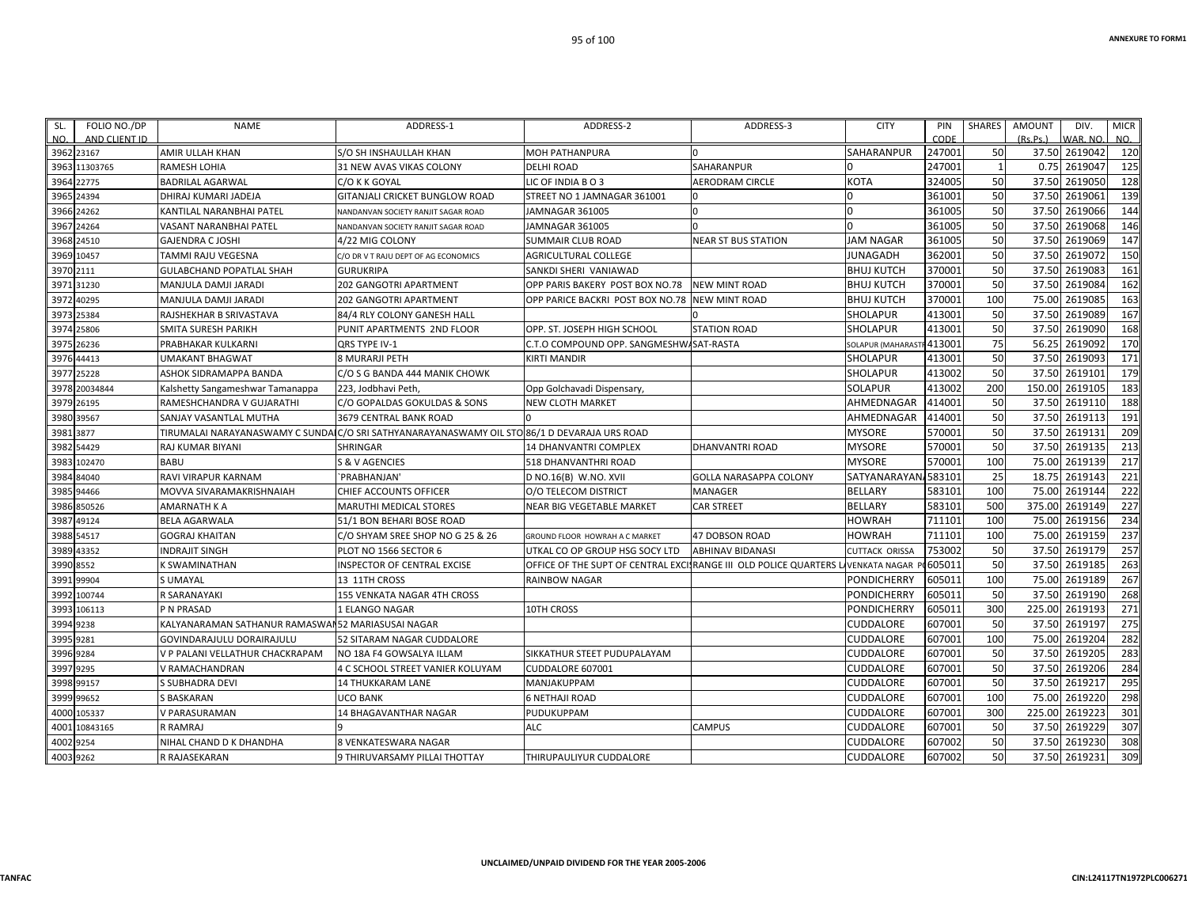| SL. NO. | FOLIO NO./DP AND CLIENT ID | NAME | ADDRESS-1 | ADDRESS-2 | ADDRESS-3 | CITY | PIN CODE | SHARES | AMOUNT (Rs.Ps.) | DIV. WAR. NO. | MICR NO. |
|---|---|---|---|---|---|---|---|---|---|---|---|
| 3962 | 23167 | AMIR ULLAH KHAN | S/O SH INSHAULLAH KHAN | MOH PATHANPURA | 0 | SAHARANPUR | 247001 | 50 | 37.50 | 2619042 | 120 |
| 3963 | 11303765 | RAMESH LOHIA | 31 NEW AVAS VIKAS COLONY | DELHI ROAD | SAHARANPUR | 0 | 247001 | 1 | 0.75 | 2619047 | 125 |
| 3964 | 22775 | BADRILAL AGARWAL | C/O K K GOYAL | LIC OF INDIA B O 3 | AERODRAM CIRCLE | KOTA | 324005 | 50 | 37.50 | 2619050 | 128 |
| 3965 | 24394 | DHIRAJ KUMARI JADEJA | GITANJALI CRICKET BUNGLOW ROAD | STREET NO 1 JAMNAGAR 361001 | 0 | 0 | 361001 | 50 | 37.50 | 2619061 | 139 |
| 3966 | 24262 | KANTILAL NARANBHAI PATEL | NANDANVAN SOCIETY RANJIT SAGAR ROAD | JAMNAGAR 361005 | 0 | 0 | 361005 | 50 | 37.50 | 2619066 | 144 |
| 3967 | 24264 | VASANT NARANBHAI PATEL | NANDANVAN SOCIETY RANJIT SAGAR ROAD | JAMNAGAR 361005 | 0 | 0 | 361005 | 50 | 37.50 | 2619068 | 146 |
| 3968 | 24510 | GAJENDRA C JOSHI | 4/22 MIG COLONY | SUMMAIR CLUB ROAD | NEAR ST BUS STATION | JAM NAGAR | 361005 | 50 | 37.50 | 2619069 | 147 |
| 3969 | 10457 | TAMMI RAJU VEGESNA | C/O DR V T RAJU DEPT OF AG ECONOMICS | AGRICULTURAL COLLEGE | | JUNAGADH | 362001 | 50 | 37.50 | 2619072 | 150 |
| 3970 | 2111 | GULABCHAND POPATLAL SHAH | GURUKRIPA | SANKDI SHERI VANIAWAD | | BHUJ KUTCH | 370001 | 50 | 37.50 | 2619083 | 161 |
| 3971 | 31230 | MANJULA DAMJI JARADI | 202 GANGOTRI APARTMENT | OPP PARIS BAKERY POST BOX NO.78 | NEW MINT ROAD | BHUJ KUTCH | 370001 | 50 | 37.50 | 2619084 | 162 |
| 3972 | 40295 | MANJULA DAMJI JARADI | 202 GANGOTRI APARTMENT | OPP PARICE BACKRI POST BOX NO.78 | NEW MINT ROAD | BHUJ KUTCH | 370001 | 100 | 75.00 | 2619085 | 163 |
| 3973 | 25384 | RAJSHEKHAR B SRIVASTAVA | 84/4 RLY COLONY GANESH HALL | | 0 | SHOLAPUR | 413001 | 50 | 37.50 | 2619089 | 167 |
| 3974 | 25806 | SMITA SURESH PARIKH | PUNIT APARTMENTS 2ND FLOOR | OPP. ST. JOSEPH HIGH SCHOOL | STATION ROAD | SHOLAPUR | 413001 | 50 | 37.50 | 2619090 | 168 |
| 3975 | 26236 | PRABHAKAR KULKARNI | QRS TYPE IV-1 | C.T.O COMPOUND OPP. SANGMESHWA | SAT-RASTA | SOLAPUR (MAHARASTR | 413001 | 75 | 56.25 | 2619092 | 170 |
| 3976 | 44413 | UMAKANT BHAGWAT | 8 MURARJI PETH | KIRTI MANDIR | | SHOLAPUR | 413001 | 50 | 37.50 | 2619093 | 171 |
| 3977 | 25228 | ASHOK SIDRAMAPPA BANDA | C/O S G BANDA 444 MANIK CHOWK | | | SHOLAPUR | 413002 | 50 | 37.50 | 2619101 | 179 |
| 3978 | 20034844 | Kalshetty Sangameshwar Tamanappa | 223, Jodbhavi Peth, | Opp Golchavadi Dispensary, | | SOLAPUR | 413002 | 200 | 150.00 | 2619105 | 183 |
| 3979 | 26195 | RAMESHCHANDRA V GUJARATHI | C/O GOPALDAS GOKULDAS & SONS | NEW CLOTH MARKET | | AHMEDNAGAR | 414001 | 50 | 37.50 | 2619110 | 188 |
| 3980 | 39567 | SANJAY VASANTLAL MUTHA | 3679 CENTRAL BANK ROAD | 0 | | AHMEDNAGAR | 414001 | 50 | 37.50 | 2619113 | 191 |
| 3981 | 3877 | TIRUMALAI NARAYANASWAMY C SUNDA | C/O SRI SATHYANARAYANASWAMY OIL STO | 86/1 D DEVARAJA URS ROAD | | MYSORE | 570001 | 50 | 37.50 | 2619131 | 209 |
| 3982 | 54429 | RAJ KUMAR BIYANI | SHRINGAR | 14 DHANVANTRI COMPLEX | DHANVANTRI ROAD | MYSORE | 570001 | 50 | 37.50 | 2619135 | 213 |
| 3983 | 102470 | BABU | S & V AGENCIES | 518 DHANVANTHRI ROAD | | MYSORE | 570001 | 100 | 75.00 | 2619139 | 217 |
| 3984 | 84040 | RAVI VIRAPUR KARNAM | `PRABHANJAN' | D NO.16(B) W.NO. XVII | GOLLA NARASAPPA COLONY | SATYANARAYAN | 583101 | 25 | 18.75 | 2619143 | 221 |
| 3985 | 94466 | MOVVA SIVARAMAKRISHNAIAH | CHIEF ACCOUNTS OFFICER | O/O TELECOM DISTRICT | MANAGER | BELLARY | 583101 | 100 | 75.00 | 2619144 | 222 |
| 3986 | 850526 | AMARNATH K A | MARUTHI MEDICAL STORES | NEAR BIG VEGETABLE MARKET | CAR STREET | BELLARY | 583101 | 500 | 375.00 | 2619149 | 227 |
| 3987 | 49124 | BELA AGARWALA | 51/1 BON BEHARI BOSE ROAD | | | HOWRAH | 711101 | 100 | 75.00 | 2619156 | 234 |
| 3988 | 54517 | GOGRAJ KHAITAN | C/O SHYAM SREE SHOP NO G 25 & 26 | GROUND FLOOR HOWRAH A C MARKET | 47 DOBSON ROAD | HOWRAH | 711101 | 100 | 75.00 | 2619159 | 237 |
| 3989 | 43352 | INDRAJIT SINGH | PLOT NO 1566 SECTOR 6 | UTKAL CO OP GROUP HSG SOCY LTD | ABHINAV BIDANASI | CUTTACK ORISSA | 753002 | 50 | 37.50 | 2619179 | 257 |
| 3990 | 8552 | K SWAMINATHAN | INSPECTOR OF CENTRAL EXCISE | OFFICE OF THE SUPT OF CENTRAL EXCI | RANGE III OLD POLICE QUARTERS L | VENKATA NAGAR P | 605011 | 50 | 37.50 | 2619185 | 263 |
| 3991 | 99904 | S UMAYAL | 13 11TH CROSS | RAINBOW NAGAR | | PONDICHERRY | 605011 | 100 | 75.00 | 2619189 | 267 |
| 3992 | 100744 | R SARANAYAKI | 155 VENKATA NAGAR 4TH CROSS | | | PONDICHERRY | 605011 | 50 | 37.50 | 2619190 | 268 |
| 3993 | 106113 | P N PRASAD | 1 ELANGO NAGAR | 10TH CROSS | | PONDICHERRY | 605011 | 300 | 225.00 | 2619193 | 271 |
| 3994 | 9238 | KALYANARAMAN SATHANUR RAMASWAI | 52 MARIASUSAI NAGAR | | | CUDDALORE | 607001 | 50 | 37.50 | 2619197 | 275 |
| 3995 | 9281 | GOVINDARAJULU DORAIRAJULU | 52 SITARAM NAGAR CUDDALORE | | | CUDDALORE | 607001 | 100 | 75.00 | 2619204 | 282 |
| 3996 | 9284 | V P PALANI VELLATHUR CHACKRAPAM | NO 18A F4 GOWSALYA ILLAM | SIKKATHUR STEET PUDUPALAYAM | | CUDDALORE | 607001 | 50 | 37.50 | 2619205 | 283 |
| 3997 | 9295 | V RAMACHANDRAN | 4 C SCHOOL STREET VANIER KOLUYAM | CUDDALORE 607001 | | CUDDALORE | 607001 | 50 | 37.50 | 2619206 | 284 |
| 3998 | 99157 | S SUBHADRA DEVI | 14 THUKKARAM LANE | MANJAKUPPAM | | CUDDALORE | 607001 | 50 | 37.50 | 2619217 | 295 |
| 3999 | 99652 | S BASKARAN | UCO BANK | 6 NETHAJI ROAD | | CUDDALORE | 607001 | 100 | 75.00 | 2619220 | 298 |
| 4000 | 105337 | V PARASURAMAN | 14 BHAGAVANTHAR NAGAR | PUDUKUPPAM | | CUDDALORE | 607001 | 300 | 225.00 | 2619223 | 301 |
| 4001 | 10843165 | R RAMRAJ | 9 | ALC | CAMPUS | CUDDALORE | 607001 | 50 | 37.50 | 2619229 | 307 |
| 4002 | 9254 | NIHAL CHAND D K DHANDHA | 8 VENKATESWARA NAGAR | | | CUDDALORE | 607002 | 50 | 37.50 | 2619230 | 308 |
| 4003 | 9262 | R RAJASEKARAN | 9 THIRUVARSAMY PILLAI THOTTAY | THIRUPAULIYUR CUDDALORE | | CUDDALORE | 607002 | 50 | 37.50 | 2619231 | 309 |

UNCLAIMED/UNPAID DIVIDEND FOR THE YEAR 2005-2006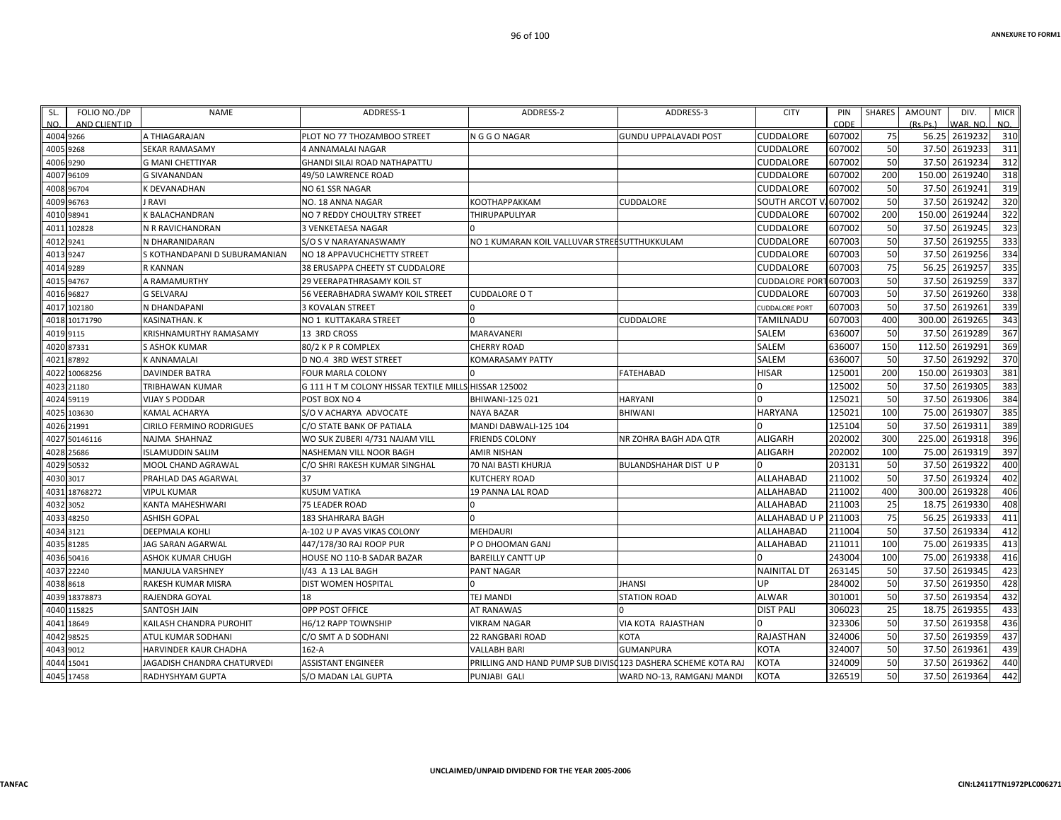| SL. NO. | FOLIO NO./DP AND CLIENT ID | NAME | ADDRESS-1 | ADDRESS-2 | ADDRESS-3 | CITY | PIN CODE | SHARES | AMOUNT (Rs.Ps.) | DIV. WAR. NO. | MICR NO. |
|---|---|---|---|---|---|---|---|---|---|---|---|
| 4004 | 9266 | A THIAGARAJAN | PLOT NO 77 THOZAMBOO STREET | N G G O NAGAR | GUNDU UPPALAVADI POST | CUDDALORE | 607002 | 75 | 56.25 | 2619232 | 310 |
| 4005 | 9268 | SEKAR RAMASAMY | 4 ANNAMALAI NAGAR | | | CUDDALORE | 607002 | 50 | 37.50 | 2619233 | 311 |
| 4006 | 9290 | G MANI CHETTIYAR | GHANDI SILAI ROAD NATHAPATTU | | | CUDDALORE | 607002 | 50 | 37.50 | 2619234 | 312 |
| 4007 | 96109 | G SIVANANDAN | 49/50 LAWRENCE ROAD | | | CUDDALORE | 607002 | 200 | 150.00 | 2619240 | 318 |
| 4008 | 96704 | K DEVANADHAN | NO 61 SSR NAGAR | | | CUDDALORE | 607002 | 50 | 37.50 | 2619241 | 319 |
| 4009 | 96763 | J RAVI | NO. 18 ANNA NAGAR | KOOTHAPPAKKAM | CUDDALORE | SOUTH ARCOT V. | 607002 | 50 | 37.50 | 2619242 | 320 |
| 4010 | 98941 | K BALACHANDRAN | NO 7 REDDY CHOULTRY STREET | THIRUPAPULIYAR | | CUDDALORE | 607002 | 200 | 150.00 | 2619244 | 322 |
| 4011 | 102828 | N R RAVICHANDRAN | 3 VENKETAESA NAGAR | 0 | | CUDDALORE | 607002 | 50 | 37.50 | 2619245 | 323 |
| 4012 | 9241 | N DHARANIDARAN | S/O S V NARAYANASWAMY | NO 1 KUMARAN KOIL VALLUVAR STREE | SUTTHUKKULAM | CUDDALORE | 607003 | 50 | 37.50 | 2619255 | 333 |
| 4013 | 9247 | S KOTHANDAPANI D SUBURAMANIAN | NO 18 APPAVUCHCHETTY STREET | | | CUDDALORE | 607003 | 50 | 37.50 | 2619256 | 334 |
| 4014 | 9289 | R KANNAN | 38 ERUSAPPA CHEETY ST CUDDALORE | | | CUDDALORE | 607003 | 75 | 56.25 | 2619257 | 335 |
| 4015 | 94767 | A RAMAMURTHY | 29 VEERAPATHRASAMY KOIL ST | | | CUDDALORE PORT | 607003 | 50 | 37.50 | 2619259 | 337 |
| 4016 | 96827 | G SELVARAJ | 56 VEERABHADRA SWAMY KOIL STREET | CUDDALORE O T | | CUDDALORE | 607003 | 50 | 37.50 | 2619260 | 338 |
| 4017 | 102180 | N DHANDAPANI | 3 KOVALAN STREET | 0 | | CUDDALORE PORT | 607003 | 50 | 37.50 | 2619261 | 339 |
| 4018 | 10171790 | KASINATHAN. K | NO 1 KUTTAKARA STREET | 0 | CUDDALORE | TAMILNADU | 607003 | 400 | 300.00 | 2619265 | 343 |
| 4019 | 9115 | KRISHNAMURTHY RAMASAMY | 13 3RD CROSS | MARAVANERI | | SALEM | 636007 | 50 | 37.50 | 2619289 | 367 |
| 4020 | 87331 | S ASHOK KUMAR | 80/2 K P R COMPLEX | CHERRY ROAD | | SALEM | 636007 | 150 | 112.50 | 2619291 | 369 |
| 4021 | 87892 | K ANNAMALAI | D NO.4 3RD WEST STREET | KOMARASAMY PATTY | | SALEM | 636007 | 50 | 37.50 | 2619292 | 370 |
| 4022 | 10068256 | DAVINDER BATRA | FOUR MARLA COLONY | 0 | FATEHABAD | HISAR | 125001 | 200 | 150.00 | 2619303 | 381 |
| 4023 | 21180 | TRIBHAWAN KUMAR | G 111 H T M COLONY HISSAR TEXTILE MILLS | HISSAR 125002 | | 0 | 125002 | 50 | 37.50 | 2619305 | 383 |
| 4024 | 59119 | VIJAY S PODDAR | POST BOX NO 4 | BHIWANI-125 021 | HARYANI | 0 | 125021 | 50 | 37.50 | 2619306 | 384 |
| 4025 | 103630 | KAMAL ACHARYA | S/O V ACHARYA ADVOCATE | NAYA BAZAR | BHIWANI | HARYANA | 125021 | 100 | 75.00 | 2619307 | 385 |
| 4026 | 21991 | CIRILO FERMINO RODRIGUES | C/O STATE BANK OF PATIALA | MANDI DABWALI-125 104 | | 0 | 125104 | 50 | 37.50 | 2619311 | 389 |
| 4027 | 50146116 | NAJMA SHAHNAZ | WO SUK ZUBERI 4/731 NAJAM VILL | FRIENDS COLONY | NR ZOHRA BAGH ADA QTR | ALIGARH | 202002 | 300 | 225.00 | 2619318 | 396 |
| 4028 | 25686 | ISLAMUDDIN SALIM | NASHEMAN VILL NOOR BAGH | AMIR NISHAN | | ALIGARH | 202002 | 100 | 75.00 | 2619319 | 397 |
| 4029 | 50532 | MOOL CHAND AGRAWAL | C/O SHRI RAKESH KUMAR SINGHAL | 70 NAI BASTI KHURJA | BULANDSHAHAR DIST U P | 0 | 203131 | 50 | 37.50 | 2619322 | 400 |
| 4030 | 3017 | PRAHLAD DAS AGARWAL | 37 | KUTCHERY ROAD | | ALLAHABAD | 211002 | 50 | 37.50 | 2619324 | 402 |
| 4031 | 18768272 | VIPUL KUMAR | KUSUM VATIKA | 19 PANNA LAL ROAD | | ALLAHABAD | 211002 | 400 | 300.00 | 2619328 | 406 |
| 4032 | 3052 | KANTA MAHESHWARI | 75 LEADER ROAD | 0 | | ALLAHABAD | 211003 | 25 | 18.75 | 2619330 | 408 |
| 4033 | 48250 | ASHISH GOPAL | 183 SHAHRARA BAGH | 0 | | ALLAHABAD U P | 211003 | 75 | 56.25 | 2619333 | 411 |
| 4034 | 3121 | DEEPMALA KOHLI | A-102 U P AVAS VIKAS COLONY | MEHDAURI | | ALLAHABAD | 211004 | 50 | 37.50 | 2619334 | 412 |
| 4035 | 81285 | JAG SARAN AGARWAL | 447/178/30 RAJ ROOP PUR | P O DHOOMAN GANJ | | ALLAHABAD | 211011 | 100 | 75.00 | 2619335 | 413 |
| 4036 | 50416 | ASHOK KUMAR CHUGH | HOUSE NO 110-B SADAR BAZAR | BAREILLY CANTT UP | | 0 | 243004 | 100 | 75.00 | 2619338 | 416 |
| 4037 | 22240 | MANJULA VARSHNEY | I/43 A 13 LAL BAGH | PANT NAGAR | | NAINITAL DT | 263145 | 50 | 37.50 | 2619345 | 423 |
| 4038 | 8618 | RAKESH KUMAR MISRA | DIST WOMEN HOSPITAL | 0 | JHANSI | UP | 284002 | 50 | 37.50 | 2619350 | 428 |
| 4039 | 18378873 | RAJENDRA GOYAL | 18 | TEJ MANDI | STATION ROAD | ALWAR | 301001 | 50 | 37.50 | 2619354 | 432 |
| 4040 | 115825 | SANTOSH JAIN | OPP POST OFFICE | AT RANAWAS | 0 | DIST PALI | 306023 | 25 | 18.75 | 2619355 | 433 |
| 4041 | 18649 | KAILASH CHANDRA PUROHIT | H6/12 RAPP TOWNSHIP | VIKRAM NAGAR | VIA KOTA RAJASTHAN | 0 | 323306 | 50 | 37.50 | 2619358 | 436 |
| 4042 | 98525 | ATUL KUMAR SODHANI | C/O SMT A D SODHANI | 22 RANGBARI ROAD | KOTA | RAJASTHAN | 324006 | 50 | 37.50 | 2619359 | 437 |
| 4043 | 9012 | HARVINDER KAUR CHADHA | 162-A | VALLABH BARI | GUMANPURA | KOTA | 324007 | 50 | 37.50 | 2619361 | 439 |
| 4044 | 15041 | JAGADISH CHANDRA CHATURVEDI | ASSISTANT ENGINEER | PRILLING AND HAND PUMP SUB DIVISC | 123 DASHERA SCHEME KOTA RAJ | KOTA | 324009 | 50 | 37.50 | 2619362 | 440 |
| 4045 | 17458 | RADHYSHYAM GUPTA | S/O MADAN LAL GUPTA | PUNJABI GALI | WARD NO-13, RAMGANJ MANDI | KOTA | 326519 | 50 | 37.50 | 2619364 | 442 |

UNCLAIMED/UNPAID DIVIDEND FOR THE YEAR 2005-2006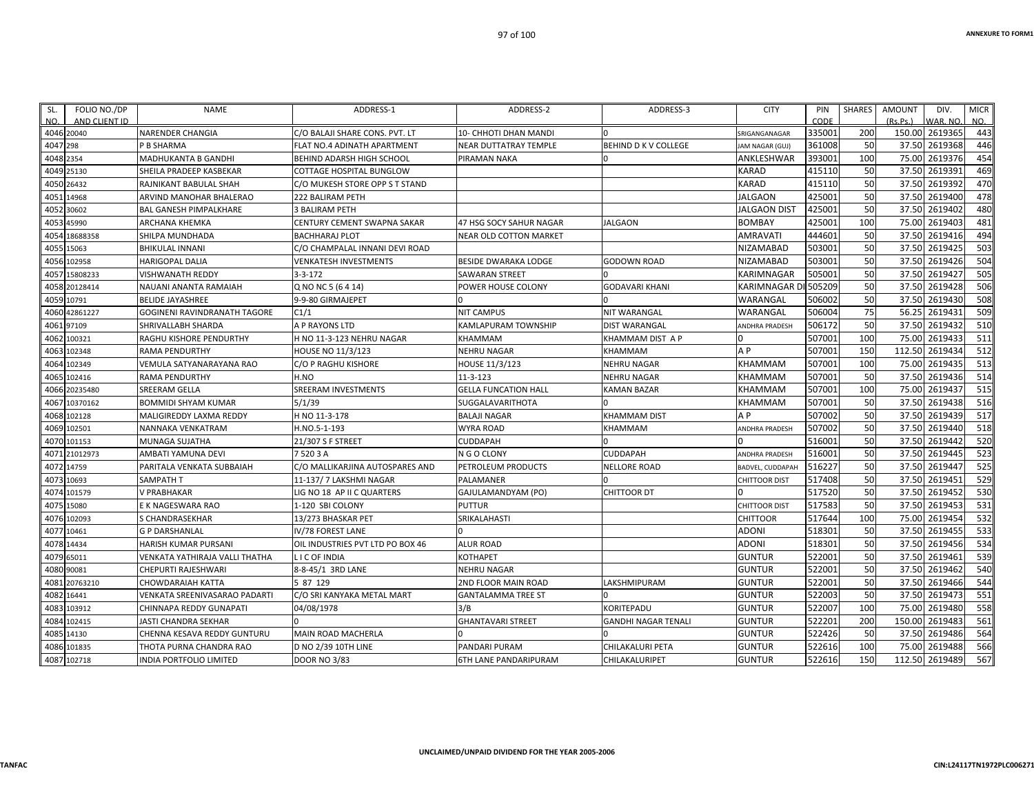**ANNEXURE TO FORM1**

| SL. NO. | FOLIO NO./DP AND CLIENT ID | NAME | ADDRESS-1 | ADDRESS-2 | ADDRESS-3 | CITY | PIN CODE | SHARES | AMOUNT (Rs.Ps.) | DIV. WAR. NO. | MICR NO. |
|---|---|---|---|---|---|---|---|---|---|---|---|
| 4046 | 20040 | NARENDER CHANGIA | C/O BALAJI SHARE CONS. PVT. LT | 10- CHHOTI DHAN MANDI | 0 | SRIGANGANAGAR | 335001 | 200 | 150.00 | 2619365 | 443 |
| 4047 | 298 | P B SHARMA | FLAT NO.4 ADINATH APARTMENT | NEAR DUTTATRAY TEMPLE | BEHIND D K V COLLEGE | JAM NAGAR (GUJ) | 361008 | 50 | 37.50 | 2619368 | 446 |
| 4048 | 2354 | MADHUKANTA B GANDHI | BEHIND ADARSH HIGH SCHOOL | PIRAMAN NAKA | 0 | ANKLESHWAR | 393001 | 100 | 75.00 | 2619376 | 454 |
| 4049 | 25130 | SHEILA PRADEEP KASBEKAR | COTTAGE HOSPITAL BUNGLOW | | | KARAD | 415110 | 50 | 37.50 | 2619391 | 469 |
| 4050 | 26432 | RAJNIKANT BABULAL SHAH | C/O MUKESH STORE OPP S T STAND | | | KARAD | 415110 | 50 | 37.50 | 2619392 | 470 |
| 4051 | 14968 | ARVIND MANOHAR BHALERAO | 222 BALIRAM PETH | | | JALGAON | 425001 | 50 | 37.50 | 2619400 | 478 |
| 4052 | 30602 | BAL GANESH PIMPALKHARE | 3 BALIRAM PETH | | | JALGAON DIST | 425001 | 50 | 37.50 | 2619402 | 480 |
| 4053 | 45990 | ARCHANA KHEMKA | CENTURY CEMENT SWAPNA SAKAR | 47 HSG SOCY SAHUR NAGAR | JALGAON | BOMBAY | 425001 | 100 | 75.00 | 2619403 | 481 |
| 4054 | 18688358 | SHILPA MUNDHADA | BACHHARAJ PLOT | NEAR OLD COTTON MARKET | | AMRAVATI | 444601 | 50 | 37.50 | 2619416 | 494 |
| 4055 | 15063 | BHIKULAL INNANI | C/O CHAMPALAL INNANI DEVI ROAD | | | NIZAMABAD | 503001 | 50 | 37.50 | 2619425 | 503 |
| 4056 | 102958 | HARIGOPAL DALIA | VENKATESH INVESTMENTS | BESIDE DWARAKA LODGE | GODOWN ROAD | NIZAMABAD | 503001 | 50 | 37.50 | 2619426 | 504 |
| 4057 | 15808233 | VISHWANATH REDDY | 3-3-172 | SAWARAN STREET | 0 | KARIMNAGAR | 505001 | 50 | 37.50 | 2619427 | 505 |
| 4058 | 20128414 | NAUANI ANANTA RAMAIAH | Q NO NC 5 (6 4 14) | POWER HOUSE COLONY | GODAVARI KHANI | KARIMNAGAR DI | 505209 | 50 | 37.50 | 2619428 | 506 |
| 4059 | 10791 | BELIDE JAYASHREE | 9-9-80 GIRMAJEPET | 0 | 0 | WARANGAL | 506002 | 50 | 37.50 | 2619430 | 508 |
| 4060 | 42861227 | GOGINENI RAVINDRANATH TAGORE | C1/1 | NIT CAMPUS | NIT WARANGAL | WARANGAL | 506004 | 75 | 56.25 | 2619431 | 509 |
| 4061 | 97109 | SHRIVALLABH SHARDA | A P RAYONS LTD | KAMLAPURAM TOWNSHIP | DIST WARANGAL | ANDHRA PRADESH | 506172 | 50 | 37.50 | 2619432 | 510 |
| 4062 | 100321 | RAGHU KISHORE PENDURTHY | H NO 11-3-123 NEHRU NAGAR | KHAMMAM | KHAMMAM DIST A P | 0 | 507001 | 100 | 75.00 | 2619433 | 511 |
| 4063 | 102348 | RAMA PENDURTHY | HOUSE NO 11/3/123 | NEHRU NAGAR | KHAMMAM | A P | 507001 | 150 | 112.50 | 2619434 | 512 |
| 4064 | 102349 | VEMULA SATYANARAYANA RAO | C/O P RAGHU KISHORE | HOUSE 11/3/123 | NEHRU NAGAR | KHAMMAM | 507001 | 100 | 75.00 | 2619435 | 513 |
| 4065 | 102416 | RAMA PENDURTHY | H.NO | 11-3-123 | NEHRU NAGAR | KHAMMAM | 507001 | 50 | 37.50 | 2619436 | 514 |
| 4066 | 20235480 | SREERAM GELLA | SREERAM INVESTMENTS | GELLA FUNCATION HALL | KAMAN BAZAR | KHAMMAM | 507001 | 100 | 75.00 | 2619437 | 515 |
| 4067 | 10370162 | BOMMIDI SHYAM KUMAR | 5/1/39 | SUGGALAVARITHOTA | 0 | KHAMMAM | 507001 | 50 | 37.50 | 2619438 | 516 |
| 4068 | 102128 | MALIGIREDDY LAXMA REDDY | H NO 11-3-178 | BALAJI NAGAR | KHAMMAM DIST | A P | 507002 | 50 | 37.50 | 2619439 | 517 |
| 4069 | 102501 | NANNAKA VENKATRAM | H.NO.5-1-193 | WYRA ROAD | KHAMMAM | ANDHRA PRADESH | 507002 | 50 | 37.50 | 2619440 | 518 |
| 4070 | 101153 | MUNAGA SUJATHA | 21/307 S F STREET | CUDDAPAH | 0 | 0 | 516001 | 50 | 37.50 | 2619442 | 520 |
| 4071 | 21012973 | AMBATI YAMUNA DEVI | 7 520 3 A | N G O CLONY | CUDDAPAH | ANDHRA PRADESH | 516001 | 50 | 37.50 | 2619445 | 523 |
| 4072 | 14759 | PARITALA VENKATA SUBBAIAH | C/O MALLIKARJINA AUTOSPARES AND | PETROLEUM PRODUCTS | NELLORE ROAD | BADVEL, CUDDAPAH | 516227 | 50 | 37.50 | 2619447 | 525 |
| 4073 | 10693 | SAMPATH T | 11-137/ 7 LAKSHMI NAGAR | PALAMANER | 0 | CHITTOOR DIST | 517408 | 50 | 37.50 | 2619451 | 529 |
| 4074 | 101579 | V PRABHAKAR | LIG NO 18 AP II C QUARTERS | GAJULAMANDYAM (PO) | CHITTOOR DT | 0 | 517520 | 50 | 37.50 | 2619452 | 530 |
| 4075 | 15080 | E K NAGESWARA RAO | 1-120 SBI COLONY | PUTTUR | | CHITTOOR DIST | 517583 | 50 | 37.50 | 2619453 | 531 |
| 4076 | 102093 | S CHANDRASEKHAR | 13/273 BHASKAR PET | SRIKALAHASTI | | CHITTOOR | 517644 | 100 | 75.00 | 2619454 | 532 |
| 4077 | 10461 | G P DARSHANLAL | IV/78 FOREST LANE | 0 | | ADONI | 518301 | 50 | 37.50 | 2619455 | 533 |
| 4078 | 14434 | HARISH KUMAR PURSANI | OIL INDUSTRIES PVT LTD PO BOX 46 | ALUR ROAD | | ADONI | 518301 | 50 | 37.50 | 2619456 | 534 |
| 4079 | 65011 | VENKATA YATHIRAJA VALLI THATHA | L I C OF INDIA | KOTHAPET | | GUNTUR | 522001 | 50 | 37.50 | 2619461 | 539 |
| 4080 | 90081 | CHEPURTI RAJESHWARI | 8-8-45/1 3RD LANE | NEHRU NAGAR | | GUNTUR | 522001 | 50 | 37.50 | 2619462 | 540 |
| 4081 | 20763210 | CHOWDARAIAH KATTA | 5 87 129 | 2ND FLOOR MAIN ROAD | LAKSHMIPURAM | GUNTUR | 522001 | 50 | 37.50 | 2619466 | 544 |
| 4082 | 16441 | VENKATA SREENIVASARAO PADARTI | C/O SRI KANYAKA METAL MART | GANTALAMMA TREE ST | 0 | GUNTUR | 522003 | 50 | 37.50 | 2619473 | 551 |
| 4083 | 103912 | CHINNAPA REDDY GUNAPATI | 04/08/1978 | 3/B | KORITEPADU | GUNTUR | 522007 | 100 | 75.00 | 2619480 | 558 |
| 4084 | 102415 | JASTI CHANDRA SEKHAR | 0 | GHANTAVARI STREET | GANDHI NAGAR TENALI | GUNTUR | 522201 | 200 | 150.00 | 2619483 | 561 |
| 4085 | 14130 | CHENNA KESAVA REDDY GUNTURU | MAIN ROAD MACHERLA | 0 | 0 | GUNTUR | 522426 | 50 | 37.50 | 2619486 | 564 |
| 4086 | 101835 | THOTA PURNA CHANDRA RAO | D NO 2/39 10TH LINE | PANDARI PURAM | CHILAKALURI PETA | GUNTUR | 522616 | 100 | 75.00 | 2619488 | 566 |
| 4087 | 102718 | INDIA PORTFOLIO LIMITED | DOOR NO 3/83 | 6TH LANE PANDARIPURAM | CHILAKALURIPET | GUNTUR | 522616 | 150 | 112.50 | 2619489 | 567 |

UNCLAIMED/UNPAID DIVIDEND FOR THE YEAR 2005-2006

TANFAC

CIN:L24117TN1972PLC006271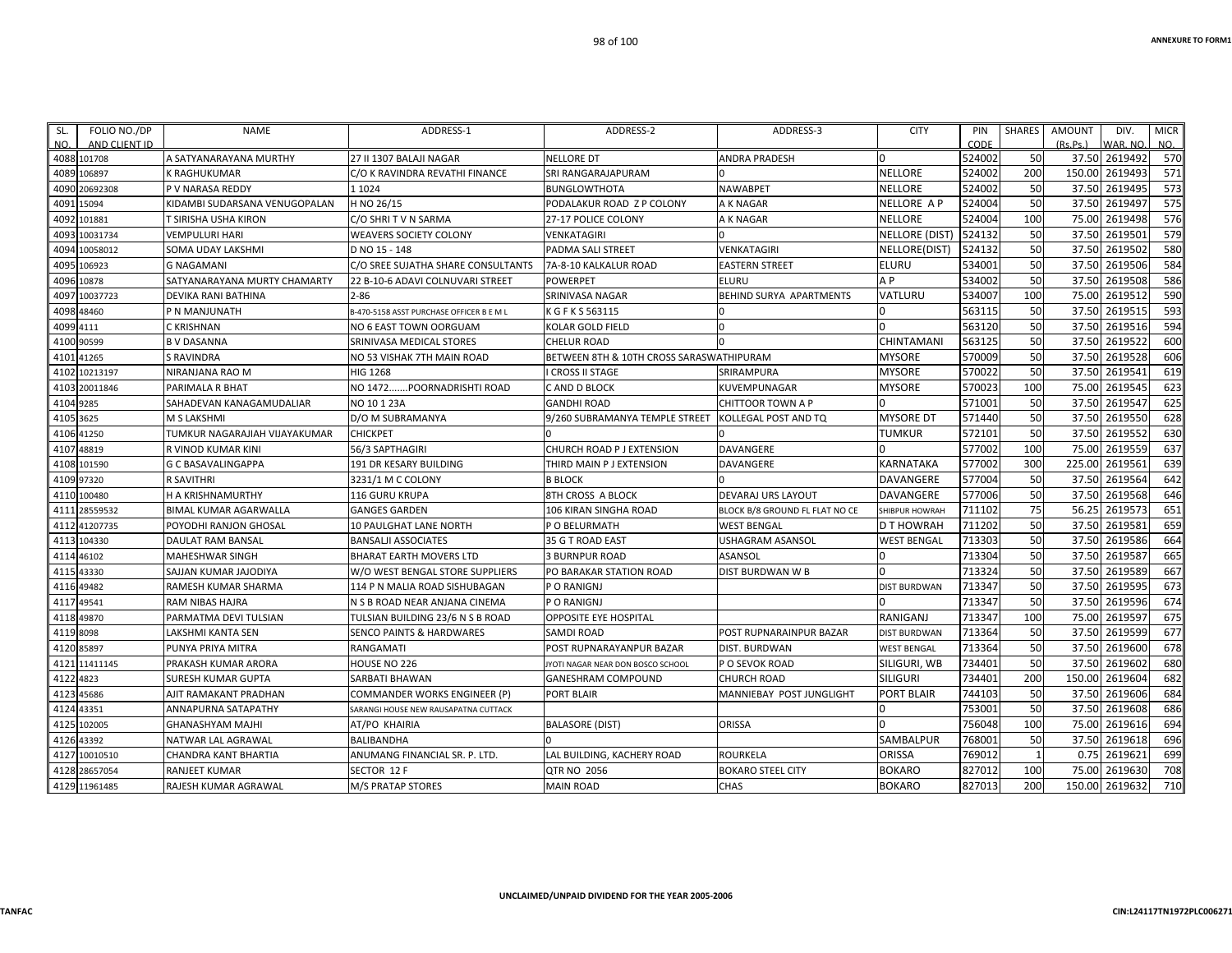| SL. NO. | FOLIO NO./DP AND CLIENT ID | NAME | ADDRESS-1 | ADDRESS-2 | ADDRESS-3 | CITY | PIN CODE | SHARES | AMOUNT (Rs.Ps.) | DIV. WAR. NO. | MICR NO. |
|---|---|---|---|---|---|---|---|---|---|---|---|
| 4088 | 101708 | A SATYANARAYANA MURTHY | 27 II 1307 BALAJI NAGAR | NELLORE DT | ANDRA PRADESH | 0 | 524002 | 50 | 37.50 | 2619492 | 570 |
| 4089 | 106897 | K RAGHUKUMAR | C/O K RAVINDRA REVATHI FINANCE | SRI RANGARAJAPURAM | 0 | NELLORE | 524002 | 200 | 150.00 | 2619493 | 571 |
| 4090 | 20692308 | P V NARASA REDDY | 1 1024 | BUNGLOWTHOTA | NAWABPET | NELLORE | 524002 | 50 | 37.50 | 2619495 | 573 |
| 4091 | 15094 | KIDAMBI SUDARSANA VENUGOPALAN | H NO 26/15 | PODALAKUR ROAD Z P COLONY | A K NAGAR | NELLORE A P | 524004 | 50 | 37.50 | 2619497 | 575 |
| 4092 | 101881 | T SIRISHA USHA KIRON | C/O SHRI T V N SARMA | 27-17 POLICE COLONY | A K NAGAR | NELLORE | 524004 | 100 | 75.00 | 2619498 | 576 |
| 4093 | 10031734 | VEMPULURI HARI | WEAVERS SOCIETY COLONY | VENKATAGIRI | 0 | NELLORE (DIST) | 524132 | 50 | 37.50 | 2619501 | 579 |
| 4094 | 10058012 | SOMA UDAY LAKSHMI | D NO 15 - 148 | PADMA SALI STREET | VENKATAGIRI | NELLORE(DIST) | 524132 | 50 | 37.50 | 2619502 | 580 |
| 4095 | 106923 | G NAGAMANI | C/O SREE SUJATHA SHARE CONSULTANTS | 7A-8-10 KALKALUR ROAD | EASTERN STREET | ELURU | 534001 | 50 | 37.50 | 2619506 | 584 |
| 4096 | 10878 | SATYANARAYANA MURTY CHAMARTY | 22 B-10-6 ADAVI COLNUVARI STREET | POWERPET | ELURU | A P | 534002 | 50 | 37.50 | 2619508 | 586 |
| 4097 | 10037723 | DEVIKA RANI BATHINA | 2-86 | SRINIVASA NAGAR | BEHIND SURYA APARTMENTS | VATLURU | 534007 | 100 | 75.00 | 2619512 | 590 |
| 4098 | 48460 | P N MANJUNATH | B-470-5158 ASST PURCHASE OFFICER B E M L | K G F K S 563115 | 0 | 0 | 563115 | 50 | 37.50 | 2619515 | 593 |
| 4099 | 4111 | C KRISHNAN | NO 6 EAST TOWN OORGUAM | KOLAR GOLD FIELD | 0 | 0 | 563120 | 50 | 37.50 | 2619516 | 594 |
| 4100 | 90599 | B V DASANNA | SRINIVASA MEDICAL STORES | CHELUR ROAD | 0 | CHINTAMANI | 563125 | 50 | 37.50 | 2619522 | 600 |
| 4101 | 41265 | S RAVINDRA | NO 53 VISHAK 7TH MAIN ROAD | BETWEEN 8TH & 10TH CROSS SARASWATHIPURAM | | MYSORE | 570009 | 50 | 37.50 | 2619528 | 606 |
| 4102 | 10213197 | NIRANJANA RAO M | HIG 1268 | I CROSS II STAGE | SRIRAMPURA | MYSORE | 570022 | 50 | 37.50 | 2619541 | 619 |
| 4103 | 20011846 | PARIMALA R BHAT | NO 1472.......POORNADRISHTI ROAD | C AND D BLOCK | KUVEMPUNAGAR | MYSORE | 570023 | 100 | 75.00 | 2619545 | 623 |
| 4104 | 9285 | SAHADEVAN KANAGAMUDALIAR | NO 10 1 23A | GANDHI ROAD | CHITTOOR TOWN A P | 0 | 571001 | 50 | 37.50 | 2619547 | 625 |
| 4105 | 3625 | M S LAKSHMI | D/O M SUBRAMANYA | 9/260 SUBRAMANYA TEMPLE STREET | KOLLEGAL POST AND TQ | MYSORE DT | 571440 | 50 | 37.50 | 2619550 | 628 |
| 4106 | 41250 | TUMKUR NAGARAJIAH VIJAYAKUMAR | CHICKPET | 0 | 0 | TUMKUR | 572101 | 50 | 37.50 | 2619552 | 630 |
| 4107 | 48819 | R VINOD KUMAR KINI | 56/3 SAPTHAGIRI | CHURCH ROAD P J EXTENSION | DAVANGERE | 0 | 577002 | 100 | 75.00 | 2619559 | 637 |
| 4108 | 101590 | G C BASAVALINGAPPA | 191 DR KESARY BUILDING | THIRD MAIN P J EXTENSION | DAVANGERE | KARNATAKA | 577002 | 300 | 225.00 | 2619561 | 639 |
| 4109 | 97320 | R SAVITHRI | 3231/1 M C COLONY | B BLOCK | 0 | DAVANGERE | 577004 | 50 | 37.50 | 2619564 | 642 |
| 4110 | 100480 | H A KRISHNAMURTHY | 116 GURU KRUPA | 8TH CROSS A BLOCK | DEVARAJ URS LAYOUT | DAVANGERE | 577006 | 50 | 37.50 | 2619568 | 646 |
| 4111 | 28559532 | BIMAL KUMAR AGARWALLA | GANGES GARDEN | 106 KIRAN SINGHA ROAD | BLOCK B/8 GROUND FL FLAT NO CE | SHIBPUR HOWRAH | 711102 | 75 | 56.25 | 2619573 | 651 |
| 4112 | 41207735 | POYODHI RANJON GHOSAL | 10 PAULGHAT LANE NORTH | P O BELURMATH | WEST BENGAL | D T HOWRAH | 711202 | 50 | 37.50 | 2619581 | 659 |
| 4113 | 104330 | DAULAT RAM BANSAL | BANSALJI ASSOCIATES | 35 G T ROAD EAST | USHAGRAM ASANSOL | WEST BENGAL | 713303 | 50 | 37.50 | 2619586 | 664 |
| 4114 | 46102 | MAHESHWAR SINGH | BHARAT EARTH MOVERS LTD | 3 BURNPUR ROAD | ASANSOL | 0 | 713304 | 50 | 37.50 | 2619587 | 665 |
| 4115 | 43330 | SAJJAN KUMAR JAJODIYA | W/O WEST BENGAL STORE SUPPLIERS | PO BARAKAR STATION ROAD | DIST BURDWAN W B | 0 | 713324 | 50 | 37.50 | 2619589 | 667 |
| 4116 | 49482 | RAMESH KUMAR SHARMA | 114 P N MALIA ROAD SISHUBAGAN | P O RANIGNJ | | DIST BURDWAN | 713347 | 50 | 37.50 | 2619595 | 673 |
| 4117 | 49541 | RAM NIBAS HAJRA | N S B ROAD NEAR ANJANA CINEMA | P O RANIGNJ | | 0 | 713347 | 50 | 37.50 | 2619596 | 674 |
| 4118 | 49870 | PARMATMA DEVI TULSIAN | TULSIAN BUILDING 23/6 N S B ROAD | OPPOSITE EYE HOSPITAL | | RANIGANJ | 713347 | 100 | 75.00 | 2619597 | 675 |
| 4119 | 8098 | LAKSHMI KANTA SEN | SENCO PAINTS & HARDWARES | SAMDI ROAD | POST RUPNARAINPUR BAZAR | DIST BURDWAN | 713364 | 50 | 37.50 | 2619599 | 677 |
| 4120 | 85897 | PUNYA PRIYA MITRA | RANGAMATI | POST RUPNARAYANPUR BAZAR | DIST. BURDWAN | WEST BENGAL | 713364 | 50 | 37.50 | 2619600 | 678 |
| 4121 | 11411145 | PRAKASH KUMAR ARORA | HOUSE NO 226 | JYOTI NAGAR NEAR DON BOSCO SCHOOL | P O SEVOK ROAD | SILIGURI, WB | 734401 | 50 | 37.50 | 2619602 | 680 |
| 4122 | 4823 | SURESH KUMAR GUPTA | SARBATI BHAWAN | GANESHRAM COMPOUND | CHURCH ROAD | SILIGURI | 734401 | 200 | 150.00 | 2619604 | 682 |
| 4123 | 45686 | AJIT RAMAKANT PRADHAN | COMMANDER WORKS ENGINEER (P) | PORT BLAIR | MANNIEBAY POST JUNGLIGHT | PORT BLAIR | 744103 | 50 | 37.50 | 2619606 | 684 |
| 4124 | 43351 | ANNAPURNA SATAPATHY | SARANGI HOUSE NEW RAUSAPATNA CUTTACK | | | 0 | 753001 | 50 | 37.50 | 2619608 | 686 |
| 4125 | 102005 | GHANASHYAM MAJHI | AT/PO KHAIRIA | BALASORE (DIST) | ORISSA | 0 | 756048 | 100 | 75.00 | 2619616 | 694 |
| 4126 | 43392 | NATWAR LAL AGRAWAL | BALIBANDHA | 0 | | SAMBALPUR | 768001 | 50 | 37.50 | 2619618 | 696 |
| 4127 | 10010510 | CHANDRA KANT BHARTIA | ANUMANG FINANCIAL SR. P. LTD. | LAL BUILDING, KACHERY ROAD | ROURKELA | ORISSA | 769012 | 1 | 0.75 | 2619621 | 699 |
| 4128 | 28657054 | RANJEET KUMAR | SECTOR 12 F | QTR NO 2056 | BOKARO STEEL CITY | BOKARO | 827012 | 100 | 75.00 | 2619630 | 708 |
| 4129 | 11961485 | RAJESH KUMAR AGRAWAL | M/S PRATAP STORES | MAIN ROAD | CHAS | BOKARO | 827013 | 200 | 150.00 | 2619632 | 710 |

UNCLAIMED/UNPAID DIVIDEND FOR THE YEAR 2005-2006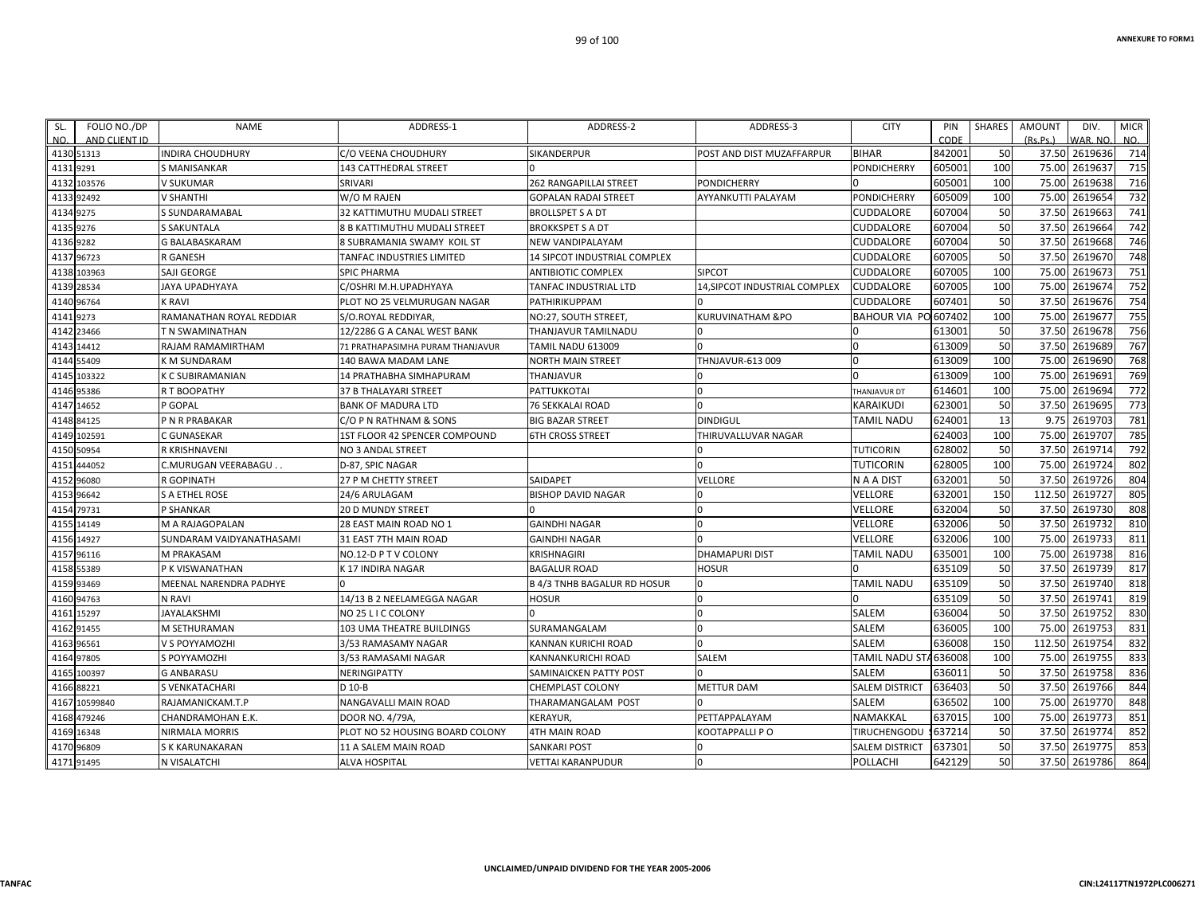| SL. NO. | FOLIO NO./DP AND CLIENT ID | NAME | ADDRESS-1 | ADDRESS-2 | ADDRESS-3 | CITY | PIN CODE | SHARES | AMOUNT (Rs.Ps.) | DIV. WAR. NO. | MICR NO. |
|---|---|---|---|---|---|---|---|---|---|---|---|
| 4130 | 51313 | INDIRA CHOUDHURY | C/O VEENA CHOUDHURY | SIKANDERPUR | POST AND DIST MUZAFFARPUR | BIHAR | 842001 | 50 | 37.50 | 2619636 | 714 |
| 4131 | 9291 | S MANISANKAR | 143 CATTHEDRAL STREET | 0 | | PONDICHERRY | 605001 | 100 | 75.00 | 2619637 | 715 |
| 4132 | 103576 | V SUKUMAR | SRIVARI | 262 RANGAPILLAI STREET | PONDICHERRY | 0 | 605001 | 100 | 75.00 | 2619638 | 716 |
| 4133 | 92492 | V SHANTHI | W/O M RAJEN | GOPALAN RADAI STREET | AYYANKUTTI PALAYAM | PONDICHERRY | 605009 | 100 | 75.00 | 2619654 | 732 |
| 4134 | 9275 | S SUNDARAMABAL | 32 KATTIMUTHU MUDALI STREET | BROLLSPET S A DT | | CUDDALORE | 607004 | 50 | 37.50 | 2619663 | 741 |
| 4135 | 9276 | S SAKUNTALA | 8 B KATTIMUTHU MUDALI STREET | BROKKSPET S A DT | | CUDDALORE | 607004 | 50 | 37.50 | 2619664 | 742 |
| 4136 | 9282 | G BALABASKARAM | 8 SUBRAMANIA SWAMY KOIL ST | NEW VANDIPALAYAM | | CUDDALORE | 607004 | 50 | 37.50 | 2619668 | 746 |
| 4137 | 96723 | R GANESH | TANFAC INDUSTRIES LIMITED | 14 SIPCOT INDUSTRIAL COMPLEX | | CUDDALORE | 607005 | 50 | 37.50 | 2619670 | 748 |
| 4138 | 103963 | SAJI GEORGE | SPIC PHARMA | ANTIBIOTIC COMPLEX | SIPCOT | CUDDALORE | 607005 | 100 | 75.00 | 2619673 | 751 |
| 4139 | 28534 | JAYA UPADHYAYA | C/OSHRI M.H.UPADHYAYA | TANFAC INDUSTRIAL LTD | 14,SIPCOT INDUSTRIAL COMPLEX | CUDDALORE | 607005 | 100 | 75.00 | 2619674 | 752 |
| 4140 | 96764 | K RAVI | PLOT NO 25 VELMURUGAN NAGAR | PATHIRIKUPPAM | 0 | CUDDALORE | 607401 | 50 | 37.50 | 2619676 | 754 |
| 4141 | 9273 | RAMANATHAN ROYAL REDDIAR | S/O.ROYAL REDDIYAR, | NO:27, SOUTH STREET, | KURUVINATHAM &PO | BAHOUR VIA PO | 607402 | 100 | 75.00 | 2619677 | 755 |
| 4142 | 23466 | T N SWAMINATHAN | 12/2286 G A CANAL WEST BANK | THANJAVUR TAMILNADU | 0 | 0 | 613001 | 50 | 37.50 | 2619678 | 756 |
| 4143 | 14412 | RAJAM RAMAMIRTHAM | 71 PRATHAPASIMHA PURAM THANJAVUR | TAMIL NADU 613009 | 0 | 0 | 613009 | 50 | 37.50 | 2619689 | 767 |
| 4144 | 55409 | K M SUNDARAM | 140 BAWA MADAM LANE | NORTH MAIN STREET | THNJAVUR-613 009 | 0 | 613009 | 100 | 75.00 | 2619690 | 768 |
| 4145 | 103322 | K C SUBIRAMANIAN | 14 PRATHABHA SIMHAPURAM | THANJAVUR | 0 | 0 | 613009 | 100 | 75.00 | 2619691 | 769 |
| 4146 | 95386 | R T BOOPATHY | 37 B THALAYARI STREET | PATTUKKOTAI | 0 | THANJAVUR DT | 614601 | 100 | 75.00 | 2619694 | 772 |
| 4147 | 14652 | P GOPAL | BANK OF MADURA LTD | 76 SEKKALAI ROAD | 0 | KARAIKUDI | 623001 | 50 | 37.50 | 2619695 | 773 |
| 4148 | 84125 | P N R PRABAKAR | C/O P N RATHNAM & SONS | BIG BAZAR STREET | DINDIGUL | TAMIL NADU | 624001 | 13 | 9.75 | 2619703 | 781 |
| 4149 | 102591 | C GUNASEKAR | 1ST FLOOR 42 SPENCER COMPOUND | 6TH CROSS STREET | THIRUVALLUVAR NAGAR | | 624003 | 100 | 75.00 | 2619707 | 785 |
| 4150 | 50954 | R KRISHNAVENI | NO 3 ANDAL STREET | | 0 | TUTICORIN | 628002 | 50 | 37.50 | 2619714 | 792 |
| 4151 | 444052 | C.MURUGAN VEERABAGU . . | D-87, SPIC NAGAR | | 0 | TUTICORIN | 628005 | 100 | 75.00 | 2619724 | 802 |
| 4152 | 96080 | R GOPINATH | 27 P M CHETTY STREET | SAIDAPET | VELLORE | N A A DIST | 632001 | 50 | 37.50 | 2619726 | 804 |
| 4153 | 96642 | S A ETHEL ROSE | 24/6 ARULAGAM | BISHOP DAVID NAGAR | 0 | VELLORE | 632001 | 150 | 112.50 | 2619727 | 805 |
| 4154 | 79731 | P SHANKAR | 20 D MUNDY STREET | 0 | 0 | VELLORE | 632004 | 50 | 37.50 | 2619730 | 808 |
| 4155 | 14149 | M A RAJAGOPALAN | 28 EAST MAIN ROAD NO 1 | GAINDHI NAGAR | 0 | VELLORE | 632006 | 50 | 37.50 | 2619732 | 810 |
| 4156 | 14927 | SUNDARAM VAIDYANATHASAMI | 31 EAST 7TH MAIN ROAD | GAINDHI NAGAR | 0 | VELLORE | 632006 | 100 | 75.00 | 2619733 | 811 |
| 4157 | 96116 | M PRAKASAM | NO.12-D P T V COLONY | KRISHNAGIRI | DHAMAPURI DIST | TAMIL NADU | 635001 | 100 | 75.00 | 2619738 | 816 |
| 4158 | 55389 | P K VISWANATHAN | K 17 INDIRA NAGAR | BAGALUR ROAD | HOSUR | 0 | 635109 | 50 | 37.50 | 2619739 | 817 |
| 4159 | 93469 | MEENAL NARENDRA PADHYE | 0 | B 4/3 TNHB BAGALUR RD HOSUR | 0 | TAMIL NADU | 635109 | 50 | 37.50 | 2619740 | 818 |
| 4160 | 94763 | N RAVI | 14/13 B 2 NEELAMEGGA NAGAR | HOSUR | 0 | 0 | 635109 | 50 | 37.50 | 2619741 | 819 |
| 4161 | 15297 | JAYALAKSHMI | NO 25 L I C COLONY | 0 | 0 | SALEM | 636004 | 50 | 37.50 | 2619752 | 830 |
| 4162 | 91455 | M SETHURAMAN | 103 UMA THEATRE BUILDINGS | SURAMANGALAM | 0 | SALEM | 636005 | 100 | 75.00 | 2619753 | 831 |
| 4163 | 96561 | V S POYYAMOZHI | 3/53 RAMASAMY NAGAR | KANNAN KURICHI ROAD | 0 | SALEM | 636008 | 150 | 112.50 | 2619754 | 832 |
| 4164 | 97805 | S POYYAMOZHI | 3/53 RAMASAMI NAGAR | KANNANKURICHI ROAD | SALEM | TAMIL NADU STA | 636008 | 100 | 75.00 | 2619755 | 833 |
| 4165 | 100397 | G ANBARASU | NERINGIPATTY | SAMINAICKEN PATTY POST | 0 | SALEM | 636011 | 50 | 37.50 | 2619758 | 836 |
| 4166 | 88221 | S VENKATACHARI | D 10-B | CHEMPLAST COLONY | METTUR DAM | SALEM DISTRICT | 636403 | 50 | 37.50 | 2619766 | 844 |
| 4167 | 10599840 | RAJAMANICKAM.T.P | NANGAVALLI MAIN ROAD | THARAMANGALAM POST | 0 | SALEM | 636502 | 100 | 75.00 | 2619770 | 848 |
| 4168 | 479246 | CHANDRAMOHAN E.K. | DOOR NO. 4/79A, | KERAYUR, | PETTAPPALAYAM | NAMAKKAL | 637015 | 100 | 75.00 | 2619773 | 851 |
| 4169 | 16348 | NIRMALA MORRIS | PLOT NO 52 HOUSING BOARD COLONY | 4TH MAIN ROAD | KOOTAPPALLI P O | TIRUCHENGODU | 637214 | 50 | 37.50 | 2619774 | 852 |
| 4170 | 96809 | S K KARUNAKARAN | 11 A SALEM MAIN ROAD | SANKARI POST | 0 | SALEM DISTRICT | 637301 | 50 | 37.50 | 2619775 | 853 |
| 4171 | 91495 | N VISALATCHI | ALVA HOSPITAL | VETTAI KARANPUDUR | 0 | POLLACHI | 642129 | 50 | 37.50 | 2619786 | 864 |

UNCLAIMED/UNPAID DIVIDEND FOR THE YEAR 2005-2006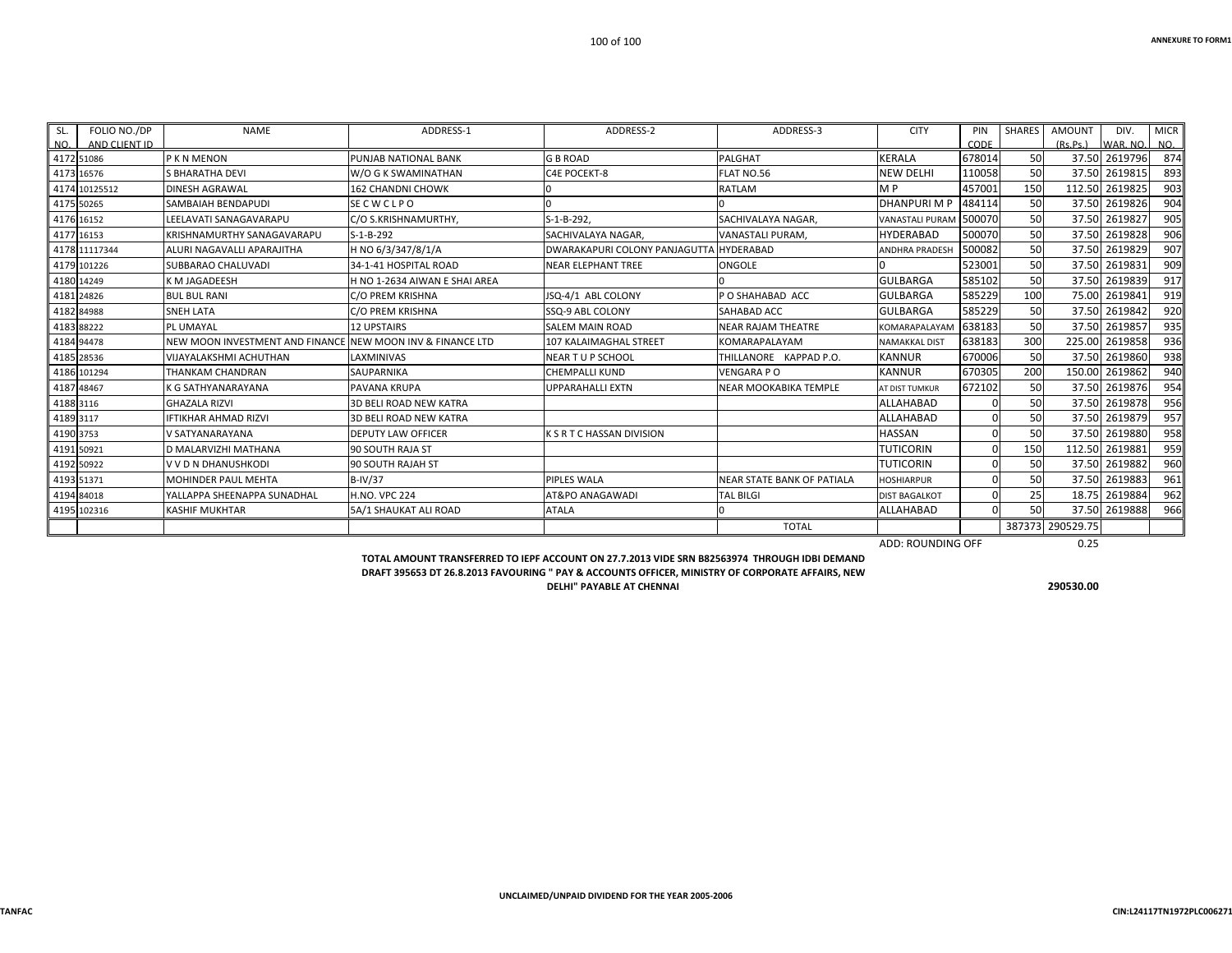| SL. NO. | FOLIO NO./DP AND CLIENT ID | NAME | ADDRESS-1 | ADDRESS-2 | ADDRESS-3 | CITY | PIN CODE | SHARES | AMOUNT (Rs.Ps.) | DIV. WAR. NO. | MICR NO. |
|---|---|---|---|---|---|---|---|---|---|---|---|
| 4172 | 51086 | P K N MENON | PUNJAB NATIONAL BANK | G B ROAD | PALGHAT | KERALA | 678014 | 50 | 37.50 | 2619796 | 874 |
| 4173 | 16576 | S BHARATHA DEVI | W/O G K SWAMINATHAN | C4E POCEKT-8 | FLAT NO.56 | NEW DELHI | 110058 | 50 | 37.50 | 2619815 | 893 |
| 4174 | 10125512 | DINESH AGRAWAL | 162 CHANDNI CHOWK | 0 | RATLAM | M P | 457001 | 150 | 112.50 | 2619825 | 903 |
| 4175 | 50265 | SAMBAIAH BENDAPUDI | SE C W C L P O | 0 | 0 | DHANPURI M P | 484114 | 50 | 37.50 | 2619826 | 904 |
| 4176 | 16152 | LEELAVATI SANAGAVARAPU | C/O S.KRISHNAMURTHY, | S-1-B-292, | SACHIVALAYA NAGAR, | VANASTALI PURAM | 500070 | 50 | 37.50 | 2619827 | 905 |
| 4177 | 16153 | KRISHNAMURTHY SANAGAVARAPU | S-1-B-292 | SACHIVALAYA NAGAR, | VANASTALI PURAM, | HYDERABAD | 500070 | 50 | 37.50 | 2619828 | 906 |
| 4178 | 11117344 | ALURI NAGAVALLI APARAJITHA | H NO 6/3/347/8/1/A | DWARAKAPURI COLONY PANJAGUTTA | HYDERABAD | ANDHRA PRADESH | 500082 | 50 | 37.50 | 2619829 | 907 |
| 4179 | 101226 | SUBBARAO CHALUVADI | 34-1-41 HOSPITAL ROAD | NEAR ELEPHANT TREE | ONGOLE | 0 | 523001 | 50 | 37.50 | 2619831 | 909 |
| 4180 | 14249 | K M JAGADEESH | H NO 1-2634 AIWAN E SHAI AREA | | 0 | GULBARGA | 585102 | 50 | 37.50 | 2619839 | 917 |
| 4181 | 24826 | BUL BUL RANI | C/O PREM KRISHNA | JSQ-4/1 ABL COLONY | P O SHAHABAD ACC | GULBARGA | 585229 | 100 | 75.00 | 2619841 | 919 |
| 4182 | 84988 | SNEH LATA | C/O PREM KRISHNA | SSQ-9 ABL COLONY | SAHABAD ACC | GULBARGA | 585229 | 50 | 37.50 | 2619842 | 920 |
| 4183 | 88222 | PL UMAYAL | 12 UPSTAIRS | SALEM MAIN ROAD | NEAR RAJAM THEATRE | KOMARAPALAYAM | 638183 | 50 | 37.50 | 2619857 | 935 |
| 4184 | 94478 | NEW MOON INVESTMENT AND FINANCE | NEW MOON INV & FINANCE LTD | 107 KALAIMAGHAL STREET | KOMARAPALAYAM | NAMAKKAL DIST | 638183 | 300 | 225.00 | 2619858 | 936 |
| 4185 | 28536 | VIJAYALAKSHMI ACHUTHAN | LAXMINIVAS | NEAR T U P SCHOOL | THILLANORE KAPPAD P.O. | KANNUR | 670006 | 50 | 37.50 | 2619860 | 938 |
| 4186 | 101294 | THANKAM CHANDRAN | SAUPARNIKA | CHEMPALLI KUND | VENGARA P O | KANNUR | 670305 | 200 | 150.00 | 2619862 | 940 |
| 4187 | 48467 | K G SATHYANARAYANA | PAVANA KRUPA | UPPARAHALLI EXTN | NEAR MOOKABIKA TEMPLE | AT DIST TUMKUR | 672102 | 50 | 37.50 | 2619876 | 954 |
| 4188 | 3116 | GHAZALA RIZVI | 3D BELI ROAD NEW KATRA | | | ALLAHABAD | 0 | 50 | 37.50 | 2619878 | 956 |
| 4189 | 3117 | IFTIKHAR AHMAD RIZVI | 3D BELI ROAD NEW KATRA | | | ALLAHABAD | 0 | 50 | 37.50 | 2619879 | 957 |
| 4190 | 3753 | V SATYANARAYANA | DEPUTY LAW OFFICER | K S R T C HASSAN DIVISION | | HASSAN | 0 | 50 | 37.50 | 2619880 | 958 |
| 4191 | 50921 | D MALARVIZHI MATHANA | 90 SOUTH RAJA ST | | | TUTICORIN | 0 | 150 | 112.50 | 2619881 | 959 |
| 4192 | 50922 | V V D N DHANUSHKODI | 90 SOUTH RAJAH ST | | | TUTICORIN | 0 | 50 | 37.50 | 2619882 | 960 |
| 4193 | 51371 | MOHINDER PAUL MEHTA | B-IV/37 | PIPLES WALA | NEAR STATE BANK OF PATIALA | HOSHIARPUR | 0 | 50 | 37.50 | 2619883 | 961 |
| 4194 | 84018 | YALLAPPA SHEENAPPA SUNADHAL | H.NO. VPC 224 | AT&PO ANAGAWADI | TAL BILGI | DIST BAGALKOT | 0 | 25 | 18.75 | 2619884 | 962 |
| 4195 | 102316 | KASHIF MUKHTAR | 5A/1 SHAUKAT ALI ROAD | ATALA | 0 | ALLAHABAD | 0 | 50 | 37.50 | 2619888 | 966 |
| | | | | | TOTAL | | | 387373 | 290529.75 | | |
| | | | | | ADD: ROUNDING OFF | | | | 0.25 | | |

**TOTAL AMOUNT TRANSFERRED TO IEPF ACCOUNT ON 27.7.2013 VIDE SRN B82563974 THROUGH IDBI DEMAND DRAFT 395653 DT 26.8.2013 FAVOURING " PAY & ACCOUNTS OFFICER, MINISTRY OF CORPORATE AFFAIRS, NEW DELHI" PAYABLE AT CHENNAI** **290530.00**